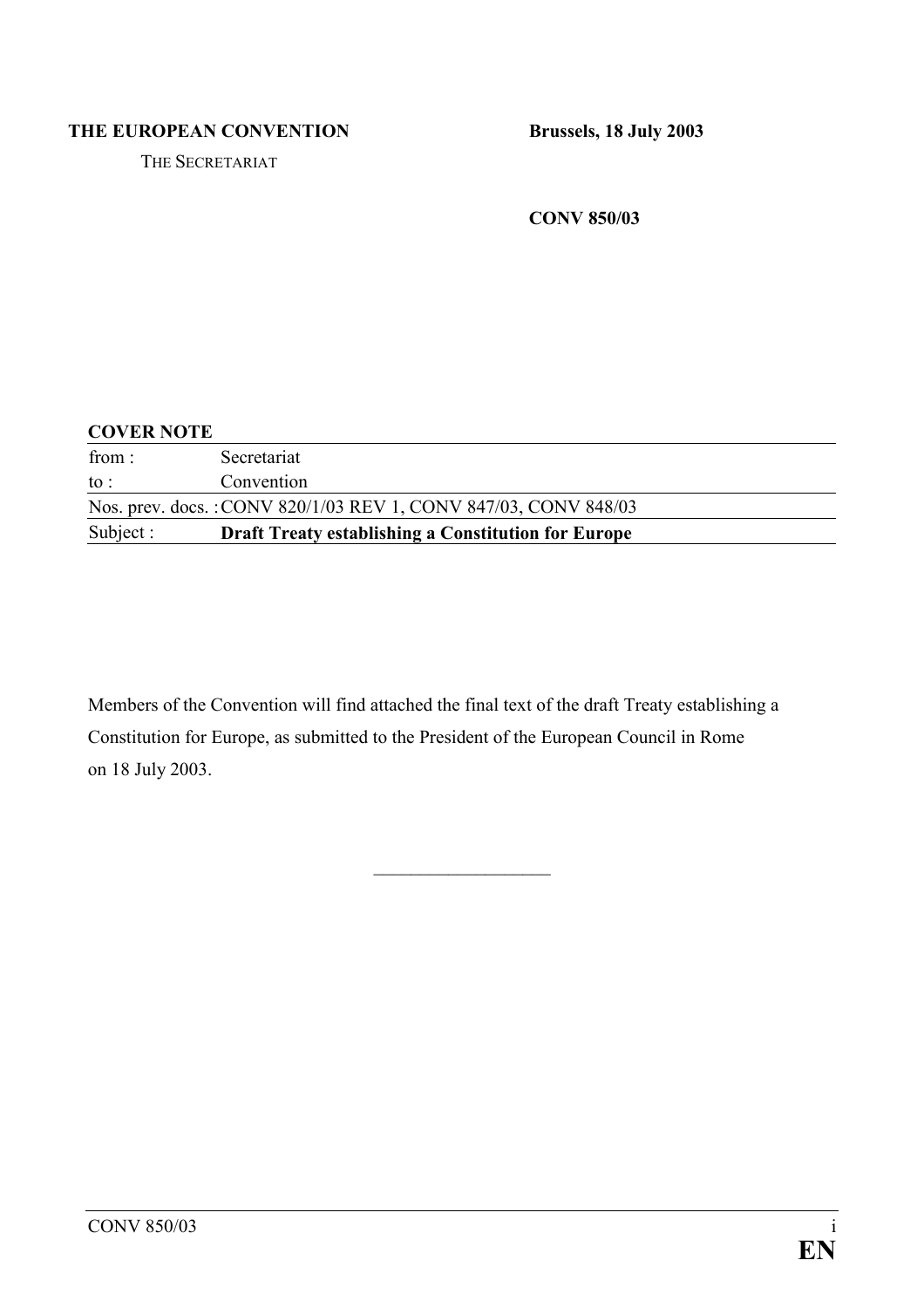**THE EUROPEAN CONVENTION**

THE SECRETARIAT

**Brussels, 18 July 2003**

**CONV 850/03**

**COVER NOTE**

| | |
|---|---|
| from : | Secretariat |
| to : | Convention |
| Nos. prev. docs. : | CONV 820/1/03 REV 1, CONV 847/03, CONV 848/03 |
| Subject : | **Draft Treaty establishing a Constitution for Europe** |

Members of the Convention will find attached the final text of the draft Treaty establishing a Constitution for Europe, as submitted to the President of the European Council in Rome on 18 July 2003.

---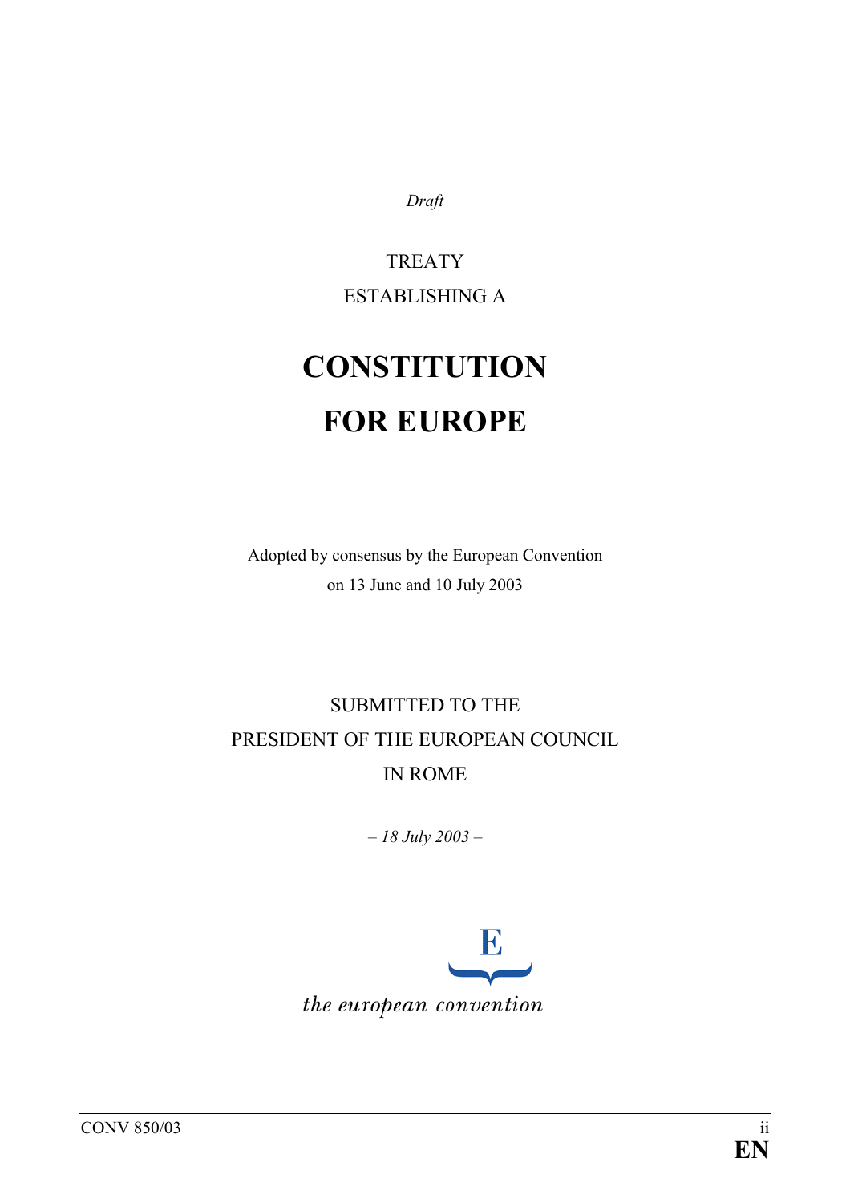*Draft*

TREATY

ESTABLISHING A

# CONSTITUTION FOR EUROPE

Adopted by consensus by the European Convention

on 13 June and 10 July 2003

SUBMITTED TO THE

PRESIDENT OF THE EUROPEAN COUNCIL

IN ROME

*– 18 July 2003 –*

E

*the european convention*

CONV 850/03

**EN**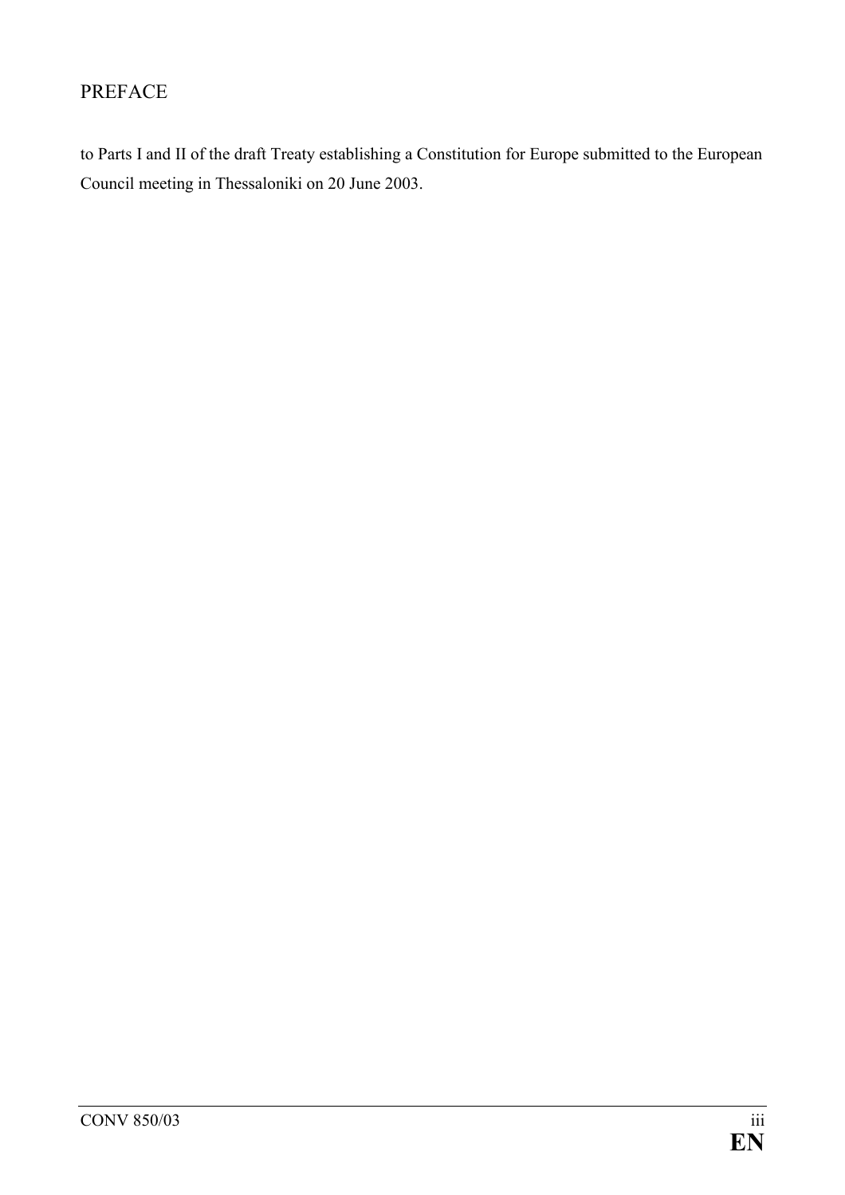## PREFACE

to Parts I and II of the draft Treaty establishing a Constitution for Europe submitted to the European Council meeting in Thessaloniki on 20 June 2003.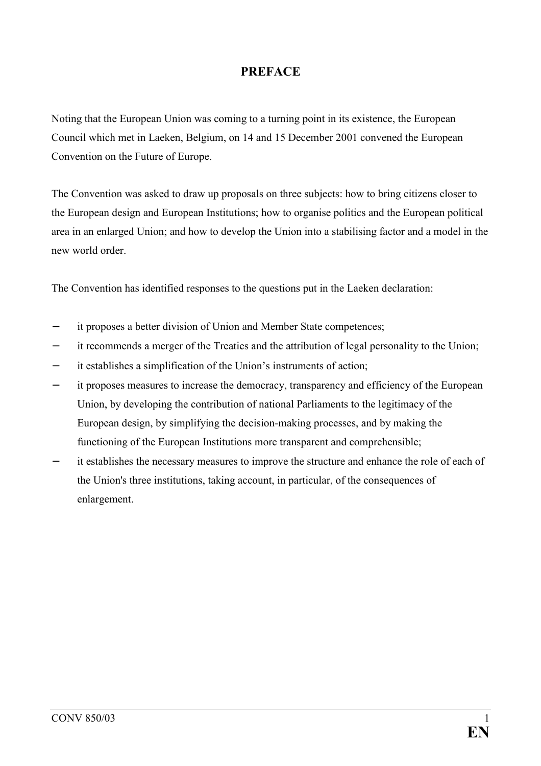# PREFACE

Noting that the European Union was coming to a turning point in its existence, the European Council which met in Laeken, Belgium, on 14 and 15 December 2001 convened the European Convention on the Future of Europe.

The Convention was asked to draw up proposals on three subjects: how to bring citizens closer to the European design and European Institutions; how to organise politics and the European political area in an enlarged Union; and how to develop the Union into a stabilising factor and a model in the new world order.

The Convention has identified responses to the questions put in the Laeken declaration:

- it proposes a better division of Union and Member State competences;
- it recommends a merger of the Treaties and the attribution of legal personality to the Union;
- it establishes a simplification of the Union's instruments of action;
- it proposes measures to increase the democracy, transparency and efficiency of the European Union, by developing the contribution of national Parliaments to the legitimacy of the European design, by simplifying the decision-making processes, and by making the functioning of the European Institutions more transparent and comprehensible;
- it establishes the necessary measures to improve the structure and enhance the role of each of the Union's three institutions, taking account, in particular, of the consequences of enlargement.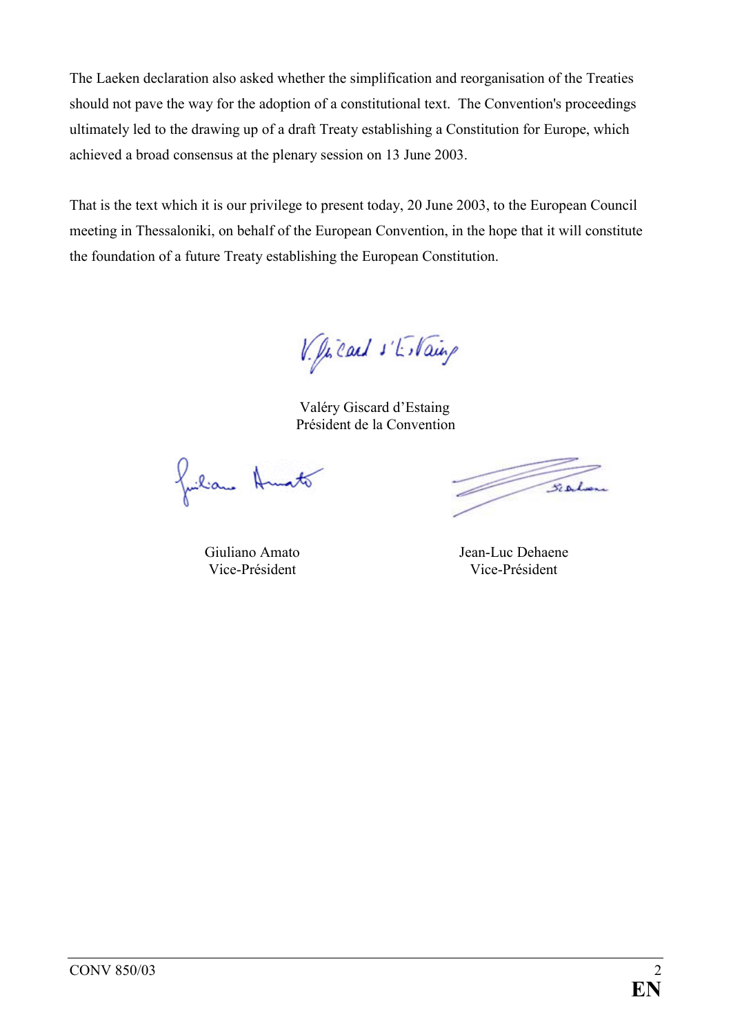The Laeken declaration also asked whether the simplification and reorganisation of the Treaties should not pave the way for the adoption of a constitutional text. The Convention's proceedings ultimately led to the drawing up of a draft Treaty establishing a Constitution for Europe, which achieved a broad consensus at the plenary session on 13 June 2003.

That is the text which it is our privilege to present today, 20 June 2003, to the European Council meeting in Thessaloniki, on behalf of the European Convention, in the hope that it will constitute the foundation of a future Treaty establishing the European Constitution.

Valéry Giscard d'Estaing
Président de la Convention

Giuliano Amato
Vice-Président

Jean-Luc Dehaene
Vice-Président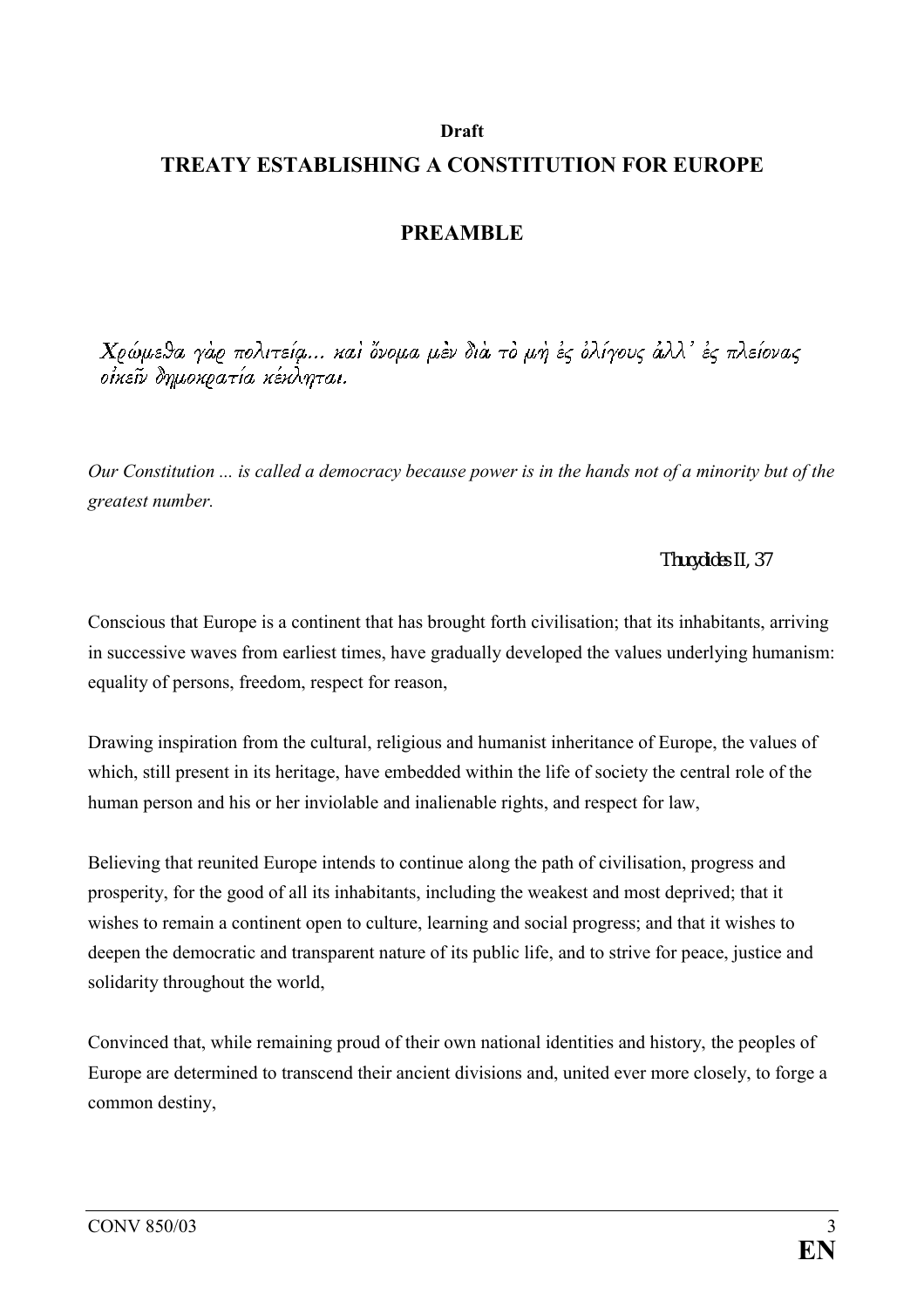**Draft**

# TREATY ESTABLISHING A CONSTITUTION FOR EUROPE

## PREAMBLE

Χρώμεθα γὰρ πολιτείᾳ... καὶ ὄνομα μὲν διὰ τὸ μὴ ἐς ὀλίγους ἀλλ᾽ ἐς πλείονας οἰκεῖν δημοκρατία κέκληται.

*Our Constitution ... is called a democracy because power is in the hands not of a minority but of the greatest number.*

Thucydides II, 37

Conscious that Europe is a continent that has brought forth civilisation; that its inhabitants, arriving in successive waves from earliest times, have gradually developed the values underlying humanism: equality of persons, freedom, respect for reason,

Drawing inspiration from the cultural, religious and humanist inheritance of Europe, the values of which, still present in its heritage, have embedded within the life of society the central role of the human person and his or her inviolable and inalienable rights, and respect for law,

Believing that reunited Europe intends to continue along the path of civilisation, progress and prosperity, for the good of all its inhabitants, including the weakest and most deprived; that it wishes to remain a continent open to culture, learning and social progress; and that it wishes to deepen the democratic and transparent nature of its public life, and to strive for peace, justice and solidarity throughout the world,

Convinced that, while remaining proud of their own national identities and history, the peoples of Europe are determined to transcend their ancient divisions and, united ever more closely, to forge a common destiny,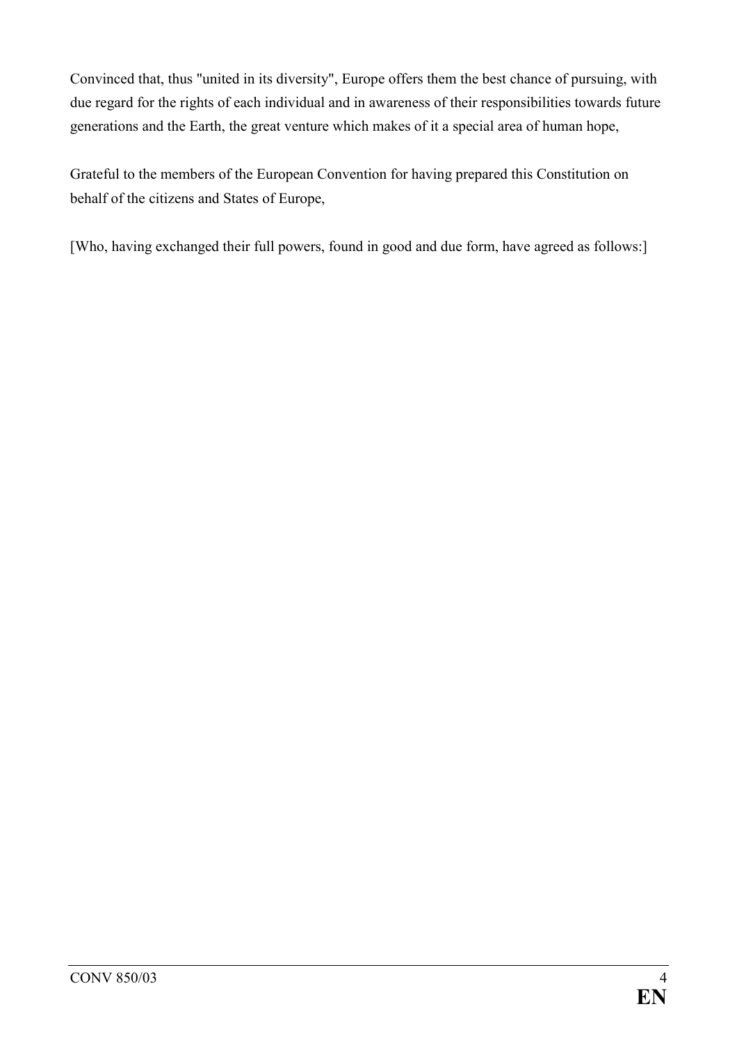Convinced that, thus "united in its diversity", Europe offers them the best chance of pursuing, with due regard for the rights of each individual and in awareness of their responsibilities towards future generations and the Earth, the great venture which makes of it a special area of human hope,

Grateful to the members of the European Convention for having prepared this Constitution on behalf of the citizens and States of Europe,

[Who, having exchanged their full powers, found in good and due form, have agreed as follows:]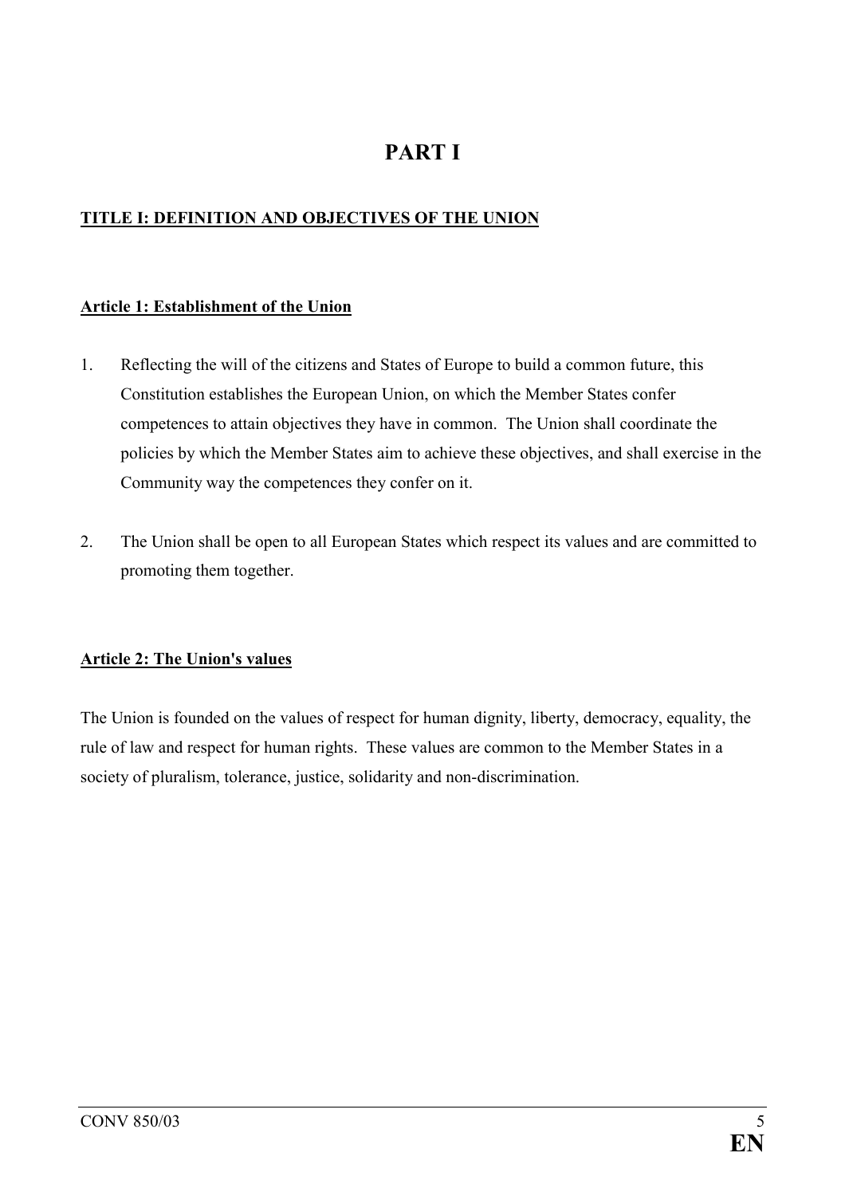# PART I

## TITLE I: DEFINITION AND OBJECTIVES OF THE UNION

### Article 1: Establishment of the Union

1. Reflecting the will of the citizens and States of Europe to build a common future, this Constitution establishes the European Union, on which the Member States confer competences to attain objectives they have in common. The Union shall coordinate the policies by which the Member States aim to achieve these objectives, and shall exercise in the Community way the competences they confer on it.

2. The Union shall be open to all European States which respect its values and are committed to promoting them together.

### Article 2: The Union's values

The Union is founded on the values of respect for human dignity, liberty, democracy, equality, the rule of law and respect for human rights. These values are common to the Member States in a society of pluralism, tolerance, justice, solidarity and non-discrimination.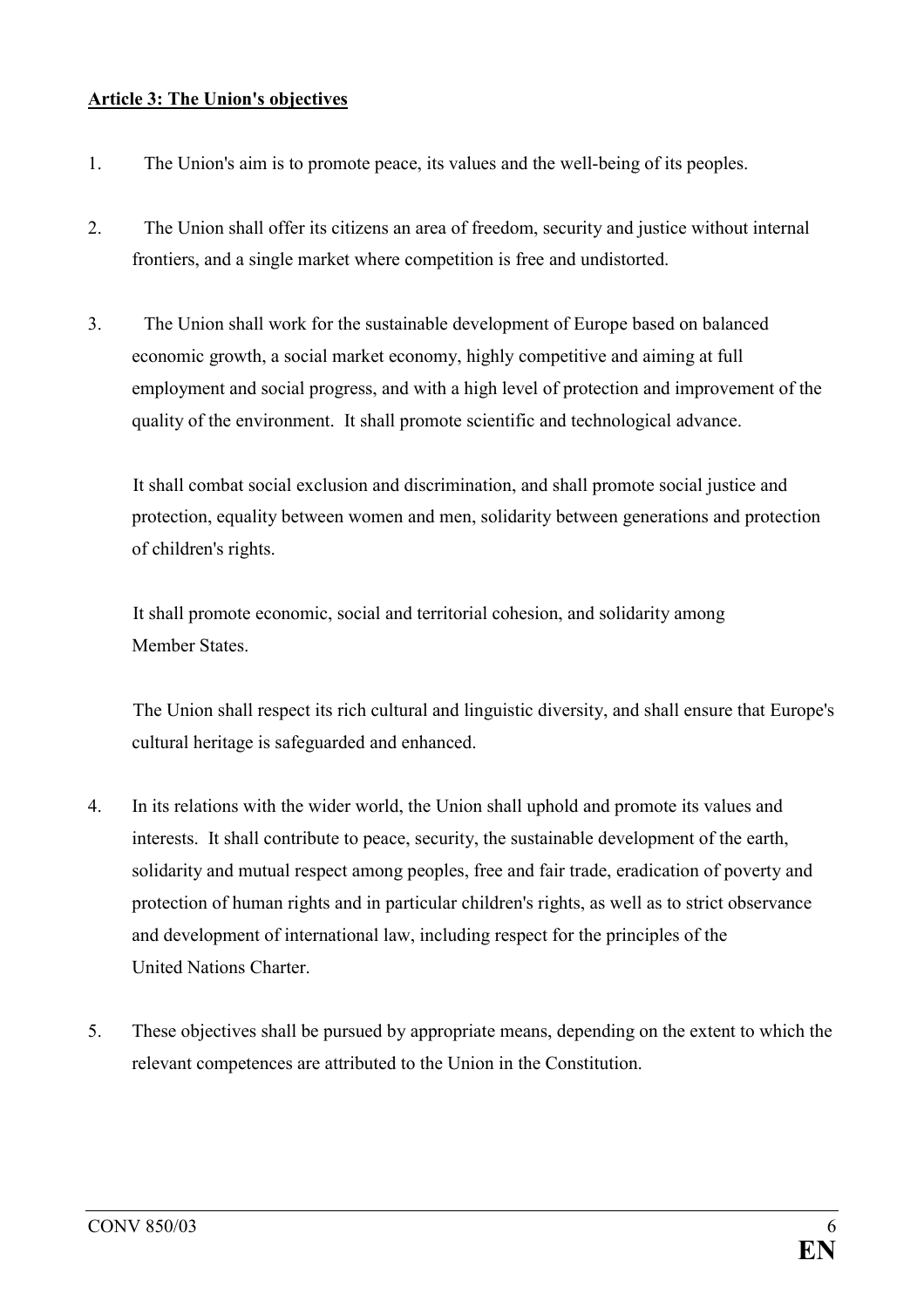**Article 3: The Union's objectives**

1. The Union's aim is to promote peace, its values and the well-being of its peoples.

2. The Union shall offer its citizens an area of freedom, security and justice without internal frontiers, and a single market where competition is free and undistorted.

3. The Union shall work for the sustainable development of Europe based on balanced economic growth, a social market economy, highly competitive and aiming at full employment and social progress, and with a high level of protection and improvement of the quality of the environment. It shall promote scientific and technological advance.

   It shall combat social exclusion and discrimination, and shall promote social justice and protection, equality between women and men, solidarity between generations and protection of children's rights.

   It shall promote economic, social and territorial cohesion, and solidarity among Member States.

   The Union shall respect its rich cultural and linguistic diversity, and shall ensure that Europe's cultural heritage is safeguarded and enhanced.

4. In its relations with the wider world, the Union shall uphold and promote its values and interests. It shall contribute to peace, security, the sustainable development of the earth, solidarity and mutual respect among peoples, free and fair trade, eradication of poverty and protection of human rights and in particular children's rights, as well as to strict observance and development of international law, including respect for the principles of the United Nations Charter.

5. These objectives shall be pursued by appropriate means, depending on the extent to which the relevant competences are attributed to the Union in the Constitution.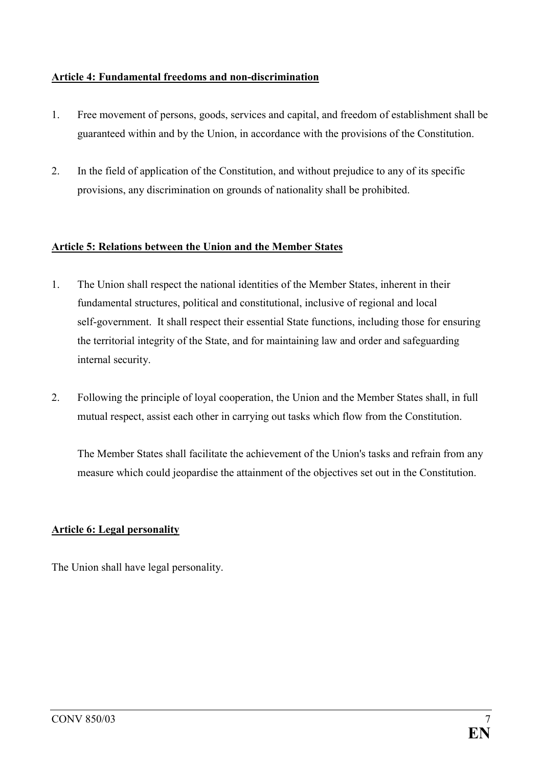**Article 4: Fundamental freedoms and non-discrimination**

1. Free movement of persons, goods, services and capital, and freedom of establishment shall be guaranteed within and by the Union, in accordance with the provisions of the Constitution.

2. In the field of application of the Constitution, and without prejudice to any of its specific provisions, any discrimination on grounds of nationality shall be prohibited.

**Article 5: Relations between the Union and the Member States**

1. The Union shall respect the national identities of the Member States, inherent in their fundamental structures, political and constitutional, inclusive of regional and local self-government. It shall respect their essential State functions, including those for ensuring the territorial integrity of the State, and for maintaining law and order and safeguarding internal security.

2. Following the principle of loyal cooperation, the Union and the Member States shall, in full mutual respect, assist each other in carrying out tasks which flow from the Constitution.

   The Member States shall facilitate the achievement of the Union's tasks and refrain from any measure which could jeopardise the attainment of the objectives set out in the Constitution.

**Article 6: Legal personality**

The Union shall have legal personality.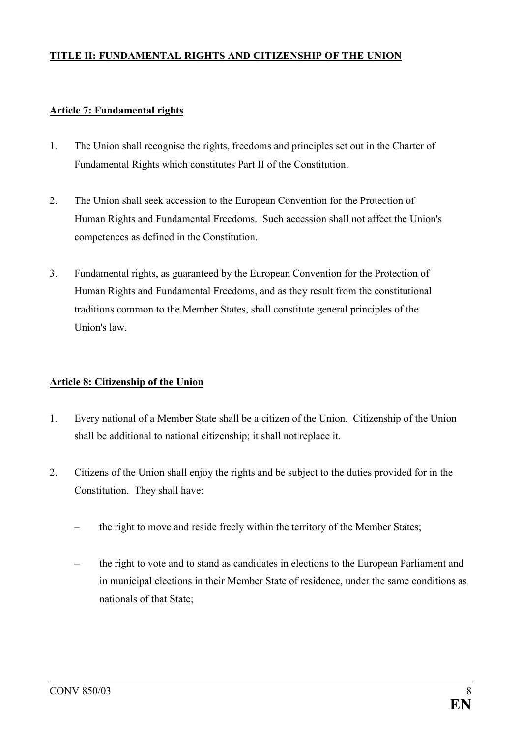## TITLE II: FUNDAMENTAL RIGHTS AND CITIZENSHIP OF THE UNION

### Article 7: Fundamental rights

1. The Union shall recognise the rights, freedoms and principles set out in the Charter of Fundamental Rights which constitutes Part II of the Constitution.

2. The Union shall seek accession to the European Convention for the Protection of Human Rights and Fundamental Freedoms. Such accession shall not affect the Union's competences as defined in the Constitution.

3. Fundamental rights, as guaranteed by the European Convention for the Protection of Human Rights and Fundamental Freedoms, and as they result from the constitutional traditions common to the Member States, shall constitute general principles of the Union's law.

### Article 8: Citizenship of the Union

1. Every national of a Member State shall be a citizen of the Union. Citizenship of the Union shall be additional to national citizenship; it shall not replace it.

2. Citizens of the Union shall enjoy the rights and be subject to the duties provided for in the Constitution. They shall have:

   – the right to move and reside freely within the territory of the Member States;

   – the right to vote and to stand as candidates in elections to the European Parliament and in municipal elections in their Member State of residence, under the same conditions as nationals of that State;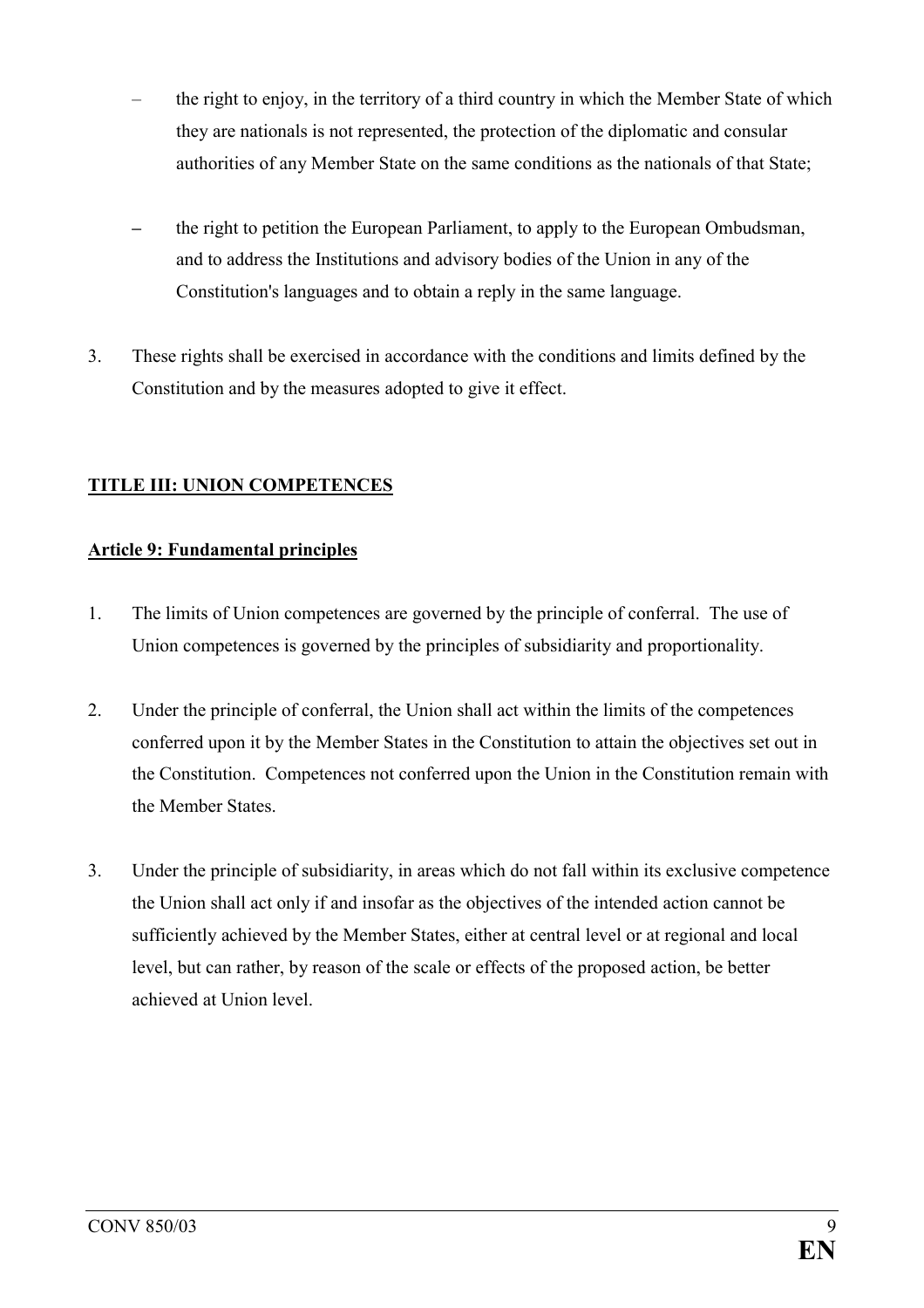- the right to enjoy, in the territory of a third country in which the Member State of which they are nationals is not represented, the protection of the diplomatic and consular authorities of any Member State on the same conditions as the nationals of that State;

- the right to petition the European Parliament, to apply to the European Ombudsman, and to address the Institutions and advisory bodies of the Union in any of the Constitution's languages and to obtain a reply in the same language.

3. These rights shall be exercised in accordance with the conditions and limits defined by the Constitution and by the measures adopted to give it effect.

## TITLE III: UNION COMPETENCES

### Article 9: Fundamental principles

1. The limits of Union competences are governed by the principle of conferral. The use of Union competences is governed by the principles of subsidiarity and proportionality.

2. Under the principle of conferral, the Union shall act within the limits of the competences conferred upon it by the Member States in the Constitution to attain the objectives set out in the Constitution. Competences not conferred upon the Union in the Constitution remain with the Member States.

3. Under the principle of subsidiarity, in areas which do not fall within its exclusive competence the Union shall act only if and insofar as the objectives of the intended action cannot be sufficiently achieved by the Member States, either at central level or at regional and local level, but can rather, by reason of the scale or effects of the proposed action, be better achieved at Union level.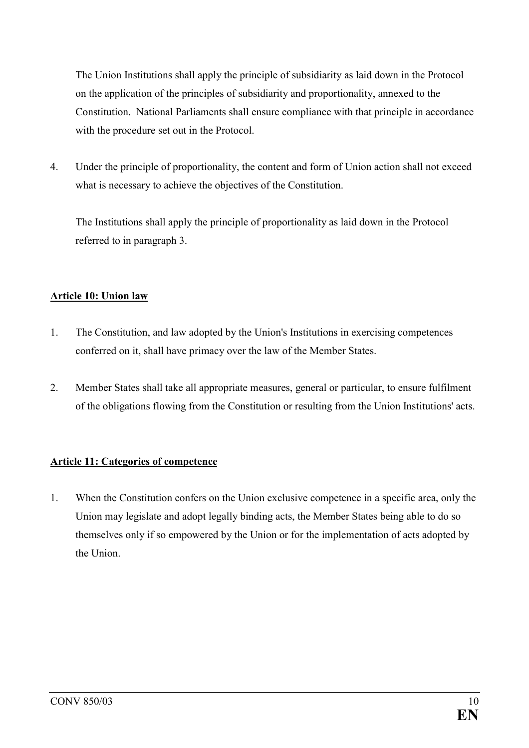The Union Institutions shall apply the principle of subsidiarity as laid down in the Protocol on the application of the principles of subsidiarity and proportionality, annexed to the Constitution. National Parliaments shall ensure compliance with that principle in accordance with the procedure set out in the Protocol.

4. Under the principle of proportionality, the content and form of Union action shall not exceed what is necessary to achieve the objectives of the Constitution.

   The Institutions shall apply the principle of proportionality as laid down in the Protocol referred to in paragraph 3.

**Article 10: Union law**

1. The Constitution, and law adopted by the Union's Institutions in exercising competences conferred on it, shall have primacy over the law of the Member States.

2. Member States shall take all appropriate measures, general or particular, to ensure fulfilment of the obligations flowing from the Constitution or resulting from the Union Institutions' acts.

**Article 11: Categories of competence**

1. When the Constitution confers on the Union exclusive competence in a specific area, only the Union may legislate and adopt legally binding acts, the Member States being able to do so themselves only if so empowered by the Union or for the implementation of acts adopted by the Union.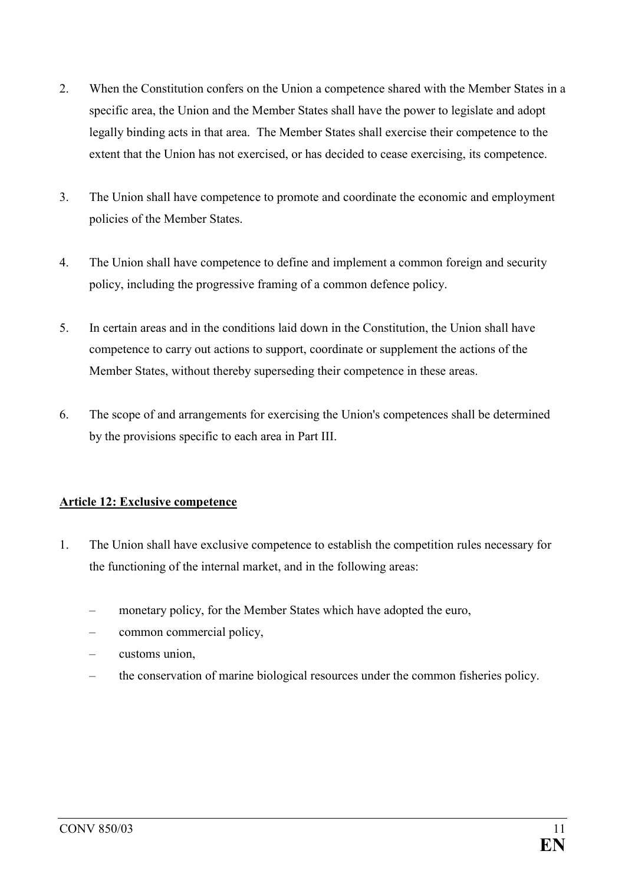2. When the Constitution confers on the Union a competence shared with the Member States in a specific area, the Union and the Member States shall have the power to legislate and adopt legally binding acts in that area. The Member States shall exercise their competence to the extent that the Union has not exercised, or has decided to cease exercising, its competence.

3. The Union shall have competence to promote and coordinate the economic and employment policies of the Member States.

4. The Union shall have competence to define and implement a common foreign and security policy, including the progressive framing of a common defence policy.

5. In certain areas and in the conditions laid down in the Constitution, the Union shall have competence to carry out actions to support, coordinate or supplement the actions of the Member States, without thereby superseding their competence in these areas.

6. The scope of and arrangements for exercising the Union's competences shall be determined by the provisions specific to each area in Part III.

**Article 12: Exclusive competence**

1. The Union shall have exclusive competence to establish the competition rules necessary for the functioning of the internal market, and in the following areas:

   – monetary policy, for the Member States which have adopted the euro,
   – common commercial policy,
   – customs union,
   – the conservation of marine biological resources under the common fisheries policy.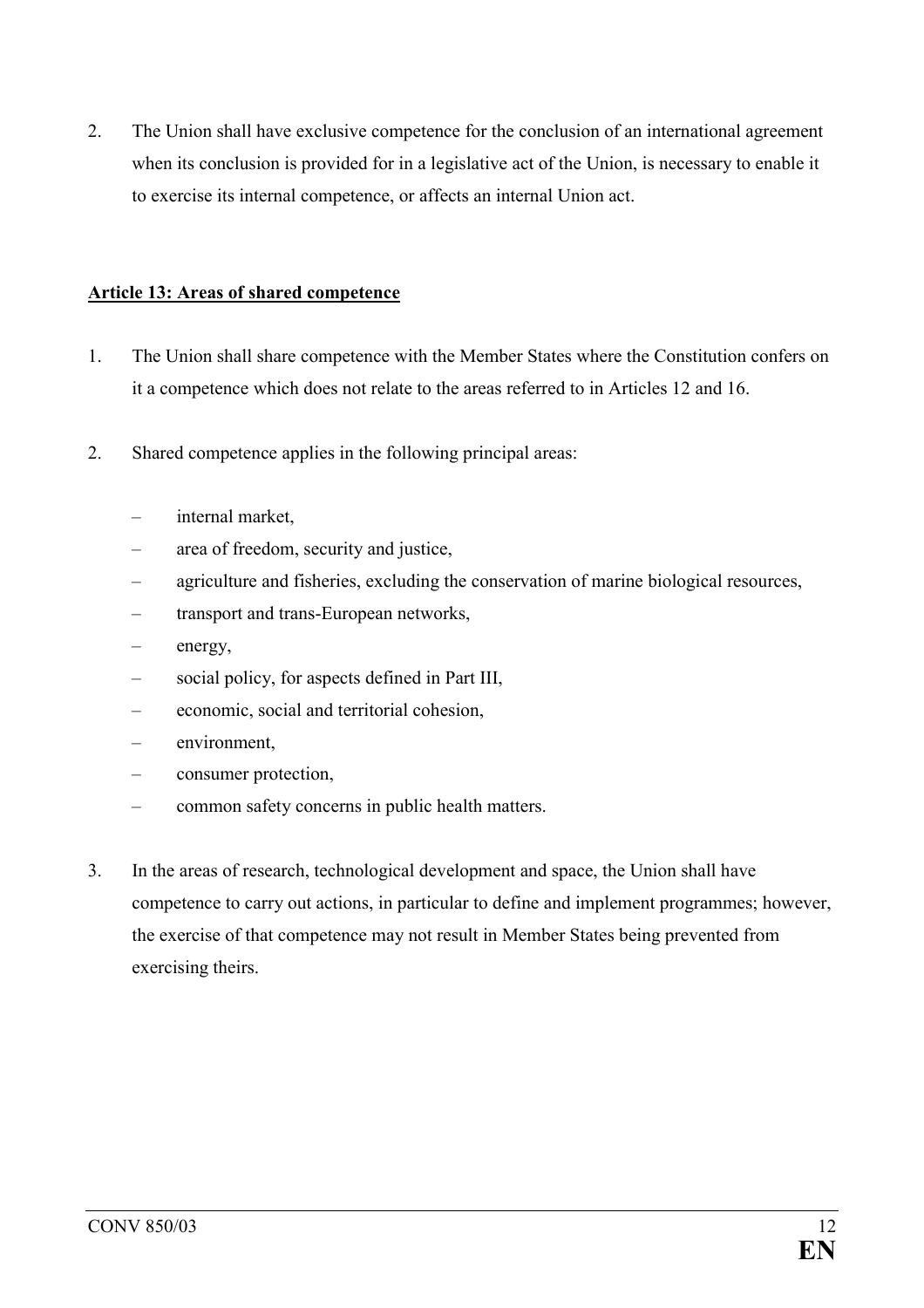2. The Union shall have exclusive competence for the conclusion of an international agreement when its conclusion is provided for in a legislative act of the Union, is necessary to enable it to exercise its internal competence, or affects an internal Union act.

**Article 13: Areas of shared competence**

1. The Union shall share competence with the Member States where the Constitution confers on it a competence which does not relate to the areas referred to in Articles 12 and 16.

2. Shared competence applies in the following principal areas:

   – internal market,
   – area of freedom, security and justice,
   – agriculture and fisheries, excluding the conservation of marine biological resources,
   – transport and trans-European networks,
   – energy,
   – social policy, for aspects defined in Part III,
   – economic, social and territorial cohesion,
   – environment,
   – consumer protection,
   – common safety concerns in public health matters.

3. In the areas of research, technological development and space, the Union shall have competence to carry out actions, in particular to define and implement programmes; however, the exercise of that competence may not result in Member States being prevented from exercising theirs.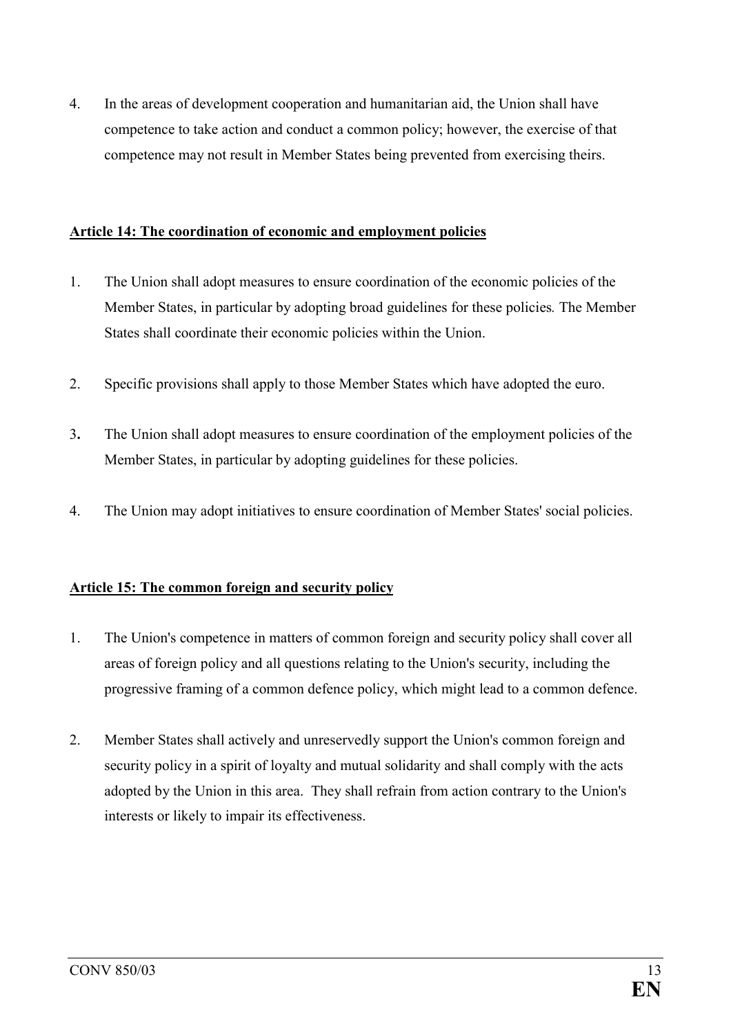4. In the areas of development cooperation and humanitarian aid, the Union shall have competence to take action and conduct a common policy; however, the exercise of that competence may not result in Member States being prevented from exercising theirs.

**Article 14: The coordination of economic and employment policies**

1. The Union shall adopt measures to ensure coordination of the economic policies of the Member States, in particular by adopting broad guidelines for these policies*.* The Member States shall coordinate their economic policies within the Union.

2. Specific provisions shall apply to those Member States which have adopted the euro.

3. The Union shall adopt measures to ensure coordination of the employment policies of the Member States, in particular by adopting guidelines for these policies.

4. The Union may adopt initiatives to ensure coordination of Member States' social policies.

**Article 15: The common foreign and security policy**

1. The Union's competence in matters of common foreign and security policy shall cover all areas of foreign policy and all questions relating to the Union's security, including the progressive framing of a common defence policy, which might lead to a common defence.

2. Member States shall actively and unreservedly support the Union's common foreign and security policy in a spirit of loyalty and mutual solidarity and shall comply with the acts adopted by the Union in this area. They shall refrain from action contrary to the Union's interests or likely to impair its effectiveness.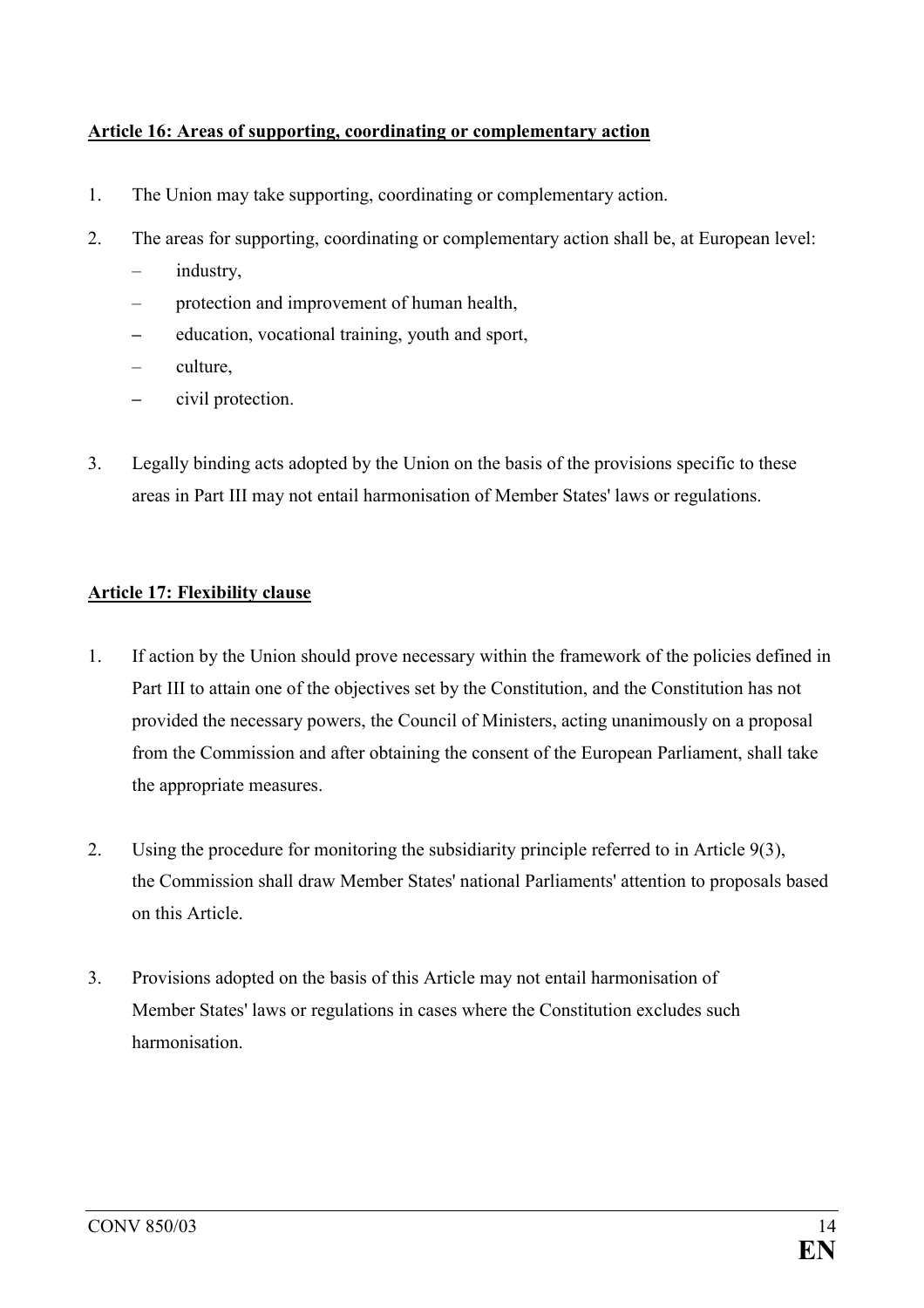**Article 16: Areas of supporting, coordinating or complementary action**

1. The Union may take supporting, coordinating or complementary action.

2. The areas for supporting, coordinating or complementary action shall be, at European level:
   - industry,
   - protection and improvement of human health,
   - education, vocational training, youth and sport,
   - culture,
   - civil protection.

3. Legally binding acts adopted by the Union on the basis of the provisions specific to these areas in Part III may not entail harmonisation of Member States' laws or regulations.

**Article 17: Flexibility clause**

1. If action by the Union should prove necessary within the framework of the policies defined in Part III to attain one of the objectives set by the Constitution, and the Constitution has not provided the necessary powers, the Council of Ministers, acting unanimously on a proposal from the Commission and after obtaining the consent of the European Parliament, shall take the appropriate measures.

2. Using the procedure for monitoring the subsidiarity principle referred to in Article 9(3), the Commission shall draw Member States' national Parliaments' attention to proposals based on this Article.

3. Provisions adopted on the basis of this Article may not entail harmonisation of Member States' laws or regulations in cases where the Constitution excludes such harmonisation.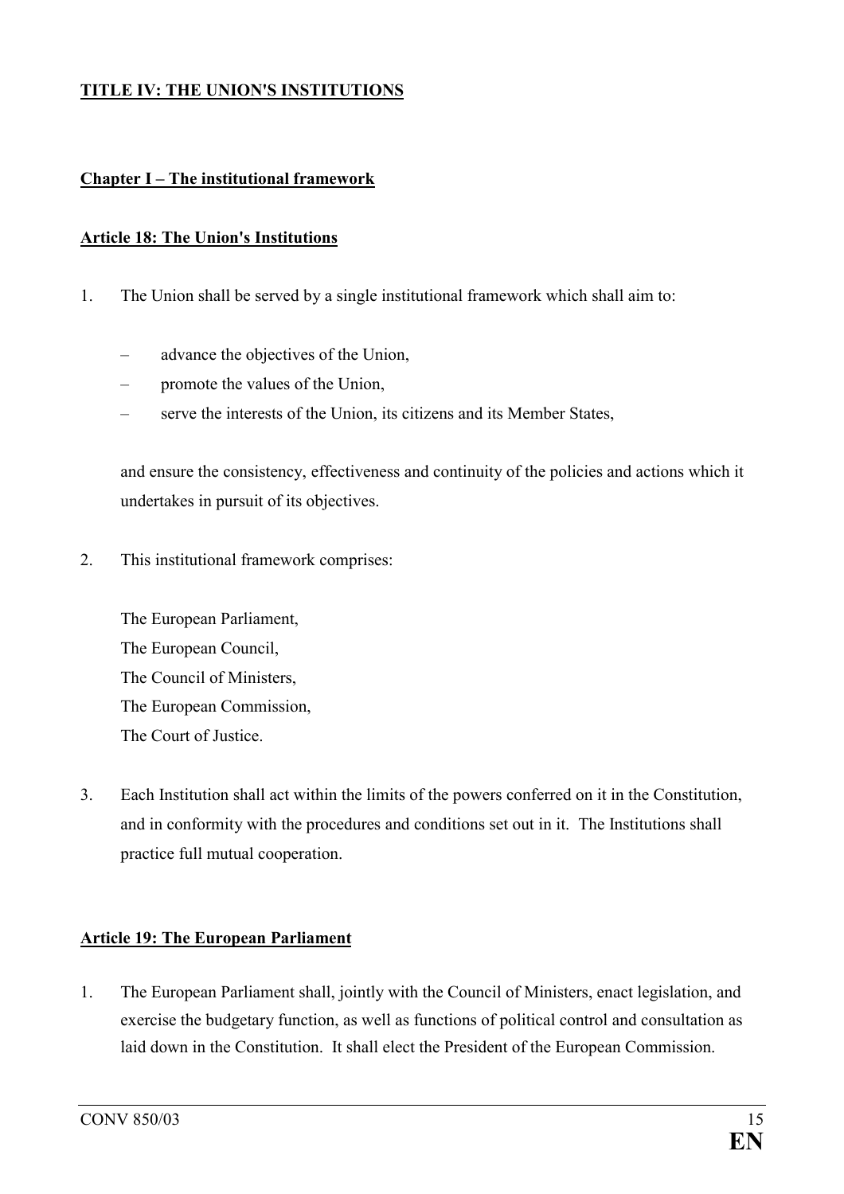## TITLE IV: THE UNION'S INSTITUTIONS

### Chapter I – The institutional framework

#### Article 18: The Union's Institutions

1. The Union shall be served by a single institutional framework which shall aim to:

   – advance the objectives of the Union,
   – promote the values of the Union,
   – serve the interests of the Union, its citizens and its Member States,

   and ensure the consistency, effectiveness and continuity of the policies and actions which it undertakes in pursuit of its objectives.

2. This institutional framework comprises:

   The European Parliament,
   The European Council,
   The Council of Ministers,
   The European Commission,
   The Court of Justice.

3. Each Institution shall act within the limits of the powers conferred on it in the Constitution, and in conformity with the procedures and conditions set out in it. The Institutions shall practice full mutual cooperation.

#### Article 19: The European Parliament

1. The European Parliament shall, jointly with the Council of Ministers, enact legislation, and exercise the budgetary function, as well as functions of political control and consultation as laid down in the Constitution. It shall elect the President of the European Commission.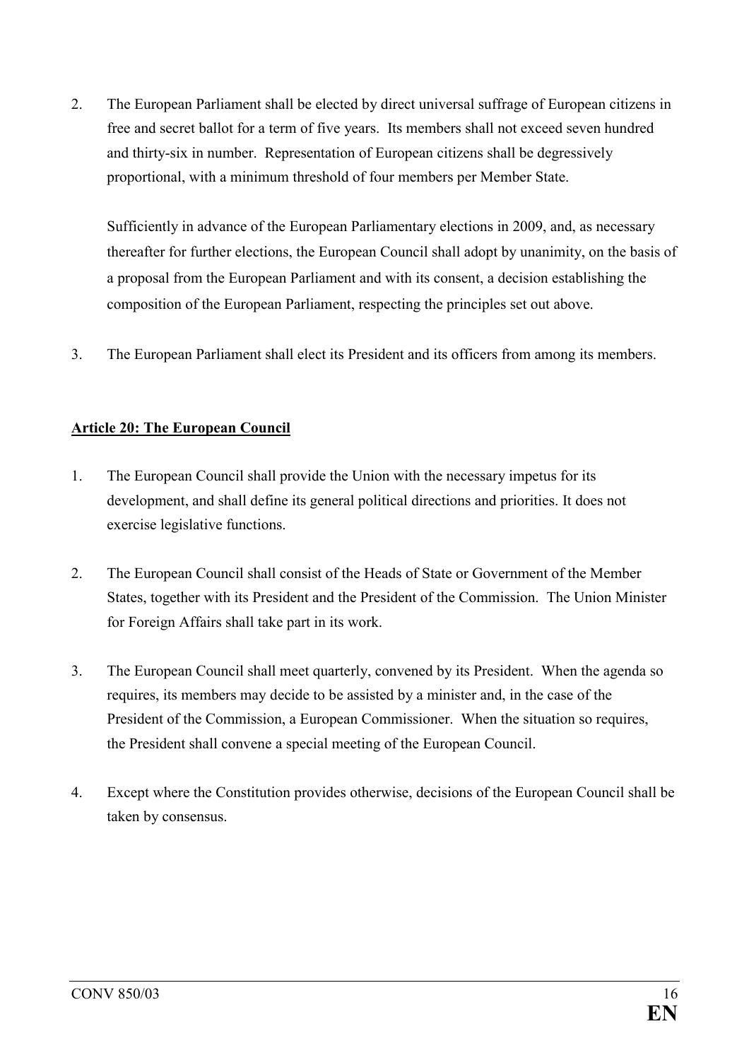2. The European Parliament shall be elected by direct universal suffrage of European citizens in free and secret ballot for a term of five years. Its members shall not exceed seven hundred and thirty-six in number. Representation of European citizens shall be degressively proportional, with a minimum threshold of four members per Member State.

   Sufficiently in advance of the European Parliamentary elections in 2009, and, as necessary thereafter for further elections, the European Council shall adopt by unanimity, on the basis of a proposal from the European Parliament and with its consent, a decision establishing the composition of the European Parliament, respecting the principles set out above.

3. The European Parliament shall elect its President and its officers from among its members.

**Article 20: The European Council**

1. The European Council shall provide the Union with the necessary impetus for its development, and shall define its general political directions and priorities. It does not exercise legislative functions.

2. The European Council shall consist of the Heads of State or Government of the Member States, together with its President and the President of the Commission. The Union Minister for Foreign Affairs shall take part in its work.

3. The European Council shall meet quarterly, convened by its President. When the agenda so requires, its members may decide to be assisted by a minister and, in the case of the President of the Commission, a European Commissioner. When the situation so requires, the President shall convene a special meeting of the European Council.

4. Except where the Constitution provides otherwise, decisions of the European Council shall be taken by consensus.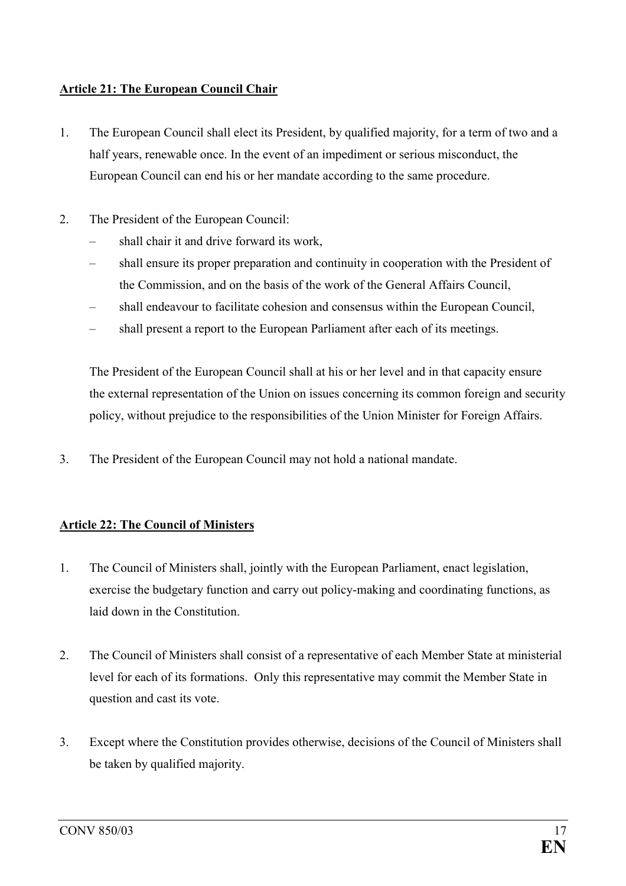**Article 21: The European Council Chair**

1. The European Council shall elect its President, by qualified majority, for a term of two and a half years, renewable once. In the event of an impediment or serious misconduct, the European Council can end his or her mandate according to the same procedure.

2. The President of the European Council:
   - shall chair it and drive forward its work,
   - shall ensure its proper preparation and continuity in cooperation with the President of the Commission, and on the basis of the work of the General Affairs Council,
   - shall endeavour to facilitate cohesion and consensus within the European Council,
   - shall present a report to the European Parliament after each of its meetings.

   The President of the European Council shall at his or her level and in that capacity ensure the external representation of the Union on issues concerning its common foreign and security policy, without prejudice to the responsibilities of the Union Minister for Foreign Affairs.

3. The President of the European Council may not hold a national mandate.

**Article 22: The Council of Ministers**

1. The Council of Ministers shall, jointly with the European Parliament, enact legislation, exercise the budgetary function and carry out policy-making and coordinating functions, as laid down in the Constitution.

2. The Council of Ministers shall consist of a representative of each Member State at ministerial level for each of its formations. Only this representative may commit the Member State in question and cast its vote.

3. Except where the Constitution provides otherwise, decisions of the Council of Ministers shall be taken by qualified majority.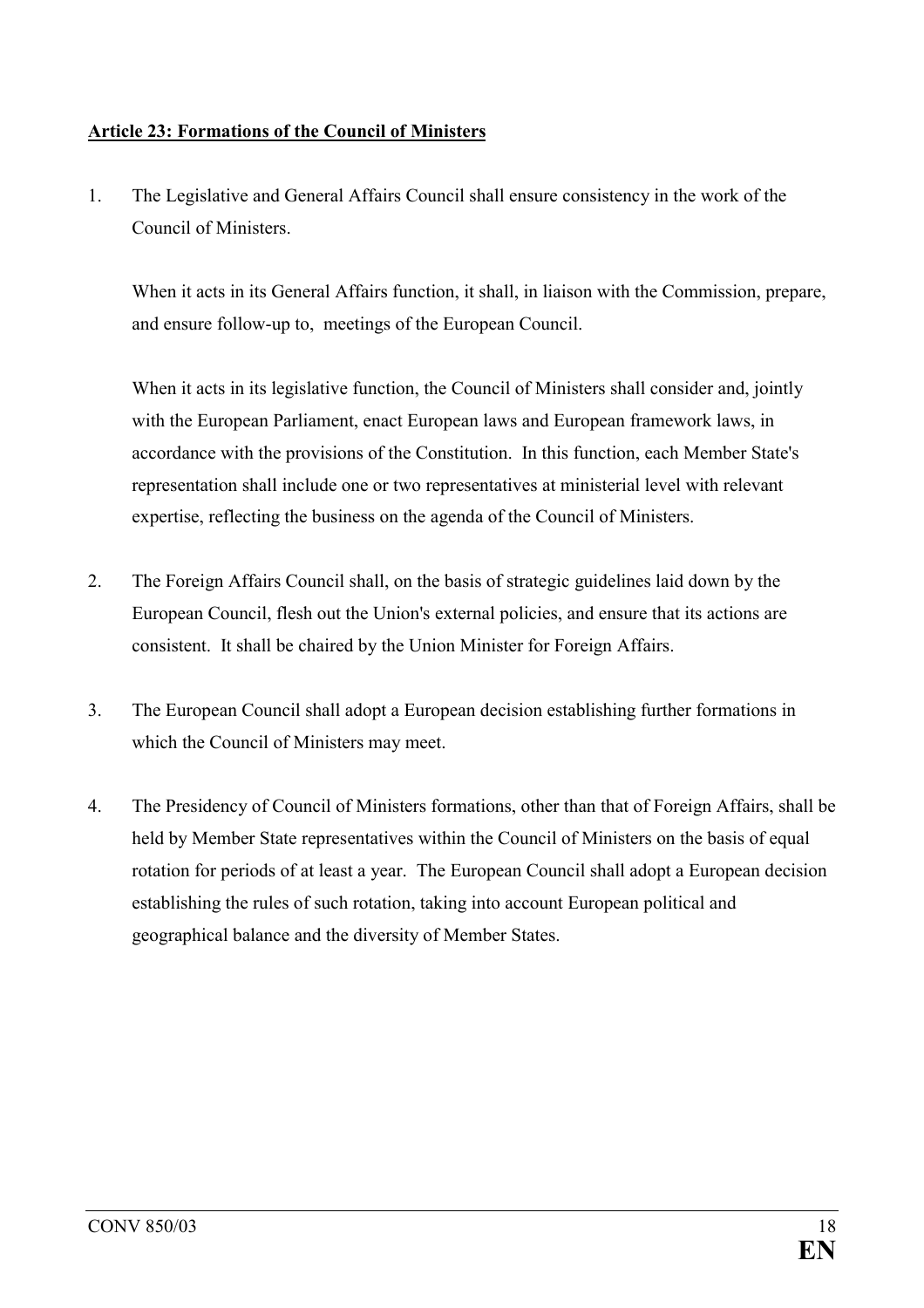**Article 23: Formations of the Council of Ministers**

1. The Legislative and General Affairs Council shall ensure consistency in the work of the Council of Ministers.

   When it acts in its General Affairs function, it shall, in liaison with the Commission, prepare, and ensure follow-up to, meetings of the European Council.

   When it acts in its legislative function, the Council of Ministers shall consider and, jointly with the European Parliament, enact European laws and European framework laws, in accordance with the provisions of the Constitution. In this function, each Member State's representation shall include one or two representatives at ministerial level with relevant expertise, reflecting the business on the agenda of the Council of Ministers.

2. The Foreign Affairs Council shall, on the basis of strategic guidelines laid down by the European Council, flesh out the Union's external policies, and ensure that its actions are consistent. It shall be chaired by the Union Minister for Foreign Affairs.

3. The European Council shall adopt a European decision establishing further formations in which the Council of Ministers may meet.

4. The Presidency of Council of Ministers formations, other than that of Foreign Affairs, shall be held by Member State representatives within the Council of Ministers on the basis of equal rotation for periods of at least a year. The European Council shall adopt a European decision establishing the rules of such rotation, taking into account European political and geographical balance and the diversity of Member States.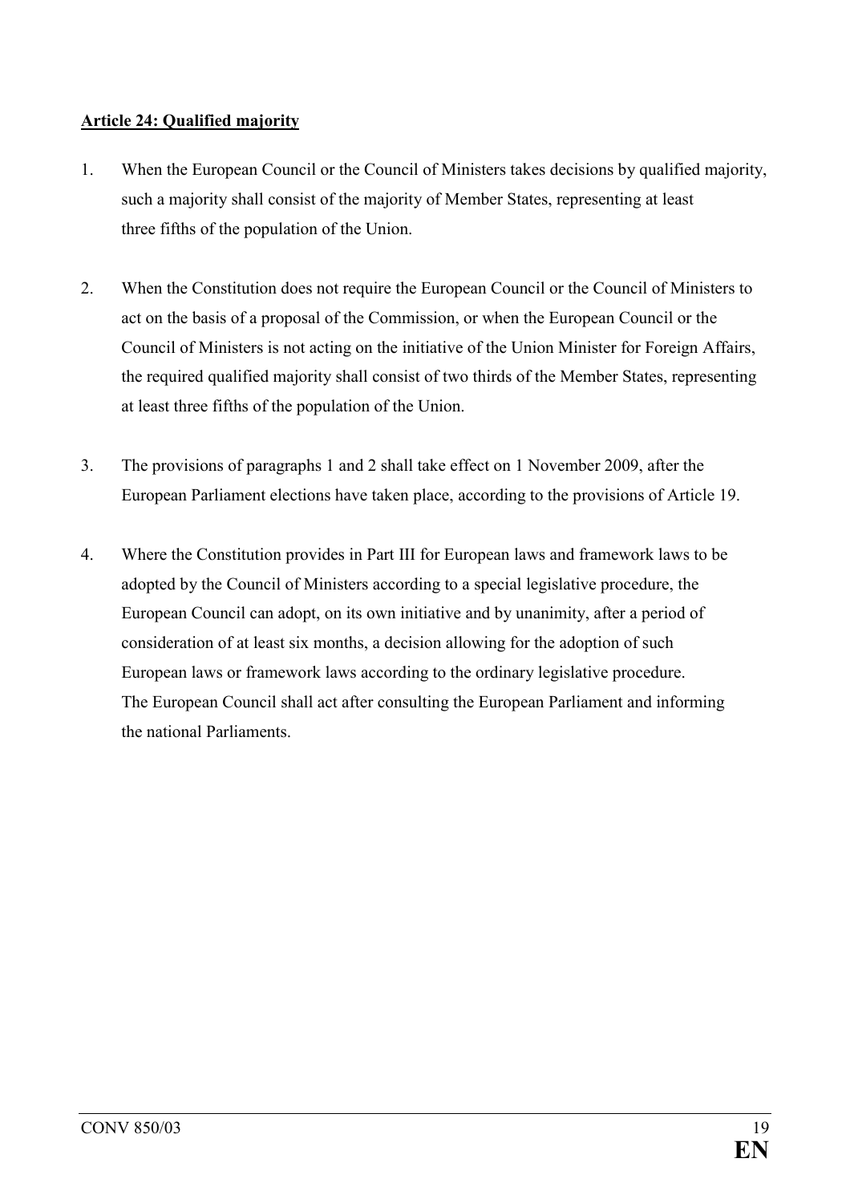**Article 24: Qualified majority**

1. When the European Council or the Council of Ministers takes decisions by qualified majority, such a majority shall consist of the majority of Member States, representing at least three fifths of the population of the Union.

2. When the Constitution does not require the European Council or the Council of Ministers to act on the basis of a proposal of the Commission, or when the European Council or the Council of Ministers is not acting on the initiative of the Union Minister for Foreign Affairs, the required qualified majority shall consist of two thirds of the Member States, representing at least three fifths of the population of the Union.

3. The provisions of paragraphs 1 and 2 shall take effect on 1 November 2009, after the European Parliament elections have taken place, according to the provisions of Article 19.

4. Where the Constitution provides in Part III for European laws and framework laws to be adopted by the Council of Ministers according to a special legislative procedure, the European Council can adopt, on its own initiative and by unanimity, after a period of consideration of at least six months, a decision allowing for the adoption of such European laws or framework laws according to the ordinary legislative procedure. The European Council shall act after consulting the European Parliament and informing the national Parliaments.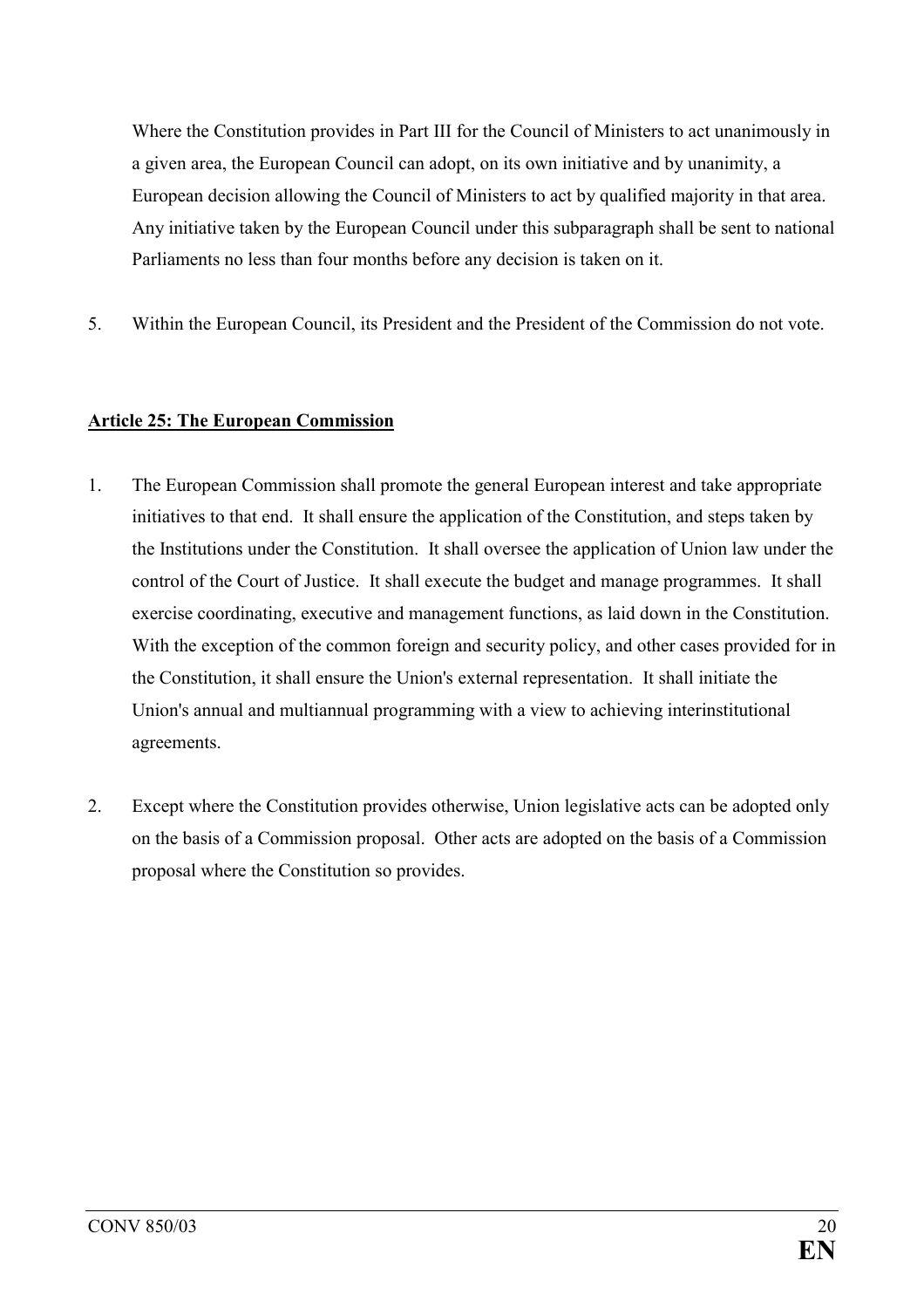Where the Constitution provides in Part III for the Council of Ministers to act unanimously in a given area, the European Council can adopt, on its own initiative and by unanimity, a European decision allowing the Council of Ministers to act by qualified majority in that area. Any initiative taken by the European Council under this subparagraph shall be sent to national Parliaments no less than four months before any decision is taken on it.

5. Within the European Council, its President and the President of the Commission do not vote.

**Article 25: The European Commission**

1. The European Commission shall promote the general European interest and take appropriate initiatives to that end. It shall ensure the application of the Constitution, and steps taken by the Institutions under the Constitution. It shall oversee the application of Union law under the control of the Court of Justice. It shall execute the budget and manage programmes. It shall exercise coordinating, executive and management functions, as laid down in the Constitution. With the exception of the common foreign and security policy, and other cases provided for in the Constitution, it shall ensure the Union's external representation. It shall initiate the Union's annual and multiannual programming with a view to achieving interinstitutional agreements.

2. Except where the Constitution provides otherwise, Union legislative acts can be adopted only on the basis of a Commission proposal. Other acts are adopted on the basis of a Commission proposal where the Constitution so provides.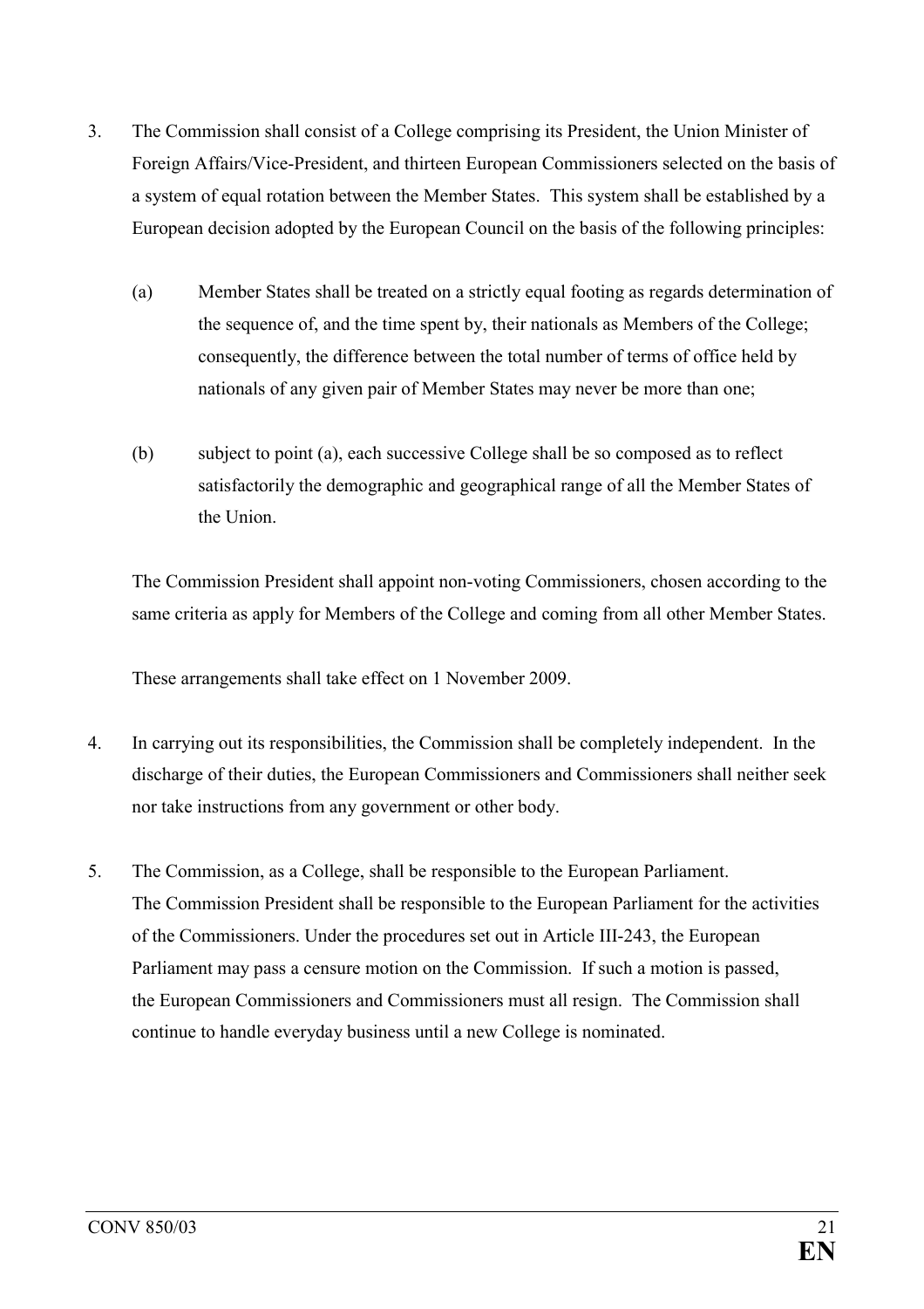3. The Commission shall consist of a College comprising its President, the Union Minister of Foreign Affairs/Vice-President, and thirteen European Commissioners selected on the basis of a system of equal rotation between the Member States. This system shall be established by a European decision adopted by the European Council on the basis of the following principles:

   (a) Member States shall be treated on a strictly equal footing as regards determination of the sequence of, and the time spent by, their nationals as Members of the College; consequently, the difference between the total number of terms of office held by nationals of any given pair of Member States may never be more than one;

   (b) subject to point (a), each successive College shall be so composed as to reflect satisfactorily the demographic and geographical range of all the Member States of the Union.

   The Commission President shall appoint non-voting Commissioners, chosen according to the same criteria as apply for Members of the College and coming from all other Member States.

   These arrangements shall take effect on 1 November 2009.

4. In carrying out its responsibilities, the Commission shall be completely independent. In the discharge of their duties, the European Commissioners and Commissioners shall neither seek nor take instructions from any government or other body.

5. The Commission, as a College, shall be responsible to the European Parliament. The Commission President shall be responsible to the European Parliament for the activities of the Commissioners. Under the procedures set out in Article III-243, the European Parliament may pass a censure motion on the Commission. If such a motion is passed, the European Commissioners and Commissioners must all resign. The Commission shall continue to handle everyday business until a new College is nominated.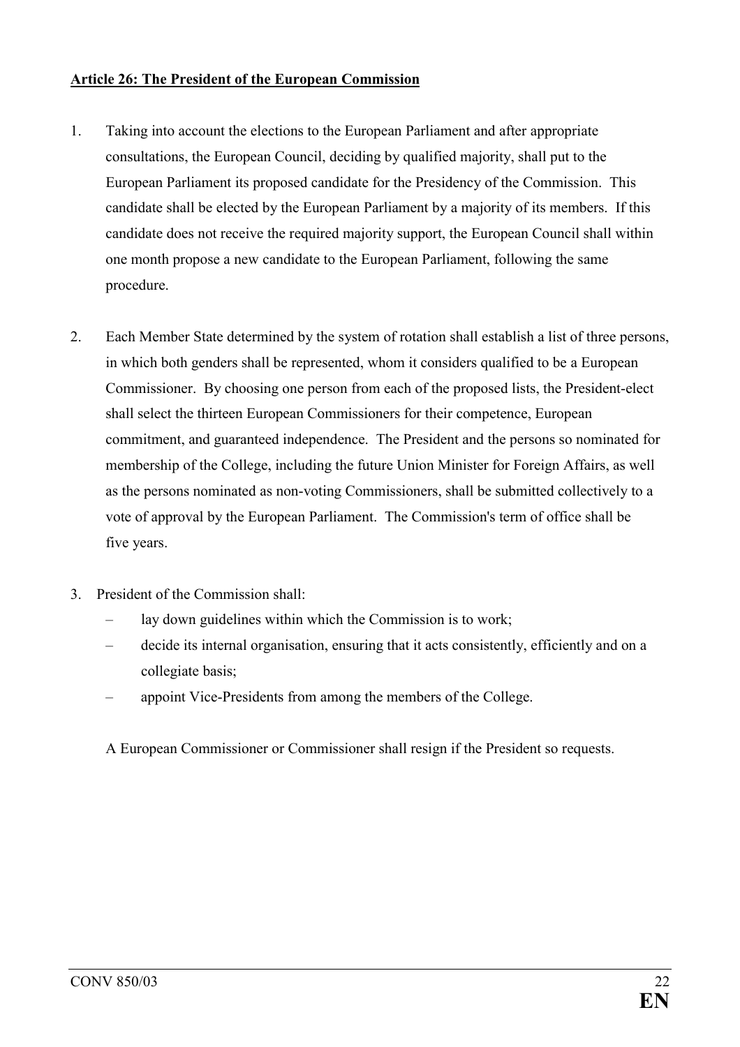**Article 26: The President of the European Commission**

1. Taking into account the elections to the European Parliament and after appropriate consultations, the European Council, deciding by qualified majority, shall put to the European Parliament its proposed candidate for the Presidency of the Commission. This candidate shall be elected by the European Parliament by a majority of its members. If this candidate does not receive the required majority support, the European Council shall within one month propose a new candidate to the European Parliament, following the same procedure.

2. Each Member State determined by the system of rotation shall establish a list of three persons, in which both genders shall be represented, whom it considers qualified to be a European Commissioner. By choosing one person from each of the proposed lists, the President-elect shall select the thirteen European Commissioners for their competence, European commitment, and guaranteed independence. The President and the persons so nominated for membership of the College, including the future Union Minister for Foreign Affairs, as well as the persons nominated as non-voting Commissioners, shall be submitted collectively to a vote of approval by the European Parliament. The Commission's term of office shall be five years.

3. President of the Commission shall:
   - lay down guidelines within which the Commission is to work;
   - decide its internal organisation, ensuring that it acts consistently, efficiently and on a collegiate basis;
   - appoint Vice-Presidents from among the members of the College.

   A European Commissioner or Commissioner shall resign if the President so requests.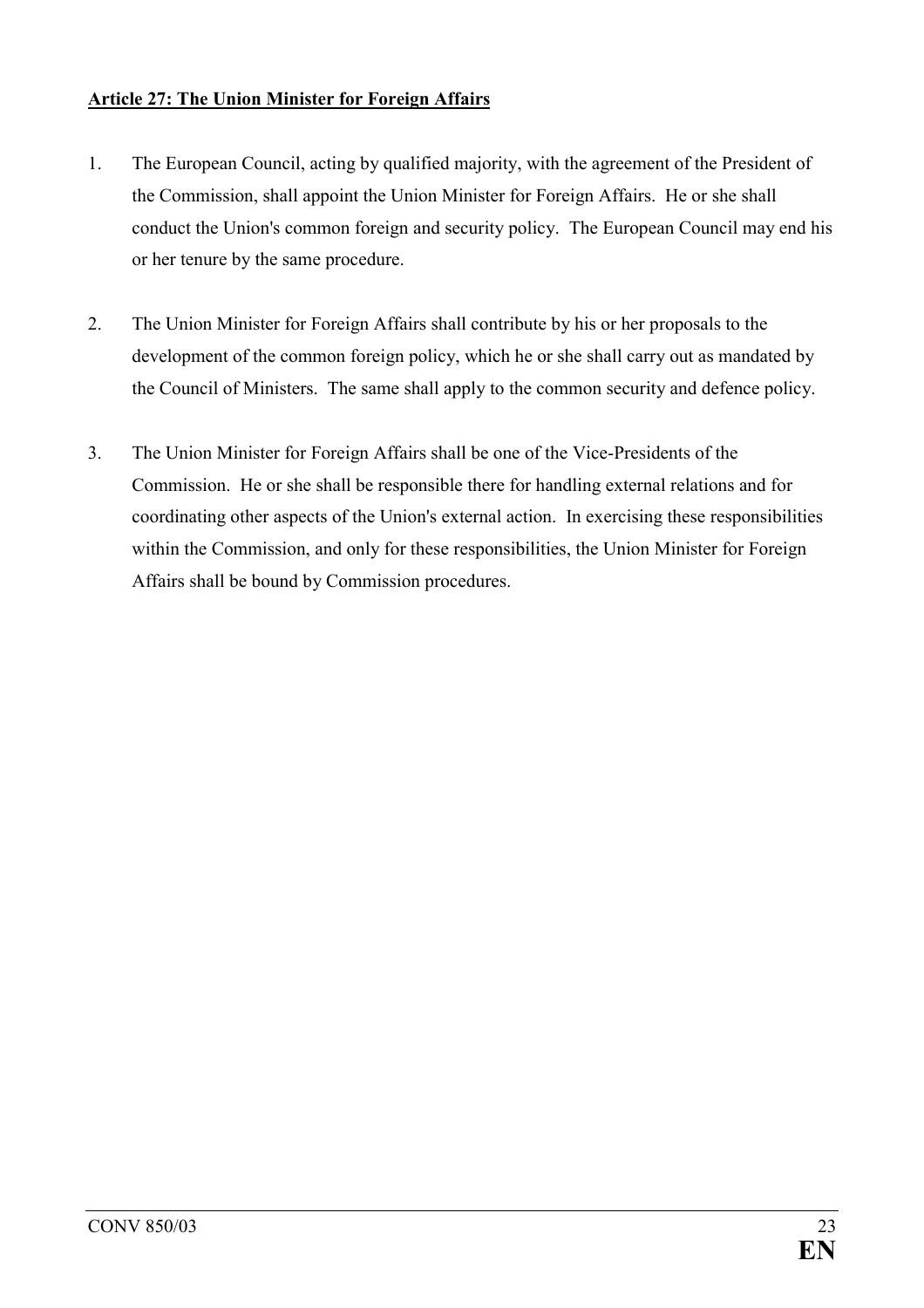**Article 27: The Union Minister for Foreign Affairs**

1. The European Council, acting by qualified majority, with the agreement of the President of the Commission, shall appoint the Union Minister for Foreign Affairs. He or she shall conduct the Union's common foreign and security policy. The European Council may end his or her tenure by the same procedure.

2. The Union Minister for Foreign Affairs shall contribute by his or her proposals to the development of the common foreign policy, which he or she shall carry out as mandated by the Council of Ministers. The same shall apply to the common security and defence policy.

3. The Union Minister for Foreign Affairs shall be one of the Vice-Presidents of the Commission. He or she shall be responsible there for handling external relations and for coordinating other aspects of the Union's external action. In exercising these responsibilities within the Commission, and only for these responsibilities, the Union Minister for Foreign Affairs shall be bound by Commission procedures.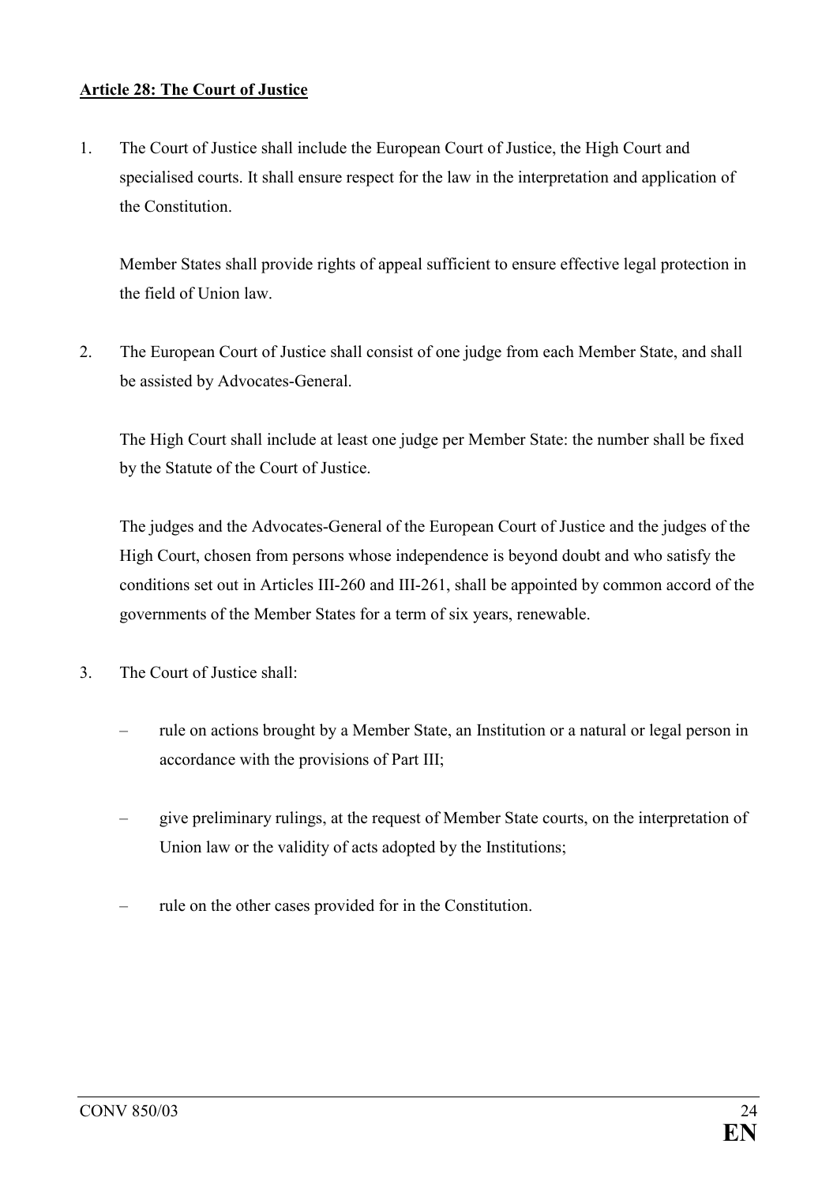**Article 28: The Court of Justice**

1. The Court of Justice shall include the European Court of Justice, the High Court and specialised courts. It shall ensure respect for the law in the interpretation and application of the Constitution.

   Member States shall provide rights of appeal sufficient to ensure effective legal protection in the field of Union law.

2. The European Court of Justice shall consist of one judge from each Member State, and shall be assisted by Advocates-General.

   The High Court shall include at least one judge per Member State: the number shall be fixed by the Statute of the Court of Justice.

   The judges and the Advocates-General of the European Court of Justice and the judges of the High Court, chosen from persons whose independence is beyond doubt and who satisfy the conditions set out in Articles III-260 and III-261, shall be appointed by common accord of the governments of the Member States for a term of six years, renewable.

3. The Court of Justice shall:

   – rule on actions brought by a Member State, an Institution or a natural or legal person in accordance with the provisions of Part III;

   – give preliminary rulings, at the request of Member State courts, on the interpretation of Union law or the validity of acts adopted by the Institutions;

   – rule on the other cases provided for in the Constitution.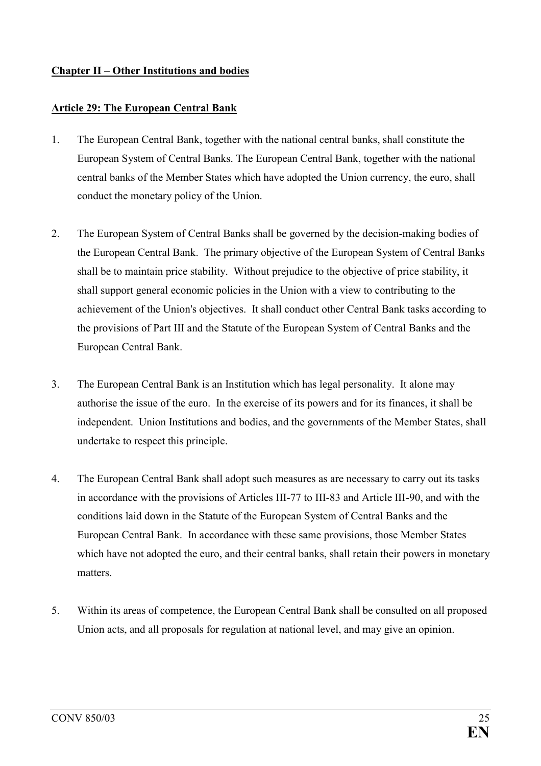## Chapter II – Other Institutions and bodies

### Article 29: The European Central Bank

1. The European Central Bank, together with the national central banks, shall constitute the European System of Central Banks. The European Central Bank, together with the national central banks of the Member States which have adopted the Union currency, the euro, shall conduct the monetary policy of the Union.

2. The European System of Central Banks shall be governed by the decision-making bodies of the European Central Bank. The primary objective of the European System of Central Banks shall be to maintain price stability. Without prejudice to the objective of price stability, it shall support general economic policies in the Union with a view to contributing to the achievement of the Union's objectives. It shall conduct other Central Bank tasks according to the provisions of Part III and the Statute of the European System of Central Banks and the European Central Bank.

3. The European Central Bank is an Institution which has legal personality. It alone may authorise the issue of the euro. In the exercise of its powers and for its finances, it shall be independent. Union Institutions and bodies, and the governments of the Member States, shall undertake to respect this principle.

4. The European Central Bank shall adopt such measures as are necessary to carry out its tasks in accordance with the provisions of Articles III-77 to III-83 and Article III-90, and with the conditions laid down in the Statute of the European System of Central Banks and the European Central Bank. In accordance with these same provisions, those Member States which have not adopted the euro, and their central banks, shall retain their powers in monetary matters.

5. Within its areas of competence, the European Central Bank shall be consulted on all proposed Union acts, and all proposals for regulation at national level, and may give an opinion.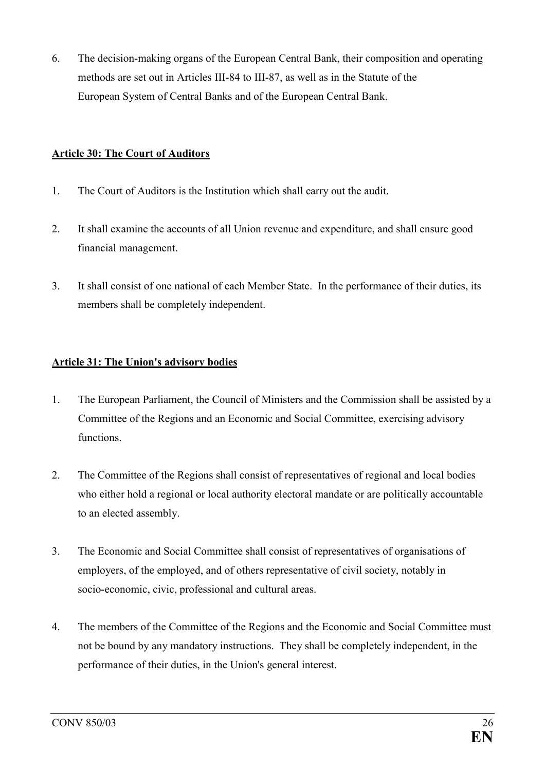6. The decision-making organs of the European Central Bank, their composition and operating methods are set out in Articles III-84 to III-87, as well as in the Statute of the European System of Central Banks and of the European Central Bank.

**Article 30: The Court of Auditors**

1. The Court of Auditors is the Institution which shall carry out the audit.

2. It shall examine the accounts of all Union revenue and expenditure, and shall ensure good financial management.

3. It shall consist of one national of each Member State. In the performance of their duties, its members shall be completely independent.

**Article 31: The Union's advisory bodies**

1. The European Parliament, the Council of Ministers and the Commission shall be assisted by a Committee of the Regions and an Economic and Social Committee, exercising advisory functions.

2. The Committee of the Regions shall consist of representatives of regional and local bodies who either hold a regional or local authority electoral mandate or are politically accountable to an elected assembly.

3. The Economic and Social Committee shall consist of representatives of organisations of employers, of the employed, and of others representative of civil society, notably in socio-economic, civic, professional and cultural areas.

4. The members of the Committee of the Regions and the Economic and Social Committee must not be bound by any mandatory instructions. They shall be completely independent, in the performance of their duties, in the Union's general interest.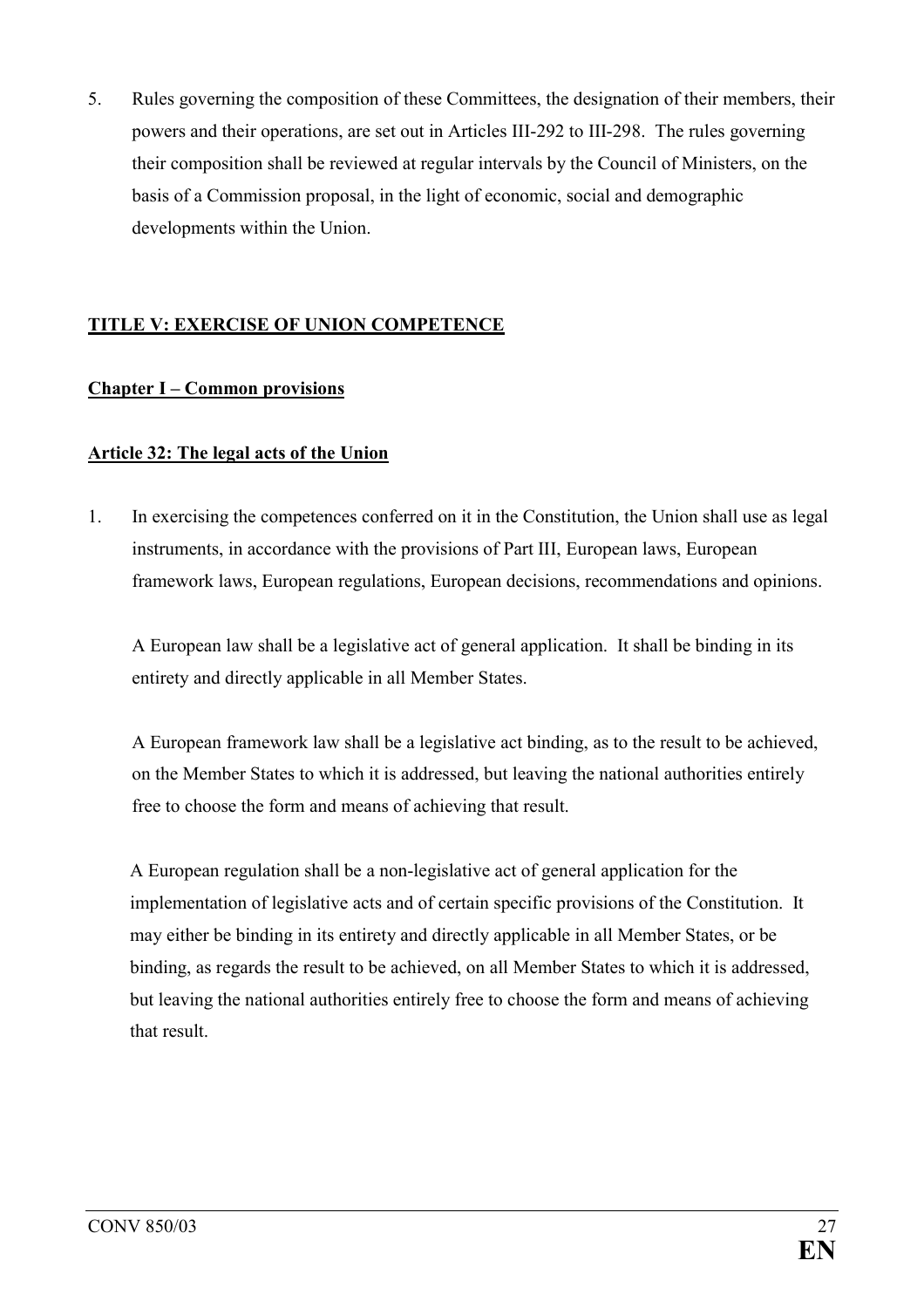5. Rules governing the composition of these Committees, the designation of their members, their powers and their operations, are set out in Articles III-292 to III-298. The rules governing their composition shall be reviewed at regular intervals by the Council of Ministers, on the basis of a Commission proposal, in the light of economic, social and demographic developments within the Union.

## TITLE V: EXERCISE OF UNION COMPETENCE

### Chapter I – Common provisions

#### Article 32: The legal acts of the Union

1. In exercising the competences conferred on it in the Constitution, the Union shall use as legal instruments, in accordance with the provisions of Part III, European laws, European framework laws, European regulations, European decisions, recommendations and opinions.

   A European law shall be a legislative act of general application. It shall be binding in its entirety and directly applicable in all Member States.

   A European framework law shall be a legislative act binding, as to the result to be achieved, on the Member States to which it is addressed, but leaving the national authorities entirely free to choose the form and means of achieving that result.

   A European regulation shall be a non-legislative act of general application for the implementation of legislative acts and of certain specific provisions of the Constitution. It may either be binding in its entirety and directly applicable in all Member States, or be binding, as regards the result to be achieved, on all Member States to which it is addressed, but leaving the national authorities entirely free to choose the form and means of achieving that result.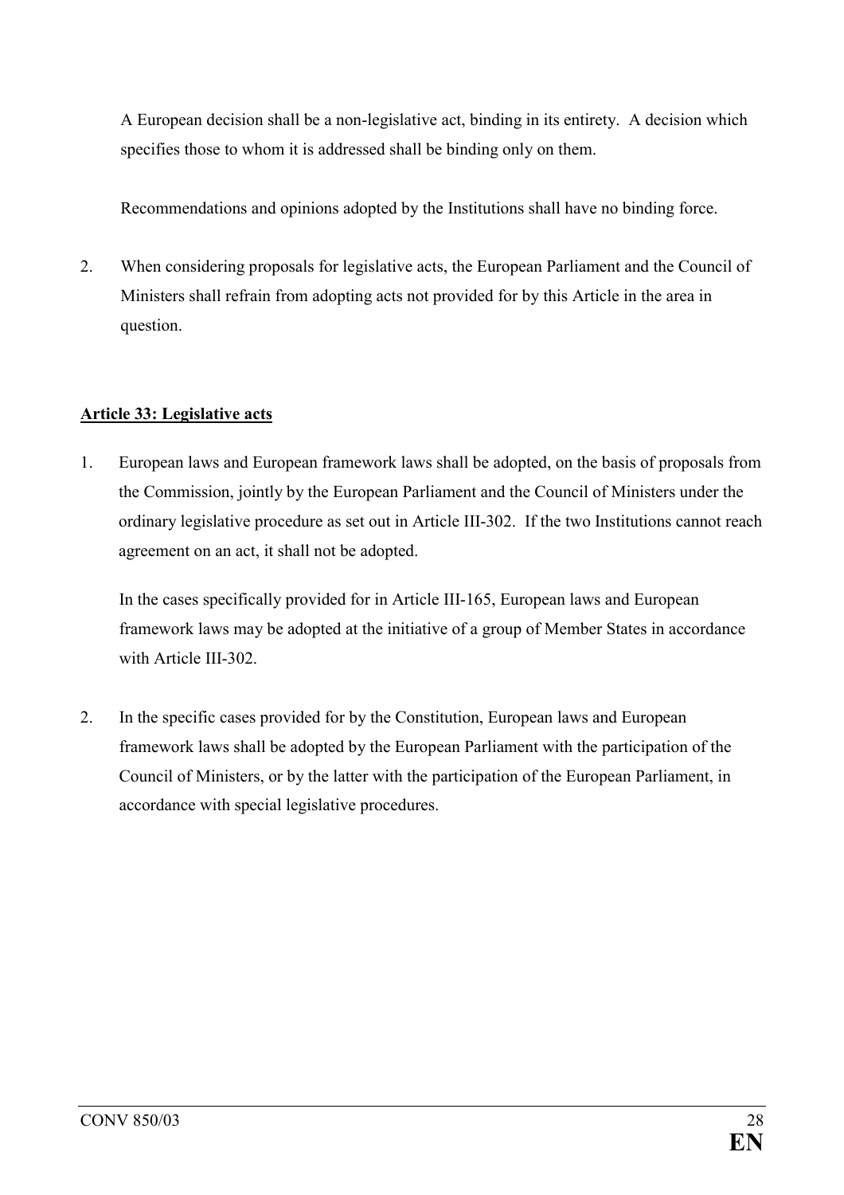A European decision shall be a non-legislative act, binding in its entirety. A decision which specifies those to whom it is addressed shall be binding only on them.

Recommendations and opinions adopted by the Institutions shall have no binding force.

2. When considering proposals for legislative acts, the European Parliament and the Council of Ministers shall refrain from adopting acts not provided for by this Article in the area in question.

**Article 33: Legislative acts**

1. European laws and European framework laws shall be adopted, on the basis of proposals from the Commission, jointly by the European Parliament and the Council of Ministers under the ordinary legislative procedure as set out in Article III-302. If the two Institutions cannot reach agreement on an act, it shall not be adopted.

   In the cases specifically provided for in Article III-165, European laws and European framework laws may be adopted at the initiative of a group of Member States in accordance with Article III-302.

2. In the specific cases provided for by the Constitution, European laws and European framework laws shall be adopted by the European Parliament with the participation of the Council of Ministers, or by the latter with the participation of the European Parliament, in accordance with special legislative procedures.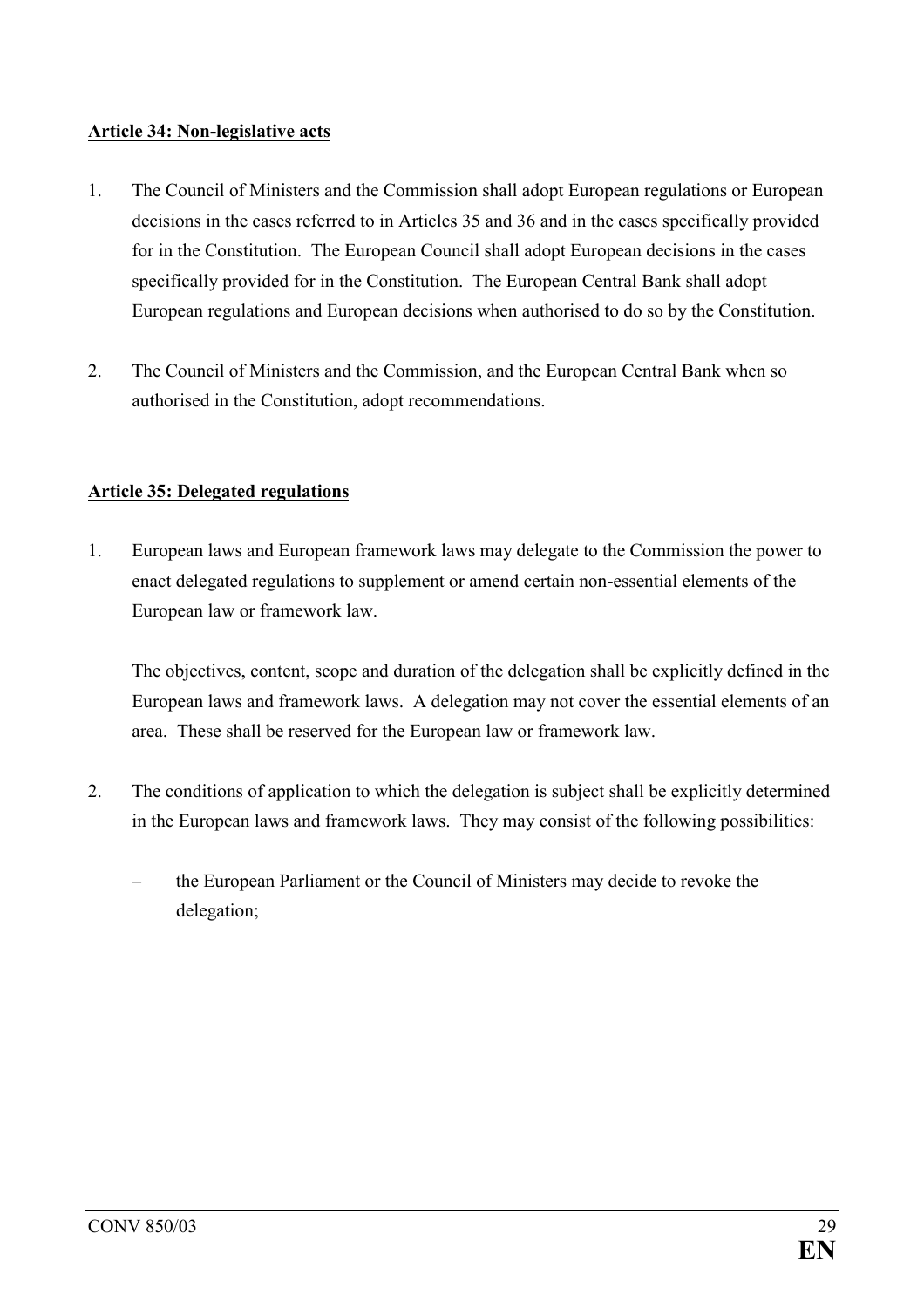**Article 34: Non-legislative acts**

1. The Council of Ministers and the Commission shall adopt European regulations or European decisions in the cases referred to in Articles 35 and 36 and in the cases specifically provided for in the Constitution. The European Council shall adopt European decisions in the cases specifically provided for in the Constitution. The European Central Bank shall adopt European regulations and European decisions when authorised to do so by the Constitution.

2. The Council of Ministers and the Commission, and the European Central Bank when so authorised in the Constitution, adopt recommendations.

**Article 35: Delegated regulations**

1. European laws and European framework laws may delegate to the Commission the power to enact delegated regulations to supplement or amend certain non-essential elements of the European law or framework law.

   The objectives, content, scope and duration of the delegation shall be explicitly defined in the European laws and framework laws. A delegation may not cover the essential elements of an area. These shall be reserved for the European law or framework law.

2. The conditions of application to which the delegation is subject shall be explicitly determined in the European laws and framework laws. They may consist of the following possibilities:

   – the European Parliament or the Council of Ministers may decide to revoke the delegation;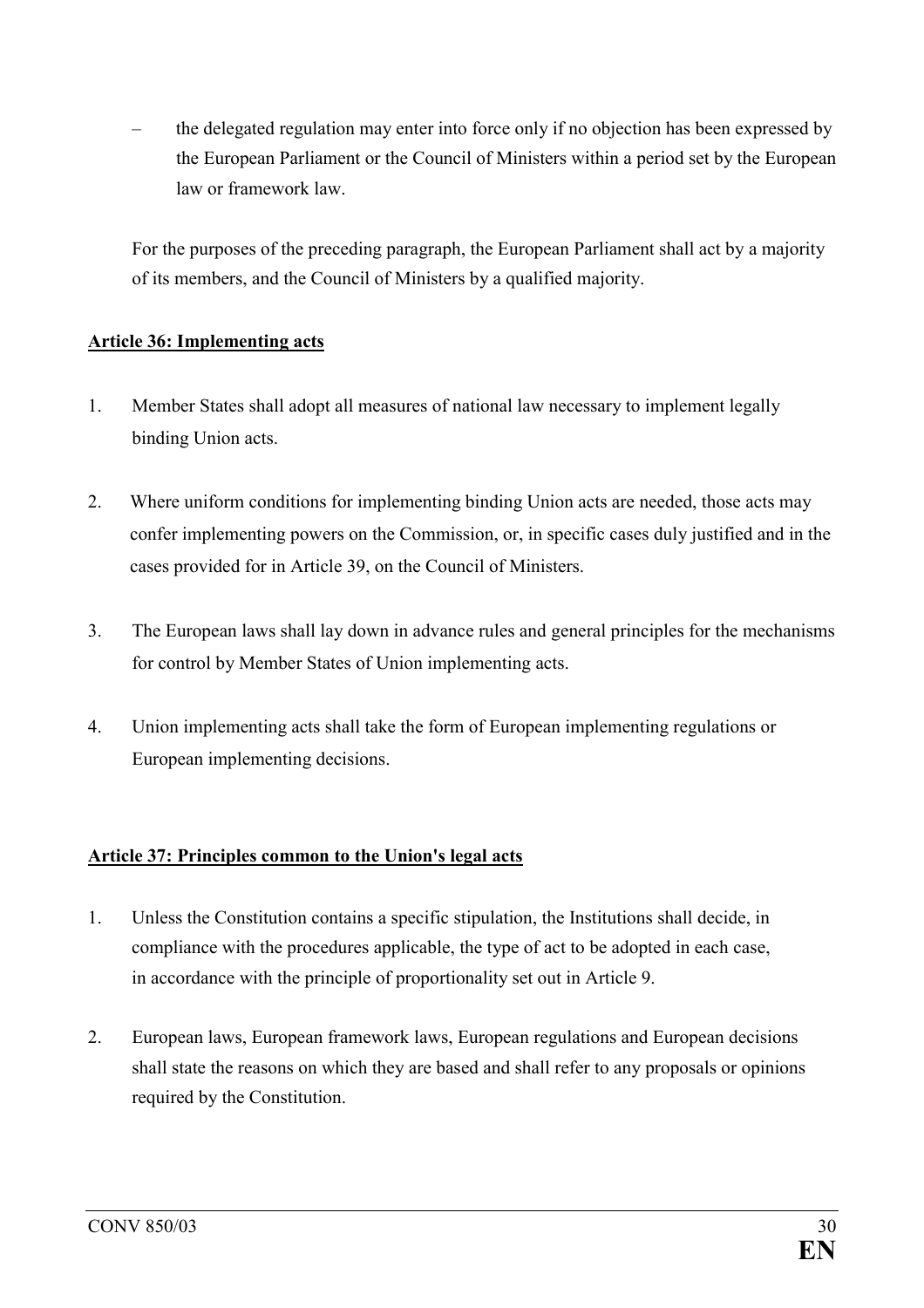– the delegated regulation may enter into force only if no objection has been expressed by the European Parliament or the Council of Ministers within a period set by the European law or framework law.

For the purposes of the preceding paragraph, the European Parliament shall act by a majority of its members, and the Council of Ministers by a qualified majority.

**Article 36: Implementing acts**

1. Member States shall adopt all measures of national law necessary to implement legally binding Union acts.

2. Where uniform conditions for implementing binding Union acts are needed, those acts may confer implementing powers on the Commission, or, in specific cases duly justified and in the cases provided for in Article 39, on the Council of Ministers.

3. The European laws shall lay down in advance rules and general principles for the mechanisms for control by Member States of Union implementing acts.

4. Union implementing acts shall take the form of European implementing regulations or European implementing decisions.

**Article 37: Principles common to the Union's legal acts**

1. Unless the Constitution contains a specific stipulation, the Institutions shall decide, in compliance with the procedures applicable, the type of act to be adopted in each case, in accordance with the principle of proportionality set out in Article 9.

2. European laws, European framework laws, European regulations and European decisions shall state the reasons on which they are based and shall refer to any proposals or opinions required by the Constitution.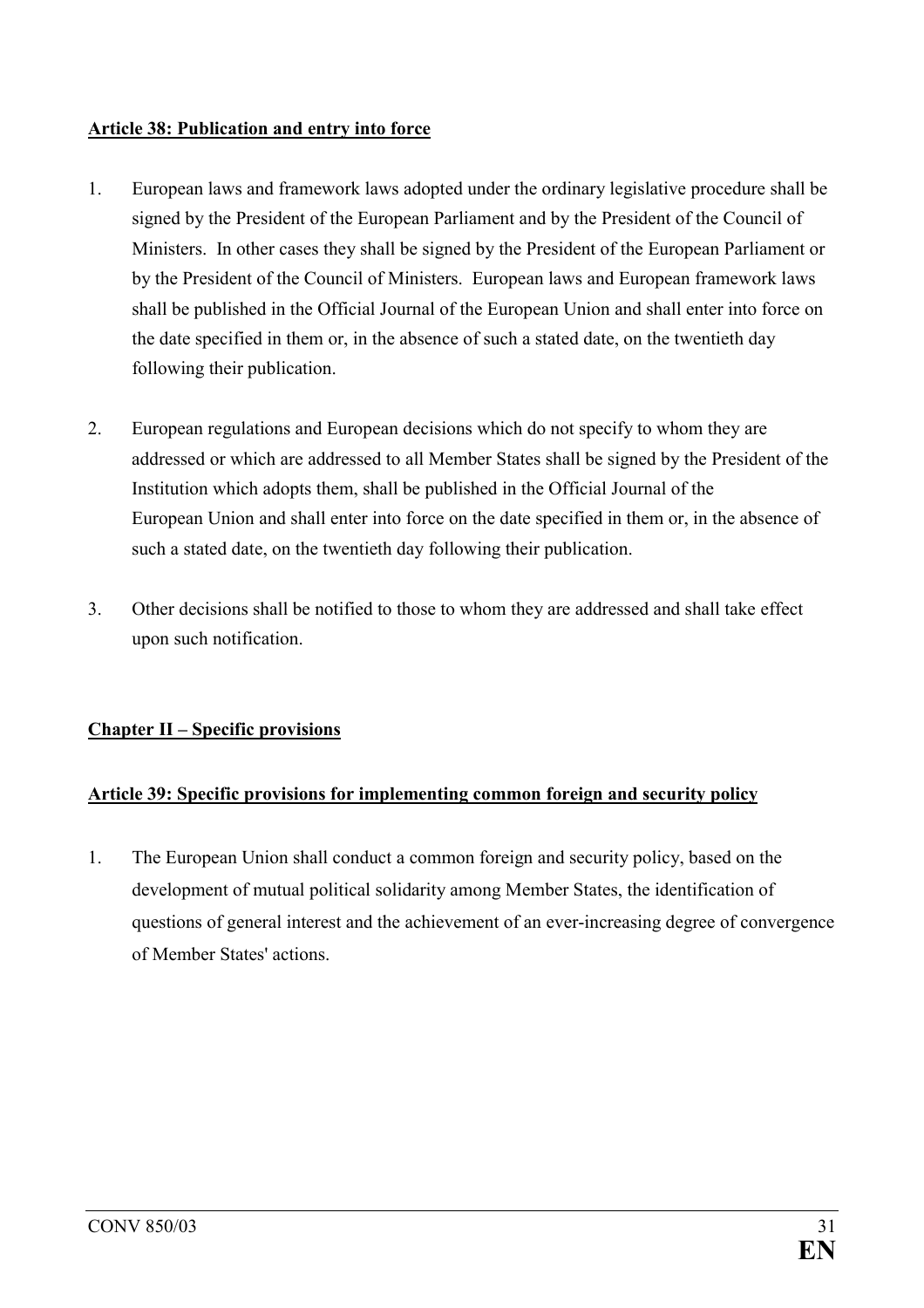**Article 38: Publication and entry into force**

1. European laws and framework laws adopted under the ordinary legislative procedure shall be signed by the President of the European Parliament and by the President of the Council of Ministers. In other cases they shall be signed by the President of the European Parliament or by the President of the Council of Ministers. European laws and European framework laws shall be published in the Official Journal of the European Union and shall enter into force on the date specified in them or, in the absence of such a stated date, on the twentieth day following their publication.

2. European regulations and European decisions which do not specify to whom they are addressed or which are addressed to all Member States shall be signed by the President of the Institution which adopts them, shall be published in the Official Journal of the European Union and shall enter into force on the date specified in them or, in the absence of such a stated date, on the twentieth day following their publication.

3. Other decisions shall be notified to those to whom they are addressed and shall take effect upon such notification.

**Chapter II – Specific provisions**

**Article 39: Specific provisions for implementing common foreign and security policy**

1. The European Union shall conduct a common foreign and security policy, based on the development of mutual political solidarity among Member States, the identification of questions of general interest and the achievement of an ever-increasing degree of convergence of Member States' actions.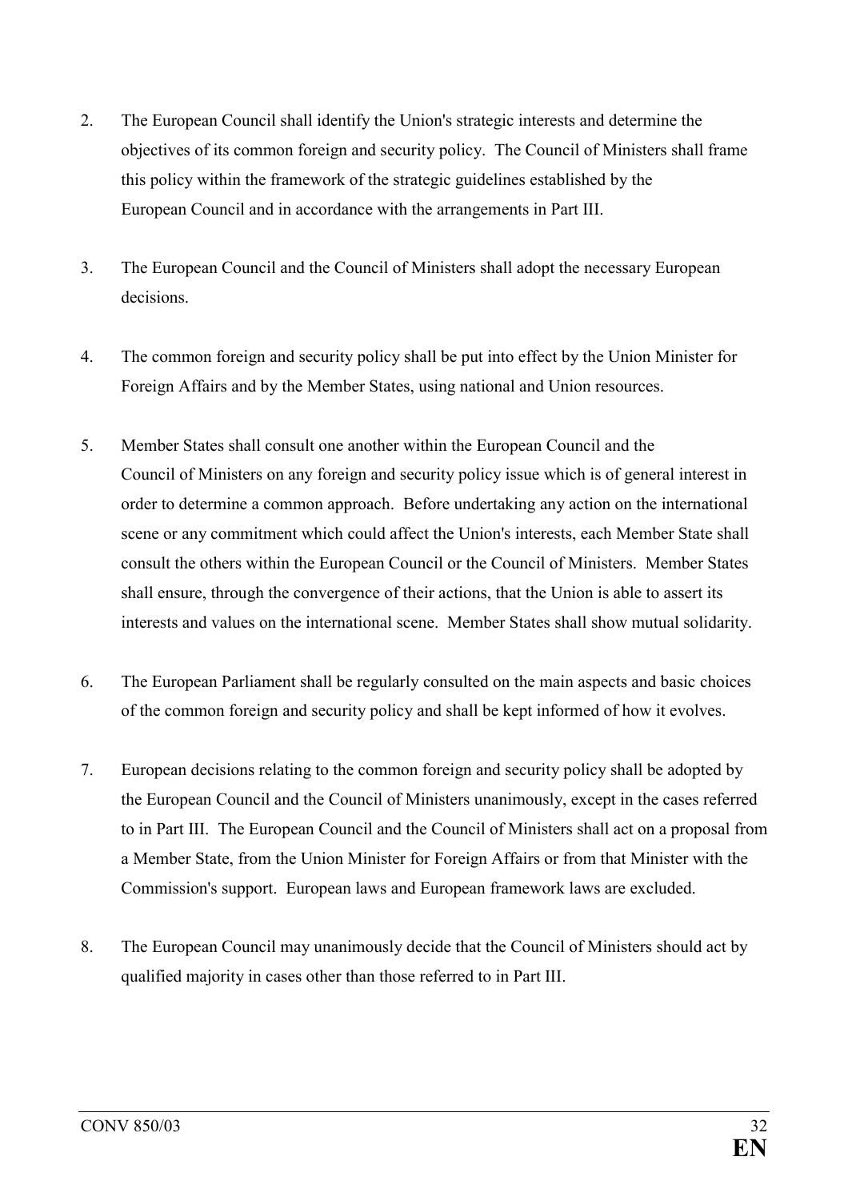2. The European Council shall identify the Union's strategic interests and determine the objectives of its common foreign and security policy. The Council of Ministers shall frame this policy within the framework of the strategic guidelines established by the European Council and in accordance with the arrangements in Part III.

3. The European Council and the Council of Ministers shall adopt the necessary European decisions.

4. The common foreign and security policy shall be put into effect by the Union Minister for Foreign Affairs and by the Member States, using national and Union resources.

5. Member States shall consult one another within the European Council and the Council of Ministers on any foreign and security policy issue which is of general interest in order to determine a common approach. Before undertaking any action on the international scene or any commitment which could affect the Union's interests, each Member State shall consult the others within the European Council or the Council of Ministers. Member States shall ensure, through the convergence of their actions, that the Union is able to assert its interests and values on the international scene. Member States shall show mutual solidarity.

6. The European Parliament shall be regularly consulted on the main aspects and basic choices of the common foreign and security policy and shall be kept informed of how it evolves.

7. European decisions relating to the common foreign and security policy shall be adopted by the European Council and the Council of Ministers unanimously, except in the cases referred to in Part III. The European Council and the Council of Ministers shall act on a proposal from a Member State, from the Union Minister for Foreign Affairs or from that Minister with the Commission's support. European laws and European framework laws are excluded.

8. The European Council may unanimously decide that the Council of Ministers should act by qualified majority in cases other than those referred to in Part III.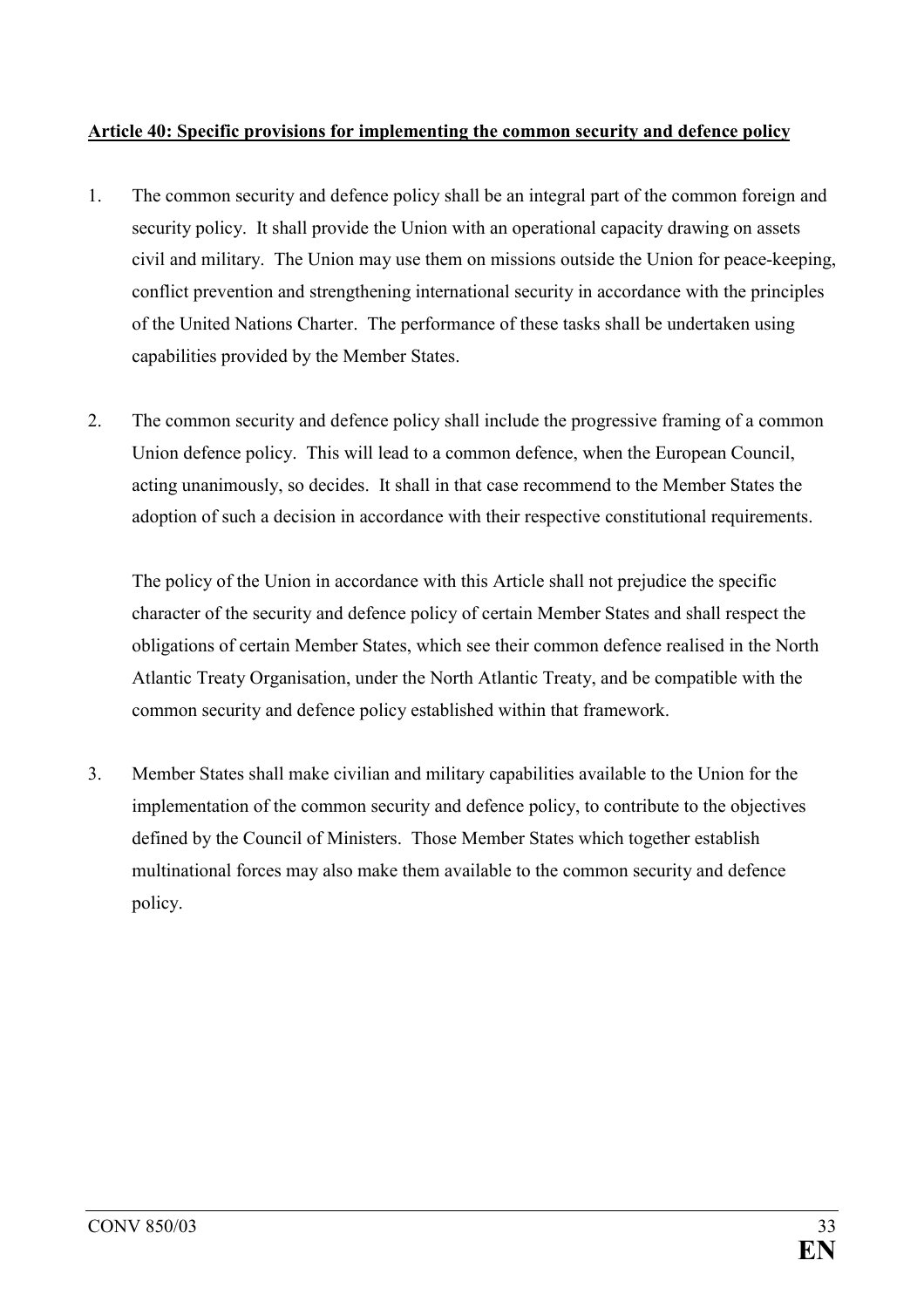**Article 40: Specific provisions for implementing the common security and defence policy**

1. The common security and defence policy shall be an integral part of the common foreign and security policy. It shall provide the Union with an operational capacity drawing on assets civil and military. The Union may use them on missions outside the Union for peace-keeping, conflict prevention and strengthening international security in accordance with the principles of the United Nations Charter. The performance of these tasks shall be undertaken using capabilities provided by the Member States.

2. The common security and defence policy shall include the progressive framing of a common Union defence policy. This will lead to a common defence, when the European Council, acting unanimously, so decides. It shall in that case recommend to the Member States the adoption of such a decision in accordance with their respective constitutional requirements.

   The policy of the Union in accordance with this Article shall not prejudice the specific character of the security and defence policy of certain Member States and shall respect the obligations of certain Member States, which see their common defence realised in the North Atlantic Treaty Organisation, under the North Atlantic Treaty, and be compatible with the common security and defence policy established within that framework.

3. Member States shall make civilian and military capabilities available to the Union for the implementation of the common security and defence policy, to contribute to the objectives defined by the Council of Ministers. Those Member States which together establish multinational forces may also make them available to the common security and defence policy.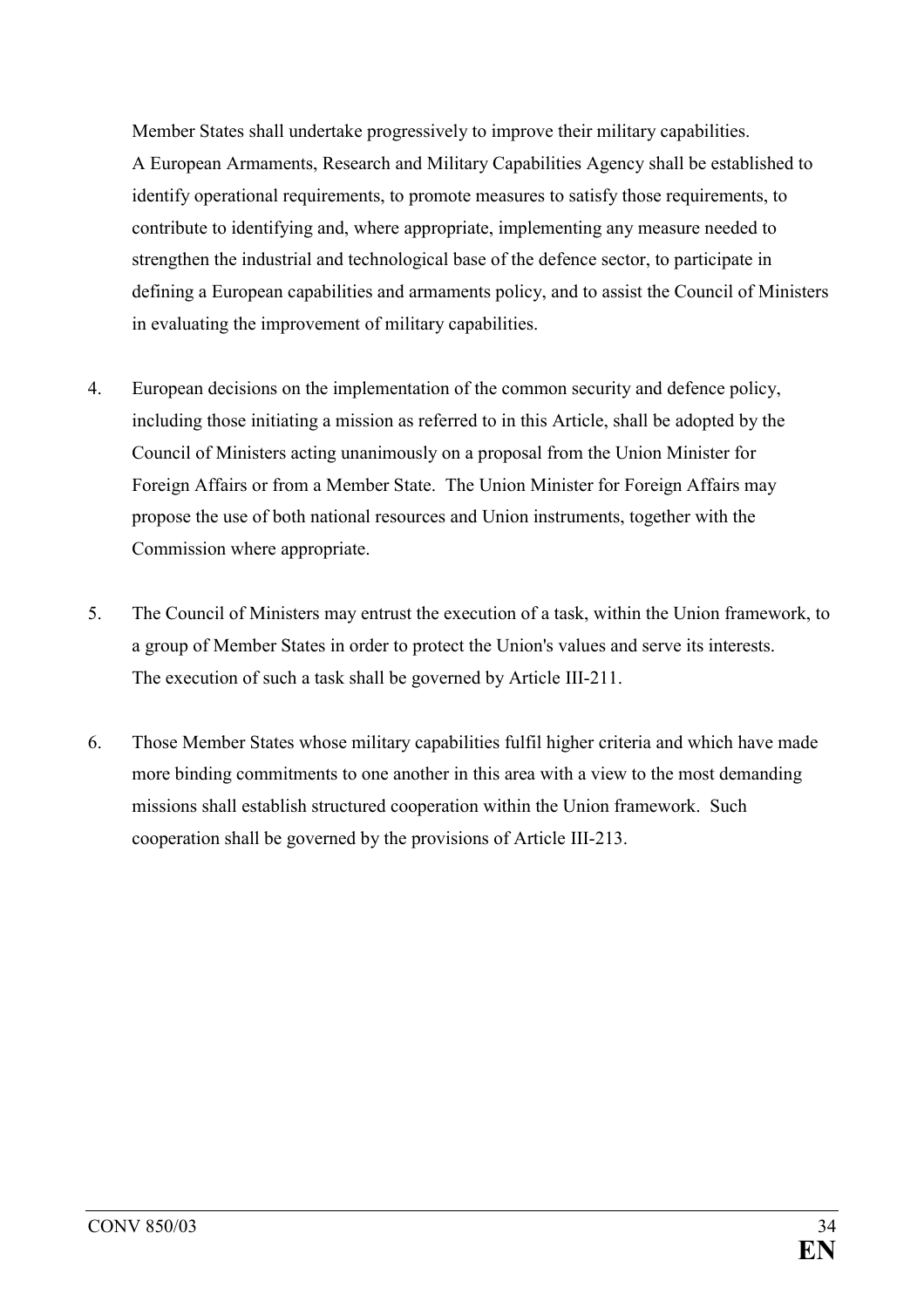Member States shall undertake progressively to improve their military capabilities. A European Armaments, Research and Military Capabilities Agency shall be established to identify operational requirements, to promote measures to satisfy those requirements, to contribute to identifying and, where appropriate, implementing any measure needed to strengthen the industrial and technological base of the defence sector, to participate in defining a European capabilities and armaments policy, and to assist the Council of Ministers in evaluating the improvement of military capabilities.

4. European decisions on the implementation of the common security and defence policy, including those initiating a mission as referred to in this Article, shall be adopted by the Council of Ministers acting unanimously on a proposal from the Union Minister for Foreign Affairs or from a Member State. The Union Minister for Foreign Affairs may propose the use of both national resources and Union instruments, together with the Commission where appropriate.

5. The Council of Ministers may entrust the execution of a task, within the Union framework, to a group of Member States in order to protect the Union's values and serve its interests. The execution of such a task shall be governed by Article III-211.

6. Those Member States whose military capabilities fulfil higher criteria and which have made more binding commitments to one another in this area with a view to the most demanding missions shall establish structured cooperation within the Union framework. Such cooperation shall be governed by the provisions of Article III-213.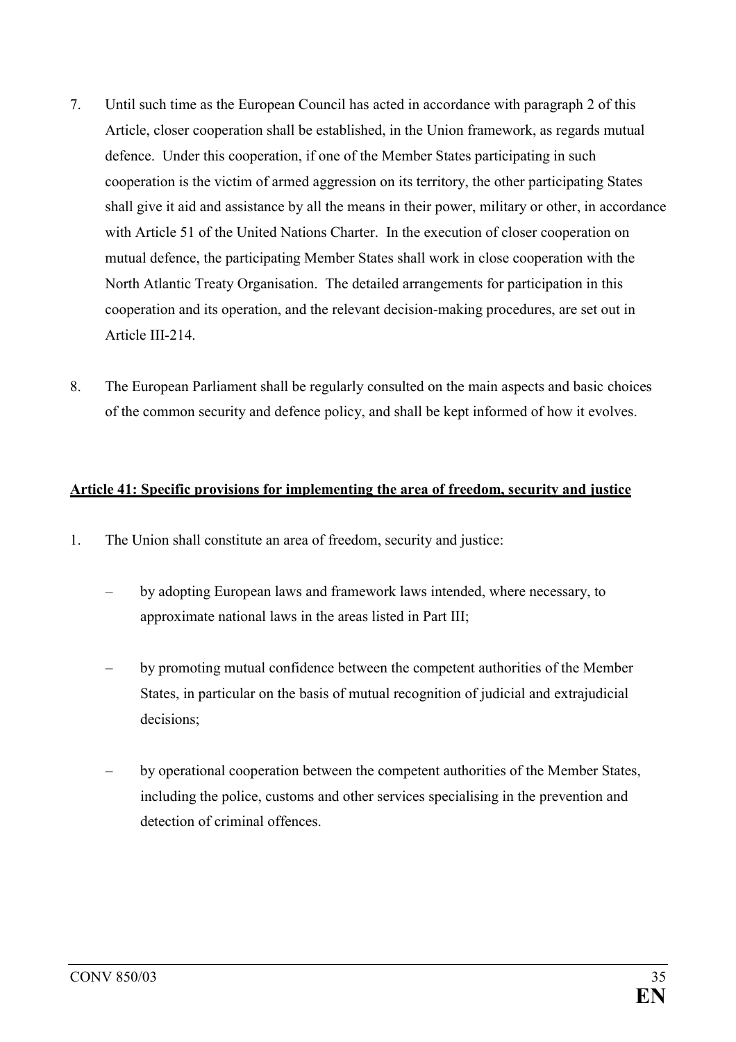7. Until such time as the European Council has acted in accordance with paragraph 2 of this Article, closer cooperation shall be established, in the Union framework, as regards mutual defence. Under this cooperation, if one of the Member States participating in such cooperation is the victim of armed aggression on its territory, the other participating States shall give it aid and assistance by all the means in their power, military or other, in accordance with Article 51 of the United Nations Charter. In the execution of closer cooperation on mutual defence, the participating Member States shall work in close cooperation with the North Atlantic Treaty Organisation. The detailed arrangements for participation in this cooperation and its operation, and the relevant decision-making procedures, are set out in Article III-214.

8. The European Parliament shall be regularly consulted on the main aspects and basic choices of the common security and defence policy, and shall be kept informed of how it evolves.

**Article 41: Specific provisions for implementing the area of freedom, security and justice**

1. The Union shall constitute an area of freedom, security and justice:

   – by adopting European laws and framework laws intended, where necessary, to approximate national laws in the areas listed in Part III;

   – by promoting mutual confidence between the competent authorities of the Member States, in particular on the basis of mutual recognition of judicial and extrajudicial decisions;

   – by operational cooperation between the competent authorities of the Member States, including the police, customs and other services specialising in the prevention and detection of criminal offences.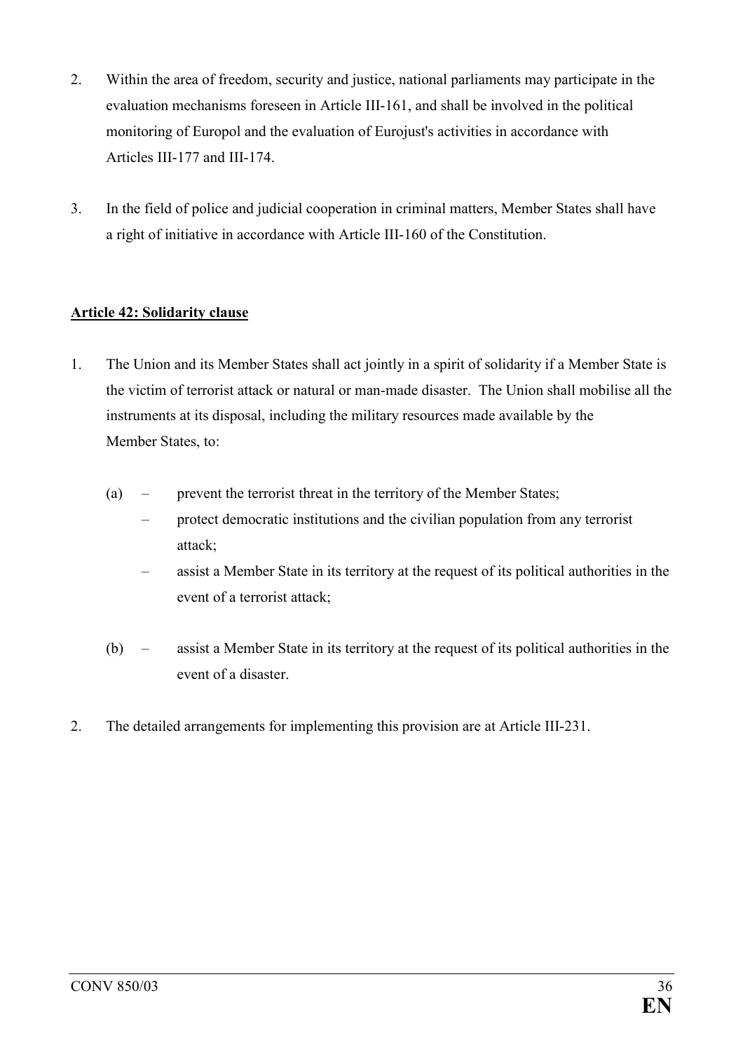2. Within the area of freedom, security and justice, national parliaments may participate in the evaluation mechanisms foreseen in Article III-161, and shall be involved in the political monitoring of Europol and the evaluation of Eurojust's activities in accordance with Articles III-177 and III-174.

3. In the field of police and judicial cooperation in criminal matters, Member States shall have a right of initiative in accordance with Article III-160 of the Constitution.

**Article 42: Solidarity clause**

1. The Union and its Member States shall act jointly in a spirit of solidarity if a Member State is the victim of terrorist attack or natural or man-made disaster. The Union shall mobilise all the instruments at its disposal, including the military resources made available by the Member States, to:

   (a) – prevent the terrorist threat in the territory of the Member States;
   – protect democratic institutions and the civilian population from any terrorist attack;
   – assist a Member State in its territory at the request of its political authorities in the event of a terrorist attack;

   (b) – assist a Member State in its territory at the request of its political authorities in the event of a disaster.

2. The detailed arrangements for implementing this provision are at Article III-231.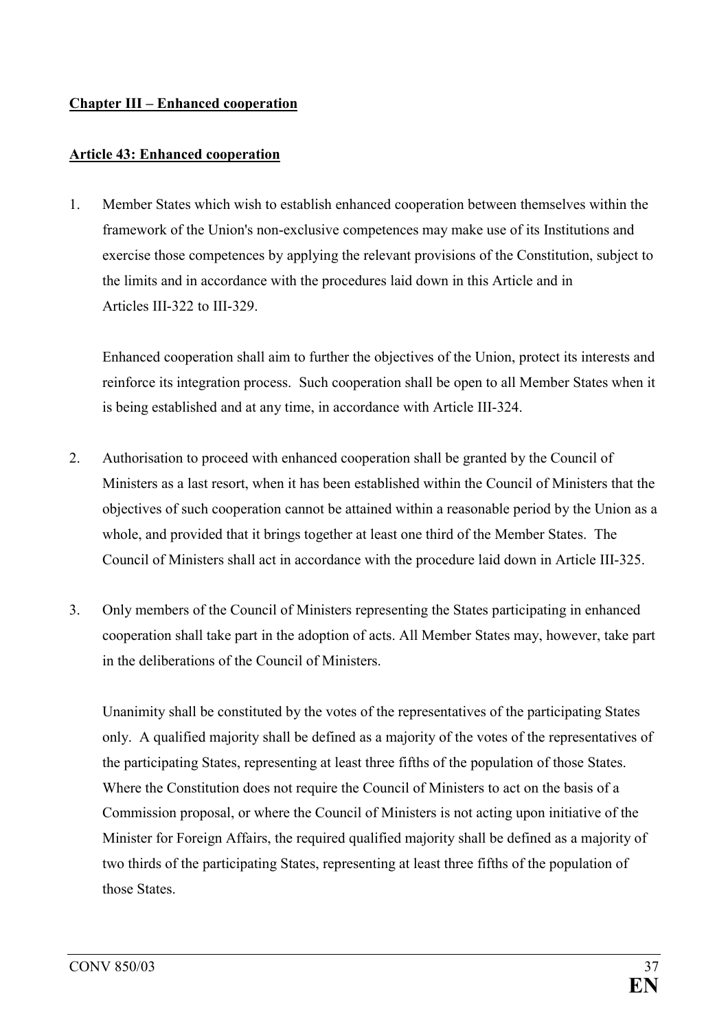## Chapter III – Enhanced cooperation

### Article 43: Enhanced cooperation

1. Member States which wish to establish enhanced cooperation between themselves within the framework of the Union's non-exclusive competences may make use of its Institutions and exercise those competences by applying the relevant provisions of the Constitution, subject to the limits and in accordance with the procedures laid down in this Article and in Articles III-322 to III-329.

   Enhanced cooperation shall aim to further the objectives of the Union, protect its interests and reinforce its integration process. Such cooperation shall be open to all Member States when it is being established and at any time, in accordance with Article III-324.

2. Authorisation to proceed with enhanced cooperation shall be granted by the Council of Ministers as a last resort, when it has been established within the Council of Ministers that the objectives of such cooperation cannot be attained within a reasonable period by the Union as a whole, and provided that it brings together at least one third of the Member States. The Council of Ministers shall act in accordance with the procedure laid down in Article III-325.

3. Only members of the Council of Ministers representing the States participating in enhanced cooperation shall take part in the adoption of acts. All Member States may, however, take part in the deliberations of the Council of Ministers.

   Unanimity shall be constituted by the votes of the representatives of the participating States only. A qualified majority shall be defined as a majority of the votes of the representatives of the participating States, representing at least three fifths of the population of those States. Where the Constitution does not require the Council of Ministers to act on the basis of a Commission proposal, or where the Council of Ministers is not acting upon initiative of the Minister for Foreign Affairs, the required qualified majority shall be defined as a majority of two thirds of the participating States, representing at least three fifths of the population of those States.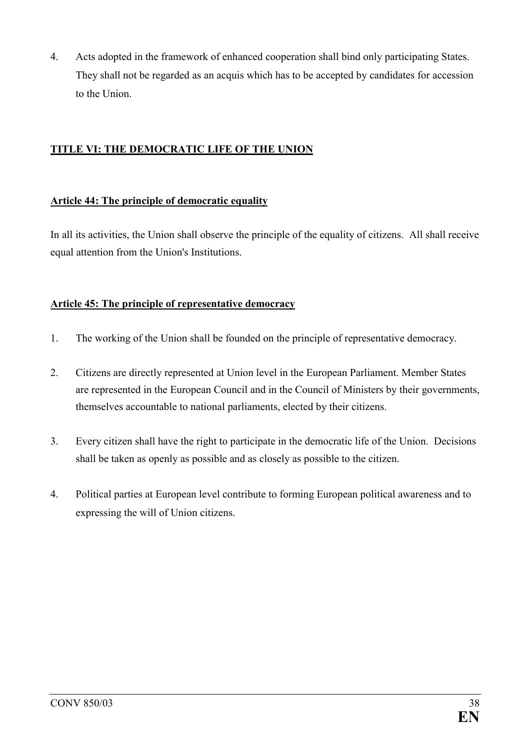4. Acts adopted in the framework of enhanced cooperation shall bind only participating States. They shall not be regarded as an acquis which has to be accepted by candidates for accession to the Union.

## TITLE VI: THE DEMOCRATIC LIFE OF THE UNION

### Article 44: The principle of democratic equality

In all its activities, the Union shall observe the principle of the equality of citizens. All shall receive equal attention from the Union's Institutions.

### Article 45: The principle of representative democracy

1. The working of the Union shall be founded on the principle of representative democracy.

2. Citizens are directly represented at Union level in the European Parliament. Member States are represented in the European Council and in the Council of Ministers by their governments, themselves accountable to national parliaments, elected by their citizens.

3. Every citizen shall have the right to participate in the democratic life of the Union. Decisions shall be taken as openly as possible and as closely as possible to the citizen.

4. Political parties at European level contribute to forming European political awareness and to expressing the will of Union citizens.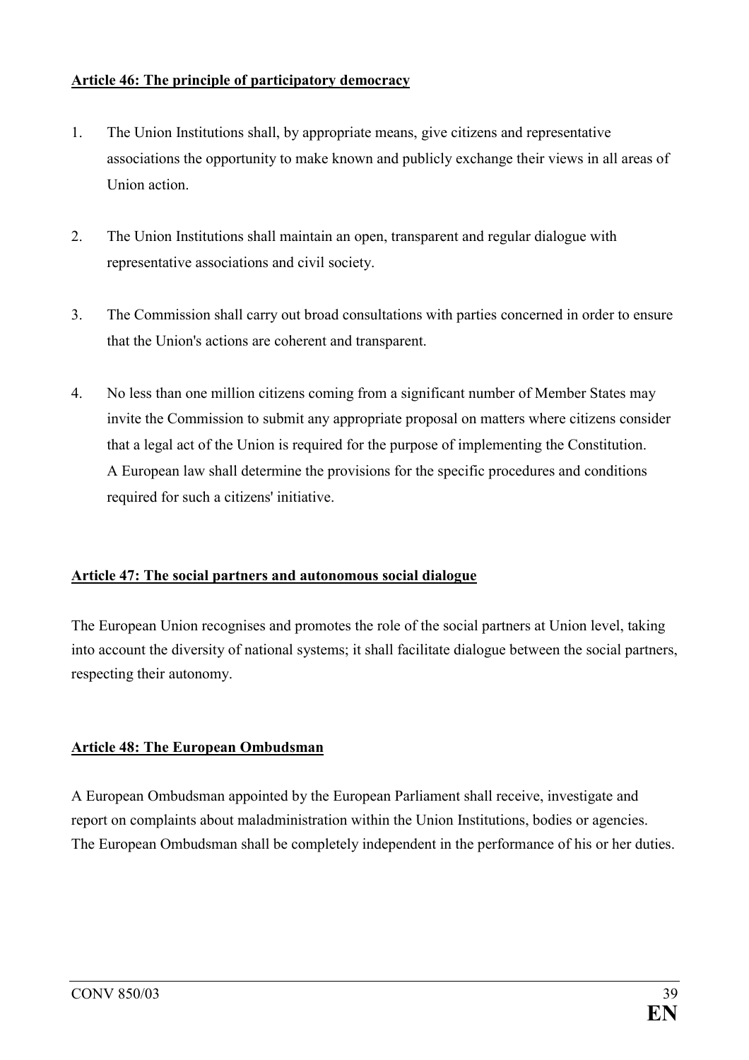**Article 46: The principle of participatory democracy**

1. The Union Institutions shall, by appropriate means, give citizens and representative associations the opportunity to make known and publicly exchange their views in all areas of Union action.

2. The Union Institutions shall maintain an open, transparent and regular dialogue with representative associations and civil society.

3. The Commission shall carry out broad consultations with parties concerned in order to ensure that the Union's actions are coherent and transparent.

4. No less than one million citizens coming from a significant number of Member States may invite the Commission to submit any appropriate proposal on matters where citizens consider that a legal act of the Union is required for the purpose of implementing the Constitution. A European law shall determine the provisions for the specific procedures and conditions required for such a citizens' initiative.

**Article 47: The social partners and autonomous social dialogue**

The European Union recognises and promotes the role of the social partners at Union level, taking into account the diversity of national systems; it shall facilitate dialogue between the social partners, respecting their autonomy.

**Article 48: The European Ombudsman**

A European Ombudsman appointed by the European Parliament shall receive, investigate and report on complaints about maladministration within the Union Institutions, bodies or agencies. The European Ombudsman shall be completely independent in the performance of his or her duties.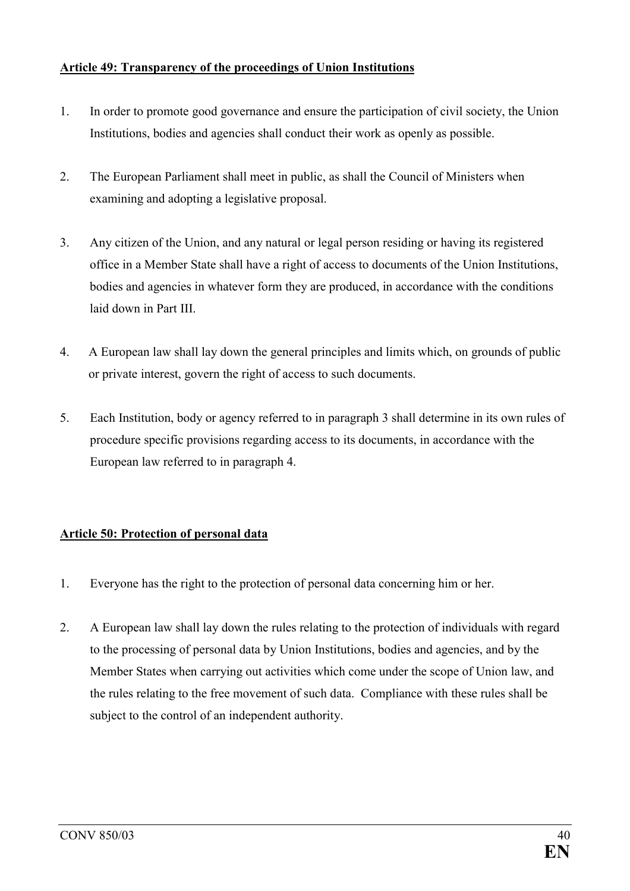**Article 49: Transparency of the proceedings of Union Institutions**

1. In order to promote good governance and ensure the participation of civil society, the Union Institutions, bodies and agencies shall conduct their work as openly as possible.

2. The European Parliament shall meet in public, as shall the Council of Ministers when examining and adopting a legislative proposal.

3. Any citizen of the Union, and any natural or legal person residing or having its registered office in a Member State shall have a right of access to documents of the Union Institutions, bodies and agencies in whatever form they are produced, in accordance with the conditions laid down in Part III.

4. A European law shall lay down the general principles and limits which, on grounds of public or private interest, govern the right of access to such documents.

5. Each Institution, body or agency referred to in paragraph 3 shall determine in its own rules of procedure specific provisions regarding access to its documents, in accordance with the European law referred to in paragraph 4.

**Article 50: Protection of personal data**

1. Everyone has the right to the protection of personal data concerning him or her.

2. A European law shall lay down the rules relating to the protection of individuals with regard to the processing of personal data by Union Institutions, bodies and agencies, and by the Member States when carrying out activities which come under the scope of Union law, and the rules relating to the free movement of such data. Compliance with these rules shall be subject to the control of an independent authority.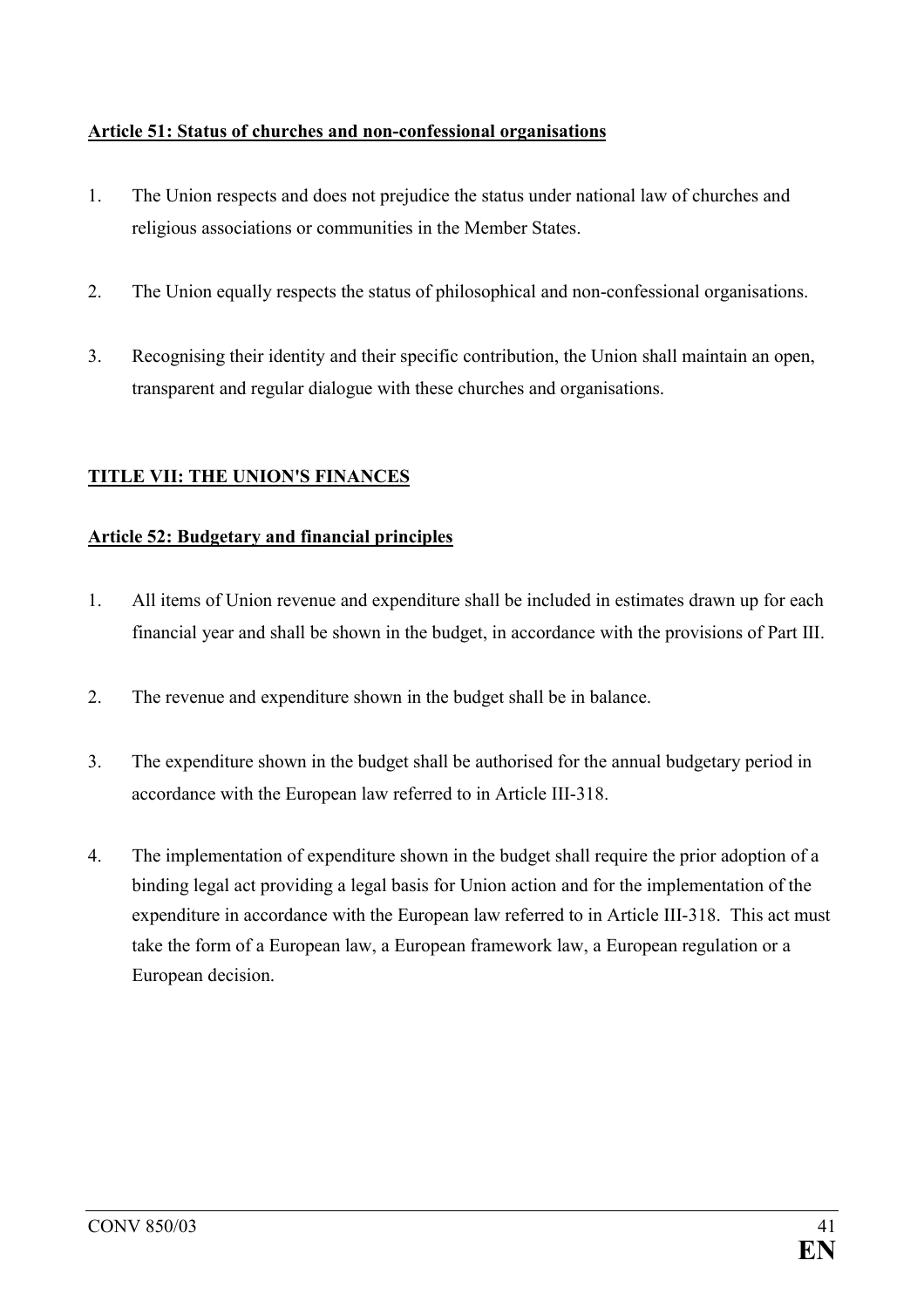**Article 51: Status of churches and non-confessional organisations**

1. The Union respects and does not prejudice the status under national law of churches and religious associations or communities in the Member States.

2. The Union equally respects the status of philosophical and non-confessional organisations.

3. Recognising their identity and their specific contribution, the Union shall maintain an open, transparent and regular dialogue with these churches and organisations.

## TITLE VII: THE UNION'S FINANCES

**Article 52: Budgetary and financial principles**

1. All items of Union revenue and expenditure shall be included in estimates drawn up for each financial year and shall be shown in the budget, in accordance with the provisions of Part III.

2. The revenue and expenditure shown in the budget shall be in balance.

3. The expenditure shown in the budget shall be authorised for the annual budgetary period in accordance with the European law referred to in Article III-318.

4. The implementation of expenditure shown in the budget shall require the prior adoption of a binding legal act providing a legal basis for Union action and for the implementation of the expenditure in accordance with the European law referred to in Article III-318. This act must take the form of a European law, a European framework law, a European regulation or a European decision.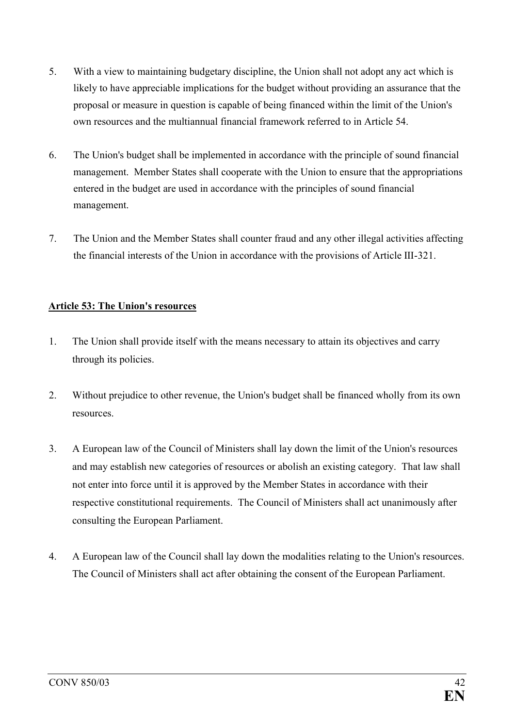5. With a view to maintaining budgetary discipline, the Union shall not adopt any act which is likely to have appreciable implications for the budget without providing an assurance that the proposal or measure in question is capable of being financed within the limit of the Union's own resources and the multiannual financial framework referred to in Article 54.

6. The Union's budget shall be implemented in accordance with the principle of sound financial management. Member States shall cooperate with the Union to ensure that the appropriations entered in the budget are used in accordance with the principles of sound financial management.

7. The Union and the Member States shall counter fraud and any other illegal activities affecting the financial interests of the Union in accordance with the provisions of Article III-321.

**Article 53: The Union's resources**

1. The Union shall provide itself with the means necessary to attain its objectives and carry through its policies.

2. Without prejudice to other revenue, the Union's budget shall be financed wholly from its own resources.

3. A European law of the Council of Ministers shall lay down the limit of the Union's resources and may establish new categories of resources or abolish an existing category. That law shall not enter into force until it is approved by the Member States in accordance with their respective constitutional requirements. The Council of Ministers shall act unanimously after consulting the European Parliament.

4. A European law of the Council shall lay down the modalities relating to the Union's resources. The Council of Ministers shall act after obtaining the consent of the European Parliament.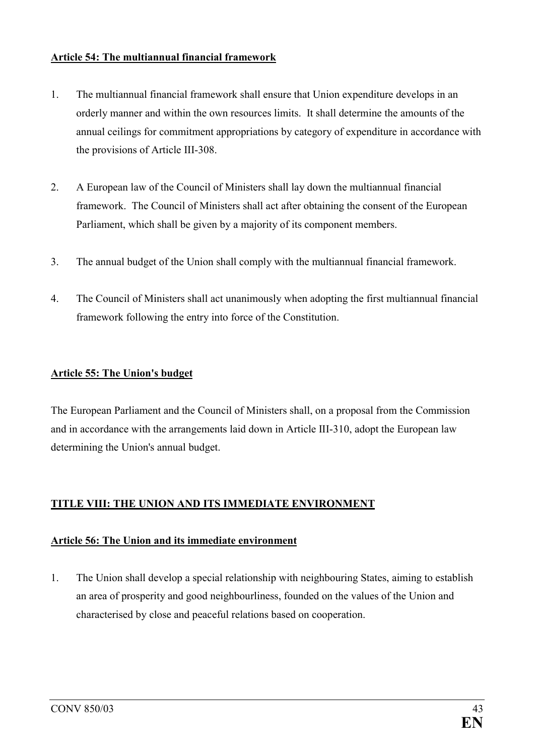**Article 54: The multiannual financial framework**

1. The multiannual financial framework shall ensure that Union expenditure develops in an orderly manner and within the own resources limits. It shall determine the amounts of the annual ceilings for commitment appropriations by category of expenditure in accordance with the provisions of Article III-308.

2. A European law of the Council of Ministers shall lay down the multiannual financial framework. The Council of Ministers shall act after obtaining the consent of the European Parliament, which shall be given by a majority of its component members.

3. The annual budget of the Union shall comply with the multiannual financial framework.

4. The Council of Ministers shall act unanimously when adopting the first multiannual financial framework following the entry into force of the Constitution.

**Article 55: The Union's budget**

The European Parliament and the Council of Ministers shall, on a proposal from the Commission and in accordance with the arrangements laid down in Article III-310, adopt the European law determining the Union's annual budget.

**TITLE VIII: THE UNION AND ITS IMMEDIATE ENVIRONMENT**

**Article 56: The Union and its immediate environment**

1. The Union shall develop a special relationship with neighbouring States, aiming to establish an area of prosperity and good neighbourliness, founded on the values of the Union and characterised by close and peaceful relations based on cooperation.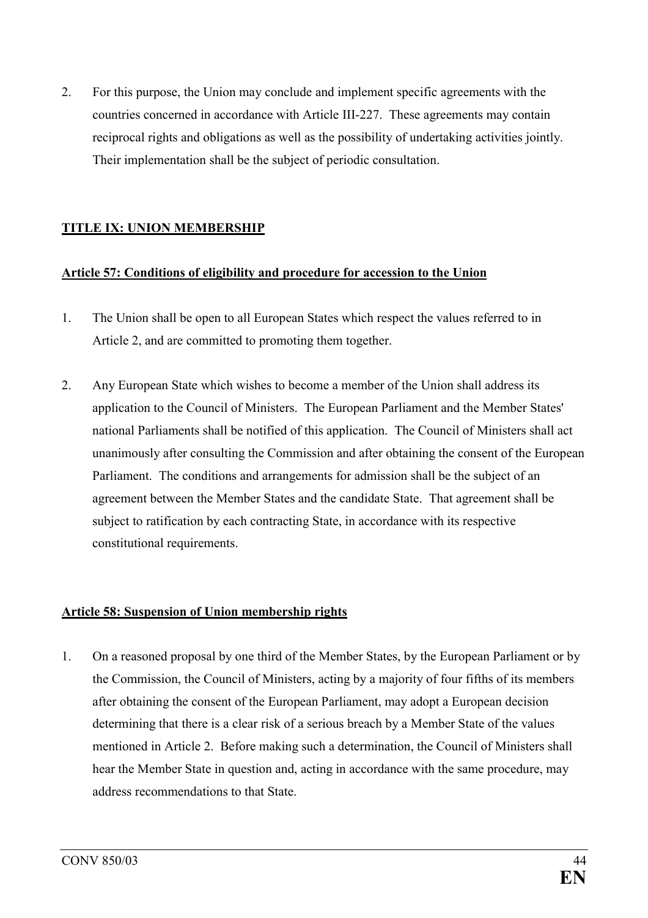2. For this purpose, the Union may conclude and implement specific agreements with the countries concerned in accordance with Article III-227. These agreements may contain reciprocal rights and obligations as well as the possibility of undertaking activities jointly. Their implementation shall be the subject of periodic consultation.

## TITLE IX: UNION MEMBERSHIP

### Article 57: Conditions of eligibility and procedure for accession to the Union

1. The Union shall be open to all European States which respect the values referred to in Article 2, and are committed to promoting them together.

2. Any European State which wishes to become a member of the Union shall address its application to the Council of Ministers. The European Parliament and the Member States' national Parliaments shall be notified of this application. The Council of Ministers shall act unanimously after consulting the Commission and after obtaining the consent of the European Parliament. The conditions and arrangements for admission shall be the subject of an agreement between the Member States and the candidate State. That agreement shall be subject to ratification by each contracting State, in accordance with its respective constitutional requirements.

### Article 58: Suspension of Union membership rights

1. On a reasoned proposal by one third of the Member States, by the European Parliament or by the Commission, the Council of Ministers, acting by a majority of four fifths of its members after obtaining the consent of the European Parliament, may adopt a European decision determining that there is a clear risk of a serious breach by a Member State of the values mentioned in Article 2. Before making such a determination, the Council of Ministers shall hear the Member State in question and, acting in accordance with the same procedure, may address recommendations to that State.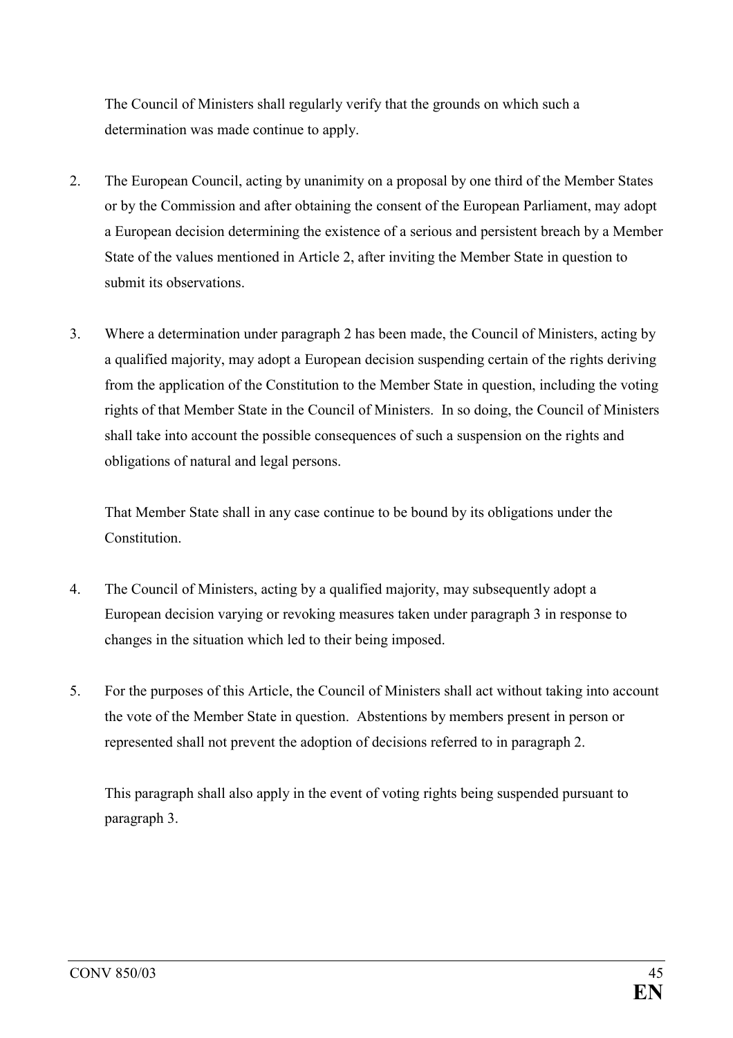The Council of Ministers shall regularly verify that the grounds on which such a determination was made continue to apply.

2. The European Council, acting by unanimity on a proposal by one third of the Member States or by the Commission and after obtaining the consent of the European Parliament, may adopt a European decision determining the existence of a serious and persistent breach by a Member State of the values mentioned in Article 2, after inviting the Member State in question to submit its observations.

3. Where a determination under paragraph 2 has been made, the Council of Ministers, acting by a qualified majority, may adopt a European decision suspending certain of the rights deriving from the application of the Constitution to the Member State in question, including the voting rights of that Member State in the Council of Ministers. In so doing, the Council of Ministers shall take into account the possible consequences of such a suspension on the rights and obligations of natural and legal persons.

   That Member State shall in any case continue to be bound by its obligations under the Constitution.

4. The Council of Ministers, acting by a qualified majority, may subsequently adopt a European decision varying or revoking measures taken under paragraph 3 in response to changes in the situation which led to their being imposed.

5. For the purposes of this Article, the Council of Ministers shall act without taking into account the vote of the Member State in question. Abstentions by members present in person or represented shall not prevent the adoption of decisions referred to in paragraph 2.

   This paragraph shall also apply in the event of voting rights being suspended pursuant to paragraph 3.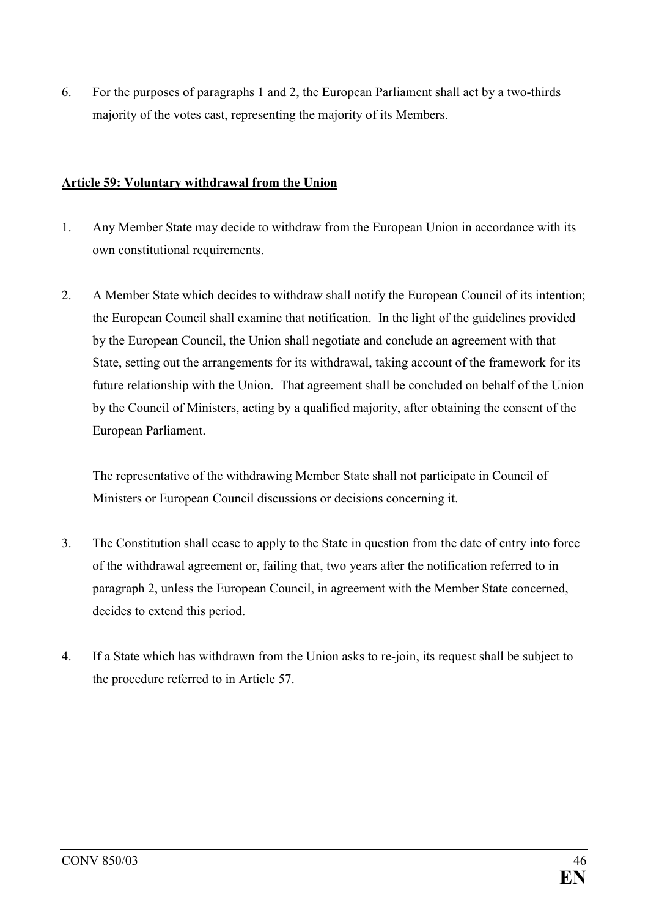6. For the purposes of paragraphs 1 and 2, the European Parliament shall act by a two-thirds majority of the votes cast, representing the majority of its Members.

**Article 59: Voluntary withdrawal from the Union**

1. Any Member State may decide to withdraw from the European Union in accordance with its own constitutional requirements.

2. A Member State which decides to withdraw shall notify the European Council of its intention; the European Council shall examine that notification. In the light of the guidelines provided by the European Council, the Union shall negotiate and conclude an agreement with that State, setting out the arrangements for its withdrawal, taking account of the framework for its future relationship with the Union. That agreement shall be concluded on behalf of the Union by the Council of Ministers, acting by a qualified majority, after obtaining the consent of the European Parliament.

   The representative of the withdrawing Member State shall not participate in Council of Ministers or European Council discussions or decisions concerning it.

3. The Constitution shall cease to apply to the State in question from the date of entry into force of the withdrawal agreement or, failing that, two years after the notification referred to in paragraph 2, unless the European Council, in agreement with the Member State concerned, decides to extend this period.

4. If a State which has withdrawn from the Union asks to re-join, its request shall be subject to the procedure referred to in Article 57.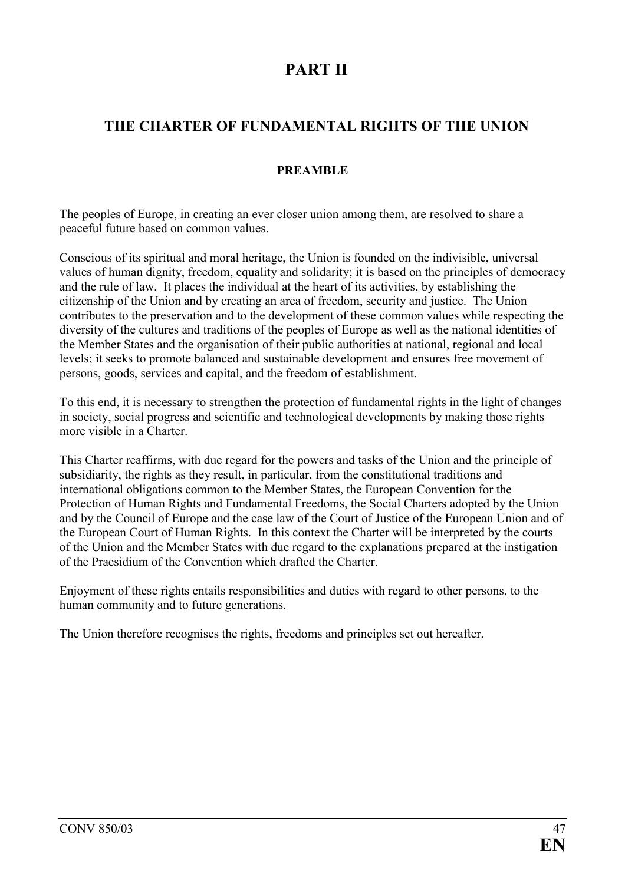# PART II

## THE CHARTER OF FUNDAMENTAL RIGHTS OF THE UNION

### PREAMBLE

The peoples of Europe, in creating an ever closer union among them, are resolved to share a peaceful future based on common values.

Conscious of its spiritual and moral heritage, the Union is founded on the indivisible, universal values of human dignity, freedom, equality and solidarity; it is based on the principles of democracy and the rule of law. It places the individual at the heart of its activities, by establishing the citizenship of the Union and by creating an area of freedom, security and justice. The Union contributes to the preservation and to the development of these common values while respecting the diversity of the cultures and traditions of the peoples of Europe as well as the national identities of the Member States and the organisation of their public authorities at national, regional and local levels; it seeks to promote balanced and sustainable development and ensures free movement of persons, goods, services and capital, and the freedom of establishment.

To this end, it is necessary to strengthen the protection of fundamental rights in the light of changes in society, social progress and scientific and technological developments by making those rights more visible in a Charter.

This Charter reaffirms, with due regard for the powers and tasks of the Union and the principle of subsidiarity, the rights as they result, in particular, from the constitutional traditions and international obligations common to the Member States, the European Convention for the Protection of Human Rights and Fundamental Freedoms, the Social Charters adopted by the Union and by the Council of Europe and the case law of the Court of Justice of the European Union and of the European Court of Human Rights. In this context the Charter will be interpreted by the courts of the Union and the Member States with due regard to the explanations prepared at the instigation of the Praesidium of the Convention which drafted the Charter.

Enjoyment of these rights entails responsibilities and duties with regard to other persons, to the human community and to future generations.

The Union therefore recognises the rights, freedoms and principles set out hereafter.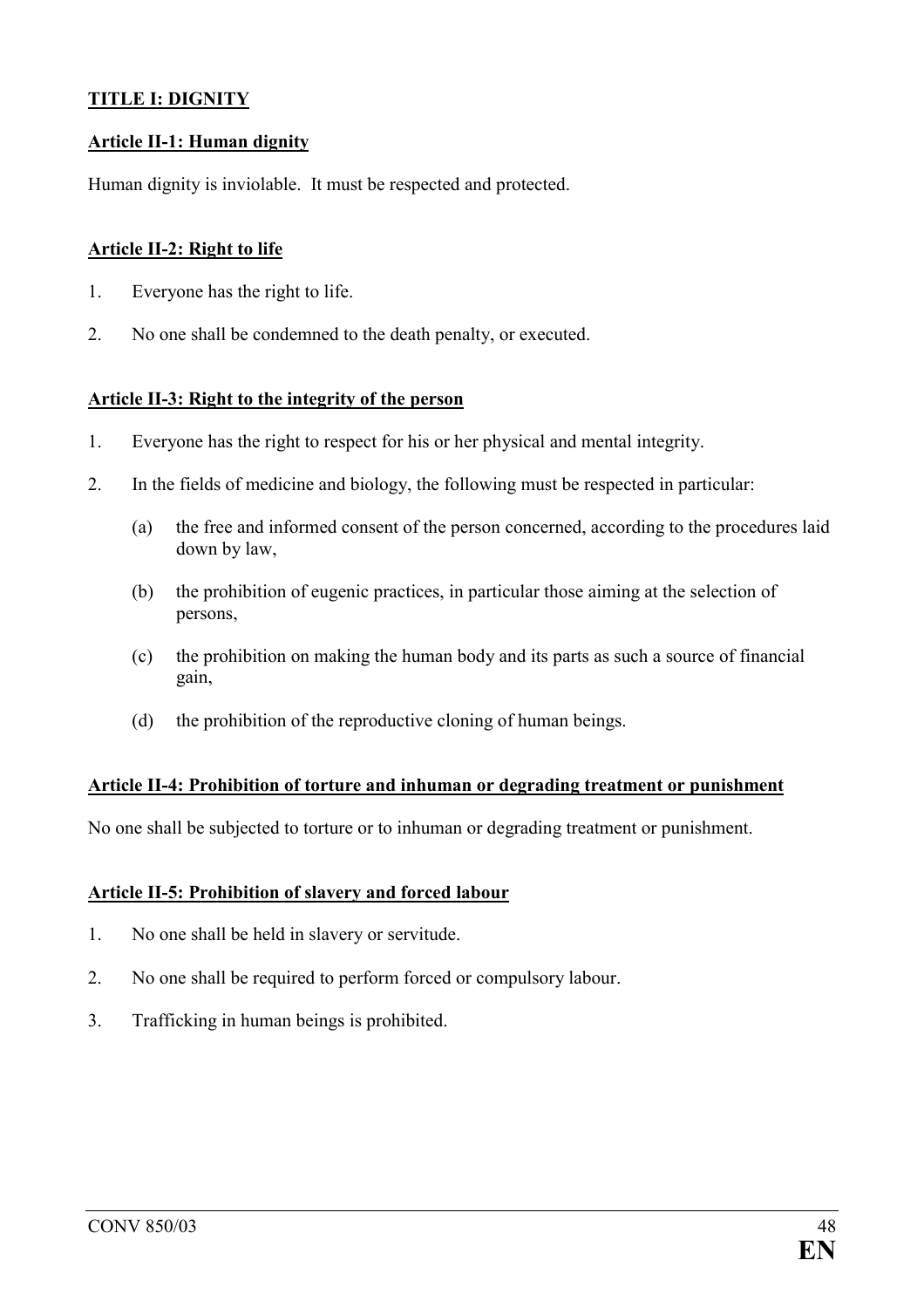## TITLE I: DIGNITY

### Article II-1: Human dignity

Human dignity is inviolable. It must be respected and protected.

### Article II-2: Right to life

1. Everyone has the right to life.
2. No one shall be condemned to the death penalty, or executed.

### Article II-3: Right to the integrity of the person

1. Everyone has the right to respect for his or her physical and mental integrity.
2. In the fields of medicine and biology, the following must be respected in particular:
   - (a) the free and informed consent of the person concerned, according to the procedures laid down by law,
   - (b) the prohibition of eugenic practices, in particular those aiming at the selection of persons,
   - (c) the prohibition on making the human body and its parts as such a source of financial gain,
   - (d) the prohibition of the reproductive cloning of human beings.

### Article II-4: Prohibition of torture and inhuman or degrading treatment or punishment

No one shall be subjected to torture or to inhuman or degrading treatment or punishment.

### Article II-5: Prohibition of slavery and forced labour

1. No one shall be held in slavery or servitude.
2. No one shall be required to perform forced or compulsory labour.
3. Trafficking in human beings is prohibited.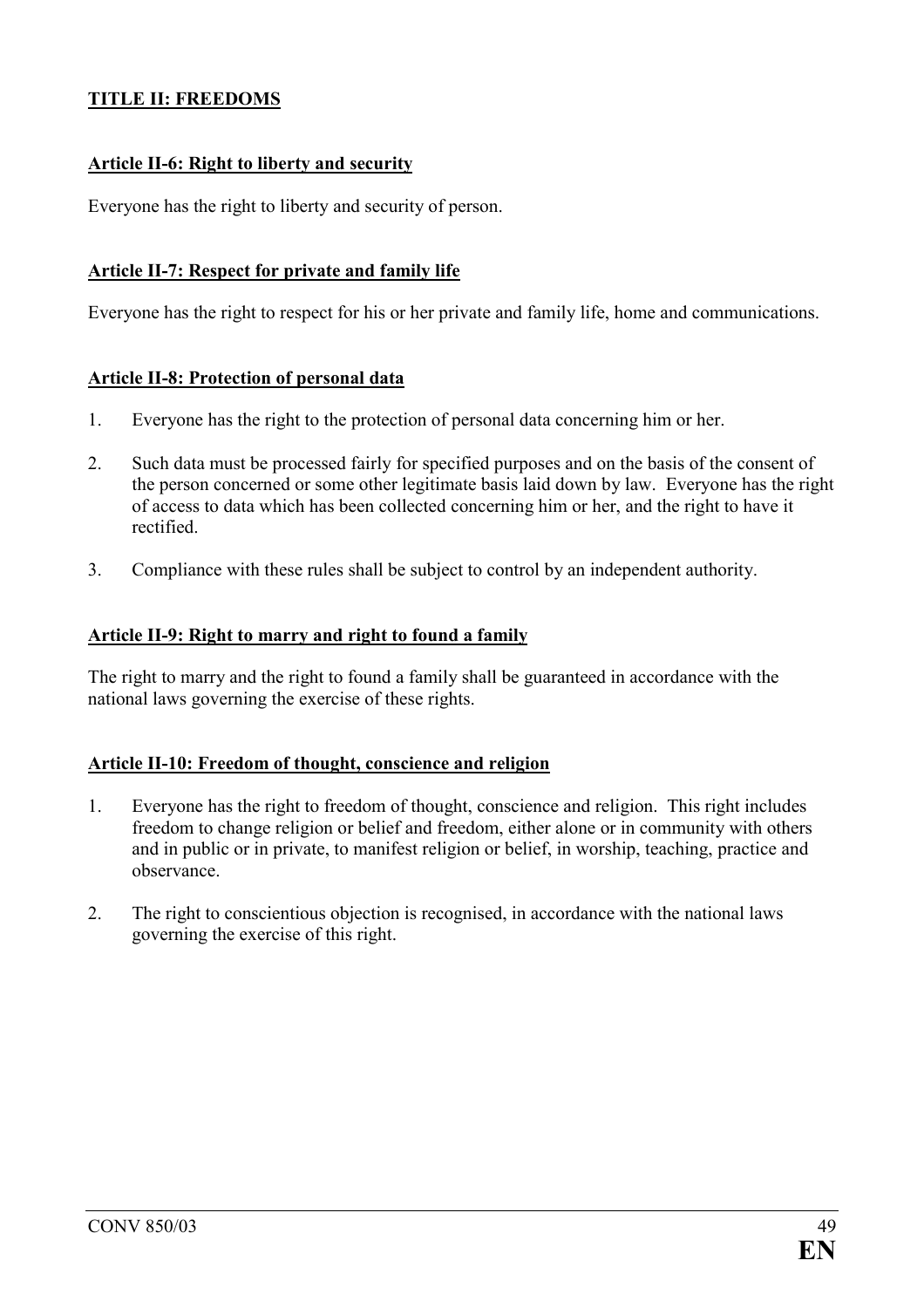## TITLE II: FREEDOMS

### Article II-6: Right to liberty and security

Everyone has the right to liberty and security of person.

### Article II-7: Respect for private and family life

Everyone has the right to respect for his or her private and family life, home and communications.

### Article II-8: Protection of personal data

1. Everyone has the right to the protection of personal data concerning him or her.
2. Such data must be processed fairly for specified purposes and on the basis of the consent of the person concerned or some other legitimate basis laid down by law. Everyone has the right of access to data which has been collected concerning him or her, and the right to have it rectified.
3. Compliance with these rules shall be subject to control by an independent authority.

### Article II-9: Right to marry and right to found a family

The right to marry and the right to found a family shall be guaranteed in accordance with the national laws governing the exercise of these rights.

### Article II-10: Freedom of thought, conscience and religion

1. Everyone has the right to freedom of thought, conscience and religion. This right includes freedom to change religion or belief and freedom, either alone or in community with others and in public or in private, to manifest religion or belief, in worship, teaching, practice and observance.
2. The right to conscientious objection is recognised, in accordance with the national laws governing the exercise of this right.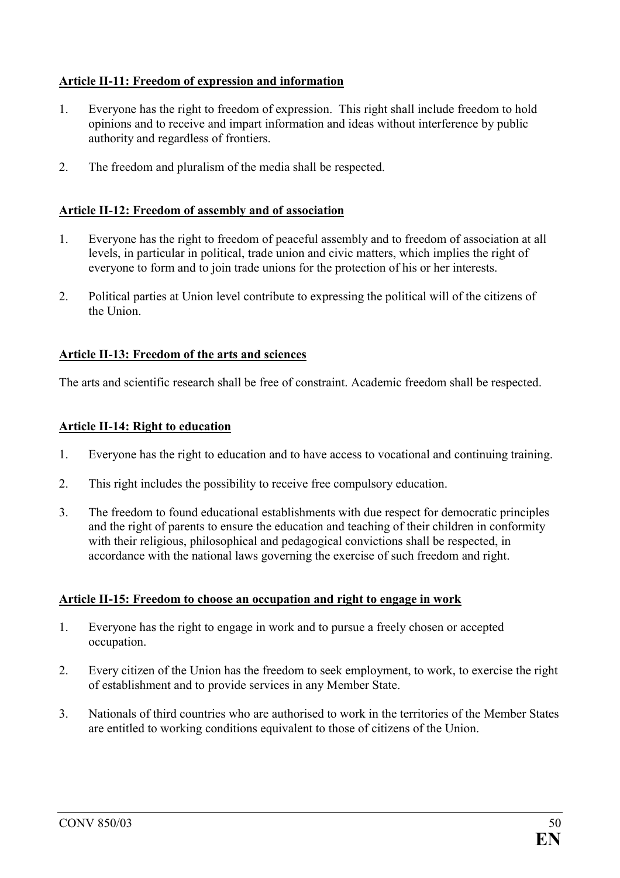**Article II-11: Freedom of expression and information**

1. Everyone has the right to freedom of expression. This right shall include freedom to hold opinions and to receive and impart information and ideas without interference by public authority and regardless of frontiers.

2. The freedom and pluralism of the media shall be respected.

**Article II-12: Freedom of assembly and of association**

1. Everyone has the right to freedom of peaceful assembly and to freedom of association at all levels, in particular in political, trade union and civic matters, which implies the right of everyone to form and to join trade unions for the protection of his or her interests.

2. Political parties at Union level contribute to expressing the political will of the citizens of the Union.

**Article II-13: Freedom of the arts and sciences**

The arts and scientific research shall be free of constraint. Academic freedom shall be respected.

**Article II-14: Right to education**

1. Everyone has the right to education and to have access to vocational and continuing training.

2. This right includes the possibility to receive free compulsory education.

3. The freedom to found educational establishments with due respect for democratic principles and the right of parents to ensure the education and teaching of their children in conformity with their religious, philosophical and pedagogical convictions shall be respected, in accordance with the national laws governing the exercise of such freedom and right.

**Article II-15: Freedom to choose an occupation and right to engage in work**

1. Everyone has the right to engage in work and to pursue a freely chosen or accepted occupation.

2. Every citizen of the Union has the freedom to seek employment, to work, to exercise the right of establishment and to provide services in any Member State.

3. Nationals of third countries who are authorised to work in the territories of the Member States are entitled to working conditions equivalent to those of citizens of the Union.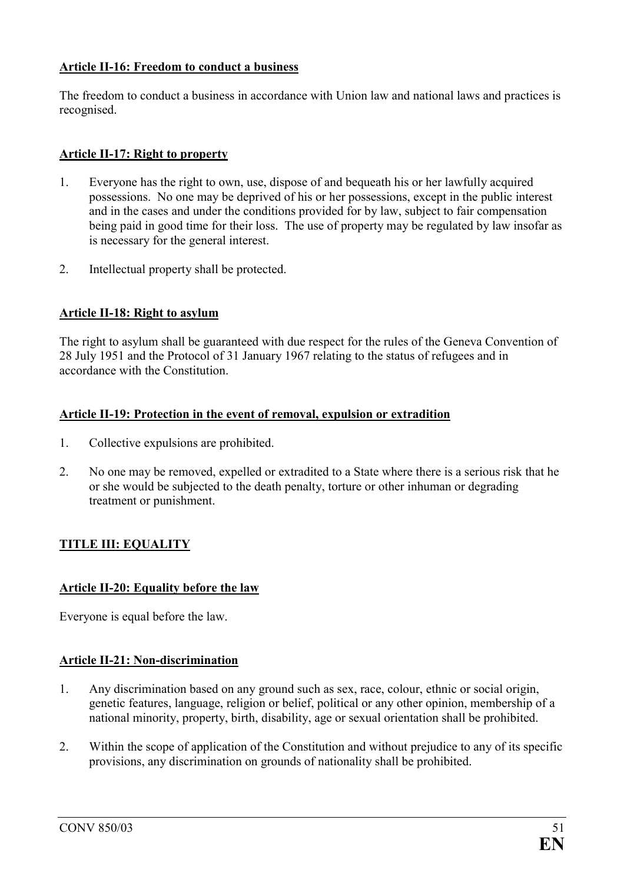**Article II-16: Freedom to conduct a business**

The freedom to conduct a business in accordance with Union law and national laws and practices is recognised.

**Article II-17: Right to property**

1. Everyone has the right to own, use, dispose of and bequeath his or her lawfully acquired possessions. No one may be deprived of his or her possessions, except in the public interest and in the cases and under the conditions provided for by law, subject to fair compensation being paid in good time for their loss. The use of property may be regulated by law insofar as is necessary for the general interest.

2. Intellectual property shall be protected.

**Article II-18: Right to asylum**

The right to asylum shall be guaranteed with due respect for the rules of the Geneva Convention of 28 July 1951 and the Protocol of 31 January 1967 relating to the status of refugees and in accordance with the Constitution.

**Article II-19: Protection in the event of removal, expulsion or extradition**

1. Collective expulsions are prohibited.

2. No one may be removed, expelled or extradited to a State where there is a serious risk that he or she would be subjected to the death penalty, torture or other inhuman or degrading treatment or punishment.

## TITLE III: EQUALITY

**Article II-20: Equality before the law**

Everyone is equal before the law.

**Article II-21: Non-discrimination**

1. Any discrimination based on any ground such as sex, race, colour, ethnic or social origin, genetic features, language, religion or belief, political or any other opinion, membership of a national minority, property, birth, disability, age or sexual orientation shall be prohibited.

2. Within the scope of application of the Constitution and without prejudice to any of its specific provisions, any discrimination on grounds of nationality shall be prohibited.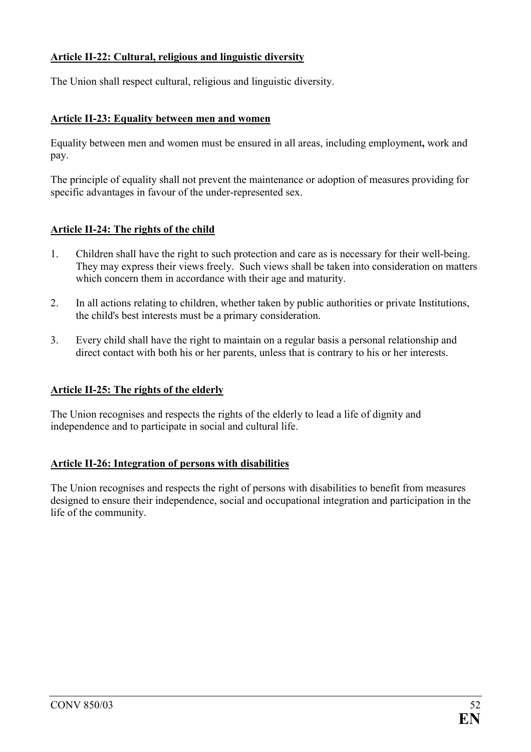**Article II-22: Cultural, religious and linguistic diversity**

The Union shall respect cultural, religious and linguistic diversity.

**Article II-23: Equality between men and women**

Equality between men and women must be ensured in all areas, including employment**,** work and pay.

The principle of equality shall not prevent the maintenance or adoption of measures providing for specific advantages in favour of the under-represented sex.

**Article II-24: The rights of the child**

1. Children shall have the right to such protection and care as is necessary for their well-being. They may express their views freely. Such views shall be taken into consideration on matters which concern them in accordance with their age and maturity.

2. In all actions relating to children, whether taken by public authorities or private Institutions, the child's best interests must be a primary consideration.

3. Every child shall have the right to maintain on a regular basis a personal relationship and direct contact with both his or her parents, unless that is contrary to his or her interests.

**Article II-25: The rights of the elderly**

The Union recognises and respects the rights of the elderly to lead a life of dignity and independence and to participate in social and cultural life.

**Article II-26: Integration of persons with disabilities**

The Union recognises and respects the right of persons with disabilities to benefit from measures designed to ensure their independence, social and occupational integration and participation in the life of the community.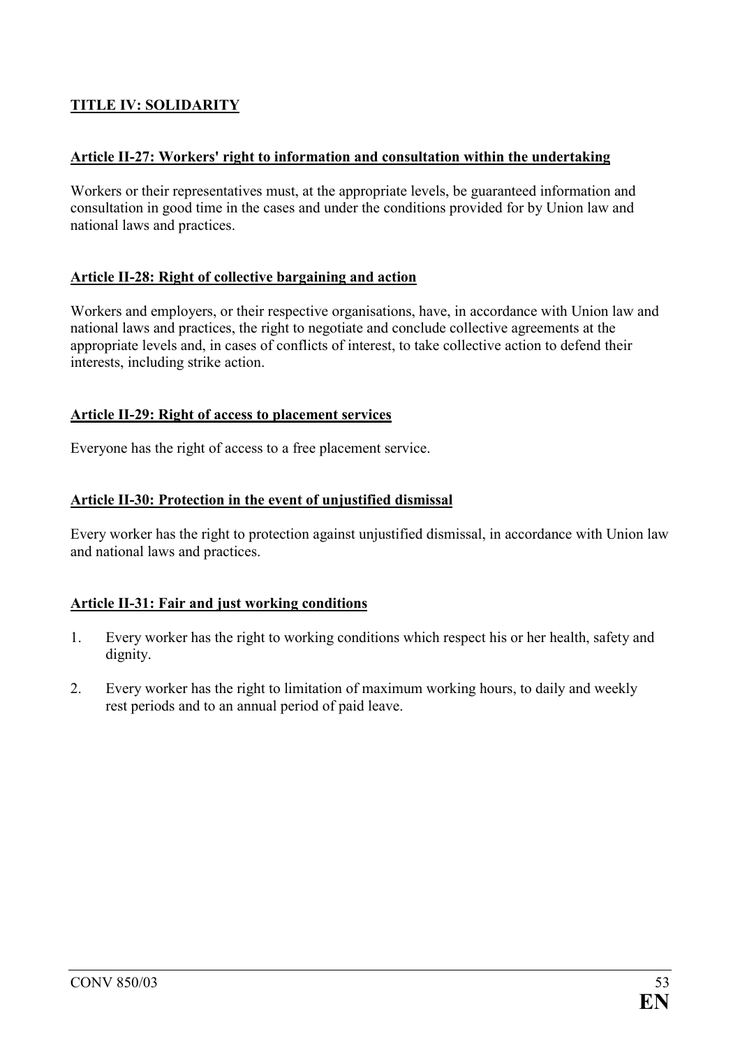## TITLE IV: SOLIDARITY

### Article II-27: Workers' right to information and consultation within the undertaking

Workers or their representatives must, at the appropriate levels, be guaranteed information and consultation in good time in the cases and under the conditions provided for by Union law and national laws and practices.

### Article II-28: Right of collective bargaining and action

Workers and employers, or their respective organisations, have, in accordance with Union law and national laws and practices, the right to negotiate and conclude collective agreements at the appropriate levels and, in cases of conflicts of interest, to take collective action to defend their interests, including strike action.

### Article II-29: Right of access to placement services

Everyone has the right of access to a free placement service.

### Article II-30: Protection in the event of unjustified dismissal

Every worker has the right to protection against unjustified dismissal, in accordance with Union law and national laws and practices.

### Article II-31: Fair and just working conditions

1. Every worker has the right to working conditions which respect his or her health, safety and dignity.
2. Every worker has the right to limitation of maximum working hours, to daily and weekly rest periods and to an annual period of paid leave.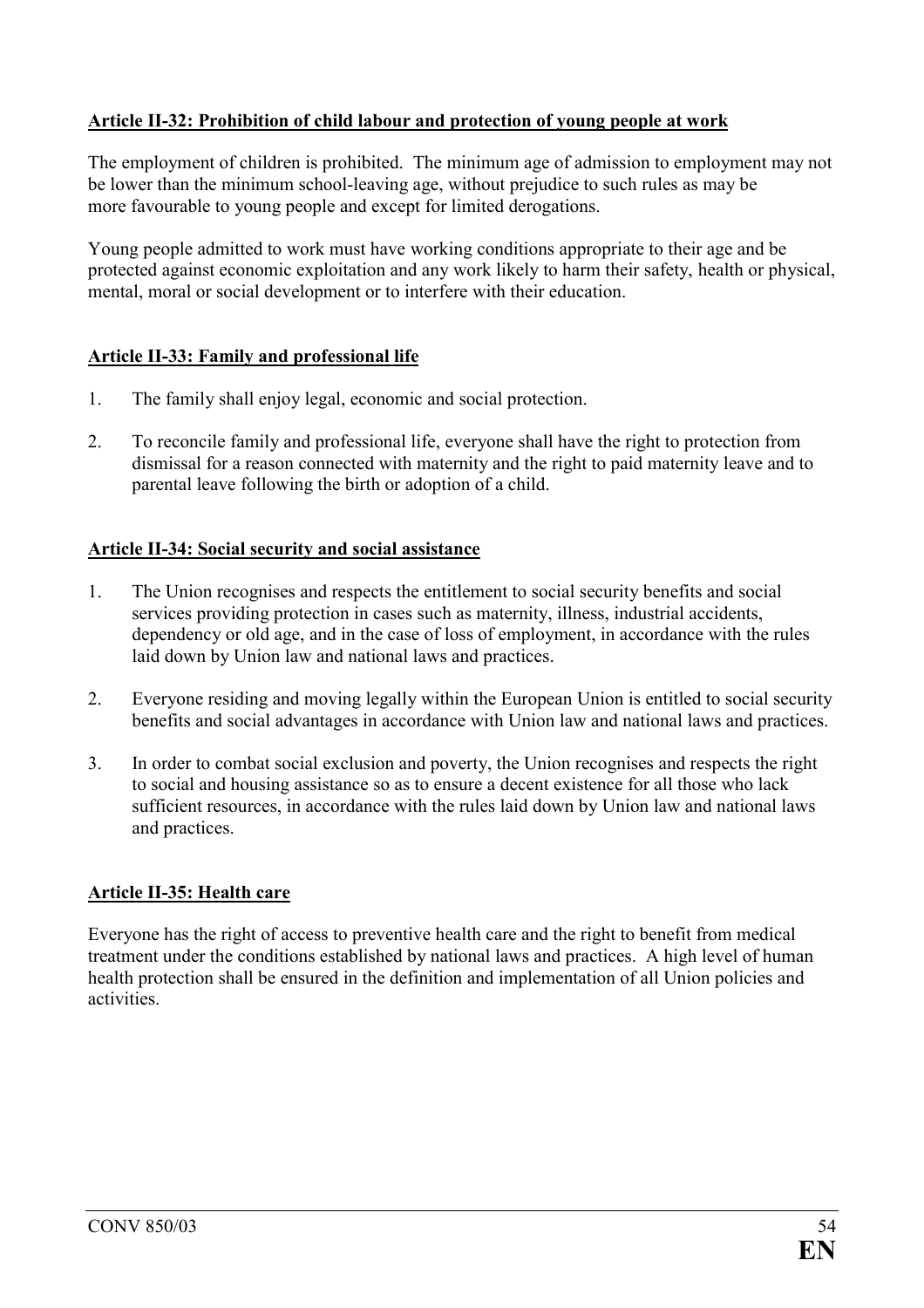**Article II-32: Prohibition of child labour and protection of young people at work**

The employment of children is prohibited. The minimum age of admission to employment may not be lower than the minimum school-leaving age, without prejudice to such rules as may be more favourable to young people and except for limited derogations.

Young people admitted to work must have working conditions appropriate to their age and be protected against economic exploitation and any work likely to harm their safety, health or physical, mental, moral or social development or to interfere with their education.

**Article II-33: Family and professional life**

1. The family shall enjoy legal, economic and social protection.

2. To reconcile family and professional life, everyone shall have the right to protection from dismissal for a reason connected with maternity and the right to paid maternity leave and to parental leave following the birth or adoption of a child.

**Article II-34: Social security and social assistance**

1. The Union recognises and respects the entitlement to social security benefits and social services providing protection in cases such as maternity, illness, industrial accidents, dependency or old age, and in the case of loss of employment, in accordance with the rules laid down by Union law and national laws and practices.

2. Everyone residing and moving legally within the European Union is entitled to social security benefits and social advantages in accordance with Union law and national laws and practices.

3. In order to combat social exclusion and poverty, the Union recognises and respects the right to social and housing assistance so as to ensure a decent existence for all those who lack sufficient resources, in accordance with the rules laid down by Union law and national laws and practices.

**Article II-35: Health care**

Everyone has the right of access to preventive health care and the right to benefit from medical treatment under the conditions established by national laws and practices. A high level of human health protection shall be ensured in the definition and implementation of all Union policies and activities.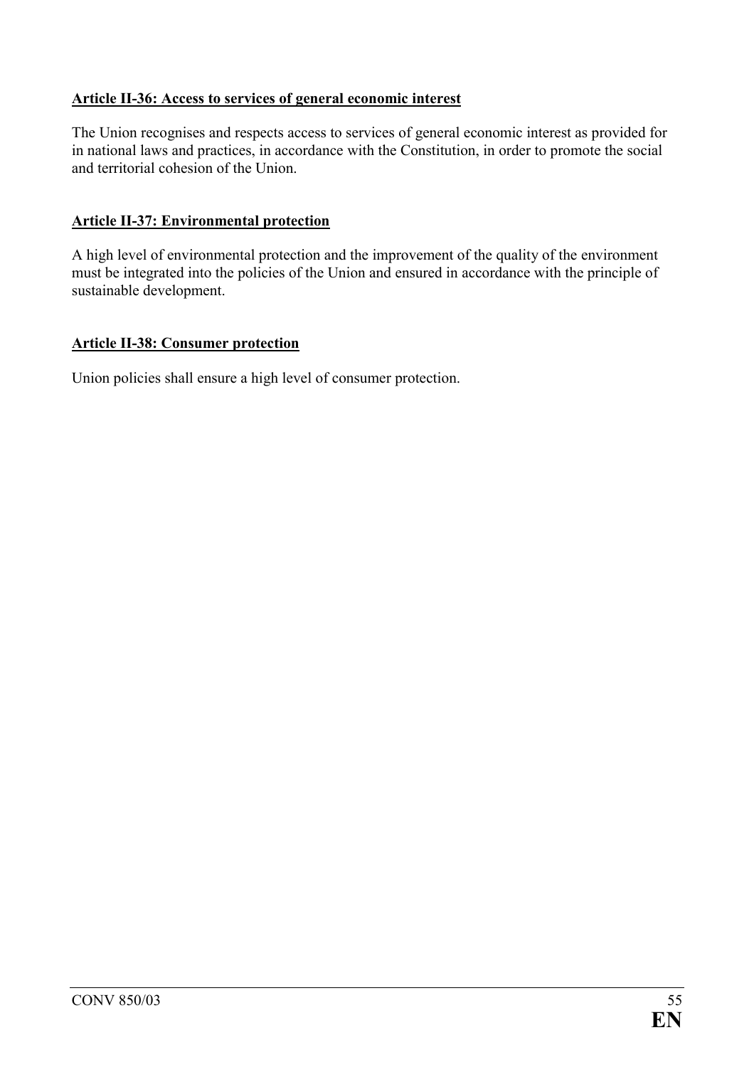**Article II-36: Access to services of general economic interest**

The Union recognises and respects access to services of general economic interest as provided for in national laws and practices, in accordance with the Constitution, in order to promote the social and territorial cohesion of the Union.

**Article II-37: Environmental protection**

A high level of environmental protection and the improvement of the quality of the environment must be integrated into the policies of the Union and ensured in accordance with the principle of sustainable development.

**Article II-38: Consumer protection**

Union policies shall ensure a high level of consumer protection.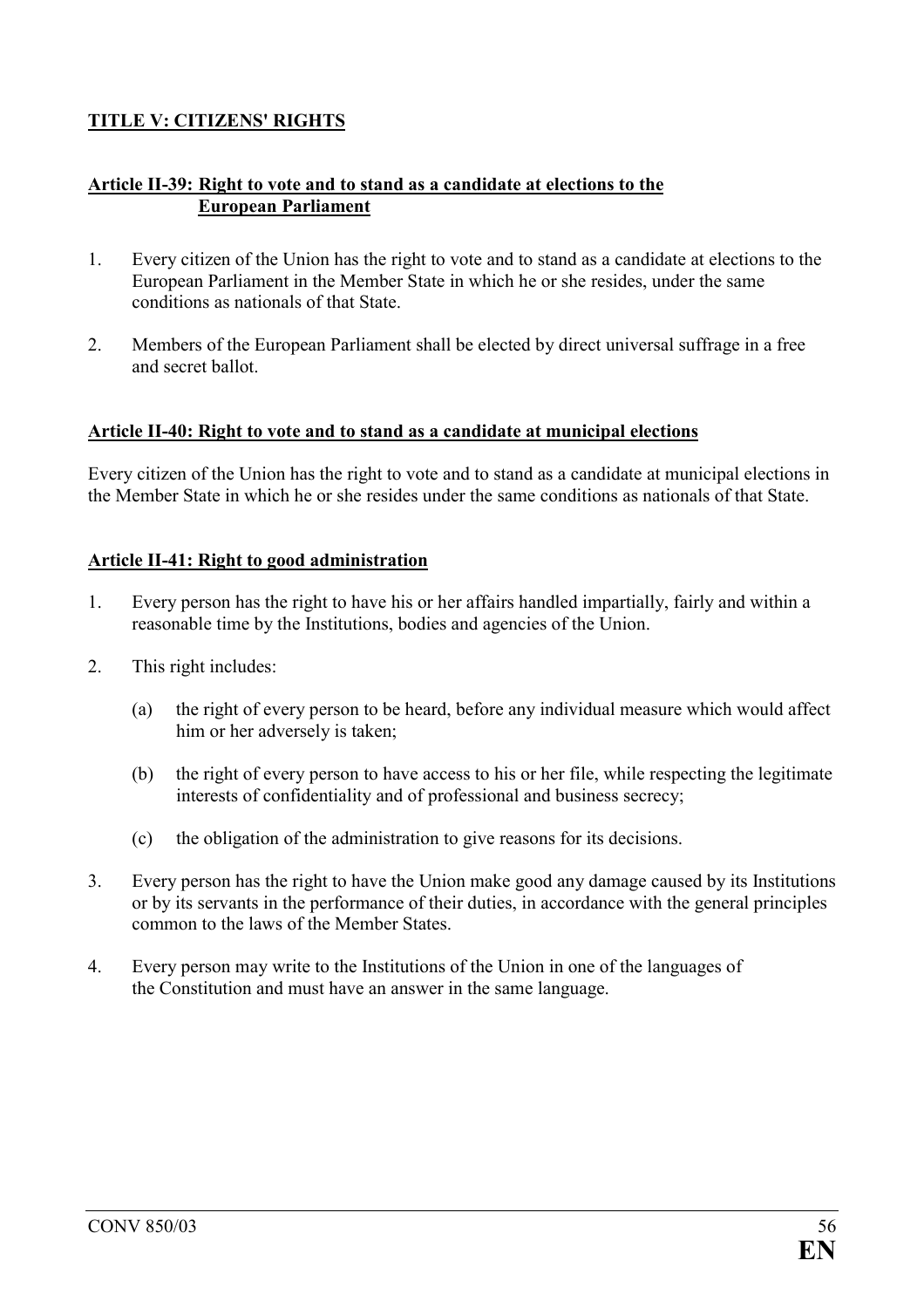## TITLE V: CITIZENS' RIGHTS

### Article II-39: Right to vote and to stand as a candidate at elections to the European Parliament

1. Every citizen of the Union has the right to vote and to stand as a candidate at elections to the European Parliament in the Member State in which he or she resides, under the same conditions as nationals of that State.

2. Members of the European Parliament shall be elected by direct universal suffrage in a free and secret ballot.

### Article II-40: Right to vote and to stand as a candidate at municipal elections

Every citizen of the Union has the right to vote and to stand as a candidate at municipal elections in the Member State in which he or she resides under the same conditions as nationals of that State.

### Article II-41: Right to good administration

1. Every person has the right to have his or her affairs handled impartially, fairly and within a reasonable time by the Institutions, bodies and agencies of the Union.

2. This right includes:

   (a) the right of every person to be heard, before any individual measure which would affect him or her adversely is taken;

   (b) the right of every person to have access to his or her file, while respecting the legitimate interests of confidentiality and of professional and business secrecy;

   (c) the obligation of the administration to give reasons for its decisions.

3. Every person has the right to have the Union make good any damage caused by its Institutions or by its servants in the performance of their duties, in accordance with the general principles common to the laws of the Member States.

4. Every person may write to the Institutions of the Union in one of the languages of the Constitution and must have an answer in the same language.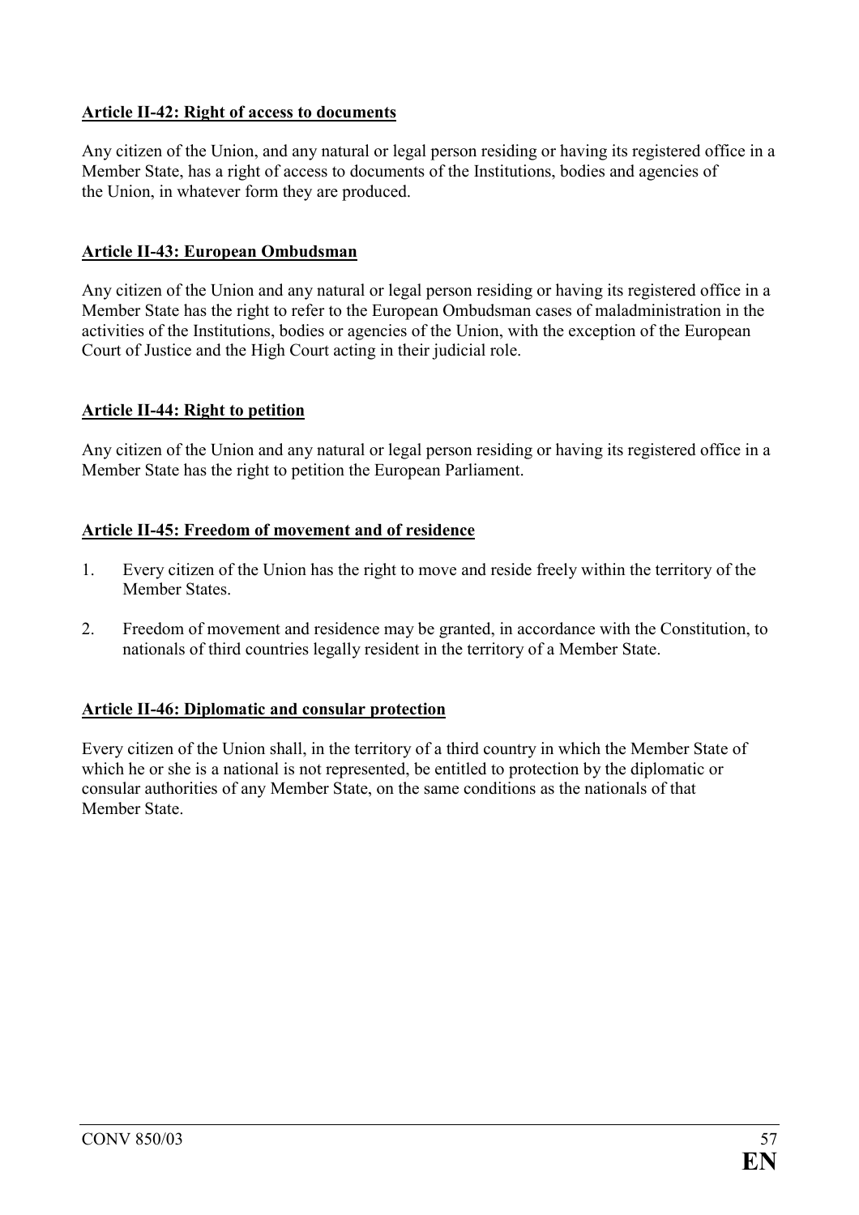**Article II-42: Right of access to documents**

Any citizen of the Union, and any natural or legal person residing or having its registered office in a Member State, has a right of access to documents of the Institutions, bodies and agencies of the Union, in whatever form they are produced.

**Article II-43: European Ombudsman**

Any citizen of the Union and any natural or legal person residing or having its registered office in a Member State has the right to refer to the European Ombudsman cases of maladministration in the activities of the Institutions, bodies or agencies of the Union, with the exception of the European Court of Justice and the High Court acting in their judicial role.

**Article II-44: Right to petition**

Any citizen of the Union and any natural or legal person residing or having its registered office in a Member State has the right to petition the European Parliament.

**Article II-45: Freedom of movement and of residence**

1. Every citizen of the Union has the right to move and reside freely within the territory of the Member States.

2. Freedom of movement and residence may be granted, in accordance with the Constitution, to nationals of third countries legally resident in the territory of a Member State.

**Article II-46: Diplomatic and consular protection**

Every citizen of the Union shall, in the territory of a third country in which the Member State of which he or she is a national is not represented, be entitled to protection by the diplomatic or consular authorities of any Member State, on the same conditions as the nationals of that Member State.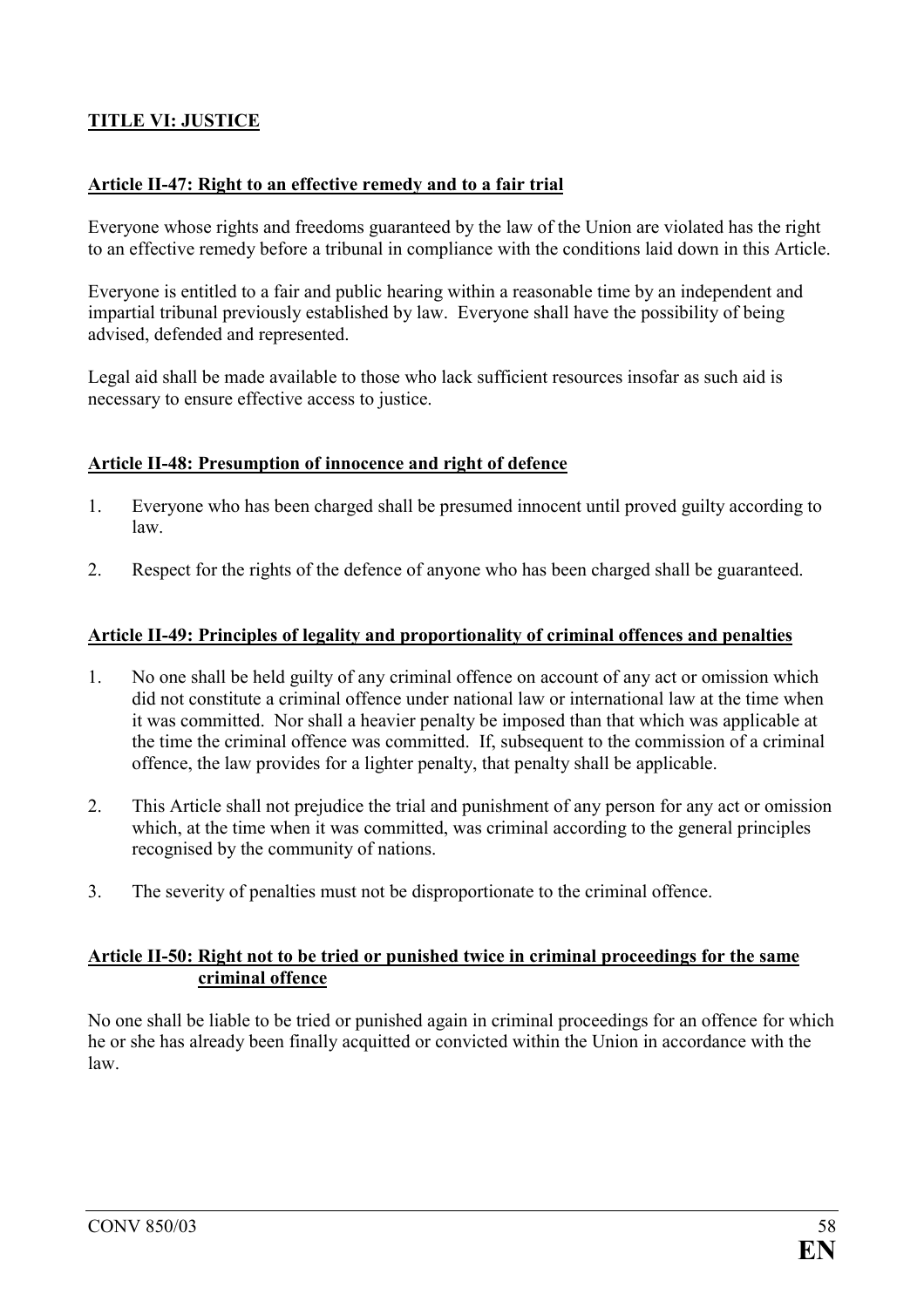## TITLE VI: JUSTICE

### Article II-47: Right to an effective remedy and to a fair trial

Everyone whose rights and freedoms guaranteed by the law of the Union are violated has the right to an effective remedy before a tribunal in compliance with the conditions laid down in this Article.

Everyone is entitled to a fair and public hearing within a reasonable time by an independent and impartial tribunal previously established by law. Everyone shall have the possibility of being advised, defended and represented.

Legal aid shall be made available to those who lack sufficient resources insofar as such aid is necessary to ensure effective access to justice.

### Article II-48: Presumption of innocence and right of defence

1. Everyone who has been charged shall be presumed innocent until proved guilty according to law.

2. Respect for the rights of the defence of anyone who has been charged shall be guaranteed.

### Article II-49: Principles of legality and proportionality of criminal offences and penalties

1. No one shall be held guilty of any criminal offence on account of any act or omission which did not constitute a criminal offence under national law or international law at the time when it was committed. Nor shall a heavier penalty be imposed than that which was applicable at the time the criminal offence was committed. If, subsequent to the commission of a criminal offence, the law provides for a lighter penalty, that penalty shall be applicable.

2. This Article shall not prejudice the trial and punishment of any person for any act or omission which, at the time when it was committed, was criminal according to the general principles recognised by the community of nations.

3. The severity of penalties must not be disproportionate to the criminal offence.

### Article II-50: Right not to be tried or punished twice in criminal proceedings for the same criminal offence

No one shall be liable to be tried or punished again in criminal proceedings for an offence for which he or she has already been finally acquitted or convicted within the Union in accordance with the law.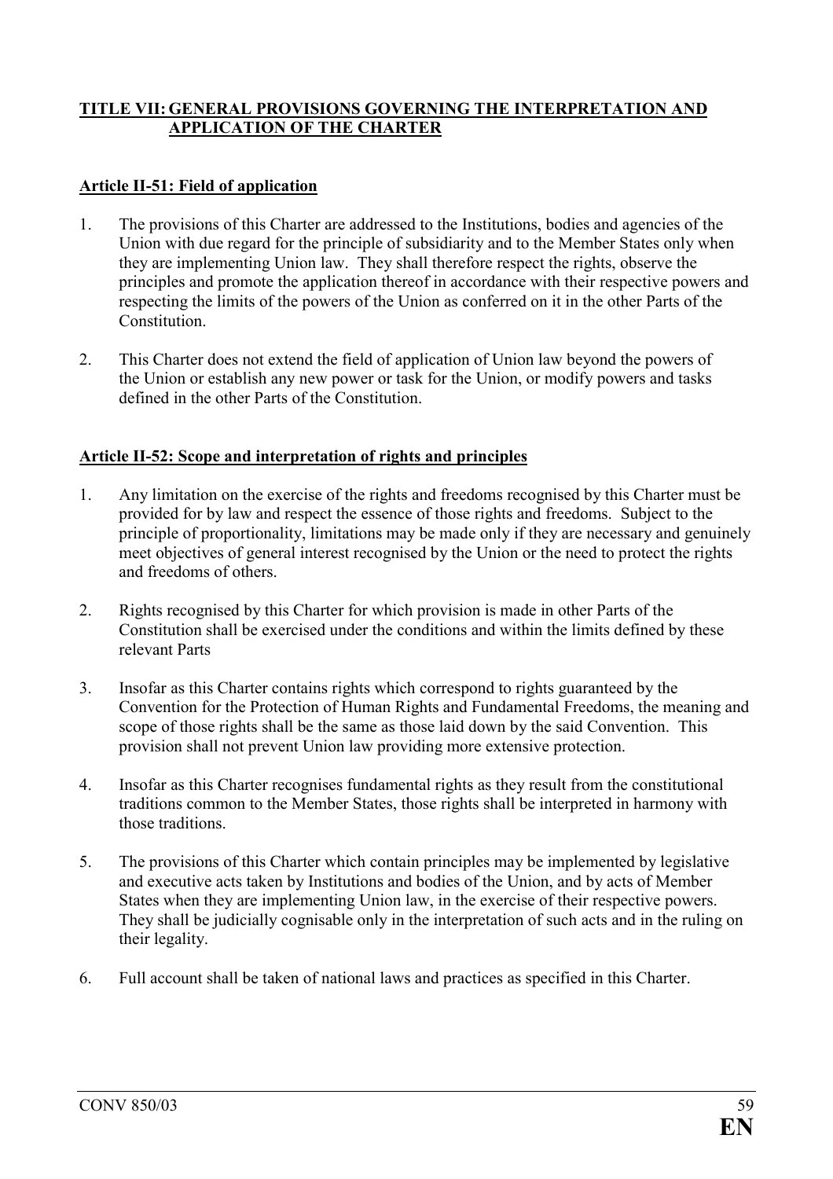## TITLE VII: GENERAL PROVISIONS GOVERNING THE INTERPRETATION AND APPLICATION OF THE CHARTER

### Article II-51: Field of application

1. The provisions of this Charter are addressed to the Institutions, bodies and agencies of the Union with due regard for the principle of subsidiarity and to the Member States only when they are implementing Union law. They shall therefore respect the rights, observe the principles and promote the application thereof in accordance with their respective powers and respecting the limits of the powers of the Union as conferred on it in the other Parts of the Constitution.

2. This Charter does not extend the field of application of Union law beyond the powers of the Union or establish any new power or task for the Union, or modify powers and tasks defined in the other Parts of the Constitution.

### Article II-52: Scope and interpretation of rights and principles

1. Any limitation on the exercise of the rights and freedoms recognised by this Charter must be provided for by law and respect the essence of those rights and freedoms. Subject to the principle of proportionality, limitations may be made only if they are necessary and genuinely meet objectives of general interest recognised by the Union or the need to protect the rights and freedoms of others.

2. Rights recognised by this Charter for which provision is made in other Parts of the Constitution shall be exercised under the conditions and within the limits defined by these relevant Parts

3. Insofar as this Charter contains rights which correspond to rights guaranteed by the Convention for the Protection of Human Rights and Fundamental Freedoms, the meaning and scope of those rights shall be the same as those laid down by the said Convention. This provision shall not prevent Union law providing more extensive protection.

4. Insofar as this Charter recognises fundamental rights as they result from the constitutional traditions common to the Member States, those rights shall be interpreted in harmony with those traditions.

5. The provisions of this Charter which contain principles may be implemented by legislative and executive acts taken by Institutions and bodies of the Union, and by acts of Member States when they are implementing Union law, in the exercise of their respective powers. They shall be judicially cognisable only in the interpretation of such acts and in the ruling on their legality.

6. Full account shall be taken of national laws and practices as specified in this Charter.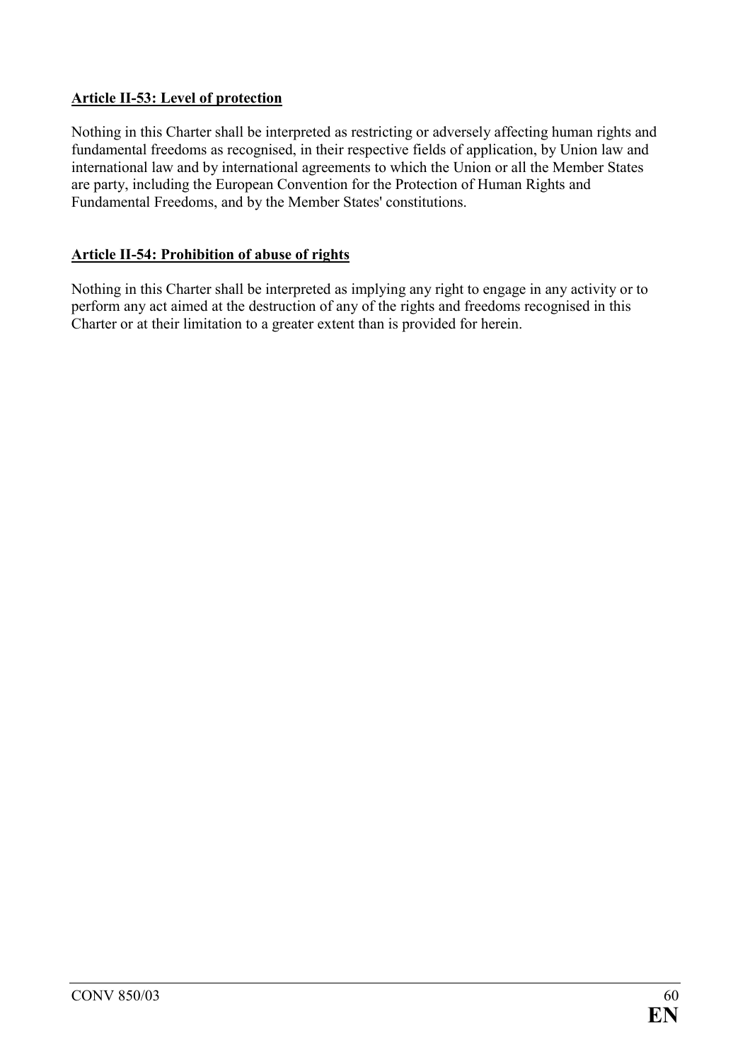**Article II-53: Level of protection**

Nothing in this Charter shall be interpreted as restricting or adversely affecting human rights and fundamental freedoms as recognised, in their respective fields of application, by Union law and international law and by international agreements to which the Union or all the Member States are party, including the European Convention for the Protection of Human Rights and Fundamental Freedoms, and by the Member States' constitutions.

**Article II-54: Prohibition of abuse of rights**

Nothing in this Charter shall be interpreted as implying any right to engage in any activity or to perform any act aimed at the destruction of any of the rights and freedoms recognised in this Charter or at their limitation to a greater extent than is provided for herein.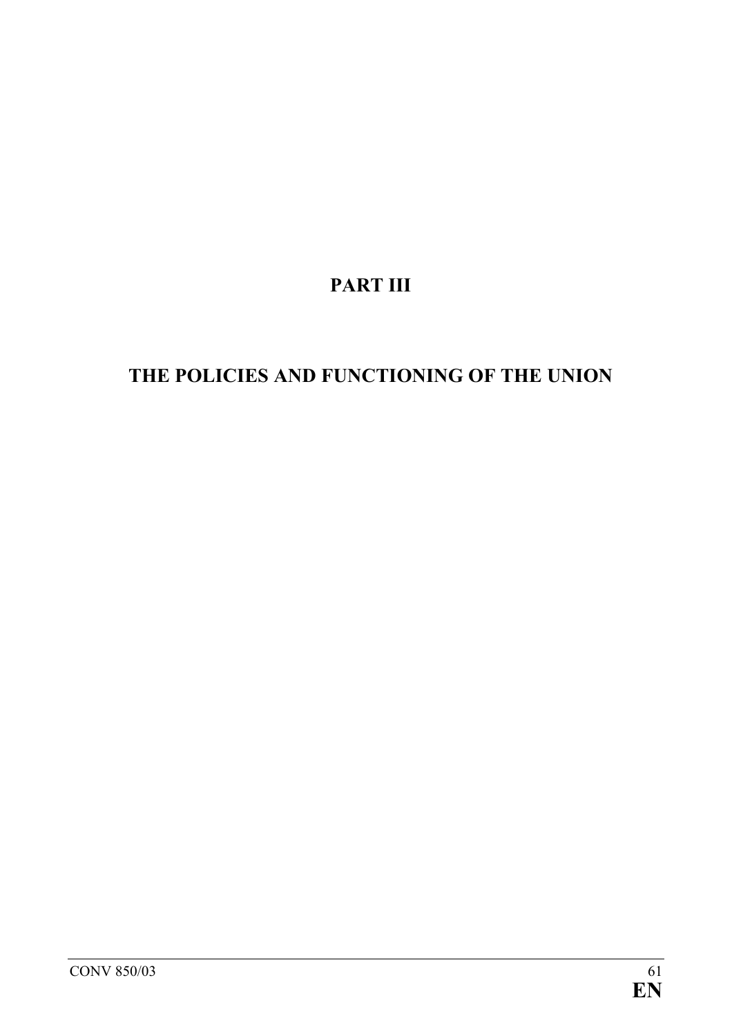# PART III

# THE POLICIES AND FUNCTIONING OF THE UNION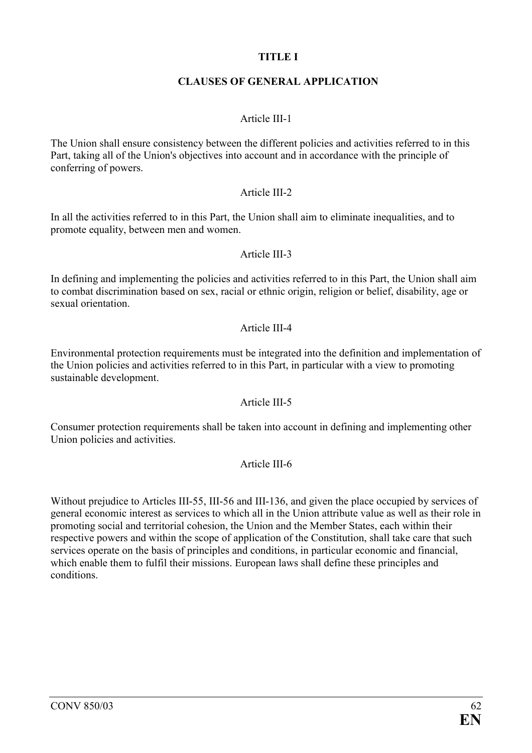# TITLE I

## CLAUSES OF GENERAL APPLICATION

### Article III-1

The Union shall ensure consistency between the different policies and activities referred to in this Part, taking all of the Union's objectives into account and in accordance with the principle of conferring of powers.

### Article III-2

In all the activities referred to in this Part, the Union shall aim to eliminate inequalities, and to promote equality, between men and women.

### Article III-3

In defining and implementing the policies and activities referred to in this Part, the Union shall aim to combat discrimination based on sex, racial or ethnic origin, religion or belief, disability, age or sexual orientation.

### Article III-4

Environmental protection requirements must be integrated into the definition and implementation of the Union policies and activities referred to in this Part, in particular with a view to promoting sustainable development.

### Article III-5

Consumer protection requirements shall be taken into account in defining and implementing other Union policies and activities.

### Article III-6

Without prejudice to Articles III-55, III-56 and III-136, and given the place occupied by services of general economic interest as services to which all in the Union attribute value as well as their role in promoting social and territorial cohesion, the Union and the Member States, each within their respective powers and within the scope of application of the Constitution, shall take care that such services operate on the basis of principles and conditions, in particular economic and financial, which enable them to fulfil their missions. European laws shall define these principles and conditions.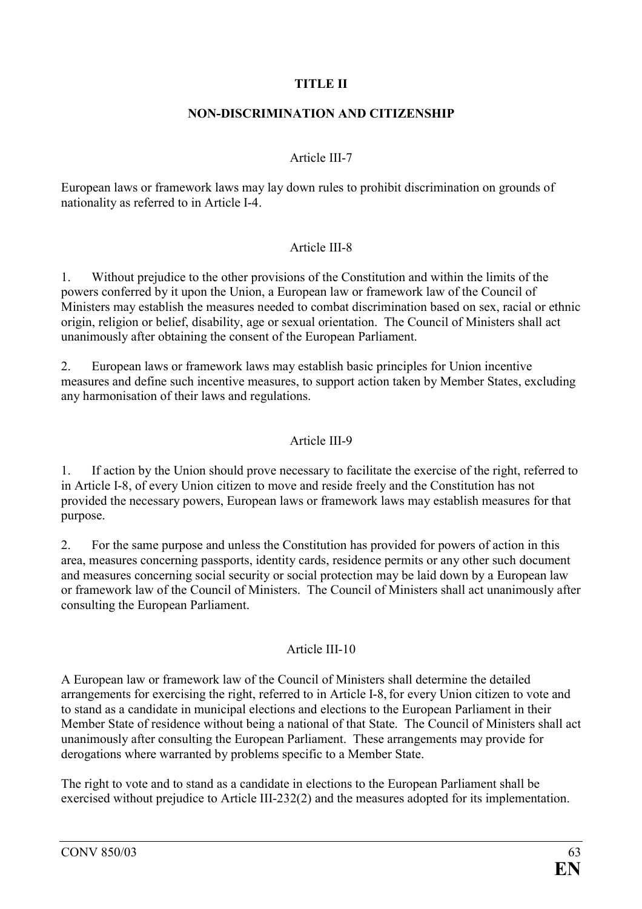# TITLE II

## NON-DISCRIMINATION AND CITIZENSHIP

### Article III-7

European laws or framework laws may lay down rules to prohibit discrimination on grounds of nationality as referred to in Article I-4.

### Article III-8

1. Without prejudice to the other provisions of the Constitution and within the limits of the powers conferred by it upon the Union, a European law or framework law of the Council of Ministers may establish the measures needed to combat discrimination based on sex, racial or ethnic origin, religion or belief, disability, age or sexual orientation. The Council of Ministers shall act unanimously after obtaining the consent of the European Parliament.

2. European laws or framework laws may establish basic principles for Union incentive measures and define such incentive measures, to support action taken by Member States, excluding any harmonisation of their laws and regulations.

### Article III-9

1. If action by the Union should prove necessary to facilitate the exercise of the right, referred to in Article I-8, of every Union citizen to move and reside freely and the Constitution has not provided the necessary powers, European laws or framework laws may establish measures for that purpose.

2. For the same purpose and unless the Constitution has provided for powers of action in this area, measures concerning passports, identity cards, residence permits or any other such document and measures concerning social security or social protection may be laid down by a European law or framework law of the Council of Ministers. The Council of Ministers shall act unanimously after consulting the European Parliament.

### Article III-10

A European law or framework law of the Council of Ministers shall determine the detailed arrangements for exercising the right, referred to in Article I-8, for every Union citizen to vote and to stand as a candidate in municipal elections and elections to the European Parliament in their Member State of residence without being a national of that State. The Council of Ministers shall act unanimously after consulting the European Parliament. These arrangements may provide for derogations where warranted by problems specific to a Member State.

The right to vote and to stand as a candidate in elections to the European Parliament shall be exercised without prejudice to Article III-232(2) and the measures adopted for its implementation.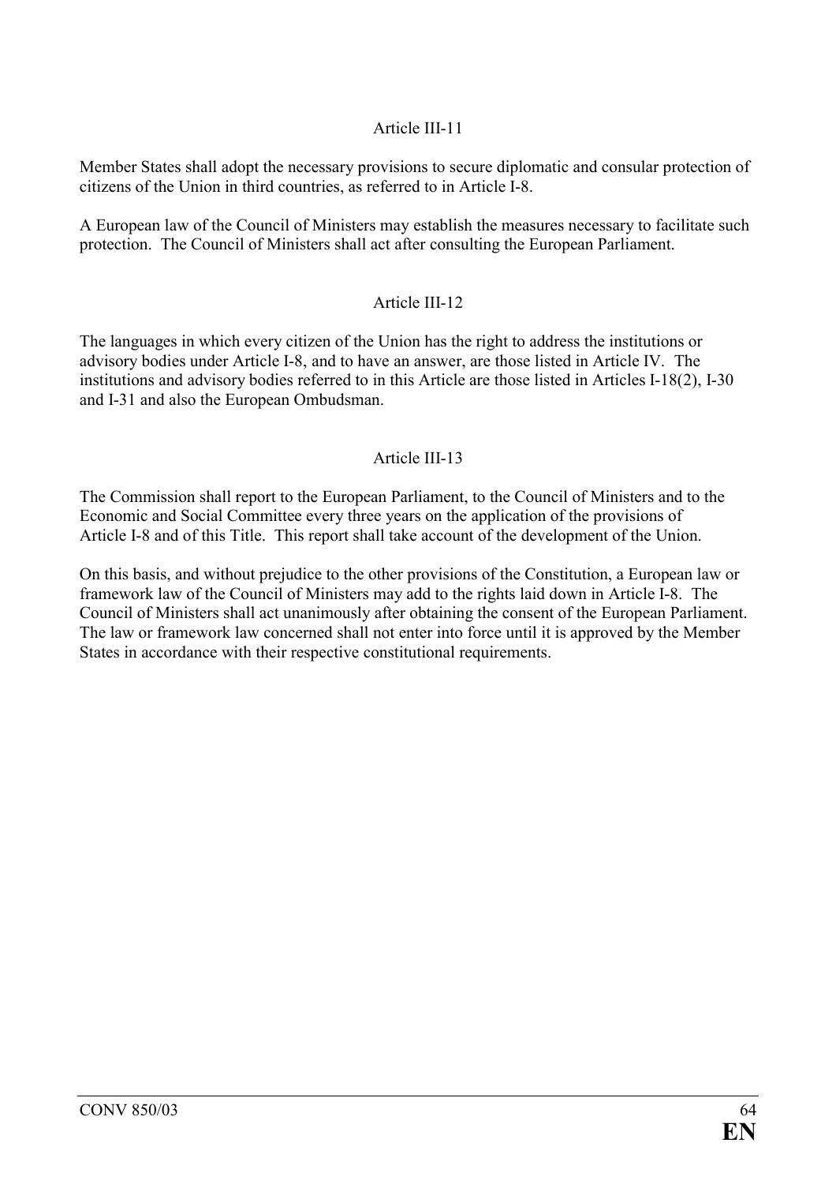### Article III-11

Member States shall adopt the necessary provisions to secure diplomatic and consular protection of citizens of the Union in third countries, as referred to in Article I-8.

A European law of the Council of Ministers may establish the measures necessary to facilitate such protection. The Council of Ministers shall act after consulting the European Parliament.

### Article III-12

The languages in which every citizen of the Union has the right to address the institutions or advisory bodies under Article I-8, and to have an answer, are those listed in Article IV. The institutions and advisory bodies referred to in this Article are those listed in Articles I-18(2), I-30 and I-31 and also the European Ombudsman.

### Article III-13

The Commission shall report to the European Parliament, to the Council of Ministers and to the Economic and Social Committee every three years on the application of the provisions of Article I-8 and of this Title. This report shall take account of the development of the Union.

On this basis, and without prejudice to the other provisions of the Constitution, a European law or framework law of the Council of Ministers may add to the rights laid down in Article I-8. The Council of Ministers shall act unanimously after obtaining the consent of the European Parliament. The law or framework law concerned shall not enter into force until it is approved by the Member States in accordance with their respective constitutional requirements.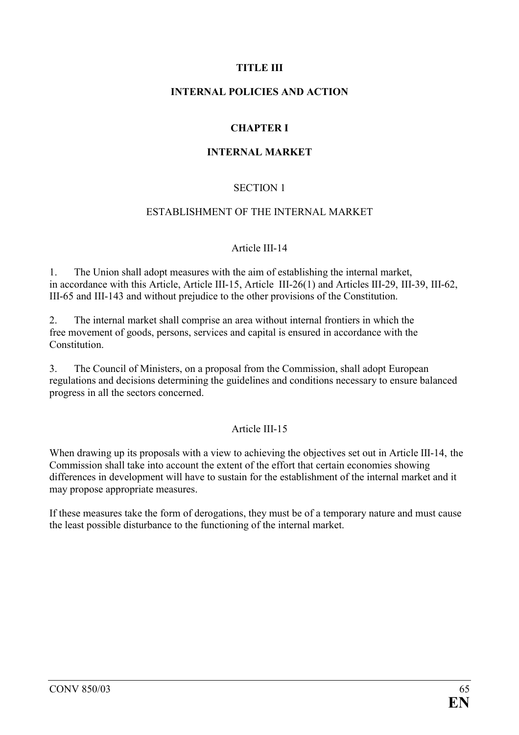# TITLE III

# INTERNAL POLICIES AND ACTION

## CHAPTER I

## INTERNAL MARKET

### SECTION 1

### ESTABLISHMENT OF THE INTERNAL MARKET

#### Article III-14

1. The Union shall adopt measures with the aim of establishing the internal market, in accordance with this Article, Article III-15, Article III-26(1) and Articles III-29, III-39, III-62, III-65 and III-143 and without prejudice to the other provisions of the Constitution.

2. The internal market shall comprise an area without internal frontiers in which the free movement of goods, persons, services and capital is ensured in accordance with the Constitution.

3. The Council of Ministers, on a proposal from the Commission, shall adopt European regulations and decisions determining the guidelines and conditions necessary to ensure balanced progress in all the sectors concerned.

#### Article III-15

When drawing up its proposals with a view to achieving the objectives set out in Article III-14, the Commission shall take into account the extent of the effort that certain economies showing differences in development will have to sustain for the establishment of the internal market and it may propose appropriate measures.

If these measures take the form of derogations, they must be of a temporary nature and must cause the least possible disturbance to the functioning of the internal market.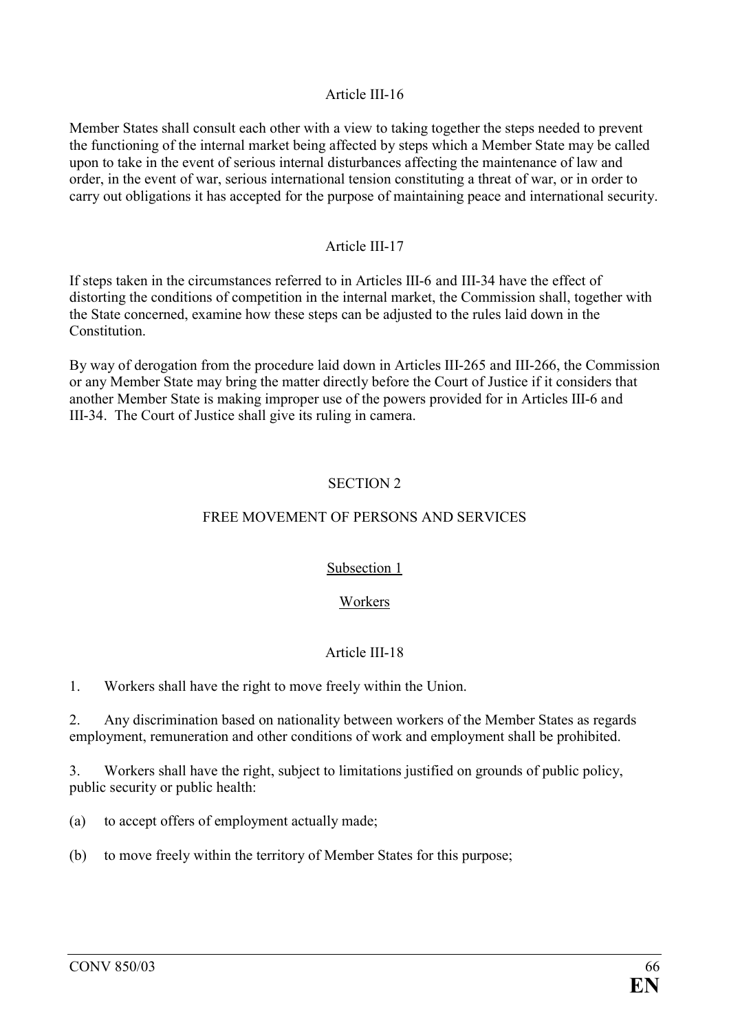### Article III-16

Member States shall consult each other with a view to taking together the steps needed to prevent the functioning of the internal market being affected by steps which a Member State may be called upon to take in the event of serious internal disturbances affecting the maintenance of law and order, in the event of war, serious international tension constituting a threat of war, or in order to carry out obligations it has accepted for the purpose of maintaining peace and international security.

### Article III-17

If steps taken in the circumstances referred to in Articles III-6 and III-34 have the effect of distorting the conditions of competition in the internal market, the Commission shall, together with the State concerned, examine how these steps can be adjusted to the rules laid down in the Constitution.

By way of derogation from the procedure laid down in Articles III-265 and III-266, the Commission or any Member State may bring the matter directly before the Court of Justice if it considers that another Member State is making improper use of the powers provided for in Articles III-6 and III-34. The Court of Justice shall give its ruling in camera.

## SECTION 2

## FREE MOVEMENT OF PERSONS AND SERVICES

### Subsection 1

### Workers

### Article III-18

1. Workers shall have the right to move freely within the Union.

2. Any discrimination based on nationality between workers of the Member States as regards employment, remuneration and other conditions of work and employment shall be prohibited.

3. Workers shall have the right, subject to limitations justified on grounds of public policy, public security or public health:

(a) to accept offers of employment actually made;

(b) to move freely within the territory of Member States for this purpose;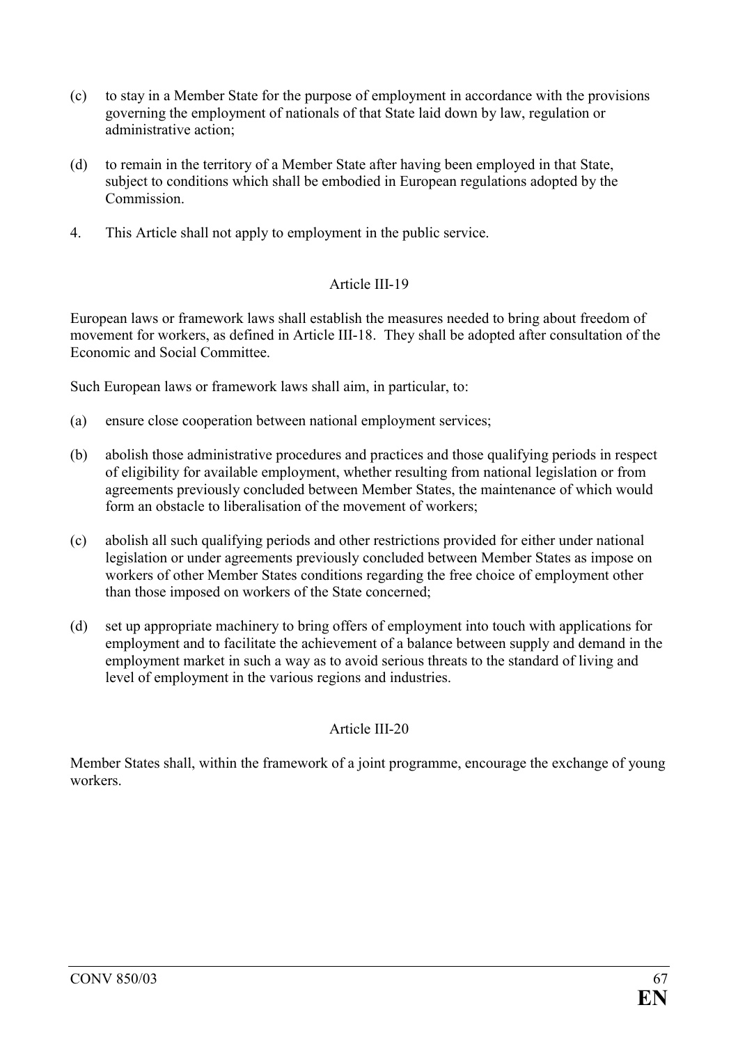(c) to stay in a Member State for the purpose of employment in accordance with the provisions governing the employment of nationals of that State laid down by law, regulation or administrative action;

(d) to remain in the territory of a Member State after having been employed in that State, subject to conditions which shall be embodied in European regulations adopted by the Commission.

4. This Article shall not apply to employment in the public service.

### Article III-19

European laws or framework laws shall establish the measures needed to bring about freedom of movement for workers, as defined in Article III-18. They shall be adopted after consultation of the Economic and Social Committee.

Such European laws or framework laws shall aim, in particular, to:

(a) ensure close cooperation between national employment services;

(b) abolish those administrative procedures and practices and those qualifying periods in respect of eligibility for available employment, whether resulting from national legislation or from agreements previously concluded between Member States, the maintenance of which would form an obstacle to liberalisation of the movement of workers;

(c) abolish all such qualifying periods and other restrictions provided for either under national legislation or under agreements previously concluded between Member States as impose on workers of other Member States conditions regarding the free choice of employment other than those imposed on workers of the State concerned;

(d) set up appropriate machinery to bring offers of employment into touch with applications for employment and to facilitate the achievement of a balance between supply and demand in the employment market in such a way as to avoid serious threats to the standard of living and level of employment in the various regions and industries.

### Article III-20

Member States shall, within the framework of a joint programme, encourage the exchange of young workers.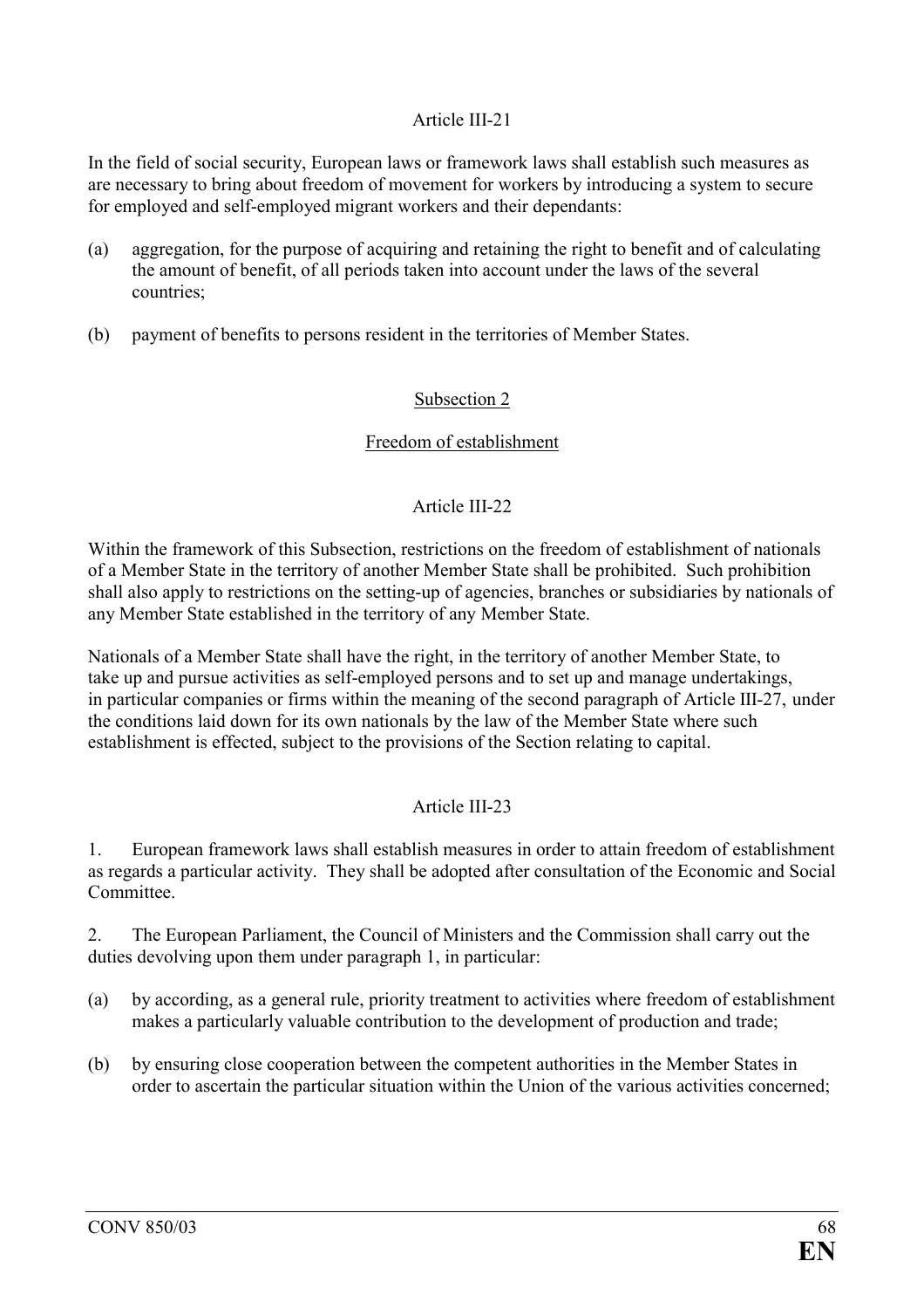### Article III-21

In the field of social security, European laws or framework laws shall establish such measures as are necessary to bring about freedom of movement for workers by introducing a system to secure for employed and self-employed migrant workers and their dependants:

(a) aggregation, for the purpose of acquiring and retaining the right to benefit and of calculating the amount of benefit, of all periods taken into account under the laws of the several countries;

(b) payment of benefits to persons resident in the territories of Member States.

## Subsection 2

## Freedom of establishment

### Article III-22

Within the framework of this Subsection, restrictions on the freedom of establishment of nationals of a Member State in the territory of another Member State shall be prohibited. Such prohibition shall also apply to restrictions on the setting-up of agencies, branches or subsidiaries by nationals of any Member State established in the territory of any Member State.

Nationals of a Member State shall have the right, in the territory of another Member State, to take up and pursue activities as self-employed persons and to set up and manage undertakings, in particular companies or firms within the meaning of the second paragraph of Article III-27, under the conditions laid down for its own nationals by the law of the Member State where such establishment is effected, subject to the provisions of the Section relating to capital.

### Article III-23

1. European framework laws shall establish measures in order to attain freedom of establishment as regards a particular activity. They shall be adopted after consultation of the Economic and Social Committee.

2. The European Parliament, the Council of Ministers and the Commission shall carry out the duties devolving upon them under paragraph 1, in particular:

(a) by according, as a general rule, priority treatment to activities where freedom of establishment makes a particularly valuable contribution to the development of production and trade;

(b) by ensuring close cooperation between the competent authorities in the Member States in order to ascertain the particular situation within the Union of the various activities concerned;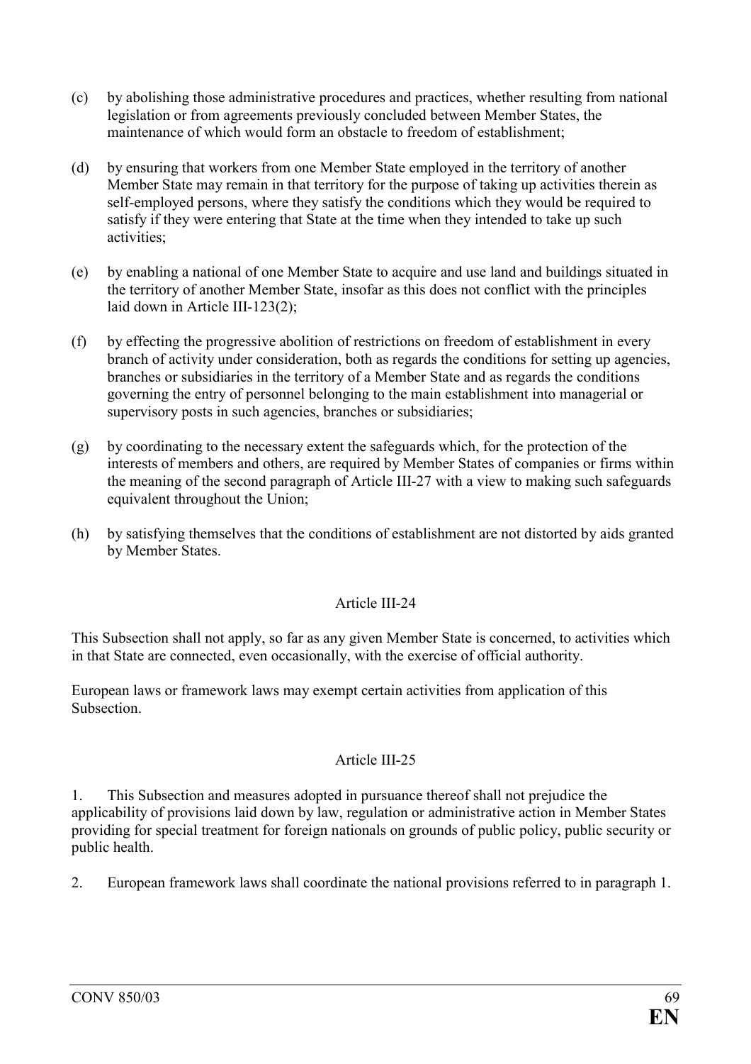(c) by abolishing those administrative procedures and practices, whether resulting from national legislation or from agreements previously concluded between Member States, the maintenance of which would form an obstacle to freedom of establishment;

(d) by ensuring that workers from one Member State employed in the territory of another Member State may remain in that territory for the purpose of taking up activities therein as self-employed persons, where they satisfy the conditions which they would be required to satisfy if they were entering that State at the time when they intended to take up such activities;

(e) by enabling a national of one Member State to acquire and use land and buildings situated in the territory of another Member State, insofar as this does not conflict with the principles laid down in Article III-123(2);

(f) by effecting the progressive abolition of restrictions on freedom of establishment in every branch of activity under consideration, both as regards the conditions for setting up agencies, branches or subsidiaries in the territory of a Member State and as regards the conditions governing the entry of personnel belonging to the main establishment into managerial or supervisory posts in such agencies, branches or subsidiaries;

(g) by coordinating to the necessary extent the safeguards which, for the protection of the interests of members and others, are required by Member States of companies or firms within the meaning of the second paragraph of Article III-27 with a view to making such safeguards equivalent throughout the Union;

(h) by satisfying themselves that the conditions of establishment are not distorted by aids granted by Member States.

### Article III-24

This Subsection shall not apply, so far as any given Member State is concerned, to activities which in that State are connected, even occasionally, with the exercise of official authority.

European laws or framework laws may exempt certain activities from application of this Subsection.

### Article III-25

1. This Subsection and measures adopted in pursuance thereof shall not prejudice the applicability of provisions laid down by law, regulation or administrative action in Member States providing for special treatment for foreign nationals on grounds of public policy, public security or public health.

2. European framework laws shall coordinate the national provisions referred to in paragraph 1.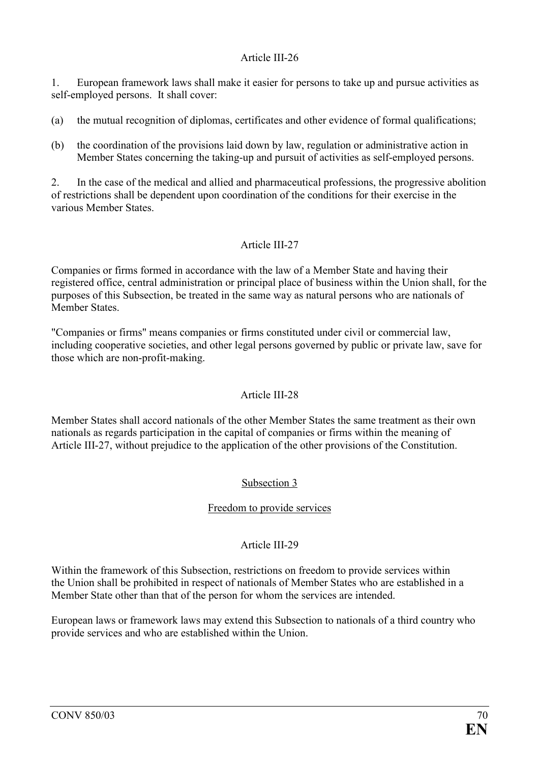Article III-26

1. European framework laws shall make it easier for persons to take up and pursue activities as self-employed persons. It shall cover:

(a) the mutual recognition of diplomas, certificates and other evidence of formal qualifications;

(b) the coordination of the provisions laid down by law, regulation or administrative action in Member States concerning the taking-up and pursuit of activities as self-employed persons.

2. In the case of the medical and allied and pharmaceutical professions, the progressive abolition of restrictions shall be dependent upon coordination of the conditions for their exercise in the various Member States.

Article III-27

Companies or firms formed in accordance with the law of a Member State and having their registered office, central administration or principal place of business within the Union shall, for the purposes of this Subsection, be treated in the same way as natural persons who are nationals of Member States.

"Companies or firms" means companies or firms constituted under civil or commercial law, including cooperative societies, and other legal persons governed by public or private law, save for those which are non-profit-making.

Article III-28

Member States shall accord nationals of the other Member States the same treatment as their own nationals as regards participation in the capital of companies or firms within the meaning of Article III-27, without prejudice to the application of the other provisions of the Constitution.

Subsection 3

Freedom to provide services

Article III-29

Within the framework of this Subsection, restrictions on freedom to provide services within the Union shall be prohibited in respect of nationals of Member States who are established in a Member State other than that of the person for whom the services are intended.

European laws or framework laws may extend this Subsection to nationals of a third country who provide services and who are established within the Union.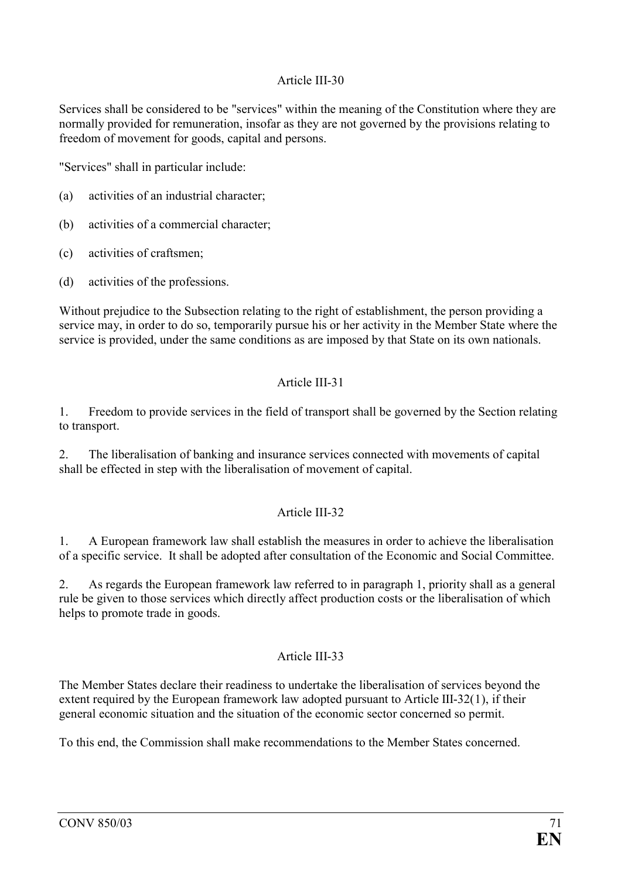Article III-30

Services shall be considered to be "services" within the meaning of the Constitution where they are normally provided for remuneration, insofar as they are not governed by the provisions relating to freedom of movement for goods, capital and persons.

"Services" shall in particular include:

(a) activities of an industrial character;

(b) activities of a commercial character;

(c) activities of craftsmen;

(d) activities of the professions.

Without prejudice to the Subsection relating to the right of establishment, the person providing a service may, in order to do so, temporarily pursue his or her activity in the Member State where the service is provided, under the same conditions as are imposed by that State on its own nationals.

Article III-31

1. Freedom to provide services in the field of transport shall be governed by the Section relating to transport.

2. The liberalisation of banking and insurance services connected with movements of capital shall be effected in step with the liberalisation of movement of capital.

Article III-32

1. A European framework law shall establish the measures in order to achieve the liberalisation of a specific service. It shall be adopted after consultation of the Economic and Social Committee.

2. As regards the European framework law referred to in paragraph 1, priority shall as a general rule be given to those services which directly affect production costs or the liberalisation of which helps to promote trade in goods.

Article III-33

The Member States declare their readiness to undertake the liberalisation of services beyond the extent required by the European framework law adopted pursuant to Article III-32(1), if their general economic situation and the situation of the economic sector concerned so permit.

To this end, the Commission shall make recommendations to the Member States concerned.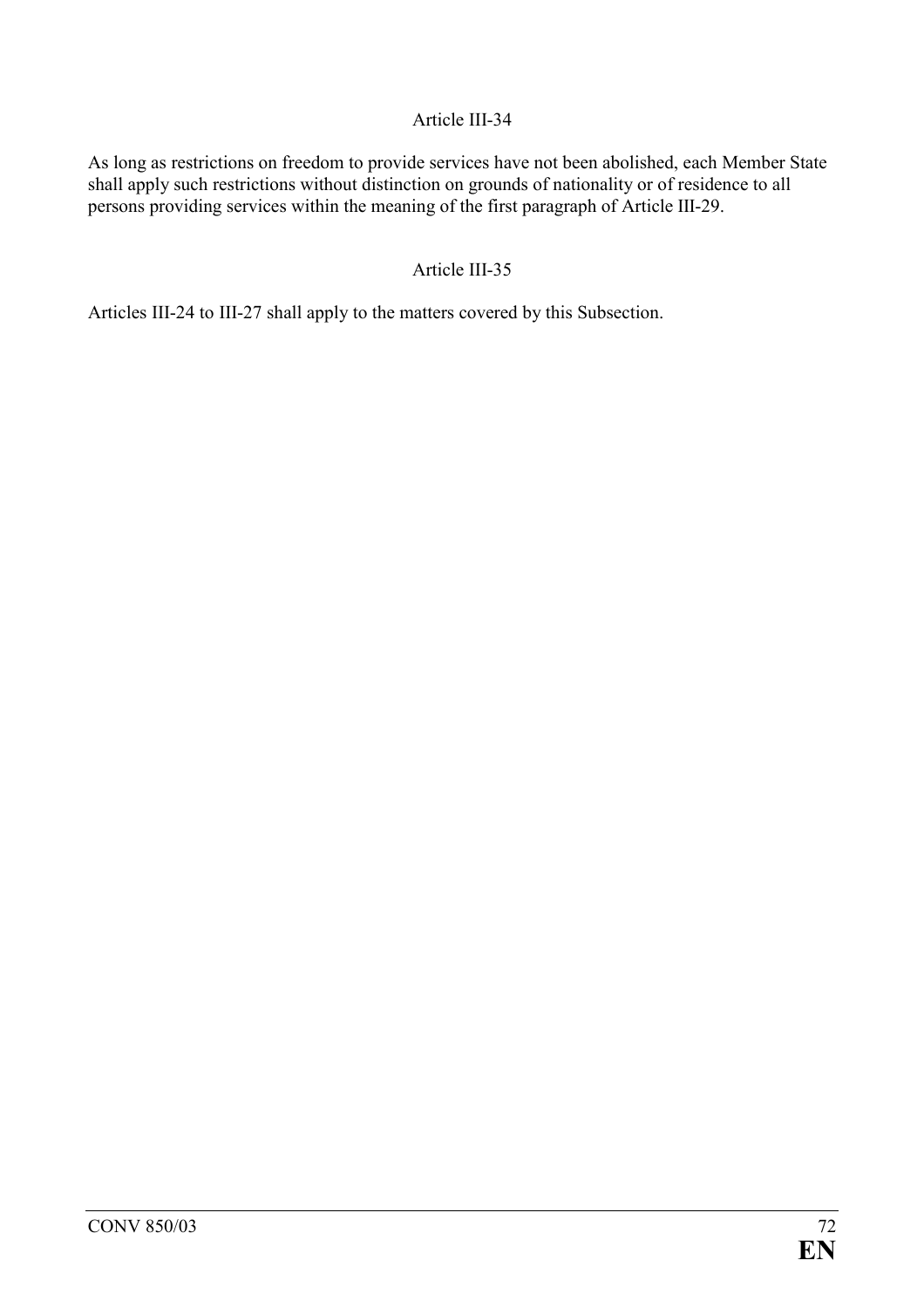### Article III-34

As long as restrictions on freedom to provide services have not been abolished, each Member State shall apply such restrictions without distinction on grounds of nationality or of residence to all persons providing services within the meaning of the first paragraph of Article III-29.

### Article III-35

Articles III-24 to III-27 shall apply to the matters covered by this Subsection.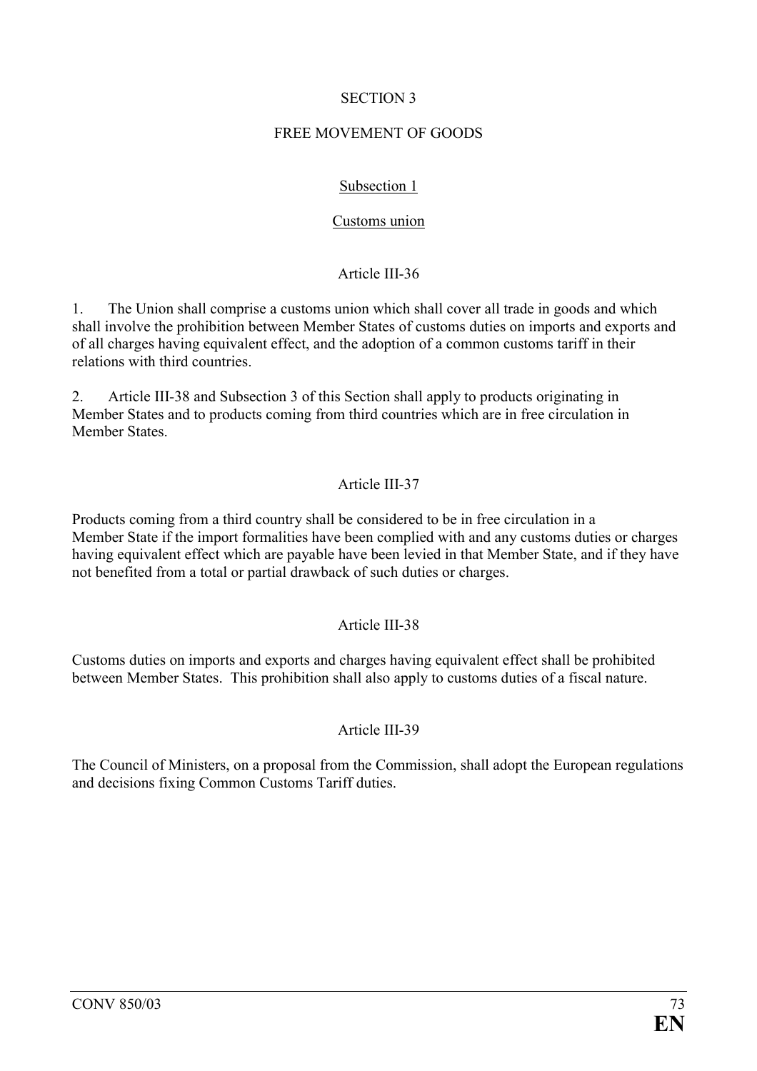## SECTION 3

## FREE MOVEMENT OF GOODS

### Subsection 1

### Customs union

#### Article III-36

1. The Union shall comprise a customs union which shall cover all trade in goods and which shall involve the prohibition between Member States of customs duties on imports and exports and of all charges having equivalent effect, and the adoption of a common customs tariff in their relations with third countries.

2. Article III-38 and Subsection 3 of this Section shall apply to products originating in Member States and to products coming from third countries which are in free circulation in Member States.

#### Article III-37

Products coming from a third country shall be considered to be in free circulation in a Member State if the import formalities have been complied with and any customs duties or charges having equivalent effect which are payable have been levied in that Member State, and if they have not benefited from a total or partial drawback of such duties or charges.

#### Article III-38

Customs duties on imports and exports and charges having equivalent effect shall be prohibited between Member States. This prohibition shall also apply to customs duties of a fiscal nature.

#### Article III-39

The Council of Ministers, on a proposal from the Commission, shall adopt the European regulations and decisions fixing Common Customs Tariff duties.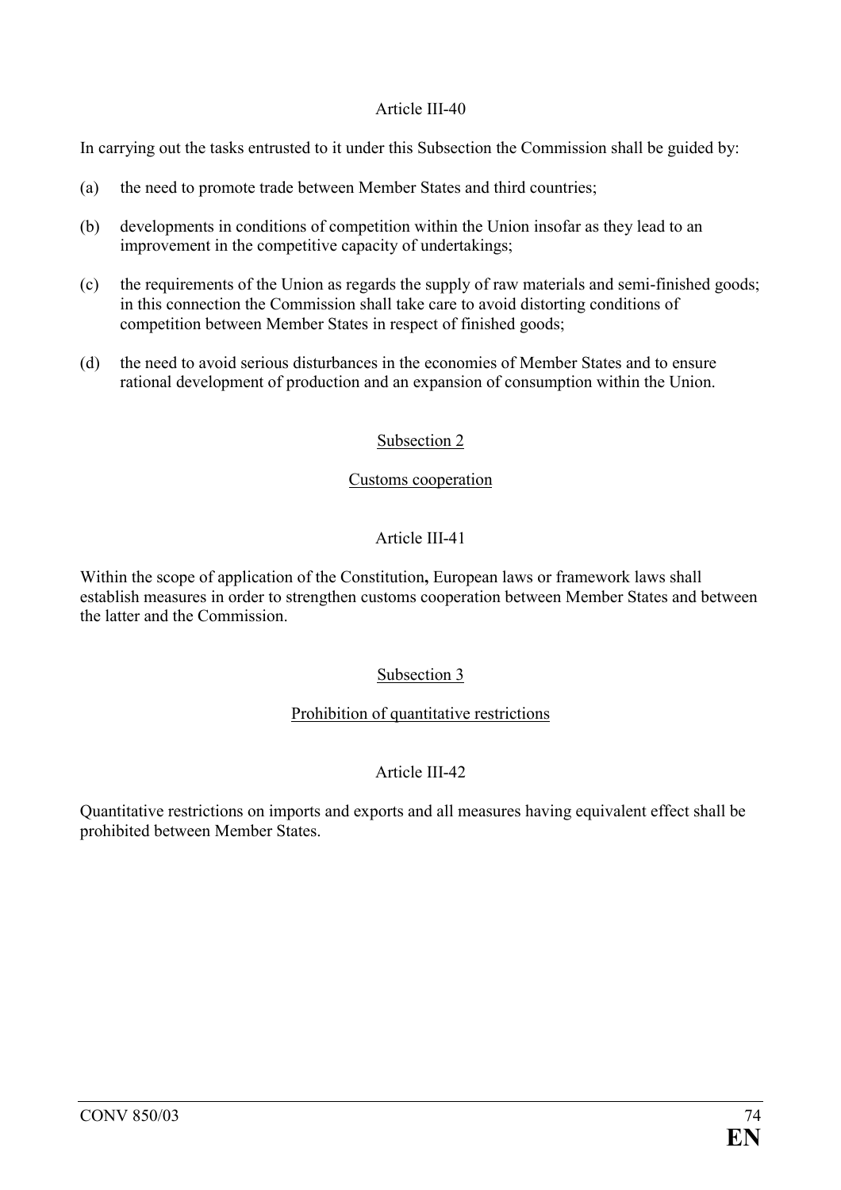Article III-40

In carrying out the tasks entrusted to it under this Subsection the Commission shall be guided by:

(a) the need to promote trade between Member States and third countries;

(b) developments in conditions of competition within the Union insofar as they lead to an improvement in the competitive capacity of undertakings;

(c) the requirements of the Union as regards the supply of raw materials and semi-finished goods; in this connection the Commission shall take care to avoid distorting conditions of competition between Member States in respect of finished goods;

(d) the need to avoid serious disturbances in the economies of Member States and to ensure rational development of production and an expansion of consumption within the Union.

Subsection 2

Customs cooperation

Article III-41

Within the scope of application of the Constitution**,** European laws or framework laws shall establish measures in order to strengthen customs cooperation between Member States and between the latter and the Commission.

Subsection 3

Prohibition of quantitative restrictions

Article III-42

Quantitative restrictions on imports and exports and all measures having equivalent effect shall be prohibited between Member States.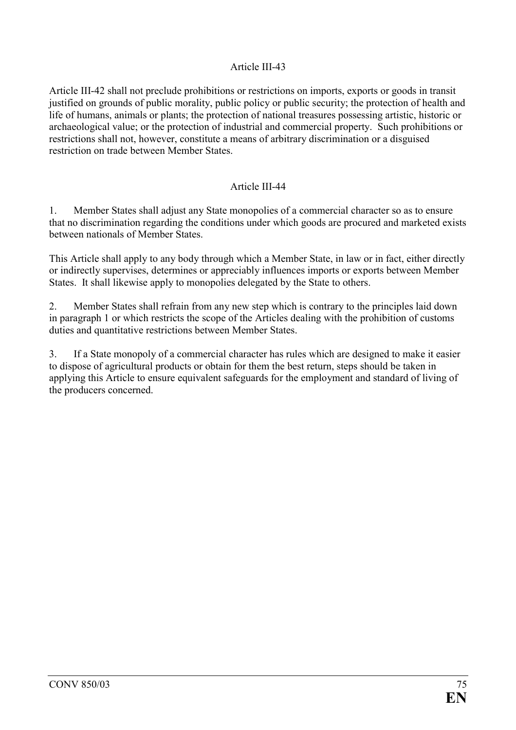## Article III-43

Article III-42 shall not preclude prohibitions or restrictions on imports, exports or goods in transit justified on grounds of public morality, public policy or public security; the protection of health and life of humans, animals or plants; the protection of national treasures possessing artistic, historic or archaeological value; or the protection of industrial and commercial property. Such prohibitions or restrictions shall not, however, constitute a means of arbitrary discrimination or a disguised restriction on trade between Member States.

## Article III-44

1. Member States shall adjust any State monopolies of a commercial character so as to ensure that no discrimination regarding the conditions under which goods are procured and marketed exists between nationals of Member States.

This Article shall apply to any body through which a Member State, in law or in fact, either directly or indirectly supervises, determines or appreciably influences imports or exports between Member States. It shall likewise apply to monopolies delegated by the State to others.

2. Member States shall refrain from any new step which is contrary to the principles laid down in paragraph 1 or which restricts the scope of the Articles dealing with the prohibition of customs duties and quantitative restrictions between Member States.

3. If a State monopoly of a commercial character has rules which are designed to make it easier to dispose of agricultural products or obtain for them the best return, steps should be taken in applying this Article to ensure equivalent safeguards for the employment and standard of living of the producers concerned.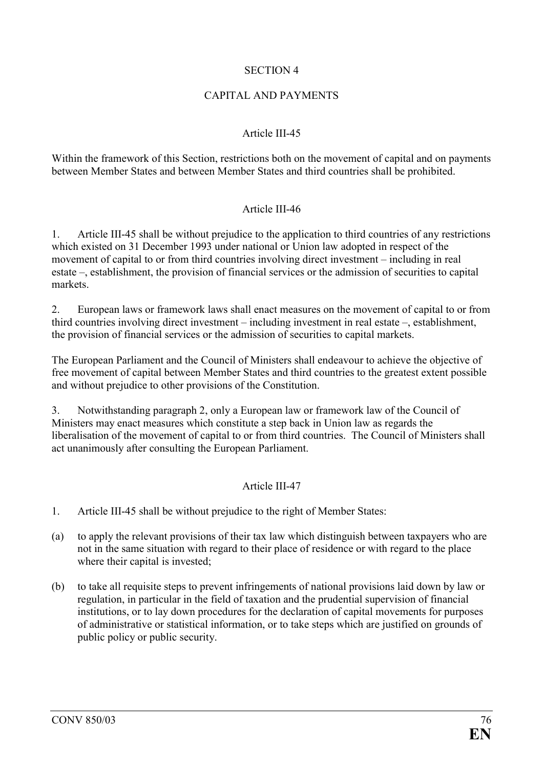## SECTION 4

## CAPITAL AND PAYMENTS

### Article III-45

Within the framework of this Section, restrictions both on the movement of capital and on payments between Member States and between Member States and third countries shall be prohibited.

### Article III-46

1. Article III-45 shall be without prejudice to the application to third countries of any restrictions which existed on 31 December 1993 under national or Union law adopted in respect of the movement of capital to or from third countries involving direct investment – including in real estate –, establishment, the provision of financial services or the admission of securities to capital markets.

2. European laws or framework laws shall enact measures on the movement of capital to or from third countries involving direct investment – including investment in real estate –, establishment, the provision of financial services or the admission of securities to capital markets.

The European Parliament and the Council of Ministers shall endeavour to achieve the objective of free movement of capital between Member States and third countries to the greatest extent possible and without prejudice to other provisions of the Constitution.

3. Notwithstanding paragraph 2, only a European law or framework law of the Council of Ministers may enact measures which constitute a step back in Union law as regards the liberalisation of the movement of capital to or from third countries. The Council of Ministers shall act unanimously after consulting the European Parliament.

### Article III-47

1. Article III-45 shall be without prejudice to the right of Member States:

(a) to apply the relevant provisions of their tax law which distinguish between taxpayers who are not in the same situation with regard to their place of residence or with regard to the place where their capital is invested;

(b) to take all requisite steps to prevent infringements of national provisions laid down by law or regulation, in particular in the field of taxation and the prudential supervision of financial institutions, or to lay down procedures for the declaration of capital movements for purposes of administrative or statistical information, or to take steps which are justified on grounds of public policy or public security.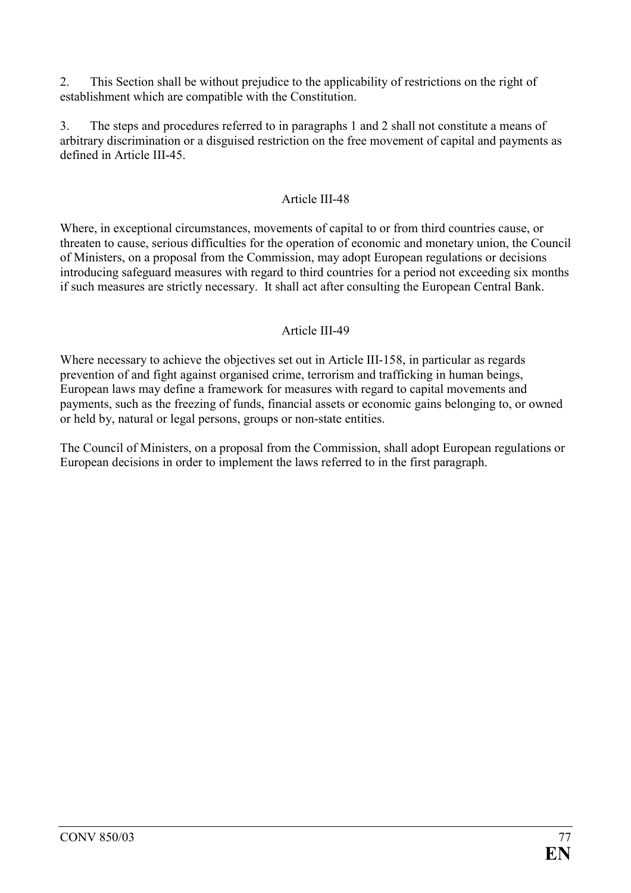2. This Section shall be without prejudice to the applicability of restrictions on the right of establishment which are compatible with the Constitution.

3. The steps and procedures referred to in paragraphs 1 and 2 shall not constitute a means of arbitrary discrimination or a disguised restriction on the free movement of capital and payments as defined in Article III-45.

### Article III-48

Where, in exceptional circumstances, movements of capital to or from third countries cause, or threaten to cause, serious difficulties for the operation of economic and monetary union, the Council of Ministers, on a proposal from the Commission, may adopt European regulations or decisions introducing safeguard measures with regard to third countries for a period not exceeding six months if such measures are strictly necessary. It shall act after consulting the European Central Bank.

### Article III-49

Where necessary to achieve the objectives set out in Article III-158, in particular as regards prevention of and fight against organised crime, terrorism and trafficking in human beings, European laws may define a framework for measures with regard to capital movements and payments, such as the freezing of funds, financial assets or economic gains belonging to, or owned or held by, natural or legal persons, groups or non-state entities.

The Council of Ministers, on a proposal from the Commission, shall adopt European regulations or European decisions in order to implement the laws referred to in the first paragraph.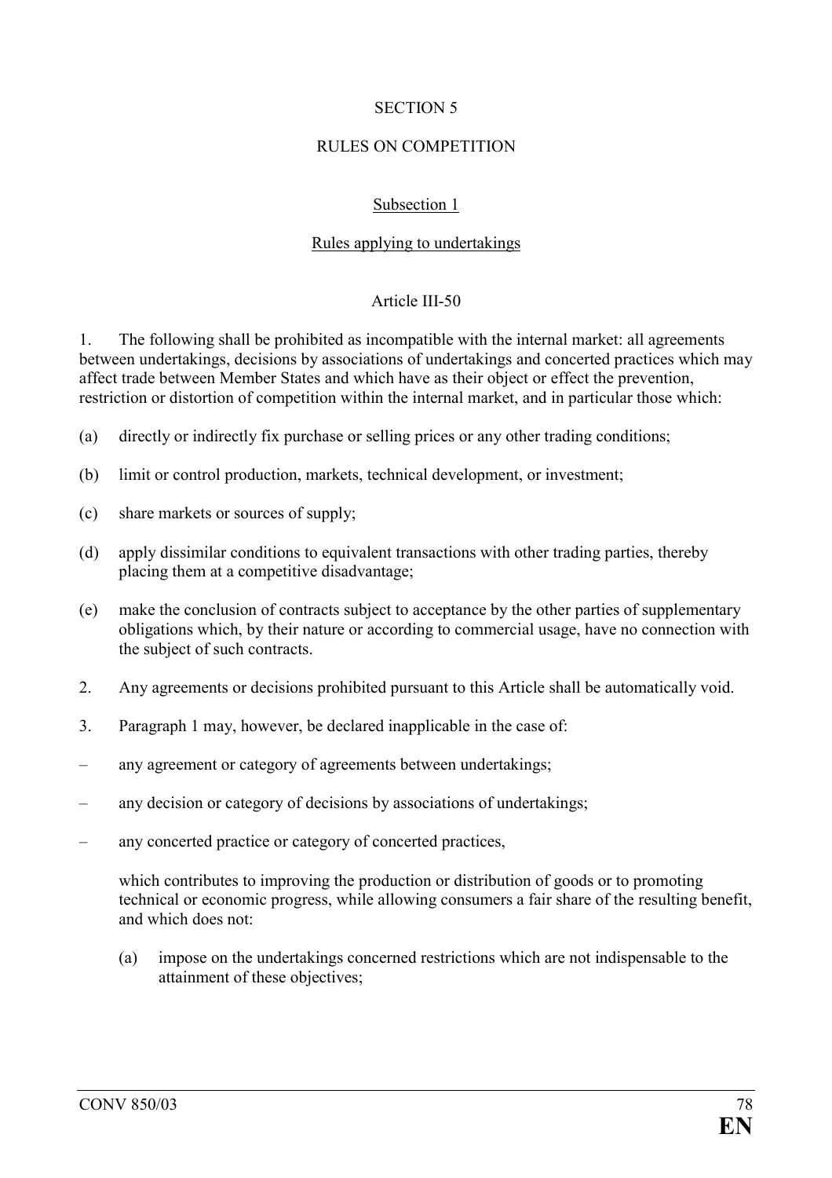## SECTION 5

## RULES ON COMPETITION

### Subsection 1

### Rules applying to undertakings

#### Article III-50

1. The following shall be prohibited as incompatible with the internal market: all agreements between undertakings, decisions by associations of undertakings and concerted practices which may affect trade between Member States and which have as their object or effect the prevention, restriction or distortion of competition within the internal market, and in particular those which:

(a) directly or indirectly fix purchase or selling prices or any other trading conditions;

(b) limit or control production, markets, technical development, or investment;

(c) share markets or sources of supply;

(d) apply dissimilar conditions to equivalent transactions with other trading parties, thereby placing them at a competitive disadvantage;

(e) make the conclusion of contracts subject to acceptance by the other parties of supplementary obligations which, by their nature or according to commercial usage, have no connection with the subject of such contracts.

2. Any agreements or decisions prohibited pursuant to this Article shall be automatically void.

3. Paragraph 1 may, however, be declared inapplicable in the case of:

– any agreement or category of agreements between undertakings;

– any decision or category of decisions by associations of undertakings;

– any concerted practice or category of concerted practices,

which contributes to improving the production or distribution of goods or to promoting technical or economic progress, while allowing consumers a fair share of the resulting benefit, and which does not:

(a) impose on the undertakings concerned restrictions which are not indispensable to the attainment of these objectives;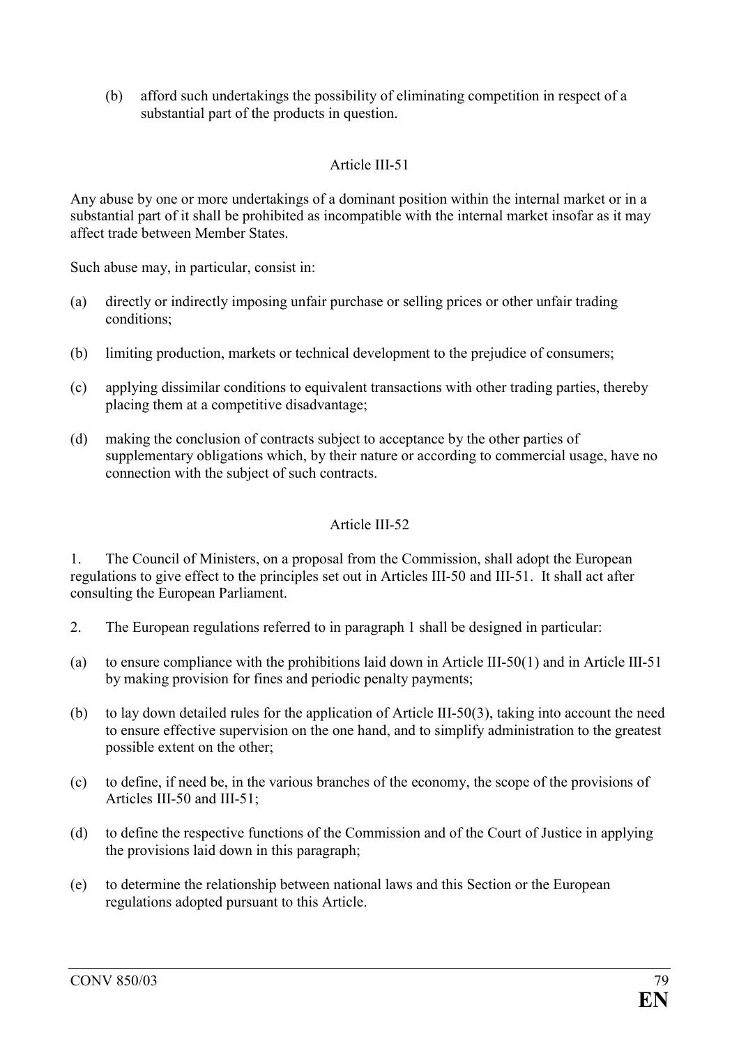(b) afford such undertakings the possibility of eliminating competition in respect of a substantial part of the products in question.

### Article III-51

Any abuse by one or more undertakings of a dominant position within the internal market or in a substantial part of it shall be prohibited as incompatible with the internal market insofar as it may affect trade between Member States.

Such abuse may, in particular, consist in:

(a) directly or indirectly imposing unfair purchase or selling prices or other unfair trading conditions;

(b) limiting production, markets or technical development to the prejudice of consumers;

(c) applying dissimilar conditions to equivalent transactions with other trading parties, thereby placing them at a competitive disadvantage;

(d) making the conclusion of contracts subject to acceptance by the other parties of supplementary obligations which, by their nature or according to commercial usage, have no connection with the subject of such contracts.

### Article III-52

1. The Council of Ministers, on a proposal from the Commission, shall adopt the European regulations to give effect to the principles set out in Articles III-50 and III-51. It shall act after consulting the European Parliament.

2. The European regulations referred to in paragraph 1 shall be designed in particular:

(a) to ensure compliance with the prohibitions laid down in Article III-50(1) and in Article III-51 by making provision for fines and periodic penalty payments;

(b) to lay down detailed rules for the application of Article III-50(3), taking into account the need to ensure effective supervision on the one hand, and to simplify administration to the greatest possible extent on the other;

(c) to define, if need be, in the various branches of the economy, the scope of the provisions of Articles III-50 and III-51;

(d) to define the respective functions of the Commission and of the Court of Justice in applying the provisions laid down in this paragraph;

(e) to determine the relationship between national laws and this Section or the European regulations adopted pursuant to this Article.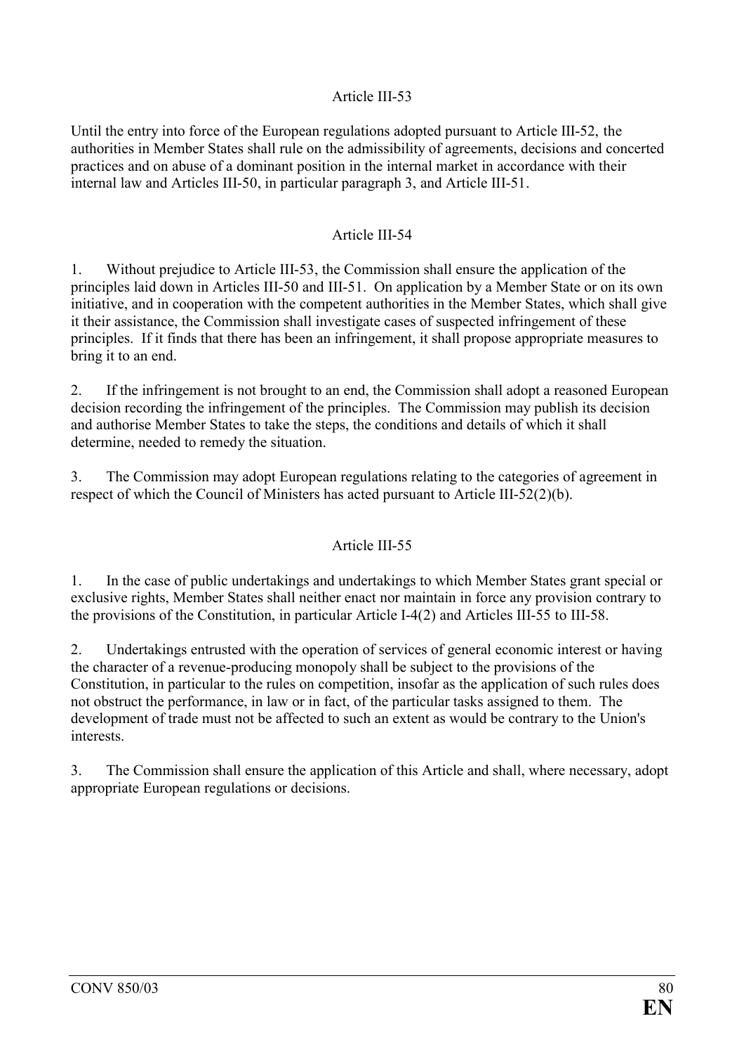### Article III-53

Until the entry into force of the European regulations adopted pursuant to Article III-52, the authorities in Member States shall rule on the admissibility of agreements, decisions and concerted practices and on abuse of a dominant position in the internal market in accordance with their internal law and Articles III-50, in particular paragraph 3, and Article III-51.

### Article III-54

1. Without prejudice to Article III-53, the Commission shall ensure the application of the principles laid down in Articles III-50 and III-51. On application by a Member State or on its own initiative, and in cooperation with the competent authorities in the Member States, which shall give it their assistance, the Commission shall investigate cases of suspected infringement of these principles. If it finds that there has been an infringement, it shall propose appropriate measures to bring it to an end.

2. If the infringement is not brought to an end, the Commission shall adopt a reasoned European decision recording the infringement of the principles. The Commission may publish its decision and authorise Member States to take the steps, the conditions and details of which it shall determine, needed to remedy the situation.

3. The Commission may adopt European regulations relating to the categories of agreement in respect of which the Council of Ministers has acted pursuant to Article III-52(2)(b).

### Article III-55

1. In the case of public undertakings and undertakings to which Member States grant special or exclusive rights, Member States shall neither enact nor maintain in force any provision contrary to the provisions of the Constitution, in particular Article I-4(2) and Articles III-55 to III-58.

2. Undertakings entrusted with the operation of services of general economic interest or having the character of a revenue-producing monopoly shall be subject to the provisions of the Constitution, in particular to the rules on competition, insofar as the application of such rules does not obstruct the performance, in law or in fact, of the particular tasks assigned to them. The development of trade must not be affected to such an extent as would be contrary to the Union's interests.

3. The Commission shall ensure the application of this Article and shall, where necessary, adopt appropriate European regulations or decisions.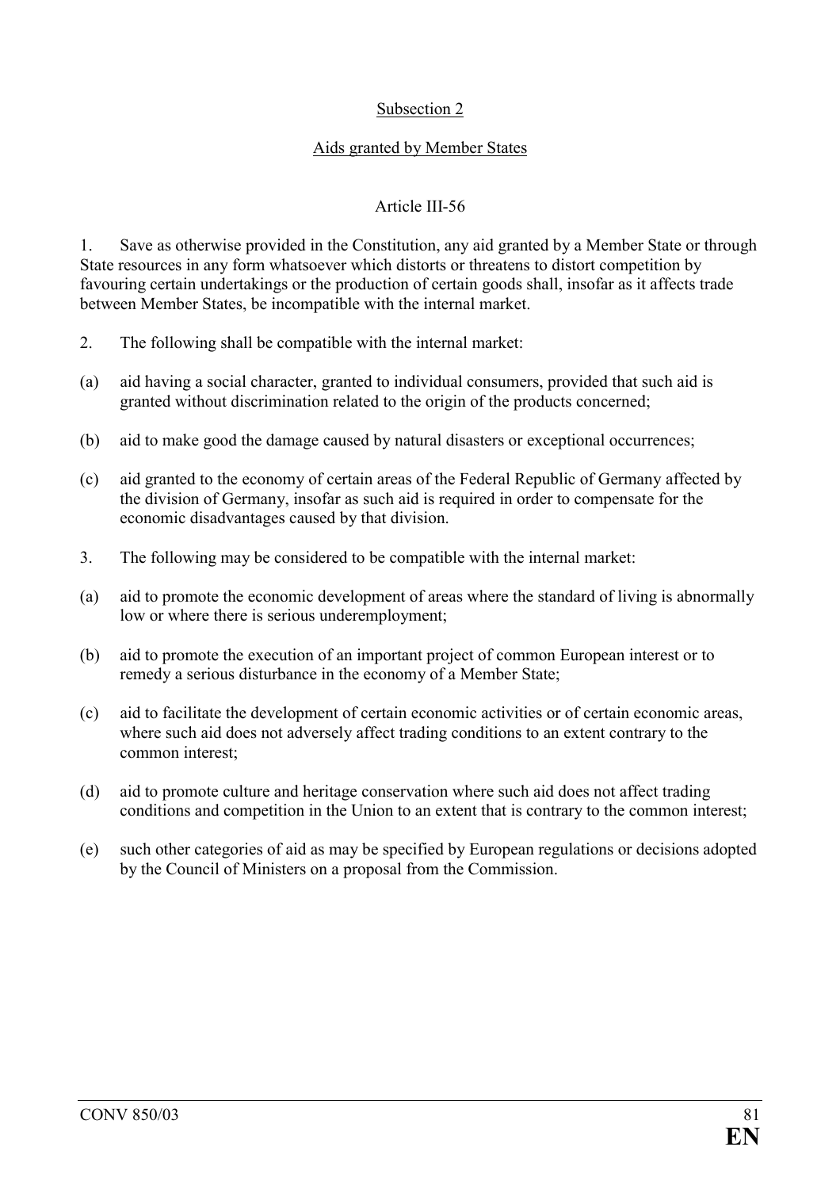## Subsection 2

## Aids granted by Member States

### Article III-56

1. Save as otherwise provided in the Constitution, any aid granted by a Member State or through State resources in any form whatsoever which distorts or threatens to distort competition by favouring certain undertakings or the production of certain goods shall, insofar as it affects trade between Member States, be incompatible with the internal market.

2. The following shall be compatible with the internal market:

(a) aid having a social character, granted to individual consumers, provided that such aid is granted without discrimination related to the origin of the products concerned;

(b) aid to make good the damage caused by natural disasters or exceptional occurrences;

(c) aid granted to the economy of certain areas of the Federal Republic of Germany affected by the division of Germany, insofar as such aid is required in order to compensate for the economic disadvantages caused by that division.

3. The following may be considered to be compatible with the internal market:

(a) aid to promote the economic development of areas where the standard of living is abnormally low or where there is serious underemployment;

(b) aid to promote the execution of an important project of common European interest or to remedy a serious disturbance in the economy of a Member State;

(c) aid to facilitate the development of certain economic activities or of certain economic areas, where such aid does not adversely affect trading conditions to an extent contrary to the common interest;

(d) aid to promote culture and heritage conservation where such aid does not affect trading conditions and competition in the Union to an extent that is contrary to the common interest;

(e) such other categories of aid as may be specified by European regulations or decisions adopted by the Council of Ministers on a proposal from the Commission.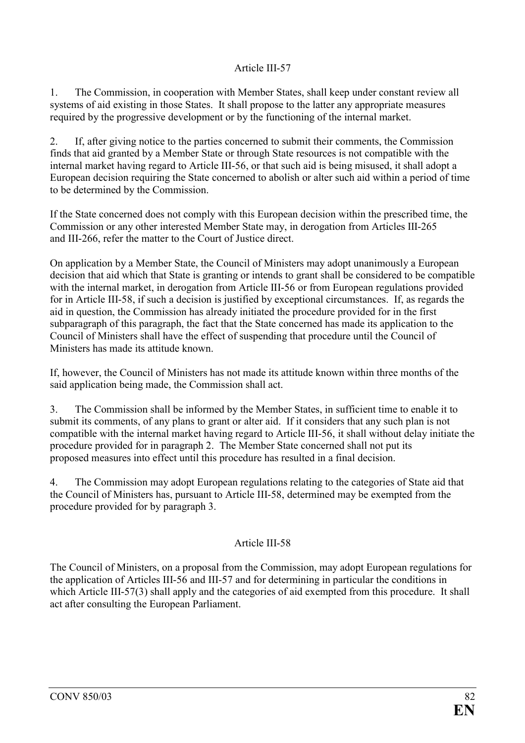## Article III-57

1. The Commission, in cooperation with Member States, shall keep under constant review all systems of aid existing in those States. It shall propose to the latter any appropriate measures required by the progressive development or by the functioning of the internal market.

2. If, after giving notice to the parties concerned to submit their comments, the Commission finds that aid granted by a Member State or through State resources is not compatible with the internal market having regard to Article III-56, or that such aid is being misused, it shall adopt a European decision requiring the State concerned to abolish or alter such aid within a period of time to be determined by the Commission.

If the State concerned does not comply with this European decision within the prescribed time, the Commission or any other interested Member State may, in derogation from Articles III-265 and III-266, refer the matter to the Court of Justice direct.

On application by a Member State, the Council of Ministers may adopt unanimously a European decision that aid which that State is granting or intends to grant shall be considered to be compatible with the internal market, in derogation from Article III-56 or from European regulations provided for in Article III-58, if such a decision is justified by exceptional circumstances. If, as regards the aid in question, the Commission has already initiated the procedure provided for in the first subparagraph of this paragraph, the fact that the State concerned has made its application to the Council of Ministers shall have the effect of suspending that procedure until the Council of Ministers has made its attitude known.

If, however, the Council of Ministers has not made its attitude known within three months of the said application being made, the Commission shall act.

3. The Commission shall be informed by the Member States, in sufficient time to enable it to submit its comments, of any plans to grant or alter aid. If it considers that any such plan is not compatible with the internal market having regard to Article III-56, it shall without delay initiate the procedure provided for in paragraph 2. The Member State concerned shall not put its proposed measures into effect until this procedure has resulted in a final decision.

4. The Commission may adopt European regulations relating to the categories of State aid that the Council of Ministers has, pursuant to Article III-58, determined may be exempted from the procedure provided for by paragraph 3.

## Article III-58

The Council of Ministers, on a proposal from the Commission, may adopt European regulations for the application of Articles III-56 and III-57 and for determining in particular the conditions in which Article III-57(3) shall apply and the categories of aid exempted from this procedure. It shall act after consulting the European Parliament.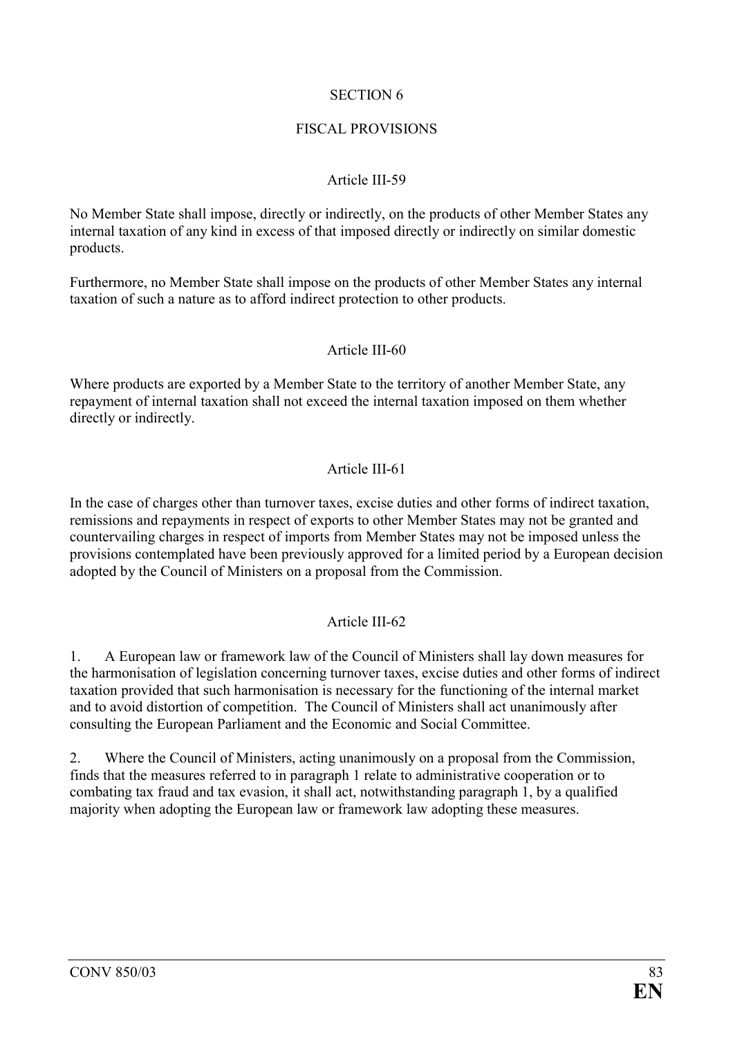## SECTION 6

## FISCAL PROVISIONS

### Article III-59

No Member State shall impose, directly or indirectly, on the products of other Member States any internal taxation of any kind in excess of that imposed directly or indirectly on similar domestic products.

Furthermore, no Member State shall impose on the products of other Member States any internal taxation of such a nature as to afford indirect protection to other products.

### Article III-60

Where products are exported by a Member State to the territory of another Member State, any repayment of internal taxation shall not exceed the internal taxation imposed on them whether directly or indirectly.

### Article III-61

In the case of charges other than turnover taxes, excise duties and other forms of indirect taxation, remissions and repayments in respect of exports to other Member States may not be granted and countervailing charges in respect of imports from Member States may not be imposed unless the provisions contemplated have been previously approved for a limited period by a European decision adopted by the Council of Ministers on a proposal from the Commission.

### Article III-62

1. A European law or framework law of the Council of Ministers shall lay down measures for the harmonisation of legislation concerning turnover taxes, excise duties and other forms of indirect taxation provided that such harmonisation is necessary for the functioning of the internal market and to avoid distortion of competition. The Council of Ministers shall act unanimously after consulting the European Parliament and the Economic and Social Committee.

2. Where the Council of Ministers, acting unanimously on a proposal from the Commission, finds that the measures referred to in paragraph 1 relate to administrative cooperation or to combating tax fraud and tax evasion, it shall act, notwithstanding paragraph 1, by a qualified majority when adopting the European law or framework law adopting these measures.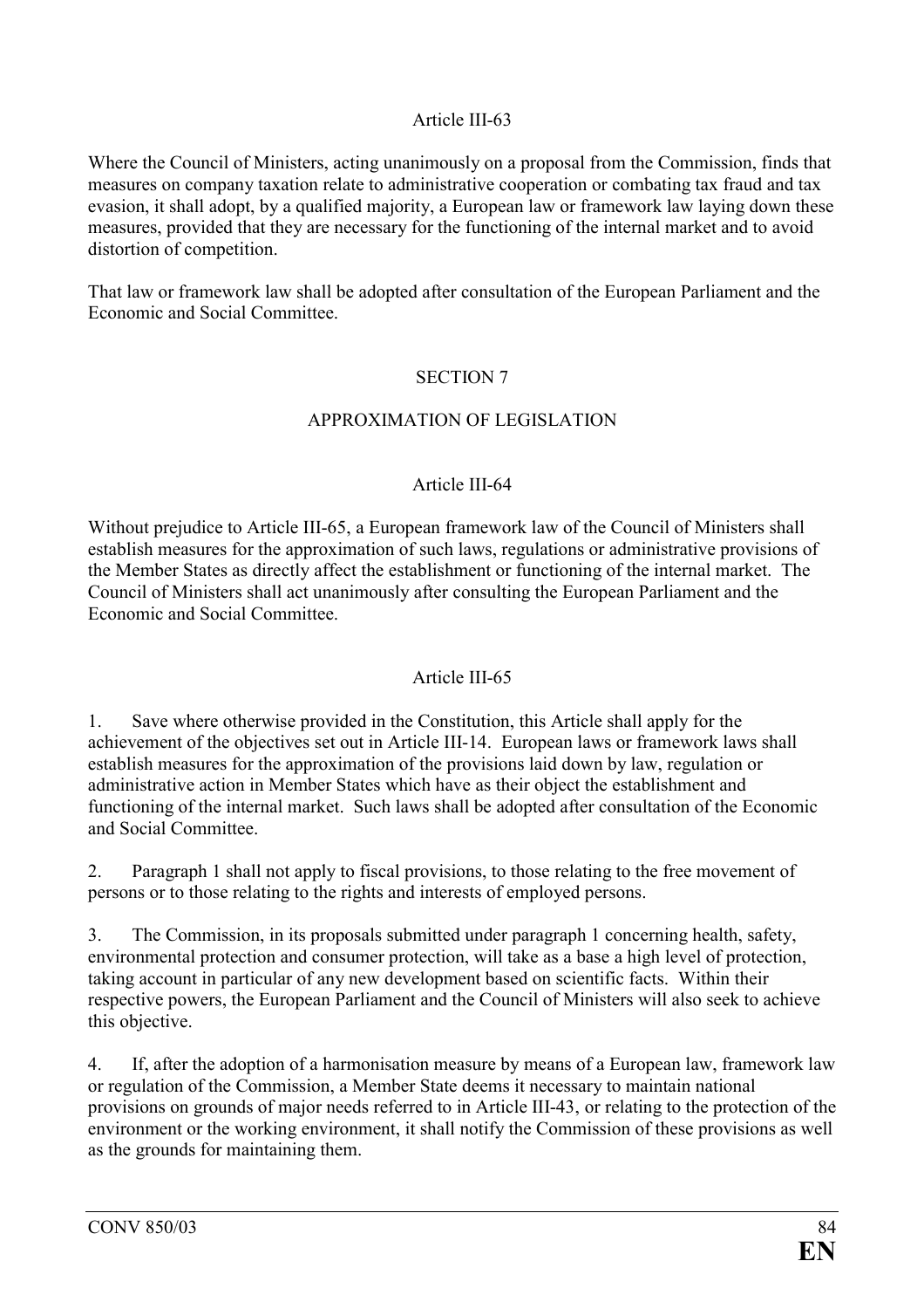Article III-63

Where the Council of Ministers, acting unanimously on a proposal from the Commission, finds that measures on company taxation relate to administrative cooperation or combating tax fraud and tax evasion, it shall adopt, by a qualified majority, a European law or framework law laying down these measures, provided that they are necessary for the functioning of the internal market and to avoid distortion of competition.

That law or framework law shall be adopted after consultation of the European Parliament and the Economic and Social Committee.

## SECTION 7

## APPROXIMATION OF LEGISLATION

Article III-64

Without prejudice to Article III-65, a European framework law of the Council of Ministers shall establish measures for the approximation of such laws, regulations or administrative provisions of the Member States as directly affect the establishment or functioning of the internal market. The Council of Ministers shall act unanimously after consulting the European Parliament and the Economic and Social Committee.

Article III-65

1. Save where otherwise provided in the Constitution, this Article shall apply for the achievement of the objectives set out in Article III-14. European laws or framework laws shall establish measures for the approximation of the provisions laid down by law, regulation or administrative action in Member States which have as their object the establishment and functioning of the internal market. Such laws shall be adopted after consultation of the Economic and Social Committee.

2. Paragraph 1 shall not apply to fiscal provisions, to those relating to the free movement of persons or to those relating to the rights and interests of employed persons.

3. The Commission, in its proposals submitted under paragraph 1 concerning health, safety, environmental protection and consumer protection, will take as a base a high level of protection, taking account in particular of any new development based on scientific facts. Within their respective powers, the European Parliament and the Council of Ministers will also seek to achieve this objective.

4. If, after the adoption of a harmonisation measure by means of a European law, framework law or regulation of the Commission, a Member State deems it necessary to maintain national provisions on grounds of major needs referred to in Article III-43, or relating to the protection of the environment or the working environment, it shall notify the Commission of these provisions as well as the grounds for maintaining them.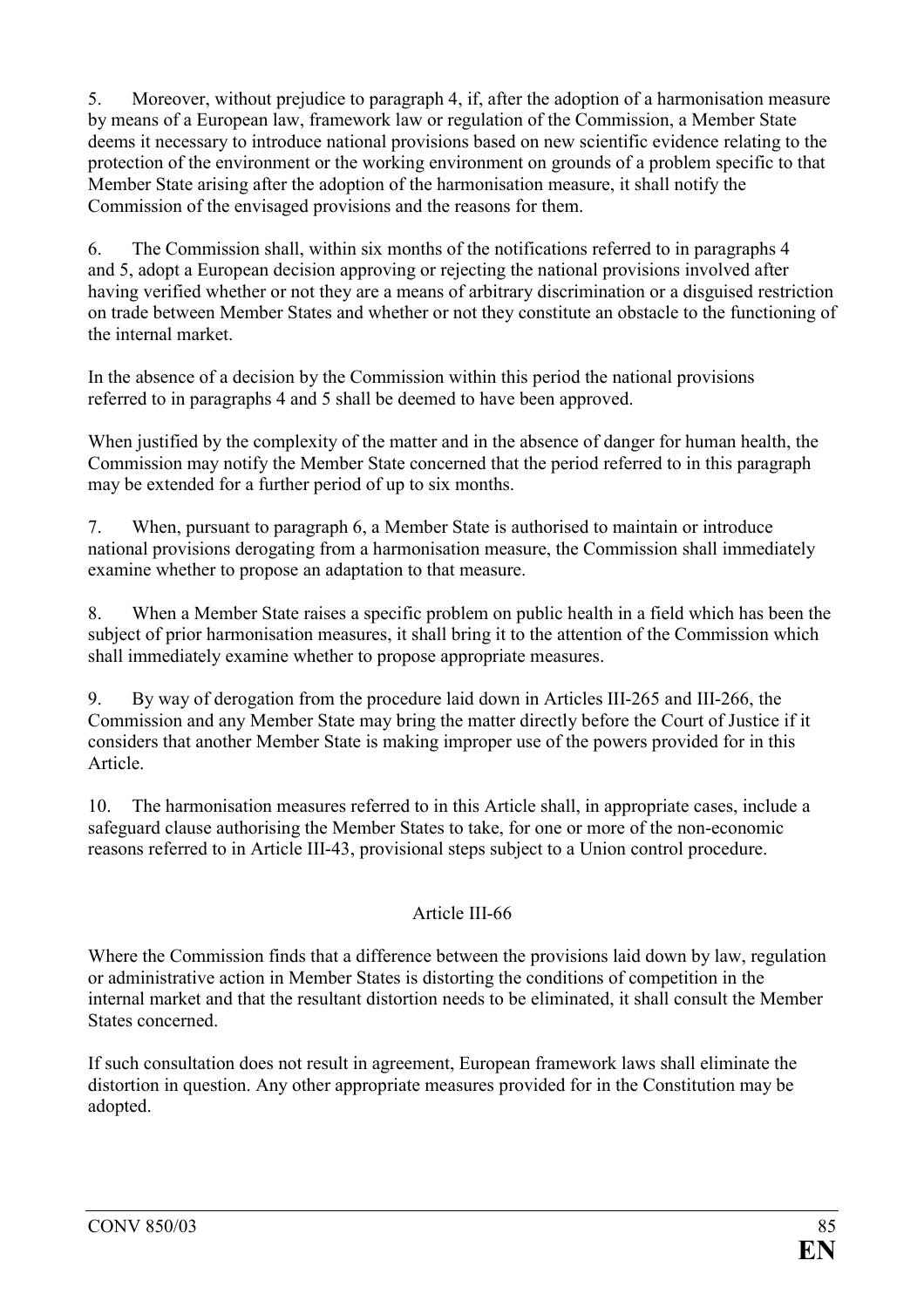5. Moreover, without prejudice to paragraph 4, if, after the adoption of a harmonisation measure by means of a European law, framework law or regulation of the Commission, a Member State deems it necessary to introduce national provisions based on new scientific evidence relating to the protection of the environment or the working environment on grounds of a problem specific to that Member State arising after the adoption of the harmonisation measure, it shall notify the Commission of the envisaged provisions and the reasons for them.

6. The Commission shall, within six months of the notifications referred to in paragraphs 4 and 5, adopt a European decision approving or rejecting the national provisions involved after having verified whether or not they are a means of arbitrary discrimination or a disguised restriction on trade between Member States and whether or not they constitute an obstacle to the functioning of the internal market.

In the absence of a decision by the Commission within this period the national provisions referred to in paragraphs 4 and 5 shall be deemed to have been approved.

When justified by the complexity of the matter and in the absence of danger for human health, the Commission may notify the Member State concerned that the period referred to in this paragraph may be extended for a further period of up to six months.

7. When, pursuant to paragraph 6, a Member State is authorised to maintain or introduce national provisions derogating from a harmonisation measure, the Commission shall immediately examine whether to propose an adaptation to that measure.

8. When a Member State raises a specific problem on public health in a field which has been the subject of prior harmonisation measures, it shall bring it to the attention of the Commission which shall immediately examine whether to propose appropriate measures.

9. By way of derogation from the procedure laid down in Articles III-265 and III-266, the Commission and any Member State may bring the matter directly before the Court of Justice if it considers that another Member State is making improper use of the powers provided for in this Article.

10. The harmonisation measures referred to in this Article shall, in appropriate cases, include a safeguard clause authorising the Member States to take, for one or more of the non-economic reasons referred to in Article III-43, provisional steps subject to a Union control procedure.

### Article III-66

Where the Commission finds that a difference between the provisions laid down by law, regulation or administrative action in Member States is distorting the conditions of competition in the internal market and that the resultant distortion needs to be eliminated, it shall consult the Member States concerned.

If such consultation does not result in agreement, European framework laws shall eliminate the distortion in question. Any other appropriate measures provided for in the Constitution may be adopted.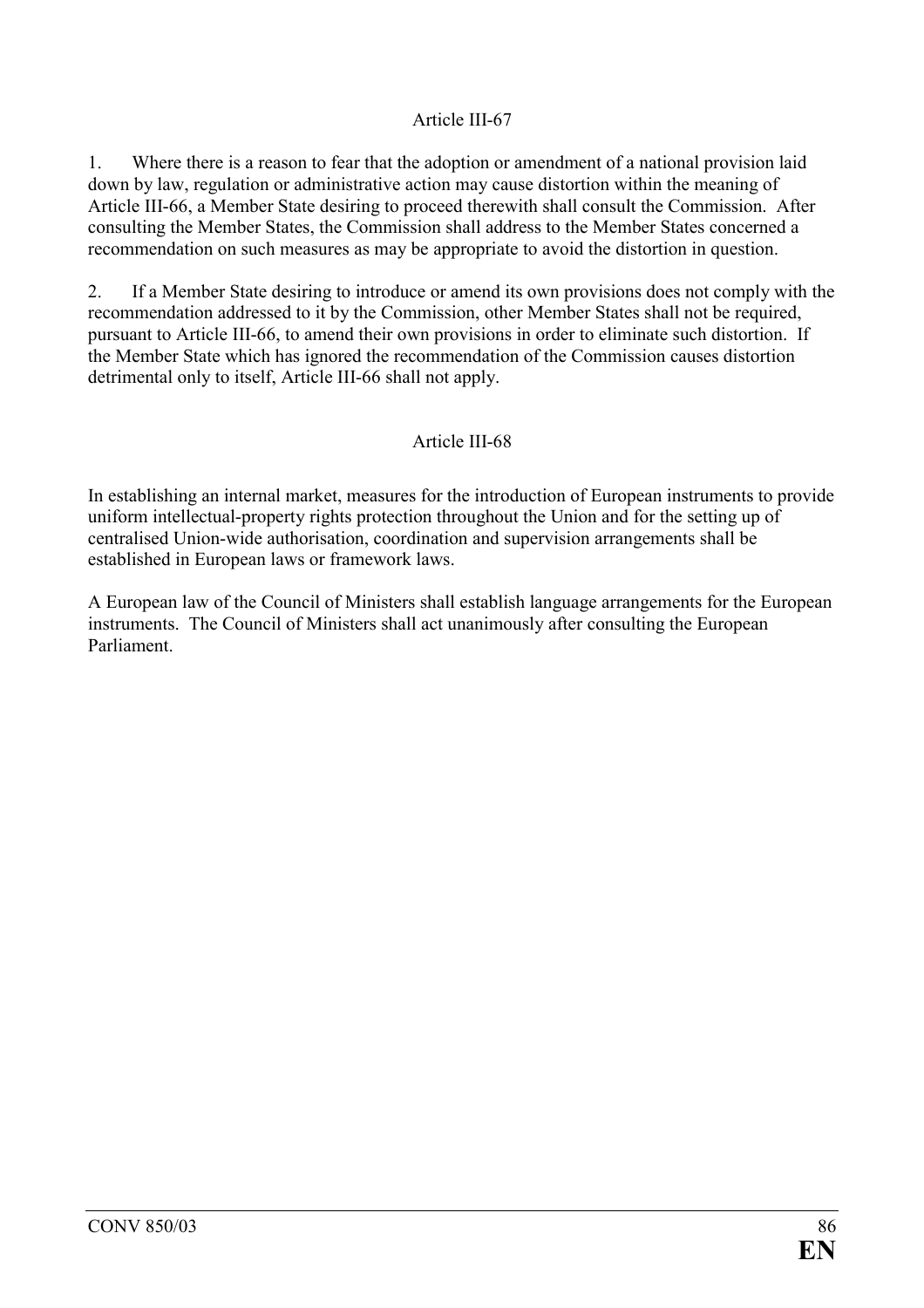### Article III-67

1. Where there is a reason to fear that the adoption or amendment of a national provision laid down by law, regulation or administrative action may cause distortion within the meaning of Article III-66, a Member State desiring to proceed therewith shall consult the Commission. After consulting the Member States, the Commission shall address to the Member States concerned a recommendation on such measures as may be appropriate to avoid the distortion in question.

2. If a Member State desiring to introduce or amend its own provisions does not comply with the recommendation addressed to it by the Commission, other Member States shall not be required, pursuant to Article III-66, to amend their own provisions in order to eliminate such distortion. If the Member State which has ignored the recommendation of the Commission causes distortion detrimental only to itself, Article III-66 shall not apply.

### Article III-68

In establishing an internal market, measures for the introduction of European instruments to provide uniform intellectual-property rights protection throughout the Union and for the setting up of centralised Union-wide authorisation, coordination and supervision arrangements shall be established in European laws or framework laws.

A European law of the Council of Ministers shall establish language arrangements for the European instruments. The Council of Ministers shall act unanimously after consulting the European Parliament.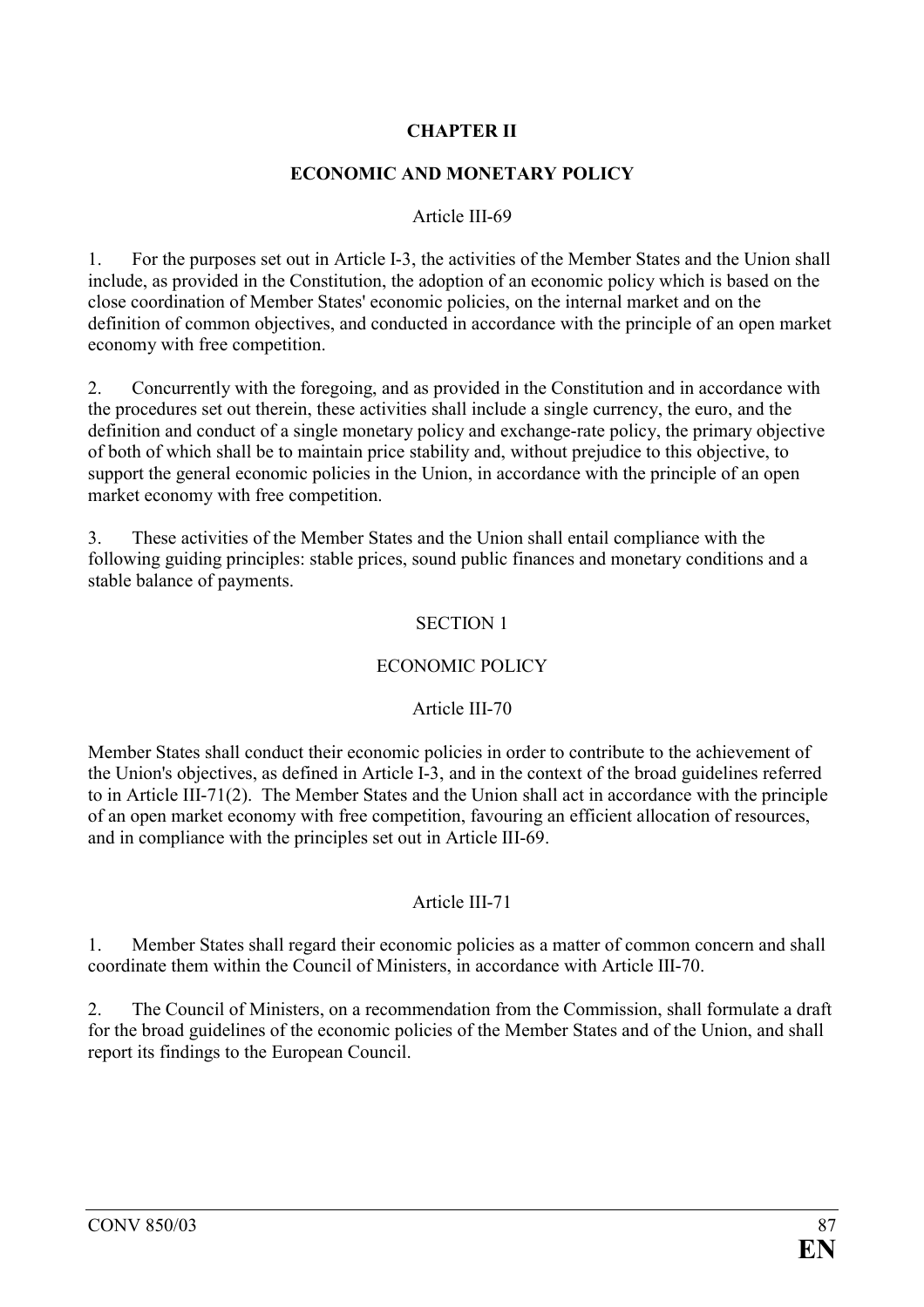## CHAPTER II

## ECONOMIC AND MONETARY POLICY

Article III-69

1. For the purposes set out in Article I-3, the activities of the Member States and the Union shall include, as provided in the Constitution, the adoption of an economic policy which is based on the close coordination of Member States' economic policies, on the internal market and on the definition of common objectives, and conducted in accordance with the principle of an open market economy with free competition.

2. Concurrently with the foregoing, and as provided in the Constitution and in accordance with the procedures set out therein, these activities shall include a single currency, the euro, and the definition and conduct of a single monetary policy and exchange-rate policy, the primary objective of both of which shall be to maintain price stability and, without prejudice to this objective, to support the general economic policies in the Union, in accordance with the principle of an open market economy with free competition.

3. These activities of the Member States and the Union shall entail compliance with the following guiding principles: stable prices, sound public finances and monetary conditions and a stable balance of payments.

### SECTION 1

### ECONOMIC POLICY

Article III-70

Member States shall conduct their economic policies in order to contribute to the achievement of the Union's objectives, as defined in Article I-3, and in the context of the broad guidelines referred to in Article III-71(2). The Member States and the Union shall act in accordance with the principle of an open market economy with free competition, favouring an efficient allocation of resources, and in compliance with the principles set out in Article III-69.

Article III-71

1. Member States shall regard their economic policies as a matter of common concern and shall coordinate them within the Council of Ministers, in accordance with Article III-70.

2. The Council of Ministers, on a recommendation from the Commission, shall formulate a draft for the broad guidelines of the economic policies of the Member States and of the Union, and shall report its findings to the European Council.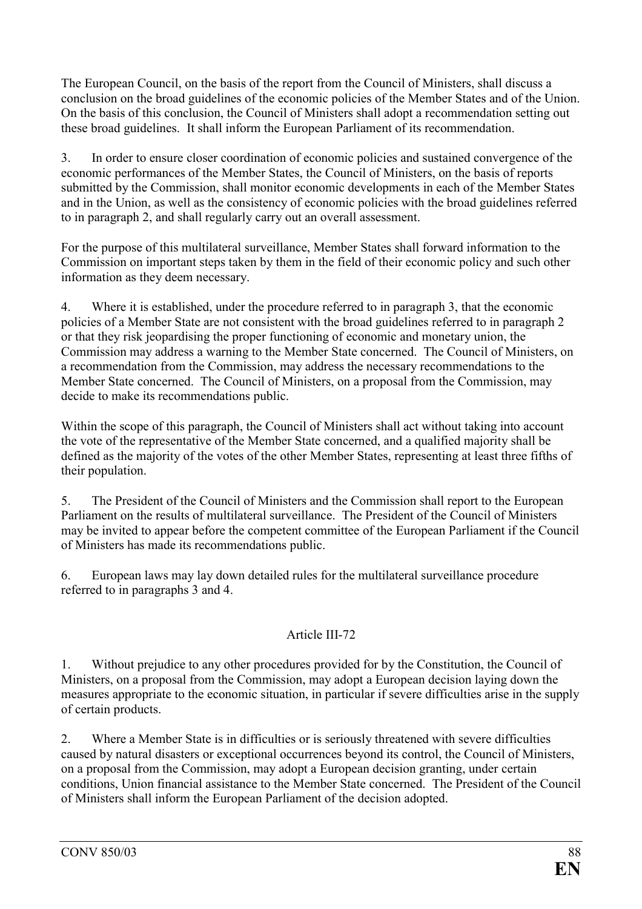The European Council, on the basis of the report from the Council of Ministers, shall discuss a conclusion on the broad guidelines of the economic policies of the Member States and of the Union. On the basis of this conclusion, the Council of Ministers shall adopt a recommendation setting out these broad guidelines. It shall inform the European Parliament of its recommendation.

3. In order to ensure closer coordination of economic policies and sustained convergence of the economic performances of the Member States, the Council of Ministers, on the basis of reports submitted by the Commission, shall monitor economic developments in each of the Member States and in the Union, as well as the consistency of economic policies with the broad guidelines referred to in paragraph 2, and shall regularly carry out an overall assessment.

For the purpose of this multilateral surveillance, Member States shall forward information to the Commission on important steps taken by them in the field of their economic policy and such other information as they deem necessary.

4. Where it is established, under the procedure referred to in paragraph 3, that the economic policies of a Member State are not consistent with the broad guidelines referred to in paragraph 2 or that they risk jeopardising the proper functioning of economic and monetary union, the Commission may address a warning to the Member State concerned. The Council of Ministers, on a recommendation from the Commission, may address the necessary recommendations to the Member State concerned. The Council of Ministers, on a proposal from the Commission, may decide to make its recommendations public.

Within the scope of this paragraph, the Council of Ministers shall act without taking into account the vote of the representative of the Member State concerned, and a qualified majority shall be defined as the majority of the votes of the other Member States, representing at least three fifths of their population.

5. The President of the Council of Ministers and the Commission shall report to the European Parliament on the results of multilateral surveillance. The President of the Council of Ministers may be invited to appear before the competent committee of the European Parliament if the Council of Ministers has made its recommendations public.

6. European laws may lay down detailed rules for the multilateral surveillance procedure referred to in paragraphs 3 and 4.

Article III-72

1. Without prejudice to any other procedures provided for by the Constitution, the Council of Ministers, on a proposal from the Commission, may adopt a European decision laying down the measures appropriate to the economic situation, in particular if severe difficulties arise in the supply of certain products.

2. Where a Member State is in difficulties or is seriously threatened with severe difficulties caused by natural disasters or exceptional occurrences beyond its control, the Council of Ministers, on a proposal from the Commission, may adopt a European decision granting, under certain conditions, Union financial assistance to the Member State concerned. The President of the Council of Ministers shall inform the European Parliament of the decision adopted.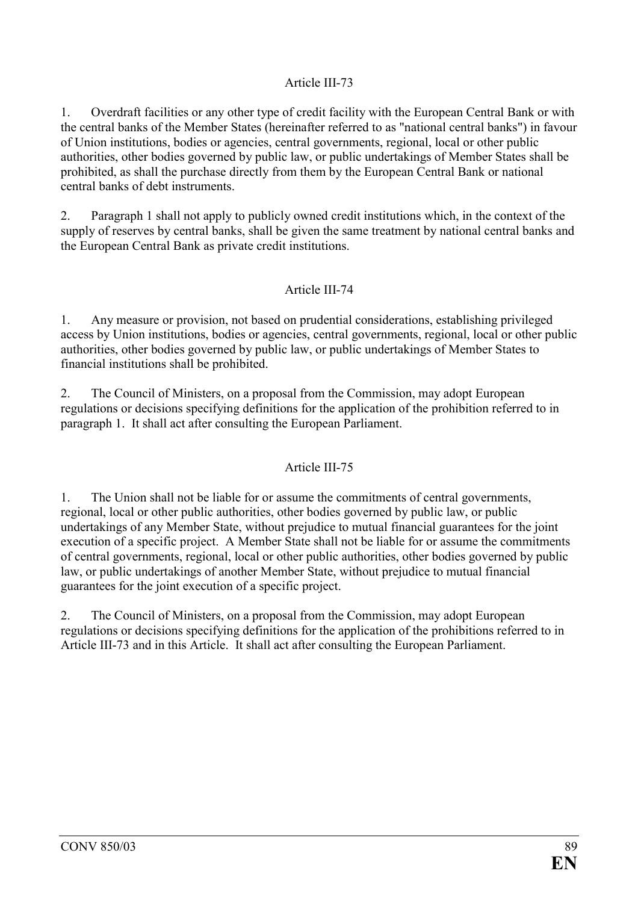### Article III-73

1. Overdraft facilities or any other type of credit facility with the European Central Bank or with the central banks of the Member States (hereinafter referred to as "national central banks") in favour of Union institutions, bodies or agencies, central governments, regional, local or other public authorities, other bodies governed by public law, or public undertakings of Member States shall be prohibited, as shall the purchase directly from them by the European Central Bank or national central banks of debt instruments.

2. Paragraph 1 shall not apply to publicly owned credit institutions which, in the context of the supply of reserves by central banks, shall be given the same treatment by national central banks and the European Central Bank as private credit institutions.

### Article III-74

1. Any measure or provision, not based on prudential considerations, establishing privileged access by Union institutions, bodies or agencies, central governments, regional, local or other public authorities, other bodies governed by public law, or public undertakings of Member States to financial institutions shall be prohibited.

2. The Council of Ministers, on a proposal from the Commission, may adopt European regulations or decisions specifying definitions for the application of the prohibition referred to in paragraph 1. It shall act after consulting the European Parliament.

### Article III-75

1. The Union shall not be liable for or assume the commitments of central governments, regional, local or other public authorities, other bodies governed by public law, or public undertakings of any Member State, without prejudice to mutual financial guarantees for the joint execution of a specific project. A Member State shall not be liable for or assume the commitments of central governments, regional, local or other public authorities, other bodies governed by public law, or public undertakings of another Member State, without prejudice to mutual financial guarantees for the joint execution of a specific project.

2. The Council of Ministers, on a proposal from the Commission, may adopt European regulations or decisions specifying definitions for the application of the prohibitions referred to in Article III-73 and in this Article. It shall act after consulting the European Parliament.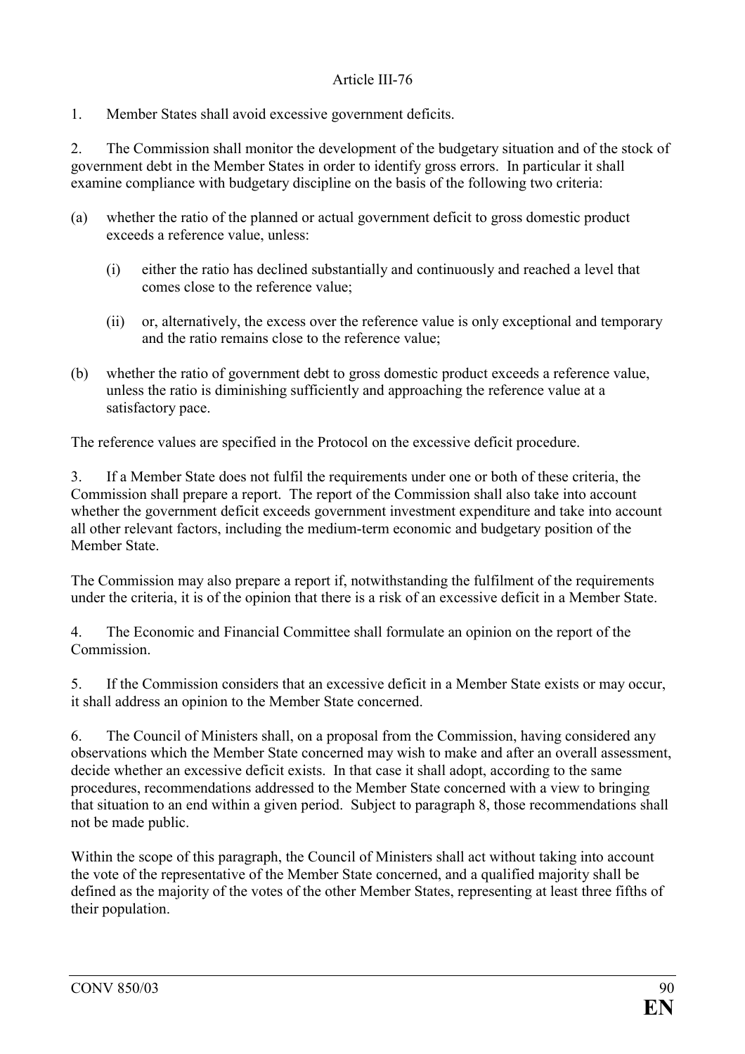Article III-76

1. Member States shall avoid excessive government deficits.

2. The Commission shall monitor the development of the budgetary situation and of the stock of government debt in the Member States in order to identify gross errors. In particular it shall examine compliance with budgetary discipline on the basis of the following two criteria:

(a) whether the ratio of the planned or actual government deficit to gross domestic product exceeds a reference value, unless:

   (i) either the ratio has declined substantially and continuously and reached a level that comes close to the reference value;

   (ii) or, alternatively, the excess over the reference value is only exceptional and temporary and the ratio remains close to the reference value;

(b) whether the ratio of government debt to gross domestic product exceeds a reference value, unless the ratio is diminishing sufficiently and approaching the reference value at a satisfactory pace.

The reference values are specified in the Protocol on the excessive deficit procedure.

3. If a Member State does not fulfil the requirements under one or both of these criteria, the Commission shall prepare a report. The report of the Commission shall also take into account whether the government deficit exceeds government investment expenditure and take into account all other relevant factors, including the medium-term economic and budgetary position of the Member State.

The Commission may also prepare a report if, notwithstanding the fulfilment of the requirements under the criteria, it is of the opinion that there is a risk of an excessive deficit in a Member State.

4. The Economic and Financial Committee shall formulate an opinion on the report of the Commission.

5. If the Commission considers that an excessive deficit in a Member State exists or may occur, it shall address an opinion to the Member State concerned.

6. The Council of Ministers shall, on a proposal from the Commission, having considered any observations which the Member State concerned may wish to make and after an overall assessment, decide whether an excessive deficit exists. In that case it shall adopt, according to the same procedures, recommendations addressed to the Member State concerned with a view to bringing that situation to an end within a given period. Subject to paragraph 8, those recommendations shall not be made public.

Within the scope of this paragraph, the Council of Ministers shall act without taking into account the vote of the representative of the Member State concerned, and a qualified majority shall be defined as the majority of the votes of the other Member States, representing at least three fifths of their population.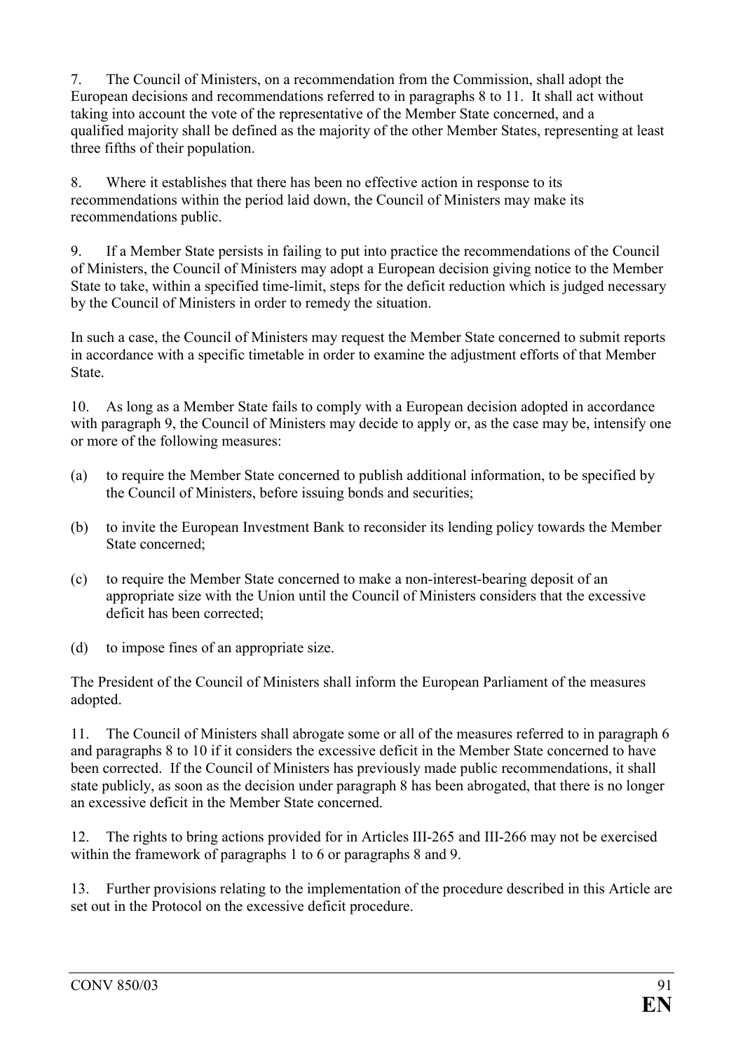7. The Council of Ministers, on a recommendation from the Commission, shall adopt the European decisions and recommendations referred to in paragraphs 8 to 11. It shall act without taking into account the vote of the representative of the Member State concerned, and a qualified majority shall be defined as the majority of the other Member States, representing at least three fifths of their population.

8. Where it establishes that there has been no effective action in response to its recommendations within the period laid down, the Council of Ministers may make its recommendations public.

9. If a Member State persists in failing to put into practice the recommendations of the Council of Ministers, the Council of Ministers may adopt a European decision giving notice to the Member State to take, within a specified time-limit, steps for the deficit reduction which is judged necessary by the Council of Ministers in order to remedy the situation.

In such a case, the Council of Ministers may request the Member State concerned to submit reports in accordance with a specific timetable in order to examine the adjustment efforts of that Member State.

10. As long as a Member State fails to comply with a European decision adopted in accordance with paragraph 9, the Council of Ministers may decide to apply or, as the case may be, intensify one or more of the following measures:

(a) to require the Member State concerned to publish additional information, to be specified by the Council of Ministers, before issuing bonds and securities;

(b) to invite the European Investment Bank to reconsider its lending policy towards the Member State concerned;

(c) to require the Member State concerned to make a non-interest-bearing deposit of an appropriate size with the Union until the Council of Ministers considers that the excessive deficit has been corrected;

(d) to impose fines of an appropriate size.

The President of the Council of Ministers shall inform the European Parliament of the measures adopted.

11. The Council of Ministers shall abrogate some or all of the measures referred to in paragraph 6 and paragraphs 8 to 10 if it considers the excessive deficit in the Member State concerned to have been corrected. If the Council of Ministers has previously made public recommendations, it shall state publicly, as soon as the decision under paragraph 8 has been abrogated, that there is no longer an excessive deficit in the Member State concerned.

12. The rights to bring actions provided for in Articles III-265 and III-266 may not be exercised within the framework of paragraphs 1 to 6 or paragraphs 8 and 9.

13. Further provisions relating to the implementation of the procedure described in this Article are set out in the Protocol on the excessive deficit procedure.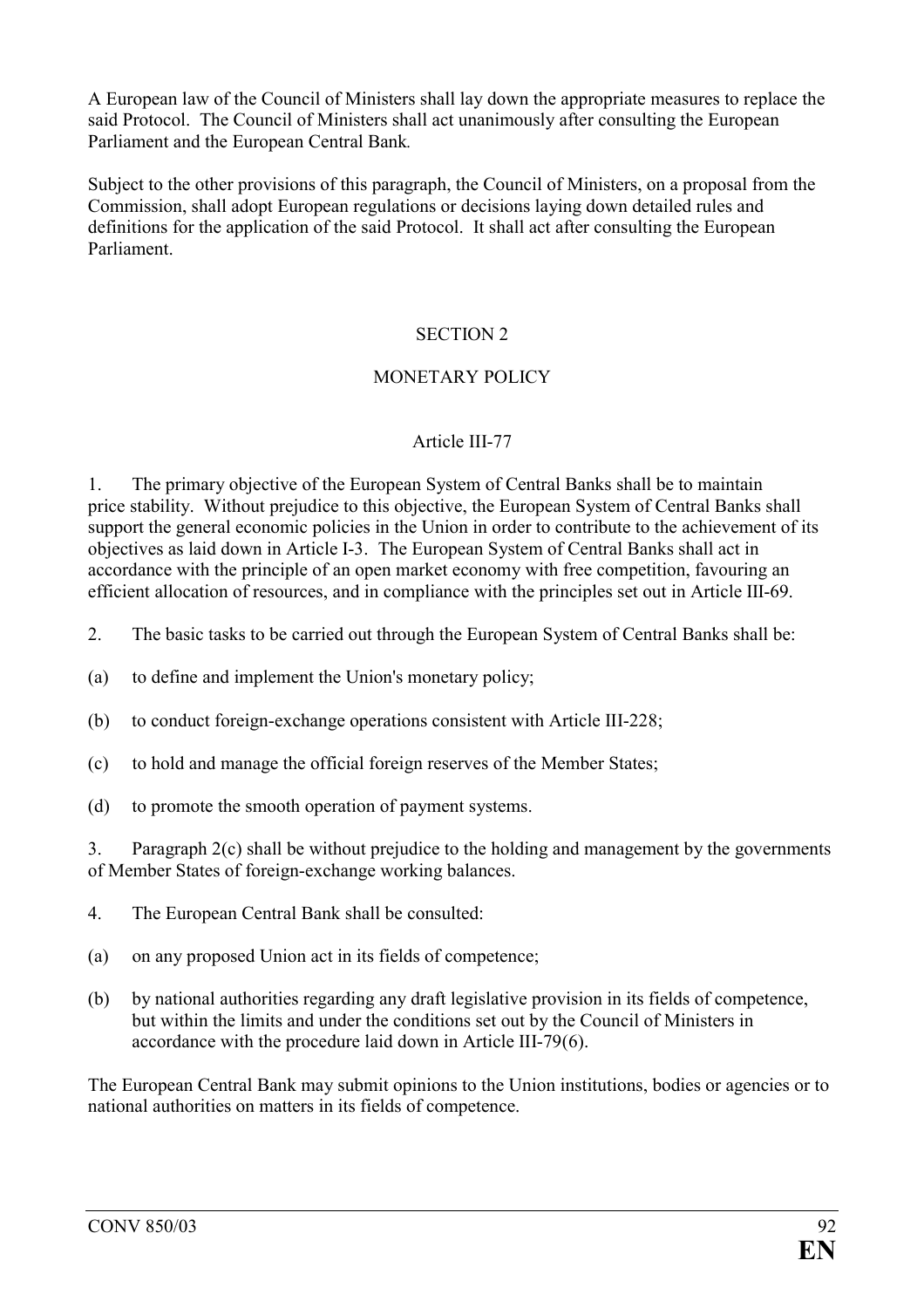A European law of the Council of Ministers shall lay down the appropriate measures to replace the said Protocol. The Council of Ministers shall act unanimously after consulting the European Parliament and the European Central Bank.

Subject to the other provisions of this paragraph, the Council of Ministers, on a proposal from the Commission, shall adopt European regulations or decisions laying down detailed rules and definitions for the application of the said Protocol. It shall act after consulting the European Parliament.

## SECTION 2

## MONETARY POLICY

### Article III-77

1. The primary objective of the European System of Central Banks shall be to maintain price stability. Without prejudice to this objective, the European System of Central Banks shall support the general economic policies in the Union in order to contribute to the achievement of its objectives as laid down in Article I-3. The European System of Central Banks shall act in accordance with the principle of an open market economy with free competition, favouring an efficient allocation of resources, and in compliance with the principles set out in Article III-69.

2. The basic tasks to be carried out through the European System of Central Banks shall be:

(a) to define and implement the Union's monetary policy;

(b) to conduct foreign-exchange operations consistent with Article III-228;

(c) to hold and manage the official foreign reserves of the Member States;

(d) to promote the smooth operation of payment systems.

3. Paragraph 2(c) shall be without prejudice to the holding and management by the governments of Member States of foreign-exchange working balances.

4. The European Central Bank shall be consulted:

(a) on any proposed Union act in its fields of competence;

(b) by national authorities regarding any draft legislative provision in its fields of competence, but within the limits and under the conditions set out by the Council of Ministers in accordance with the procedure laid down in Article III-79(6).

The European Central Bank may submit opinions to the Union institutions, bodies or agencies or to national authorities on matters in its fields of competence.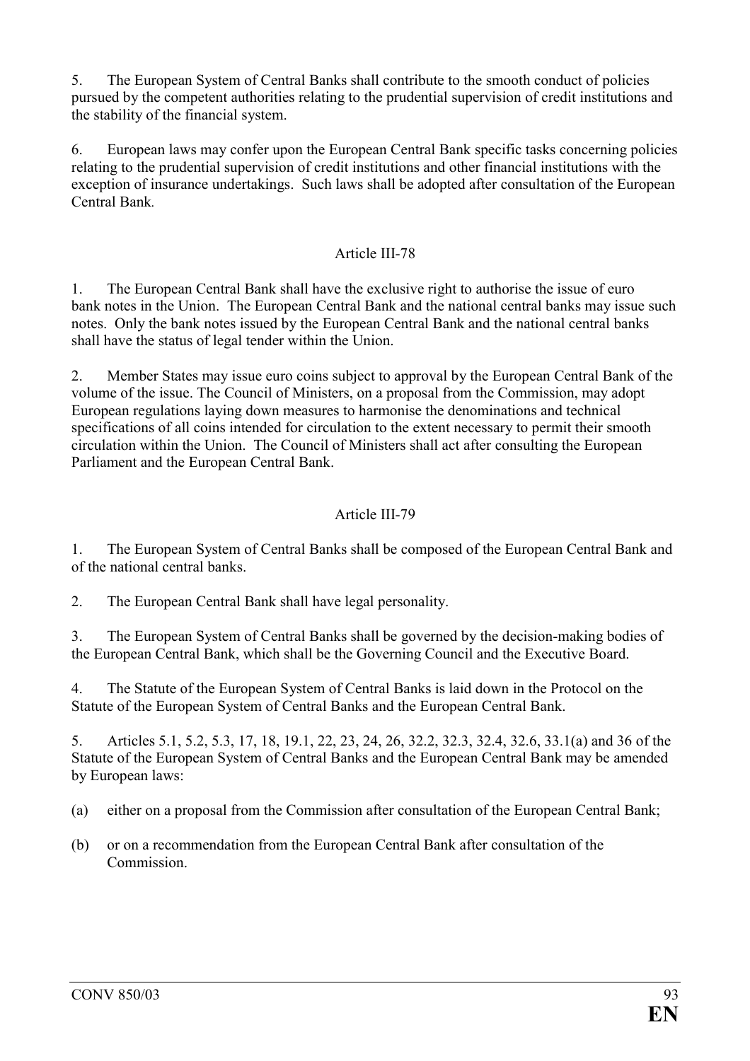5. The European System of Central Banks shall contribute to the smooth conduct of policies pursued by the competent authorities relating to the prudential supervision of credit institutions and the stability of the financial system.

6. European laws may confer upon the European Central Bank specific tasks concerning policies relating to the prudential supervision of credit institutions and other financial institutions with the exception of insurance undertakings. Such laws shall be adopted after consultation of the European Central Bank.

## Article III-78

1. The European Central Bank shall have the exclusive right to authorise the issue of euro bank notes in the Union. The European Central Bank and the national central banks may issue such notes. Only the bank notes issued by the European Central Bank and the national central banks shall have the status of legal tender within the Union.

2. Member States may issue euro coins subject to approval by the European Central Bank of the volume of the issue. The Council of Ministers, on a proposal from the Commission, may adopt European regulations laying down measures to harmonise the denominations and technical specifications of all coins intended for circulation to the extent necessary to permit their smooth circulation within the Union. The Council of Ministers shall act after consulting the European Parliament and the European Central Bank.

## Article III-79

1. The European System of Central Banks shall be composed of the European Central Bank and of the national central banks.

2. The European Central Bank shall have legal personality.

3. The European System of Central Banks shall be governed by the decision-making bodies of the European Central Bank, which shall be the Governing Council and the Executive Board.

4. The Statute of the European System of Central Banks is laid down in the Protocol on the Statute of the European System of Central Banks and the European Central Bank.

5. Articles 5.1, 5.2, 5.3, 17, 18, 19.1, 22, 23, 24, 26, 32.2, 32.3, 32.4, 32.6, 33.1(a) and 36 of the Statute of the European System of Central Banks and the European Central Bank may be amended by European laws:

(a) either on a proposal from the Commission after consultation of the European Central Bank;

(b) or on a recommendation from the European Central Bank after consultation of the Commission.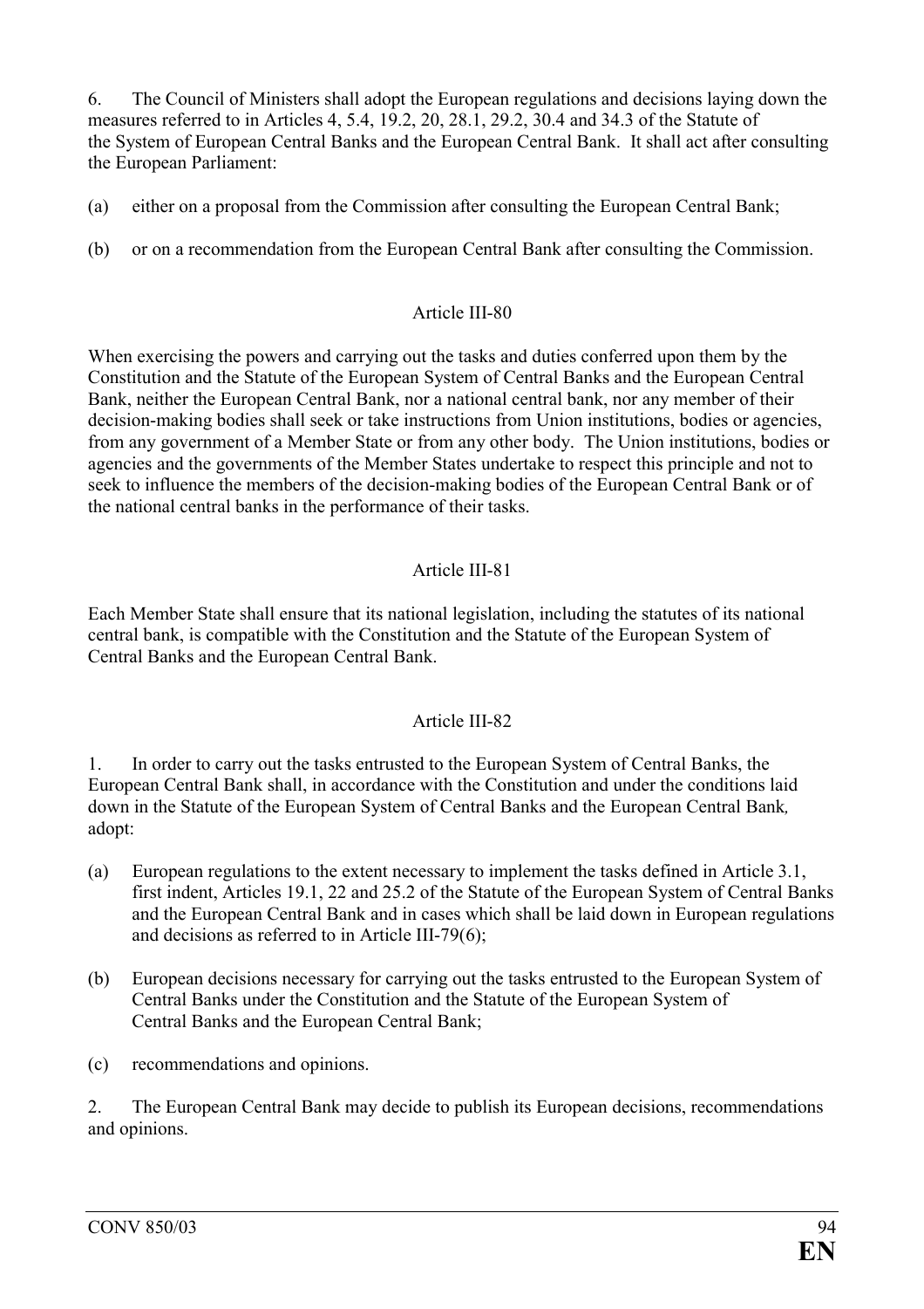6. The Council of Ministers shall adopt the European regulations and decisions laying down the measures referred to in Articles 4, 5.4, 19.2, 20, 28.1, 29.2, 30.4 and 34.3 of the Statute of the System of European Central Banks and the European Central Bank. It shall act after consulting the European Parliament:

(a) either on a proposal from the Commission after consulting the European Central Bank;

(b) or on a recommendation from the European Central Bank after consulting the Commission.

## Article III-80

When exercising the powers and carrying out the tasks and duties conferred upon them by the Constitution and the Statute of the European System of Central Banks and the European Central Bank, neither the European Central Bank, nor a national central bank, nor any member of their decision-making bodies shall seek or take instructions from Union institutions, bodies or agencies, from any government of a Member State or from any other body. The Union institutions, bodies or agencies and the governments of the Member States undertake to respect this principle and not to seek to influence the members of the decision-making bodies of the European Central Bank or of the national central banks in the performance of their tasks.

## Article III-81

Each Member State shall ensure that its national legislation, including the statutes of its national central bank, is compatible with the Constitution and the Statute of the European System of Central Banks and the European Central Bank.

## Article III-82

1. In order to carry out the tasks entrusted to the European System of Central Banks, the European Central Bank shall, in accordance with the Constitution and under the conditions laid down in the Statute of the European System of Central Banks and the European Central Bank, adopt:

(a) European regulations to the extent necessary to implement the tasks defined in Article 3.1, first indent, Articles 19.1, 22 and 25.2 of the Statute of the European System of Central Banks and the European Central Bank and in cases which shall be laid down in European regulations and decisions as referred to in Article III-79(6);

(b) European decisions necessary for carrying out the tasks entrusted to the European System of Central Banks under the Constitution and the Statute of the European System of Central Banks and the European Central Bank;

(c) recommendations and opinions.

2. The European Central Bank may decide to publish its European decisions, recommendations and opinions.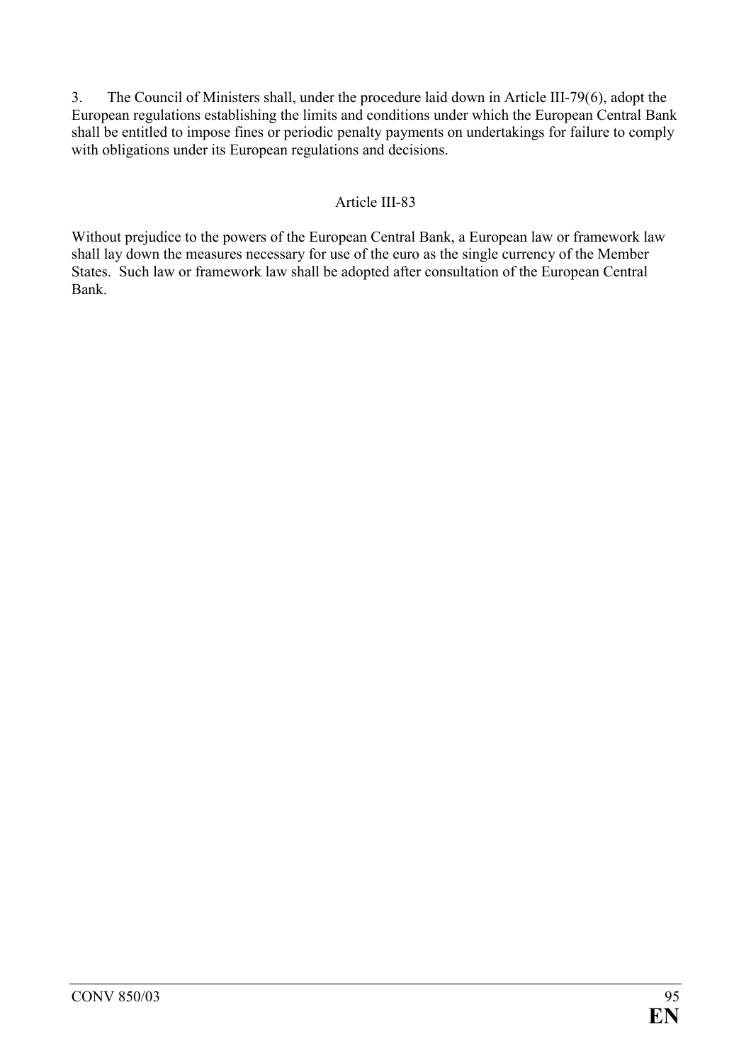3. The Council of Ministers shall, under the procedure laid down in Article III-79(6), adopt the European regulations establishing the limits and conditions under which the European Central Bank shall be entitled to impose fines or periodic penalty payments on undertakings for failure to comply with obligations under its European regulations and decisions.

### Article III-83

Without prejudice to the powers of the European Central Bank, a European law or framework law shall lay down the measures necessary for use of the euro as the single currency of the Member States. Such law or framework law shall be adopted after consultation of the European Central Bank.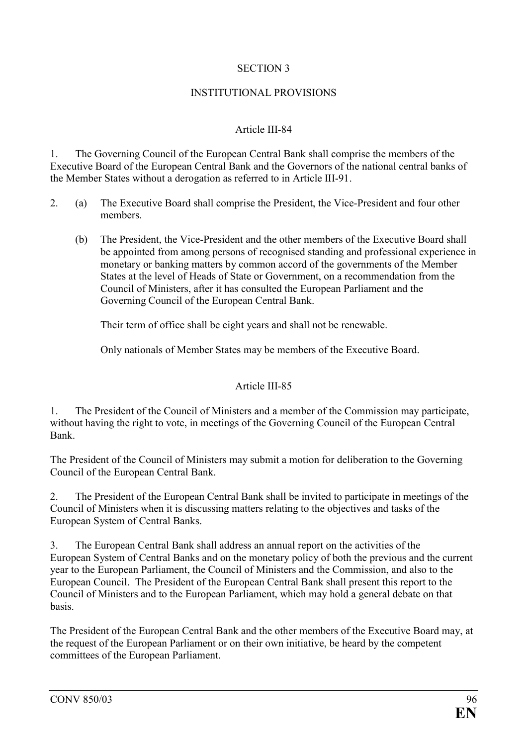## SECTION 3

## INSTITUTIONAL PROVISIONS

### Article III-84

1. The Governing Council of the European Central Bank shall comprise the members of the Executive Board of the European Central Bank and the Governors of the national central banks of the Member States without a derogation as referred to in Article III-91.

2. (a) The Executive Board shall comprise the President, the Vice-President and four other members.

   (b) The President, the Vice-President and the other members of the Executive Board shall be appointed from among persons of recognised standing and professional experience in monetary or banking matters by common accord of the governments of the Member States at the level of Heads of State or Government, on a recommendation from the Council of Ministers, after it has consulted the European Parliament and the Governing Council of the European Central Bank.

   Their term of office shall be eight years and shall not be renewable.

   Only nationals of Member States may be members of the Executive Board.

### Article III-85

1. The President of the Council of Ministers and a member of the Commission may participate, without having the right to vote, in meetings of the Governing Council of the European Central Bank.

The President of the Council of Ministers may submit a motion for deliberation to the Governing Council of the European Central Bank.

2. The President of the European Central Bank shall be invited to participate in meetings of the Council of Ministers when it is discussing matters relating to the objectives and tasks of the European System of Central Banks.

3. The European Central Bank shall address an annual report on the activities of the European System of Central Banks and on the monetary policy of both the previous and the current year to the European Parliament, the Council of Ministers and the Commission, and also to the European Council. The President of the European Central Bank shall present this report to the Council of Ministers and to the European Parliament, which may hold a general debate on that basis.

The President of the European Central Bank and the other members of the Executive Board may, at the request of the European Parliament or on their own initiative, be heard by the competent committees of the European Parliament.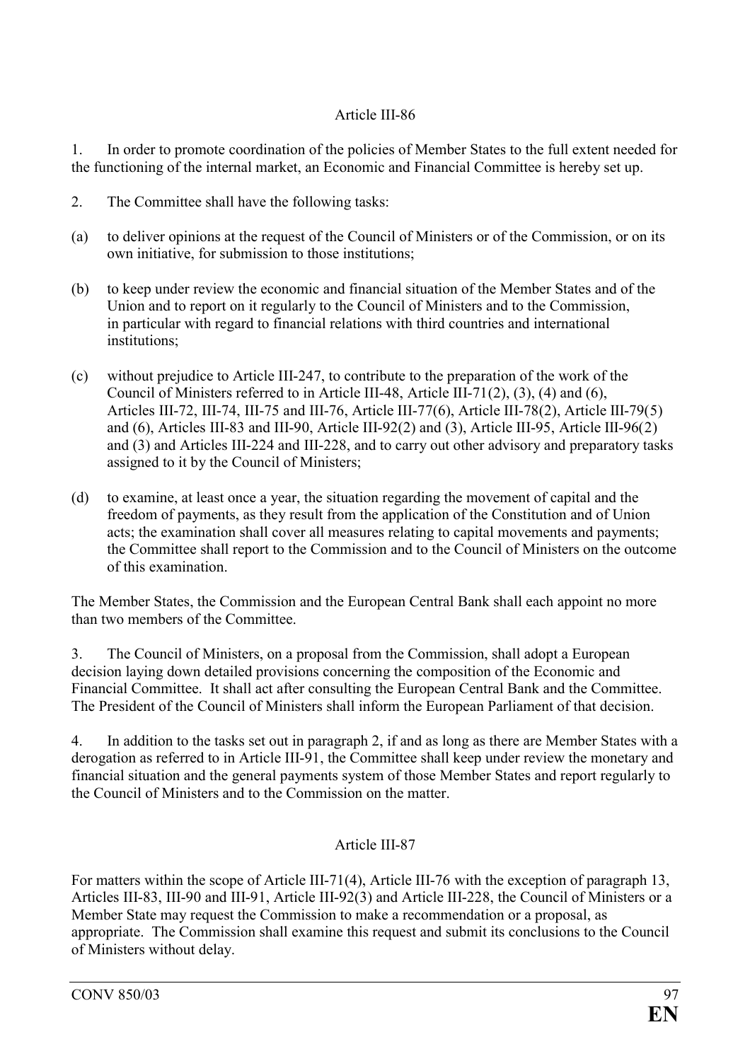### Article III-86

1. In order to promote coordination of the policies of Member States to the full extent needed for the functioning of the internal market, an Economic and Financial Committee is hereby set up.

2. The Committee shall have the following tasks:

(a) to deliver opinions at the request of the Council of Ministers or of the Commission, or on its own initiative, for submission to those institutions;

(b) to keep under review the economic and financial situation of the Member States and of the Union and to report on it regularly to the Council of Ministers and to the Commission, in particular with regard to financial relations with third countries and international institutions;

(c) without prejudice to Article III-247, to contribute to the preparation of the work of the Council of Ministers referred to in Article III-48, Article III-71(2), (3), (4) and (6), Articles III-72, III-74, III-75 and III-76, Article III-77(6), Article III-78(2), Article III-79(5) and (6), Articles III-83 and III-90, Article III-92(2) and (3), Article III-95, Article III-96(2) and (3) and Articles III-224 and III-228, and to carry out other advisory and preparatory tasks assigned to it by the Council of Ministers;

(d) to examine, at least once a year, the situation regarding the movement of capital and the freedom of payments, as they result from the application of the Constitution and of Union acts; the examination shall cover all measures relating to capital movements and payments; the Committee shall report to the Commission and to the Council of Ministers on the outcome of this examination.

The Member States, the Commission and the European Central Bank shall each appoint no more than two members of the Committee.

3. The Council of Ministers, on a proposal from the Commission, shall adopt a European decision laying down detailed provisions concerning the composition of the Economic and Financial Committee. It shall act after consulting the European Central Bank and the Committee. The President of the Council of Ministers shall inform the European Parliament of that decision.

4. In addition to the tasks set out in paragraph 2, if and as long as there are Member States with a derogation as referred to in Article III-91, the Committee shall keep under review the monetary and financial situation and the general payments system of those Member States and report regularly to the Council of Ministers and to the Commission on the matter.

### Article III-87

For matters within the scope of Article III-71(4), Article III-76 with the exception of paragraph 13, Articles III-83, III-90 and III-91, Article III-92(3) and Article III-228, the Council of Ministers or a Member State may request the Commission to make a recommendation or a proposal, as appropriate. The Commission shall examine this request and submit its conclusions to the Council of Ministers without delay.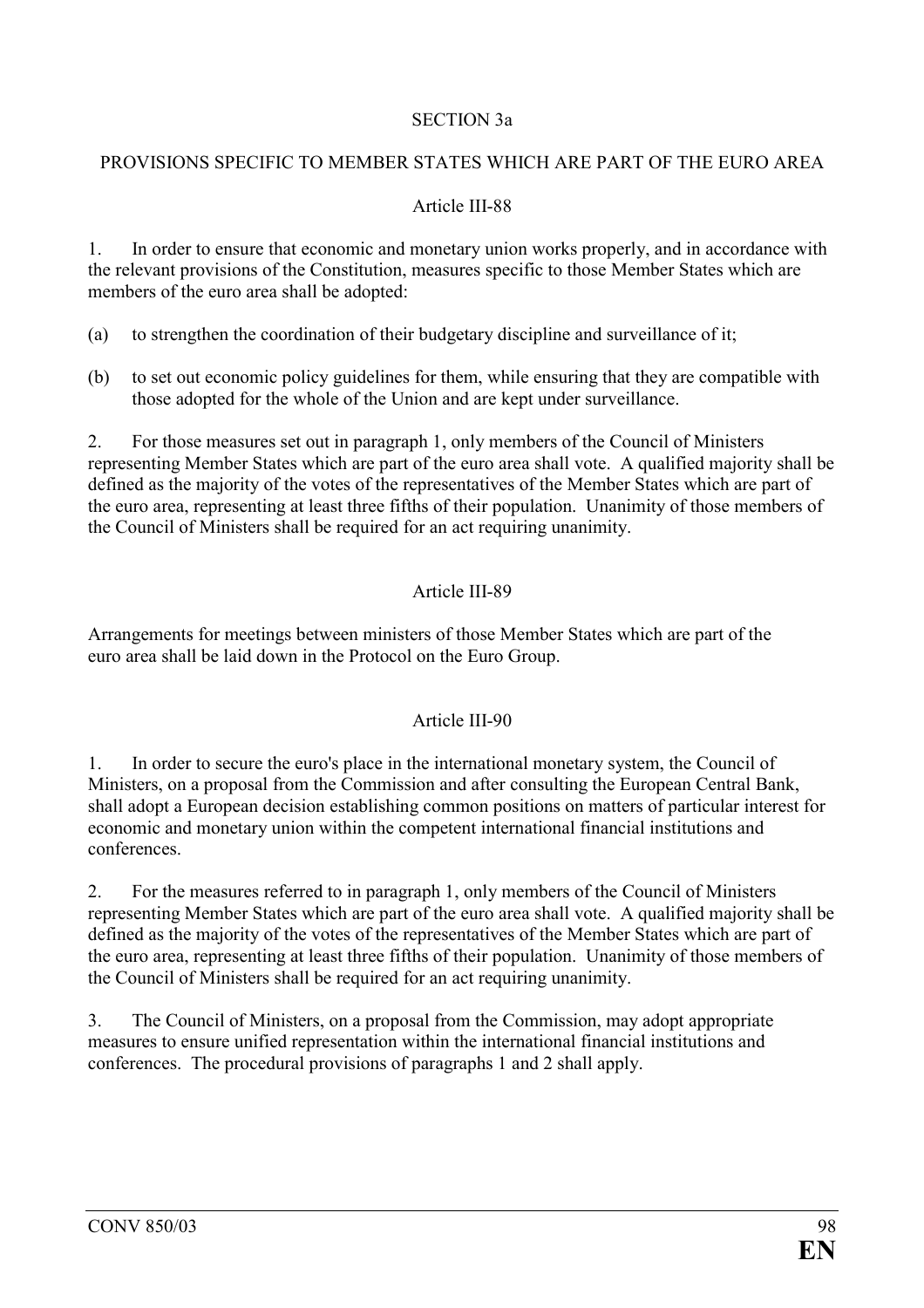## SECTION 3a

## PROVISIONS SPECIFIC TO MEMBER STATES WHICH ARE PART OF THE EURO AREA

### Article III-88

1. In order to ensure that economic and monetary union works properly, and in accordance with the relevant provisions of the Constitution, measures specific to those Member States which are members of the euro area shall be adopted:

(a) to strengthen the coordination of their budgetary discipline and surveillance of it;

(b) to set out economic policy guidelines for them, while ensuring that they are compatible with those adopted for the whole of the Union and are kept under surveillance.

2. For those measures set out in paragraph 1, only members of the Council of Ministers representing Member States which are part of the euro area shall vote. A qualified majority shall be defined as the majority of the votes of the representatives of the Member States which are part of the euro area, representing at least three fifths of their population. Unanimity of those members of the Council of Ministers shall be required for an act requiring unanimity.

### Article III-89

Arrangements for meetings between ministers of those Member States which are part of the euro area shall be laid down in the Protocol on the Euro Group.

### Article III-90

1. In order to secure the euro's place in the international monetary system, the Council of Ministers, on a proposal from the Commission and after consulting the European Central Bank, shall adopt a European decision establishing common positions on matters of particular interest for economic and monetary union within the competent international financial institutions and conferences.

2. For the measures referred to in paragraph 1, only members of the Council of Ministers representing Member States which are part of the euro area shall vote. A qualified majority shall be defined as the majority of the votes of the representatives of the Member States which are part of the euro area, representing at least three fifths of their population. Unanimity of those members of the Council of Ministers shall be required for an act requiring unanimity.

3. The Council of Ministers, on a proposal from the Commission, may adopt appropriate measures to ensure unified representation within the international financial institutions and conferences. The procedural provisions of paragraphs 1 and 2 shall apply.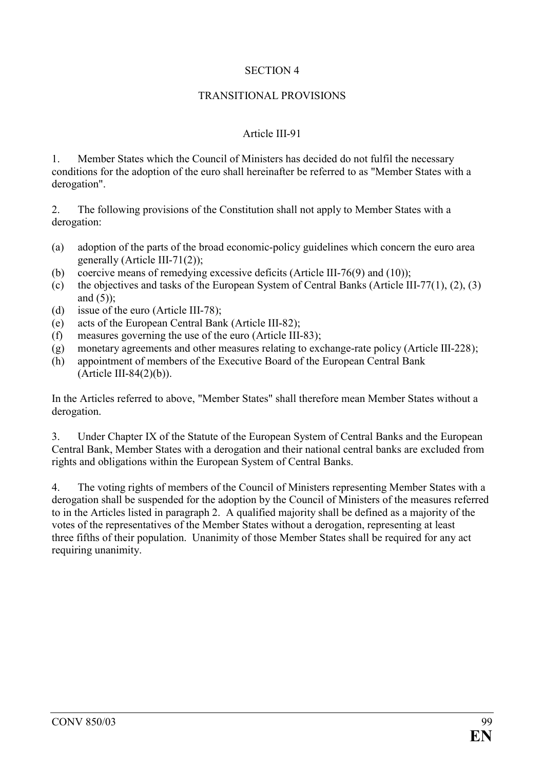## SECTION 4

## TRANSITIONAL PROVISIONS

### Article III-91

1. Member States which the Council of Ministers has decided do not fulfil the necessary conditions for the adoption of the euro shall hereinafter be referred to as "Member States with a derogation".

2. The following provisions of the Constitution shall not apply to Member States with a derogation:

(a) adoption of the parts of the broad economic-policy guidelines which concern the euro area generally (Article III-71(2));
(b) coercive means of remedying excessive deficits (Article III-76(9) and (10));
(c) the objectives and tasks of the European System of Central Banks (Article III-77(1), (2), (3) and (5));
(d) issue of the euro (Article III-78);
(e) acts of the European Central Bank (Article III-82);
(f) measures governing the use of the euro (Article III-83);
(g) monetary agreements and other measures relating to exchange-rate policy (Article III-228);
(h) appointment of members of the Executive Board of the European Central Bank (Article III-84(2)(b)).

In the Articles referred to above, "Member States" shall therefore mean Member States without a derogation.

3. Under Chapter IX of the Statute of the European System of Central Banks and the European Central Bank, Member States with a derogation and their national central banks are excluded from rights and obligations within the European System of Central Banks.

4. The voting rights of members of the Council of Ministers representing Member States with a derogation shall be suspended for the adoption by the Council of Ministers of the measures referred to in the Articles listed in paragraph 2. A qualified majority shall be defined as a majority of the votes of the representatives of the Member States without a derogation, representing at least three fifths of their population. Unanimity of those Member States shall be required for any act requiring unanimity.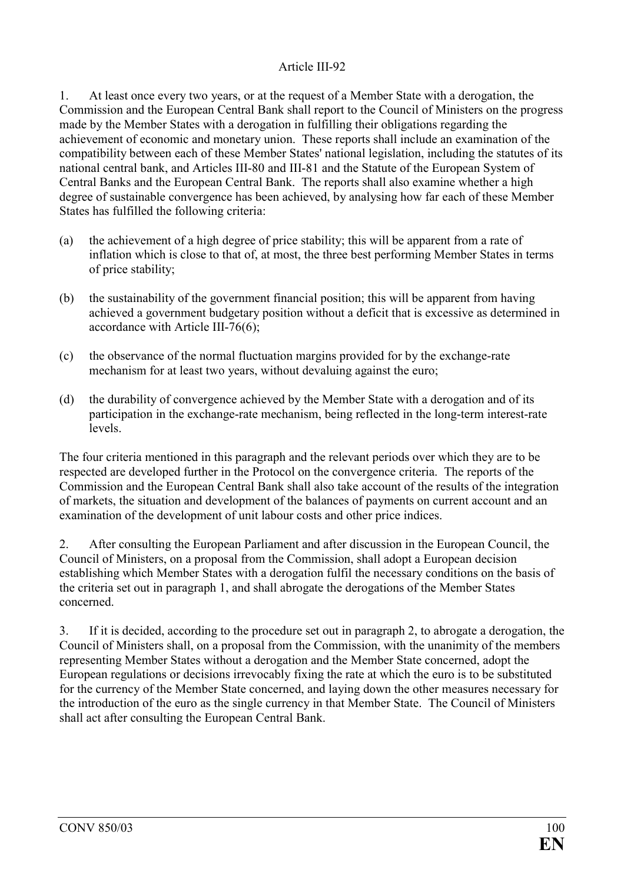Article III-92

1. At least once every two years, or at the request of a Member State with a derogation, the Commission and the European Central Bank shall report to the Council of Ministers on the progress made by the Member States with a derogation in fulfilling their obligations regarding the achievement of economic and monetary union. These reports shall include an examination of the compatibility between each of these Member States' national legislation, including the statutes of its national central bank, and Articles III-80 and III-81 and the Statute of the European System of Central Banks and the European Central Bank. The reports shall also examine whether a high degree of sustainable convergence has been achieved, by analysing how far each of these Member States has fulfilled the following criteria:

(a) the achievement of a high degree of price stability; this will be apparent from a rate of inflation which is close to that of, at most, the three best performing Member States in terms of price stability;

(b) the sustainability of the government financial position; this will be apparent from having achieved a government budgetary position without a deficit that is excessive as determined in accordance with Article III-76(6);

(c) the observance of the normal fluctuation margins provided for by the exchange-rate mechanism for at least two years, without devaluing against the euro;

(d) the durability of convergence achieved by the Member State with a derogation and of its participation in the exchange-rate mechanism, being reflected in the long-term interest-rate levels.

The four criteria mentioned in this paragraph and the relevant periods over which they are to be respected are developed further in the Protocol on the convergence criteria. The reports of the Commission and the European Central Bank shall also take account of the results of the integration of markets, the situation and development of the balances of payments on current account and an examination of the development of unit labour costs and other price indices.

2. After consulting the European Parliament and after discussion in the European Council, the Council of Ministers, on a proposal from the Commission, shall adopt a European decision establishing which Member States with a derogation fulfil the necessary conditions on the basis of the criteria set out in paragraph 1, and shall abrogate the derogations of the Member States concerned.

3. If it is decided, according to the procedure set out in paragraph 2, to abrogate a derogation, the Council of Ministers shall, on a proposal from the Commission, with the unanimity of the members representing Member States without a derogation and the Member State concerned, adopt the European regulations or decisions irrevocably fixing the rate at which the euro is to be substituted for the currency of the Member State concerned, and laying down the other measures necessary for the introduction of the euro as the single currency in that Member State. The Council of Ministers shall act after consulting the European Central Bank.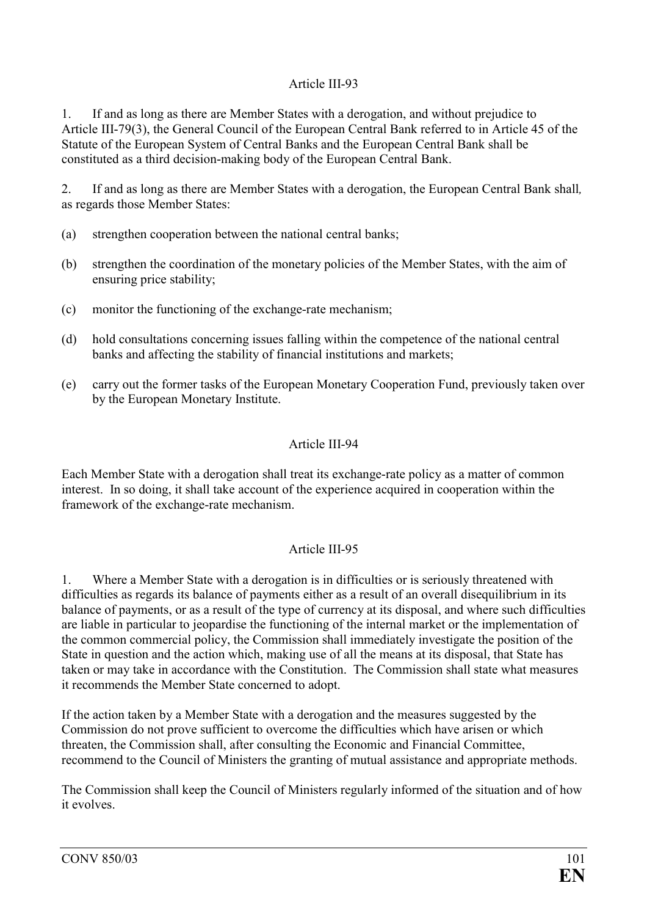### Article III-93

1. If and as long as there are Member States with a derogation, and without prejudice to Article III-79(3), the General Council of the European Central Bank referred to in Article 45 of the Statute of the European System of Central Banks and the European Central Bank shall be constituted as a third decision-making body of the European Central Bank.

2. If and as long as there are Member States with a derogation, the European Central Bank shall*,* as regards those Member States:

(a) strengthen cooperation between the national central banks;

(b) strengthen the coordination of the monetary policies of the Member States, with the aim of ensuring price stability;

(c) monitor the functioning of the exchange-rate mechanism;

(d) hold consultations concerning issues falling within the competence of the national central banks and affecting the stability of financial institutions and markets;

(e) carry out the former tasks of the European Monetary Cooperation Fund, previously taken over by the European Monetary Institute.

### Article III-94

Each Member State with a derogation shall treat its exchange-rate policy as a matter of common interest. In so doing, it shall take account of the experience acquired in cooperation within the framework of the exchange-rate mechanism.

### Article III-95

1. Where a Member State with a derogation is in difficulties or is seriously threatened with difficulties as regards its balance of payments either as a result of an overall disequilibrium in its balance of payments, or as a result of the type of currency at its disposal, and where such difficulties are liable in particular to jeopardise the functioning of the internal market or the implementation of the common commercial policy, the Commission shall immediately investigate the position of the State in question and the action which, making use of all the means at its disposal, that State has taken or may take in accordance with the Constitution. The Commission shall state what measures it recommends the Member State concerned to adopt.

If the action taken by a Member State with a derogation and the measures suggested by the Commission do not prove sufficient to overcome the difficulties which have arisen or which threaten, the Commission shall, after consulting the Economic and Financial Committee, recommend to the Council of Ministers the granting of mutual assistance and appropriate methods.

The Commission shall keep the Council of Ministers regularly informed of the situation and of how it evolves.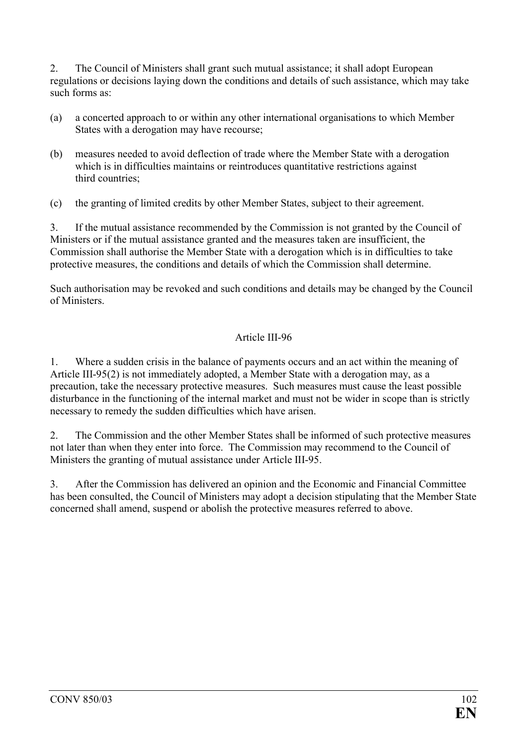2. The Council of Ministers shall grant such mutual assistance; it shall adopt European regulations or decisions laying down the conditions and details of such assistance, which may take such forms as:

(a) a concerted approach to or within any other international organisations to which Member States with a derogation may have recourse;

(b) measures needed to avoid deflection of trade where the Member State with a derogation which is in difficulties maintains or reintroduces quantitative restrictions against third countries;

(c) the granting of limited credits by other Member States, subject to their agreement.

3. If the mutual assistance recommended by the Commission is not granted by the Council of Ministers or if the mutual assistance granted and the measures taken are insufficient, the Commission shall authorise the Member State with a derogation which is in difficulties to take protective measures, the conditions and details of which the Commission shall determine.

Such authorisation may be revoked and such conditions and details may be changed by the Council of Ministers.

### Article III-96

1. Where a sudden crisis in the balance of payments occurs and an act within the meaning of Article III-95(2) is not immediately adopted, a Member State with a derogation may, as a precaution, take the necessary protective measures. Such measures must cause the least possible disturbance in the functioning of the internal market and must not be wider in scope than is strictly necessary to remedy the sudden difficulties which have arisen.

2. The Commission and the other Member States shall be informed of such protective measures not later than when they enter into force. The Commission may recommend to the Council of Ministers the granting of mutual assistance under Article III-95.

3. After the Commission has delivered an opinion and the Economic and Financial Committee has been consulted, the Council of Ministers may adopt a decision stipulating that the Member State concerned shall amend, suspend or abolish the protective measures referred to above.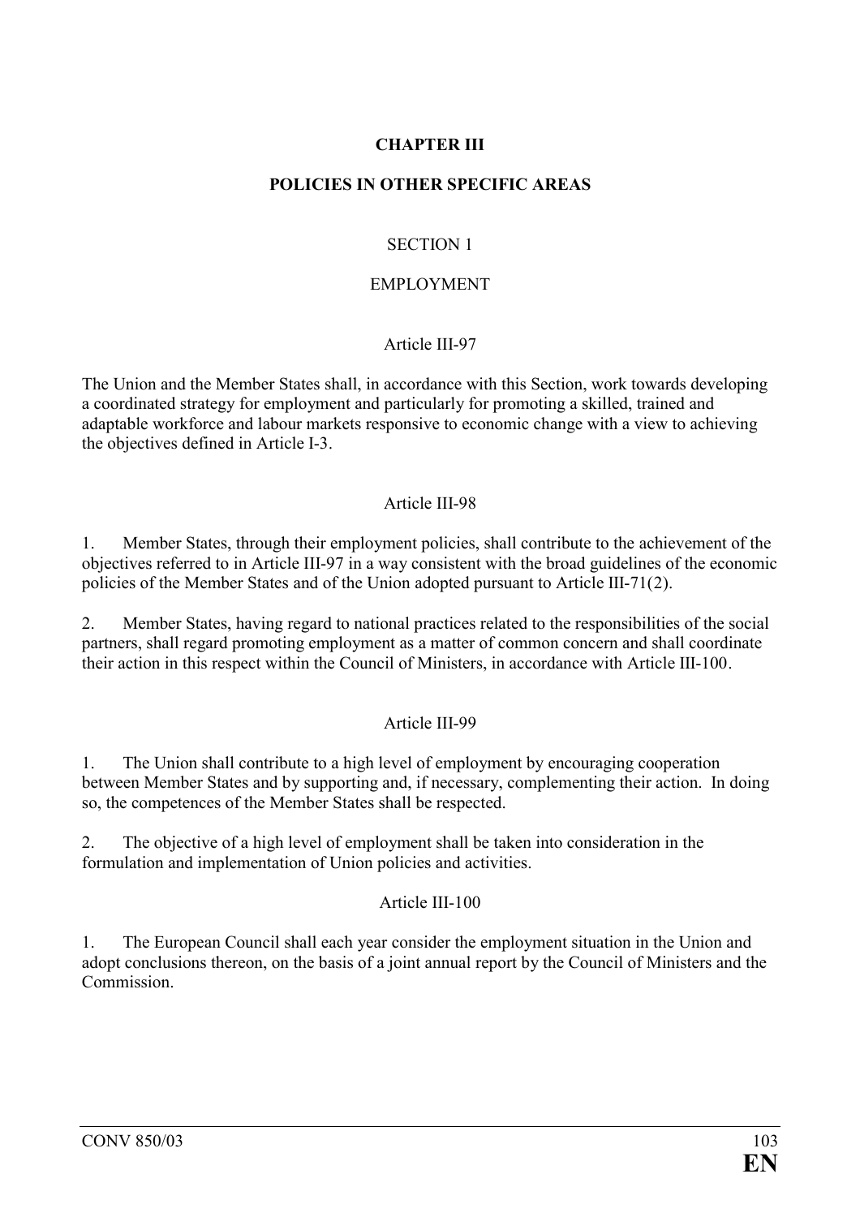# CHAPTER III

# POLICIES IN OTHER SPECIFIC AREAS

## SECTION 1

## EMPLOYMENT

### Article III-97

The Union and the Member States shall, in accordance with this Section, work towards developing a coordinated strategy for employment and particularly for promoting a skilled, trained and adaptable workforce and labour markets responsive to economic change with a view to achieving the objectives defined in Article I-3.

### Article III-98

1. Member States, through their employment policies, shall contribute to the achievement of the objectives referred to in Article III-97 in a way consistent with the broad guidelines of the economic policies of the Member States and of the Union adopted pursuant to Article III-71(2).

2. Member States, having regard to national practices related to the responsibilities of the social partners, shall regard promoting employment as a matter of common concern and shall coordinate their action in this respect within the Council of Ministers, in accordance with Article III-100.

### Article III-99

1. The Union shall contribute to a high level of employment by encouraging cooperation between Member States and by supporting and, if necessary, complementing their action. In doing so, the competences of the Member States shall be respected.

2. The objective of a high level of employment shall be taken into consideration in the formulation and implementation of Union policies and activities.

### Article III-100

1. The European Council shall each year consider the employment situation in the Union and adopt conclusions thereon, on the basis of a joint annual report by the Council of Ministers and the Commission.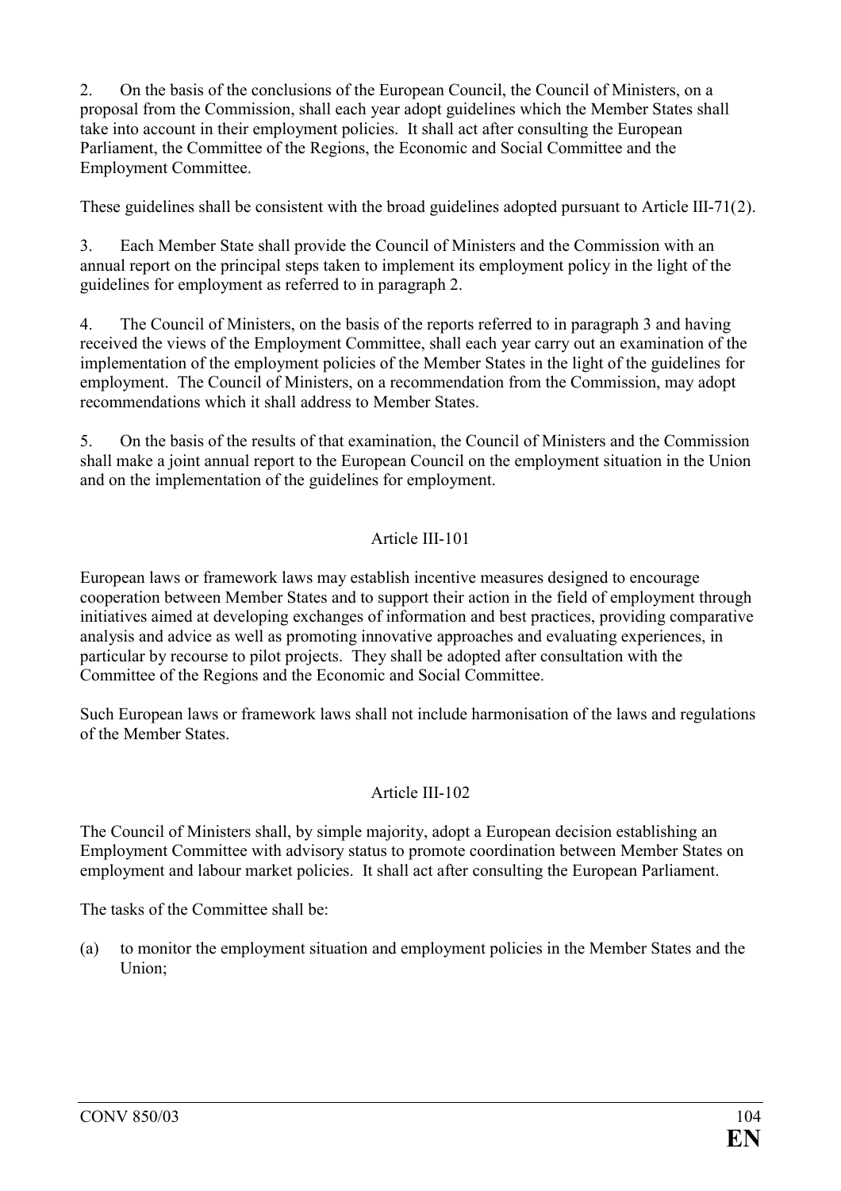2. On the basis of the conclusions of the European Council, the Council of Ministers, on a proposal from the Commission, shall each year adopt guidelines which the Member States shall take into account in their employment policies. It shall act after consulting the European Parliament, the Committee of the Regions, the Economic and Social Committee and the Employment Committee.

These guidelines shall be consistent with the broad guidelines adopted pursuant to Article III-71(2).

3. Each Member State shall provide the Council of Ministers and the Commission with an annual report on the principal steps taken to implement its employment policy in the light of the guidelines for employment as referred to in paragraph 2.

4. The Council of Ministers, on the basis of the reports referred to in paragraph 3 and having received the views of the Employment Committee, shall each year carry out an examination of the implementation of the employment policies of the Member States in the light of the guidelines for employment. The Council of Ministers, on a recommendation from the Commission, may adopt recommendations which it shall address to Member States.

5. On the basis of the results of that examination, the Council of Ministers and the Commission shall make a joint annual report to the European Council on the employment situation in the Union and on the implementation of the guidelines for employment.

### Article III-101

European laws or framework laws may establish incentive measures designed to encourage cooperation between Member States and to support their action in the field of employment through initiatives aimed at developing exchanges of information and best practices, providing comparative analysis and advice as well as promoting innovative approaches and evaluating experiences, in particular by recourse to pilot projects. They shall be adopted after consultation with the Committee of the Regions and the Economic and Social Committee.

Such European laws or framework laws shall not include harmonisation of the laws and regulations of the Member States.

### Article III-102

The Council of Ministers shall, by simple majority, adopt a European decision establishing an Employment Committee with advisory status to promote coordination between Member States on employment and labour market policies. It shall act after consulting the European Parliament.

The tasks of the Committee shall be:

(a) to monitor the employment situation and employment policies in the Member States and the Union;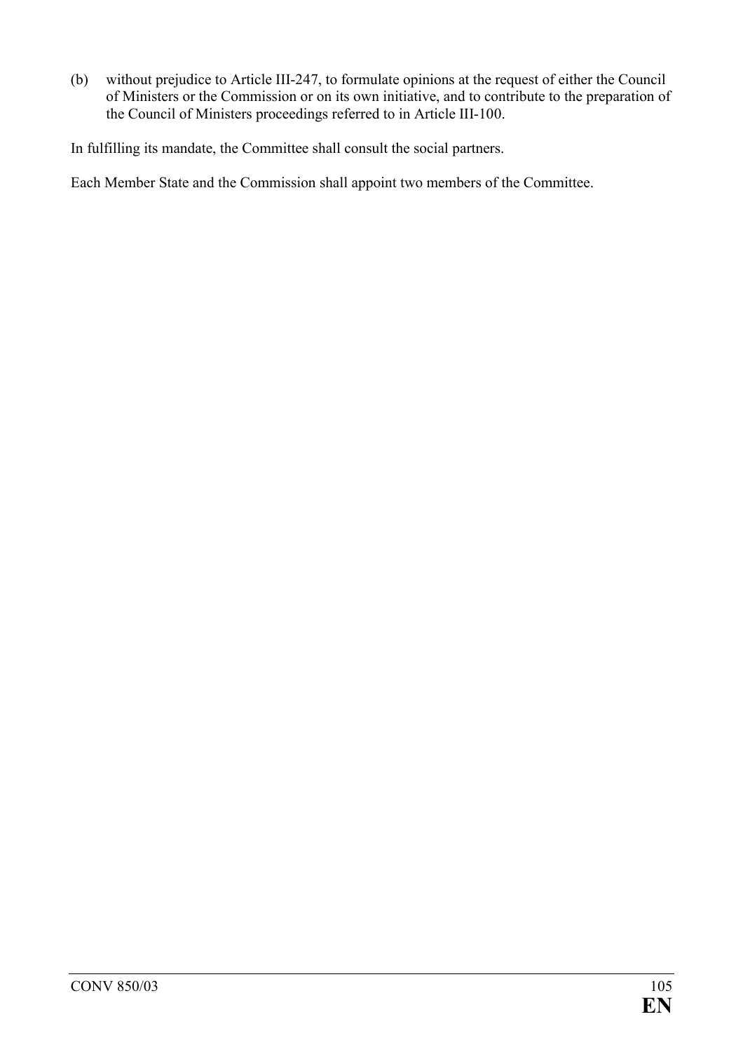(b) without prejudice to Article III-247, to formulate opinions at the request of either the Council of Ministers or the Commission or on its own initiative, and to contribute to the preparation of the Council of Ministers proceedings referred to in Article III-100.

In fulfilling its mandate, the Committee shall consult the social partners.

Each Member State and the Commission shall appoint two members of the Committee.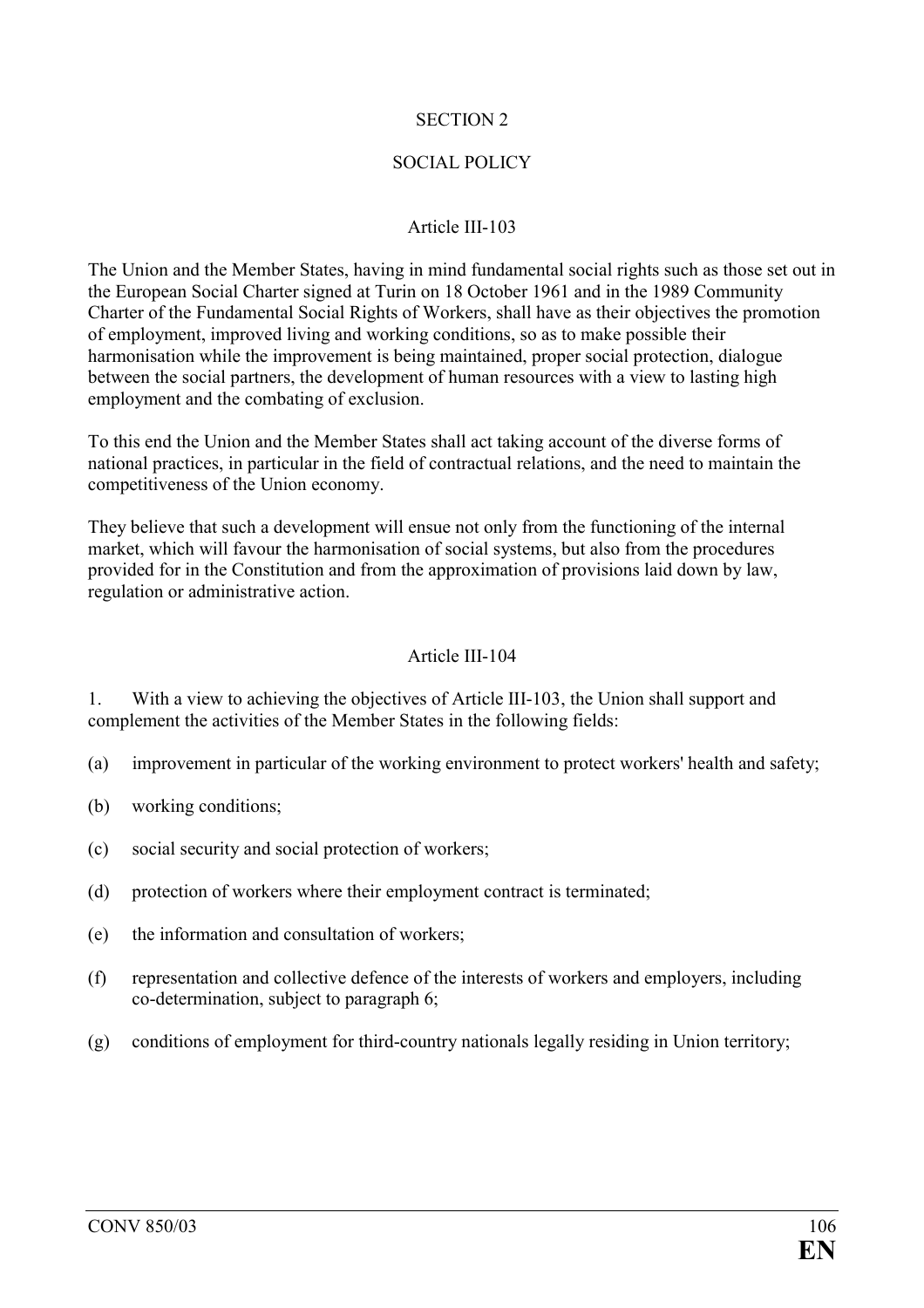## SECTION 2

## SOCIAL POLICY

### Article III-103

The Union and the Member States, having in mind fundamental social rights such as those set out in the European Social Charter signed at Turin on 18 October 1961 and in the 1989 Community Charter of the Fundamental Social Rights of Workers, shall have as their objectives the promotion of employment, improved living and working conditions, so as to make possible their harmonisation while the improvement is being maintained, proper social protection, dialogue between the social partners, the development of human resources with a view to lasting high employment and the combating of exclusion.

To this end the Union and the Member States shall act taking account of the diverse forms of national practices, in particular in the field of contractual relations, and the need to maintain the competitiveness of the Union economy.

They believe that such a development will ensue not only from the functioning of the internal market, which will favour the harmonisation of social systems, but also from the procedures provided for in the Constitution and from the approximation of provisions laid down by law, regulation or administrative action.

### Article III-104

1. With a view to achieving the objectives of Article III-103, the Union shall support and complement the activities of the Member States in the following fields:

(a) improvement in particular of the working environment to protect workers' health and safety;

(b) working conditions;

(c) social security and social protection of workers;

(d) protection of workers where their employment contract is terminated;

(e) the information and consultation of workers;

(f) representation and collective defence of the interests of workers and employers, including co-determination, subject to paragraph 6;

(g) conditions of employment for third-country nationals legally residing in Union territory;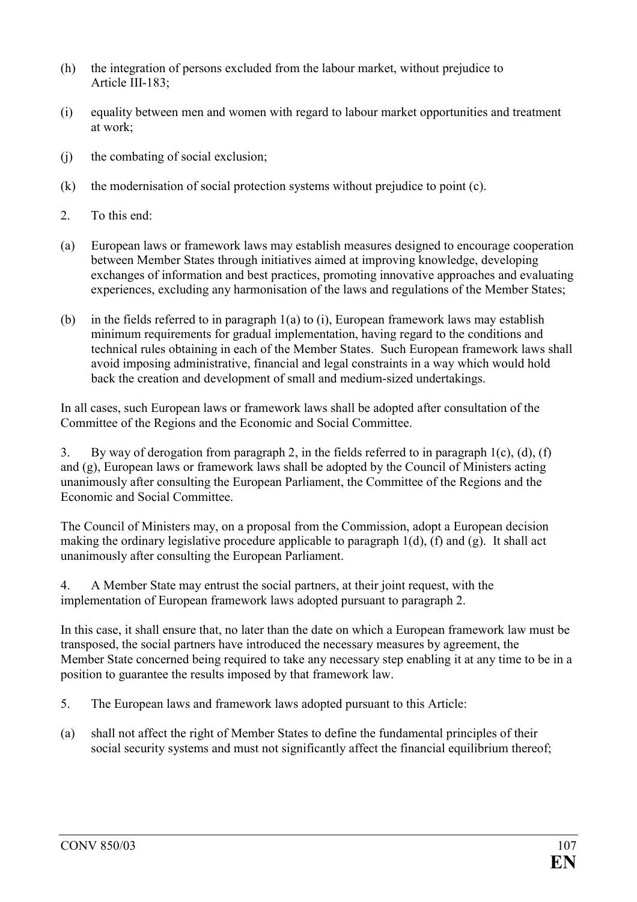(h) the integration of persons excluded from the labour market, without prejudice to Article III-183;

(i) equality between men and women with regard to labour market opportunities and treatment at work;

(j) the combating of social exclusion;

(k) the modernisation of social protection systems without prejudice to point (c).

2. To this end:

(a) European laws or framework laws may establish measures designed to encourage cooperation between Member States through initiatives aimed at improving knowledge, developing exchanges of information and best practices, promoting innovative approaches and evaluating experiences, excluding any harmonisation of the laws and regulations of the Member States;

(b) in the fields referred to in paragraph 1(a) to (i), European framework laws may establish minimum requirements for gradual implementation, having regard to the conditions and technical rules obtaining in each of the Member States. Such European framework laws shall avoid imposing administrative, financial and legal constraints in a way which would hold back the creation and development of small and medium-sized undertakings.

In all cases, such European laws or framework laws shall be adopted after consultation of the Committee of the Regions and the Economic and Social Committee.

3. By way of derogation from paragraph 2, in the fields referred to in paragraph 1(c), (d), (f) and (g), European laws or framework laws shall be adopted by the Council of Ministers acting unanimously after consulting the European Parliament, the Committee of the Regions and the Economic and Social Committee.

The Council of Ministers may, on a proposal from the Commission, adopt a European decision making the ordinary legislative procedure applicable to paragraph 1(d), (f) and (g). It shall act unanimously after consulting the European Parliament.

4. A Member State may entrust the social partners, at their joint request, with the implementation of European framework laws adopted pursuant to paragraph 2.

In this case, it shall ensure that, no later than the date on which a European framework law must be transposed, the social partners have introduced the necessary measures by agreement, the Member State concerned being required to take any necessary step enabling it at any time to be in a position to guarantee the results imposed by that framework law.

5. The European laws and framework laws adopted pursuant to this Article:

(a) shall not affect the right of Member States to define the fundamental principles of their social security systems and must not significantly affect the financial equilibrium thereof;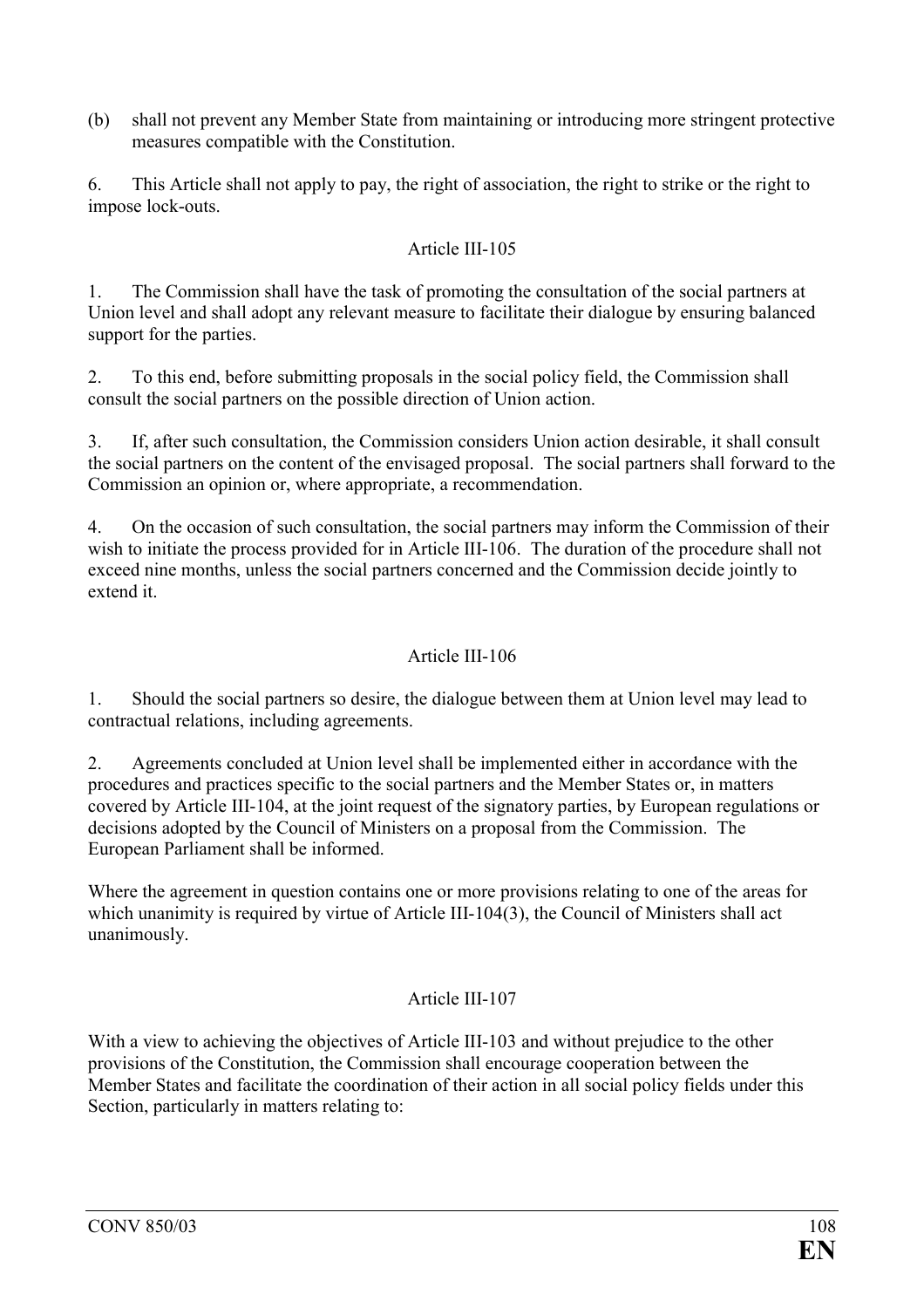(b) shall not prevent any Member State from maintaining or introducing more stringent protective measures compatible with the Constitution.

6. This Article shall not apply to pay, the right of association, the right to strike or the right to impose lock-outs.

### Article III-105

1. The Commission shall have the task of promoting the consultation of the social partners at Union level and shall adopt any relevant measure to facilitate their dialogue by ensuring balanced support for the parties.

2. To this end, before submitting proposals in the social policy field, the Commission shall consult the social partners on the possible direction of Union action.

3. If, after such consultation, the Commission considers Union action desirable, it shall consult the social partners on the content of the envisaged proposal. The social partners shall forward to the Commission an opinion or, where appropriate, a recommendation.

4. On the occasion of such consultation, the social partners may inform the Commission of their wish to initiate the process provided for in Article III-106. The duration of the procedure shall not exceed nine months, unless the social partners concerned and the Commission decide jointly to extend it.

### Article III-106

1. Should the social partners so desire, the dialogue between them at Union level may lead to contractual relations, including agreements.

2. Agreements concluded at Union level shall be implemented either in accordance with the procedures and practices specific to the social partners and the Member States or, in matters covered by Article III-104, at the joint request of the signatory parties, by European regulations or decisions adopted by the Council of Ministers on a proposal from the Commission. The European Parliament shall be informed.

Where the agreement in question contains one or more provisions relating to one of the areas for which unanimity is required by virtue of Article III-104(3), the Council of Ministers shall act unanimously.

### Article III-107

With a view to achieving the objectives of Article III-103 and without prejudice to the other provisions of the Constitution, the Commission shall encourage cooperation between the Member States and facilitate the coordination of their action in all social policy fields under this Section, particularly in matters relating to: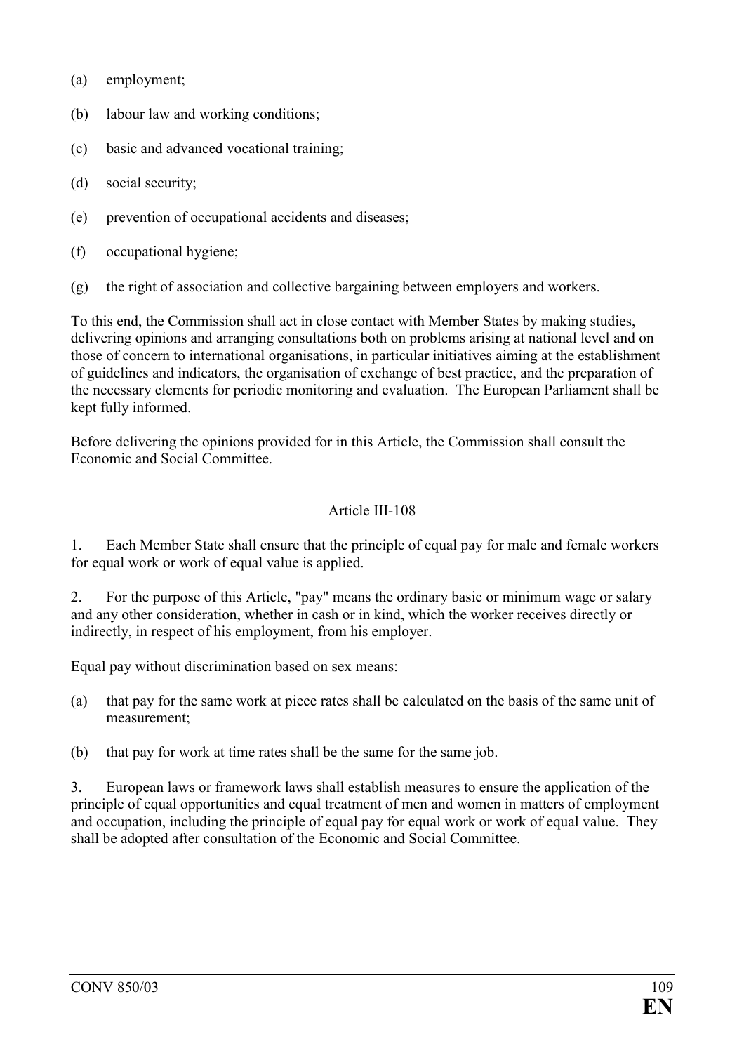(a) employment;

(b) labour law and working conditions;

(c) basic and advanced vocational training;

(d) social security;

(e) prevention of occupational accidents and diseases;

(f) occupational hygiene;

(g) the right of association and collective bargaining between employers and workers.

To this end, the Commission shall act in close contact with Member States by making studies, delivering opinions and arranging consultations both on problems arising at national level and on those of concern to international organisations, in particular initiatives aiming at the establishment of guidelines and indicators, the organisation of exchange of best practice, and the preparation of the necessary elements for periodic monitoring and evaluation. The European Parliament shall be kept fully informed.

Before delivering the opinions provided for in this Article, the Commission shall consult the Economic and Social Committee.

Article III-108

1. Each Member State shall ensure that the principle of equal pay for male and female workers for equal work or work of equal value is applied.

2. For the purpose of this Article, "pay" means the ordinary basic or minimum wage or salary and any other consideration, whether in cash or in kind, which the worker receives directly or indirectly, in respect of his employment, from his employer.

Equal pay without discrimination based on sex means:

(a) that pay for the same work at piece rates shall be calculated on the basis of the same unit of measurement;

(b) that pay for work at time rates shall be the same for the same job.

3. European laws or framework laws shall establish measures to ensure the application of the principle of equal opportunities and equal treatment of men and women in matters of employment and occupation, including the principle of equal pay for equal work or work of equal value. They shall be adopted after consultation of the Economic and Social Committee.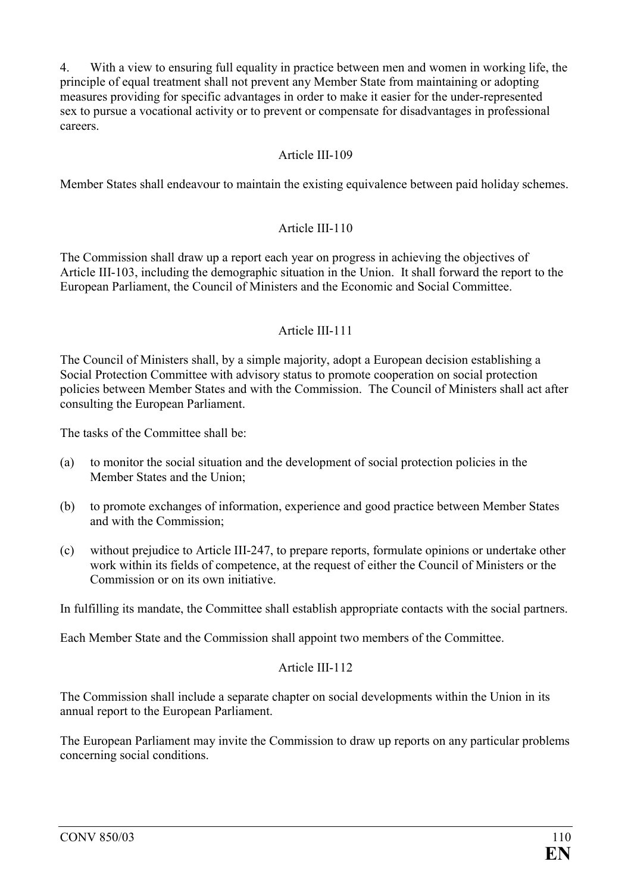4. With a view to ensuring full equality in practice between men and women in working life, the principle of equal treatment shall not prevent any Member State from maintaining or adopting measures providing for specific advantages in order to make it easier for the under-represented sex to pursue a vocational activity or to prevent or compensate for disadvantages in professional careers.

### Article III-109

Member States shall endeavour to maintain the existing equivalence between paid holiday schemes.

### Article III-110

The Commission shall draw up a report each year on progress in achieving the objectives of Article III-103, including the demographic situation in the Union. It shall forward the report to the European Parliament, the Council of Ministers and the Economic and Social Committee.

### Article III-111

The Council of Ministers shall, by a simple majority, adopt a European decision establishing a Social Protection Committee with advisory status to promote cooperation on social protection policies between Member States and with the Commission. The Council of Ministers shall act after consulting the European Parliament.

The tasks of the Committee shall be:

(a) to monitor the social situation and the development of social protection policies in the Member States and the Union;

(b) to promote exchanges of information, experience and good practice between Member States and with the Commission;

(c) without prejudice to Article III-247, to prepare reports, formulate opinions or undertake other work within its fields of competence, at the request of either the Council of Ministers or the Commission or on its own initiative.

In fulfilling its mandate, the Committee shall establish appropriate contacts with the social partners.

Each Member State and the Commission shall appoint two members of the Committee.

### Article III-112

The Commission shall include a separate chapter on social developments within the Union in its annual report to the European Parliament.

The European Parliament may invite the Commission to draw up reports on any particular problems concerning social conditions.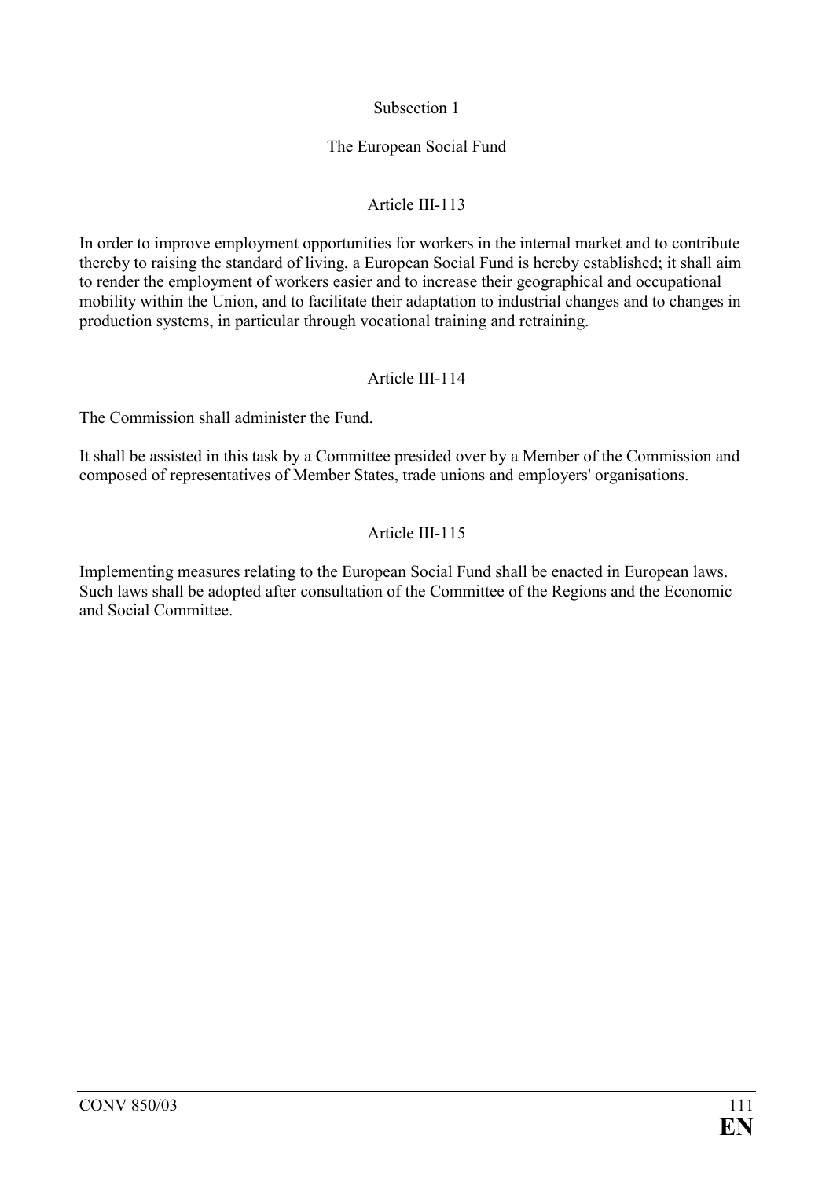### Subsection 1

### The European Social Fund

#### Article III-113

In order to improve employment opportunities for workers in the internal market and to contribute thereby to raising the standard of living, a European Social Fund is hereby established; it shall aim to render the employment of workers easier and to increase their geographical and occupational mobility within the Union, and to facilitate their adaptation to industrial changes and to changes in production systems, in particular through vocational training and retraining.

#### Article III-114

The Commission shall administer the Fund.

It shall be assisted in this task by a Committee presided over by a Member of the Commission and composed of representatives of Member States, trade unions and employers' organisations.

#### Article III-115

Implementing measures relating to the European Social Fund shall be enacted in European laws. Such laws shall be adopted after consultation of the Committee of the Regions and the Economic and Social Committee.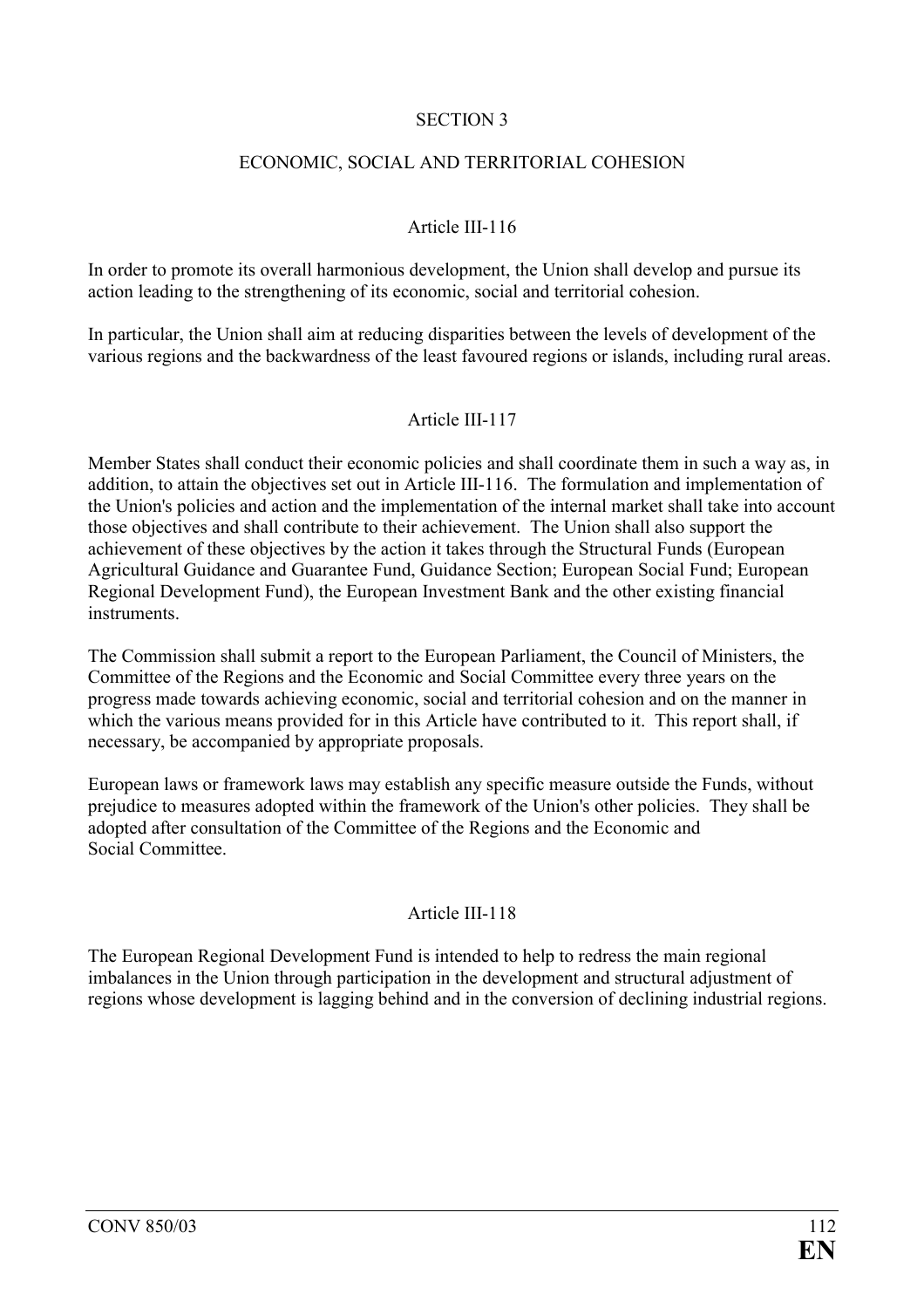## SECTION 3

## ECONOMIC, SOCIAL AND TERRITORIAL COHESION

### Article III-116

In order to promote its overall harmonious development, the Union shall develop and pursue its action leading to the strengthening of its economic, social and territorial cohesion.

In particular, the Union shall aim at reducing disparities between the levels of development of the various regions and the backwardness of the least favoured regions or islands, including rural areas.

### Article III-117

Member States shall conduct their economic policies and shall coordinate them in such a way as, in addition, to attain the objectives set out in Article III-116. The formulation and implementation of the Union's policies and action and the implementation of the internal market shall take into account those objectives and shall contribute to their achievement. The Union shall also support the achievement of these objectives by the action it takes through the Structural Funds (European Agricultural Guidance and Guarantee Fund, Guidance Section; European Social Fund; European Regional Development Fund), the European Investment Bank and the other existing financial instruments.

The Commission shall submit a report to the European Parliament, the Council of Ministers, the Committee of the Regions and the Economic and Social Committee every three years on the progress made towards achieving economic, social and territorial cohesion and on the manner in which the various means provided for in this Article have contributed to it. This report shall, if necessary, be accompanied by appropriate proposals.

European laws or framework laws may establish any specific measure outside the Funds, without prejudice to measures adopted within the framework of the Union's other policies. They shall be adopted after consultation of the Committee of the Regions and the Economic and Social Committee.

### Article III-118

The European Regional Development Fund is intended to help to redress the main regional imbalances in the Union through participation in the development and structural adjustment of regions whose development is lagging behind and in the conversion of declining industrial regions.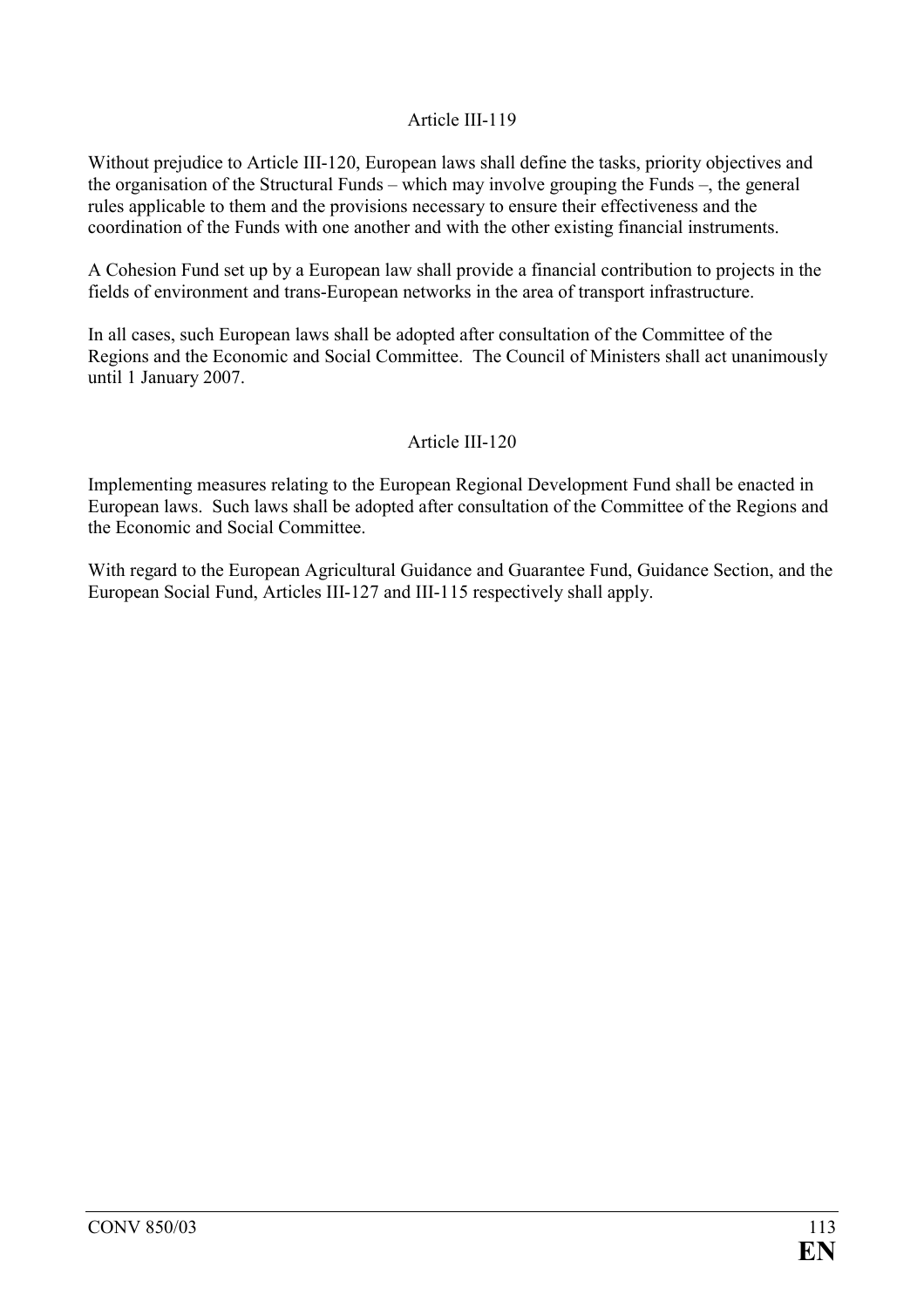### Article III-119

Without prejudice to Article III-120, European laws shall define the tasks, priority objectives and the organisation of the Structural Funds – which may involve grouping the Funds –, the general rules applicable to them and the provisions necessary to ensure their effectiveness and the coordination of the Funds with one another and with the other existing financial instruments.

A Cohesion Fund set up by a European law shall provide a financial contribution to projects in the fields of environment and trans-European networks in the area of transport infrastructure.

In all cases, such European laws shall be adopted after consultation of the Committee of the Regions and the Economic and Social Committee. The Council of Ministers shall act unanimously until 1 January 2007.

### Article III-120

Implementing measures relating to the European Regional Development Fund shall be enacted in European laws. Such laws shall be adopted after consultation of the Committee of the Regions and the Economic and Social Committee.

With regard to the European Agricultural Guidance and Guarantee Fund, Guidance Section, and the European Social Fund, Articles III-127 and III-115 respectively shall apply.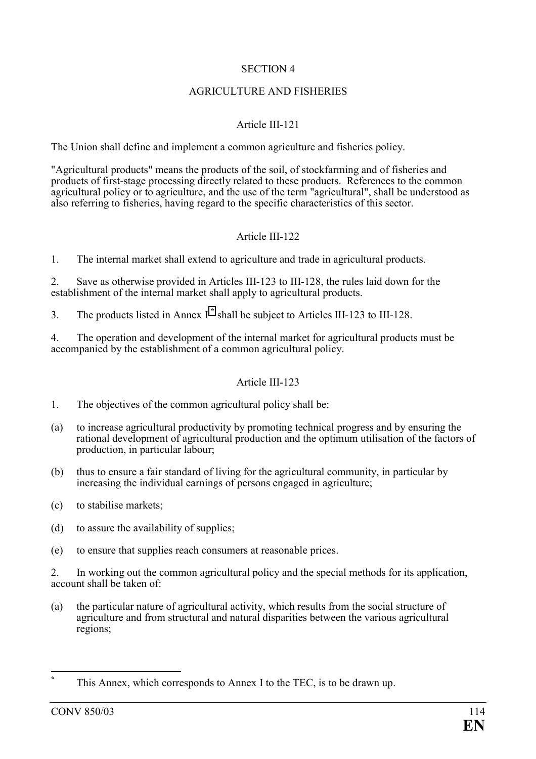## SECTION 4

## AGRICULTURE AND FISHERIES

### Article III-121

The Union shall define and implement a common agriculture and fisheries policy.

"Agricultural products" means the products of the soil, of stockfarming and of fisheries and products of first-stage processing directly related to these products. References to the common agricultural policy or to agriculture, and the use of the term "agricultural", shall be understood as also referring to fisheries, having regard to the specific characteristics of this sector.

### Article III-122

1. The internal market shall extend to agriculture and trade in agricultural products.

2. Save as otherwise provided in Articles III-123 to III-128, the rules laid down for the establishment of the internal market shall apply to agricultural products.

3. The products listed in Annex I[*] shall be subject to Articles III-123 to III-128.

4. The operation and development of the internal market for agricultural products must be accompanied by the establishment of a common agricultural policy.

### Article III-123

1. The objectives of the common agricultural policy shall be:

(a) to increase agricultural productivity by promoting technical progress and by ensuring the rational development of agricultural production and the optimum utilisation of the factors of production, in particular labour;

(b) thus to ensure a fair standard of living for the agricultural community, in particular by increasing the individual earnings of persons engaged in agriculture;

(c) to stabilise markets;

(d) to assure the availability of supplies;

(e) to ensure that supplies reach consumers at reasonable prices.

2. In working out the common agricultural policy and the special methods for its application, account shall be taken of:

(a) the particular nature of agricultural activity, which results from the social structure of agriculture and from structural and natural disparities between the various agricultural regions;

---

[*] This Annex, which corresponds to Annex I to the TEC, is to be drawn up.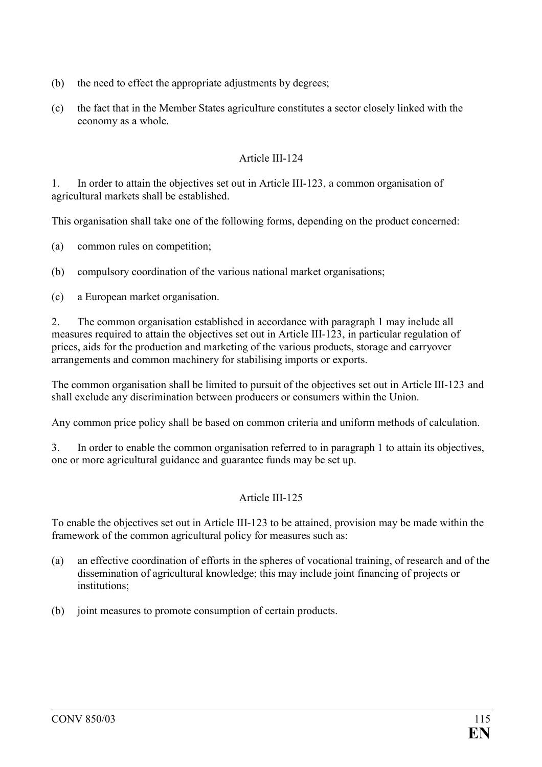(b) the need to effect the appropriate adjustments by degrees;

(c) the fact that in the Member States agriculture constitutes a sector closely linked with the economy as a whole.

## Article III-124

1. In order to attain the objectives set out in Article III-123, a common organisation of agricultural markets shall be established.

This organisation shall take one of the following forms, depending on the product concerned:

(a) common rules on competition;

(b) compulsory coordination of the various national market organisations;

(c) a European market organisation.

2. The common organisation established in accordance with paragraph 1 may include all measures required to attain the objectives set out in Article III-123, in particular regulation of prices, aids for the production and marketing of the various products, storage and carryover arrangements and common machinery for stabilising imports or exports.

The common organisation shall be limited to pursuit of the objectives set out in Article III-123 and shall exclude any discrimination between producers or consumers within the Union.

Any common price policy shall be based on common criteria and uniform methods of calculation.

3. In order to enable the common organisation referred to in paragraph 1 to attain its objectives, one or more agricultural guidance and guarantee funds may be set up.

## Article III-125

To enable the objectives set out in Article III-123 to be attained, provision may be made within the framework of the common agricultural policy for measures such as:

(a) an effective coordination of efforts in the spheres of vocational training, of research and of the dissemination of agricultural knowledge; this may include joint financing of projects or institutions;

(b) joint measures to promote consumption of certain products.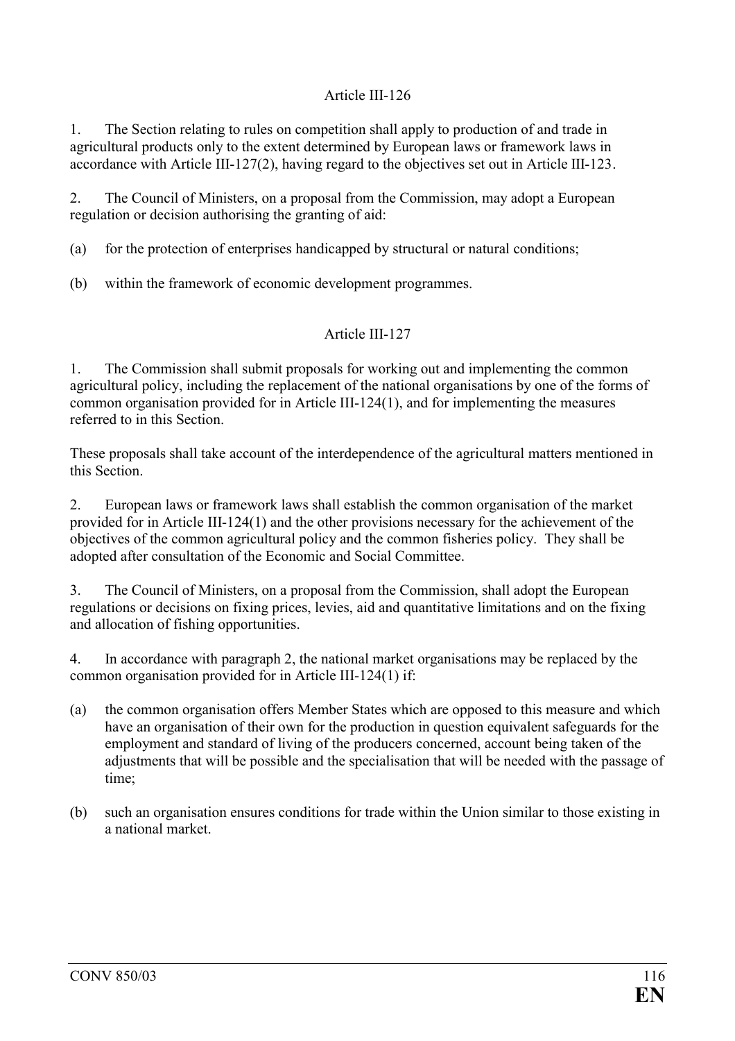Article III-126

1. The Section relating to rules on competition shall apply to production of and trade in agricultural products only to the extent determined by European laws or framework laws in accordance with Article III-127(2), having regard to the objectives set out in Article III-123.

2. The Council of Ministers, on a proposal from the Commission, may adopt a European regulation or decision authorising the granting of aid:

(a) for the protection of enterprises handicapped by structural or natural conditions;

(b) within the framework of economic development programmes.

Article III-127

1. The Commission shall submit proposals for working out and implementing the common agricultural policy, including the replacement of the national organisations by one of the forms of common organisation provided for in Article III-124(1), and for implementing the measures referred to in this Section.

These proposals shall take account of the interdependence of the agricultural matters mentioned in this Section.

2. European laws or framework laws shall establish the common organisation of the market provided for in Article III-124(1) and the other provisions necessary for the achievement of the objectives of the common agricultural policy and the common fisheries policy. They shall be adopted after consultation of the Economic and Social Committee.

3. The Council of Ministers, on a proposal from the Commission, shall adopt the European regulations or decisions on fixing prices, levies, aid and quantitative limitations and on the fixing and allocation of fishing opportunities.

4. In accordance with paragraph 2, the national market organisations may be replaced by the common organisation provided for in Article III-124(1) if:

(a) the common organisation offers Member States which are opposed to this measure and which have an organisation of their own for the production in question equivalent safeguards for the employment and standard of living of the producers concerned, account being taken of the adjustments that will be possible and the specialisation that will be needed with the passage of time;

(b) such an organisation ensures conditions for trade within the Union similar to those existing in a national market.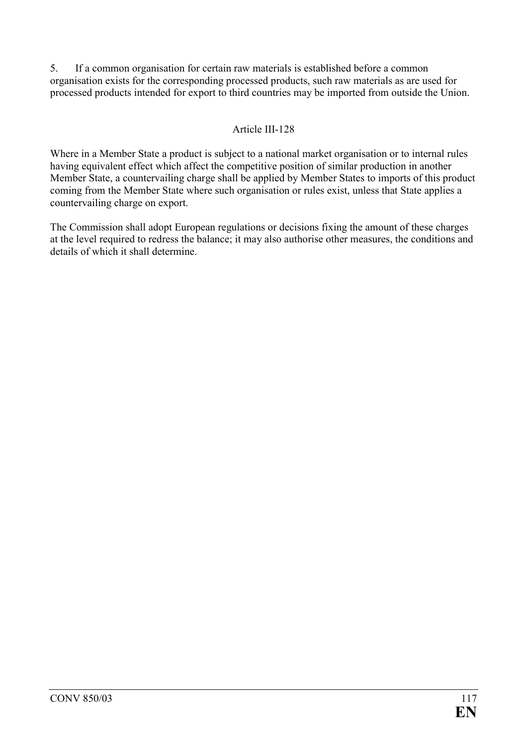5. If a common organisation for certain raw materials is established before a common organisation exists for the corresponding processed products, such raw materials as are used for processed products intended for export to third countries may be imported from outside the Union.

### Article III-128

Where in a Member State a product is subject to a national market organisation or to internal rules having equivalent effect which affect the competitive position of similar production in another Member State, a countervailing charge shall be applied by Member States to imports of this product coming from the Member State where such organisation or rules exist, unless that State applies a countervailing charge on export.

The Commission shall adopt European regulations or decisions fixing the amount of these charges at the level required to redress the balance; it may also authorise other measures, the conditions and details of which it shall determine.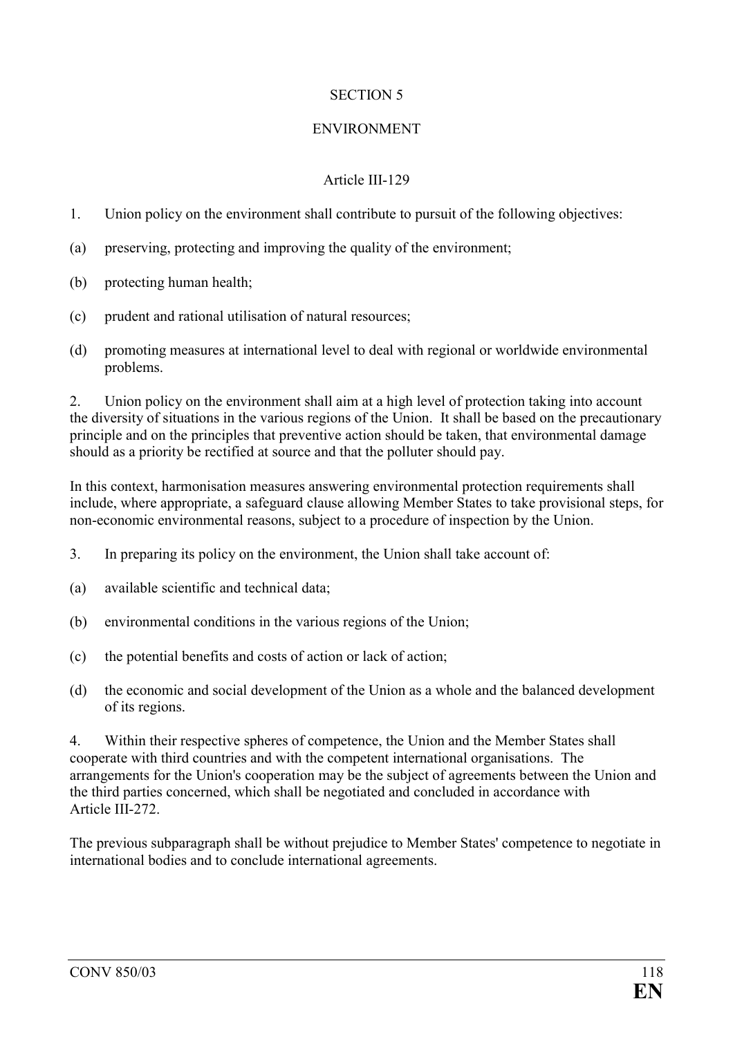## SECTION 5

## ENVIRONMENT

### Article III-129

1. Union policy on the environment shall contribute to pursuit of the following objectives:

(a) preserving, protecting and improving the quality of the environment;

(b) protecting human health;

(c) prudent and rational utilisation of natural resources;

(d) promoting measures at international level to deal with regional or worldwide environmental problems.

2. Union policy on the environment shall aim at a high level of protection taking into account the diversity of situations in the various regions of the Union. It shall be based on the precautionary principle and on the principles that preventive action should be taken, that environmental damage should as a priority be rectified at source and that the polluter should pay.

In this context, harmonisation measures answering environmental protection requirements shall include, where appropriate, a safeguard clause allowing Member States to take provisional steps, for non-economic environmental reasons, subject to a procedure of inspection by the Union.

3. In preparing its policy on the environment, the Union shall take account of:

(a) available scientific and technical data;

(b) environmental conditions in the various regions of the Union;

(c) the potential benefits and costs of action or lack of action;

(d) the economic and social development of the Union as a whole and the balanced development of its regions.

4. Within their respective spheres of competence, the Union and the Member States shall cooperate with third countries and with the competent international organisations. The arrangements for the Union's cooperation may be the subject of agreements between the Union and the third parties concerned, which shall be negotiated and concluded in accordance with Article III-272.

The previous subparagraph shall be without prejudice to Member States' competence to negotiate in international bodies and to conclude international agreements.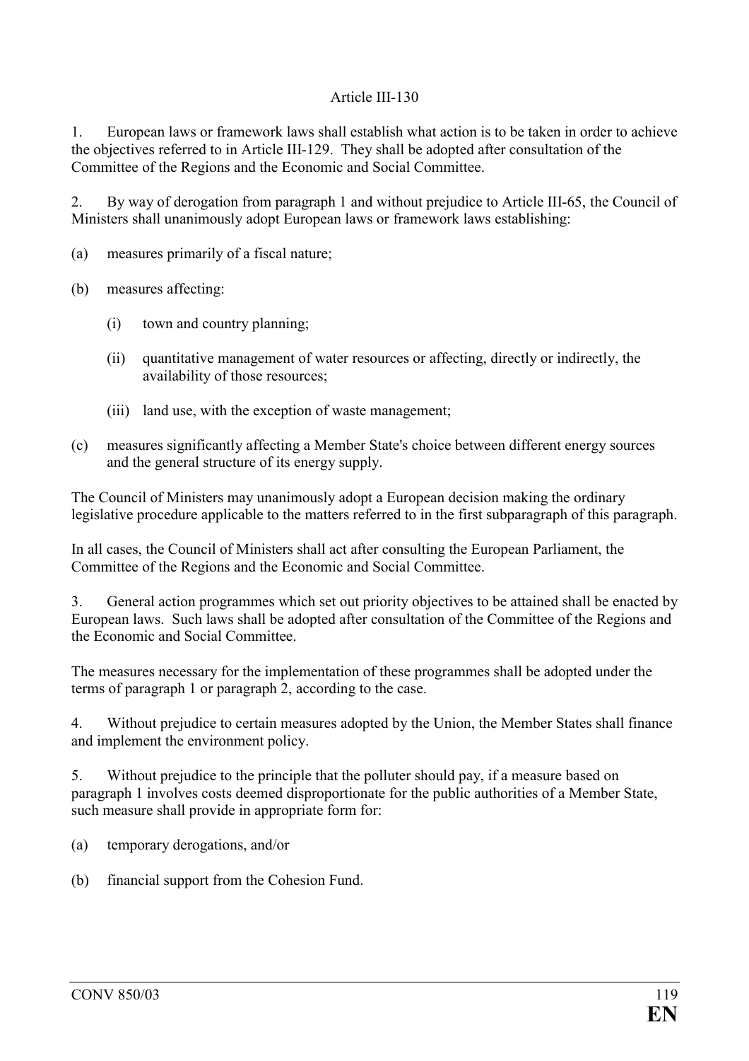Article III-130

1. European laws or framework laws shall establish what action is to be taken in order to achieve the objectives referred to in Article III-129. They shall be adopted after consultation of the Committee of the Regions and the Economic and Social Committee.

2. By way of derogation from paragraph 1 and without prejudice to Article III-65, the Council of Ministers shall unanimously adopt European laws or framework laws establishing:

(a) measures primarily of a fiscal nature;

(b) measures affecting:

   (i) town and country planning;

   (ii) quantitative management of water resources or affecting, directly or indirectly, the availability of those resources;

   (iii) land use, with the exception of waste management;

(c) measures significantly affecting a Member State's choice between different energy sources and the general structure of its energy supply.

The Council of Ministers may unanimously adopt a European decision making the ordinary legislative procedure applicable to the matters referred to in the first subparagraph of this paragraph.

In all cases, the Council of Ministers shall act after consulting the European Parliament, the Committee of the Regions and the Economic and Social Committee.

3. General action programmes which set out priority objectives to be attained shall be enacted by European laws. Such laws shall be adopted after consultation of the Committee of the Regions and the Economic and Social Committee.

The measures necessary for the implementation of these programmes shall be adopted under the terms of paragraph 1 or paragraph 2, according to the case.

4. Without prejudice to certain measures adopted by the Union, the Member States shall finance and implement the environment policy.

5. Without prejudice to the principle that the polluter should pay, if a measure based on paragraph 1 involves costs deemed disproportionate for the public authorities of a Member State, such measure shall provide in appropriate form for:

(a) temporary derogations, and/or

(b) financial support from the Cohesion Fund.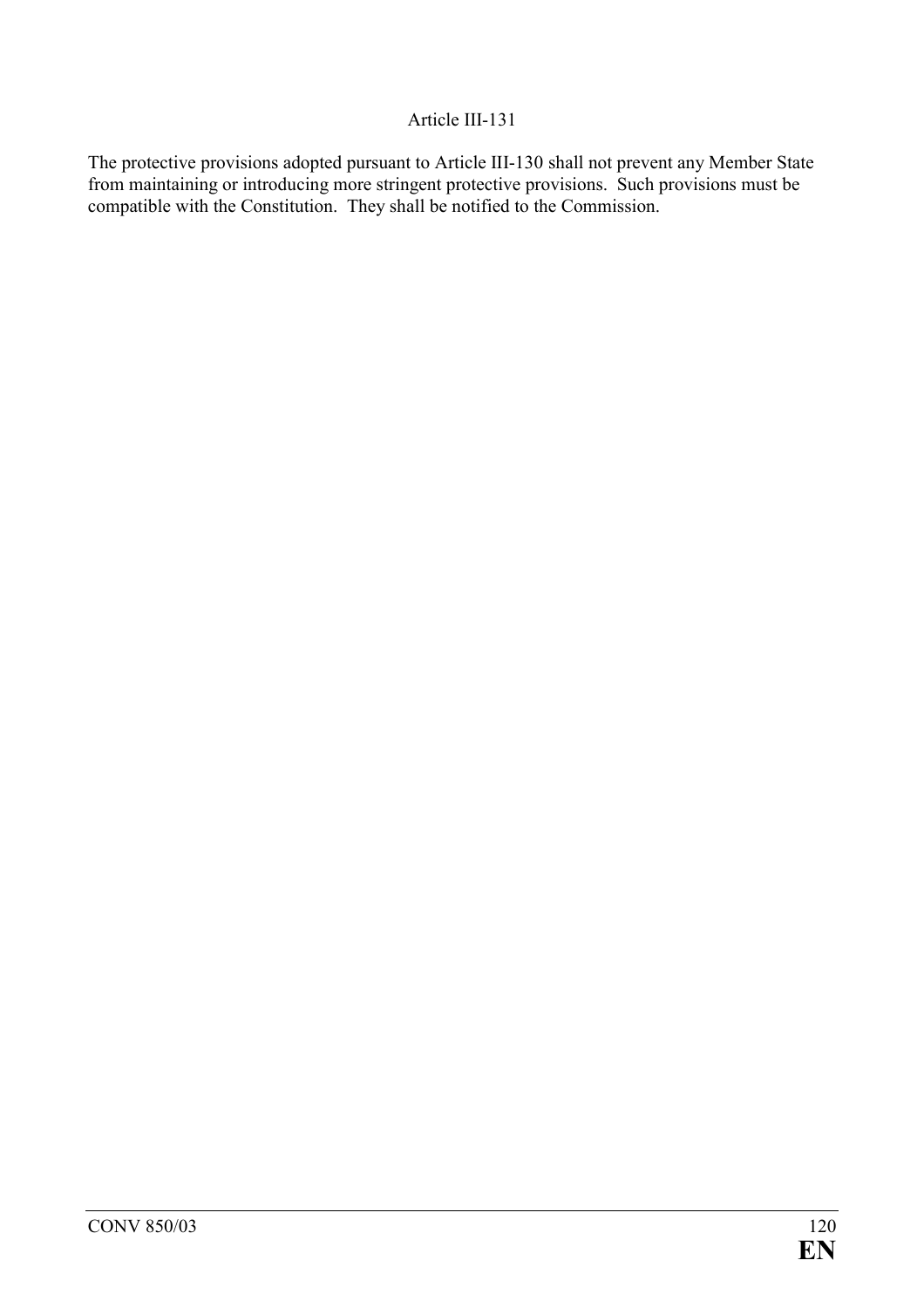Article III-131

The protective provisions adopted pursuant to Article III-130 shall not prevent any Member State from maintaining or introducing more stringent protective provisions. Such provisions must be compatible with the Constitution. They shall be notified to the Commission.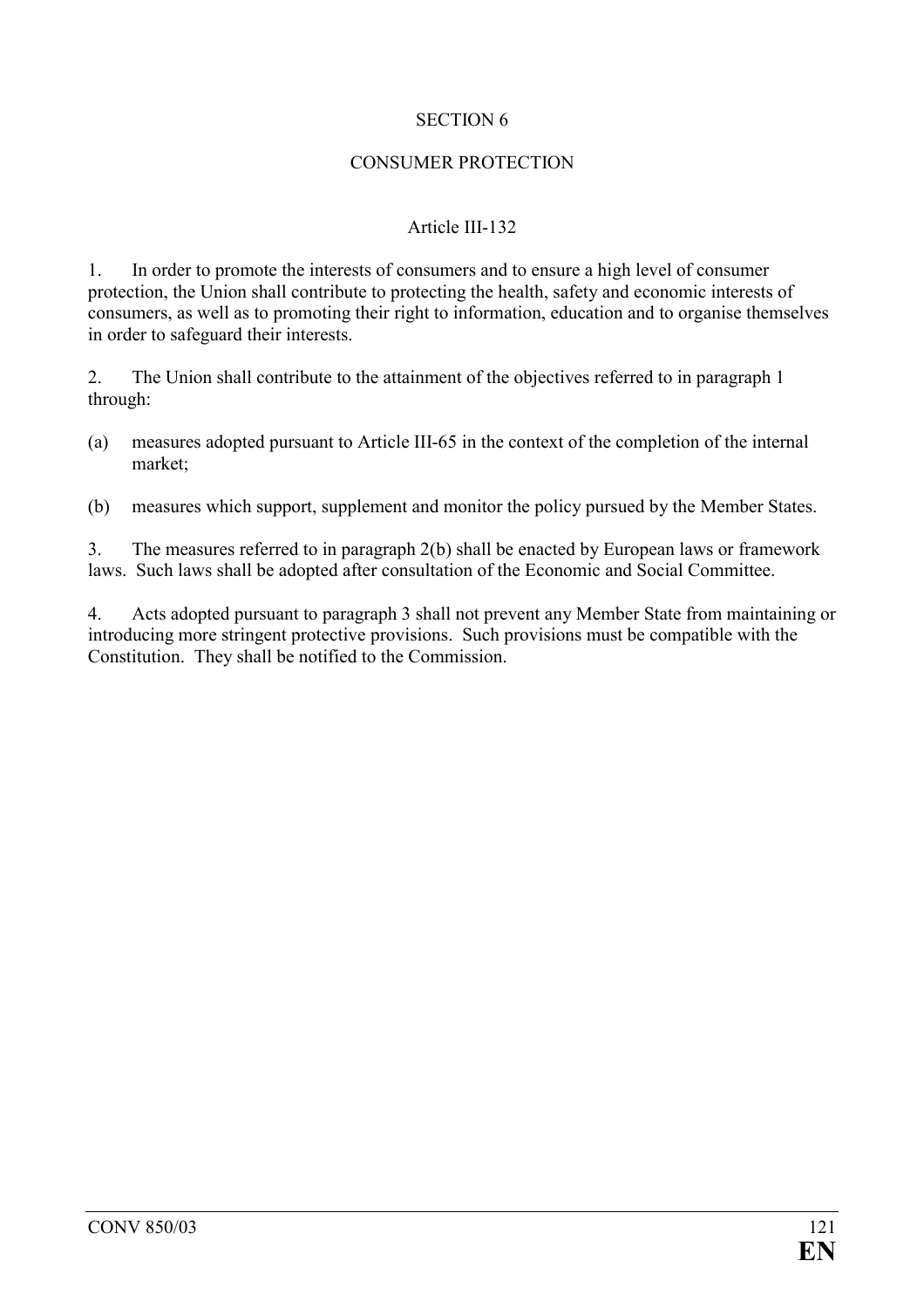## SECTION 6

## CONSUMER PROTECTION

### Article III-132

1. In order to promote the interests of consumers and to ensure a high level of consumer protection, the Union shall contribute to protecting the health, safety and economic interests of consumers, as well as to promoting their right to information, education and to organise themselves in order to safeguard their interests.

2. The Union shall contribute to the attainment of the objectives referred to in paragraph 1 through:

(a) measures adopted pursuant to Article III-65 in the context of the completion of the internal market;

(b) measures which support, supplement and monitor the policy pursued by the Member States.

3. The measures referred to in paragraph 2(b) shall be enacted by European laws or framework laws. Such laws shall be adopted after consultation of the Economic and Social Committee.

4. Acts adopted pursuant to paragraph 3 shall not prevent any Member State from maintaining or introducing more stringent protective provisions. Such provisions must be compatible with the Constitution. They shall be notified to the Commission.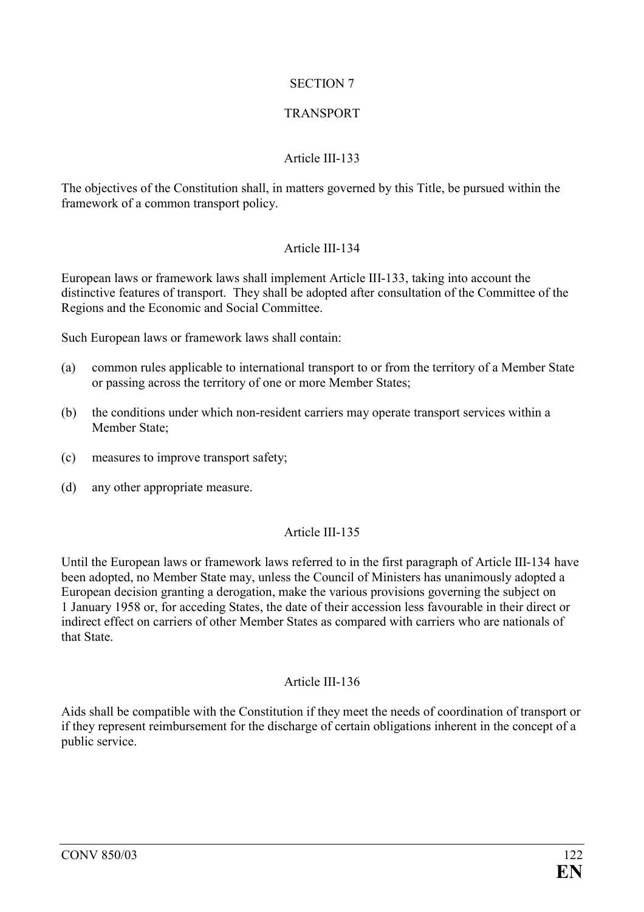## SECTION 7

## TRANSPORT

### Article III-133

The objectives of the Constitution shall, in matters governed by this Title, be pursued within the framework of a common transport policy.

### Article III-134

European laws or framework laws shall implement Article III-133, taking into account the distinctive features of transport. They shall be adopted after consultation of the Committee of the Regions and the Economic and Social Committee.

Such European laws or framework laws shall contain:

(a) common rules applicable to international transport to or from the territory of a Member State or passing across the territory of one or more Member States;

(b) the conditions under which non-resident carriers may operate transport services within a Member State;

(c) measures to improve transport safety;

(d) any other appropriate measure.

### Article III-135

Until the European laws or framework laws referred to in the first paragraph of Article III-134 have been adopted, no Member State may, unless the Council of Ministers has unanimously adopted a European decision granting a derogation, make the various provisions governing the subject on 1 January 1958 or, for acceding States, the date of their accession less favourable in their direct or indirect effect on carriers of other Member States as compared with carriers who are nationals of that State.

### Article III-136

Aids shall be compatible with the Constitution if they meet the needs of coordination of transport or if they represent reimbursement for the discharge of certain obligations inherent in the concept of a public service.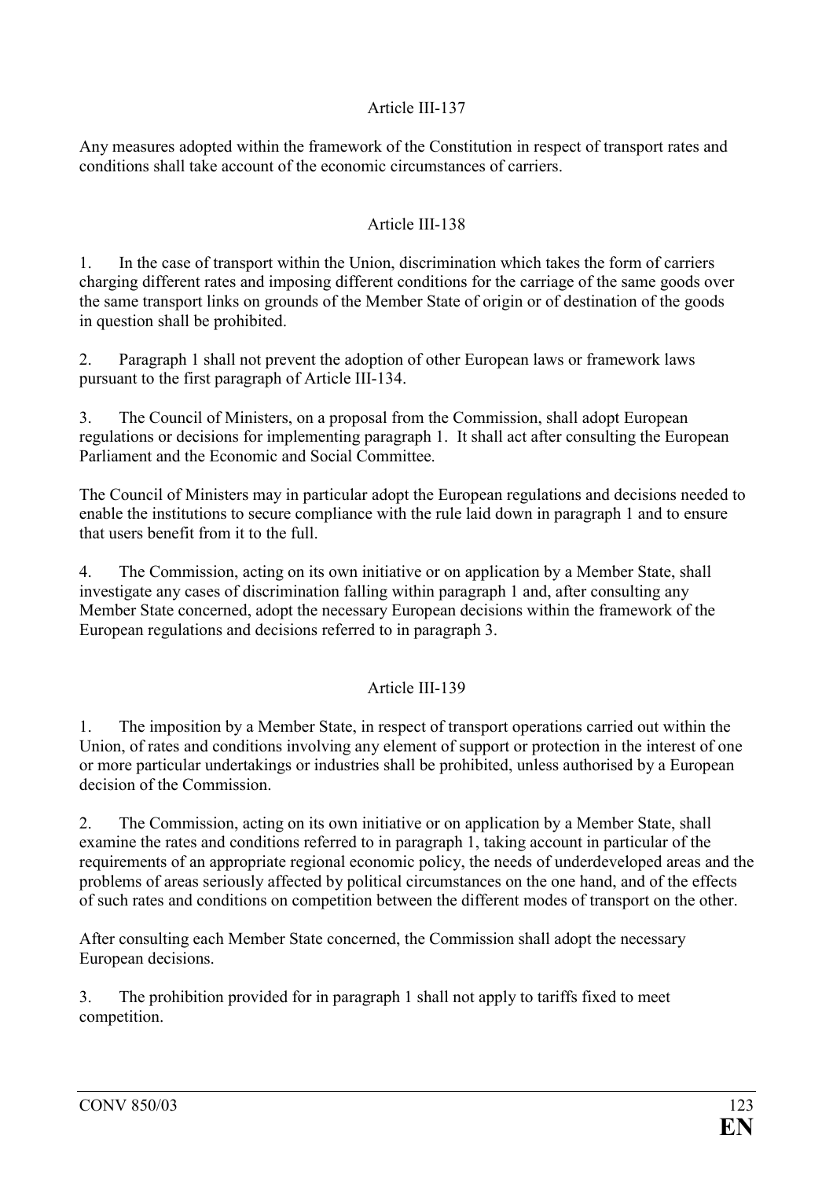### Article III-137

Any measures adopted within the framework of the Constitution in respect of transport rates and conditions shall take account of the economic circumstances of carriers.

### Article III-138

1. In the case of transport within the Union, discrimination which takes the form of carriers charging different rates and imposing different conditions for the carriage of the same goods over the same transport links on grounds of the Member State of origin or of destination of the goods in question shall be prohibited.

2. Paragraph 1 shall not prevent the adoption of other European laws or framework laws pursuant to the first paragraph of Article III-134.

3. The Council of Ministers, on a proposal from the Commission, shall adopt European regulations or decisions for implementing paragraph 1. It shall act after consulting the European Parliament and the Economic and Social Committee.

The Council of Ministers may in particular adopt the European regulations and decisions needed to enable the institutions to secure compliance with the rule laid down in paragraph 1 and to ensure that users benefit from it to the full.

4. The Commission, acting on its own initiative or on application by a Member State, shall investigate any cases of discrimination falling within paragraph 1 and, after consulting any Member State concerned, adopt the necessary European decisions within the framework of the European regulations and decisions referred to in paragraph 3.

### Article III-139

1. The imposition by a Member State, in respect of transport operations carried out within the Union, of rates and conditions involving any element of support or protection in the interest of one or more particular undertakings or industries shall be prohibited, unless authorised by a European decision of the Commission.

2. The Commission, acting on its own initiative or on application by a Member State, shall examine the rates and conditions referred to in paragraph 1, taking account in particular of the requirements of an appropriate regional economic policy, the needs of underdeveloped areas and the problems of areas seriously affected by political circumstances on the one hand, and of the effects of such rates and conditions on competition between the different modes of transport on the other.

After consulting each Member State concerned, the Commission shall adopt the necessary European decisions.

3. The prohibition provided for in paragraph 1 shall not apply to tariffs fixed to meet competition.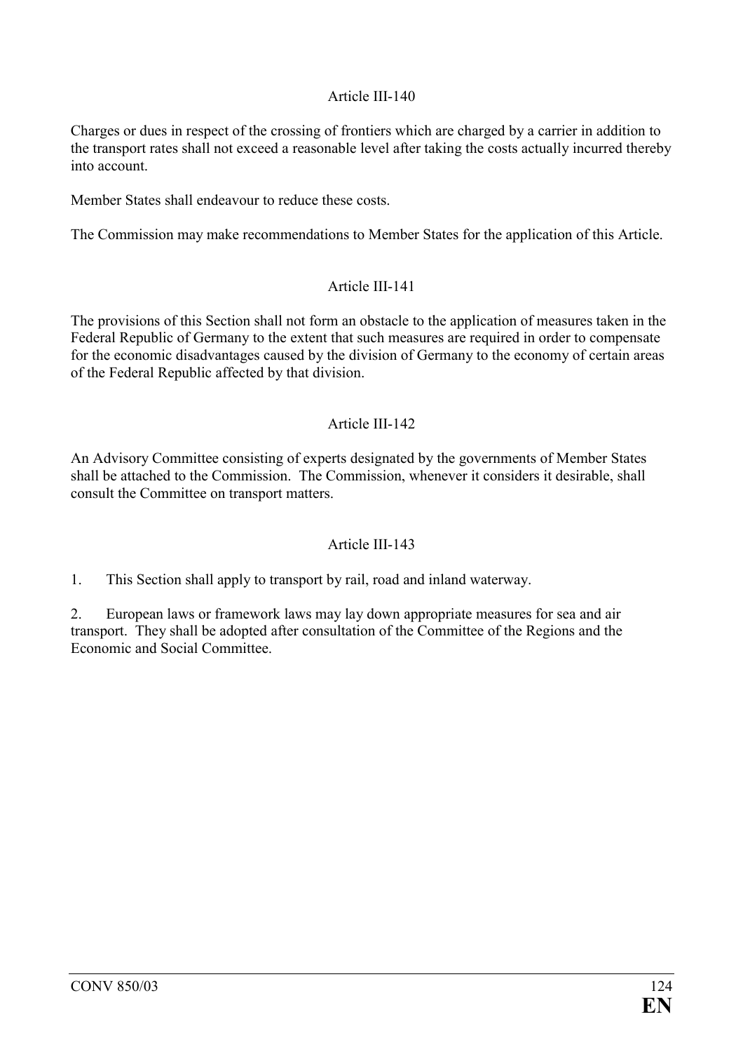### Article III-140

Charges or dues in respect of the crossing of frontiers which are charged by a carrier in addition to the transport rates shall not exceed a reasonable level after taking the costs actually incurred thereby into account.

Member States shall endeavour to reduce these costs.

The Commission may make recommendations to Member States for the application of this Article.

### Article III-141

The provisions of this Section shall not form an obstacle to the application of measures taken in the Federal Republic of Germany to the extent that such measures are required in order to compensate for the economic disadvantages caused by the division of Germany to the economy of certain areas of the Federal Republic affected by that division.

### Article III-142

An Advisory Committee consisting of experts designated by the governments of Member States shall be attached to the Commission. The Commission, whenever it considers it desirable, shall consult the Committee on transport matters.

### Article III-143

1. This Section shall apply to transport by rail, road and inland waterway.

2. European laws or framework laws may lay down appropriate measures for sea and air transport. They shall be adopted after consultation of the Committee of the Regions and the Economic and Social Committee.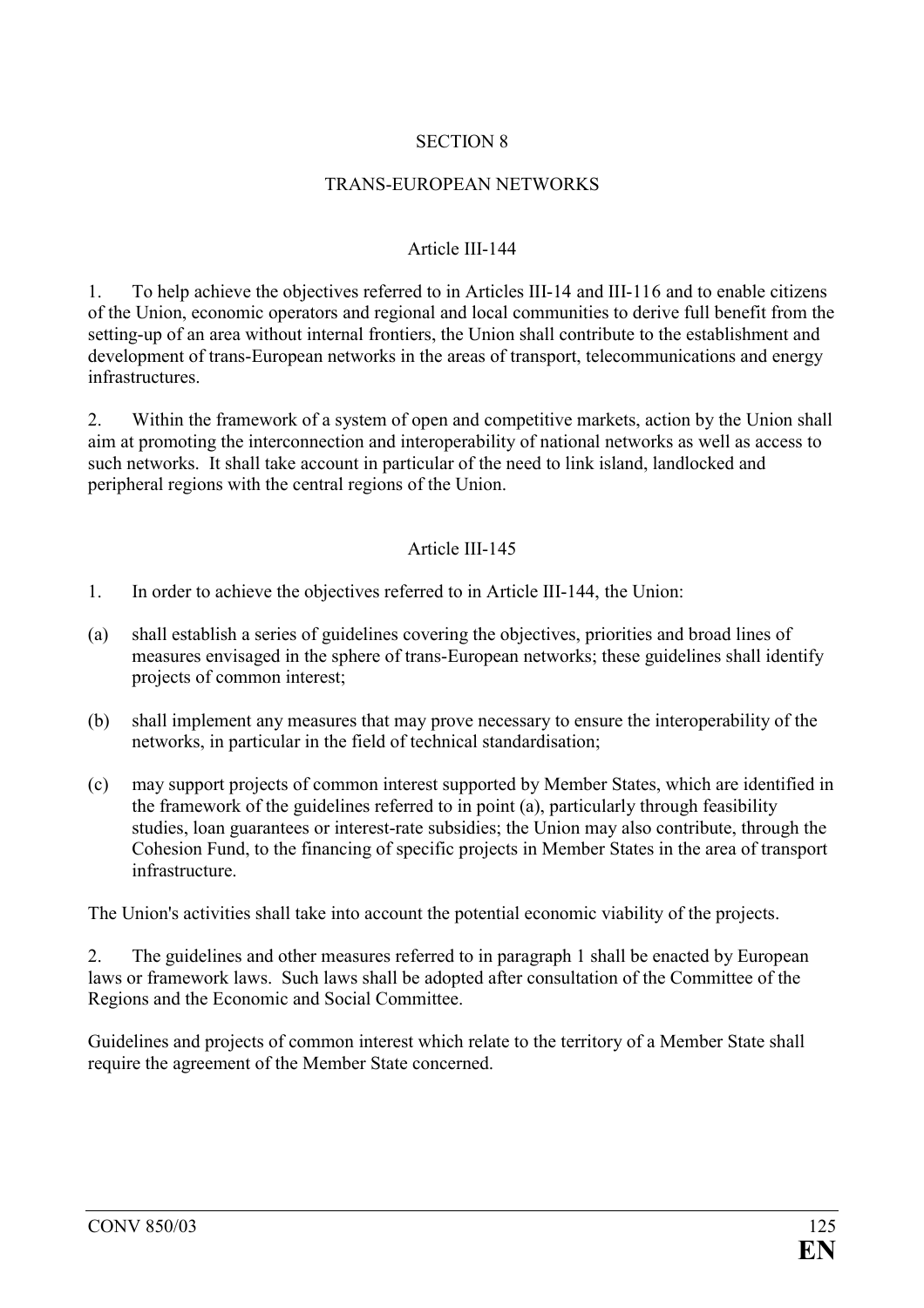## SECTION 8

## TRANS-EUROPEAN NETWORKS

### Article III-144

1. To help achieve the objectives referred to in Articles III-14 and III-116 and to enable citizens of the Union, economic operators and regional and local communities to derive full benefit from the setting-up of an area without internal frontiers, the Union shall contribute to the establishment and development of trans-European networks in the areas of transport, telecommunications and energy infrastructures.

2. Within the framework of a system of open and competitive markets, action by the Union shall aim at promoting the interconnection and interoperability of national networks as well as access to such networks. It shall take account in particular of the need to link island, landlocked and peripheral regions with the central regions of the Union.

### Article III-145

1. In order to achieve the objectives referred to in Article III-144, the Union:

(a) shall establish a series of guidelines covering the objectives, priorities and broad lines of measures envisaged in the sphere of trans-European networks; these guidelines shall identify projects of common interest;

(b) shall implement any measures that may prove necessary to ensure the interoperability of the networks, in particular in the field of technical standardisation;

(c) may support projects of common interest supported by Member States, which are identified in the framework of the guidelines referred to in point (a), particularly through feasibility studies, loan guarantees or interest-rate subsidies; the Union may also contribute, through the Cohesion Fund, to the financing of specific projects in Member States in the area of transport infrastructure.

The Union's activities shall take into account the potential economic viability of the projects.

2. The guidelines and other measures referred to in paragraph 1 shall be enacted by European laws or framework laws. Such laws shall be adopted after consultation of the Committee of the Regions and the Economic and Social Committee.

Guidelines and projects of common interest which relate to the territory of a Member State shall require the agreement of the Member State concerned.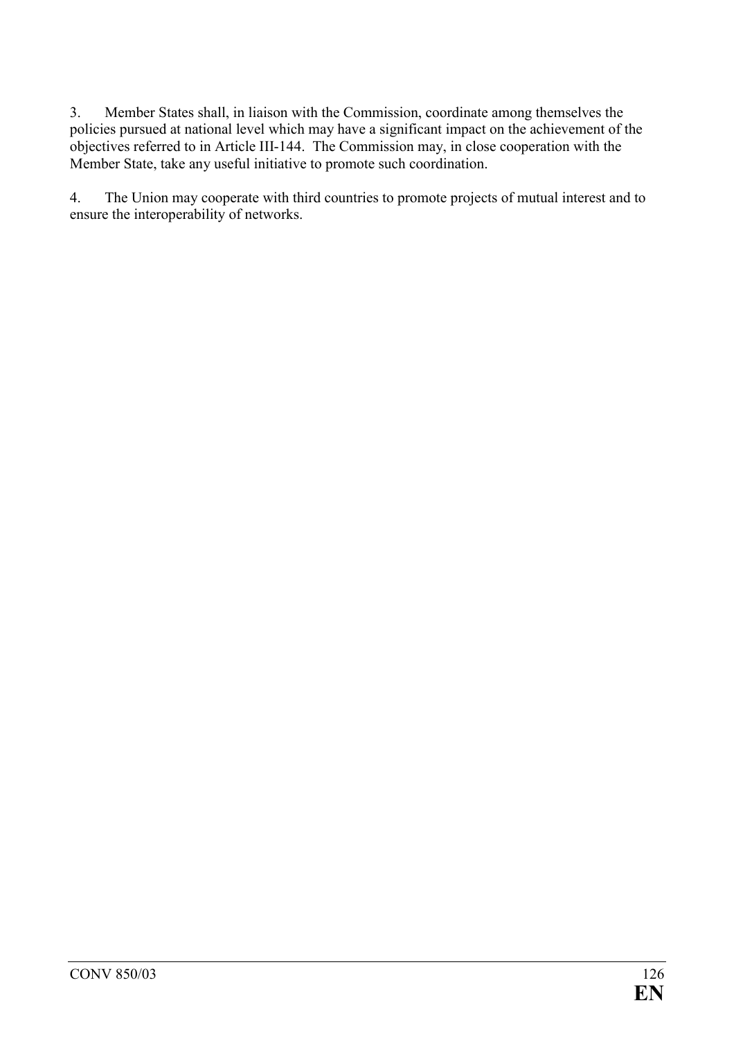3. Member States shall, in liaison with the Commission, coordinate among themselves the policies pursued at national level which may have a significant impact on the achievement of the objectives referred to in Article III-144. The Commission may, in close cooperation with the Member State, take any useful initiative to promote such coordination.

4. The Union may cooperate with third countries to promote projects of mutual interest and to ensure the interoperability of networks.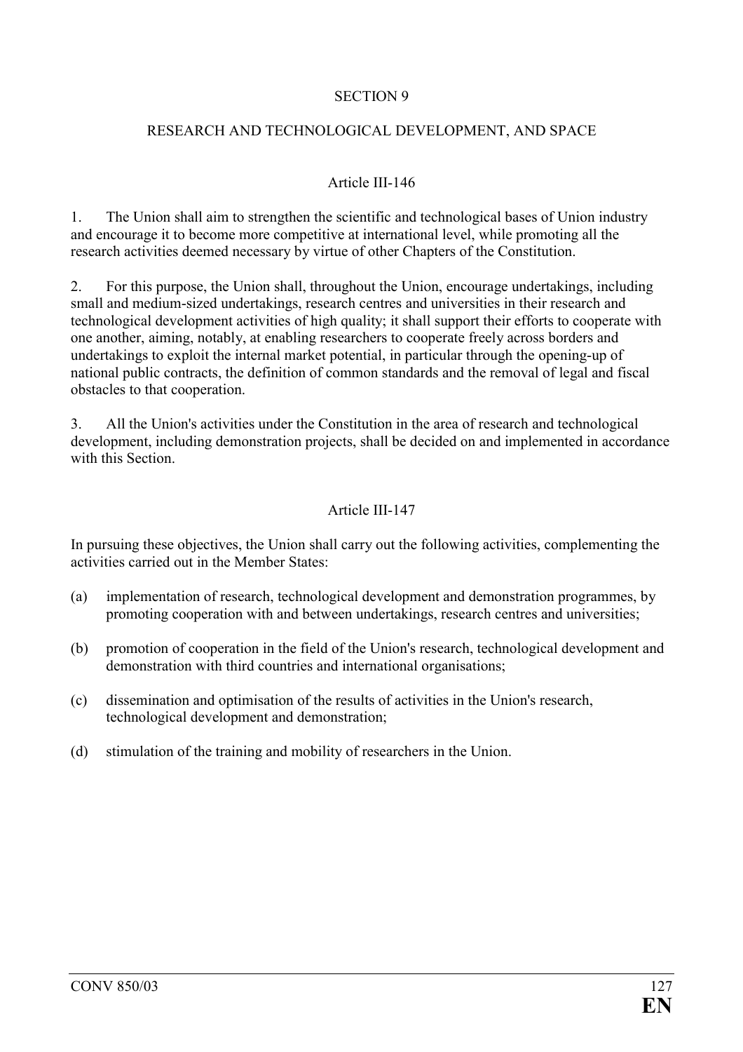## SECTION 9

## RESEARCH AND TECHNOLOGICAL DEVELOPMENT, AND SPACE

### Article III-146

1. The Union shall aim to strengthen the scientific and technological bases of Union industry and encourage it to become more competitive at international level, while promoting all the research activities deemed necessary by virtue of other Chapters of the Constitution.

2. For this purpose, the Union shall, throughout the Union, encourage undertakings, including small and medium-sized undertakings, research centres and universities in their research and technological development activities of high quality; it shall support their efforts to cooperate with one another, aiming, notably, at enabling researchers to cooperate freely across borders and undertakings to exploit the internal market potential, in particular through the opening-up of national public contracts, the definition of common standards and the removal of legal and fiscal obstacles to that cooperation.

3. All the Union's activities under the Constitution in the area of research and technological development, including demonstration projects, shall be decided on and implemented in accordance with this Section.

### Article III-147

In pursuing these objectives, the Union shall carry out the following activities, complementing the activities carried out in the Member States:

(a) implementation of research, technological development and demonstration programmes, by promoting cooperation with and between undertakings, research centres and universities;

(b) promotion of cooperation in the field of the Union's research, technological development and demonstration with third countries and international organisations;

(c) dissemination and optimisation of the results of activities in the Union's research, technological development and demonstration;

(d) stimulation of the training and mobility of researchers in the Union.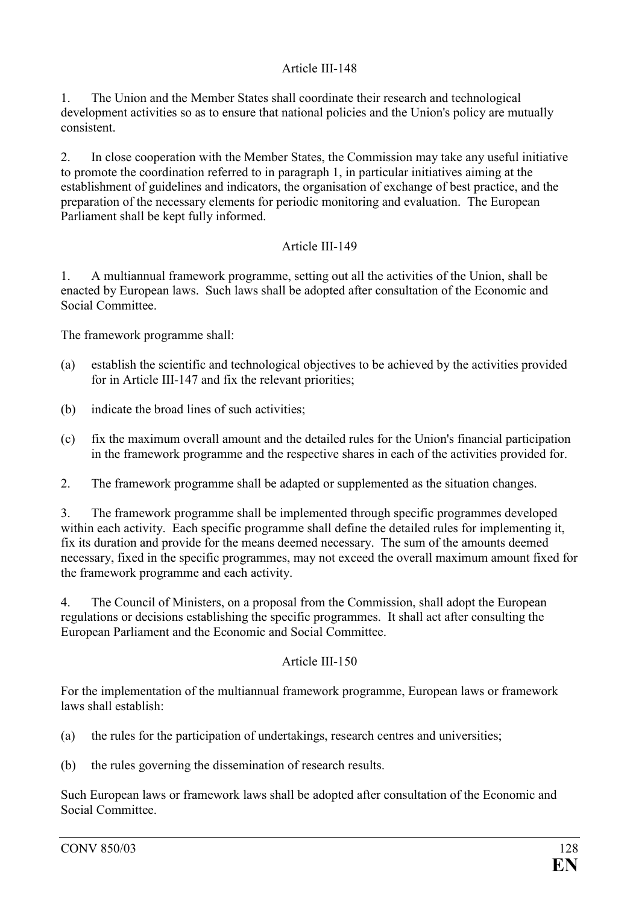## Article III-148

1. The Union and the Member States shall coordinate their research and technological development activities so as to ensure that national policies and the Union's policy are mutually consistent.

2. In close cooperation with the Member States, the Commission may take any useful initiative to promote the coordination referred to in paragraph 1, in particular initiatives aiming at the establishment of guidelines and indicators, the organisation of exchange of best practice, and the preparation of the necessary elements for periodic monitoring and evaluation. The European Parliament shall be kept fully informed.

## Article III-149

1. A multiannual framework programme, setting out all the activities of the Union, shall be enacted by European laws. Such laws shall be adopted after consultation of the Economic and Social Committee.

The framework programme shall:

(a) establish the scientific and technological objectives to be achieved by the activities provided for in Article III-147 and fix the relevant priorities;

(b) indicate the broad lines of such activities;

(c) fix the maximum overall amount and the detailed rules for the Union's financial participation in the framework programme and the respective shares in each of the activities provided for.

2. The framework programme shall be adapted or supplemented as the situation changes.

3. The framework programme shall be implemented through specific programmes developed within each activity. Each specific programme shall define the detailed rules for implementing it, fix its duration and provide for the means deemed necessary. The sum of the amounts deemed necessary, fixed in the specific programmes, may not exceed the overall maximum amount fixed for the framework programme and each activity.

4. The Council of Ministers, on a proposal from the Commission, shall adopt the European regulations or decisions establishing the specific programmes. It shall act after consulting the European Parliament and the Economic and Social Committee.

## Article III-150

For the implementation of the multiannual framework programme, European laws or framework laws shall establish:

(a) the rules for the participation of undertakings, research centres and universities;

(b) the rules governing the dissemination of research results.

Such European laws or framework laws shall be adopted after consultation of the Economic and Social Committee.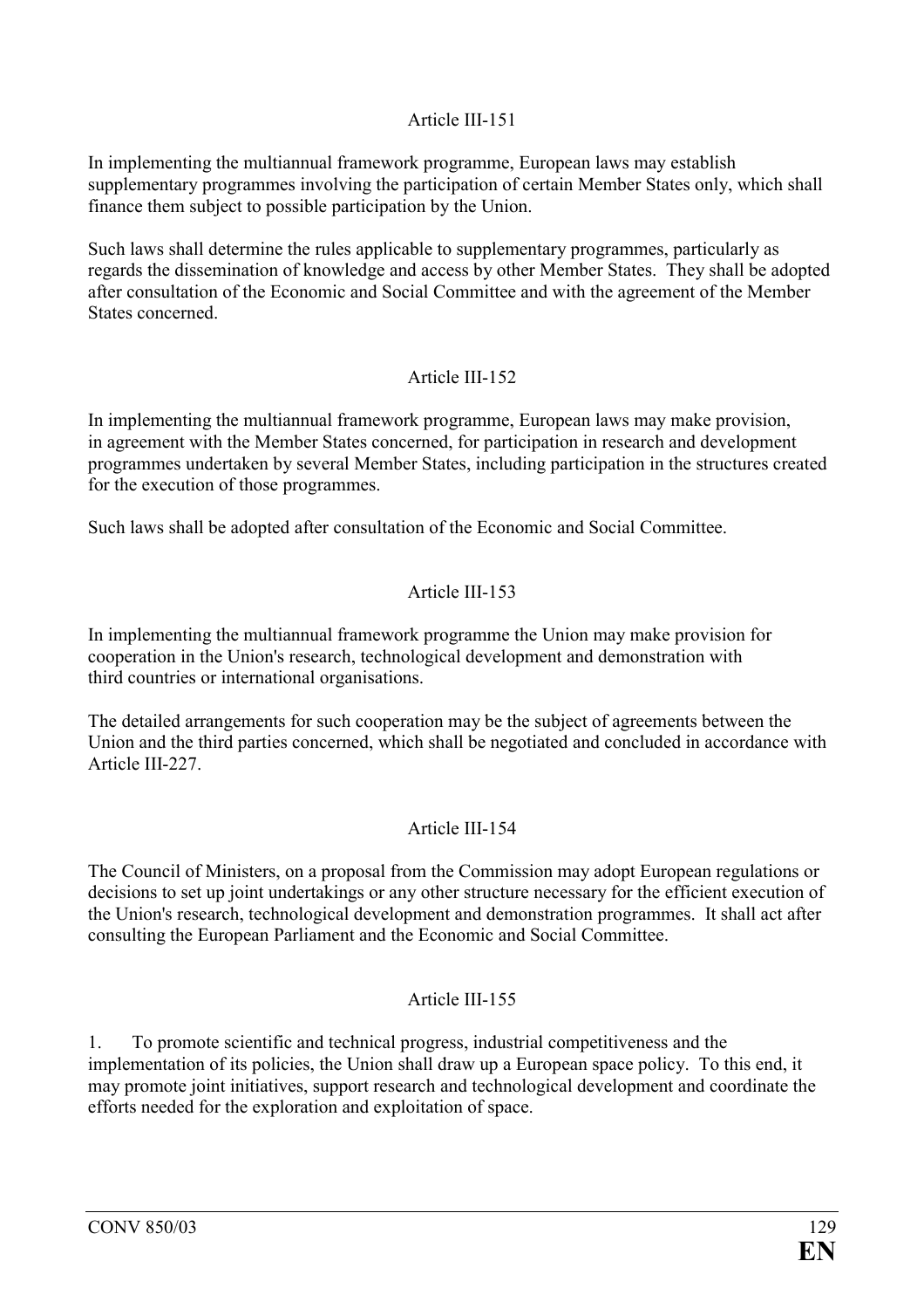Article III-151

In implementing the multiannual framework programme, European laws may establish supplementary programmes involving the participation of certain Member States only, which shall finance them subject to possible participation by the Union.

Such laws shall determine the rules applicable to supplementary programmes, particularly as regards the dissemination of knowledge and access by other Member States. They shall be adopted after consultation of the Economic and Social Committee and with the agreement of the Member States concerned.

Article III-152

In implementing the multiannual framework programme, European laws may make provision, in agreement with the Member States concerned, for participation in research and development programmes undertaken by several Member States, including participation in the structures created for the execution of those programmes.

Such laws shall be adopted after consultation of the Economic and Social Committee.

Article III-153

In implementing the multiannual framework programme the Union may make provision for cooperation in the Union's research, technological development and demonstration with third countries or international organisations.

The detailed arrangements for such cooperation may be the subject of agreements between the Union and the third parties concerned, which shall be negotiated and concluded in accordance with Article III-227.

Article III-154

The Council of Ministers, on a proposal from the Commission may adopt European regulations or decisions to set up joint undertakings or any other structure necessary for the efficient execution of the Union's research, technological development and demonstration programmes. It shall act after consulting the European Parliament and the Economic and Social Committee.

Article III-155

1. To promote scientific and technical progress, industrial competitiveness and the implementation of its policies, the Union shall draw up a European space policy. To this end, it may promote joint initiatives, support research and technological development and coordinate the efforts needed for the exploration and exploitation of space.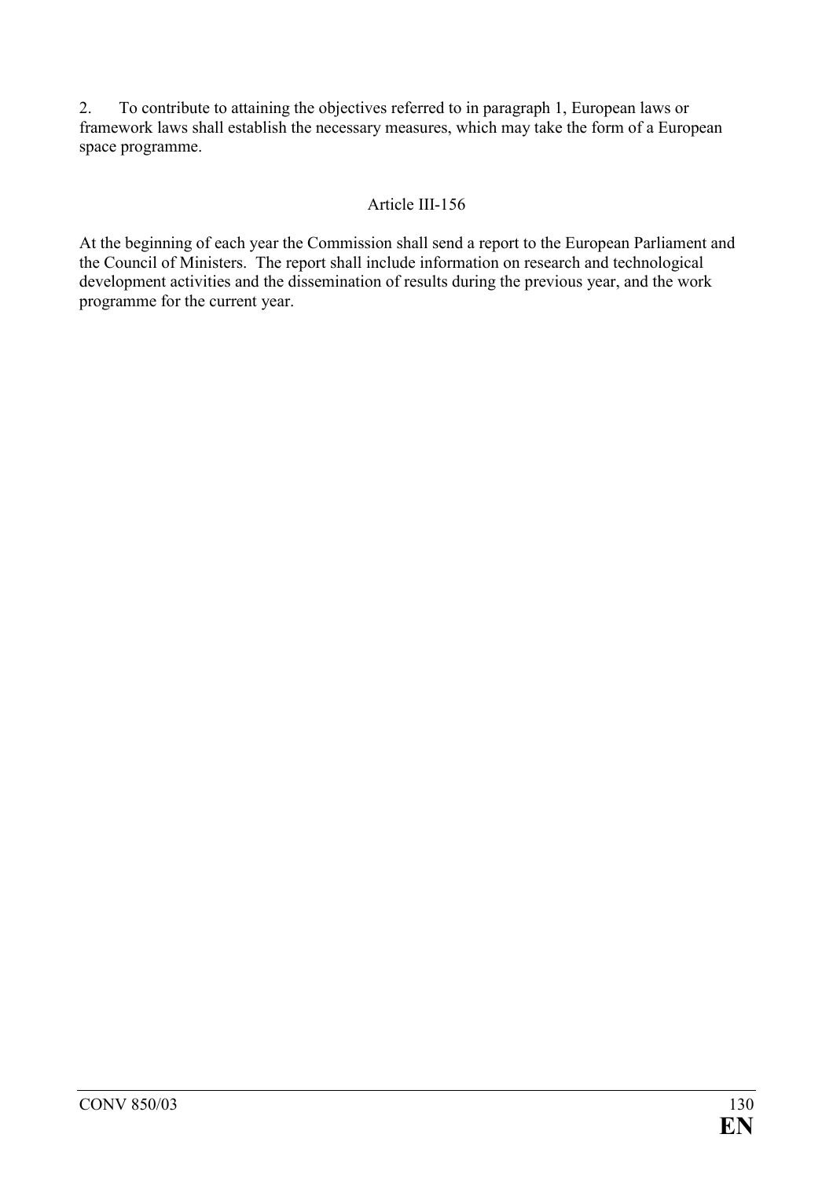2. To contribute to attaining the objectives referred to in paragraph 1, European laws or framework laws shall establish the necessary measures, which may take the form of a European space programme.

Article III-156

At the beginning of each year the Commission shall send a report to the European Parliament and the Council of Ministers. The report shall include information on research and technological development activities and the dissemination of results during the previous year, and the work programme for the current year.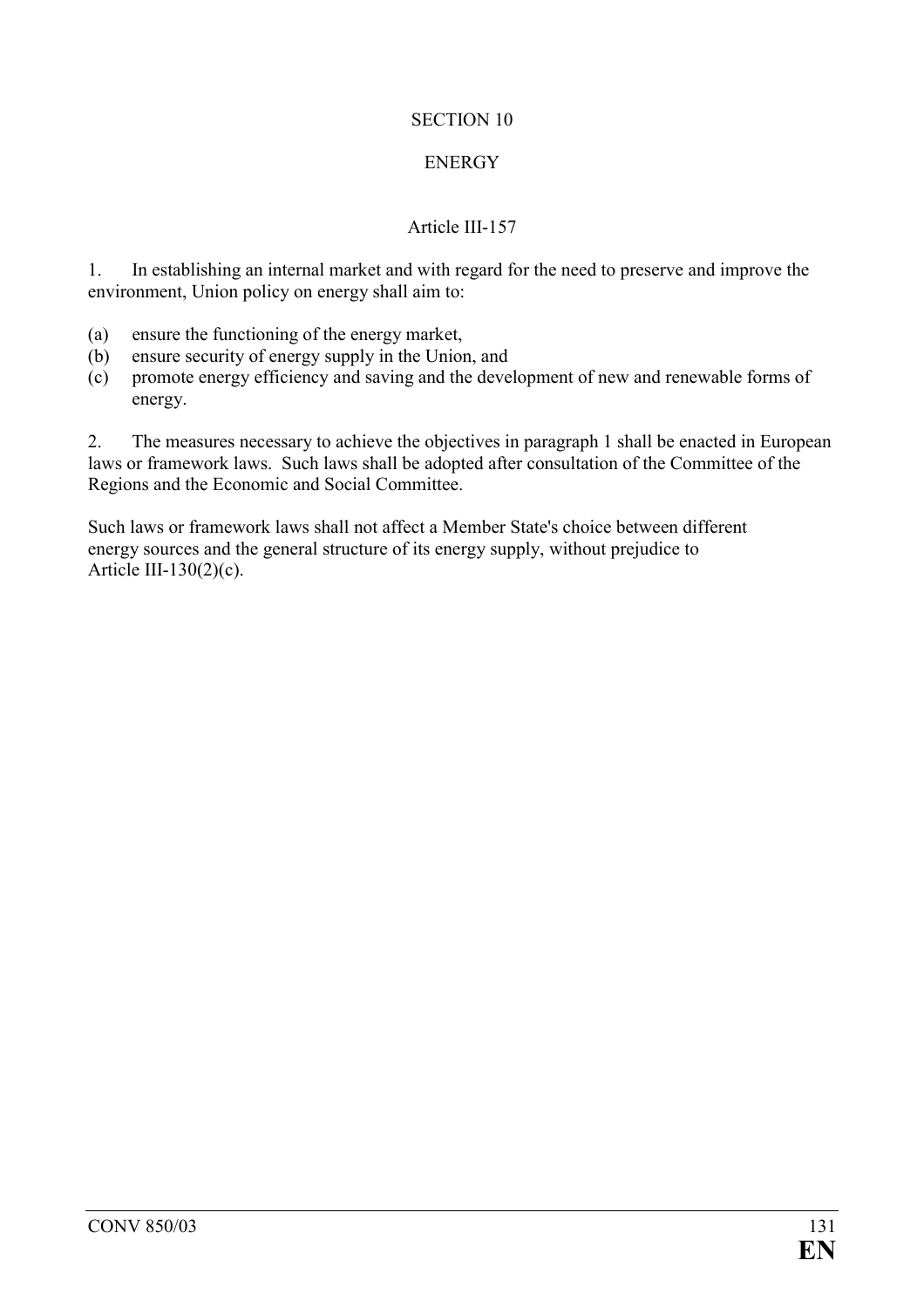## SECTION 10

## ENERGY

### Article III-157

1. In establishing an internal market and with regard for the need to preserve and improve the environment, Union policy on energy shall aim to:

(a) ensure the functioning of the energy market,
(b) ensure security of energy supply in the Union, and
(c) promote energy efficiency and saving and the development of new and renewable forms of energy.

2. The measures necessary to achieve the objectives in paragraph 1 shall be enacted in European laws or framework laws. Such laws shall be adopted after consultation of the Committee of the Regions and the Economic and Social Committee.

Such laws or framework laws shall not affect a Member State's choice between different energy sources and the general structure of its energy supply, without prejudice to Article III-130(2)(c).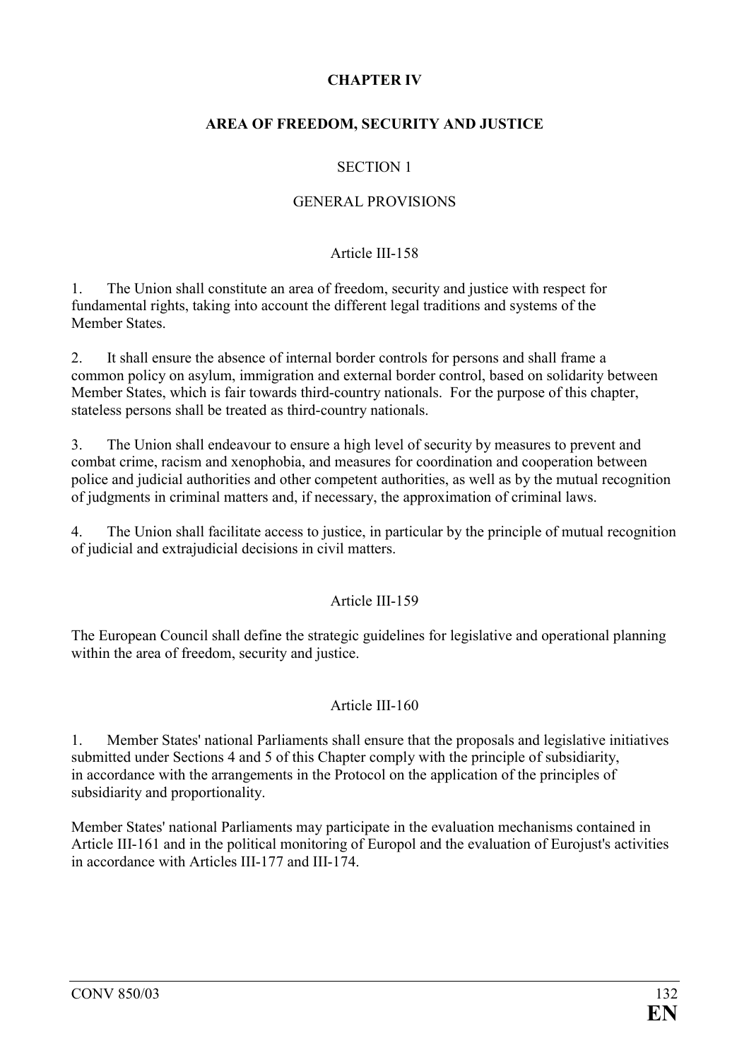## CHAPTER IV

## AREA OF FREEDOM, SECURITY AND JUSTICE

### SECTION 1

### GENERAL PROVISIONS

#### Article III-158

1. The Union shall constitute an area of freedom, security and justice with respect for fundamental rights, taking into account the different legal traditions and systems of the Member States.

2. It shall ensure the absence of internal border controls for persons and shall frame a common policy on asylum, immigration and external border control, based on solidarity between Member States, which is fair towards third-country nationals. For the purpose of this chapter, stateless persons shall be treated as third-country nationals.

3. The Union shall endeavour to ensure a high level of security by measures to prevent and combat crime, racism and xenophobia, and measures for coordination and cooperation between police and judicial authorities and other competent authorities, as well as by the mutual recognition of judgments in criminal matters and, if necessary, the approximation of criminal laws.

4. The Union shall facilitate access to justice, in particular by the principle of mutual recognition of judicial and extrajudicial decisions in civil matters.

#### Article III-159

The European Council shall define the strategic guidelines for legislative and operational planning within the area of freedom, security and justice.

#### Article III-160

1. Member States' national Parliaments shall ensure that the proposals and legislative initiatives submitted under Sections 4 and 5 of this Chapter comply with the principle of subsidiarity, in accordance with the arrangements in the Protocol on the application of the principles of subsidiarity and proportionality.

Member States' national Parliaments may participate in the evaluation mechanisms contained in Article III-161 and in the political monitoring of Europol and the evaluation of Eurojust's activities in accordance with Articles III-177 and III-174.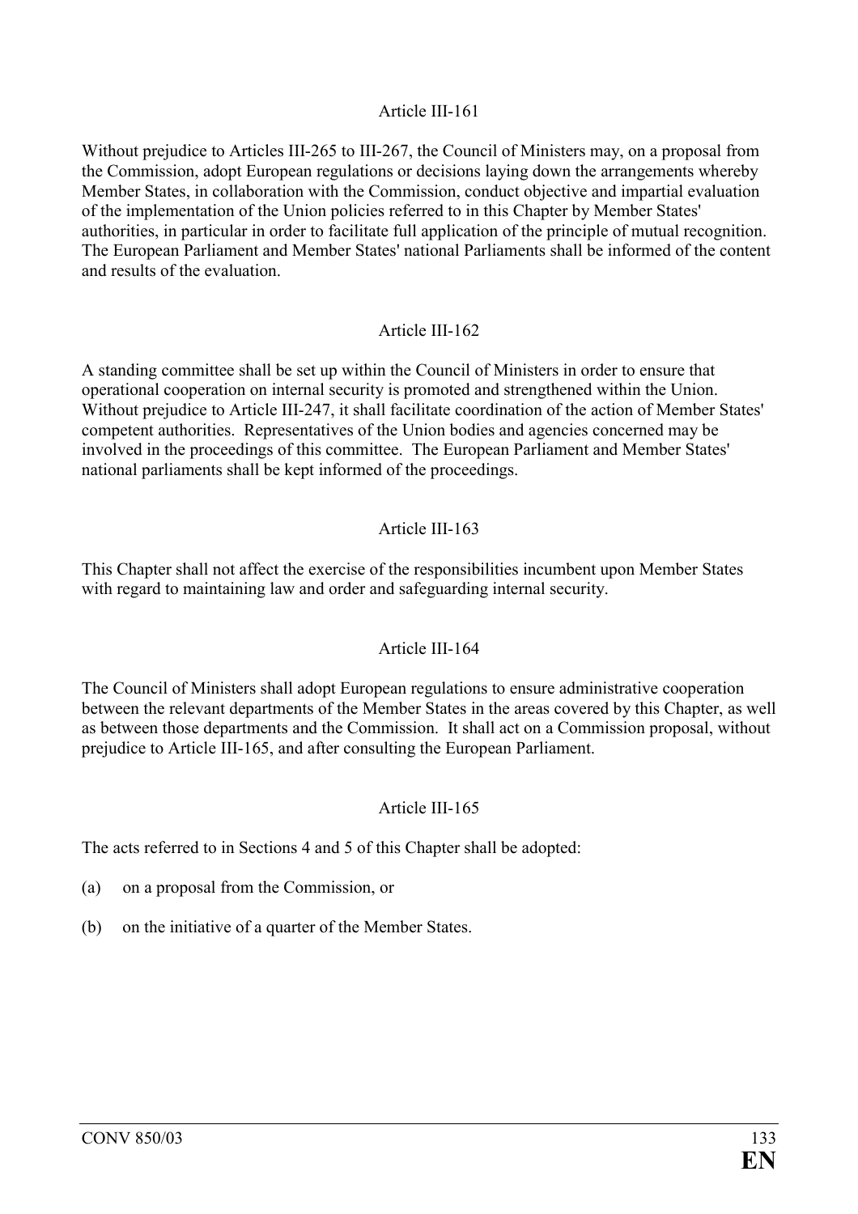### Article III-161

Without prejudice to Articles III-265 to III-267, the Council of Ministers may, on a proposal from the Commission, adopt European regulations or decisions laying down the arrangements whereby Member States, in collaboration with the Commission, conduct objective and impartial evaluation of the implementation of the Union policies referred to in this Chapter by Member States' authorities, in particular in order to facilitate full application of the principle of mutual recognition. The European Parliament and Member States' national Parliaments shall be informed of the content and results of the evaluation.

### Article III-162

A standing committee shall be set up within the Council of Ministers in order to ensure that operational cooperation on internal security is promoted and strengthened within the Union. Without prejudice to Article III-247, it shall facilitate coordination of the action of Member States' competent authorities. Representatives of the Union bodies and agencies concerned may be involved in the proceedings of this committee. The European Parliament and Member States' national parliaments shall be kept informed of the proceedings.

### Article III-163

This Chapter shall not affect the exercise of the responsibilities incumbent upon Member States with regard to maintaining law and order and safeguarding internal security.

### Article III-164

The Council of Ministers shall adopt European regulations to ensure administrative cooperation between the relevant departments of the Member States in the areas covered by this Chapter, as well as between those departments and the Commission. It shall act on a Commission proposal, without prejudice to Article III-165, and after consulting the European Parliament.

### Article III-165

The acts referred to in Sections 4 and 5 of this Chapter shall be adopted:

(a) on a proposal from the Commission, or

(b) on the initiative of a quarter of the Member States.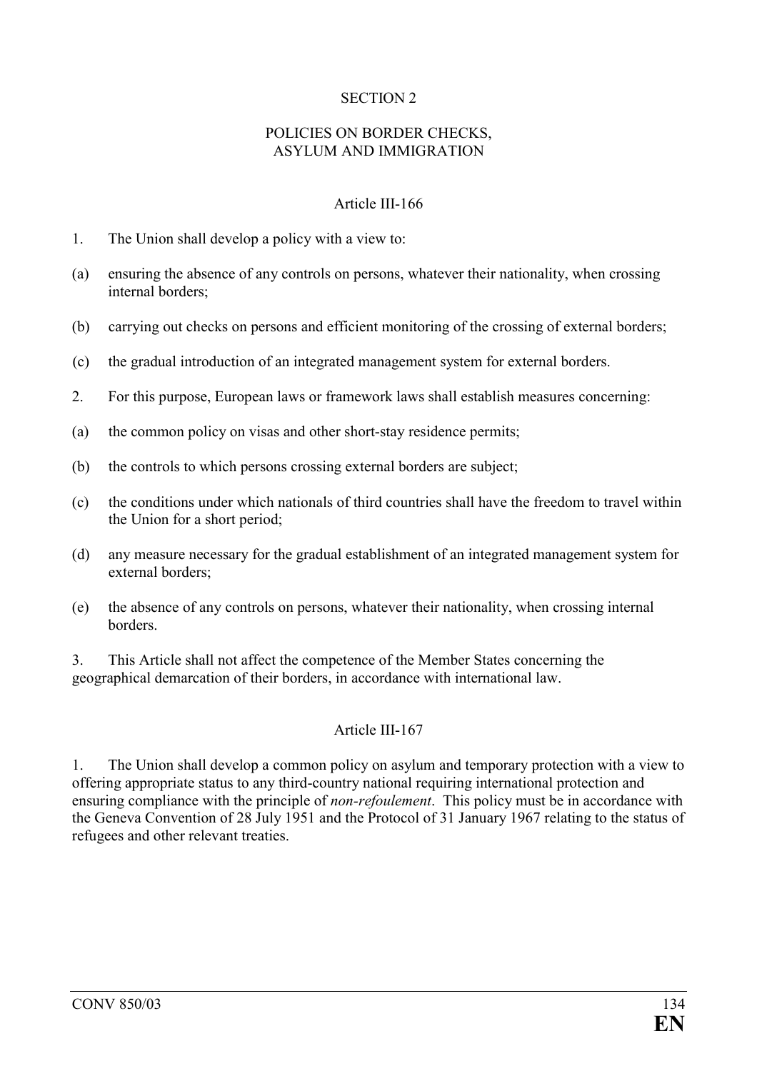## SECTION 2

## POLICIES ON BORDER CHECKS, ASYLUM AND IMMIGRATION

### Article III-166

1. The Union shall develop a policy with a view to:

(a) ensuring the absence of any controls on persons, whatever their nationality, when crossing internal borders;

(b) carrying out checks on persons and efficient monitoring of the crossing of external borders;

(c) the gradual introduction of an integrated management system for external borders.

2. For this purpose, European laws or framework laws shall establish measures concerning:

(a) the common policy on visas and other short-stay residence permits;

(b) the controls to which persons crossing external borders are subject;

(c) the conditions under which nationals of third countries shall have the freedom to travel within the Union for a short period;

(d) any measure necessary for the gradual establishment of an integrated management system for external borders;

(e) the absence of any controls on persons, whatever their nationality, when crossing internal borders.

3. This Article shall not affect the competence of the Member States concerning the geographical demarcation of their borders, in accordance with international law.

### Article III-167

1. The Union shall develop a common policy on asylum and temporary protection with a view to offering appropriate status to any third-country national requiring international protection and ensuring compliance with the principle of *non-refoulement*. This policy must be in accordance with the Geneva Convention of 28 July 1951 and the Protocol of 31 January 1967 relating to the status of refugees and other relevant treaties.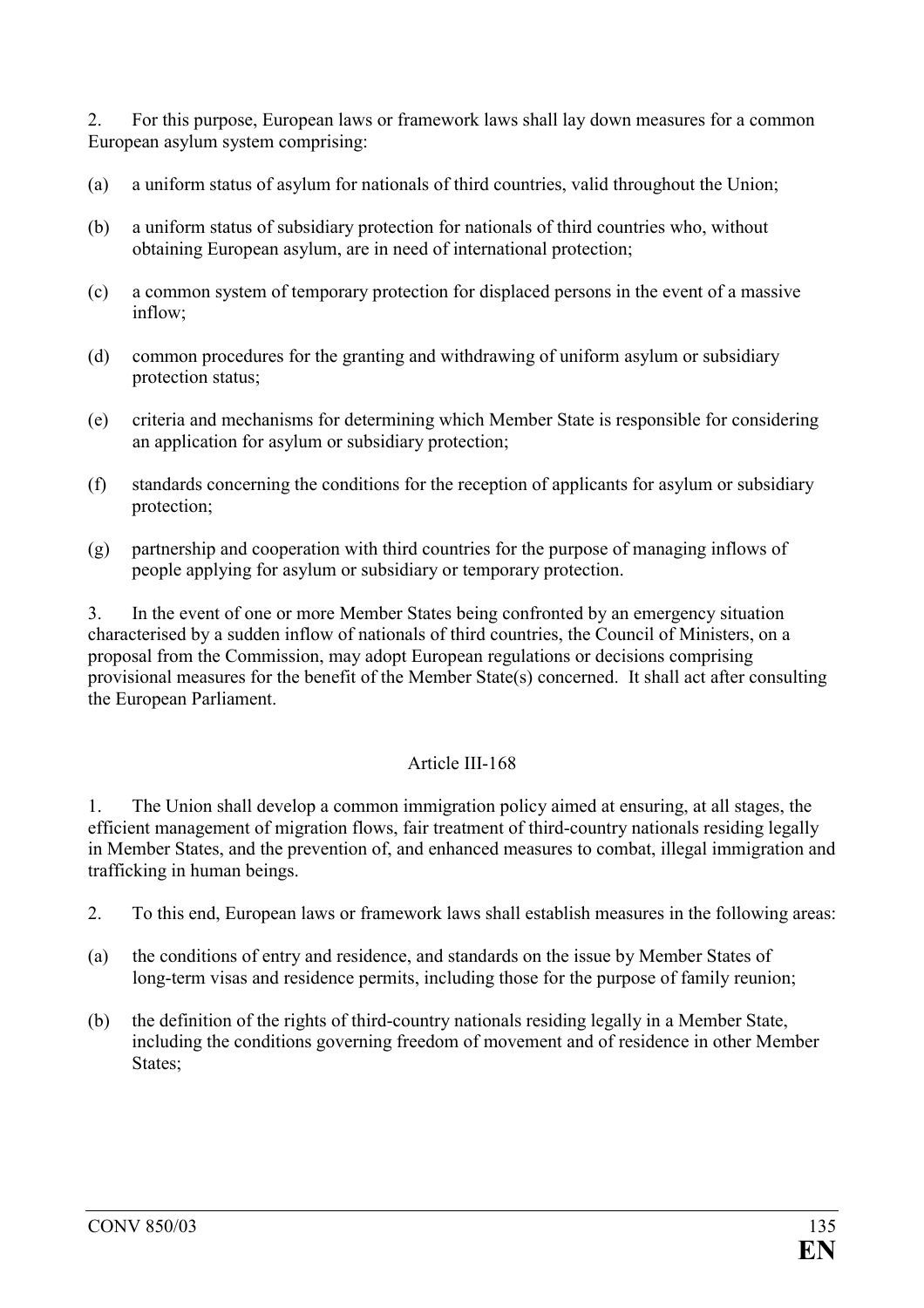2. For this purpose, European laws or framework laws shall lay down measures for a common European asylum system comprising:

(a) a uniform status of asylum for nationals of third countries, valid throughout the Union;

(b) a uniform status of subsidiary protection for nationals of third countries who, without obtaining European asylum, are in need of international protection;

(c) a common system of temporary protection for displaced persons in the event of a massive inflow;

(d) common procedures for the granting and withdrawing of uniform asylum or subsidiary protection status;

(e) criteria and mechanisms for determining which Member State is responsible for considering an application for asylum or subsidiary protection;

(f) standards concerning the conditions for the reception of applicants for asylum or subsidiary protection;

(g) partnership and cooperation with third countries for the purpose of managing inflows of people applying for asylum or subsidiary or temporary protection.

3. In the event of one or more Member States being confronted by an emergency situation characterised by a sudden inflow of nationals of third countries, the Council of Ministers, on a proposal from the Commission, may adopt European regulations or decisions comprising provisional measures for the benefit of the Member State(s) concerned. It shall act after consulting the European Parliament.

### Article III-168

1. The Union shall develop a common immigration policy aimed at ensuring, at all stages, the efficient management of migration flows, fair treatment of third-country nationals residing legally in Member States, and the prevention of, and enhanced measures to combat, illegal immigration and trafficking in human beings.

2. To this end, European laws or framework laws shall establish measures in the following areas:

(a) the conditions of entry and residence, and standards on the issue by Member States of long-term visas and residence permits, including those for the purpose of family reunion;

(b) the definition of the rights of third-country nationals residing legally in a Member State, including the conditions governing freedom of movement and of residence in other Member States;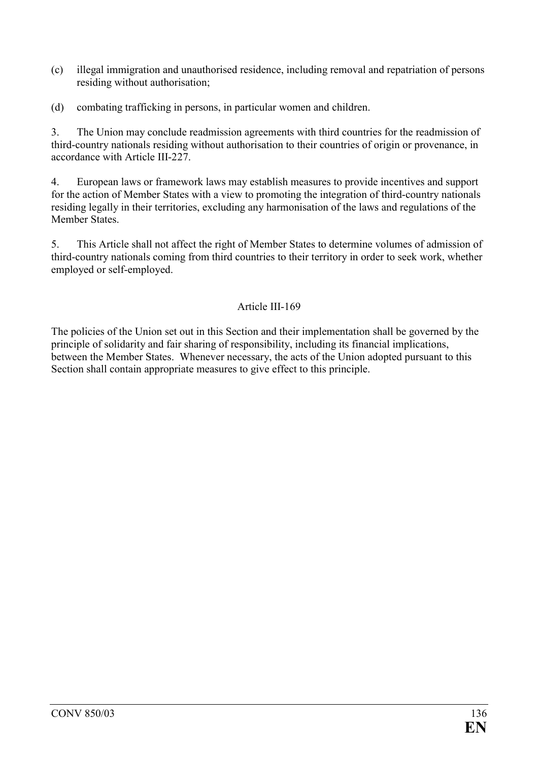(c) illegal immigration and unauthorised residence, including removal and repatriation of persons residing without authorisation;

(d) combating trafficking in persons, in particular women and children.

3. The Union may conclude readmission agreements with third countries for the readmission of third-country nationals residing without authorisation to their countries of origin or provenance, in accordance with Article III-227.

4. European laws or framework laws may establish measures to provide incentives and support for the action of Member States with a view to promoting the integration of third-country nationals residing legally in their territories, excluding any harmonisation of the laws and regulations of the Member States.

5. This Article shall not affect the right of Member States to determine volumes of admission of third-country nationals coming from third countries to their territory in order to seek work, whether employed or self-employed.

Article III-169

The policies of the Union set out in this Section and their implementation shall be governed by the principle of solidarity and fair sharing of responsibility, including its financial implications, between the Member States. Whenever necessary, the acts of the Union adopted pursuant to this Section shall contain appropriate measures to give effect to this principle.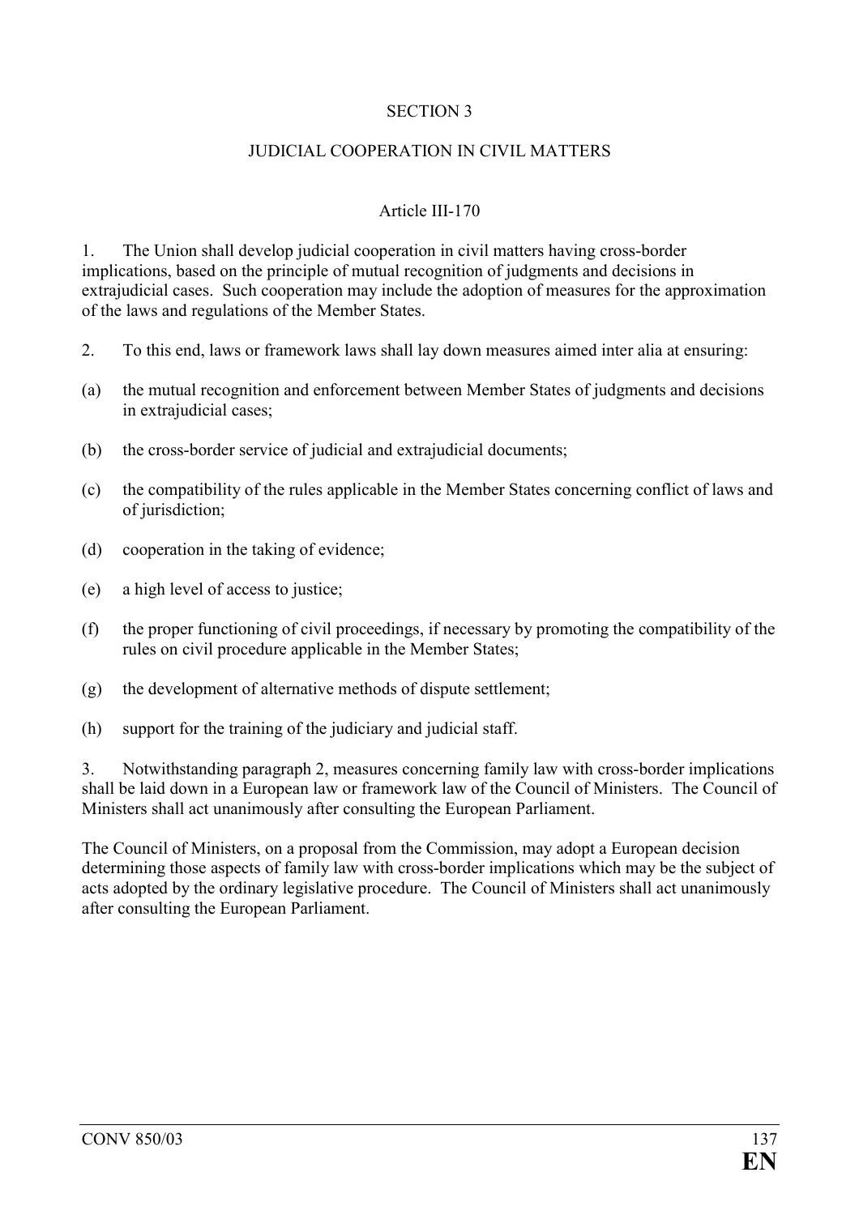## SECTION 3

## JUDICIAL COOPERATION IN CIVIL MATTERS

### Article III-170

1. The Union shall develop judicial cooperation in civil matters having cross-border implications, based on the principle of mutual recognition of judgments and decisions in extrajudicial cases. Such cooperation may include the adoption of measures for the approximation of the laws and regulations of the Member States.

2. To this end, laws or framework laws shall lay down measures aimed inter alia at ensuring:

(a) the mutual recognition and enforcement between Member States of judgments and decisions in extrajudicial cases;

(b) the cross-border service of judicial and extrajudicial documents;

(c) the compatibility of the rules applicable in the Member States concerning conflict of laws and of jurisdiction;

(d) cooperation in the taking of evidence;

(e) a high level of access to justice;

(f) the proper functioning of civil proceedings, if necessary by promoting the compatibility of the rules on civil procedure applicable in the Member States;

(g) the development of alternative methods of dispute settlement;

(h) support for the training of the judiciary and judicial staff.

3. Notwithstanding paragraph 2, measures concerning family law with cross-border implications shall be laid down in a European law or framework law of the Council of Ministers. The Council of Ministers shall act unanimously after consulting the European Parliament.

The Council of Ministers, on a proposal from the Commission, may adopt a European decision determining those aspects of family law with cross-border implications which may be the subject of acts adopted by the ordinary legislative procedure. The Council of Ministers shall act unanimously after consulting the European Parliament.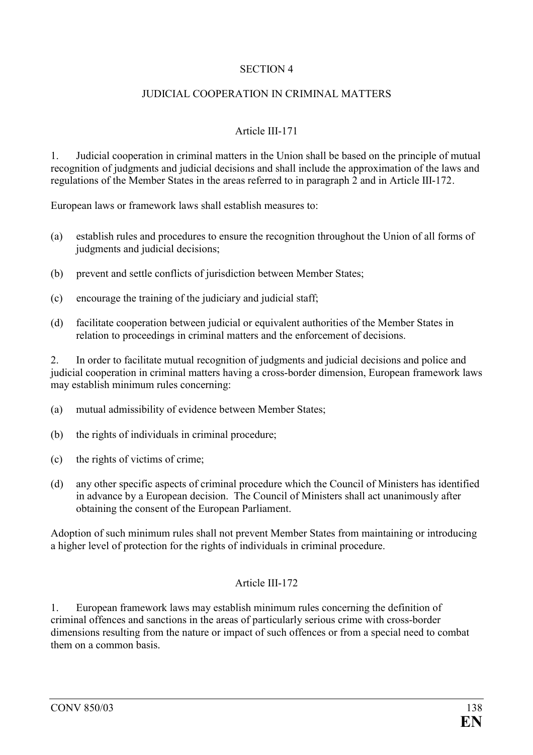## SECTION 4

## JUDICIAL COOPERATION IN CRIMINAL MATTERS

### Article III-171

1. Judicial cooperation in criminal matters in the Union shall be based on the principle of mutual recognition of judgments and judicial decisions and shall include the approximation of the laws and regulations of the Member States in the areas referred to in paragraph 2 and in Article III-172.

European laws or framework laws shall establish measures to:

(a) establish rules and procedures to ensure the recognition throughout the Union of all forms of judgments and judicial decisions;

(b) prevent and settle conflicts of jurisdiction between Member States;

(c) encourage the training of the judiciary and judicial staff;

(d) facilitate cooperation between judicial or equivalent authorities of the Member States in relation to proceedings in criminal matters and the enforcement of decisions.

2. In order to facilitate mutual recognition of judgments and judicial decisions and police and judicial cooperation in criminal matters having a cross-border dimension, European framework laws may establish minimum rules concerning:

(a) mutual admissibility of evidence between Member States;

(b) the rights of individuals in criminal procedure;

(c) the rights of victims of crime;

(d) any other specific aspects of criminal procedure which the Council of Ministers has identified in advance by a European decision. The Council of Ministers shall act unanimously after obtaining the consent of the European Parliament.

Adoption of such minimum rules shall not prevent Member States from maintaining or introducing a higher level of protection for the rights of individuals in criminal procedure.

### Article III-172

1. European framework laws may establish minimum rules concerning the definition of criminal offences and sanctions in the areas of particularly serious crime with cross-border dimensions resulting from the nature or impact of such offences or from a special need to combat them on a common basis.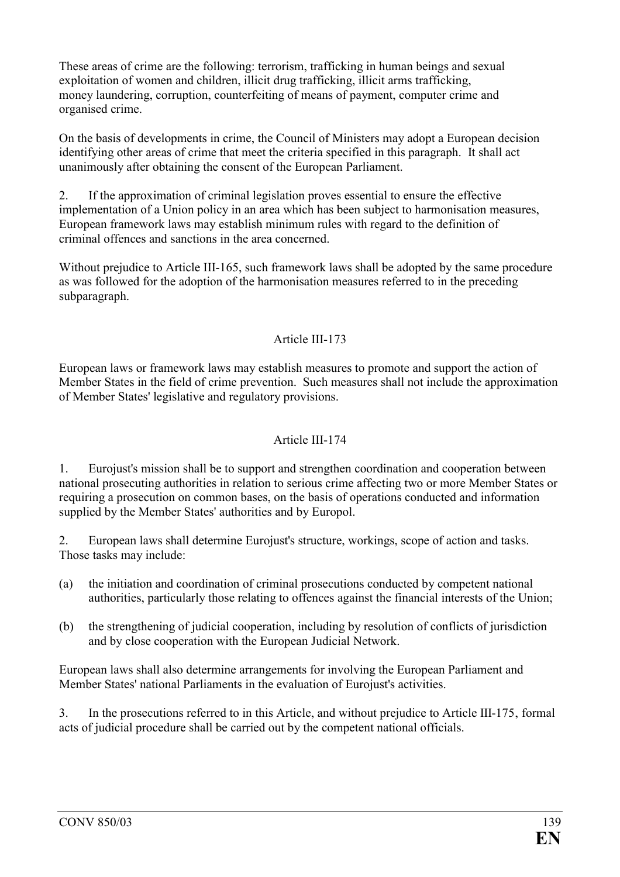These areas of crime are the following: terrorism, trafficking in human beings and sexual exploitation of women and children, illicit drug trafficking, illicit arms trafficking, money laundering, corruption, counterfeiting of means of payment, computer crime and organised crime.

On the basis of developments in crime, the Council of Ministers may adopt a European decision identifying other areas of crime that meet the criteria specified in this paragraph. It shall act unanimously after obtaining the consent of the European Parliament.

2. If the approximation of criminal legislation proves essential to ensure the effective implementation of a Union policy in an area which has been subject to harmonisation measures, European framework laws may establish minimum rules with regard to the definition of criminal offences and sanctions in the area concerned.

Without prejudice to Article III-165, such framework laws shall be adopted by the same procedure as was followed for the adoption of the harmonisation measures referred to in the preceding subparagraph.

### Article III-173

European laws or framework laws may establish measures to promote and support the action of Member States in the field of crime prevention. Such measures shall not include the approximation of Member States' legislative and regulatory provisions.

### Article III-174

1. Eurojust's mission shall be to support and strengthen coordination and cooperation between national prosecuting authorities in relation to serious crime affecting two or more Member States or requiring a prosecution on common bases, on the basis of operations conducted and information supplied by the Member States' authorities and by Europol.

2. European laws shall determine Eurojust's structure, workings, scope of action and tasks. Those tasks may include:

(a) the initiation and coordination of criminal prosecutions conducted by competent national authorities, particularly those relating to offences against the financial interests of the Union;

(b) the strengthening of judicial cooperation, including by resolution of conflicts of jurisdiction and by close cooperation with the European Judicial Network.

European laws shall also determine arrangements for involving the European Parliament and Member States' national Parliaments in the evaluation of Eurojust's activities.

3. In the prosecutions referred to in this Article, and without prejudice to Article III-175, formal acts of judicial procedure shall be carried out by the competent national officials.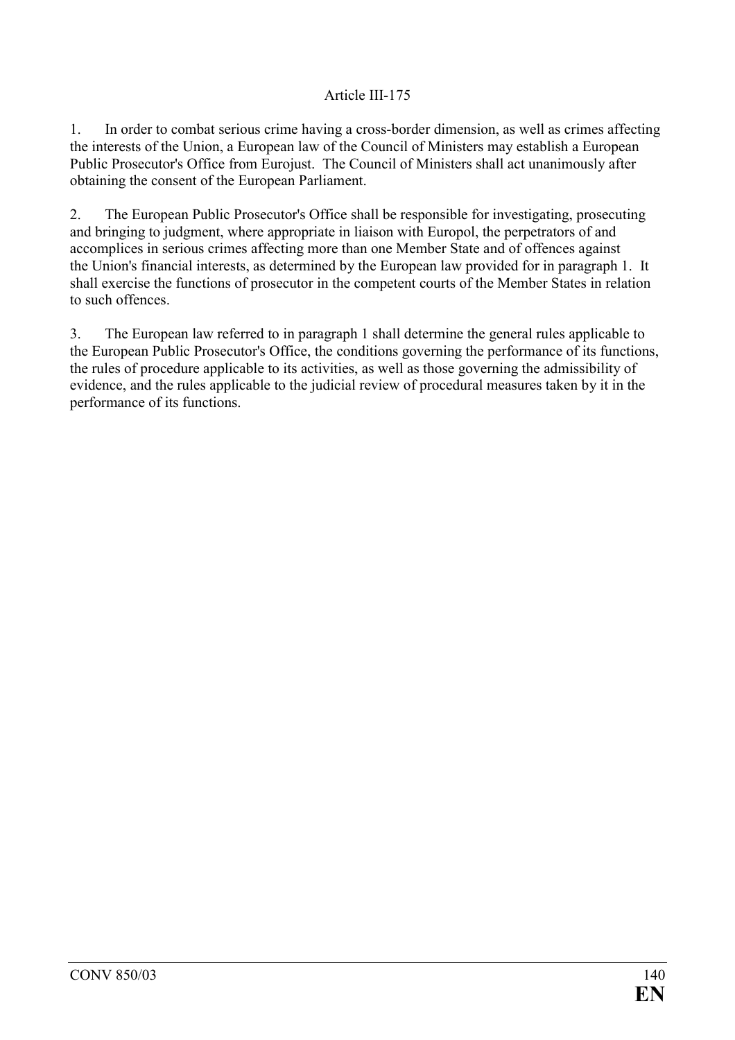### Article III-175

1. In order to combat serious crime having a cross-border dimension, as well as crimes affecting the interests of the Union, a European law of the Council of Ministers may establish a European Public Prosecutor's Office from Eurojust. The Council of Ministers shall act unanimously after obtaining the consent of the European Parliament.

2. The European Public Prosecutor's Office shall be responsible for investigating, prosecuting and bringing to judgment, where appropriate in liaison with Europol, the perpetrators of and accomplices in serious crimes affecting more than one Member State and of offences against the Union's financial interests, as determined by the European law provided for in paragraph 1. It shall exercise the functions of prosecutor in the competent courts of the Member States in relation to such offences.

3. The European law referred to in paragraph 1 shall determine the general rules applicable to the European Public Prosecutor's Office, the conditions governing the performance of its functions, the rules of procedure applicable to its activities, as well as those governing the admissibility of evidence, and the rules applicable to the judicial review of procedural measures taken by it in the performance of its functions.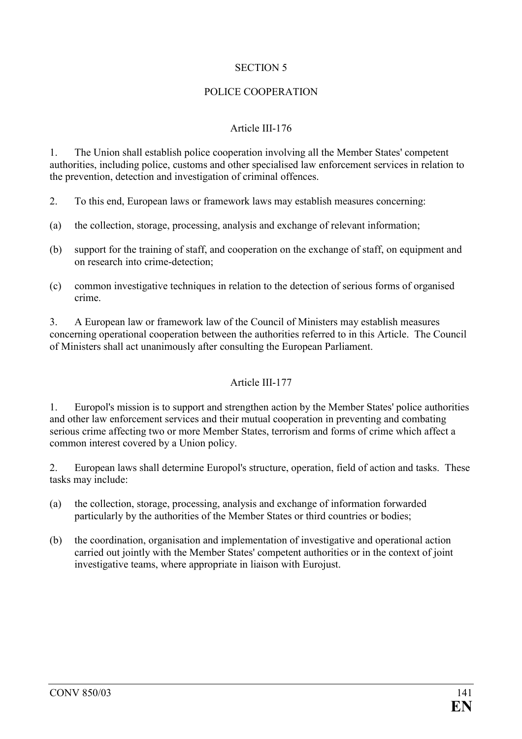## SECTION 5

## POLICE COOPERATION

### Article III-176

1. The Union shall establish police cooperation involving all the Member States' competent authorities, including police, customs and other specialised law enforcement services in relation to the prevention, detection and investigation of criminal offences.

2. To this end, European laws or framework laws may establish measures concerning:

(a) the collection, storage, processing, analysis and exchange of relevant information;

(b) support for the training of staff, and cooperation on the exchange of staff, on equipment and on research into crime-detection;

(c) common investigative techniques in relation to the detection of serious forms of organised crime.

3. A European law or framework law of the Council of Ministers may establish measures concerning operational cooperation between the authorities referred to in this Article. The Council of Ministers shall act unanimously after consulting the European Parliament.

### Article III-177

1. Europol's mission is to support and strengthen action by the Member States' police authorities and other law enforcement services and their mutual cooperation in preventing and combating serious crime affecting two or more Member States, terrorism and forms of crime which affect a common interest covered by a Union policy.

2. European laws shall determine Europol's structure, operation, field of action and tasks. These tasks may include:

(a) the collection, storage, processing, analysis and exchange of information forwarded particularly by the authorities of the Member States or third countries or bodies;

(b) the coordination, organisation and implementation of investigative and operational action carried out jointly with the Member States' competent authorities or in the context of joint investigative teams, where appropriate in liaison with Eurojust.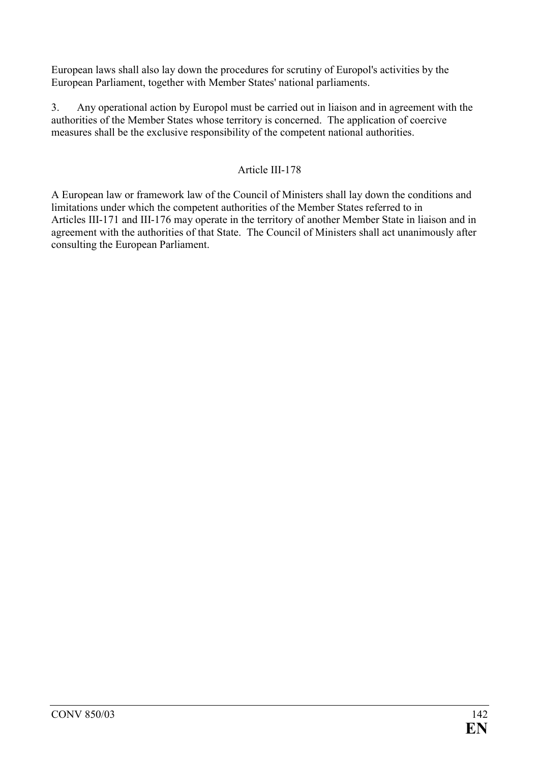European laws shall also lay down the procedures for scrutiny of Europol's activities by the European Parliament, together with Member States' national parliaments.

3. Any operational action by Europol must be carried out in liaison and in agreement with the authorities of the Member States whose territory is concerned. The application of coercive measures shall be the exclusive responsibility of the competent national authorities.

### Article III-178

A European law or framework law of the Council of Ministers shall lay down the conditions and limitations under which the competent authorities of the Member States referred to in Articles III-171 and III-176 may operate in the territory of another Member State in liaison and in agreement with the authorities of that State. The Council of Ministers shall act unanimously after consulting the European Parliament.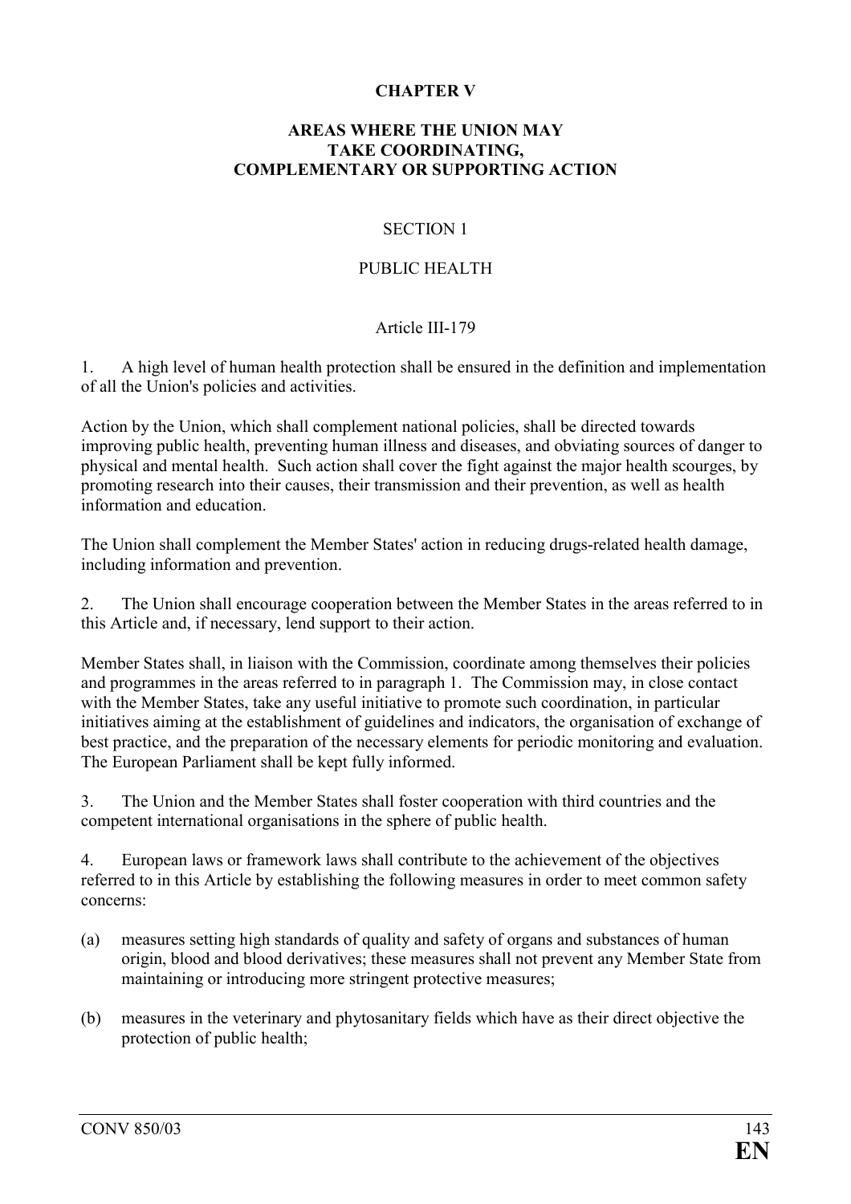# CHAPTER V

## AREAS WHERE THE UNION MAY TAKE COORDINATING, COMPLEMENTARY OR SUPPORTING ACTION

### SECTION 1

### PUBLIC HEALTH

#### Article III-179

1. A high level of human health protection shall be ensured in the definition and implementation of all the Union's policies and activities.

Action by the Union, which shall complement national policies, shall be directed towards improving public health, preventing human illness and diseases, and obviating sources of danger to physical and mental health. Such action shall cover the fight against the major health scourges, by promoting research into their causes, their transmission and their prevention, as well as health information and education.

The Union shall complement the Member States' action in reducing drugs-related health damage, including information and prevention.

2. The Union shall encourage cooperation between the Member States in the areas referred to in this Article and, if necessary, lend support to their action.

Member States shall, in liaison with the Commission, coordinate among themselves their policies and programmes in the areas referred to in paragraph 1. The Commission may, in close contact with the Member States, take any useful initiative to promote such coordination, in particular initiatives aiming at the establishment of guidelines and indicators, the organisation of exchange of best practice, and the preparation of the necessary elements for periodic monitoring and evaluation. The European Parliament shall be kept fully informed.

3. The Union and the Member States shall foster cooperation with third countries and the competent international organisations in the sphere of public health.

4. European laws or framework laws shall contribute to the achievement of the objectives referred to in this Article by establishing the following measures in order to meet common safety concerns:

(a) measures setting high standards of quality and safety of organs and substances of human origin, blood and blood derivatives; these measures shall not prevent any Member State from maintaining or introducing more stringent protective measures;

(b) measures in the veterinary and phytosanitary fields which have as their direct objective the protection of public health;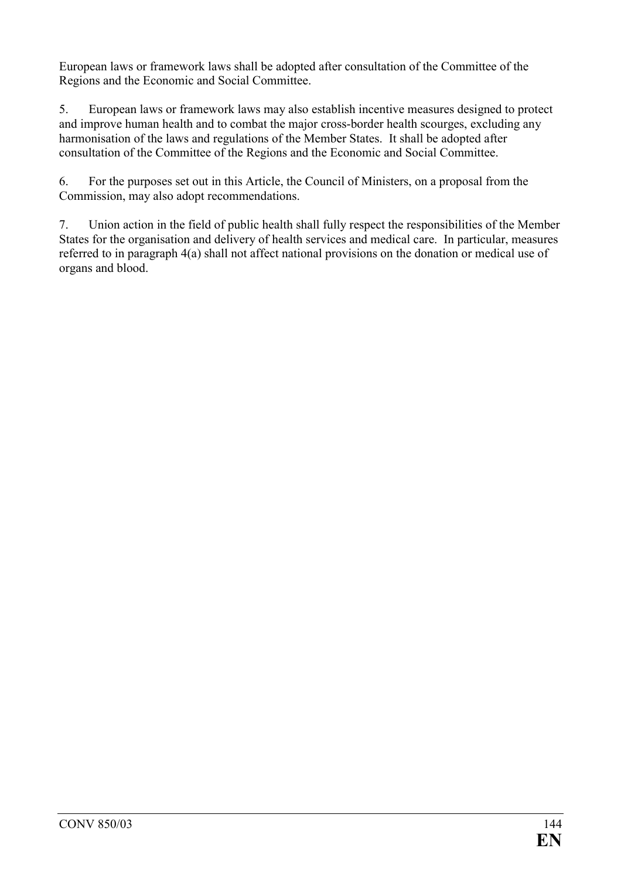European laws or framework laws shall be adopted after consultation of the Committee of the Regions and the Economic and Social Committee.

5. European laws or framework laws may also establish incentive measures designed to protect and improve human health and to combat the major cross-border health scourges, excluding any harmonisation of the laws and regulations of the Member States. It shall be adopted after consultation of the Committee of the Regions and the Economic and Social Committee.

6. For the purposes set out in this Article, the Council of Ministers, on a proposal from the Commission, may also adopt recommendations.

7. Union action in the field of public health shall fully respect the responsibilities of the Member States for the organisation and delivery of health services and medical care. In particular, measures referred to in paragraph 4(a) shall not affect national provisions on the donation or medical use of organs and blood.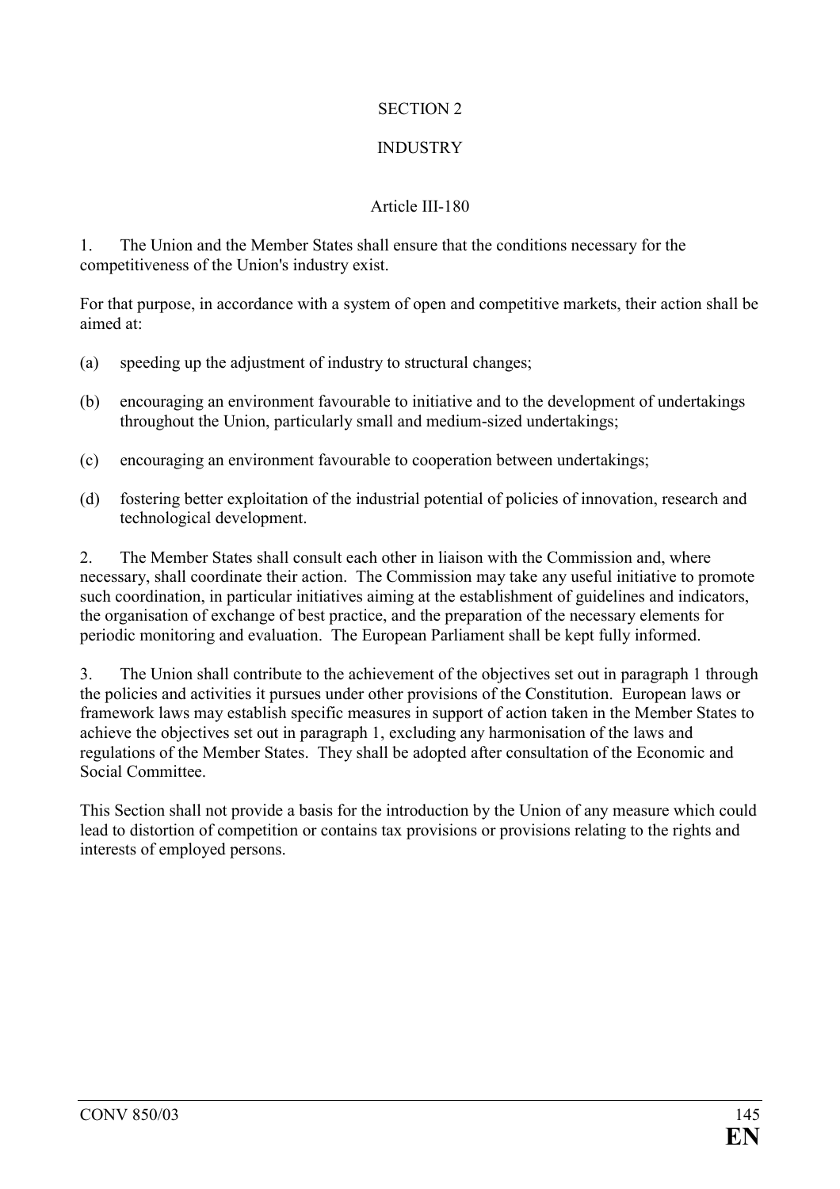## SECTION 2

## INDUSTRY

### Article III-180

1. The Union and the Member States shall ensure that the conditions necessary for the competitiveness of the Union's industry exist.

For that purpose, in accordance with a system of open and competitive markets, their action shall be aimed at:

(a) speeding up the adjustment of industry to structural changes;

(b) encouraging an environment favourable to initiative and to the development of undertakings throughout the Union, particularly small and medium-sized undertakings;

(c) encouraging an environment favourable to cooperation between undertakings;

(d) fostering better exploitation of the industrial potential of policies of innovation, research and technological development.

2. The Member States shall consult each other in liaison with the Commission and, where necessary, shall coordinate their action. The Commission may take any useful initiative to promote such coordination, in particular initiatives aiming at the establishment of guidelines and indicators, the organisation of exchange of best practice, and the preparation of the necessary elements for periodic monitoring and evaluation. The European Parliament shall be kept fully informed.

3. The Union shall contribute to the achievement of the objectives set out in paragraph 1 through the policies and activities it pursues under other provisions of the Constitution. European laws or framework laws may establish specific measures in support of action taken in the Member States to achieve the objectives set out in paragraph 1, excluding any harmonisation of the laws and regulations of the Member States. They shall be adopted after consultation of the Economic and Social Committee.

This Section shall not provide a basis for the introduction by the Union of any measure which could lead to distortion of competition or contains tax provisions or provisions relating to the rights and interests of employed persons.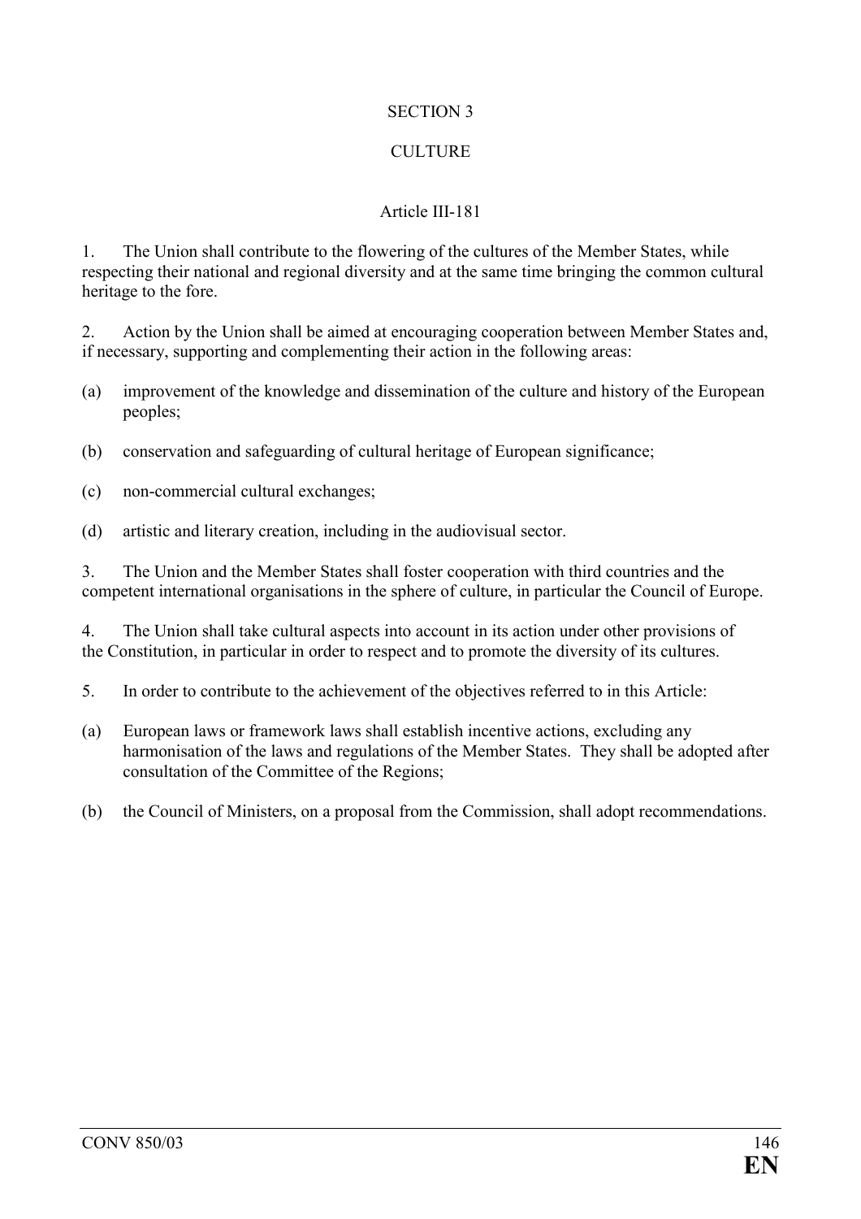## SECTION 3

## CULTURE

### Article III-181

1. The Union shall contribute to the flowering of the cultures of the Member States, while respecting their national and regional diversity and at the same time bringing the common cultural heritage to the fore.

2. Action by the Union shall be aimed at encouraging cooperation between Member States and, if necessary, supporting and complementing their action in the following areas:

(a) improvement of the knowledge and dissemination of the culture and history of the European peoples;

(b) conservation and safeguarding of cultural heritage of European significance;

(c) non-commercial cultural exchanges;

(d) artistic and literary creation, including in the audiovisual sector.

3. The Union and the Member States shall foster cooperation with third countries and the competent international organisations in the sphere of culture, in particular the Council of Europe.

4. The Union shall take cultural aspects into account in its action under other provisions of the Constitution, in particular in order to respect and to promote the diversity of its cultures.

5. In order to contribute to the achievement of the objectives referred to in this Article:

(a) European laws or framework laws shall establish incentive actions, excluding any harmonisation of the laws and regulations of the Member States. They shall be adopted after consultation of the Committee of the Regions;

(b) the Council of Ministers, on a proposal from the Commission, shall adopt recommendations.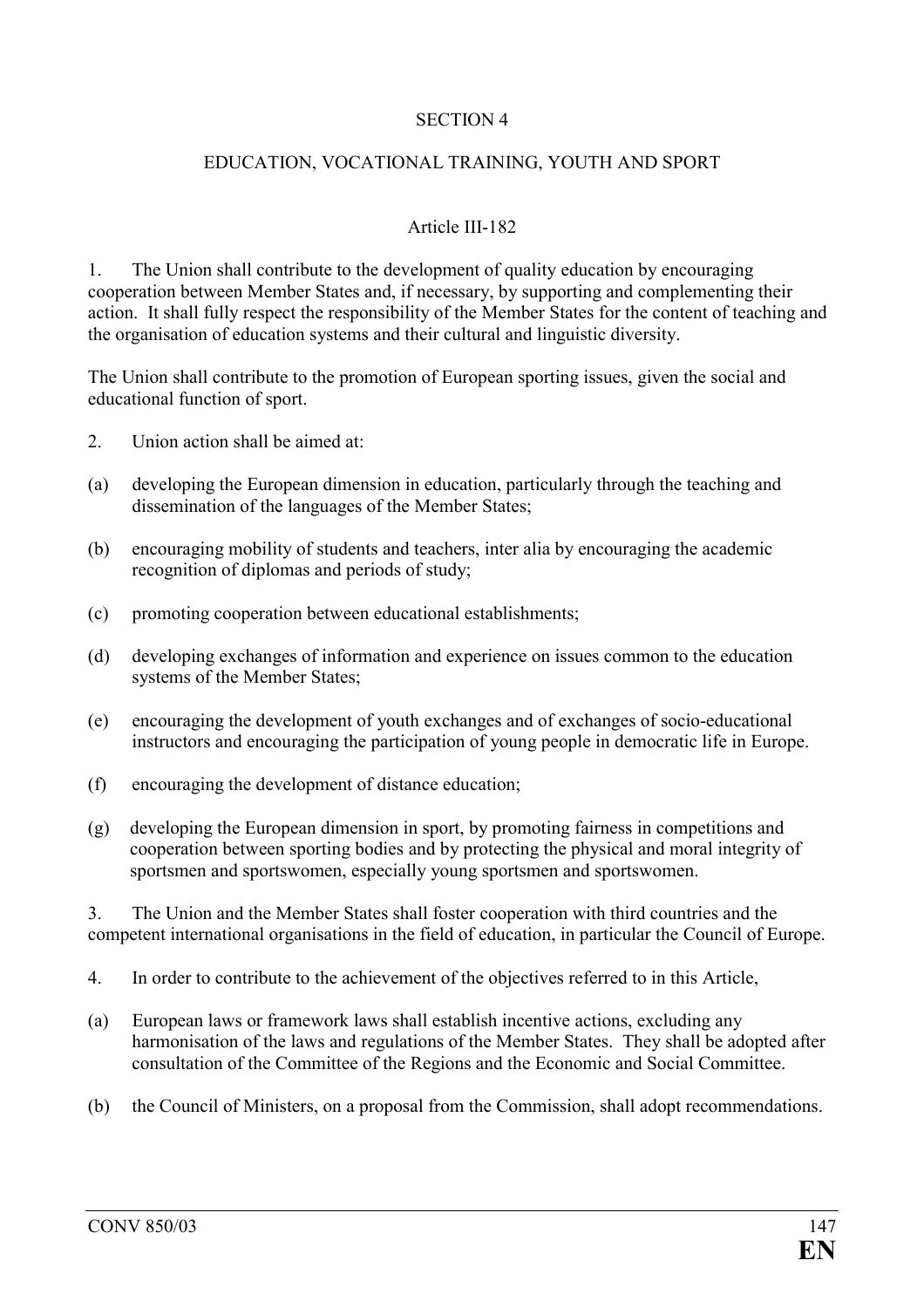SECTION 4

EDUCATION, VOCATIONAL TRAINING, YOUTH AND SPORT

Article III-182

1. The Union shall contribute to the development of quality education by encouraging cooperation between Member States and, if necessary, by supporting and complementing their action. It shall fully respect the responsibility of the Member States for the content of teaching and the organisation of education systems and their cultural and linguistic diversity.

The Union shall contribute to the promotion of European sporting issues, given the social and educational function of sport.

2. Union action shall be aimed at:

(a) developing the European dimension in education, particularly through the teaching and dissemination of the languages of the Member States;

(b) encouraging mobility of students and teachers, inter alia by encouraging the academic recognition of diplomas and periods of study;

(c) promoting cooperation between educational establishments;

(d) developing exchanges of information and experience on issues common to the education systems of the Member States;

(e) encouraging the development of youth exchanges and of exchanges of socio-educational instructors and encouraging the participation of young people in democratic life in Europe.

(f) encouraging the development of distance education;

(g) developing the European dimension in sport, by promoting fairness in competitions and cooperation between sporting bodies and by protecting the physical and moral integrity of sportsmen and sportswomen, especially young sportsmen and sportswomen.

3. The Union and the Member States shall foster cooperation with third countries and the competent international organisations in the field of education, in particular the Council of Europe.

4. In order to contribute to the achievement of the objectives referred to in this Article,

(a) European laws or framework laws shall establish incentive actions, excluding any harmonisation of the laws and regulations of the Member States. They shall be adopted after consultation of the Committee of the Regions and the Economic and Social Committee.

(b) the Council of Ministers, on a proposal from the Commission, shall adopt recommendations.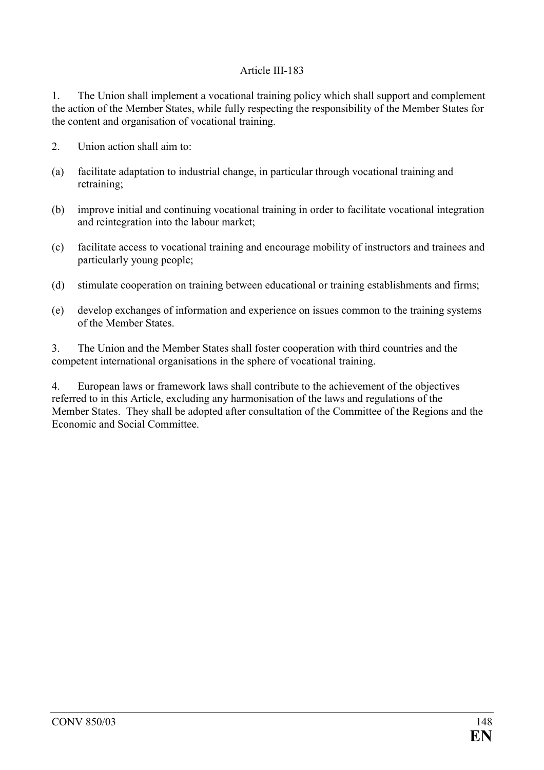Article III-183

1. The Union shall implement a vocational training policy which shall support and complement the action of the Member States, while fully respecting the responsibility of the Member States for the content and organisation of vocational training.

2. Union action shall aim to:

(a) facilitate adaptation to industrial change, in particular through vocational training and retraining;

(b) improve initial and continuing vocational training in order to facilitate vocational integration and reintegration into the labour market;

(c) facilitate access to vocational training and encourage mobility of instructors and trainees and particularly young people;

(d) stimulate cooperation on training between educational or training establishments and firms;

(e) develop exchanges of information and experience on issues common to the training systems of the Member States.

3. The Union and the Member States shall foster cooperation with third countries and the competent international organisations in the sphere of vocational training.

4. European laws or framework laws shall contribute to the achievement of the objectives referred to in this Article, excluding any harmonisation of the laws and regulations of the Member States. They shall be adopted after consultation of the Committee of the Regions and the Economic and Social Committee.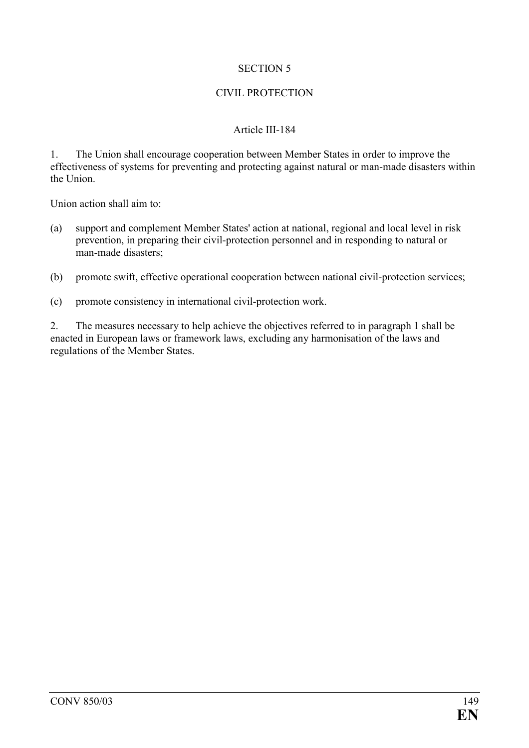## SECTION 5

## CIVIL PROTECTION

### Article III-184

1. The Union shall encourage cooperation between Member States in order to improve the effectiveness of systems for preventing and protecting against natural or man-made disasters within the Union.

Union action shall aim to:

(a) support and complement Member States' action at national, regional and local level in risk prevention, in preparing their civil-protection personnel and in responding to natural or man-made disasters;

(b) promote swift, effective operational cooperation between national civil-protection services;

(c) promote consistency in international civil-protection work.

2. The measures necessary to help achieve the objectives referred to in paragraph 1 shall be enacted in European laws or framework laws, excluding any harmonisation of the laws and regulations of the Member States.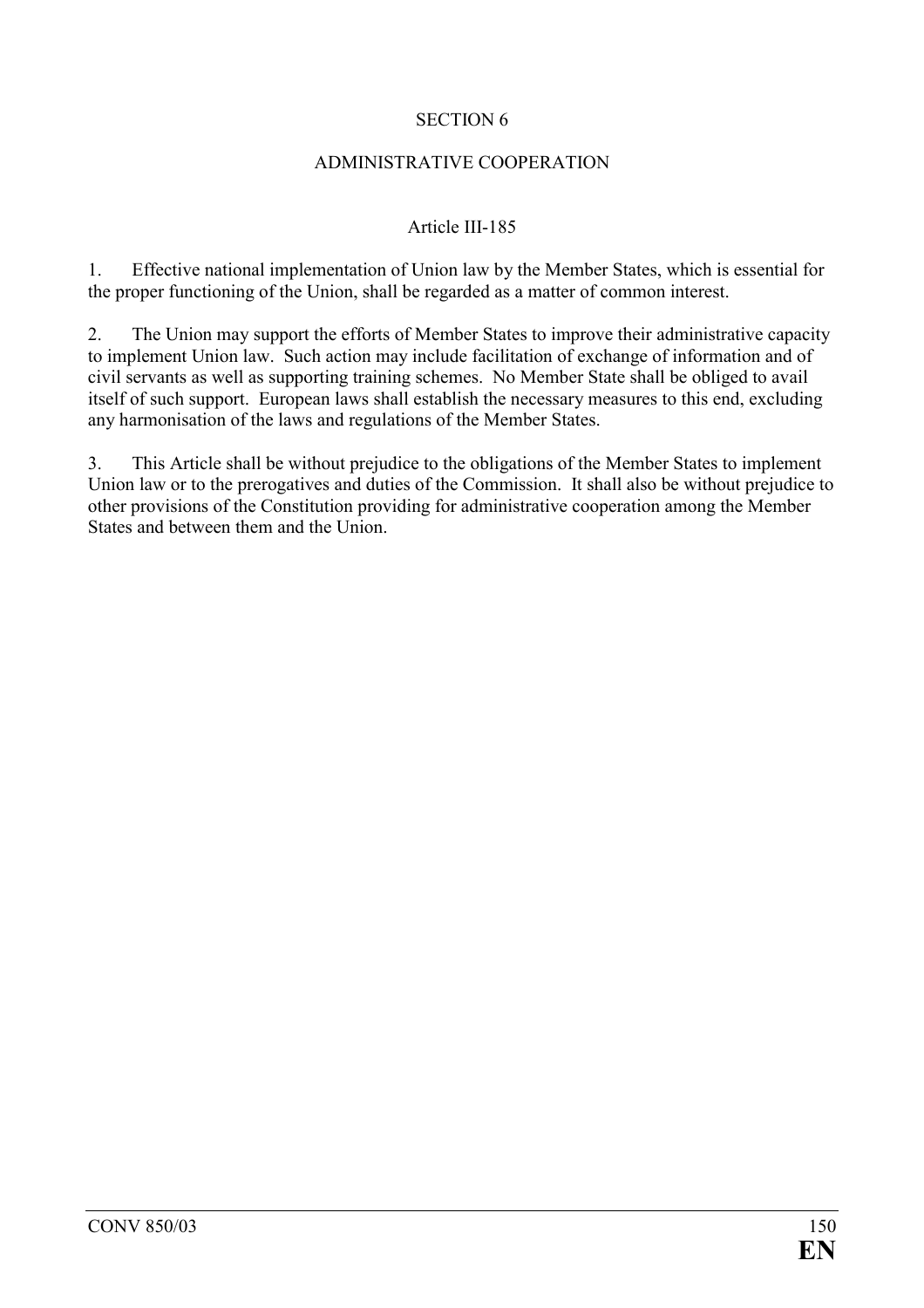## SECTION 6

## ADMINISTRATIVE COOPERATION

### Article III-185

1. Effective national implementation of Union law by the Member States, which is essential for the proper functioning of the Union, shall be regarded as a matter of common interest.

2. The Union may support the efforts of Member States to improve their administrative capacity to implement Union law. Such action may include facilitation of exchange of information and of civil servants as well as supporting training schemes. No Member State shall be obliged to avail itself of such support. European laws shall establish the necessary measures to this end, excluding any harmonisation of the laws and regulations of the Member States.

3. This Article shall be without prejudice to the obligations of the Member States to implement Union law or to the prerogatives and duties of the Commission. It shall also be without prejudice to other provisions of the Constitution providing for administrative cooperation among the Member States and between them and the Union.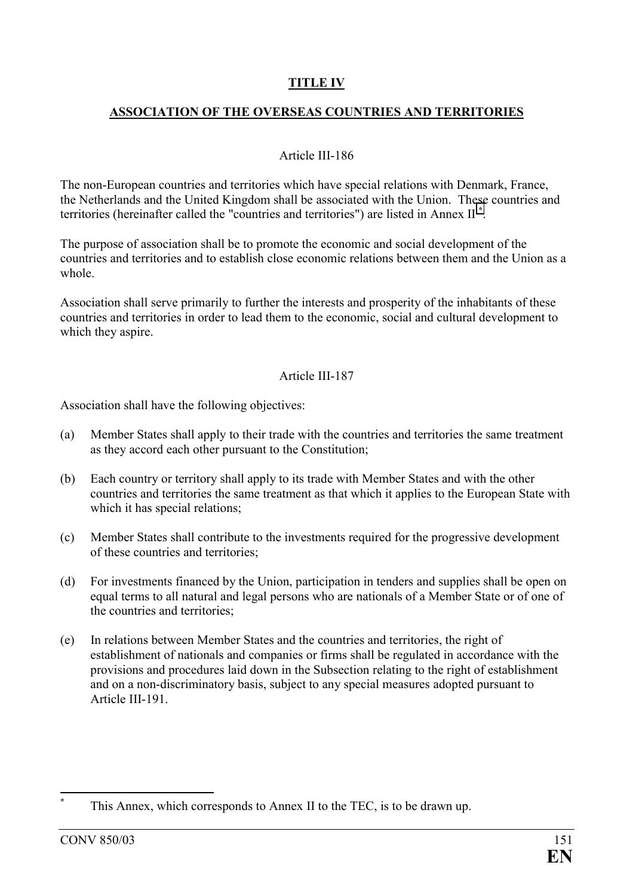**TITLE IV**

**ASSOCIATION OF THE OVERSEAS COUNTRIES AND TERRITORIES**

Article III-186

The non-European countries and territories which have special relations with Denmark, France, the Netherlands and the United Kingdom shall be associated with the Union. These countries and territories (hereinafter called the "countries and territories") are listed in Annex II[*].

The purpose of association shall be to promote the economic and social development of the countries and territories and to establish close economic relations between them and the Union as a whole.

Association shall serve primarily to further the interests and prosperity of the inhabitants of these countries and territories in order to lead them to the economic, social and cultural development to which they aspire.

Article III-187

Association shall have the following objectives:

(a) Member States shall apply to their trade with the countries and territories the same treatment as they accord each other pursuant to the Constitution;

(b) Each country or territory shall apply to its trade with Member States and with the other countries and territories the same treatment as that which it applies to the European State with which it has special relations;

(c) Member States shall contribute to the investments required for the progressive development of these countries and territories;

(d) For investments financed by the Union, participation in tenders and supplies shall be open on equal terms to all natural and legal persons who are nationals of a Member State or of one of the countries and territories;

(e) In relations between Member States and the countries and territories, the right of establishment of nationals and companies or firms shall be regulated in accordance with the provisions and procedures laid down in the Subsection relating to the right of establishment and on a non-discriminatory basis, subject to any special measures adopted pursuant to Article III-191.

---

[*] This Annex, which corresponds to Annex II to the TEC, is to be drawn up.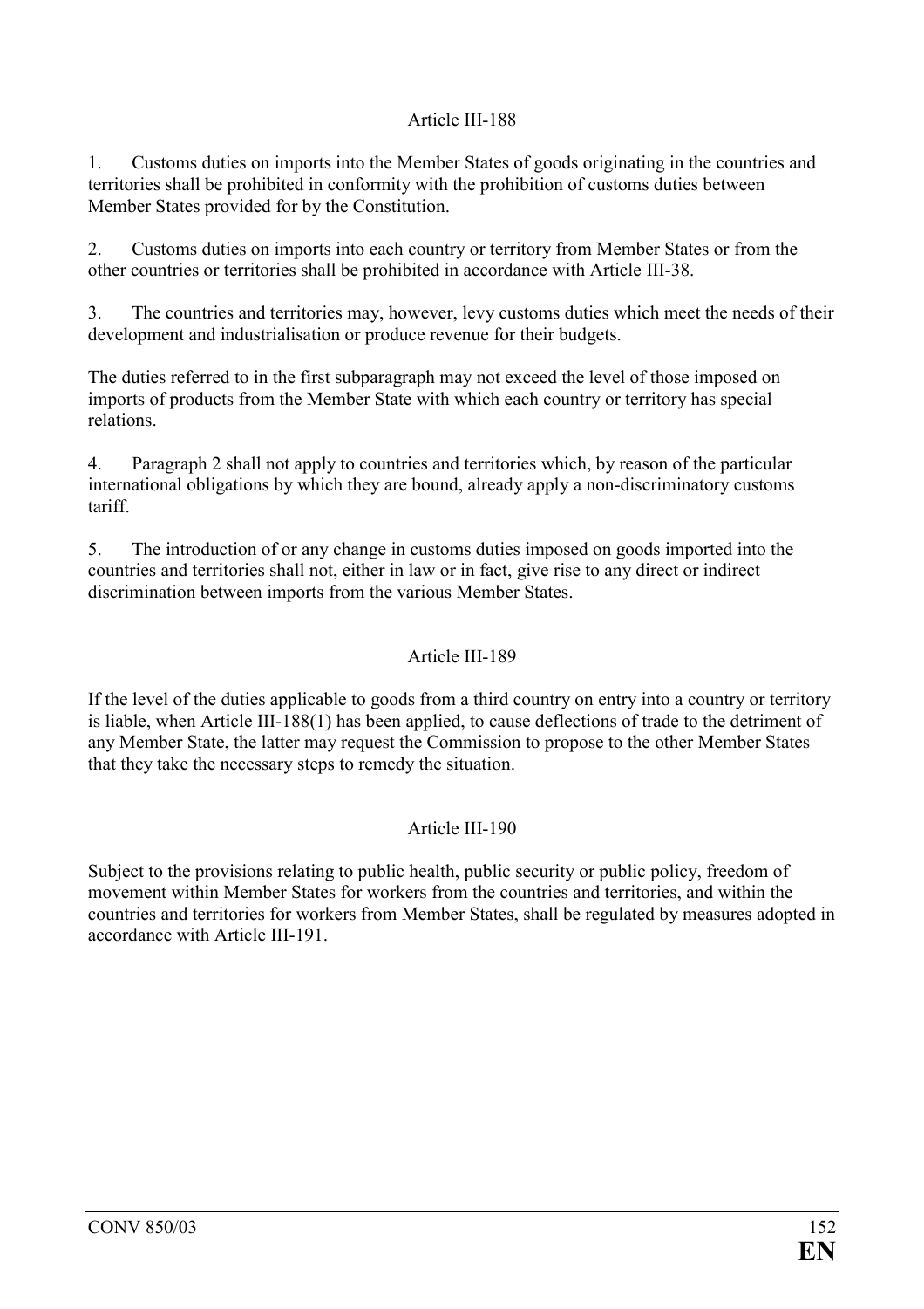### Article III-188

1. Customs duties on imports into the Member States of goods originating in the countries and territories shall be prohibited in conformity with the prohibition of customs duties between Member States provided for by the Constitution.

2. Customs duties on imports into each country or territory from Member States or from the other countries or territories shall be prohibited in accordance with Article III-38.

3. The countries and territories may, however, levy customs duties which meet the needs of their development and industrialisation or produce revenue for their budgets.

The duties referred to in the first subparagraph may not exceed the level of those imposed on imports of products from the Member State with which each country or territory has special relations.

4. Paragraph 2 shall not apply to countries and territories which, by reason of the particular international obligations by which they are bound, already apply a non-discriminatory customs tariff.

5. The introduction of or any change in customs duties imposed on goods imported into the countries and territories shall not, either in law or in fact, give rise to any direct or indirect discrimination between imports from the various Member States.

### Article III-189

If the level of the duties applicable to goods from a third country on entry into a country or territory is liable, when Article III-188(1) has been applied, to cause deflections of trade to the detriment of any Member State, the latter may request the Commission to propose to the other Member States that they take the necessary steps to remedy the situation.

### Article III-190

Subject to the provisions relating to public health, public security or public policy, freedom of movement within Member States for workers from the countries and territories, and within the countries and territories for workers from Member States, shall be regulated by measures adopted in accordance with Article III-191.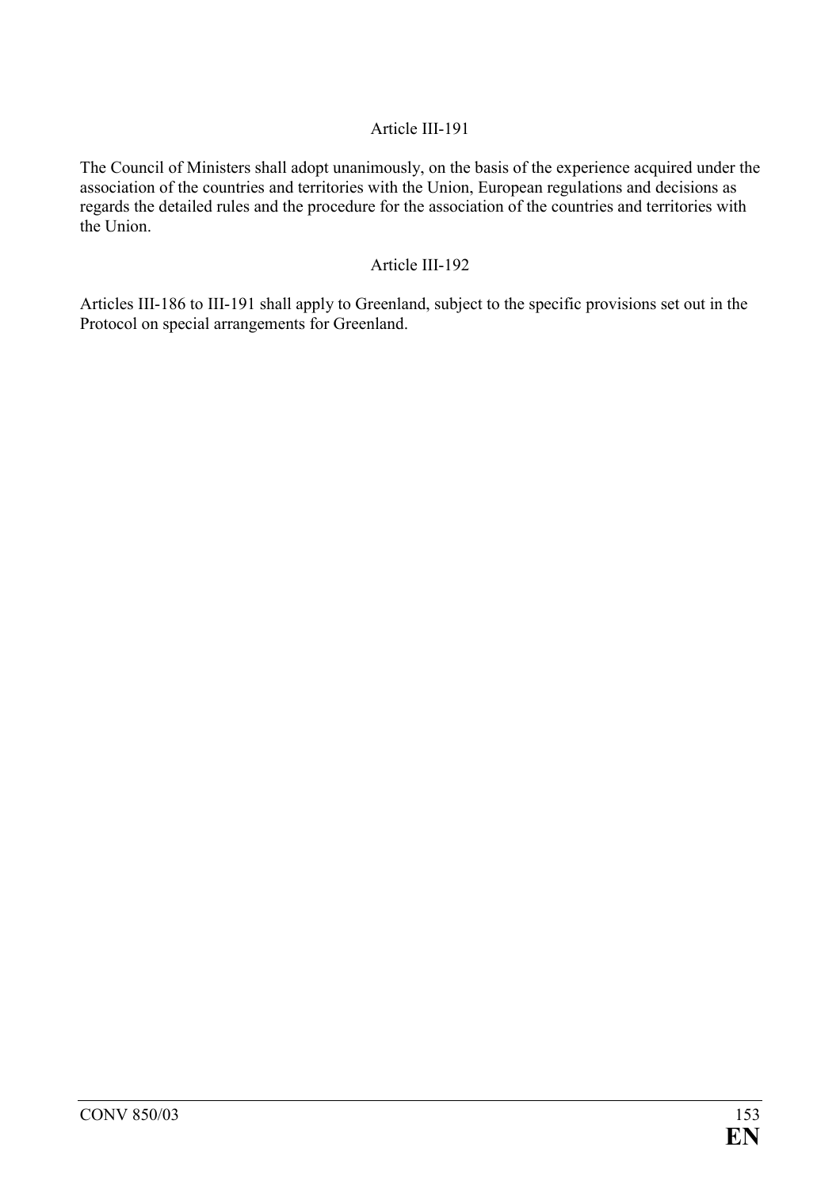### Article III-191

The Council of Ministers shall adopt unanimously, on the basis of the experience acquired under the association of the countries and territories with the Union, European regulations and decisions as regards the detailed rules and the procedure for the association of the countries and territories with the Union.

### Article III-192

Articles III-186 to III-191 shall apply to Greenland, subject to the specific provisions set out in the Protocol on special arrangements for Greenland.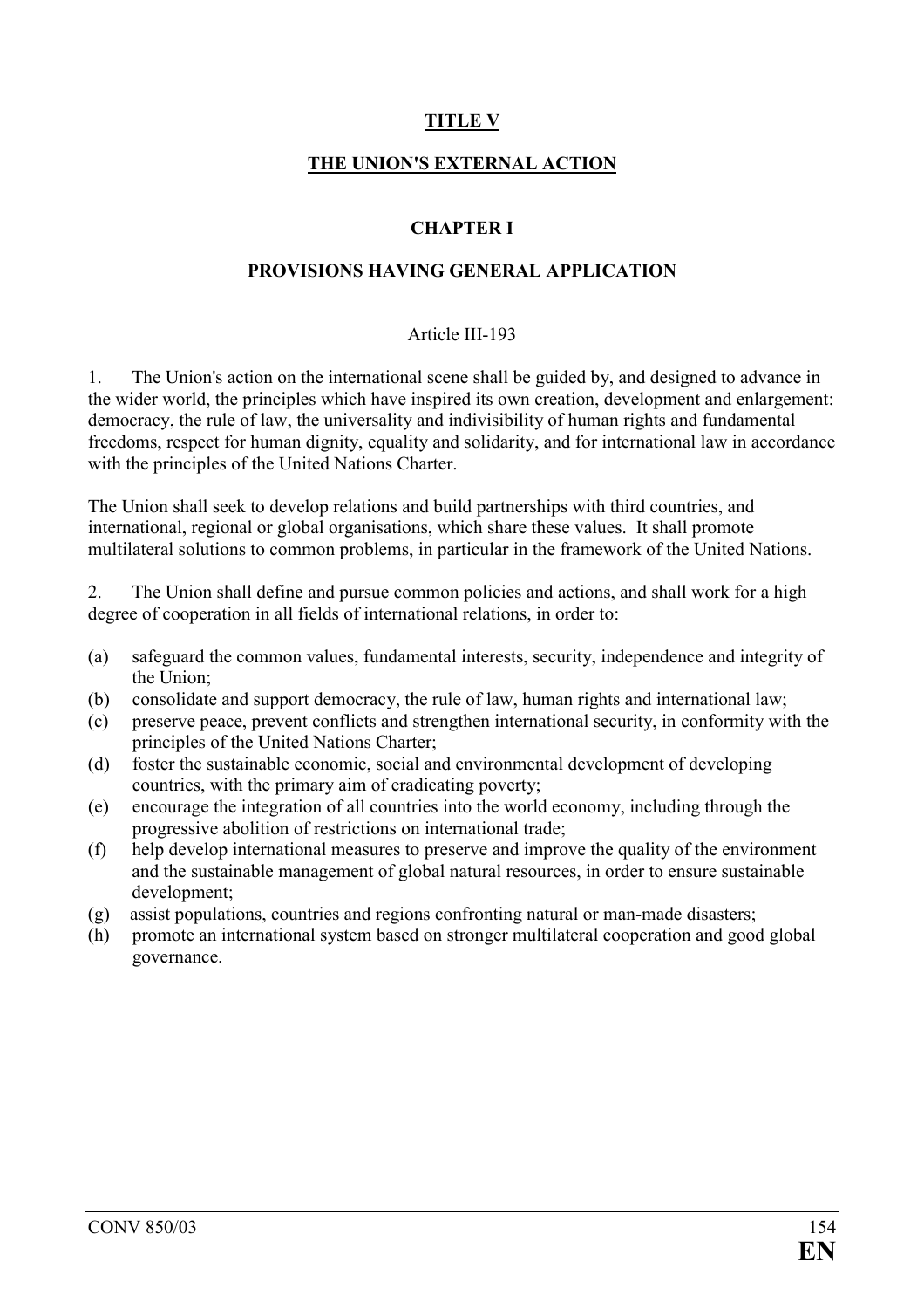# TITLE V

# THE UNION'S EXTERNAL ACTION

## CHAPTER I

## PROVISIONS HAVING GENERAL APPLICATION

### Article III-193

1. The Union's action on the international scene shall be guided by, and designed to advance in the wider world, the principles which have inspired its own creation, development and enlargement: democracy, the rule of law, the universality and indivisibility of human rights and fundamental freedoms, respect for human dignity, equality and solidarity, and for international law in accordance with the principles of the United Nations Charter.

The Union shall seek to develop relations and build partnerships with third countries, and international, regional or global organisations, which share these values. It shall promote multilateral solutions to common problems, in particular in the framework of the United Nations.

2. The Union shall define and pursue common policies and actions, and shall work for a high degree of cooperation in all fields of international relations, in order to:

(a) safeguard the common values, fundamental interests, security, independence and integrity of the Union;
(b) consolidate and support democracy, the rule of law, human rights and international law;
(c) preserve peace, prevent conflicts and strengthen international security, in conformity with the principles of the United Nations Charter;
(d) foster the sustainable economic, social and environmental development of developing countries, with the primary aim of eradicating poverty;
(e) encourage the integration of all countries into the world economy, including through the progressive abolition of restrictions on international trade;
(f) help develop international measures to preserve and improve the quality of the environment and the sustainable management of global natural resources, in order to ensure sustainable development;
(g) assist populations, countries and regions confronting natural or man-made disasters;
(h) promote an international system based on stronger multilateral cooperation and good global governance.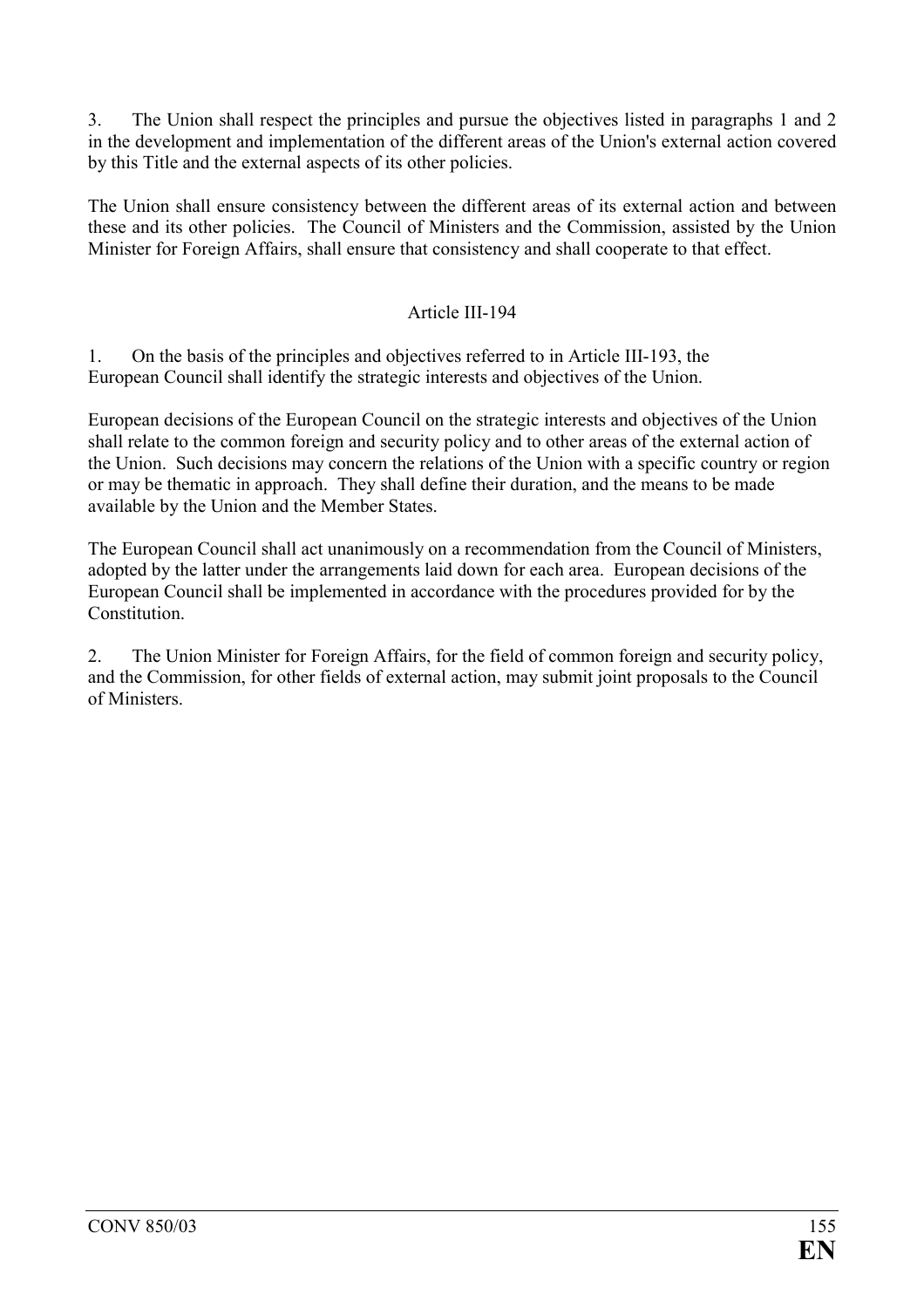3. The Union shall respect the principles and pursue the objectives listed in paragraphs 1 and 2 in the development and implementation of the different areas of the Union's external action covered by this Title and the external aspects of its other policies.

The Union shall ensure consistency between the different areas of its external action and between these and its other policies. The Council of Ministers and the Commission, assisted by the Union Minister for Foreign Affairs, shall ensure that consistency and shall cooperate to that effect.

### Article III-194

1. On the basis of the principles and objectives referred to in Article III-193, the European Council shall identify the strategic interests and objectives of the Union.

European decisions of the European Council on the strategic interests and objectives of the Union shall relate to the common foreign and security policy and to other areas of the external action of the Union. Such decisions may concern the relations of the Union with a specific country or region or may be thematic in approach. They shall define their duration, and the means to be made available by the Union and the Member States.

The European Council shall act unanimously on a recommendation from the Council of Ministers, adopted by the latter under the arrangements laid down for each area. European decisions of the European Council shall be implemented in accordance with the procedures provided for by the Constitution.

2. The Union Minister for Foreign Affairs, for the field of common foreign and security policy, and the Commission, for other fields of external action, may submit joint proposals to the Council of Ministers.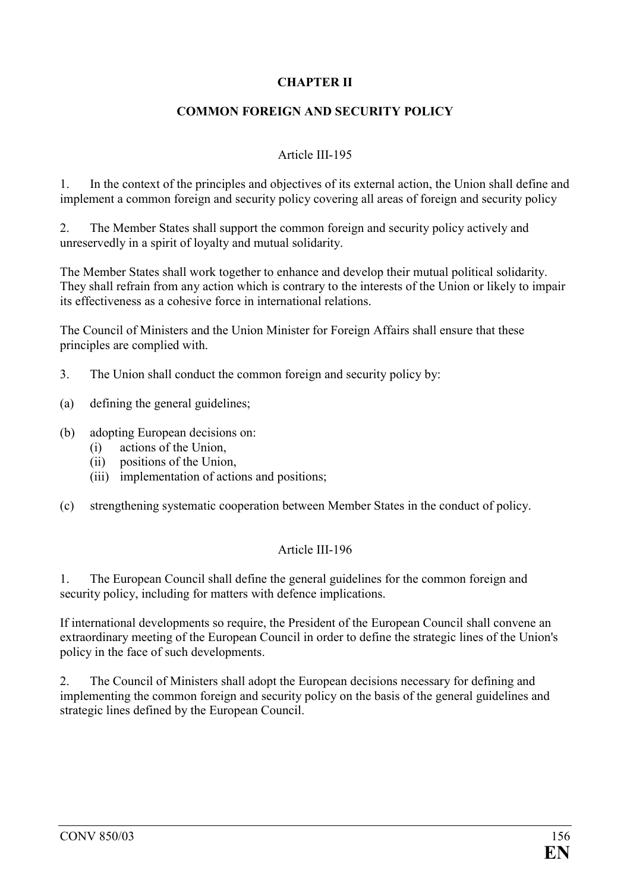## CHAPTER II

## COMMON FOREIGN AND SECURITY POLICY

### Article III-195

1. In the context of the principles and objectives of its external action, the Union shall define and implement a common foreign and security policy covering all areas of foreign and security policy

2. The Member States shall support the common foreign and security policy actively and unreservedly in a spirit of loyalty and mutual solidarity.

The Member States shall work together to enhance and develop their mutual political solidarity. They shall refrain from any action which is contrary to the interests of the Union or likely to impair its effectiveness as a cohesive force in international relations.

The Council of Ministers and the Union Minister for Foreign Affairs shall ensure that these principles are complied with.

3. The Union shall conduct the common foreign and security policy by:

(a) defining the general guidelines;

(b) adopting European decisions on:
 (i) actions of the Union,
 (ii) positions of the Union,
 (iii) implementation of actions and positions;

(c) strengthening systematic cooperation between Member States in the conduct of policy.

### Article III-196

1. The European Council shall define the general guidelines for the common foreign and security policy, including for matters with defence implications.

If international developments so require, the President of the European Council shall convene an extraordinary meeting of the European Council in order to define the strategic lines of the Union's policy in the face of such developments.

2. The Council of Ministers shall adopt the European decisions necessary for defining and implementing the common foreign and security policy on the basis of the general guidelines and strategic lines defined by the European Council.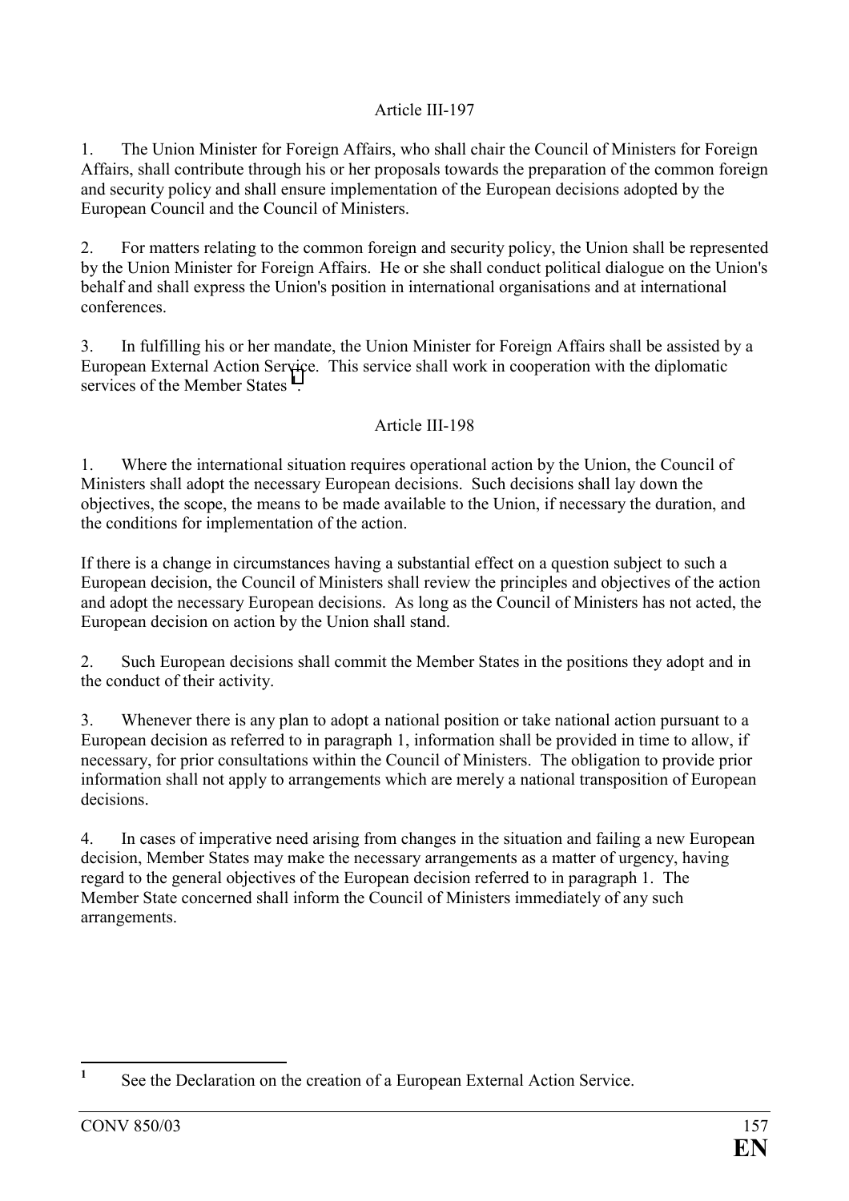Article III-197

1. The Union Minister for Foreign Affairs, who shall chair the Council of Ministers for Foreign Affairs, shall contribute through his or her proposals towards the preparation of the common foreign and security policy and shall ensure implementation of the European decisions adopted by the European Council and the Council of Ministers.

2. For matters relating to the common foreign and security policy, the Union shall be represented by the Union Minister for Foreign Affairs. He or she shall conduct political dialogue on the Union's behalf and shall express the Union's position in international organisations and at international conferences.

3. In fulfilling his or her mandate, the Union Minister for Foreign Affairs shall be assisted by a European External Action Service. This service shall work in cooperation with the diplomatic services of the Member States [1].

Article III-198

1. Where the international situation requires operational action by the Union, the Council of Ministers shall adopt the necessary European decisions. Such decisions shall lay down the objectives, the scope, the means to be made available to the Union, if necessary the duration, and the conditions for implementation of the action.

If there is a change in circumstances having a substantial effect on a question subject to such a European decision, the Council of Ministers shall review the principles and objectives of the action and adopt the necessary European decisions. As long as the Council of Ministers has not acted, the European decision on action by the Union shall stand.

2. Such European decisions shall commit the Member States in the positions they adopt and in the conduct of their activity.

3. Whenever there is any plan to adopt a national position or take national action pursuant to a European decision as referred to in paragraph 1, information shall be provided in time to allow, if necessary, for prior consultations within the Council of Ministers. The obligation to provide prior information shall not apply to arrangements which are merely a national transposition of European decisions.

4. In cases of imperative need arising from changes in the situation and failing a new European decision, Member States may make the necessary arrangements as a matter of urgency, having regard to the general objectives of the European decision referred to in paragraph 1. The Member State concerned shall inform the Council of Ministers immediately of any such arrangements.

---

[1] See the Declaration on the creation of a European External Action Service.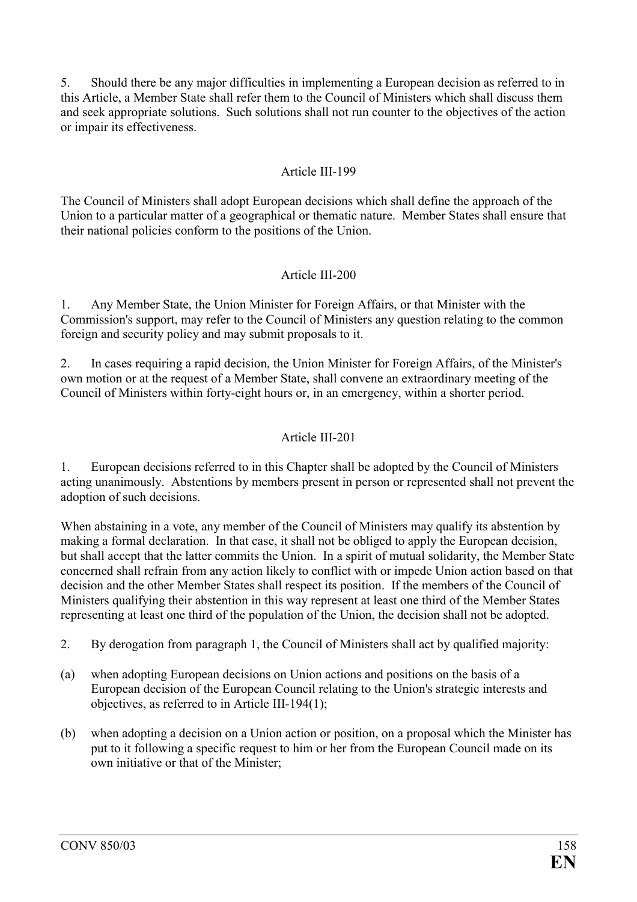5. Should there be any major difficulties in implementing a European decision as referred to in this Article, a Member State shall refer them to the Council of Ministers which shall discuss them and seek appropriate solutions. Such solutions shall not run counter to the objectives of the action or impair its effectiveness.

Article III-199

The Council of Ministers shall adopt European decisions which shall define the approach of the Union to a particular matter of a geographical or thematic nature. Member States shall ensure that their national policies conform to the positions of the Union.

Article III-200

1. Any Member State, the Union Minister for Foreign Affairs, or that Minister with the Commission's support, may refer to the Council of Ministers any question relating to the common foreign and security policy and may submit proposals to it.

2. In cases requiring a rapid decision, the Union Minister for Foreign Affairs, of the Minister's own motion or at the request of a Member State, shall convene an extraordinary meeting of the Council of Ministers within forty-eight hours or, in an emergency, within a shorter period.

Article III-201

1. European decisions referred to in this Chapter shall be adopted by the Council of Ministers acting unanimously. Abstentions by members present in person or represented shall not prevent the adoption of such decisions.

When abstaining in a vote, any member of the Council of Ministers may qualify its abstention by making a formal declaration. In that case, it shall not be obliged to apply the European decision, but shall accept that the latter commits the Union. In a spirit of mutual solidarity, the Member State concerned shall refrain from any action likely to conflict with or impede Union action based on that decision and the other Member States shall respect its position. If the members of the Council of Ministers qualifying their abstention in this way represent at least one third of the Member States representing at least one third of the population of the Union, the decision shall not be adopted.

2. By derogation from paragraph 1, the Council of Ministers shall act by qualified majority:

(a) when adopting European decisions on Union actions and positions on the basis of a European decision of the European Council relating to the Union's strategic interests and objectives, as referred to in Article III-194(1);

(b) when adopting a decision on a Union action or position, on a proposal which the Minister has put to it following a specific request to him or her from the European Council made on its own initiative or that of the Minister;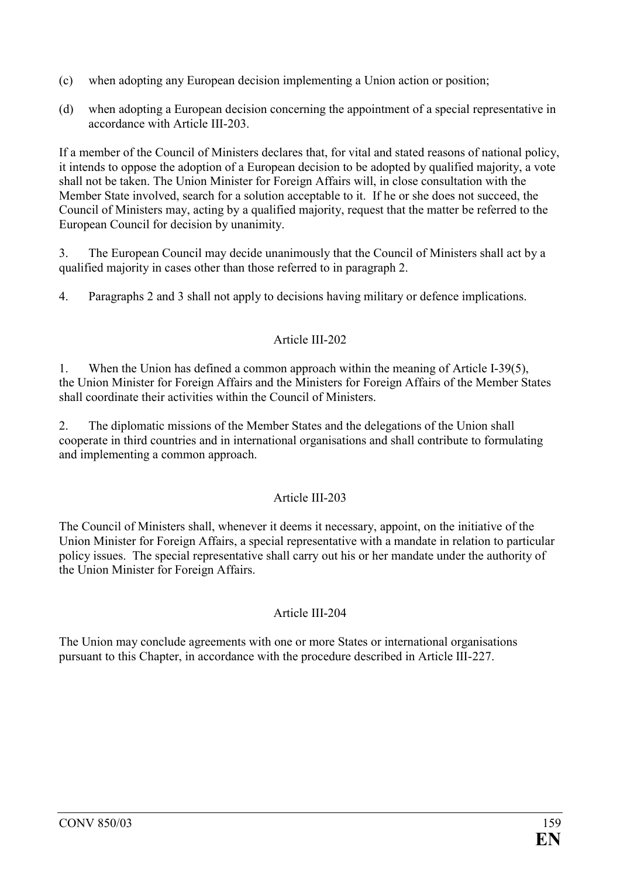(c) when adopting any European decision implementing a Union action or position;

(d) when adopting a European decision concerning the appointment of a special representative in accordance with Article III-203.

If a member of the Council of Ministers declares that, for vital and stated reasons of national policy, it intends to oppose the adoption of a European decision to be adopted by qualified majority, a vote shall not be taken. The Union Minister for Foreign Affairs will, in close consultation with the Member State involved, search for a solution acceptable to it. If he or she does not succeed, the Council of Ministers may, acting by a qualified majority, request that the matter be referred to the European Council for decision by unanimity.

3. The European Council may decide unanimously that the Council of Ministers shall act by a qualified majority in cases other than those referred to in paragraph 2.

4. Paragraphs 2 and 3 shall not apply to decisions having military or defence implications.

### Article III-202

1. When the Union has defined a common approach within the meaning of Article I-39(5), the Union Minister for Foreign Affairs and the Ministers for Foreign Affairs of the Member States shall coordinate their activities within the Council of Ministers.

2. The diplomatic missions of the Member States and the delegations of the Union shall cooperate in third countries and in international organisations and shall contribute to formulating and implementing a common approach.

### Article III-203

The Council of Ministers shall, whenever it deems it necessary, appoint, on the initiative of the Union Minister for Foreign Affairs, a special representative with a mandate in relation to particular policy issues. The special representative shall carry out his or her mandate under the authority of the Union Minister for Foreign Affairs.

### Article III-204

The Union may conclude agreements with one or more States or international organisations pursuant to this Chapter, in accordance with the procedure described in Article III-227.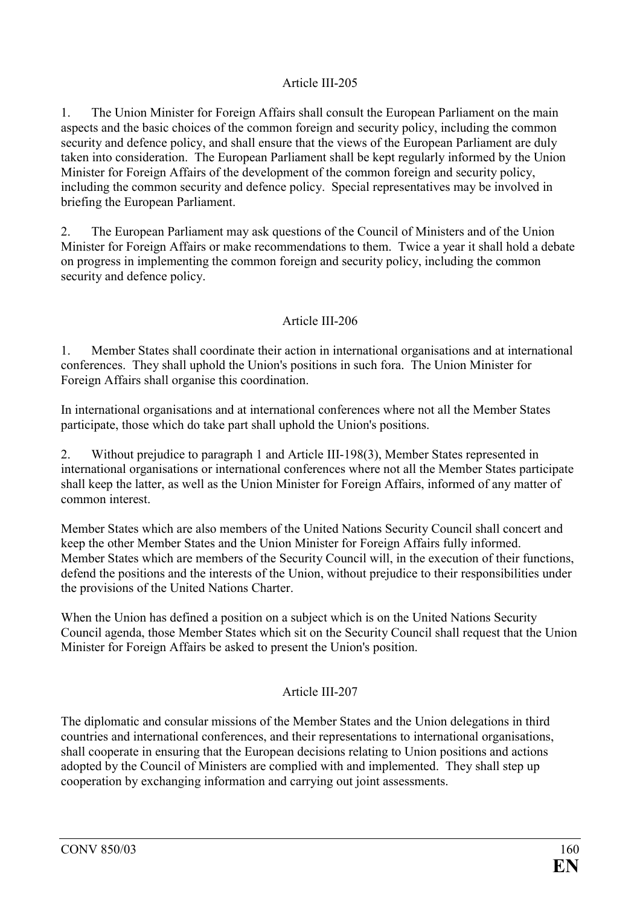### Article III-205

1. The Union Minister for Foreign Affairs shall consult the European Parliament on the main aspects and the basic choices of the common foreign and security policy, including the common security and defence policy, and shall ensure that the views of the European Parliament are duly taken into consideration. The European Parliament shall be kept regularly informed by the Union Minister for Foreign Affairs of the development of the common foreign and security policy, including the common security and defence policy. Special representatives may be involved in briefing the European Parliament.

2. The European Parliament may ask questions of the Council of Ministers and of the Union Minister for Foreign Affairs or make recommendations to them. Twice a year it shall hold a debate on progress in implementing the common foreign and security policy, including the common security and defence policy.

### Article III-206

1. Member States shall coordinate their action in international organisations and at international conferences. They shall uphold the Union's positions in such fora. The Union Minister for Foreign Affairs shall organise this coordination.

In international organisations and at international conferences where not all the Member States participate, those which do take part shall uphold the Union's positions.

2. Without prejudice to paragraph 1 and Article III-198(3), Member States represented in international organisations or international conferences where not all the Member States participate shall keep the latter, as well as the Union Minister for Foreign Affairs, informed of any matter of common interest.

Member States which are also members of the United Nations Security Council shall concert and keep the other Member States and the Union Minister for Foreign Affairs fully informed. Member States which are members of the Security Council will, in the execution of their functions, defend the positions and the interests of the Union, without prejudice to their responsibilities under the provisions of the United Nations Charter.

When the Union has defined a position on a subject which is on the United Nations Security Council agenda, those Member States which sit on the Security Council shall request that the Union Minister for Foreign Affairs be asked to present the Union's position.

### Article III-207

The diplomatic and consular missions of the Member States and the Union delegations in third countries and international conferences, and their representations to international organisations, shall cooperate in ensuring that the European decisions relating to Union positions and actions adopted by the Council of Ministers are complied with and implemented. They shall step up cooperation by exchanging information and carrying out joint assessments.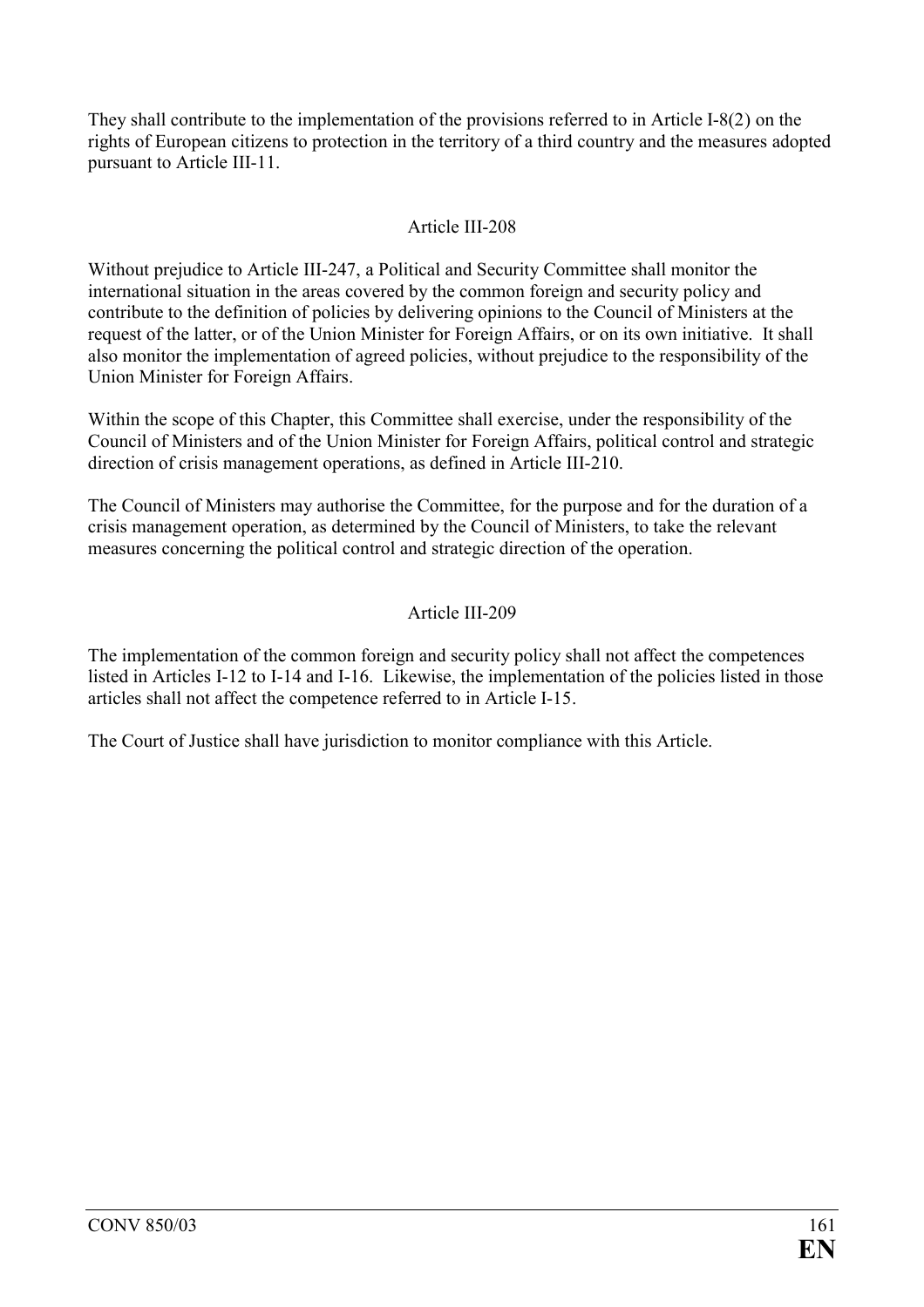They shall contribute to the implementation of the provisions referred to in Article I-8(2) on the rights of European citizens to protection in the territory of a third country and the measures adopted pursuant to Article III-11.

### Article III-208

Without prejudice to Article III-247, a Political and Security Committee shall monitor the international situation in the areas covered by the common foreign and security policy and contribute to the definition of policies by delivering opinions to the Council of Ministers at the request of the latter, or of the Union Minister for Foreign Affairs, or on its own initiative. It shall also monitor the implementation of agreed policies, without prejudice to the responsibility of the Union Minister for Foreign Affairs.

Within the scope of this Chapter, this Committee shall exercise, under the responsibility of the Council of Ministers and of the Union Minister for Foreign Affairs, political control and strategic direction of crisis management operations, as defined in Article III-210.

The Council of Ministers may authorise the Committee, for the purpose and for the duration of a crisis management operation, as determined by the Council of Ministers, to take the relevant measures concerning the political control and strategic direction of the operation.

### Article III-209

The implementation of the common foreign and security policy shall not affect the competences listed in Articles I-12 to I-14 and I-16. Likewise, the implementation of the policies listed in those articles shall not affect the competence referred to in Article I-15.

The Court of Justice shall have jurisdiction to monitor compliance with this Article.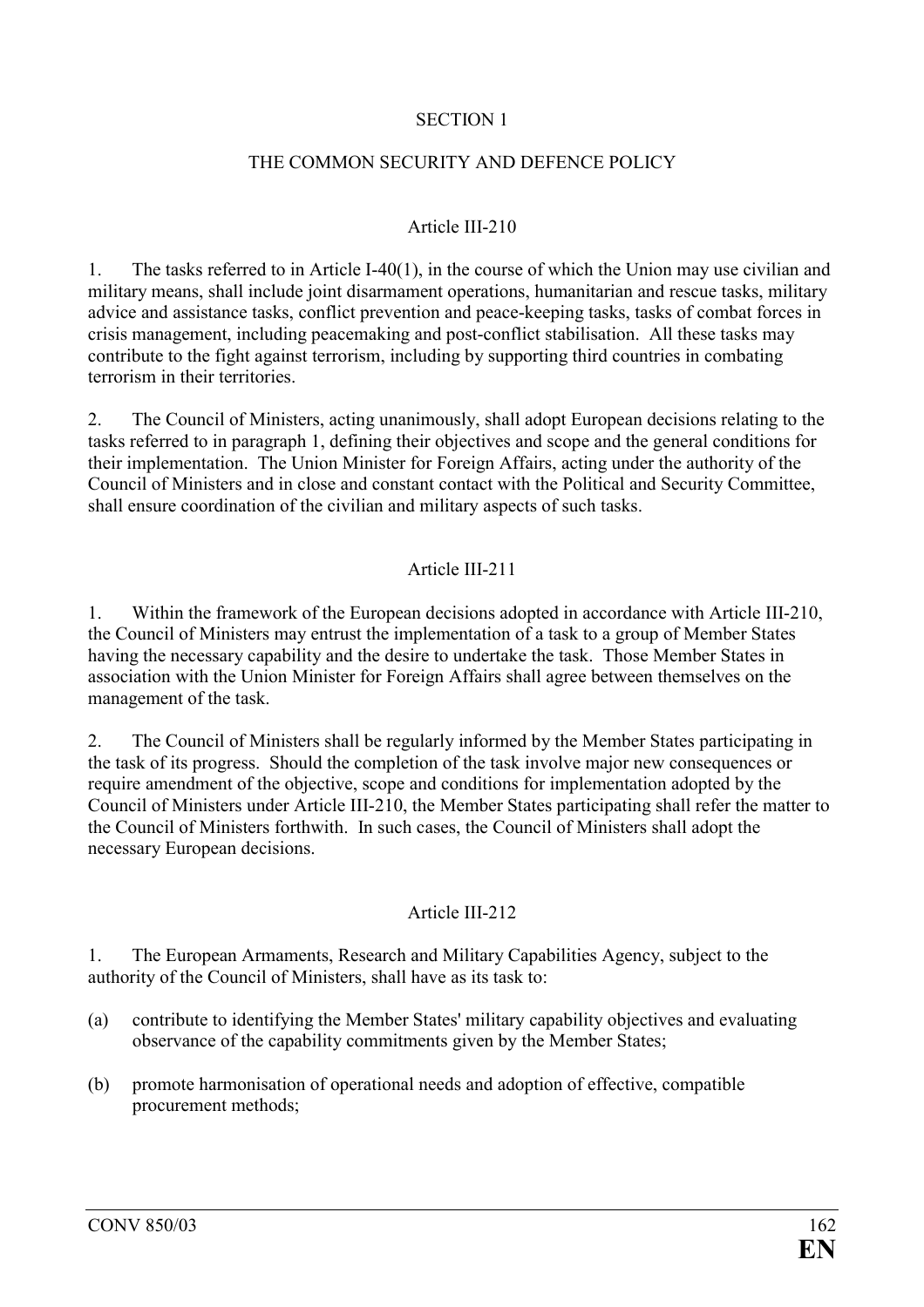## SECTION 1

## THE COMMON SECURITY AND DEFENCE POLICY

### Article III-210

1. The tasks referred to in Article I-40(1), in the course of which the Union may use civilian and military means, shall include joint disarmament operations, humanitarian and rescue tasks, military advice and assistance tasks, conflict prevention and peace-keeping tasks, tasks of combat forces in crisis management, including peacemaking and post-conflict stabilisation. All these tasks may contribute to the fight against terrorism, including by supporting third countries in combating terrorism in their territories.

2. The Council of Ministers, acting unanimously, shall adopt European decisions relating to the tasks referred to in paragraph 1, defining their objectives and scope and the general conditions for their implementation. The Union Minister for Foreign Affairs, acting under the authority of the Council of Ministers and in close and constant contact with the Political and Security Committee, shall ensure coordination of the civilian and military aspects of such tasks.

### Article III-211

1. Within the framework of the European decisions adopted in accordance with Article III-210, the Council of Ministers may entrust the implementation of a task to a group of Member States having the necessary capability and the desire to undertake the task. Those Member States in association with the Union Minister for Foreign Affairs shall agree between themselves on the management of the task.

2. The Council of Ministers shall be regularly informed by the Member States participating in the task of its progress. Should the completion of the task involve major new consequences or require amendment of the objective, scope and conditions for implementation adopted by the Council of Ministers under Article III-210, the Member States participating shall refer the matter to the Council of Ministers forthwith. In such cases, the Council of Ministers shall adopt the necessary European decisions.

### Article III-212

1. The European Armaments, Research and Military Capabilities Agency, subject to the authority of the Council of Ministers, shall have as its task to:

(a) contribute to identifying the Member States' military capability objectives and evaluating observance of the capability commitments given by the Member States;

(b) promote harmonisation of operational needs and adoption of effective, compatible procurement methods;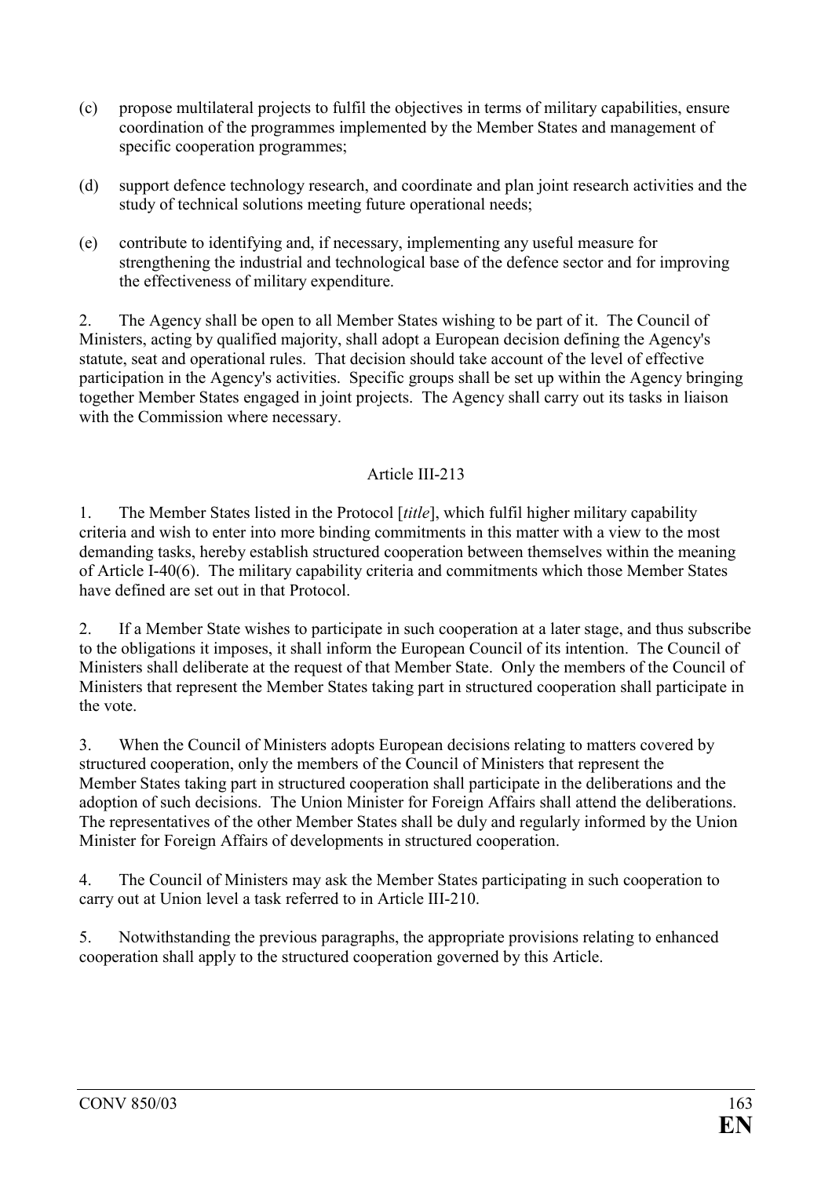(c) propose multilateral projects to fulfil the objectives in terms of military capabilities, ensure coordination of the programmes implemented by the Member States and management of specific cooperation programmes;

(d) support defence technology research, and coordinate and plan joint research activities and the study of technical solutions meeting future operational needs;

(e) contribute to identifying and, if necessary, implementing any useful measure for strengthening the industrial and technological base of the defence sector and for improving the effectiveness of military expenditure.

2. The Agency shall be open to all Member States wishing to be part of it. The Council of Ministers, acting by qualified majority, shall adopt a European decision defining the Agency's statute, seat and operational rules. That decision should take account of the level of effective participation in the Agency's activities. Specific groups shall be set up within the Agency bringing together Member States engaged in joint projects. The Agency shall carry out its tasks in liaison with the Commission where necessary.

### Article III-213

1. The Member States listed in the Protocol [*title*], which fulfil higher military capability criteria and wish to enter into more binding commitments in this matter with a view to the most demanding tasks, hereby establish structured cooperation between themselves within the meaning of Article I-40(6). The military capability criteria and commitments which those Member States have defined are set out in that Protocol.

2. If a Member State wishes to participate in such cooperation at a later stage, and thus subscribe to the obligations it imposes, it shall inform the European Council of its intention. The Council of Ministers shall deliberate at the request of that Member State. Only the members of the Council of Ministers that represent the Member States taking part in structured cooperation shall participate in the vote.

3. When the Council of Ministers adopts European decisions relating to matters covered by structured cooperation, only the members of the Council of Ministers that represent the Member States taking part in structured cooperation shall participate in the deliberations and the adoption of such decisions. The Union Minister for Foreign Affairs shall attend the deliberations. The representatives of the other Member States shall be duly and regularly informed by the Union Minister for Foreign Affairs of developments in structured cooperation.

4. The Council of Ministers may ask the Member States participating in such cooperation to carry out at Union level a task referred to in Article III-210.

5. Notwithstanding the previous paragraphs, the appropriate provisions relating to enhanced cooperation shall apply to the structured cooperation governed by this Article.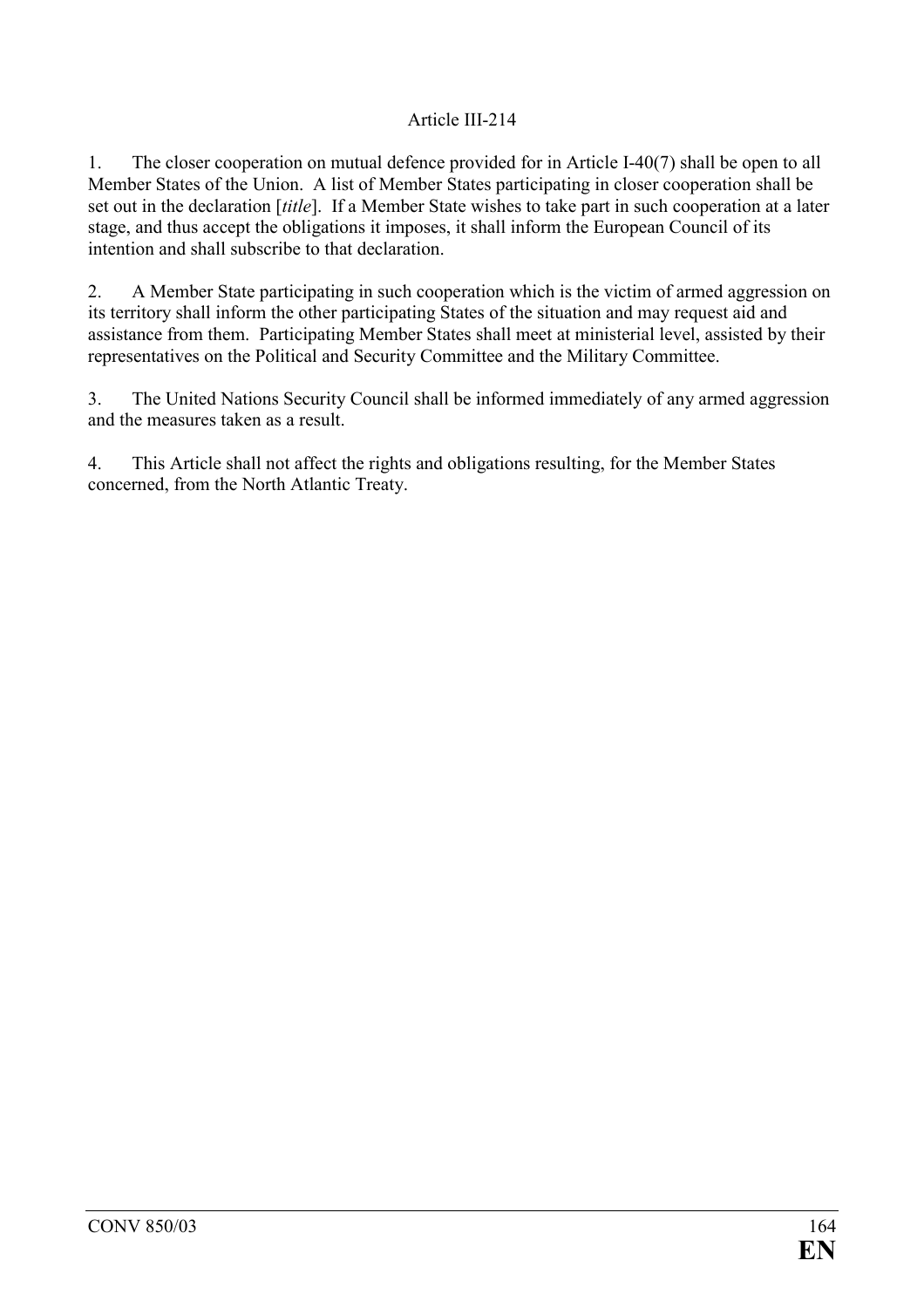### Article III-214

1. The closer cooperation on mutual defence provided for in Article I-40(7) shall be open to all Member States of the Union. A list of Member States participating in closer cooperation shall be set out in the declaration [*title*]. If a Member State wishes to take part in such cooperation at a later stage, and thus accept the obligations it imposes, it shall inform the European Council of its intention and shall subscribe to that declaration.

2. A Member State participating in such cooperation which is the victim of armed aggression on its territory shall inform the other participating States of the situation and may request aid and assistance from them. Participating Member States shall meet at ministerial level, assisted by their representatives on the Political and Security Committee and the Military Committee.

3. The United Nations Security Council shall be informed immediately of any armed aggression and the measures taken as a result.

4. This Article shall not affect the rights and obligations resulting, for the Member States concerned, from the North Atlantic Treaty.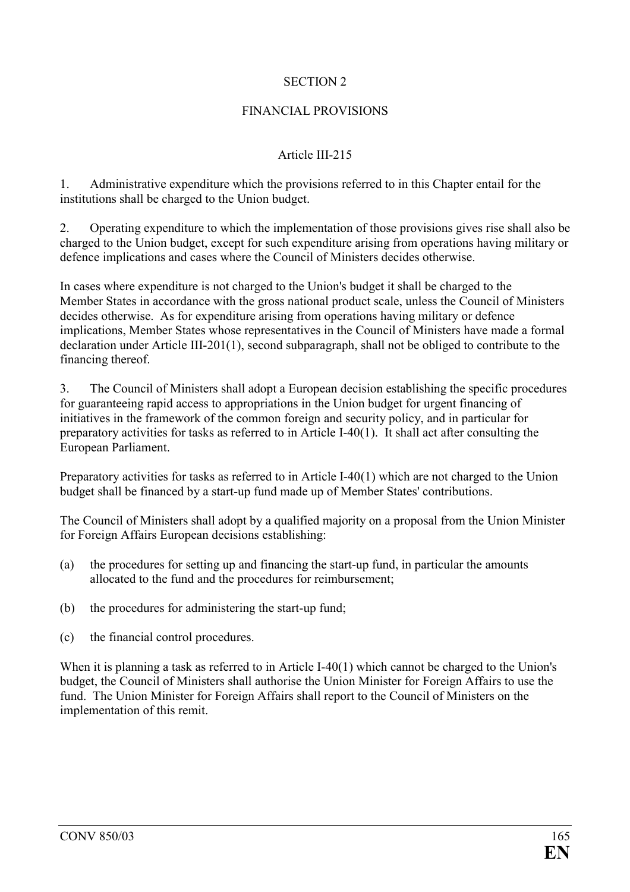## SECTION 2

## FINANCIAL PROVISIONS

### Article III-215

1. Administrative expenditure which the provisions referred to in this Chapter entail for the institutions shall be charged to the Union budget.

2. Operating expenditure to which the implementation of those provisions gives rise shall also be charged to the Union budget, except for such expenditure arising from operations having military or defence implications and cases where the Council of Ministers decides otherwise.

In cases where expenditure is not charged to the Union's budget it shall be charged to the Member States in accordance with the gross national product scale, unless the Council of Ministers decides otherwise. As for expenditure arising from operations having military or defence implications, Member States whose representatives in the Council of Ministers have made a formal declaration under Article III-201(1), second subparagraph, shall not be obliged to contribute to the financing thereof.

3. The Council of Ministers shall adopt a European decision establishing the specific procedures for guaranteeing rapid access to appropriations in the Union budget for urgent financing of initiatives in the framework of the common foreign and security policy, and in particular for preparatory activities for tasks as referred to in Article I-40(1). It shall act after consulting the European Parliament.

Preparatory activities for tasks as referred to in Article I-40(1) which are not charged to the Union budget shall be financed by a start-up fund made up of Member States' contributions.

The Council of Ministers shall adopt by a qualified majority on a proposal from the Union Minister for Foreign Affairs European decisions establishing:

(a) the procedures for setting up and financing the start-up fund, in particular the amounts allocated to the fund and the procedures for reimbursement;

(b) the procedures for administering the start-up fund;

(c) the financial control procedures.

When it is planning a task as referred to in Article I-40(1) which cannot be charged to the Union's budget, the Council of Ministers shall authorise the Union Minister for Foreign Affairs to use the fund. The Union Minister for Foreign Affairs shall report to the Council of Ministers on the implementation of this remit.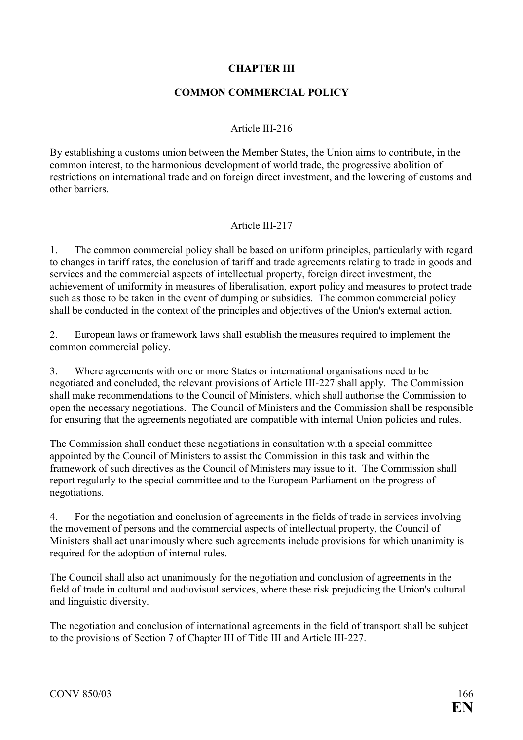## CHAPTER III

## COMMON COMMERCIAL POLICY

### Article III-216

By establishing a customs union between the Member States, the Union aims to contribute, in the common interest, to the harmonious development of world trade, the progressive abolition of restrictions on international trade and on foreign direct investment, and the lowering of customs and other barriers.

### Article III-217

1. The common commercial policy shall be based on uniform principles, particularly with regard to changes in tariff rates, the conclusion of tariff and trade agreements relating to trade in goods and services and the commercial aspects of intellectual property, foreign direct investment, the achievement of uniformity in measures of liberalisation, export policy and measures to protect trade such as those to be taken in the event of dumping or subsidies. The common commercial policy shall be conducted in the context of the principles and objectives of the Union's external action.

2. European laws or framework laws shall establish the measures required to implement the common commercial policy.

3. Where agreements with one or more States or international organisations need to be negotiated and concluded, the relevant provisions of Article III-227 shall apply. The Commission shall make recommendations to the Council of Ministers, which shall authorise the Commission to open the necessary negotiations. The Council of Ministers and the Commission shall be responsible for ensuring that the agreements negotiated are compatible with internal Union policies and rules.

The Commission shall conduct these negotiations in consultation with a special committee appointed by the Council of Ministers to assist the Commission in this task and within the framework of such directives as the Council of Ministers may issue to it. The Commission shall report regularly to the special committee and to the European Parliament on the progress of negotiations.

4. For the negotiation and conclusion of agreements in the fields of trade in services involving the movement of persons and the commercial aspects of intellectual property, the Council of Ministers shall act unanimously where such agreements include provisions for which unanimity is required for the adoption of internal rules.

The Council shall also act unanimously for the negotiation and conclusion of agreements in the field of trade in cultural and audiovisual services, where these risk prejudicing the Union's cultural and linguistic diversity.

The negotiation and conclusion of international agreements in the field of transport shall be subject to the provisions of Section 7 of Chapter III of Title III and Article III-227.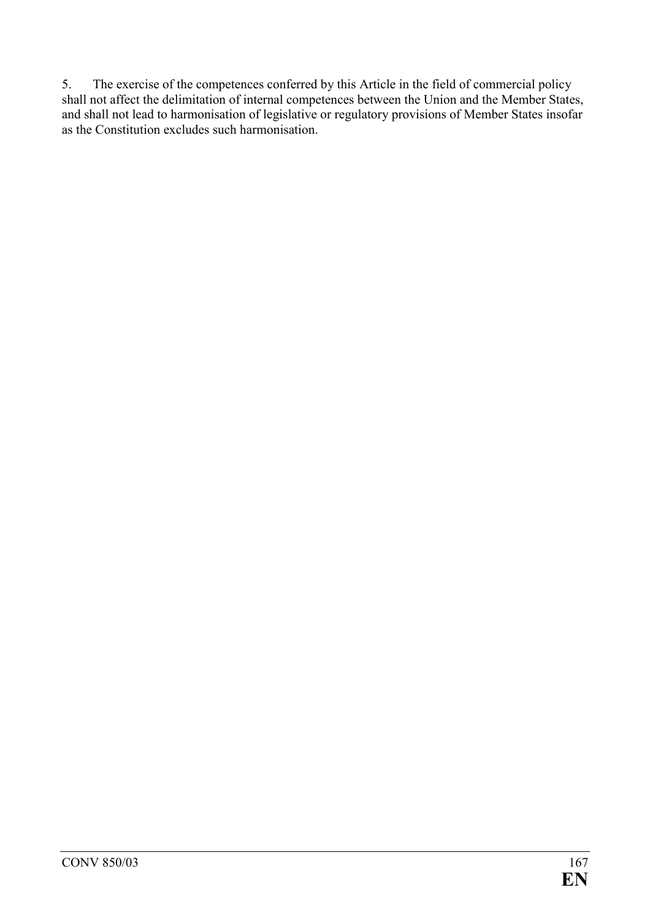5. The exercise of the competences conferred by this Article in the field of commercial policy shall not affect the delimitation of internal competences between the Union and the Member States, and shall not lead to harmonisation of legislative or regulatory provisions of Member States insofar as the Constitution excludes such harmonisation.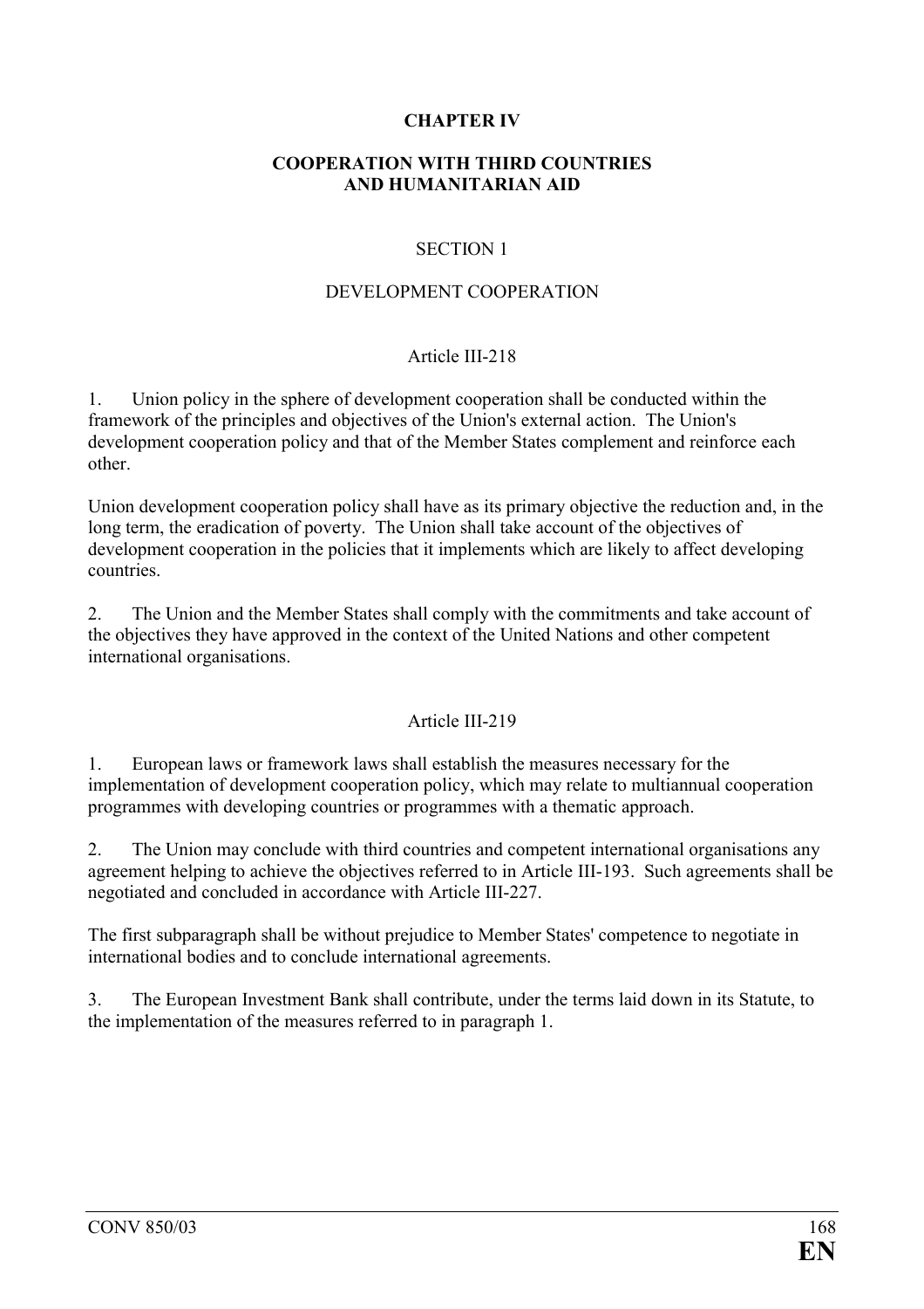## CHAPTER IV

## COOPERATION WITH THIRD COUNTRIES AND HUMANITARIAN AID

### SECTION 1

### DEVELOPMENT COOPERATION

#### Article III-218

1. Union policy in the sphere of development cooperation shall be conducted within the framework of the principles and objectives of the Union's external action. The Union's development cooperation policy and that of the Member States complement and reinforce each other.

Union development cooperation policy shall have as its primary objective the reduction and, in the long term, the eradication of poverty. The Union shall take account of the objectives of development cooperation in the policies that it implements which are likely to affect developing countries.

2. The Union and the Member States shall comply with the commitments and take account of the objectives they have approved in the context of the United Nations and other competent international organisations.

#### Article III-219

1. European laws or framework laws shall establish the measures necessary for the implementation of development cooperation policy, which may relate to multiannual cooperation programmes with developing countries or programmes with a thematic approach.

2. The Union may conclude with third countries and competent international organisations any agreement helping to achieve the objectives referred to in Article III-193. Such agreements shall be negotiated and concluded in accordance with Article III-227.

The first subparagraph shall be without prejudice to Member States' competence to negotiate in international bodies and to conclude international agreements.

3. The European Investment Bank shall contribute, under the terms laid down in its Statute, to the implementation of the measures referred to in paragraph 1.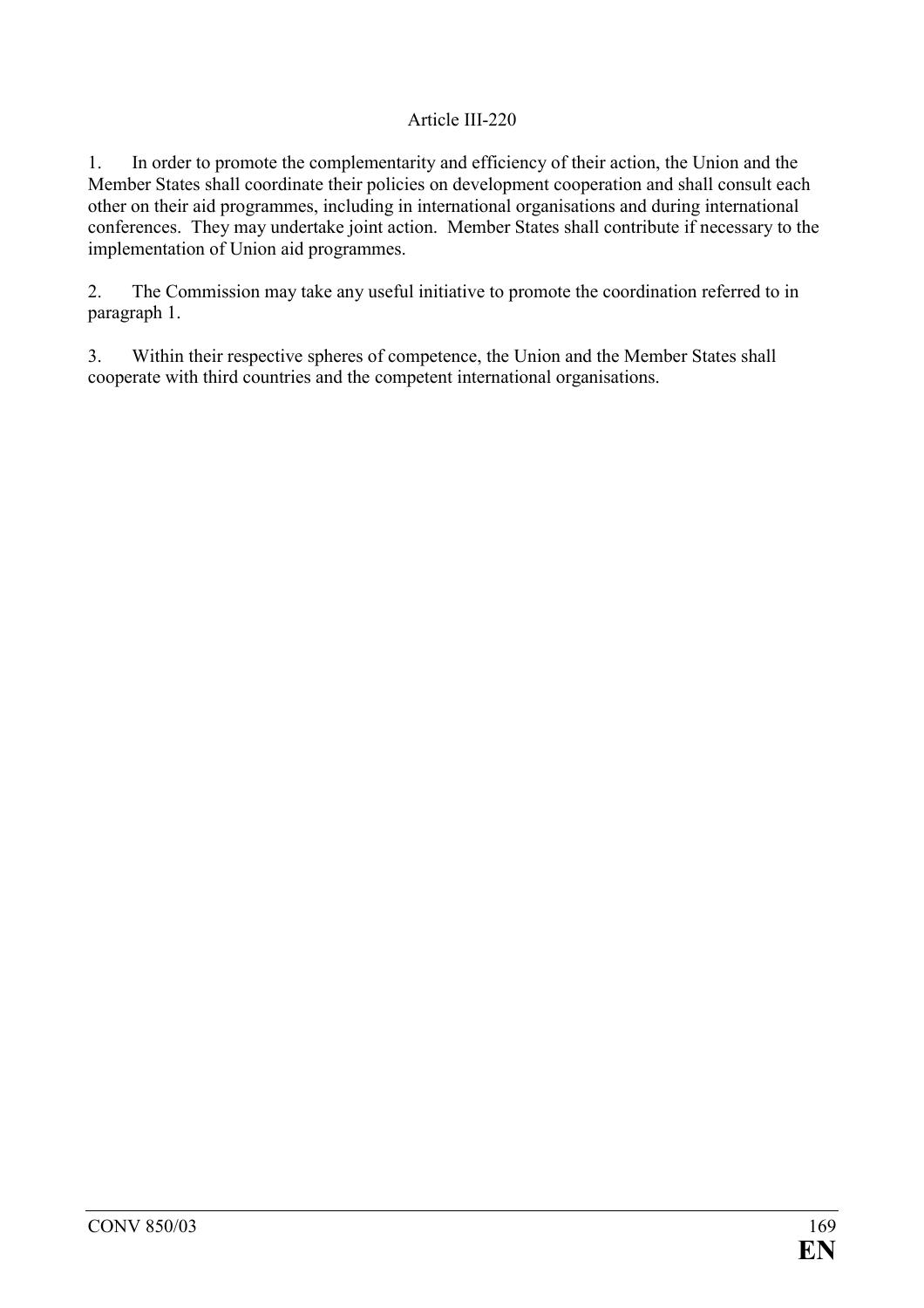### Article III-220

1. In order to promote the complementarity and efficiency of their action, the Union and the Member States shall coordinate their policies on development cooperation and shall consult each other on their aid programmes, including in international organisations and during international conferences. They may undertake joint action. Member States shall contribute if necessary to the implementation of Union aid programmes.

2. The Commission may take any useful initiative to promote the coordination referred to in paragraph 1.

3. Within their respective spheres of competence, the Union and the Member States shall cooperate with third countries and the competent international organisations.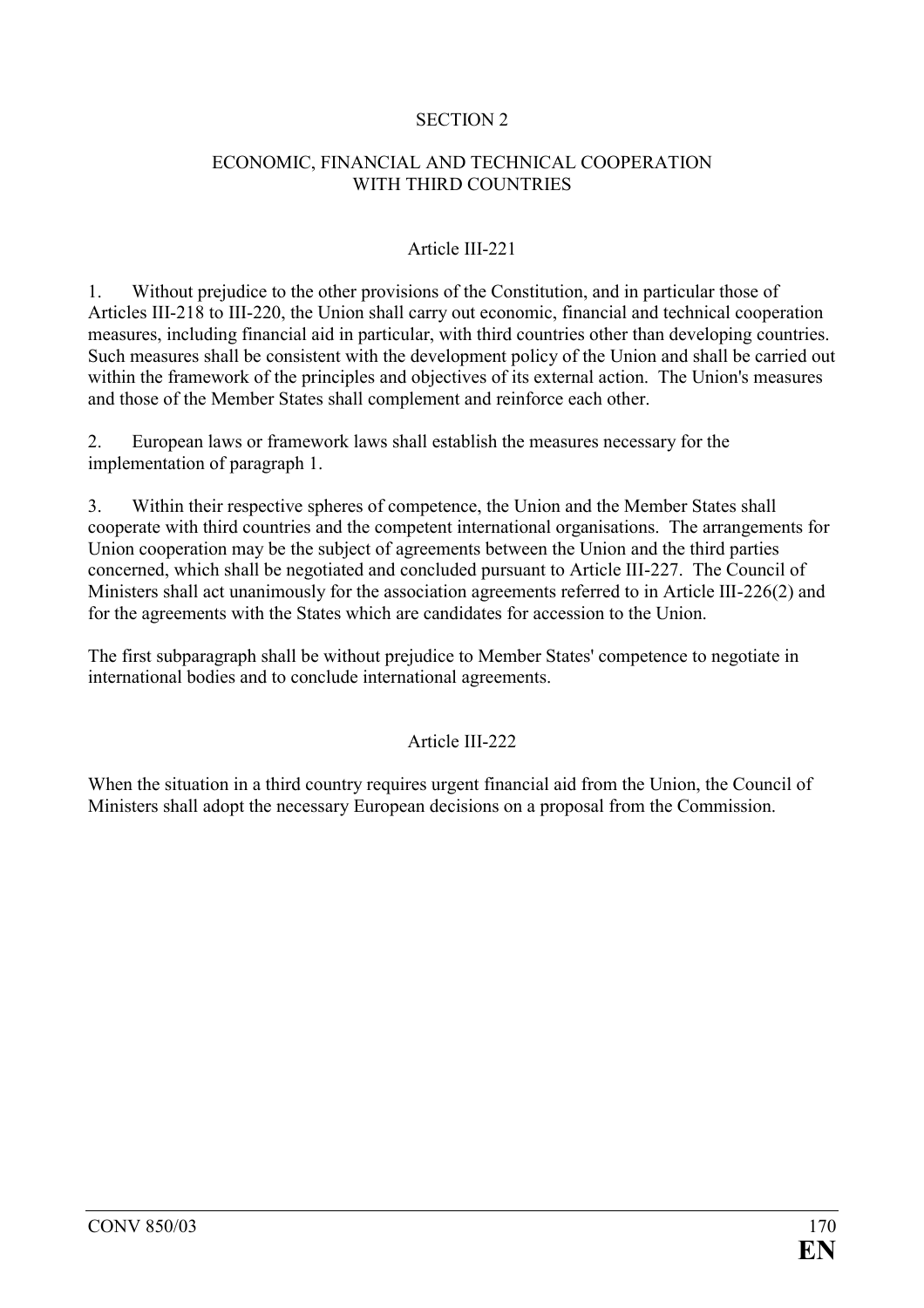## SECTION 2

## ECONOMIC, FINANCIAL AND TECHNICAL COOPERATION WITH THIRD COUNTRIES

### Article III-221

1. Without prejudice to the other provisions of the Constitution, and in particular those of Articles III-218 to III-220, the Union shall carry out economic, financial and technical cooperation measures, including financial aid in particular, with third countries other than developing countries. Such measures shall be consistent with the development policy of the Union and shall be carried out within the framework of the principles and objectives of its external action. The Union's measures and those of the Member States shall complement and reinforce each other.

2. European laws or framework laws shall establish the measures necessary for the implementation of paragraph 1.

3. Within their respective spheres of competence, the Union and the Member States shall cooperate with third countries and the competent international organisations. The arrangements for Union cooperation may be the subject of agreements between the Union and the third parties concerned, which shall be negotiated and concluded pursuant to Article III-227. The Council of Ministers shall act unanimously for the association agreements referred to in Article III-226(2) and for the agreements with the States which are candidates for accession to the Union.

The first subparagraph shall be without prejudice to Member States' competence to negotiate in international bodies and to conclude international agreements.

### Article III-222

When the situation in a third country requires urgent financial aid from the Union, the Council of Ministers shall adopt the necessary European decisions on a proposal from the Commission.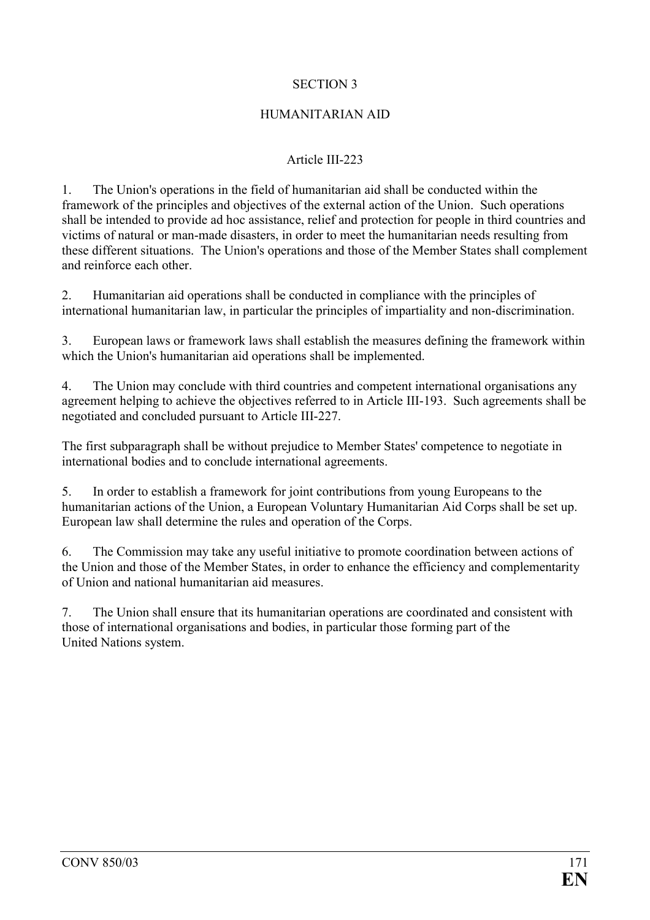## SECTION 3

## HUMANITARIAN AID

### Article III-223

1. The Union's operations in the field of humanitarian aid shall be conducted within the framework of the principles and objectives of the external action of the Union. Such operations shall be intended to provide ad hoc assistance, relief and protection for people in third countries and victims of natural or man-made disasters, in order to meet the humanitarian needs resulting from these different situations. The Union's operations and those of the Member States shall complement and reinforce each other.

2. Humanitarian aid operations shall be conducted in compliance with the principles of international humanitarian law, in particular the principles of impartiality and non-discrimination.

3. European laws or framework laws shall establish the measures defining the framework within which the Union's humanitarian aid operations shall be implemented.

4. The Union may conclude with third countries and competent international organisations any agreement helping to achieve the objectives referred to in Article III-193. Such agreements shall be negotiated and concluded pursuant to Article III-227.

The first subparagraph shall be without prejudice to Member States' competence to negotiate in international bodies and to conclude international agreements.

5. In order to establish a framework for joint contributions from young Europeans to the humanitarian actions of the Union, a European Voluntary Humanitarian Aid Corps shall be set up. European law shall determine the rules and operation of the Corps.

6. The Commission may take any useful initiative to promote coordination between actions of the Union and those of the Member States, in order to enhance the efficiency and complementarity of Union and national humanitarian aid measures.

7. The Union shall ensure that its humanitarian operations are coordinated and consistent with those of international organisations and bodies, in particular those forming part of the United Nations system.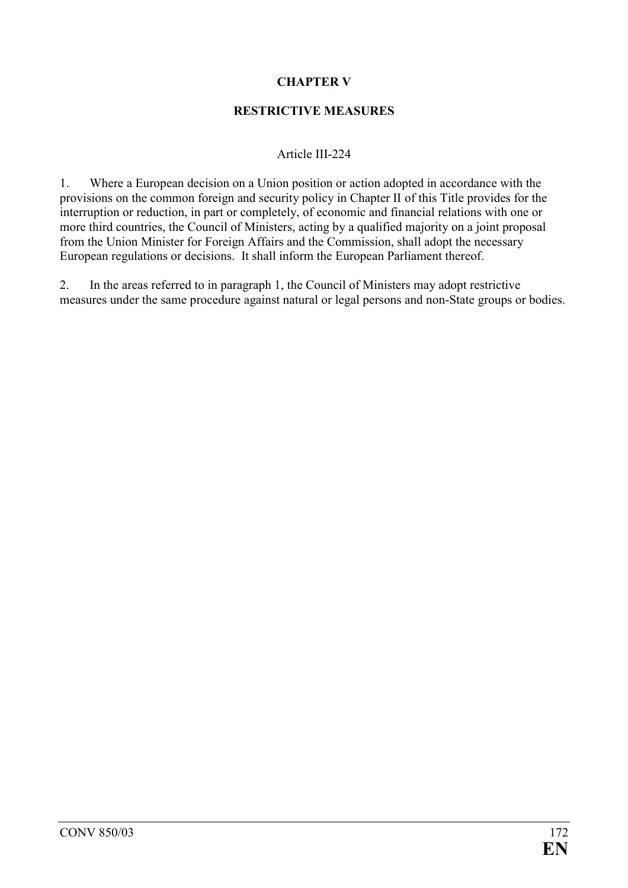## CHAPTER V

## RESTRICTIVE MEASURES

### Article III-224

1. Where a European decision on a Union position or action adopted in accordance with the provisions on the common foreign and security policy in Chapter II of this Title provides for the interruption or reduction, in part or completely, of economic and financial relations with one or more third countries, the Council of Ministers, acting by a qualified majority on a joint proposal from the Union Minister for Foreign Affairs and the Commission, shall adopt the necessary European regulations or decisions. It shall inform the European Parliament thereof.

2. In the areas referred to in paragraph 1, the Council of Ministers may adopt restrictive measures under the same procedure against natural or legal persons and non-State groups or bodies.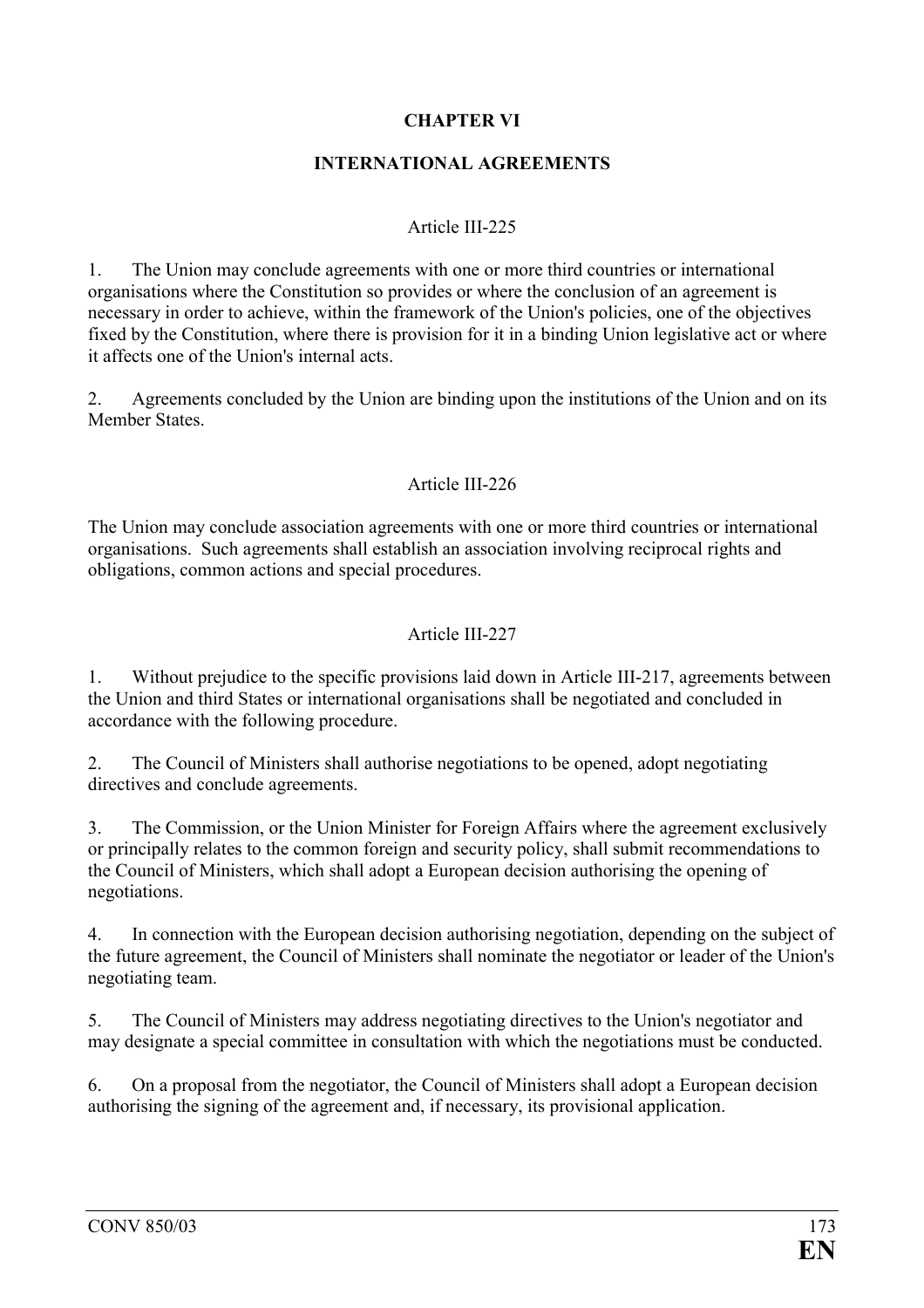## CHAPTER VI

## INTERNATIONAL AGREEMENTS

### Article III-225

1. The Union may conclude agreements with one or more third countries or international organisations where the Constitution so provides or where the conclusion of an agreement is necessary in order to achieve, within the framework of the Union's policies, one of the objectives fixed by the Constitution, where there is provision for it in a binding Union legislative act or where it affects one of the Union's internal acts.

2. Agreements concluded by the Union are binding upon the institutions of the Union and on its Member States.

### Article III-226

The Union may conclude association agreements with one or more third countries or international organisations. Such agreements shall establish an association involving reciprocal rights and obligations, common actions and special procedures.

### Article III-227

1. Without prejudice to the specific provisions laid down in Article III-217, agreements between the Union and third States or international organisations shall be negotiated and concluded in accordance with the following procedure.

2. The Council of Ministers shall authorise negotiations to be opened, adopt negotiating directives and conclude agreements.

3. The Commission, or the Union Minister for Foreign Affairs where the agreement exclusively or principally relates to the common foreign and security policy, shall submit recommendations to the Council of Ministers, which shall adopt a European decision authorising the opening of negotiations.

4. In connection with the European decision authorising negotiation, depending on the subject of the future agreement, the Council of Ministers shall nominate the negotiator or leader of the Union's negotiating team.

5. The Council of Ministers may address negotiating directives to the Union's negotiator and may designate a special committee in consultation with which the negotiations must be conducted.

6. On a proposal from the negotiator, the Council of Ministers shall adopt a European decision authorising the signing of the agreement and, if necessary, its provisional application.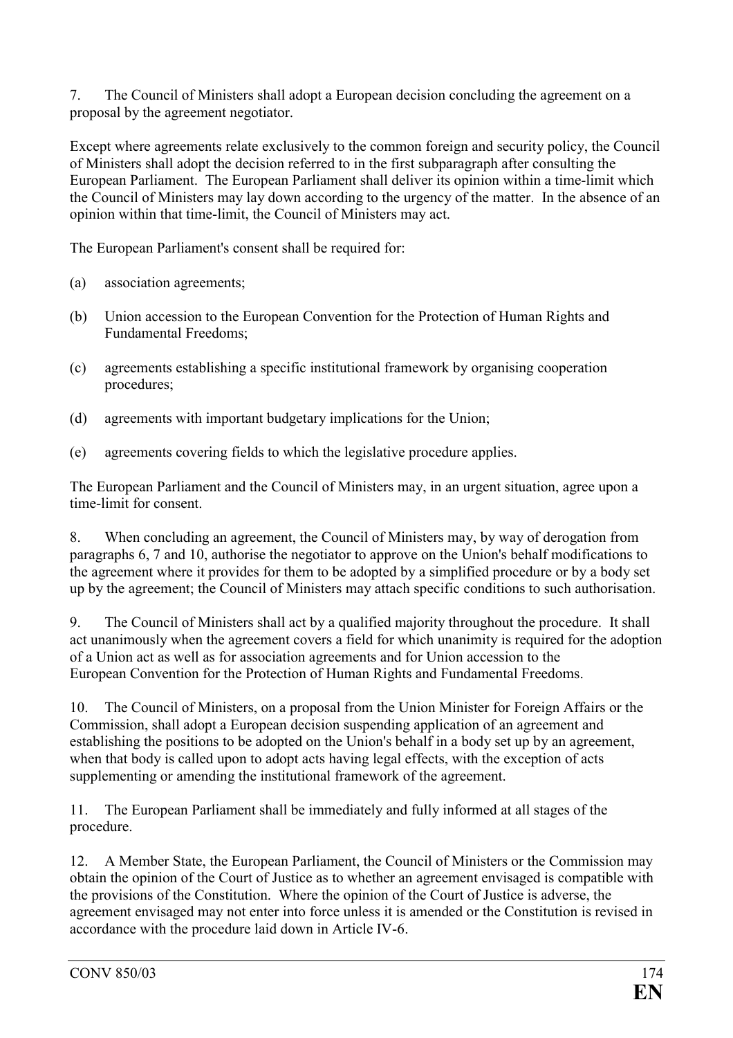7. The Council of Ministers shall adopt a European decision concluding the agreement on a proposal by the agreement negotiator.

Except where agreements relate exclusively to the common foreign and security policy, the Council of Ministers shall adopt the decision referred to in the first subparagraph after consulting the European Parliament. The European Parliament shall deliver its opinion within a time-limit which the Council of Ministers may lay down according to the urgency of the matter. In the absence of an opinion within that time-limit, the Council of Ministers may act.

The European Parliament's consent shall be required for:

(a) association agreements;

(b) Union accession to the European Convention for the Protection of Human Rights and Fundamental Freedoms;

(c) agreements establishing a specific institutional framework by organising cooperation procedures;

(d) agreements with important budgetary implications for the Union;

(e) agreements covering fields to which the legislative procedure applies.

The European Parliament and the Council of Ministers may, in an urgent situation, agree upon a time-limit for consent.

8. When concluding an agreement, the Council of Ministers may, by way of derogation from paragraphs 6, 7 and 10, authorise the negotiator to approve on the Union's behalf modifications to the agreement where it provides for them to be adopted by a simplified procedure or by a body set up by the agreement; the Council of Ministers may attach specific conditions to such authorisation.

9. The Council of Ministers shall act by a qualified majority throughout the procedure. It shall act unanimously when the agreement covers a field for which unanimity is required for the adoption of a Union act as well as for association agreements and for Union accession to the European Convention for the Protection of Human Rights and Fundamental Freedoms.

10. The Council of Ministers, on a proposal from the Union Minister for Foreign Affairs or the Commission, shall adopt a European decision suspending application of an agreement and establishing the positions to be adopted on the Union's behalf in a body set up by an agreement, when that body is called upon to adopt acts having legal effects, with the exception of acts supplementing or amending the institutional framework of the agreement.

11. The European Parliament shall be immediately and fully informed at all stages of the procedure.

12. A Member State, the European Parliament, the Council of Ministers or the Commission may obtain the opinion of the Court of Justice as to whether an agreement envisaged is compatible with the provisions of the Constitution. Where the opinion of the Court of Justice is adverse, the agreement envisaged may not enter into force unless it is amended or the Constitution is revised in accordance with the procedure laid down in Article IV-6.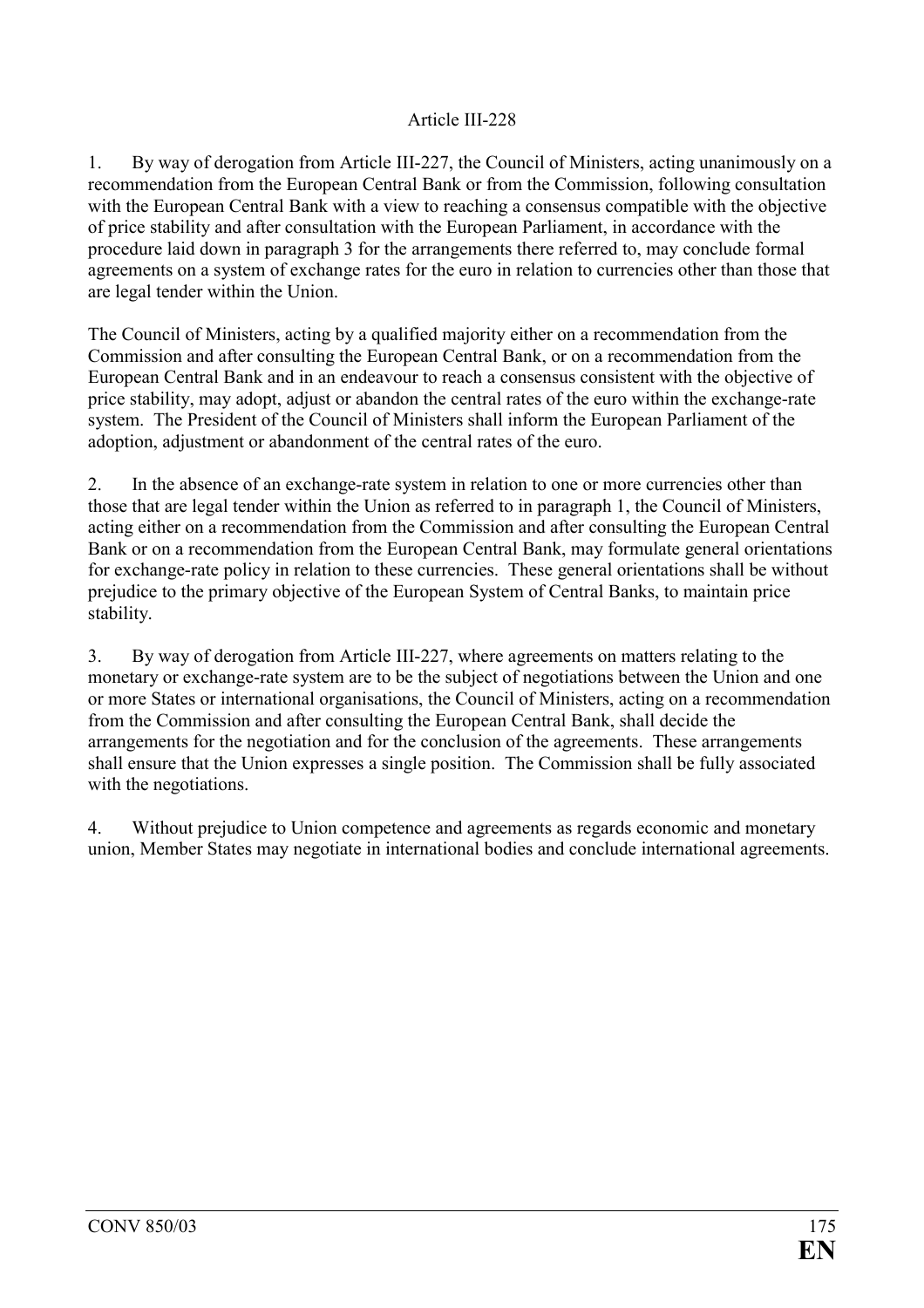### Article III-228

1. By way of derogation from Article III-227, the Council of Ministers, acting unanimously on a recommendation from the European Central Bank or from the Commission, following consultation with the European Central Bank with a view to reaching a consensus compatible with the objective of price stability and after consultation with the European Parliament, in accordance with the procedure laid down in paragraph 3 for the arrangements there referred to, may conclude formal agreements on a system of exchange rates for the euro in relation to currencies other than those that are legal tender within the Union.

The Council of Ministers, acting by a qualified majority either on a recommendation from the Commission and after consulting the European Central Bank, or on a recommendation from the European Central Bank and in an endeavour to reach a consensus consistent with the objective of price stability, may adopt, adjust or abandon the central rates of the euro within the exchange-rate system. The President of the Council of Ministers shall inform the European Parliament of the adoption, adjustment or abandonment of the central rates of the euro.

2. In the absence of an exchange-rate system in relation to one or more currencies other than those that are legal tender within the Union as referred to in paragraph 1, the Council of Ministers, acting either on a recommendation from the Commission and after consulting the European Central Bank or on a recommendation from the European Central Bank, may formulate general orientations for exchange-rate policy in relation to these currencies. These general orientations shall be without prejudice to the primary objective of the European System of Central Banks, to maintain price stability.

3. By way of derogation from Article III-227, where agreements on matters relating to the monetary or exchange-rate system are to be the subject of negotiations between the Union and one or more States or international organisations, the Council of Ministers, acting on a recommendation from the Commission and after consulting the European Central Bank, shall decide the arrangements for the negotiation and for the conclusion of the agreements. These arrangements shall ensure that the Union expresses a single position. The Commission shall be fully associated with the negotiations.

4. Without prejudice to Union competence and agreements as regards economic and monetary union, Member States may negotiate in international bodies and conclude international agreements.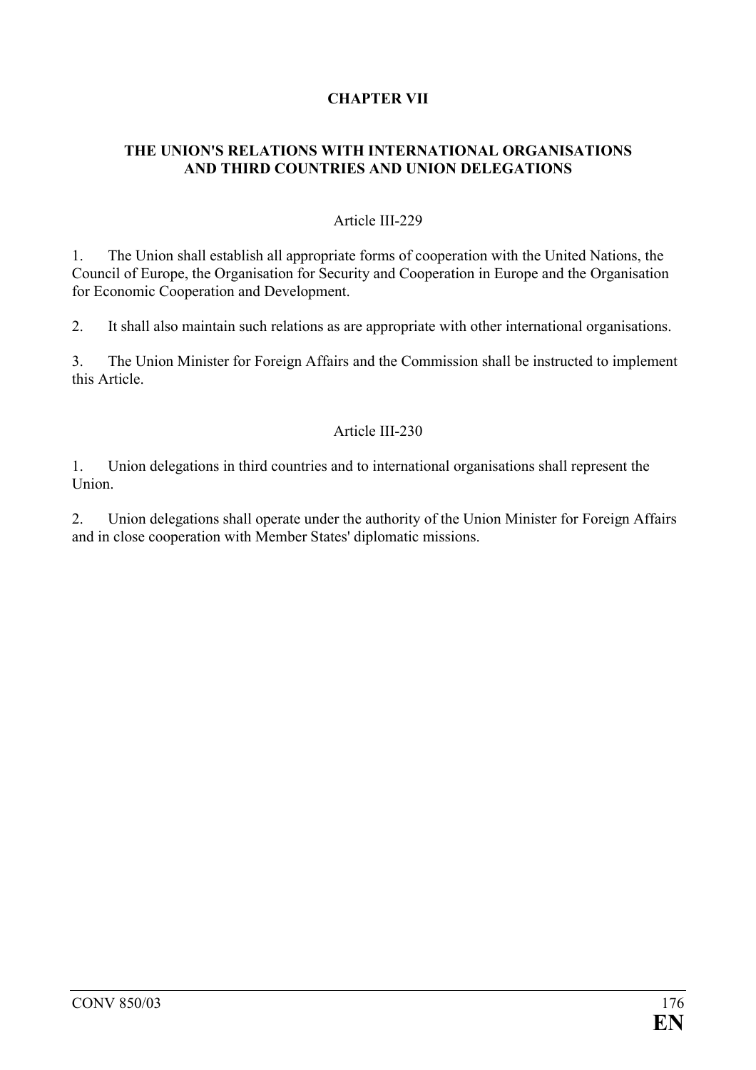## CHAPTER VII

### THE UNION'S RELATIONS WITH INTERNATIONAL ORGANISATIONS AND THIRD COUNTRIES AND UNION DELEGATIONS

#### Article III-229

1. The Union shall establish all appropriate forms of cooperation with the United Nations, the Council of Europe, the Organisation for Security and Cooperation in Europe and the Organisation for Economic Cooperation and Development.

2. It shall also maintain such relations as are appropriate with other international organisations.

3. The Union Minister for Foreign Affairs and the Commission shall be instructed to implement this Article.

#### Article III-230

1. Union delegations in third countries and to international organisations shall represent the Union.

2. Union delegations shall operate under the authority of the Union Minister for Foreign Affairs and in close cooperation with Member States' diplomatic missions.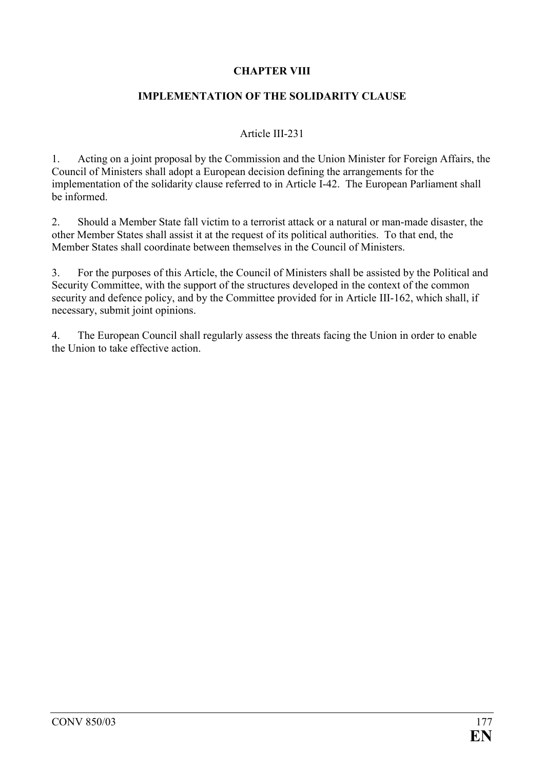## CHAPTER VIII

## IMPLEMENTATION OF THE SOLIDARITY CLAUSE

### Article III-231

1. Acting on a joint proposal by the Commission and the Union Minister for Foreign Affairs, the Council of Ministers shall adopt a European decision defining the arrangements for the implementation of the solidarity clause referred to in Article I-42. The European Parliament shall be informed.

2. Should a Member State fall victim to a terrorist attack or a natural or man-made disaster, the other Member States shall assist it at the request of its political authorities. To that end, the Member States shall coordinate between themselves in the Council of Ministers.

3. For the purposes of this Article, the Council of Ministers shall be assisted by the Political and Security Committee, with the support of the structures developed in the context of the common security and defence policy, and by the Committee provided for in Article III-162, which shall, if necessary, submit joint opinions.

4. The European Council shall regularly assess the threats facing the Union in order to enable the Union to take effective action.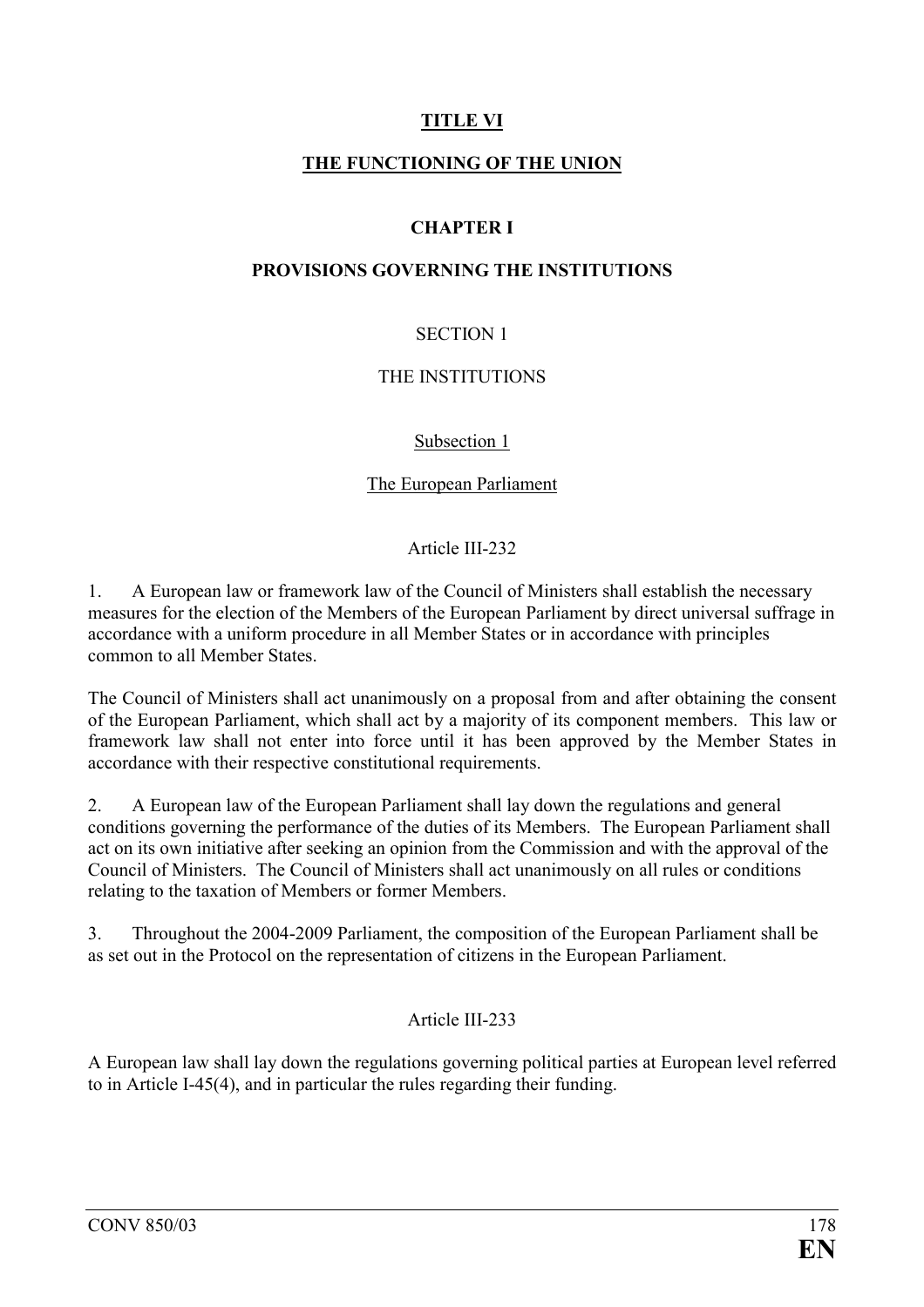# TITLE VI

# THE FUNCTIONING OF THE UNION

## CHAPTER I

## PROVISIONS GOVERNING THE INSTITUTIONS

### SECTION 1

### THE INSTITUTIONS

#### Subsection 1

#### The European Parliament

##### Article III-232

1. A European law or framework law of the Council of Ministers shall establish the necessary measures for the election of the Members of the European Parliament by direct universal suffrage in accordance with a uniform procedure in all Member States or in accordance with principles common to all Member States.

The Council of Ministers shall act unanimously on a proposal from and after obtaining the consent of the European Parliament, which shall act by a majority of its component members. This law or framework law shall not enter into force until it has been approved by the Member States in accordance with their respective constitutional requirements.

2. A European law of the European Parliament shall lay down the regulations and general conditions governing the performance of the duties of its Members. The European Parliament shall act on its own initiative after seeking an opinion from the Commission and with the approval of the Council of Ministers. The Council of Ministers shall act unanimously on all rules or conditions relating to the taxation of Members or former Members.

3. Throughout the 2004-2009 Parliament, the composition of the European Parliament shall be as set out in the Protocol on the representation of citizens in the European Parliament.

##### Article III-233

A European law shall lay down the regulations governing political parties at European level referred to in Article I-45(4), and in particular the rules regarding their funding.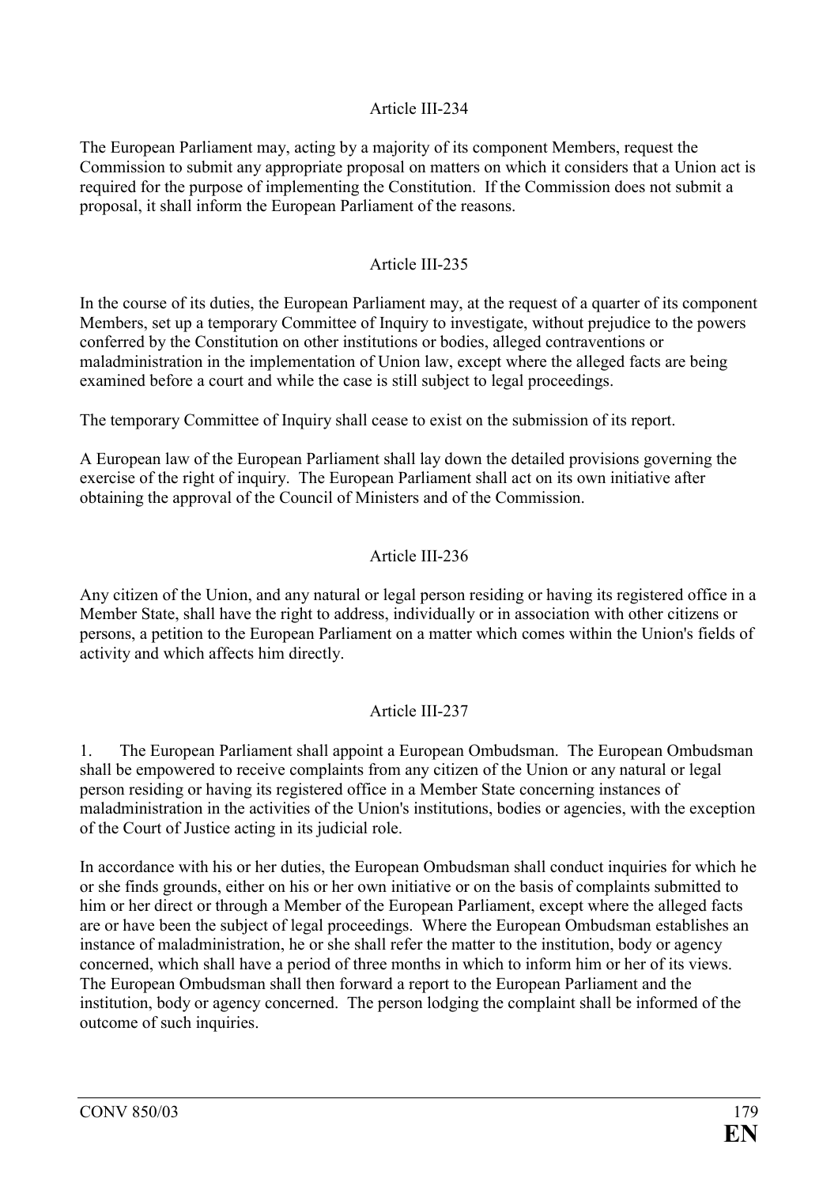### Article III-234

The European Parliament may, acting by a majority of its component Members, request the Commission to submit any appropriate proposal on matters on which it considers that a Union act is required for the purpose of implementing the Constitution. If the Commission does not submit a proposal, it shall inform the European Parliament of the reasons.

### Article III-235

In the course of its duties, the European Parliament may, at the request of a quarter of its component Members, set up a temporary Committee of Inquiry to investigate, without prejudice to the powers conferred by the Constitution on other institutions or bodies, alleged contraventions or maladministration in the implementation of Union law, except where the alleged facts are being examined before a court and while the case is still subject to legal proceedings.

The temporary Committee of Inquiry shall cease to exist on the submission of its report.

A European law of the European Parliament shall lay down the detailed provisions governing the exercise of the right of inquiry. The European Parliament shall act on its own initiative after obtaining the approval of the Council of Ministers and of the Commission.

### Article III-236

Any citizen of the Union, and any natural or legal person residing or having its registered office in a Member State, shall have the right to address, individually or in association with other citizens or persons, a petition to the European Parliament on a matter which comes within the Union's fields of activity and which affects him directly.

### Article III-237

1. The European Parliament shall appoint a European Ombudsman. The European Ombudsman shall be empowered to receive complaints from any citizen of the Union or any natural or legal person residing or having its registered office in a Member State concerning instances of maladministration in the activities of the Union's institutions, bodies or agencies, with the exception of the Court of Justice acting in its judicial role.

In accordance with his or her duties, the European Ombudsman shall conduct inquiries for which he or she finds grounds, either on his or her own initiative or on the basis of complaints submitted to him or her direct or through a Member of the European Parliament, except where the alleged facts are or have been the subject of legal proceedings. Where the European Ombudsman establishes an instance of maladministration, he or she shall refer the matter to the institution, body or agency concerned, which shall have a period of three months in which to inform him or her of its views. The European Ombudsman shall then forward a report to the European Parliament and the institution, body or agency concerned. The person lodging the complaint shall be informed of the outcome of such inquiries.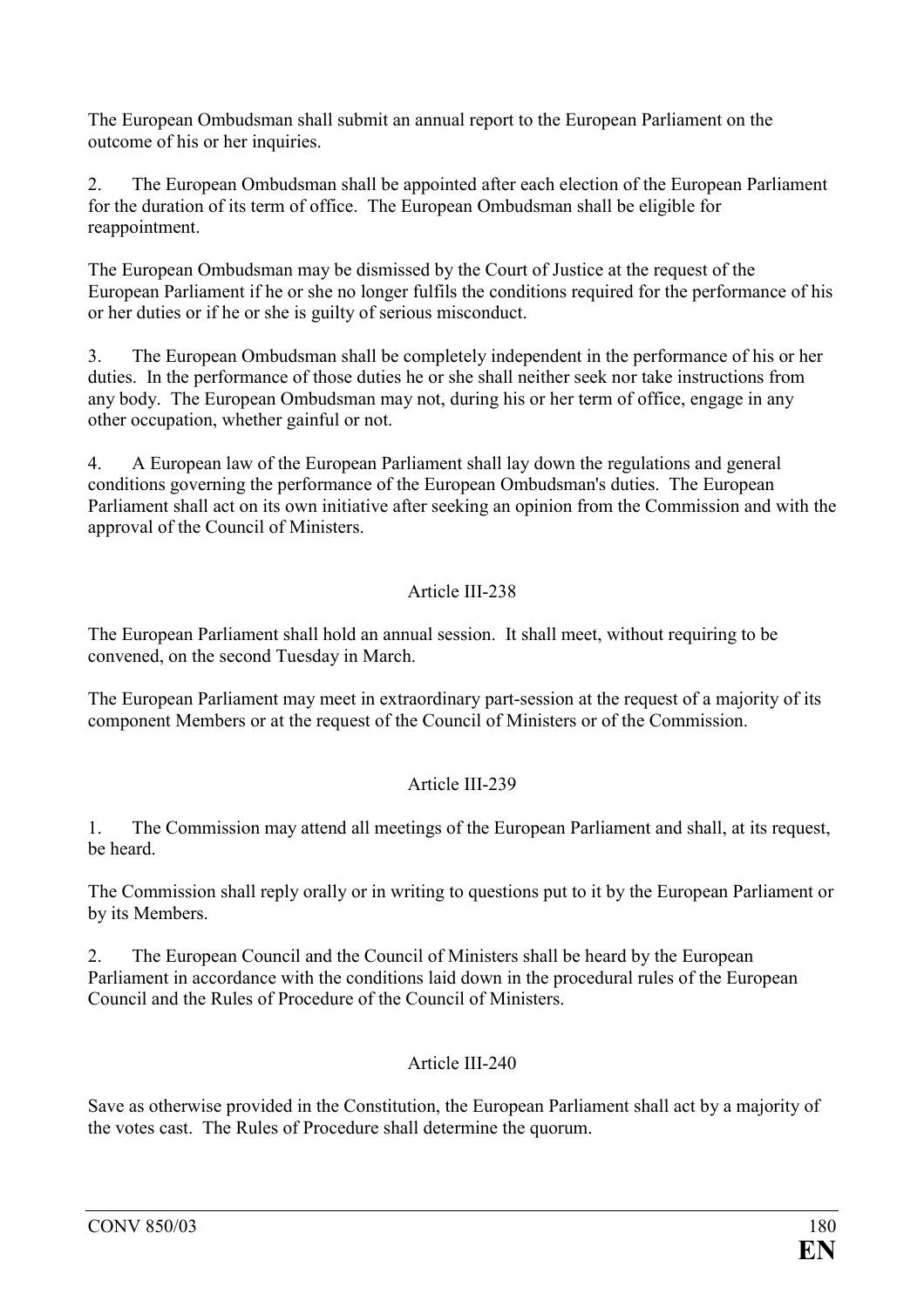The European Ombudsman shall submit an annual report to the European Parliament on the outcome of his or her inquiries.

2. The European Ombudsman shall be appointed after each election of the European Parliament for the duration of its term of office. The European Ombudsman shall be eligible for reappointment.

The European Ombudsman may be dismissed by the Court of Justice at the request of the European Parliament if he or she no longer fulfils the conditions required for the performance of his or her duties or if he or she is guilty of serious misconduct.

3. The European Ombudsman shall be completely independent in the performance of his or her duties. In the performance of those duties he or she shall neither seek nor take instructions from any body. The European Ombudsman may not, during his or her term of office, engage in any other occupation, whether gainful or not.

4. A European law of the European Parliament shall lay down the regulations and general conditions governing the performance of the European Ombudsman's duties. The European Parliament shall act on its own initiative after seeking an opinion from the Commission and with the approval of the Council of Ministers.

### Article III-238

The European Parliament shall hold an annual session. It shall meet, without requiring to be convened, on the second Tuesday in March.

The European Parliament may meet in extraordinary part-session at the request of a majority of its component Members or at the request of the Council of Ministers or of the Commission.

### Article III-239

1. The Commission may attend all meetings of the European Parliament and shall, at its request, be heard.

The Commission shall reply orally or in writing to questions put to it by the European Parliament or by its Members.

2. The European Council and the Council of Ministers shall be heard by the European Parliament in accordance with the conditions laid down in the procedural rules of the European Council and the Rules of Procedure of the Council of Ministers.

### Article III-240

Save as otherwise provided in the Constitution, the European Parliament shall act by a majority of the votes cast. The Rules of Procedure shall determine the quorum.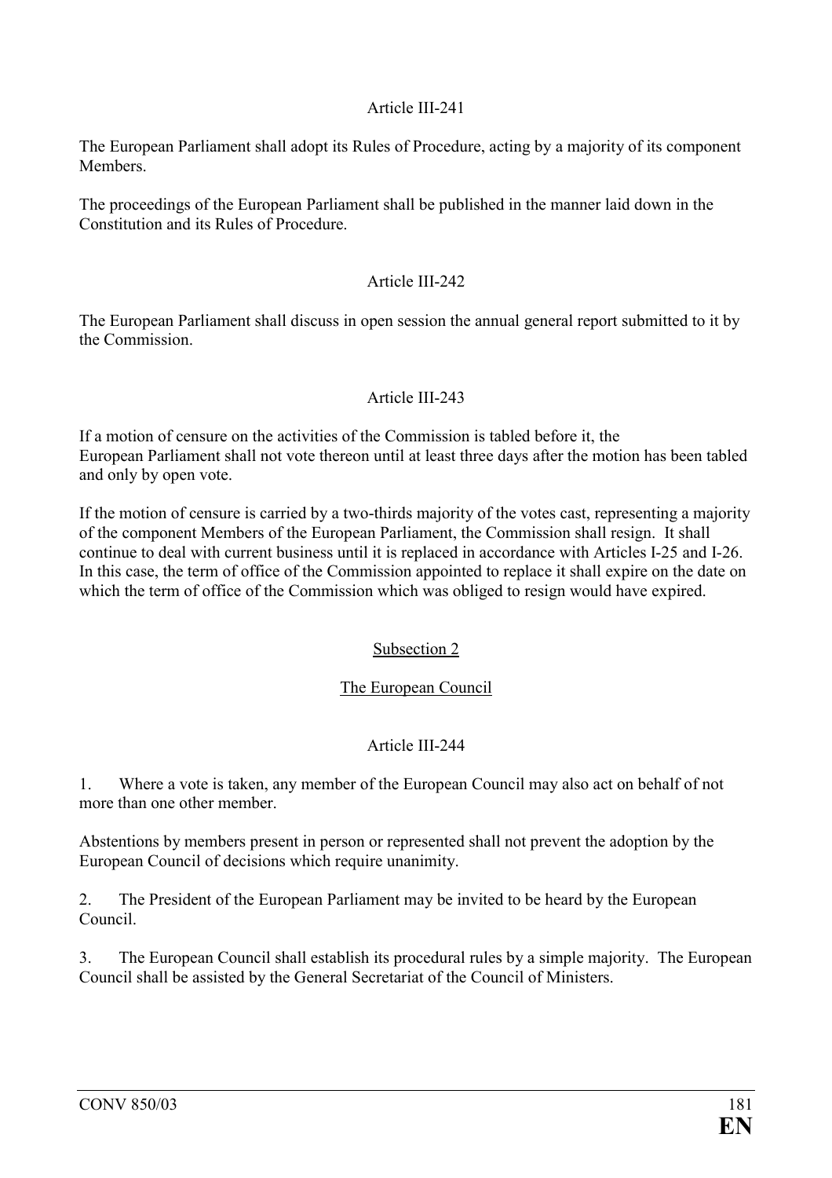Article III-241

The European Parliament shall adopt its Rules of Procedure, acting by a majority of its component Members.

The proceedings of the European Parliament shall be published in the manner laid down in the Constitution and its Rules of Procedure.

Article III-242

The European Parliament shall discuss in open session the annual general report submitted to it by the Commission.

Article III-243

If a motion of censure on the activities of the Commission is tabled before it, the European Parliament shall not vote thereon until at least three days after the motion has been tabled and only by open vote.

If the motion of censure is carried by a two-thirds majority of the votes cast, representing a majority of the component Members of the European Parliament, the Commission shall resign. It shall continue to deal with current business until it is replaced in accordance with Articles I-25 and I-26. In this case, the term of office of the Commission appointed to replace it shall expire on the date on which the term of office of the Commission which was obliged to resign would have expired.

Subsection 2

The European Council

Article III-244

1. Where a vote is taken, any member of the European Council may also act on behalf of not more than one other member.

Abstentions by members present in person or represented shall not prevent the adoption by the European Council of decisions which require unanimity.

2. The President of the European Parliament may be invited to be heard by the European Council.

3. The European Council shall establish its procedural rules by a simple majority. The European Council shall be assisted by the General Secretariat of the Council of Ministers.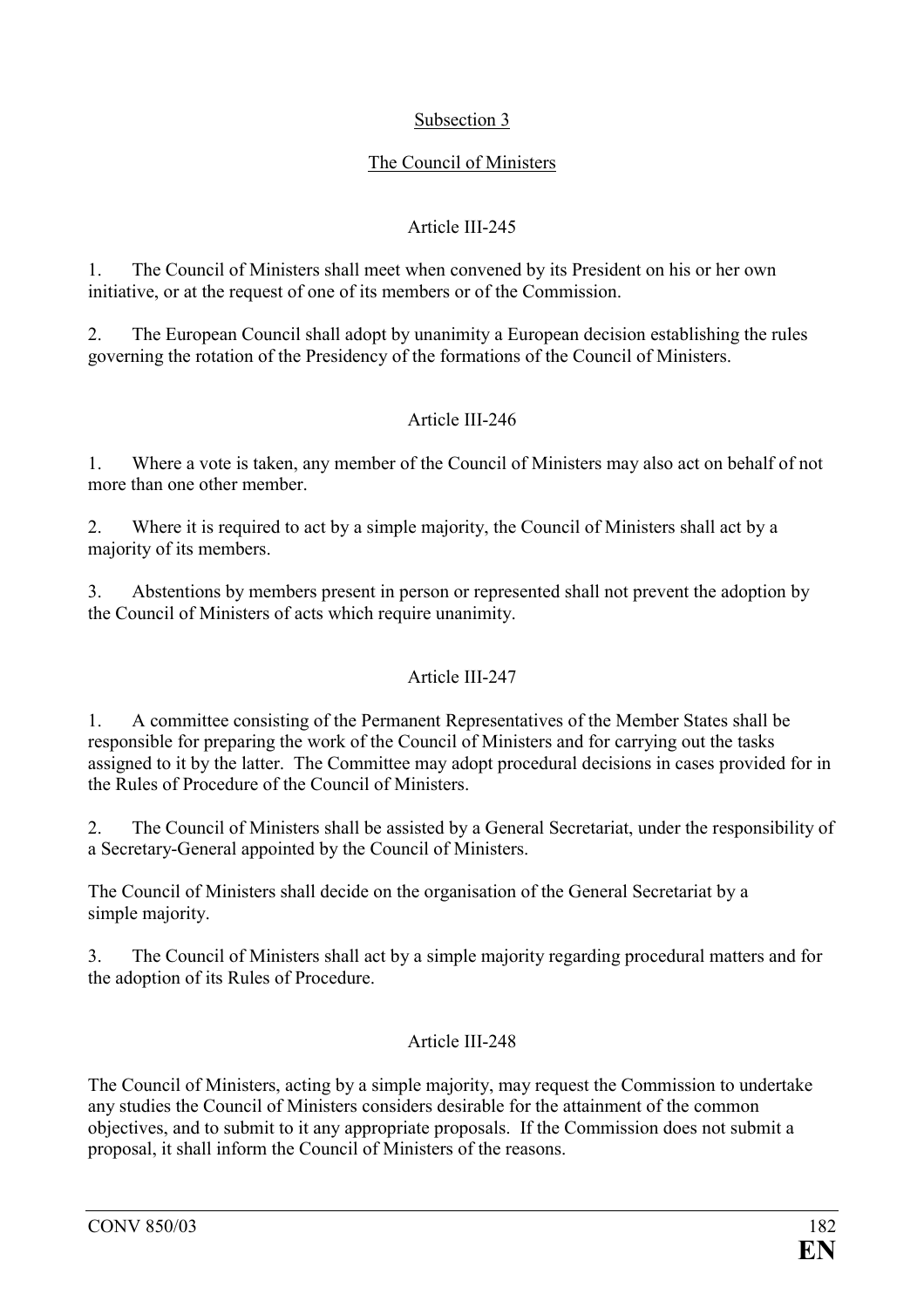### Subsection 3

### The Council of Ministers

#### Article III-245

1. The Council of Ministers shall meet when convened by its President on his or her own initiative, or at the request of one of its members or of the Commission.

2. The European Council shall adopt by unanimity a European decision establishing the rules governing the rotation of the Presidency of the formations of the Council of Ministers.

#### Article III-246

1. Where a vote is taken, any member of the Council of Ministers may also act on behalf of not more than one other member.

2. Where it is required to act by a simple majority, the Council of Ministers shall act by a majority of its members.

3. Abstentions by members present in person or represented shall not prevent the adoption by the Council of Ministers of acts which require unanimity.

#### Article III-247

1. A committee consisting of the Permanent Representatives of the Member States shall be responsible for preparing the work of the Council of Ministers and for carrying out the tasks assigned to it by the latter. The Committee may adopt procedural decisions in cases provided for in the Rules of Procedure of the Council of Ministers.

2. The Council of Ministers shall be assisted by a General Secretariat, under the responsibility of a Secretary-General appointed by the Council of Ministers.

The Council of Ministers shall decide on the organisation of the General Secretariat by a simple majority.

3. The Council of Ministers shall act by a simple majority regarding procedural matters and for the adoption of its Rules of Procedure.

#### Article III-248

The Council of Ministers, acting by a simple majority, may request the Commission to undertake any studies the Council of Ministers considers desirable for the attainment of the common objectives, and to submit to it any appropriate proposals. If the Commission does not submit a proposal, it shall inform the Council of Ministers of the reasons.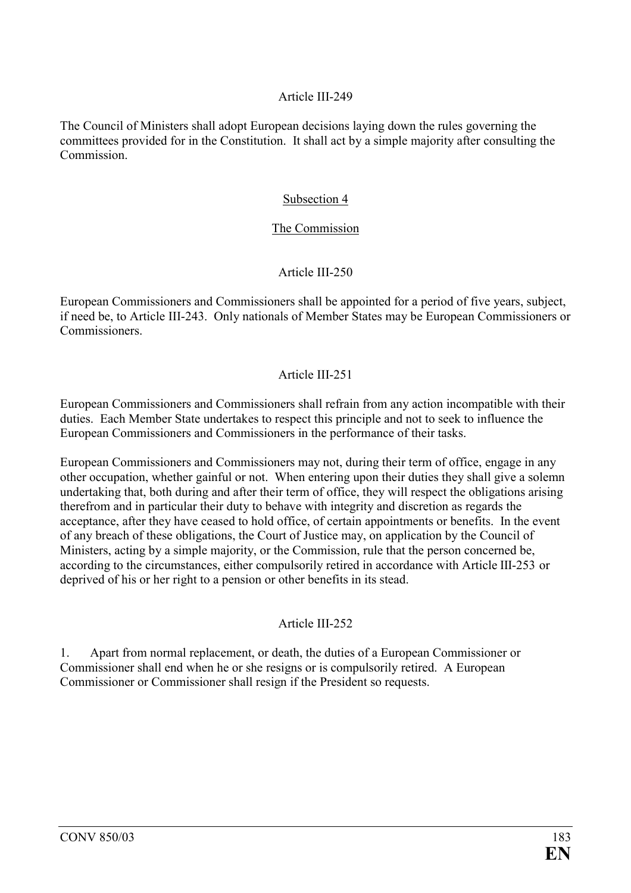Article III-249

The Council of Ministers shall adopt European decisions laying down the rules governing the committees provided for in the Constitution. It shall act by a simple majority after consulting the Commission.

Subsection 4

The Commission

Article III-250

European Commissioners and Commissioners shall be appointed for a period of five years, subject, if need be, to Article III-243. Only nationals of Member States may be European Commissioners or Commissioners.

Article III-251

European Commissioners and Commissioners shall refrain from any action incompatible with their duties. Each Member State undertakes to respect this principle and not to seek to influence the European Commissioners and Commissioners in the performance of their tasks.

European Commissioners and Commissioners may not, during their term of office, engage in any other occupation, whether gainful or not. When entering upon their duties they shall give a solemn undertaking that, both during and after their term of office, they will respect the obligations arising therefrom and in particular their duty to behave with integrity and discretion as regards the acceptance, after they have ceased to hold office, of certain appointments or benefits. In the event of any breach of these obligations, the Court of Justice may, on application by the Council of Ministers, acting by a simple majority, or the Commission, rule that the person concerned be, according to the circumstances, either compulsorily retired in accordance with Article III-253 or deprived of his or her right to a pension or other benefits in its stead.

Article III-252

1. Apart from normal replacement, or death, the duties of a European Commissioner or Commissioner shall end when he or she resigns or is compulsorily retired. A European Commissioner or Commissioner shall resign if the President so requests.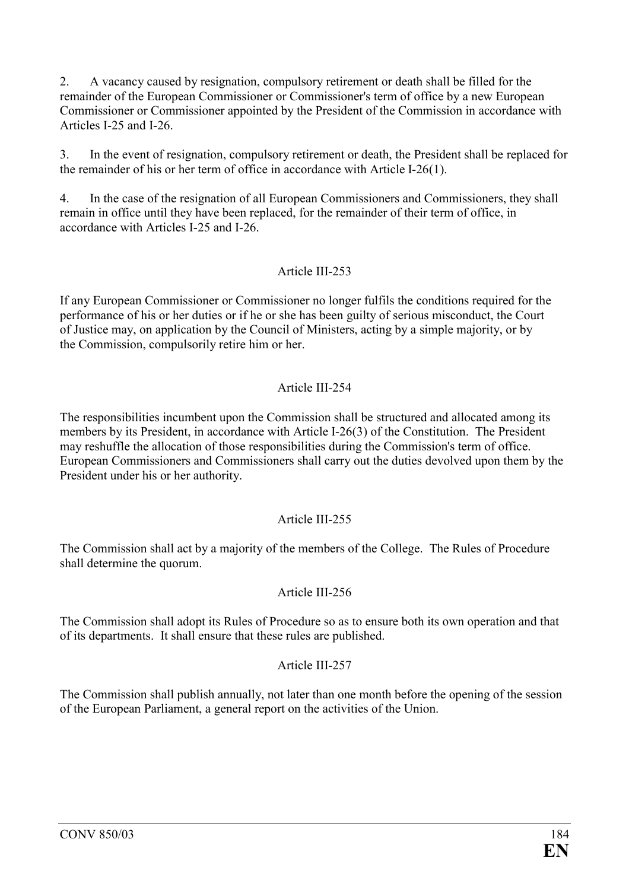2. A vacancy caused by resignation, compulsory retirement or death shall be filled for the remainder of the European Commissioner or Commissioner's term of office by a new European Commissioner or Commissioner appointed by the President of the Commission in accordance with Articles I-25 and I-26.

3. In the event of resignation, compulsory retirement or death, the President shall be replaced for the remainder of his or her term of office in accordance with Article I-26(1).

4. In the case of the resignation of all European Commissioners and Commissioners, they shall remain in office until they have been replaced, for the remainder of their term of office, in accordance with Articles I-25 and I-26.

Article III-253

If any European Commissioner or Commissioner no longer fulfils the conditions required for the performance of his or her duties or if he or she has been guilty of serious misconduct, the Court of Justice may, on application by the Council of Ministers, acting by a simple majority, or by the Commission, compulsorily retire him or her.

Article III-254

The responsibilities incumbent upon the Commission shall be structured and allocated among its members by its President, in accordance with Article I-26(3) of the Constitution. The President may reshuffle the allocation of those responsibilities during the Commission's term of office. European Commissioners and Commissioners shall carry out the duties devolved upon them by the President under his or her authority.

Article III-255

The Commission shall act by a majority of the members of the College. The Rules of Procedure shall determine the quorum.

Article III-256

The Commission shall adopt its Rules of Procedure so as to ensure both its own operation and that of its departments. It shall ensure that these rules are published.

Article III-257

The Commission shall publish annually, not later than one month before the opening of the session of the European Parliament, a general report on the activities of the Union.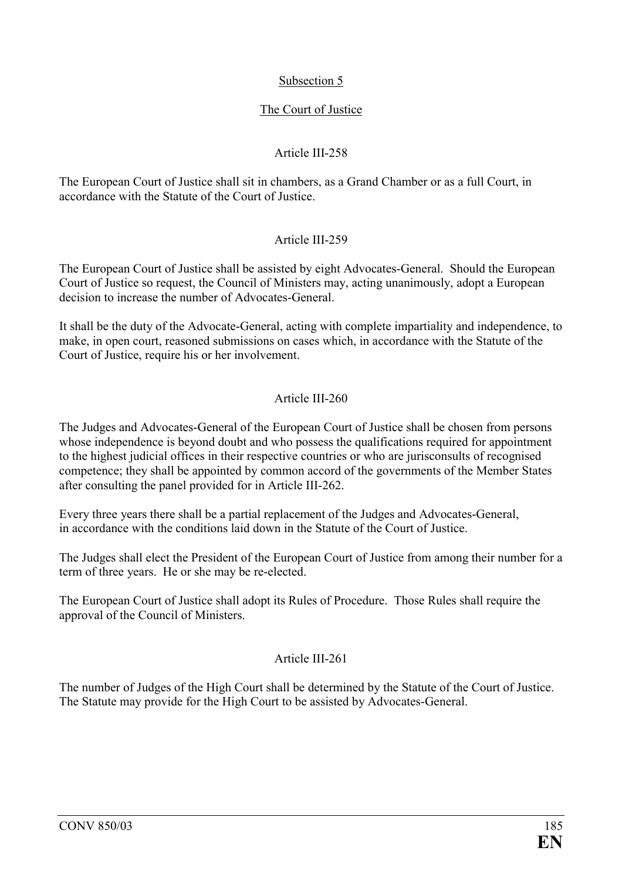## Subsection 5

## The Court of Justice

### Article III-258

The European Court of Justice shall sit in chambers, as a Grand Chamber or as a full Court, in accordance with the Statute of the Court of Justice.

### Article III-259

The European Court of Justice shall be assisted by eight Advocates-General. Should the European Court of Justice so request, the Council of Ministers may, acting unanimously, adopt a European decision to increase the number of Advocates-General.

It shall be the duty of the Advocate-General, acting with complete impartiality and independence, to make, in open court, reasoned submissions on cases which, in accordance with the Statute of the Court of Justice, require his or her involvement.

### Article III-260

The Judges and Advocates-General of the European Court of Justice shall be chosen from persons whose independence is beyond doubt and who possess the qualifications required for appointment to the highest judicial offices in their respective countries or who are jurisconsults of recognised competence; they shall be appointed by common accord of the governments of the Member States after consulting the panel provided for in Article III-262.

Every three years there shall be a partial replacement of the Judges and Advocates-General, in accordance with the conditions laid down in the Statute of the Court of Justice.

The Judges shall elect the President of the European Court of Justice from among their number for a term of three years. He or she may be re-elected.

The European Court of Justice shall adopt its Rules of Procedure. Those Rules shall require the approval of the Council of Ministers.

### Article III-261

The number of Judges of the High Court shall be determined by the Statute of the Court of Justice. The Statute may provide for the High Court to be assisted by Advocates-General.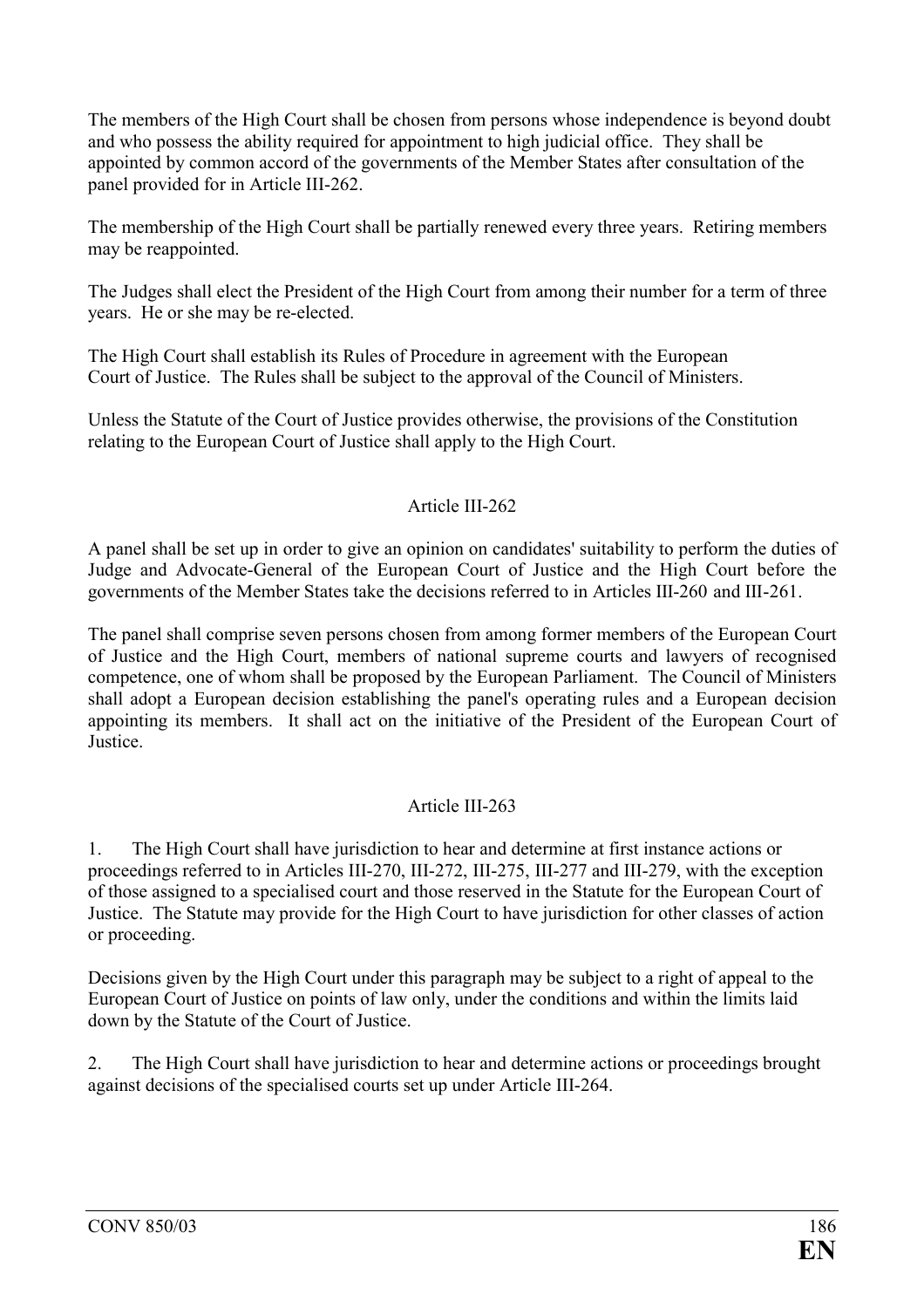The members of the High Court shall be chosen from persons whose independence is beyond doubt and who possess the ability required for appointment to high judicial office. They shall be appointed by common accord of the governments of the Member States after consultation of the panel provided for in Article III-262.

The membership of the High Court shall be partially renewed every three years. Retiring members may be reappointed.

The Judges shall elect the President of the High Court from among their number for a term of three years. He or she may be re-elected.

The High Court shall establish its Rules of Procedure in agreement with the European Court of Justice. The Rules shall be subject to the approval of the Council of Ministers.

Unless the Statute of the Court of Justice provides otherwise, the provisions of the Constitution relating to the European Court of Justice shall apply to the High Court.

### Article III-262

A panel shall be set up in order to give an opinion on candidates' suitability to perform the duties of Judge and Advocate-General of the European Court of Justice and the High Court before the governments of the Member States take the decisions referred to in Articles III-260 and III-261.

The panel shall comprise seven persons chosen from among former members of the European Court of Justice and the High Court, members of national supreme courts and lawyers of recognised competence, one of whom shall be proposed by the European Parliament. The Council of Ministers shall adopt a European decision establishing the panel's operating rules and a European decision appointing its members. It shall act on the initiative of the President of the European Court of Justice.

### Article III-263

1. The High Court shall have jurisdiction to hear and determine at first instance actions or proceedings referred to in Articles III-270, III-272, III-275, III-277 and III-279, with the exception of those assigned to a specialised court and those reserved in the Statute for the European Court of Justice. The Statute may provide for the High Court to have jurisdiction for other classes of action or proceeding.

Decisions given by the High Court under this paragraph may be subject to a right of appeal to the European Court of Justice on points of law only, under the conditions and within the limits laid down by the Statute of the Court of Justice.

2. The High Court shall have jurisdiction to hear and determine actions or proceedings brought against decisions of the specialised courts set up under Article III-264.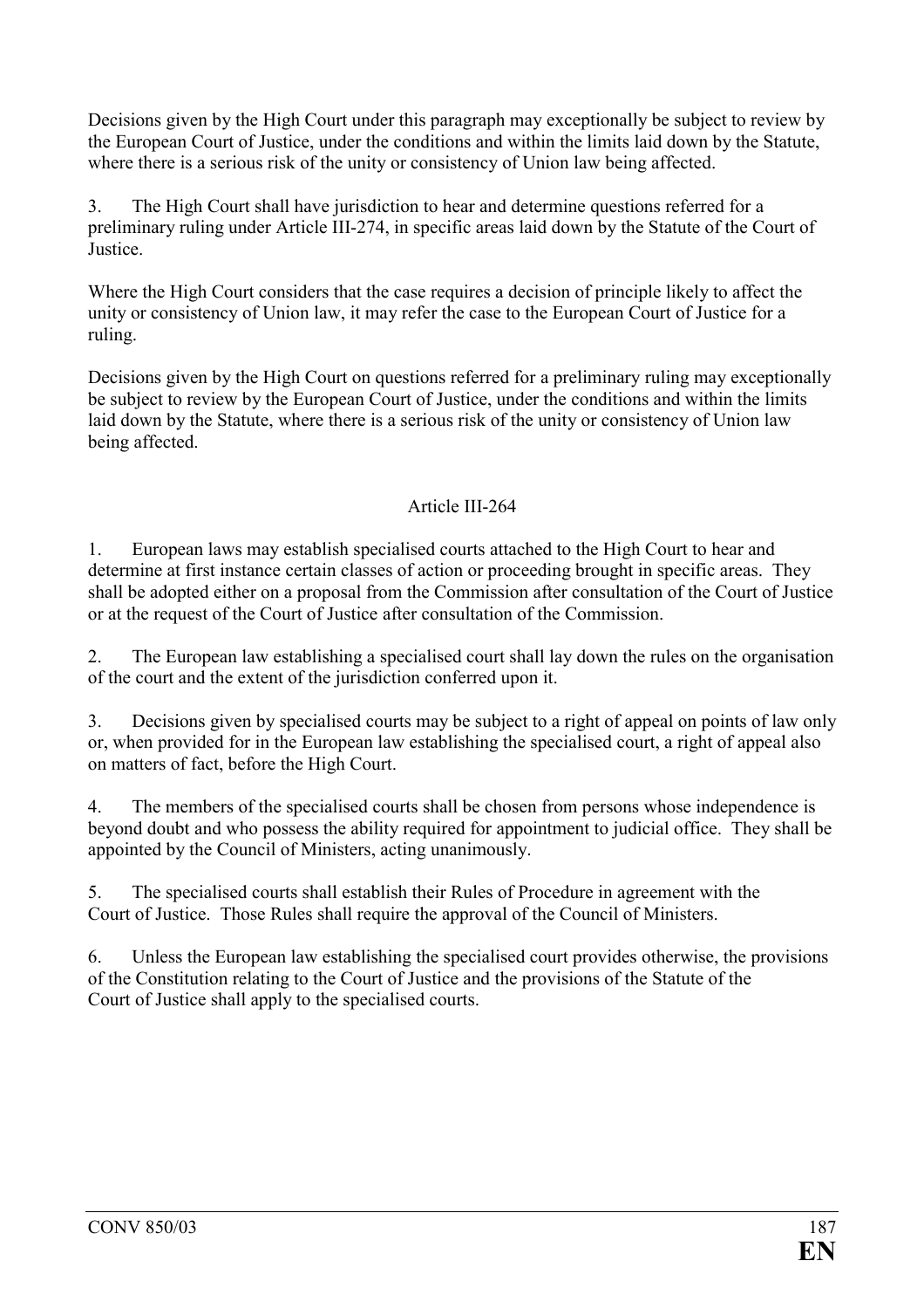Decisions given by the High Court under this paragraph may exceptionally be subject to review by the European Court of Justice, under the conditions and within the limits laid down by the Statute, where there is a serious risk of the unity or consistency of Union law being affected.

3. The High Court shall have jurisdiction to hear and determine questions referred for a preliminary ruling under Article III-274, in specific areas laid down by the Statute of the Court of Justice.

Where the High Court considers that the case requires a decision of principle likely to affect the unity or consistency of Union law, it may refer the case to the European Court of Justice for a ruling.

Decisions given by the High Court on questions referred for a preliminary ruling may exceptionally be subject to review by the European Court of Justice, under the conditions and within the limits laid down by the Statute, where there is a serious risk of the unity or consistency of Union law being affected.

Article III-264

1. European laws may establish specialised courts attached to the High Court to hear and determine at first instance certain classes of action or proceeding brought in specific areas. They shall be adopted either on a proposal from the Commission after consultation of the Court of Justice or at the request of the Court of Justice after consultation of the Commission.

2. The European law establishing a specialised court shall lay down the rules on the organisation of the court and the extent of the jurisdiction conferred upon it.

3. Decisions given by specialised courts may be subject to a right of appeal on points of law only or, when provided for in the European law establishing the specialised court, a right of appeal also on matters of fact, before the High Court.

4. The members of the specialised courts shall be chosen from persons whose independence is beyond doubt and who possess the ability required for appointment to judicial office. They shall be appointed by the Council of Ministers, acting unanimously.

5. The specialised courts shall establish their Rules of Procedure in agreement with the Court of Justice. Those Rules shall require the approval of the Council of Ministers.

6. Unless the European law establishing the specialised court provides otherwise, the provisions of the Constitution relating to the Court of Justice and the provisions of the Statute of the Court of Justice shall apply to the specialised courts.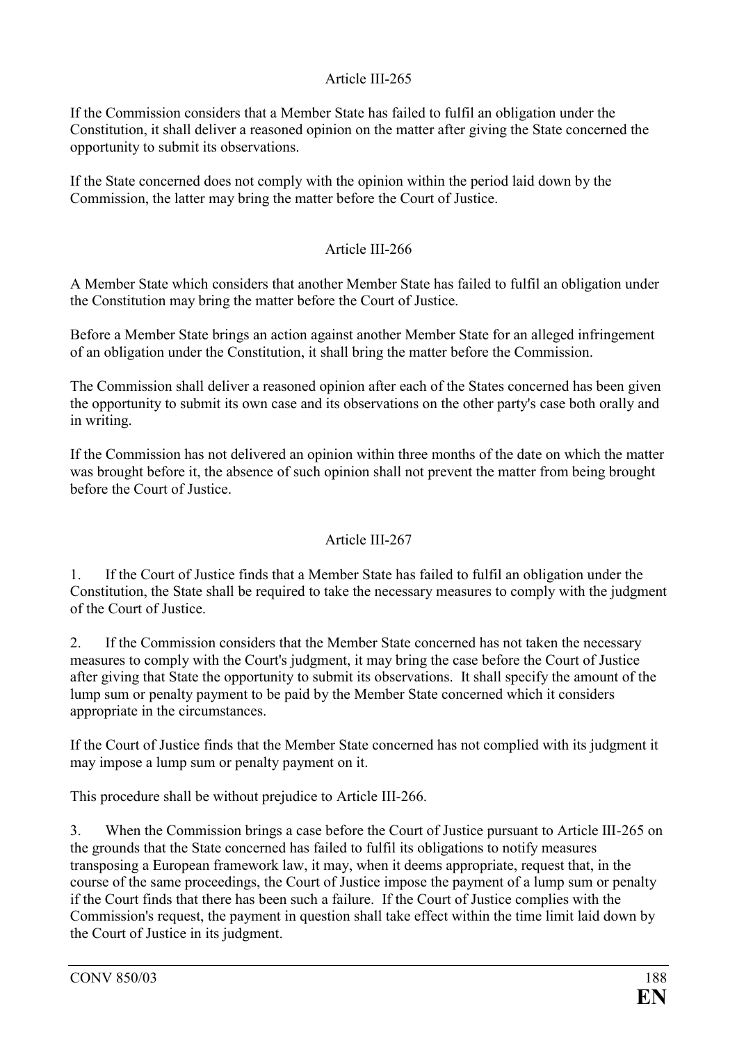### Article III-265

If the Commission considers that a Member State has failed to fulfil an obligation under the Constitution, it shall deliver a reasoned opinion on the matter after giving the State concerned the opportunity to submit its observations.

If the State concerned does not comply with the opinion within the period laid down by the Commission, the latter may bring the matter before the Court of Justice.

### Article III-266

A Member State which considers that another Member State has failed to fulfil an obligation under the Constitution may bring the matter before the Court of Justice.

Before a Member State brings an action against another Member State for an alleged infringement of an obligation under the Constitution, it shall bring the matter before the Commission.

The Commission shall deliver a reasoned opinion after each of the States concerned has been given the opportunity to submit its own case and its observations on the other party's case both orally and in writing.

If the Commission has not delivered an opinion within three months of the date on which the matter was brought before it, the absence of such opinion shall not prevent the matter from being brought before the Court of Justice.

### Article III-267

1. If the Court of Justice finds that a Member State has failed to fulfil an obligation under the Constitution, the State shall be required to take the necessary measures to comply with the judgment of the Court of Justice.

2. If the Commission considers that the Member State concerned has not taken the necessary measures to comply with the Court's judgment, it may bring the case before the Court of Justice after giving that State the opportunity to submit its observations. It shall specify the amount of the lump sum or penalty payment to be paid by the Member State concerned which it considers appropriate in the circumstances.

If the Court of Justice finds that the Member State concerned has not complied with its judgment it may impose a lump sum or penalty payment on it.

This procedure shall be without prejudice to Article III-266.

3. When the Commission brings a case before the Court of Justice pursuant to Article III-265 on the grounds that the State concerned has failed to fulfil its obligations to notify measures transposing a European framework law, it may, when it deems appropriate, request that, in the course of the same proceedings, the Court of Justice impose the payment of a lump sum or penalty if the Court finds that there has been such a failure. If the Court of Justice complies with the Commission's request, the payment in question shall take effect within the time limit laid down by the Court of Justice in its judgment.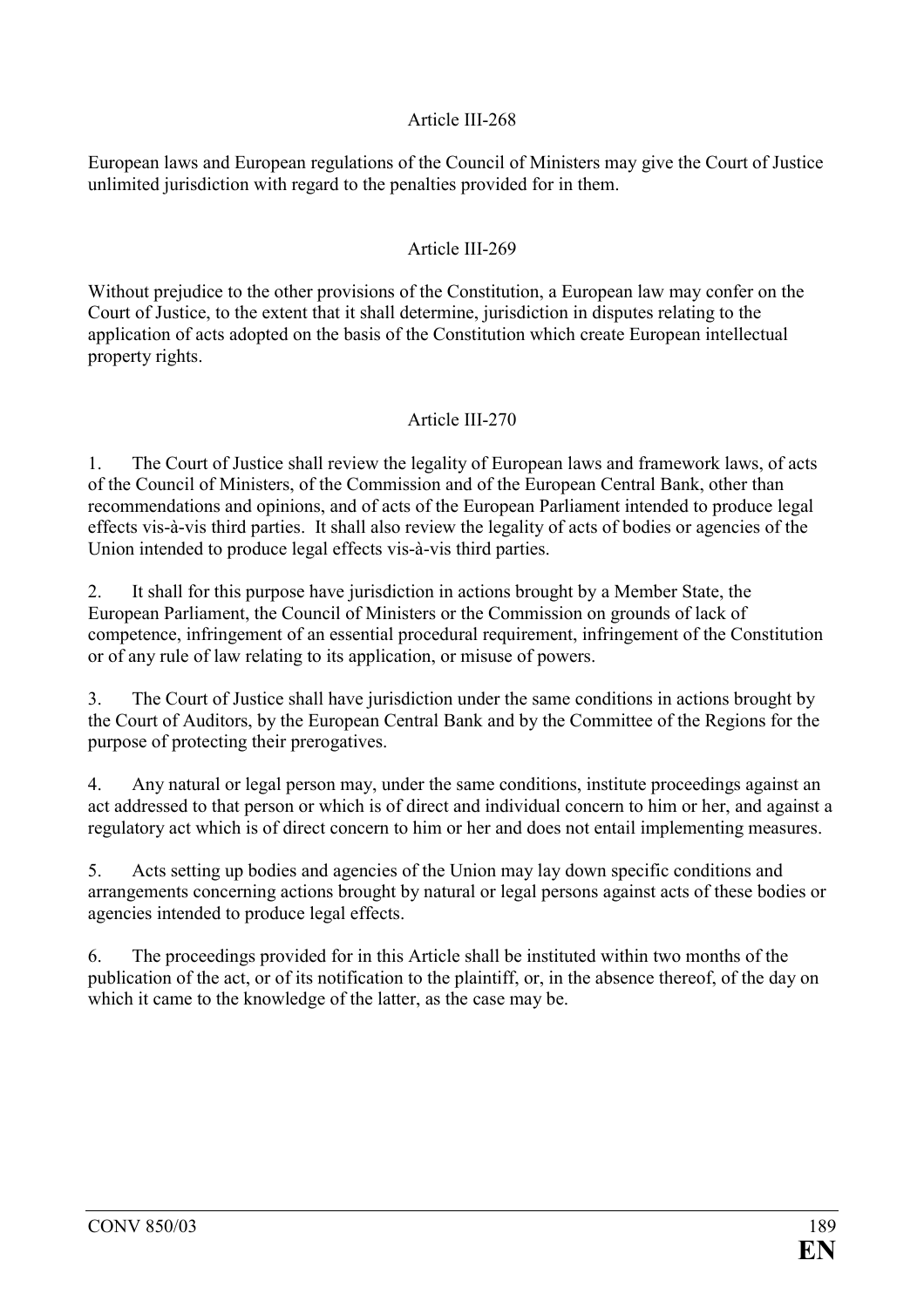### Article III-268

European laws and European regulations of the Council of Ministers may give the Court of Justice unlimited jurisdiction with regard to the penalties provided for in them.

### Article III-269

Without prejudice to the other provisions of the Constitution, a European law may confer on the Court of Justice, to the extent that it shall determine, jurisdiction in disputes relating to the application of acts adopted on the basis of the Constitution which create European intellectual property rights.

### Article III-270

1. The Court of Justice shall review the legality of European laws and framework laws, of acts of the Council of Ministers, of the Commission and of the European Central Bank, other than recommendations and opinions, and of acts of the European Parliament intended to produce legal effects vis-à-vis third parties. It shall also review the legality of acts of bodies or agencies of the Union intended to produce legal effects vis-à-vis third parties.

2. It shall for this purpose have jurisdiction in actions brought by a Member State, the European Parliament, the Council of Ministers or the Commission on grounds of lack of competence, infringement of an essential procedural requirement, infringement of the Constitution or of any rule of law relating to its application, or misuse of powers.

3. The Court of Justice shall have jurisdiction under the same conditions in actions brought by the Court of Auditors, by the European Central Bank and by the Committee of the Regions for the purpose of protecting their prerogatives.

4. Any natural or legal person may, under the same conditions, institute proceedings against an act addressed to that person or which is of direct and individual concern to him or her, and against a regulatory act which is of direct concern to him or her and does not entail implementing measures.

5. Acts setting up bodies and agencies of the Union may lay down specific conditions and arrangements concerning actions brought by natural or legal persons against acts of these bodies or agencies intended to produce legal effects.

6. The proceedings provided for in this Article shall be instituted within two months of the publication of the act, or of its notification to the plaintiff, or, in the absence thereof, of the day on which it came to the knowledge of the latter, as the case may be.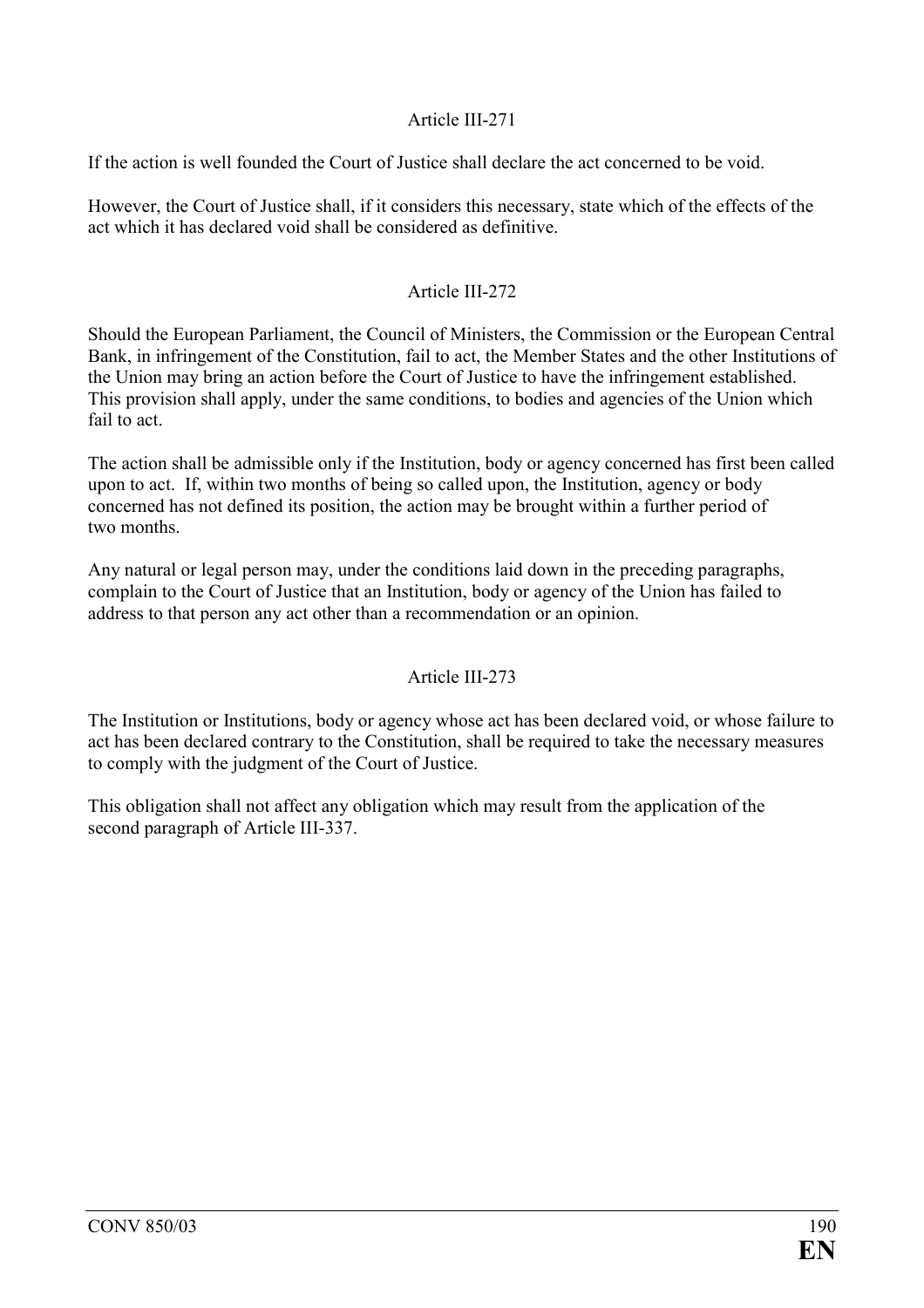### Article III-271

If the action is well founded the Court of Justice shall declare the act concerned to be void.

However, the Court of Justice shall, if it considers this necessary, state which of the effects of the act which it has declared void shall be considered as definitive.

### Article III-272

Should the European Parliament, the Council of Ministers, the Commission or the European Central Bank, in infringement of the Constitution, fail to act, the Member States and the other Institutions of the Union may bring an action before the Court of Justice to have the infringement established. This provision shall apply, under the same conditions, to bodies and agencies of the Union which fail to act.

The action shall be admissible only if the Institution, body or agency concerned has first been called upon to act. If, within two months of being so called upon, the Institution, agency or body concerned has not defined its position, the action may be brought within a further period of two months.

Any natural or legal person may, under the conditions laid down in the preceding paragraphs, complain to the Court of Justice that an Institution, body or agency of the Union has failed to address to that person any act other than a recommendation or an opinion.

### Article III-273

The Institution or Institutions, body or agency whose act has been declared void, or whose failure to act has been declared contrary to the Constitution, shall be required to take the necessary measures to comply with the judgment of the Court of Justice.

This obligation shall not affect any obligation which may result from the application of the second paragraph of Article III-337.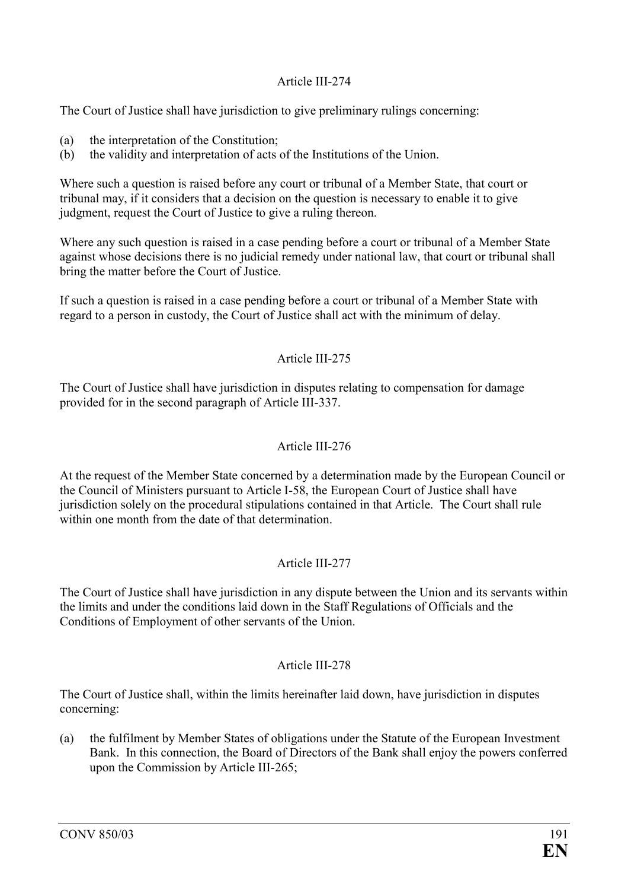### Article III-274

The Court of Justice shall have jurisdiction to give preliminary rulings concerning:

(a) the interpretation of the Constitution;
(b) the validity and interpretation of acts of the Institutions of the Union.

Where such a question is raised before any court or tribunal of a Member State, that court or tribunal may, if it considers that a decision on the question is necessary to enable it to give judgment, request the Court of Justice to give a ruling thereon.

Where any such question is raised in a case pending before a court or tribunal of a Member State against whose decisions there is no judicial remedy under national law, that court or tribunal shall bring the matter before the Court of Justice.

If such a question is raised in a case pending before a court or tribunal of a Member State with regard to a person in custody, the Court of Justice shall act with the minimum of delay.

### Article III-275

The Court of Justice shall have jurisdiction in disputes relating to compensation for damage provided for in the second paragraph of Article III-337.

### Article III-276

At the request of the Member State concerned by a determination made by the European Council or the Council of Ministers pursuant to Article I-58, the European Court of Justice shall have jurisdiction solely on the procedural stipulations contained in that Article. The Court shall rule within one month from the date of that determination.

### Article III-277

The Court of Justice shall have jurisdiction in any dispute between the Union and its servants within the limits and under the conditions laid down in the Staff Regulations of Officials and the Conditions of Employment of other servants of the Union.

### Article III-278

The Court of Justice shall, within the limits hereinafter laid down, have jurisdiction in disputes concerning:

(a) the fulfilment by Member States of obligations under the Statute of the European Investment Bank. In this connection, the Board of Directors of the Bank shall enjoy the powers conferred upon the Commission by Article III-265;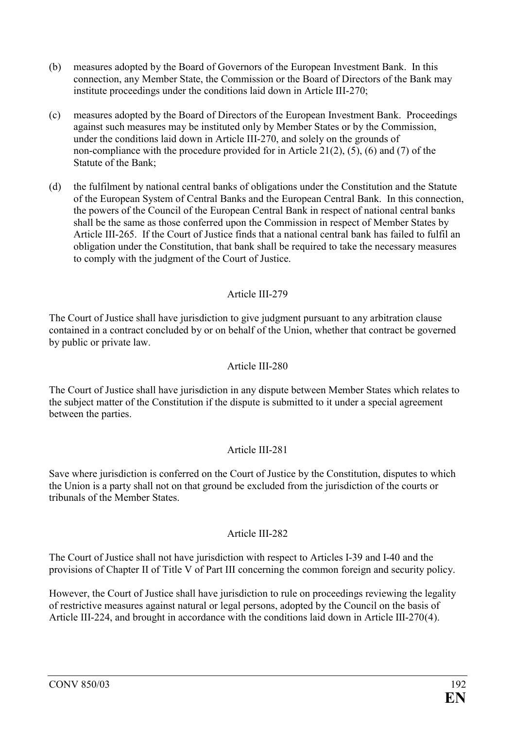(b) measures adopted by the Board of Governors of the European Investment Bank. In this connection, any Member State, the Commission or the Board of Directors of the Bank may institute proceedings under the conditions laid down in Article III-270;

(c) measures adopted by the Board of Directors of the European Investment Bank. Proceedings against such measures may be instituted only by Member States or by the Commission, under the conditions laid down in Article III-270, and solely on the grounds of non-compliance with the procedure provided for in Article 21(2), (5), (6) and (7) of the Statute of the Bank;

(d) the fulfilment by national central banks of obligations under the Constitution and the Statute of the European System of Central Banks and the European Central Bank. In this connection, the powers of the Council of the European Central Bank in respect of national central banks shall be the same as those conferred upon the Commission in respect of Member States by Article III-265. If the Court of Justice finds that a national central bank has failed to fulfil an obligation under the Constitution, that bank shall be required to take the necessary measures to comply with the judgment of the Court of Justice.

Article III-279

The Court of Justice shall have jurisdiction to give judgment pursuant to any arbitration clause contained in a contract concluded by or on behalf of the Union, whether that contract be governed by public or private law.

Article III-280

The Court of Justice shall have jurisdiction in any dispute between Member States which relates to the subject matter of the Constitution if the dispute is submitted to it under a special agreement between the parties.

Article III-281

Save where jurisdiction is conferred on the Court of Justice by the Constitution, disputes to which the Union is a party shall not on that ground be excluded from the jurisdiction of the courts or tribunals of the Member States.

Article III-282

The Court of Justice shall not have jurisdiction with respect to Articles I-39 and I-40 and the provisions of Chapter II of Title V of Part III concerning the common foreign and security policy.

However, the Court of Justice shall have jurisdiction to rule on proceedings reviewing the legality of restrictive measures against natural or legal persons, adopted by the Council on the basis of Article III-224, and brought in accordance with the conditions laid down in Article III-270(4).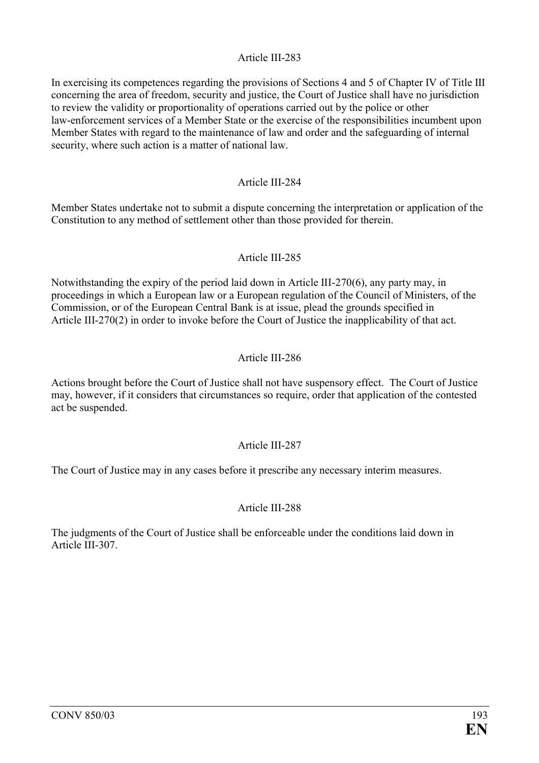Article III-283

In exercising its competences regarding the provisions of Sections 4 and 5 of Chapter IV of Title III concerning the area of freedom, security and justice, the Court of Justice shall have no jurisdiction to review the validity or proportionality of operations carried out by the police or other law-enforcement services of a Member State or the exercise of the responsibilities incumbent upon Member States with regard to the maintenance of law and order and the safeguarding of internal security, where such action is a matter of national law.

Article III-284

Member States undertake not to submit a dispute concerning the interpretation or application of the Constitution to any method of settlement other than those provided for therein.

Article III-285

Notwithstanding the expiry of the period laid down in Article III-270(6), any party may, in proceedings in which a European law or a European regulation of the Council of Ministers, of the Commission, or of the European Central Bank is at issue, plead the grounds specified in Article III-270(2) in order to invoke before the Court of Justice the inapplicability of that act.

Article III-286

Actions brought before the Court of Justice shall not have suspensory effect. The Court of Justice may, however, if it considers that circumstances so require, order that application of the contested act be suspended.

Article III-287

The Court of Justice may in any cases before it prescribe any necessary interim measures.

Article III-288

The judgments of the Court of Justice shall be enforceable under the conditions laid down in Article III-307.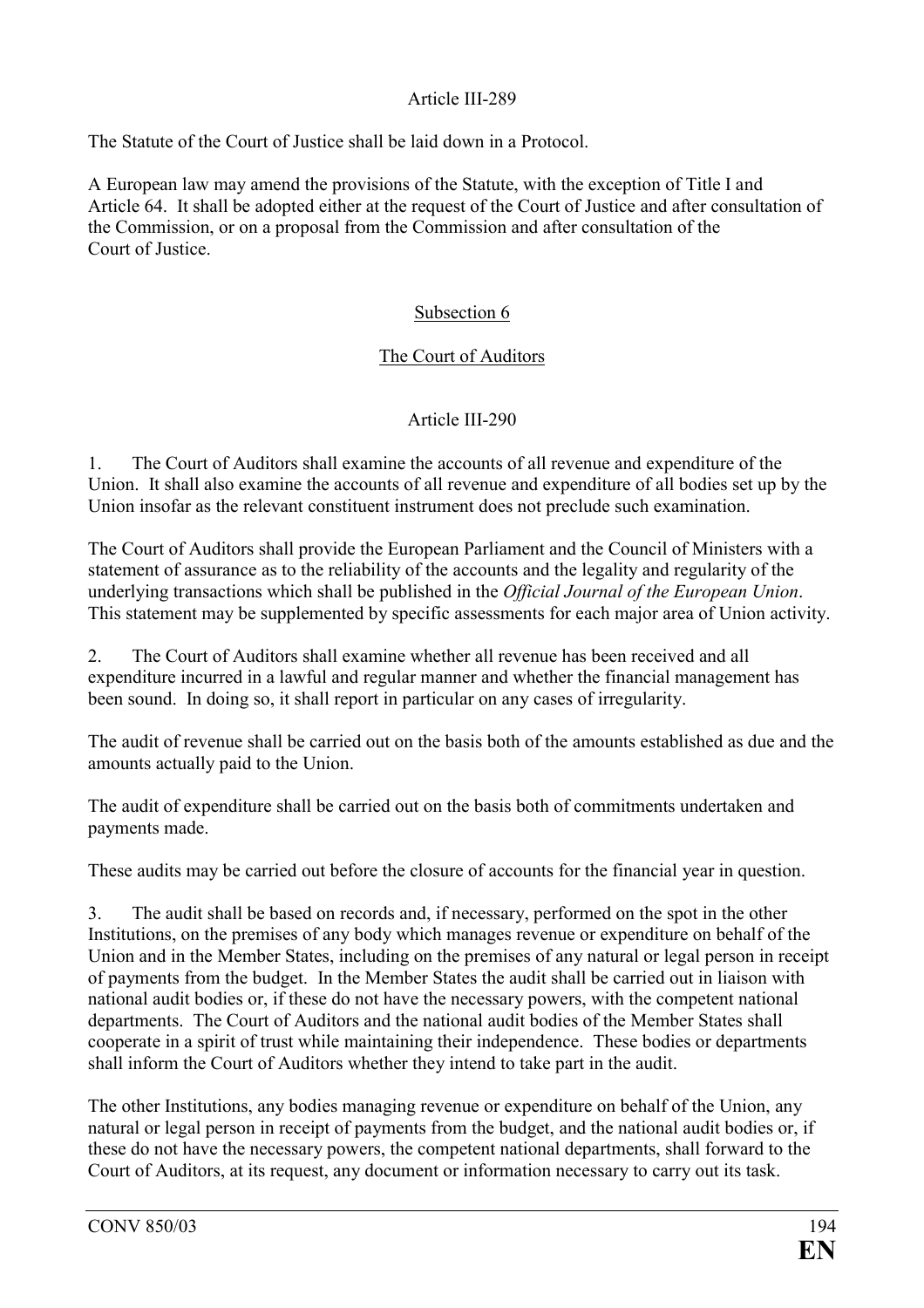Article III-289

The Statute of the Court of Justice shall be laid down in a Protocol.

A European law may amend the provisions of the Statute, with the exception of Title I and Article 64. It shall be adopted either at the request of the Court of Justice and after consultation of the Commission, or on a proposal from the Commission and after consultation of the Court of Justice.

Subsection 6

The Court of Auditors

Article III-290

1. The Court of Auditors shall examine the accounts of all revenue and expenditure of the Union. It shall also examine the accounts of all revenue and expenditure of all bodies set up by the Union insofar as the relevant constituent instrument does not preclude such examination.

The Court of Auditors shall provide the European Parliament and the Council of Ministers with a statement of assurance as to the reliability of the accounts and the legality and regularity of the underlying transactions which shall be published in the *Official Journal of the European Union*. This statement may be supplemented by specific assessments for each major area of Union activity.

2. The Court of Auditors shall examine whether all revenue has been received and all expenditure incurred in a lawful and regular manner and whether the financial management has been sound. In doing so, it shall report in particular on any cases of irregularity.

The audit of revenue shall be carried out on the basis both of the amounts established as due and the amounts actually paid to the Union.

The audit of expenditure shall be carried out on the basis both of commitments undertaken and payments made.

These audits may be carried out before the closure of accounts for the financial year in question.

3. The audit shall be based on records and, if necessary, performed on the spot in the other Institutions, on the premises of any body which manages revenue or expenditure on behalf of the Union and in the Member States, including on the premises of any natural or legal person in receipt of payments from the budget. In the Member States the audit shall be carried out in liaison with national audit bodies or, if these do not have the necessary powers, with the competent national departments. The Court of Auditors and the national audit bodies of the Member States shall cooperate in a spirit of trust while maintaining their independence. These bodies or departments shall inform the Court of Auditors whether they intend to take part in the audit.

The other Institutions, any bodies managing revenue or expenditure on behalf of the Union, any natural or legal person in receipt of payments from the budget, and the national audit bodies or, if these do not have the necessary powers, the competent national departments, shall forward to the Court of Auditors, at its request, any document or information necessary to carry out its task.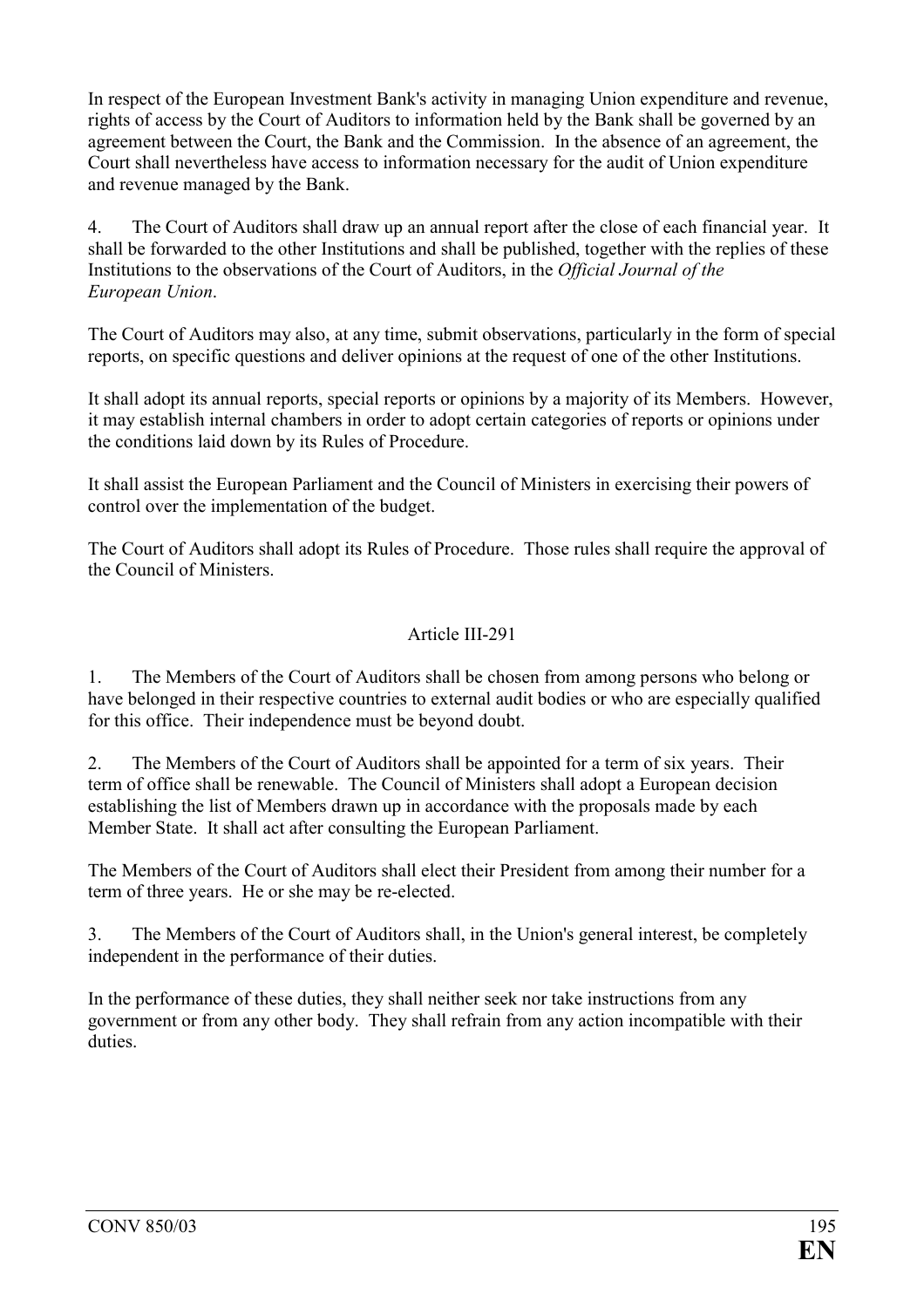In respect of the European Investment Bank's activity in managing Union expenditure and revenue, rights of access by the Court of Auditors to information held by the Bank shall be governed by an agreement between the Court, the Bank and the Commission. In the absence of an agreement, the Court shall nevertheless have access to information necessary for the audit of Union expenditure and revenue managed by the Bank.

4. The Court of Auditors shall draw up an annual report after the close of each financial year. It shall be forwarded to the other Institutions and shall be published, together with the replies of these Institutions to the observations of the Court of Auditors, in the *Official Journal of the European Union*.

The Court of Auditors may also, at any time, submit observations, particularly in the form of special reports, on specific questions and deliver opinions at the request of one of the other Institutions.

It shall adopt its annual reports, special reports or opinions by a majority of its Members. However, it may establish internal chambers in order to adopt certain categories of reports or opinions under the conditions laid down by its Rules of Procedure.

It shall assist the European Parliament and the Council of Ministers in exercising their powers of control over the implementation of the budget.

The Court of Auditors shall adopt its Rules of Procedure. Those rules shall require the approval of the Council of Ministers.

## Article III-291

1. The Members of the Court of Auditors shall be chosen from among persons who belong or have belonged in their respective countries to external audit bodies or who are especially qualified for this office. Their independence must be beyond doubt.

2. The Members of the Court of Auditors shall be appointed for a term of six years. Their term of office shall be renewable. The Council of Ministers shall adopt a European decision establishing the list of Members drawn up in accordance with the proposals made by each Member State. It shall act after consulting the European Parliament.

The Members of the Court of Auditors shall elect their President from among their number for a term of three years. He or she may be re-elected.

3. The Members of the Court of Auditors shall, in the Union's general interest, be completely independent in the performance of their duties.

In the performance of these duties, they shall neither seek nor take instructions from any government or from any other body. They shall refrain from any action incompatible with their duties.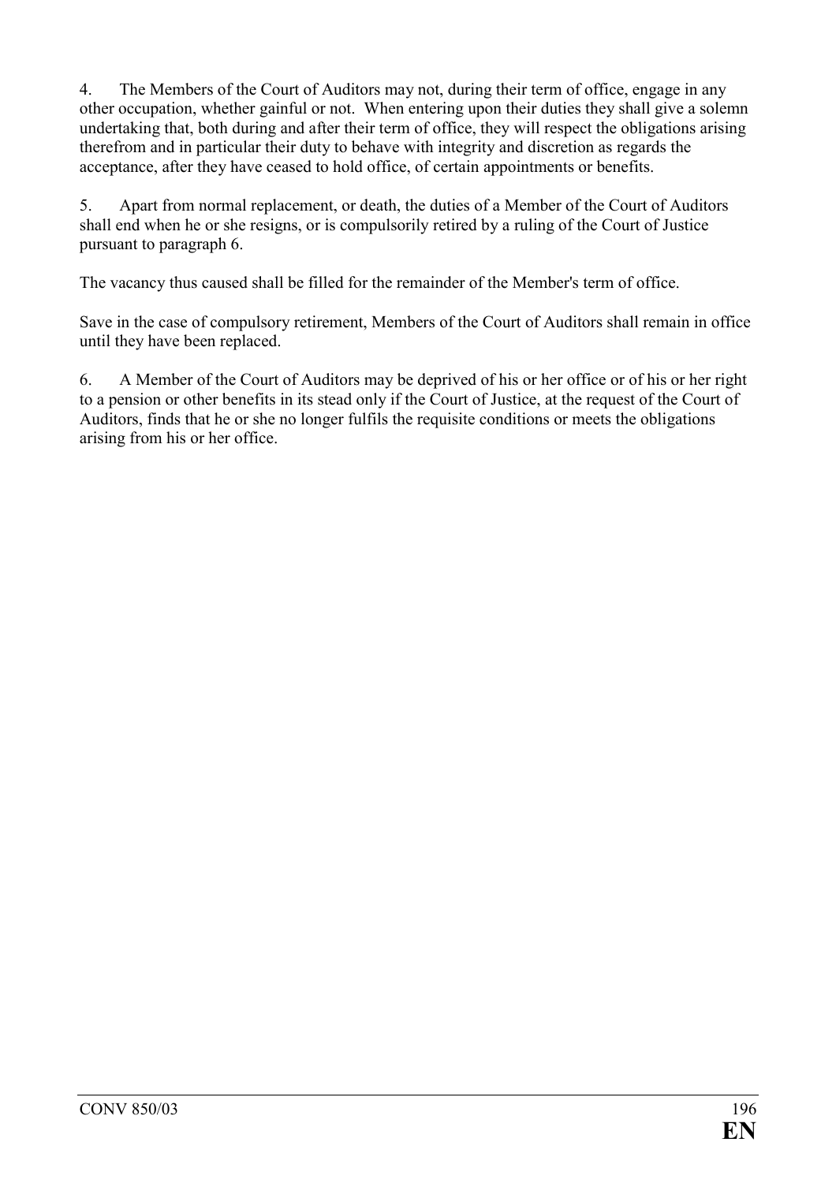4. The Members of the Court of Auditors may not, during their term of office, engage in any other occupation, whether gainful or not. When entering upon their duties they shall give a solemn undertaking that, both during and after their term of office, they will respect the obligations arising therefrom and in particular their duty to behave with integrity and discretion as regards the acceptance, after they have ceased to hold office, of certain appointments or benefits.

5. Apart from normal replacement, or death, the duties of a Member of the Court of Auditors shall end when he or she resigns, or is compulsorily retired by a ruling of the Court of Justice pursuant to paragraph 6.

The vacancy thus caused shall be filled for the remainder of the Member's term of office.

Save in the case of compulsory retirement, Members of the Court of Auditors shall remain in office until they have been replaced.

6. A Member of the Court of Auditors may be deprived of his or her office or of his or her right to a pension or other benefits in its stead only if the Court of Justice, at the request of the Court of Auditors, finds that he or she no longer fulfils the requisite conditions or meets the obligations arising from his or her office.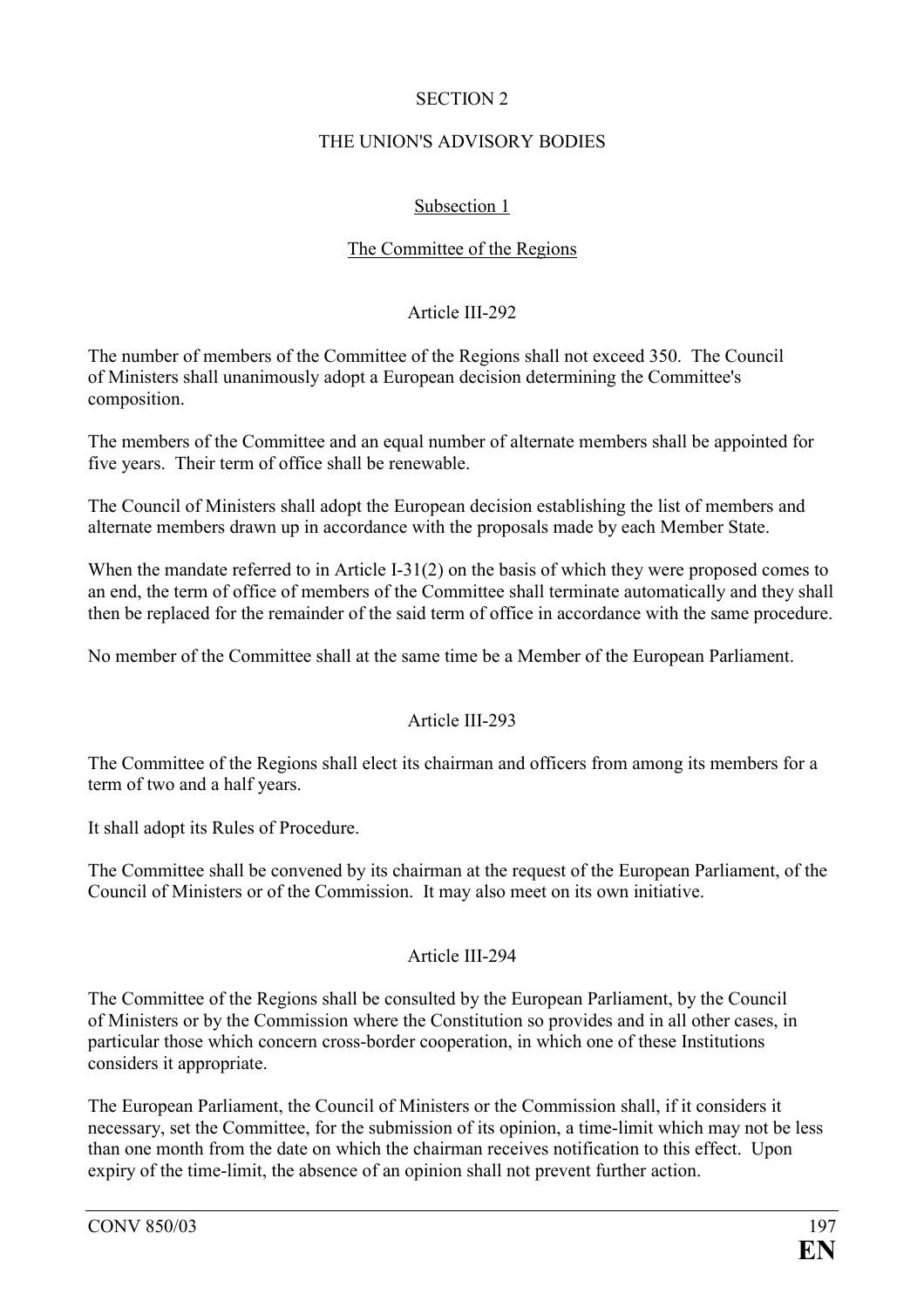## SECTION 2

## THE UNION'S ADVISORY BODIES

### Subsection 1

### The Committee of the Regions

#### Article III-292

The number of members of the Committee of the Regions shall not exceed 350. The Council of Ministers shall unanimously adopt a European decision determining the Committee's composition.

The members of the Committee and an equal number of alternate members shall be appointed for five years. Their term of office shall be renewable.

The Council of Ministers shall adopt the European decision establishing the list of members and alternate members drawn up in accordance with the proposals made by each Member State.

When the mandate referred to in Article I-31(2) on the basis of which they were proposed comes to an end, the term of office of members of the Committee shall terminate automatically and they shall then be replaced for the remainder of the said term of office in accordance with the same procedure.

No member of the Committee shall at the same time be a Member of the European Parliament.

#### Article III-293

The Committee of the Regions shall elect its chairman and officers from among its members for a term of two and a half years.

It shall adopt its Rules of Procedure.

The Committee shall be convened by its chairman at the request of the European Parliament, of the Council of Ministers or of the Commission. It may also meet on its own initiative.

#### Article III-294

The Committee of the Regions shall be consulted by the European Parliament, by the Council of Ministers or by the Commission where the Constitution so provides and in all other cases, in particular those which concern cross-border cooperation, in which one of these Institutions considers it appropriate.

The European Parliament, the Council of Ministers or the Commission shall, if it considers it necessary, set the Committee, for the submission of its opinion, a time-limit which may not be less than one month from the date on which the chairman receives notification to this effect. Upon expiry of the time-limit, the absence of an opinion shall not prevent further action.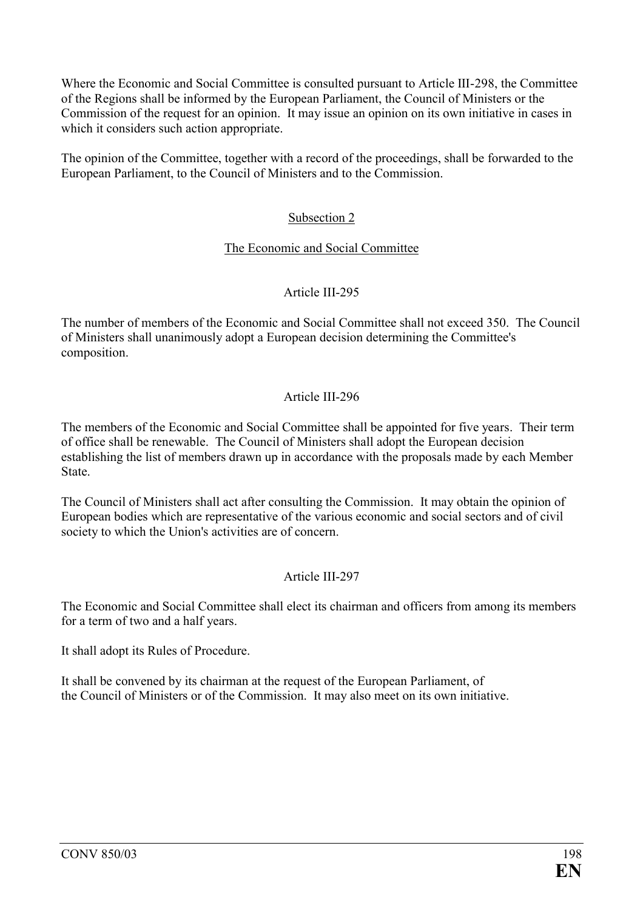Where the Economic and Social Committee is consulted pursuant to Article III-298, the Committee of the Regions shall be informed by the European Parliament, the Council of Ministers or the Commission of the request for an opinion. It may issue an opinion on its own initiative in cases in which it considers such action appropriate.

The opinion of the Committee, together with a record of the proceedings, shall be forwarded to the European Parliament, to the Council of Ministers and to the Commission.

## Subsection 2

## The Economic and Social Committee

### Article III-295

The number of members of the Economic and Social Committee shall not exceed 350. The Council of Ministers shall unanimously adopt a European decision determining the Committee's composition.

### Article III-296

The members of the Economic and Social Committee shall be appointed for five years. Their term of office shall be renewable. The Council of Ministers shall adopt the European decision establishing the list of members drawn up in accordance with the proposals made by each Member State.

The Council of Ministers shall act after consulting the Commission. It may obtain the opinion of European bodies which are representative of the various economic and social sectors and of civil society to which the Union's activities are of concern.

### Article III-297

The Economic and Social Committee shall elect its chairman and officers from among its members for a term of two and a half years.

It shall adopt its Rules of Procedure.

It shall be convened by its chairman at the request of the European Parliament, of the Council of Ministers or of the Commission. It may also meet on its own initiative.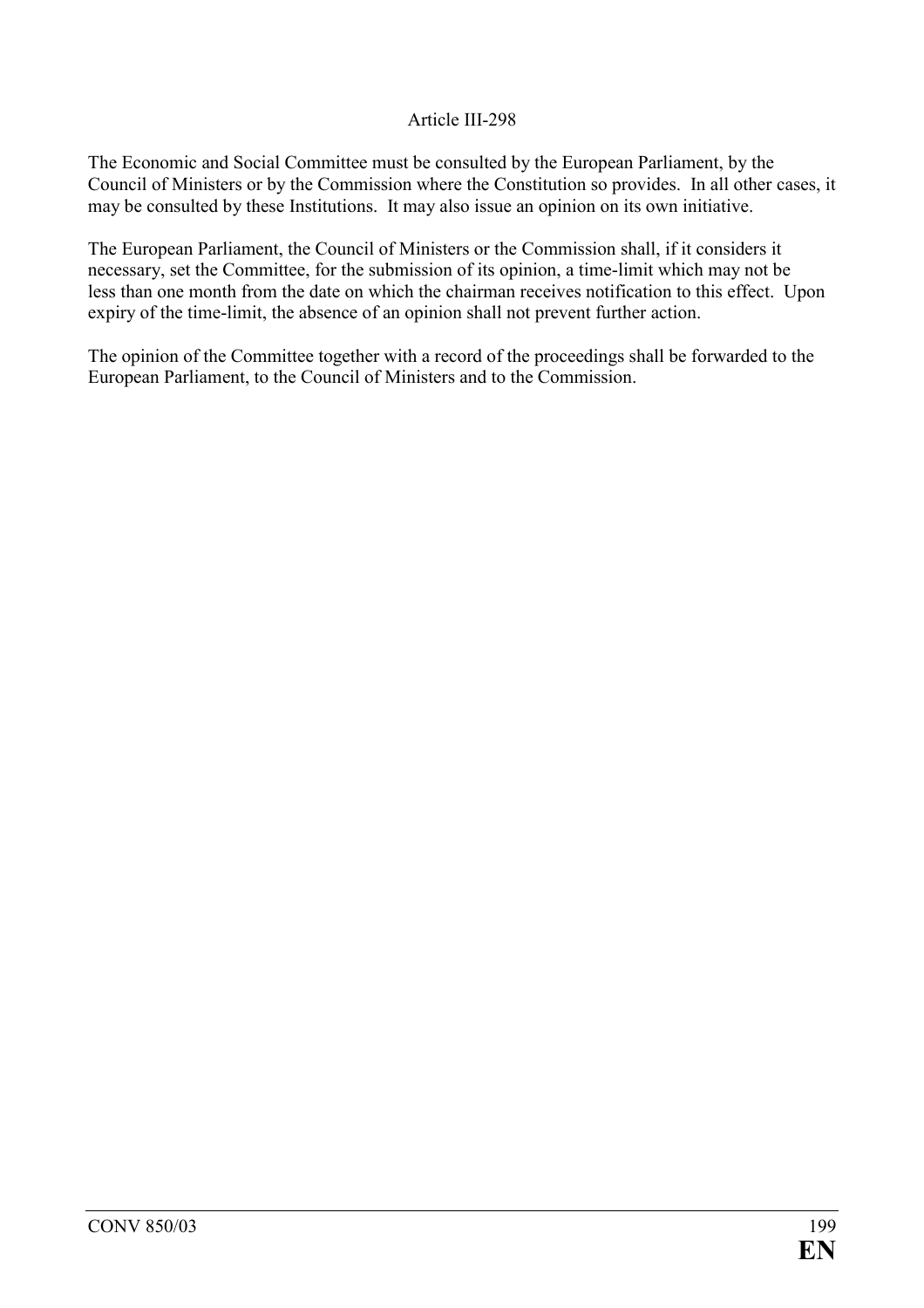### Article III-298

The Economic and Social Committee must be consulted by the European Parliament, by the Council of Ministers or by the Commission where the Constitution so provides. In all other cases, it may be consulted by these Institutions. It may also issue an opinion on its own initiative.

The European Parliament, the Council of Ministers or the Commission shall, if it considers it necessary, set the Committee, for the submission of its opinion, a time-limit which may not be less than one month from the date on which the chairman receives notification to this effect. Upon expiry of the time-limit, the absence of an opinion shall not prevent further action.

The opinion of the Committee together with a record of the proceedings shall be forwarded to the European Parliament, to the Council of Ministers and to the Commission.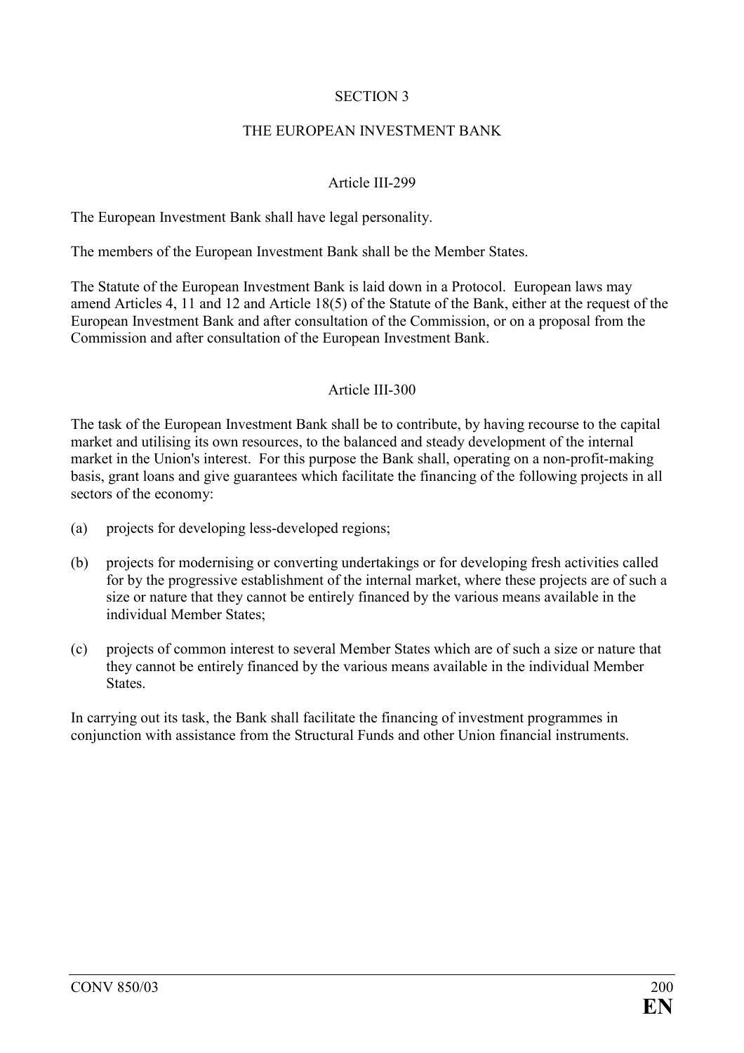## SECTION 3

## THE EUROPEAN INVESTMENT BANK

### Article III-299

The European Investment Bank shall have legal personality.

The members of the European Investment Bank shall be the Member States.

The Statute of the European Investment Bank is laid down in a Protocol. European laws may amend Articles 4, 11 and 12 and Article 18(5) of the Statute of the Bank, either at the request of the European Investment Bank and after consultation of the Commission, or on a proposal from the Commission and after consultation of the European Investment Bank.

### Article III-300

The task of the European Investment Bank shall be to contribute, by having recourse to the capital market and utilising its own resources, to the balanced and steady development of the internal market in the Union's interest. For this purpose the Bank shall, operating on a non-profit-making basis, grant loans and give guarantees which facilitate the financing of the following projects in all sectors of the economy:

(a) projects for developing less-developed regions;

(b) projects for modernising or converting undertakings or for developing fresh activities called for by the progressive establishment of the internal market, where these projects are of such a size or nature that they cannot be entirely financed by the various means available in the individual Member States;

(c) projects of common interest to several Member States which are of such a size or nature that they cannot be entirely financed by the various means available in the individual Member States.

In carrying out its task, the Bank shall facilitate the financing of investment programmes in conjunction with assistance from the Structural Funds and other Union financial instruments.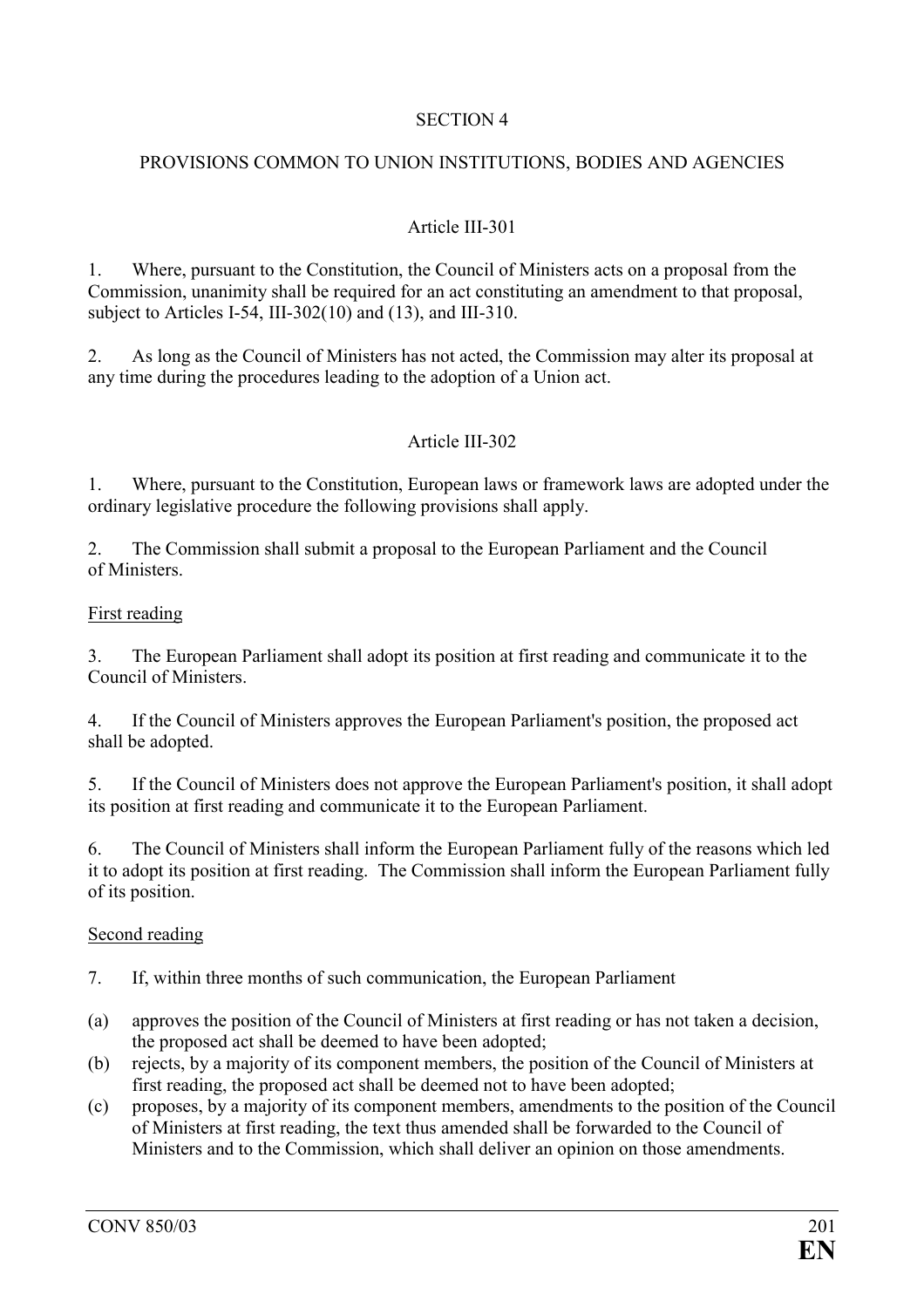## SECTION 4

## PROVISIONS COMMON TO UNION INSTITUTIONS, BODIES AND AGENCIES

### Article III-301

1. Where, pursuant to the Constitution, the Council of Ministers acts on a proposal from the Commission, unanimity shall be required for an act constituting an amendment to that proposal, subject to Articles I-54, III-302(10) and (13), and III-310.

2. As long as the Council of Ministers has not acted, the Commission may alter its proposal at any time during the procedures leading to the adoption of a Union act.

### Article III-302

1. Where, pursuant to the Constitution, European laws or framework laws are adopted under the ordinary legislative procedure the following provisions shall apply.

2. The Commission shall submit a proposal to the European Parliament and the Council of Ministers.

First reading

3. The European Parliament shall adopt its position at first reading and communicate it to the Council of Ministers.

4. If the Council of Ministers approves the European Parliament's position, the proposed act shall be adopted.

5. If the Council of Ministers does not approve the European Parliament's position, it shall adopt its position at first reading and communicate it to the European Parliament.

6. The Council of Ministers shall inform the European Parliament fully of the reasons which led it to adopt its position at first reading. The Commission shall inform the European Parliament fully of its position.

Second reading

7. If, within three months of such communication, the European Parliament

(a) approves the position of the Council of Ministers at first reading or has not taken a decision, the proposed act shall be deemed to have been adopted;
(b) rejects, by a majority of its component members, the position of the Council of Ministers at first reading, the proposed act shall be deemed not to have been adopted;
(c) proposes, by a majority of its component members, amendments to the position of the Council of Ministers at first reading, the text thus amended shall be forwarded to the Council of Ministers and to the Commission, which shall deliver an opinion on those amendments.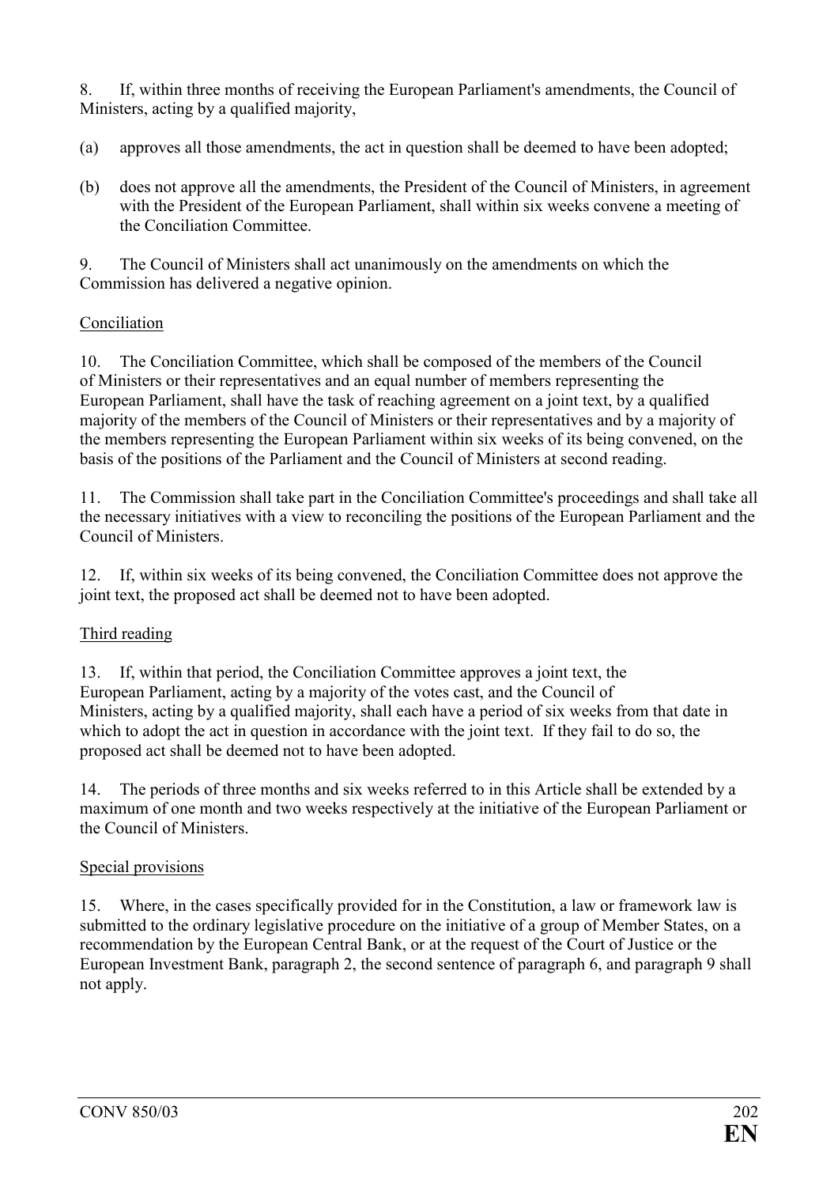8. If, within three months of receiving the European Parliament's amendments, the Council of Ministers, acting by a qualified majority,

(a) approves all those amendments, the act in question shall be deemed to have been adopted;

(b) does not approve all the amendments, the President of the Council of Ministers, in agreement with the President of the European Parliament, shall within six weeks convene a meeting of the Conciliation Committee.

9. The Council of Ministers shall act unanimously on the amendments on which the Commission has delivered a negative opinion.

Conciliation

10. The Conciliation Committee, which shall be composed of the members of the Council of Ministers or their representatives and an equal number of members representing the European Parliament, shall have the task of reaching agreement on a joint text, by a qualified majority of the members of the Council of Ministers or their representatives and by a majority of the members representing the European Parliament within six weeks of its being convened, on the basis of the positions of the Parliament and the Council of Ministers at second reading.

11. The Commission shall take part in the Conciliation Committee's proceedings and shall take all the necessary initiatives with a view to reconciling the positions of the European Parliament and the Council of Ministers.

12. If, within six weeks of its being convened, the Conciliation Committee does not approve the joint text, the proposed act shall be deemed not to have been adopted.

Third reading

13. If, within that period, the Conciliation Committee approves a joint text, the European Parliament, acting by a majority of the votes cast, and the Council of Ministers, acting by a qualified majority, shall each have a period of six weeks from that date in which to adopt the act in question in accordance with the joint text. If they fail to do so, the proposed act shall be deemed not to have been adopted.

14. The periods of three months and six weeks referred to in this Article shall be extended by a maximum of one month and two weeks respectively at the initiative of the European Parliament or the Council of Ministers.

Special provisions

15. Where, in the cases specifically provided for in the Constitution, a law or framework law is submitted to the ordinary legislative procedure on the initiative of a group of Member States, on a recommendation by the European Central Bank, or at the request of the Court of Justice or the European Investment Bank, paragraph 2, the second sentence of paragraph 6, and paragraph 9 shall not apply.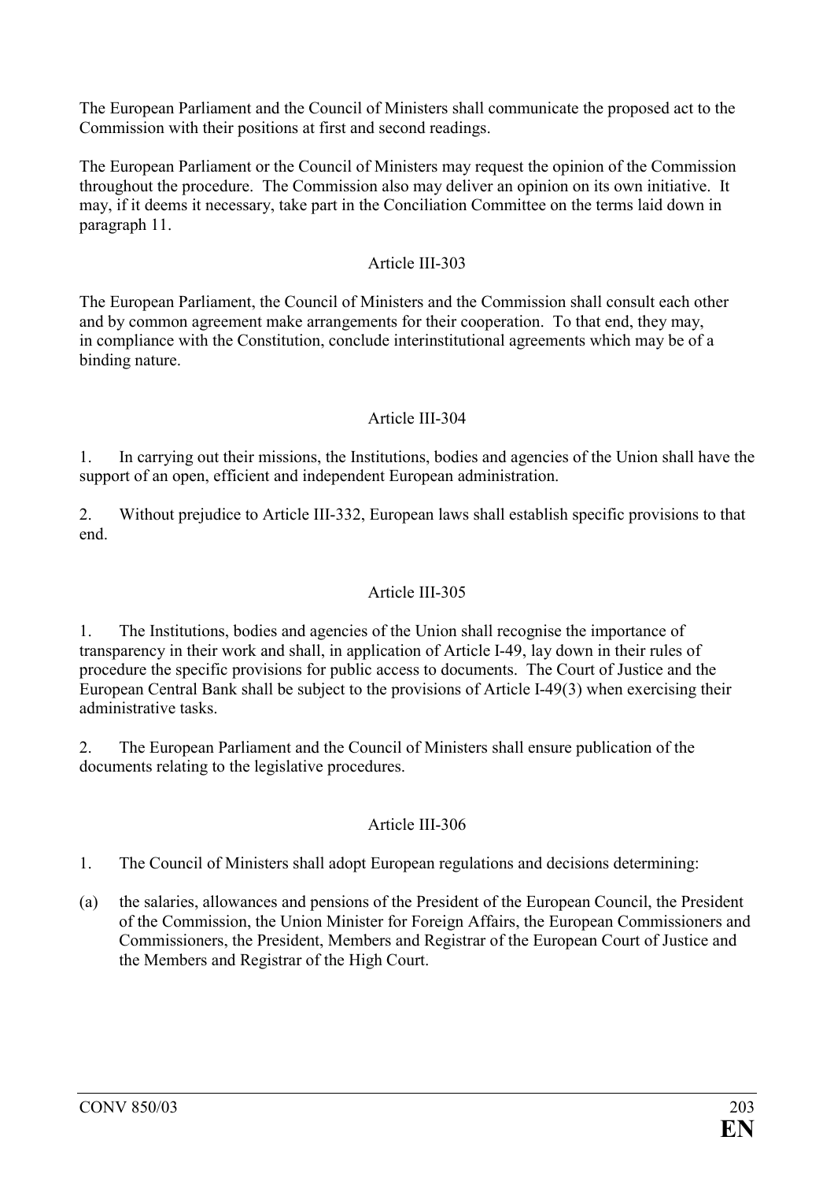The European Parliament and the Council of Ministers shall communicate the proposed act to the Commission with their positions at first and second readings.

The European Parliament or the Council of Ministers may request the opinion of the Commission throughout the procedure. The Commission also may deliver an opinion on its own initiative. It may, if it deems it necessary, take part in the Conciliation Committee on the terms laid down in paragraph 11.

Article III-303

The European Parliament, the Council of Ministers and the Commission shall consult each other and by common agreement make arrangements for their cooperation. To that end, they may, in compliance with the Constitution, conclude interinstitutional agreements which may be of a binding nature.

Article III-304

1. In carrying out their missions, the Institutions, bodies and agencies of the Union shall have the support of an open, efficient and independent European administration.

2. Without prejudice to Article III-332, European laws shall establish specific provisions to that end.

Article III-305

1. The Institutions, bodies and agencies of the Union shall recognise the importance of transparency in their work and shall, in application of Article I-49, lay down in their rules of procedure the specific provisions for public access to documents. The Court of Justice and the European Central Bank shall be subject to the provisions of Article I-49(3) when exercising their administrative tasks.

2. The European Parliament and the Council of Ministers shall ensure publication of the documents relating to the legislative procedures.

Article III-306

1. The Council of Ministers shall adopt European regulations and decisions determining:

(a) the salaries, allowances and pensions of the President of the European Council, the President of the Commission, the Union Minister for Foreign Affairs, the European Commissioners and Commissioners, the President, Members and Registrar of the European Court of Justice and the Members and Registrar of the High Court.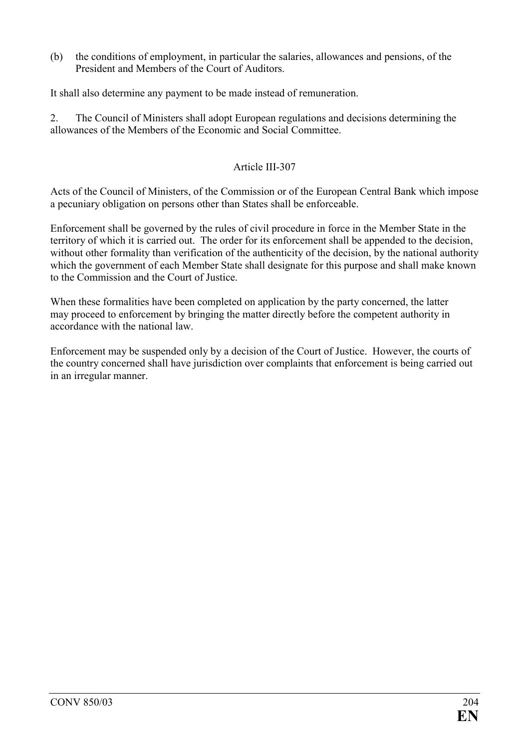(b) the conditions of employment, in particular the salaries, allowances and pensions, of the President and Members of the Court of Auditors.

It shall also determine any payment to be made instead of remuneration.

2. The Council of Ministers shall adopt European regulations and decisions determining the allowances of the Members of the Economic and Social Committee.

### Article III-307

Acts of the Council of Ministers, of the Commission or of the European Central Bank which impose a pecuniary obligation on persons other than States shall be enforceable.

Enforcement shall be governed by the rules of civil procedure in force in the Member State in the territory of which it is carried out. The order for its enforcement shall be appended to the decision, without other formality than verification of the authenticity of the decision, by the national authority which the government of each Member State shall designate for this purpose and shall make known to the Commission and the Court of Justice.

When these formalities have been completed on application by the party concerned, the latter may proceed to enforcement by bringing the matter directly before the competent authority in accordance with the national law.

Enforcement may be suspended only by a decision of the Court of Justice. However, the courts of the country concerned shall have jurisdiction over complaints that enforcement is being carried out in an irregular manner.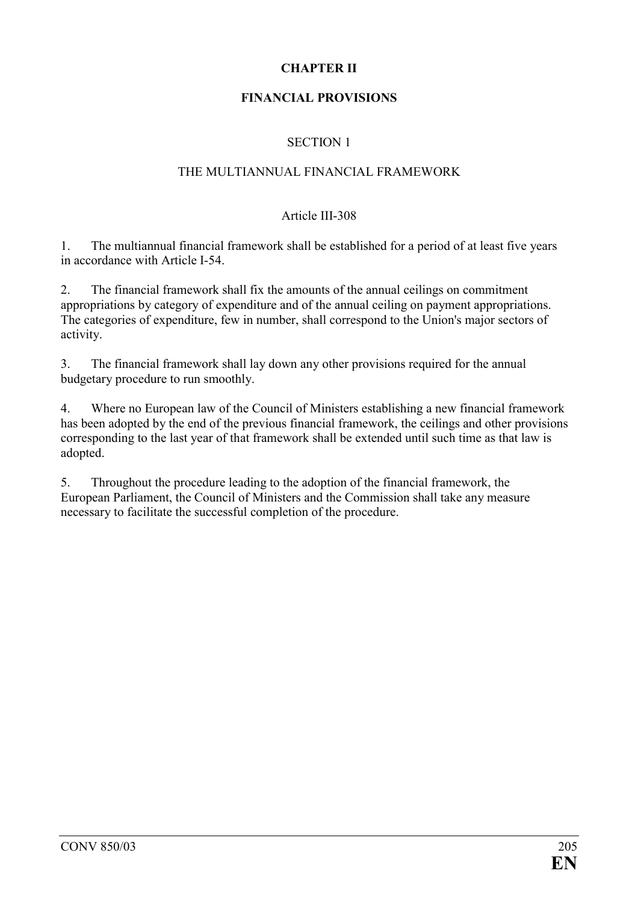# CHAPTER II

# FINANCIAL PROVISIONS

## SECTION 1

## THE MULTIANNUAL FINANCIAL FRAMEWORK

### Article III-308

1. The multiannual financial framework shall be established for a period of at least five years in accordance with Article I-54.

2. The financial framework shall fix the amounts of the annual ceilings on commitment appropriations by category of expenditure and of the annual ceiling on payment appropriations. The categories of expenditure, few in number, shall correspond to the Union's major sectors of activity.

3. The financial framework shall lay down any other provisions required for the annual budgetary procedure to run smoothly.

4. Where no European law of the Council of Ministers establishing a new financial framework has been adopted by the end of the previous financial framework, the ceilings and other provisions corresponding to the last year of that framework shall be extended until such time as that law is adopted.

5. Throughout the procedure leading to the adoption of the financial framework, the European Parliament, the Council of Ministers and the Commission shall take any measure necessary to facilitate the successful completion of the procedure.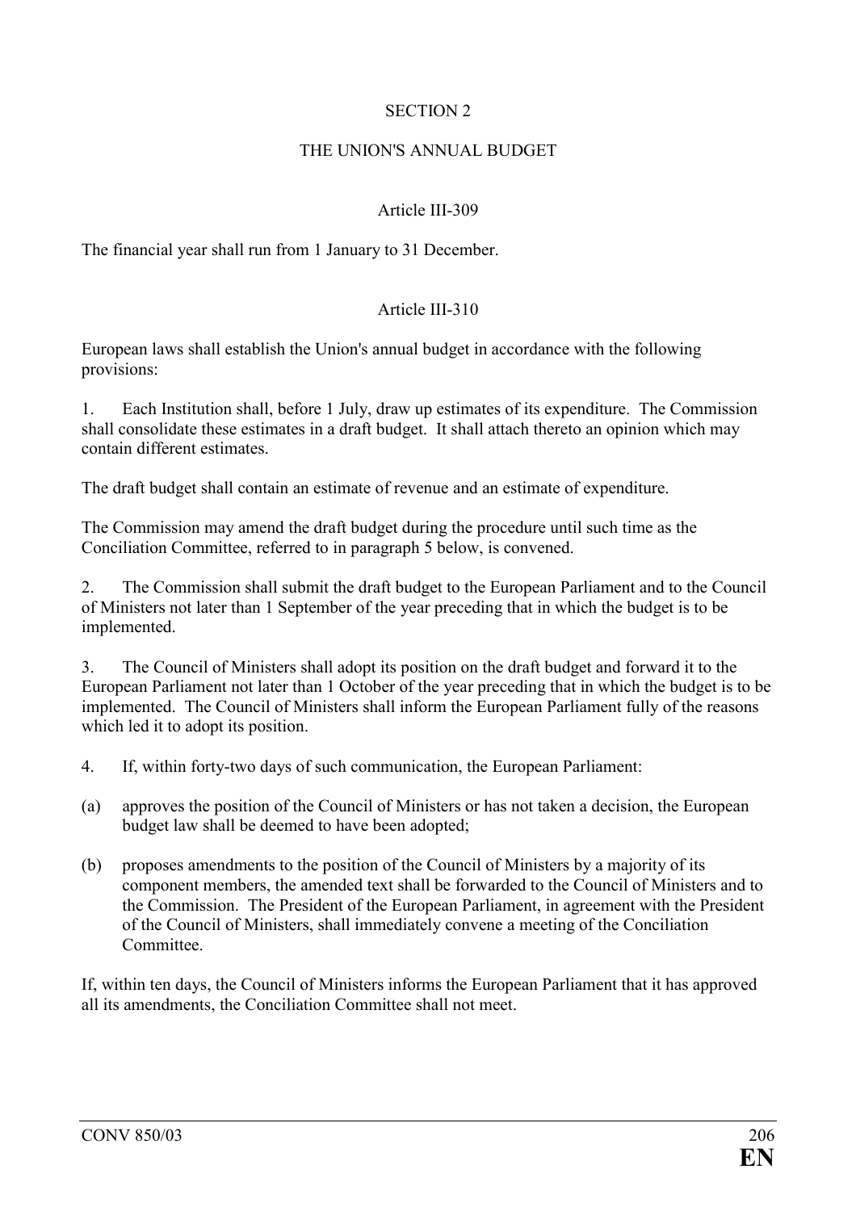## SECTION 2

## THE UNION'S ANNUAL BUDGET

### Article III-309

The financial year shall run from 1 January to 31 December.

### Article III-310

European laws shall establish the Union's annual budget in accordance with the following provisions:

1. Each Institution shall, before 1 July, draw up estimates of its expenditure. The Commission shall consolidate these estimates in a draft budget. It shall attach thereto an opinion which may contain different estimates.

The draft budget shall contain an estimate of revenue and an estimate of expenditure.

The Commission may amend the draft budget during the procedure until such time as the Conciliation Committee, referred to in paragraph 5 below, is convened.

2. The Commission shall submit the draft budget to the European Parliament and to the Council of Ministers not later than 1 September of the year preceding that in which the budget is to be implemented.

3. The Council of Ministers shall adopt its position on the draft budget and forward it to the European Parliament not later than 1 October of the year preceding that in which the budget is to be implemented. The Council of Ministers shall inform the European Parliament fully of the reasons which led it to adopt its position.

4. If, within forty-two days of such communication, the European Parliament:

(a) approves the position of the Council of Ministers or has not taken a decision, the European budget law shall be deemed to have been adopted;

(b) proposes amendments to the position of the Council of Ministers by a majority of its component members, the amended text shall be forwarded to the Council of Ministers and to the Commission. The President of the European Parliament, in agreement with the President of the Council of Ministers, shall immediately convene a meeting of the Conciliation Committee.

If, within ten days, the Council of Ministers informs the European Parliament that it has approved all its amendments, the Conciliation Committee shall not meet.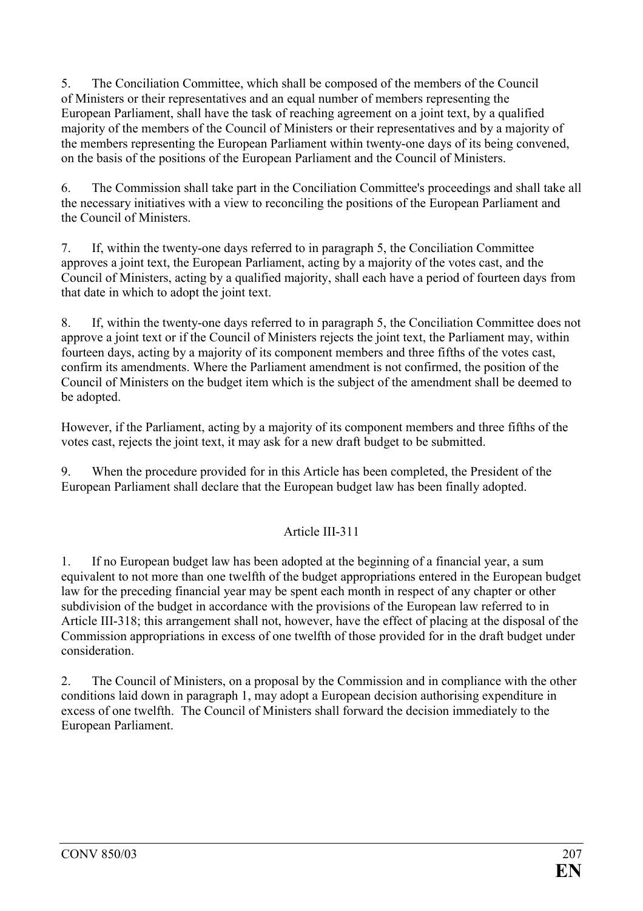5. The Conciliation Committee, which shall be composed of the members of the Council of Ministers or their representatives and an equal number of members representing the European Parliament, shall have the task of reaching agreement on a joint text, by a qualified majority of the members of the Council of Ministers or their representatives and by a majority of the members representing the European Parliament within twenty-one days of its being convened, on the basis of the positions of the European Parliament and the Council of Ministers.

6. The Commission shall take part in the Conciliation Committee's proceedings and shall take all the necessary initiatives with a view to reconciling the positions of the European Parliament and the Council of Ministers.

7. If, within the twenty-one days referred to in paragraph 5, the Conciliation Committee approves a joint text, the European Parliament, acting by a majority of the votes cast, and the Council of Ministers, acting by a qualified majority, shall each have a period of fourteen days from that date in which to adopt the joint text.

8. If, within the twenty-one days referred to in paragraph 5, the Conciliation Committee does not approve a joint text or if the Council of Ministers rejects the joint text, the Parliament may, within fourteen days, acting by a majority of its component members and three fifths of the votes cast, confirm its amendments. Where the Parliament amendment is not confirmed, the position of the Council of Ministers on the budget item which is the subject of the amendment shall be deemed to be adopted.

However, if the Parliament, acting by a majority of its component members and three fifths of the votes cast, rejects the joint text, it may ask for a new draft budget to be submitted.

9. When the procedure provided for in this Article has been completed, the President of the European Parliament shall declare that the European budget law has been finally adopted.

## Article III-311

1. If no European budget law has been adopted at the beginning of a financial year, a sum equivalent to not more than one twelfth of the budget appropriations entered in the European budget law for the preceding financial year may be spent each month in respect of any chapter or other subdivision of the budget in accordance with the provisions of the European law referred to in Article III-318; this arrangement shall not, however, have the effect of placing at the disposal of the Commission appropriations in excess of one twelfth of those provided for in the draft budget under consideration.

2. The Council of Ministers, on a proposal by the Commission and in compliance with the other conditions laid down in paragraph 1, may adopt a European decision authorising expenditure in excess of one twelfth. The Council of Ministers shall forward the decision immediately to the European Parliament.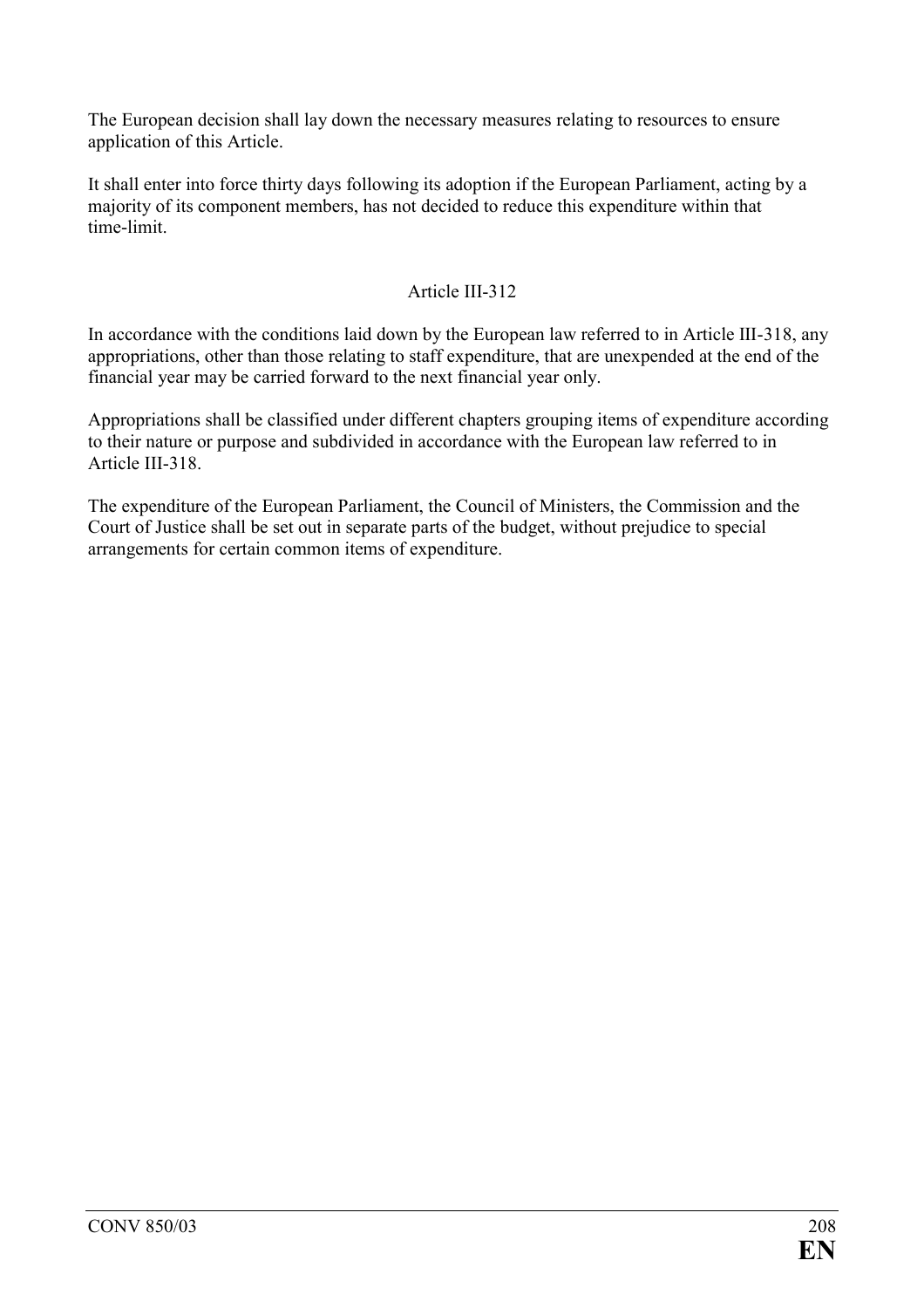The European decision shall lay down the necessary measures relating to resources to ensure application of this Article.

It shall enter into force thirty days following its adoption if the European Parliament, acting by a majority of its component members, has not decided to reduce this expenditure within that time-limit.

### Article III-312

In accordance with the conditions laid down by the European law referred to in Article III-318, any appropriations, other than those relating to staff expenditure, that are unexpended at the end of the financial year may be carried forward to the next financial year only.

Appropriations shall be classified under different chapters grouping items of expenditure according to their nature or purpose and subdivided in accordance with the European law referred to in Article III-318.

The expenditure of the European Parliament, the Council of Ministers, the Commission and the Court of Justice shall be set out in separate parts of the budget, without prejudice to special arrangements for certain common items of expenditure.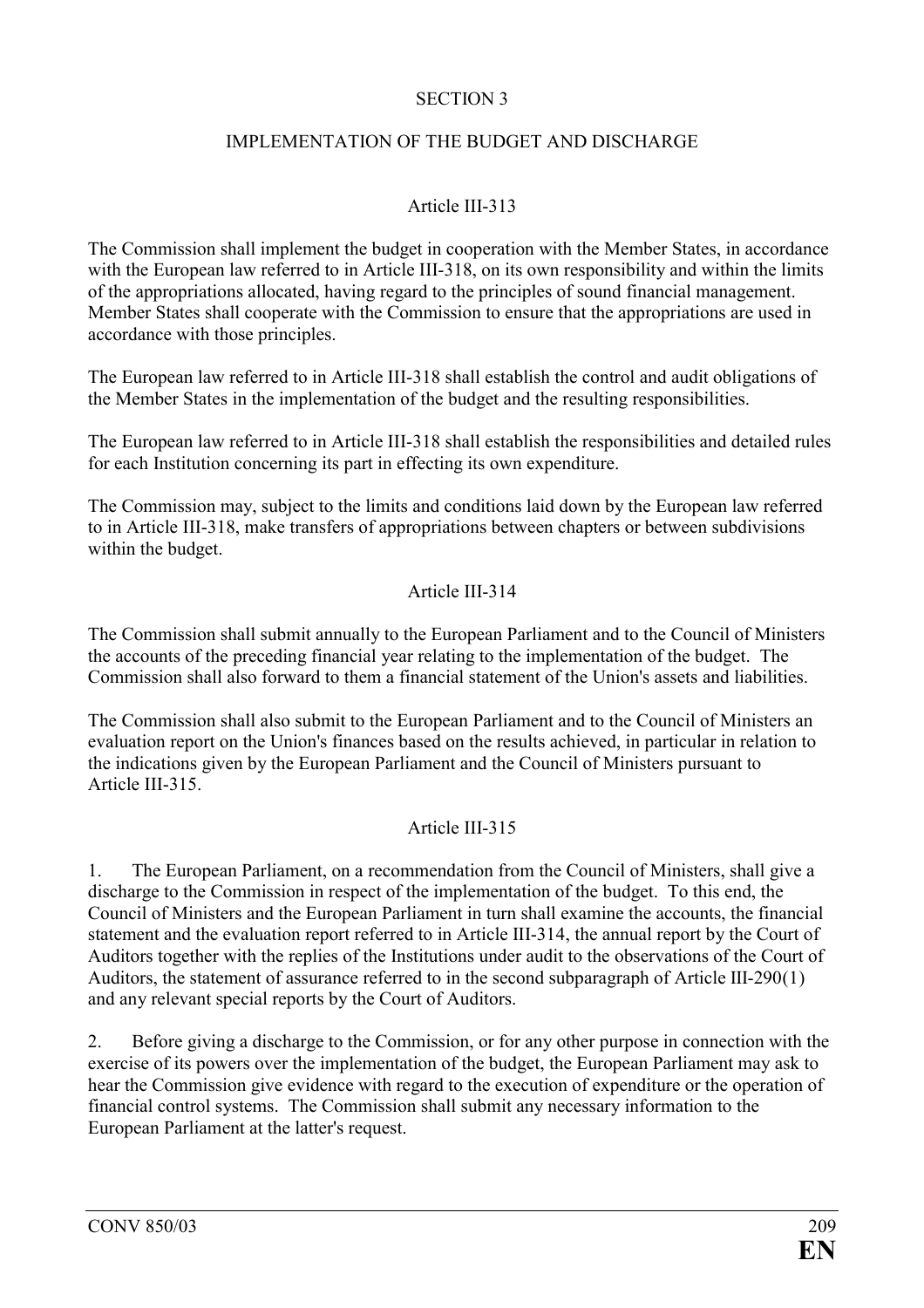## SECTION 3

## IMPLEMENTATION OF THE BUDGET AND DISCHARGE

### Article III-313

The Commission shall implement the budget in cooperation with the Member States, in accordance with the European law referred to in Article III-318, on its own responsibility and within the limits of the appropriations allocated, having regard to the principles of sound financial management. Member States shall cooperate with the Commission to ensure that the appropriations are used in accordance with those principles.

The European law referred to in Article III-318 shall establish the control and audit obligations of the Member States in the implementation of the budget and the resulting responsibilities.

The European law referred to in Article III-318 shall establish the responsibilities and detailed rules for each Institution concerning its part in effecting its own expenditure.

The Commission may, subject to the limits and conditions laid down by the European law referred to in Article III-318, make transfers of appropriations between chapters or between subdivisions within the budget.

### Article III-314

The Commission shall submit annually to the European Parliament and to the Council of Ministers the accounts of the preceding financial year relating to the implementation of the budget. The Commission shall also forward to them a financial statement of the Union's assets and liabilities.

The Commission shall also submit to the European Parliament and to the Council of Ministers an evaluation report on the Union's finances based on the results achieved, in particular in relation to the indications given by the European Parliament and the Council of Ministers pursuant to Article III-315.

### Article III-315

1. The European Parliament, on a recommendation from the Council of Ministers, shall give a discharge to the Commission in respect of the implementation of the budget. To this end, the Council of Ministers and the European Parliament in turn shall examine the accounts, the financial statement and the evaluation report referred to in Article III-314, the annual report by the Court of Auditors together with the replies of the Institutions under audit to the observations of the Court of Auditors, the statement of assurance referred to in the second subparagraph of Article III-290(1) and any relevant special reports by the Court of Auditors.

2. Before giving a discharge to the Commission, or for any other purpose in connection with the exercise of its powers over the implementation of the budget, the European Parliament may ask to hear the Commission give evidence with regard to the execution of expenditure or the operation of financial control systems. The Commission shall submit any necessary information to the European Parliament at the latter's request.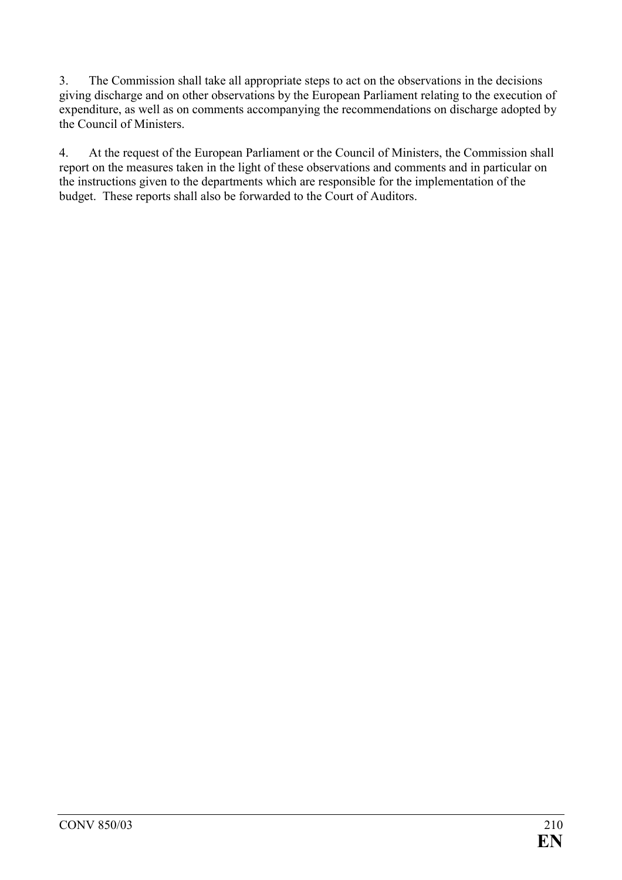3. The Commission shall take all appropriate steps to act on the observations in the decisions giving discharge and on other observations by the European Parliament relating to the execution of expenditure, as well as on comments accompanying the recommendations on discharge adopted by the Council of Ministers.

4. At the request of the European Parliament or the Council of Ministers, the Commission shall report on the measures taken in the light of these observations and comments and in particular on the instructions given to the departments which are responsible for the implementation of the budget. These reports shall also be forwarded to the Court of Auditors.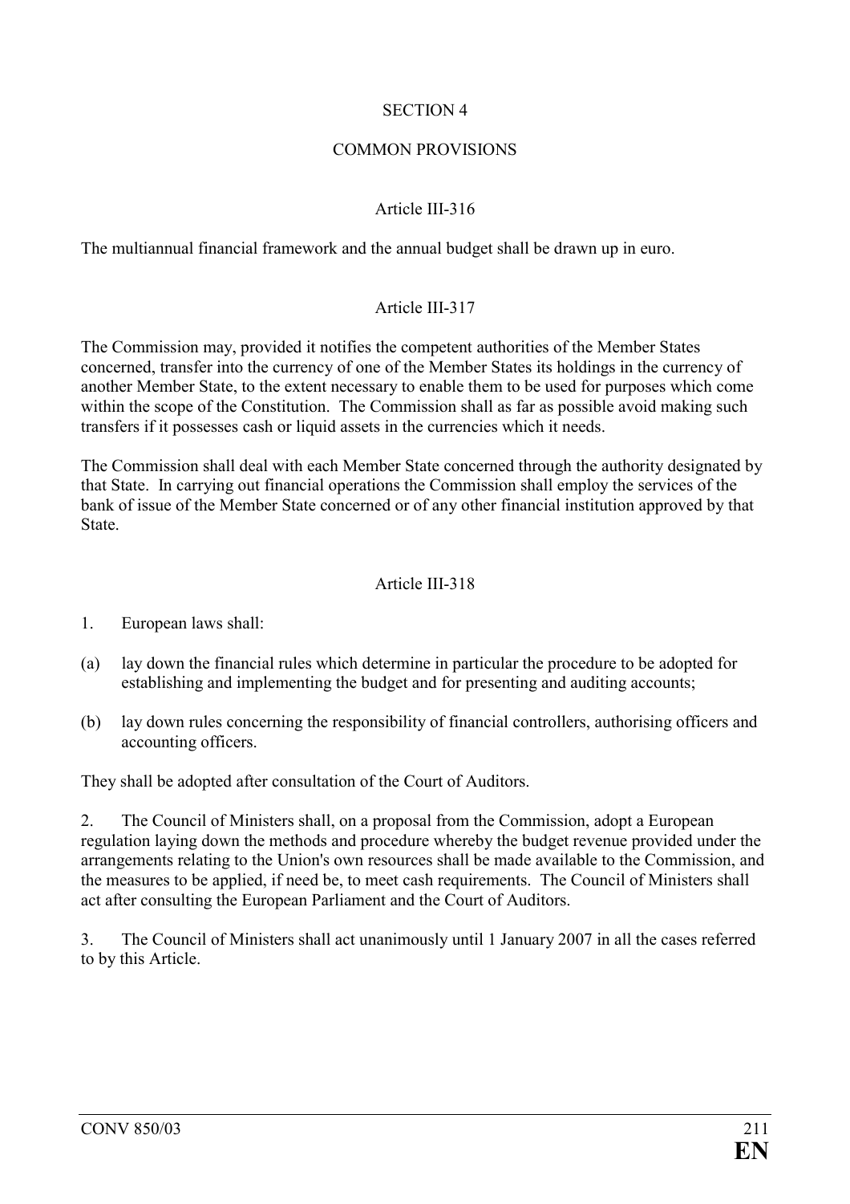## SECTION 4

## COMMON PROVISIONS

### Article III-316

The multiannual financial framework and the annual budget shall be drawn up in euro.

### Article III-317

The Commission may, provided it notifies the competent authorities of the Member States concerned, transfer into the currency of one of the Member States its holdings in the currency of another Member State, to the extent necessary to enable them to be used for purposes which come within the scope of the Constitution. The Commission shall as far as possible avoid making such transfers if it possesses cash or liquid assets in the currencies which it needs.

The Commission shall deal with each Member State concerned through the authority designated by that State. In carrying out financial operations the Commission shall employ the services of the bank of issue of the Member State concerned or of any other financial institution approved by that State.

### Article III-318

1. European laws shall:

(a) lay down the financial rules which determine in particular the procedure to be adopted for establishing and implementing the budget and for presenting and auditing accounts;

(b) lay down rules concerning the responsibility of financial controllers, authorising officers and accounting officers.

They shall be adopted after consultation of the Court of Auditors.

2. The Council of Ministers shall, on a proposal from the Commission, adopt a European regulation laying down the methods and procedure whereby the budget revenue provided under the arrangements relating to the Union's own resources shall be made available to the Commission, and the measures to be applied, if need be, to meet cash requirements. The Council of Ministers shall act after consulting the European Parliament and the Court of Auditors.

3. The Council of Ministers shall act unanimously until 1 January 2007 in all the cases referred to by this Article.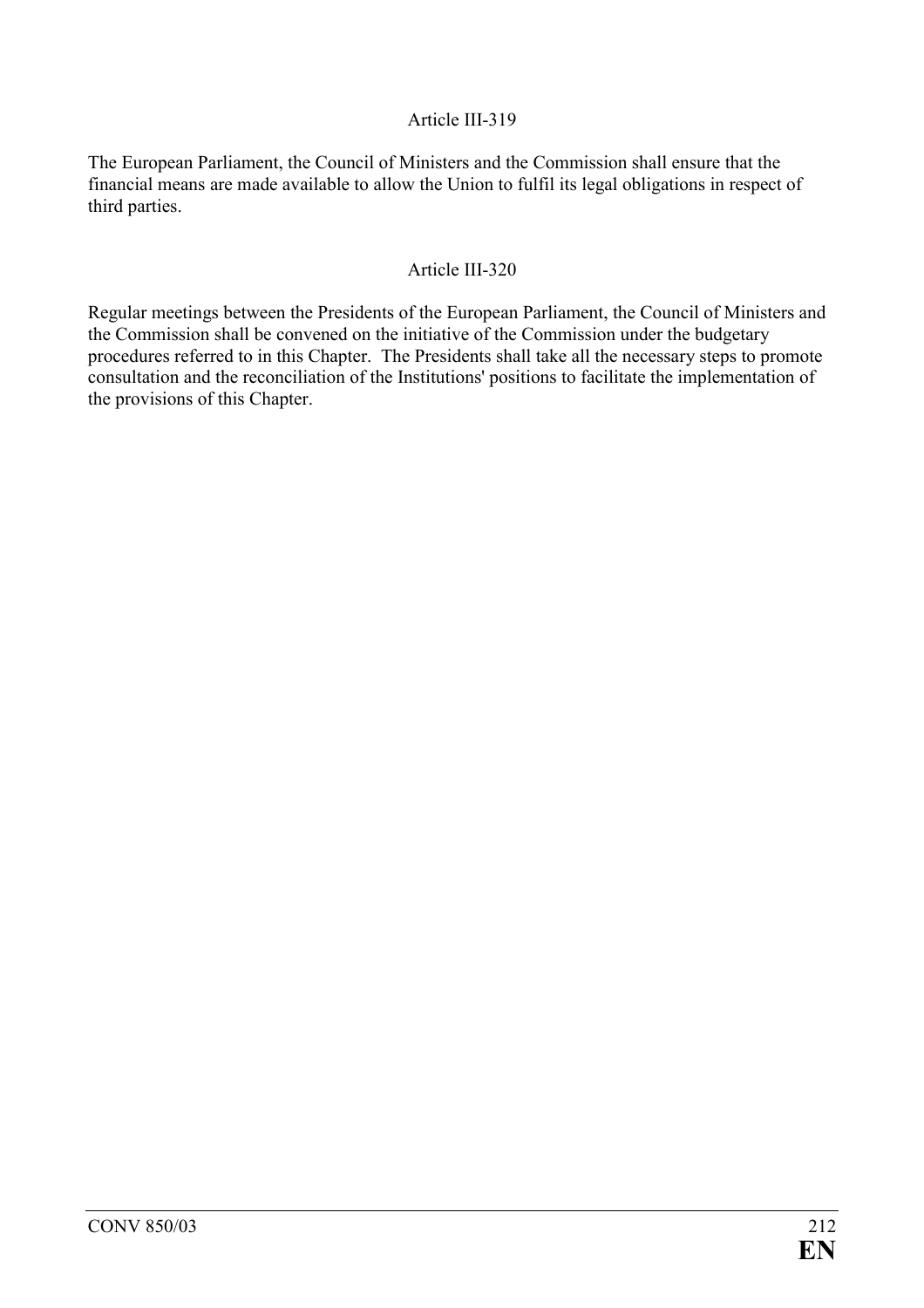### Article III-319

The European Parliament, the Council of Ministers and the Commission shall ensure that the financial means are made available to allow the Union to fulfil its legal obligations in respect of third parties.

### Article III-320

Regular meetings between the Presidents of the European Parliament, the Council of Ministers and the Commission shall be convened on the initiative of the Commission under the budgetary procedures referred to in this Chapter. The Presidents shall take all the necessary steps to promote consultation and the reconciliation of the Institutions' positions to facilitate the implementation of the provisions of this Chapter.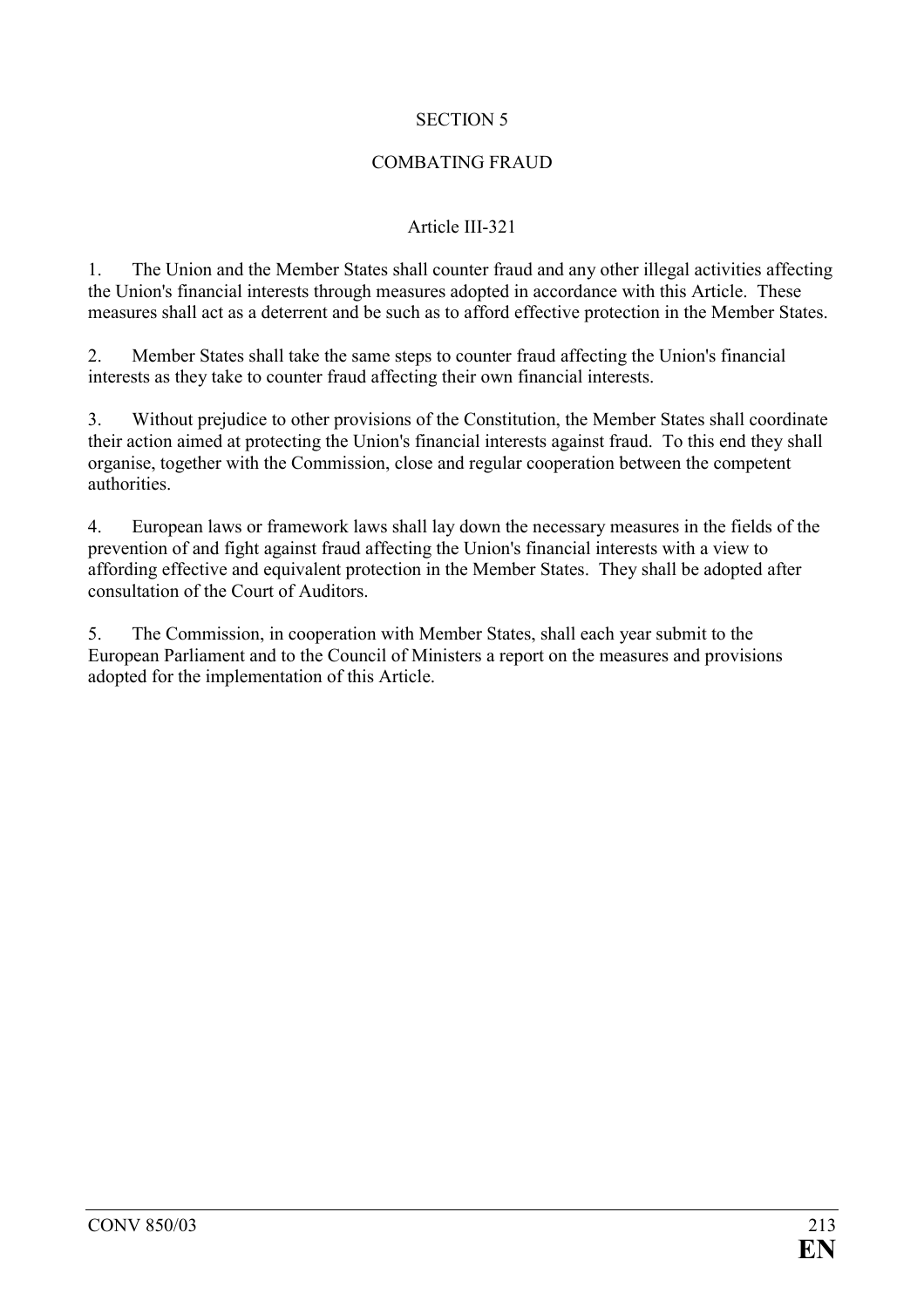## SECTION 5

## COMBATING FRAUD

### Article III-321

1. The Union and the Member States shall counter fraud and any other illegal activities affecting the Union's financial interests through measures adopted in accordance with this Article. These measures shall act as a deterrent and be such as to afford effective protection in the Member States.

2. Member States shall take the same steps to counter fraud affecting the Union's financial interests as they take to counter fraud affecting their own financial interests.

3. Without prejudice to other provisions of the Constitution, the Member States shall coordinate their action aimed at protecting the Union's financial interests against fraud. To this end they shall organise, together with the Commission, close and regular cooperation between the competent authorities.

4. European laws or framework laws shall lay down the necessary measures in the fields of the prevention of and fight against fraud affecting the Union's financial interests with a view to affording effective and equivalent protection in the Member States. They shall be adopted after consultation of the Court of Auditors.

5. The Commission, in cooperation with Member States, shall each year submit to the European Parliament and to the Council of Ministers a report on the measures and provisions adopted for the implementation of this Article.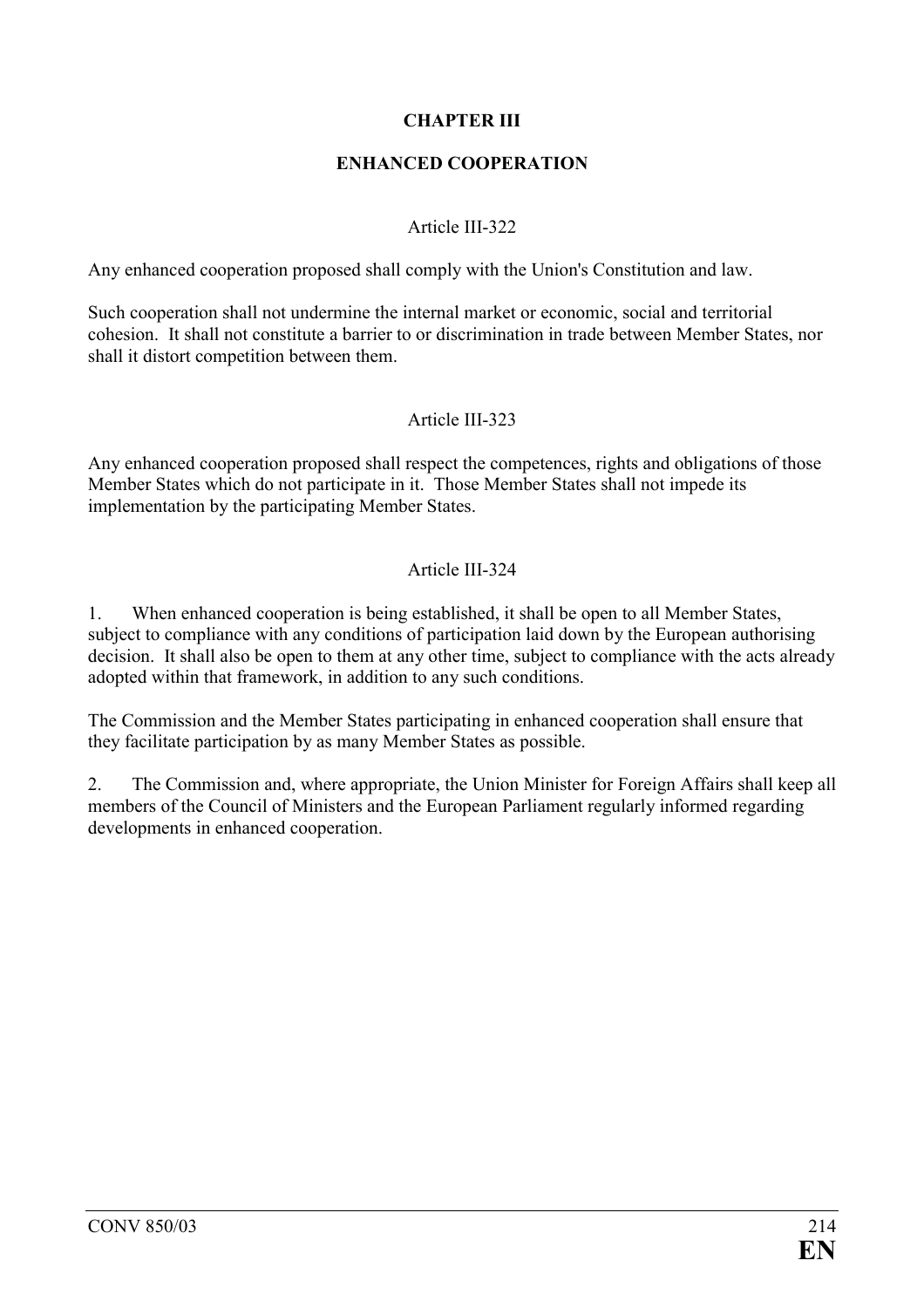## CHAPTER III

## ENHANCED COOPERATION

### Article III-322

Any enhanced cooperation proposed shall comply with the Union's Constitution and law.

Such cooperation shall not undermine the internal market or economic, social and territorial cohesion. It shall not constitute a barrier to or discrimination in trade between Member States, nor shall it distort competition between them.

### Article III-323

Any enhanced cooperation proposed shall respect the competences, rights and obligations of those Member States which do not participate in it. Those Member States shall not impede its implementation by the participating Member States.

### Article III-324

1. When enhanced cooperation is being established, it shall be open to all Member States, subject to compliance with any conditions of participation laid down by the European authorising decision. It shall also be open to them at any other time, subject to compliance with the acts already adopted within that framework, in addition to any such conditions.

The Commission and the Member States participating in enhanced cooperation shall ensure that they facilitate participation by as many Member States as possible.

2. The Commission and, where appropriate, the Union Minister for Foreign Affairs shall keep all members of the Council of Ministers and the European Parliament regularly informed regarding developments in enhanced cooperation.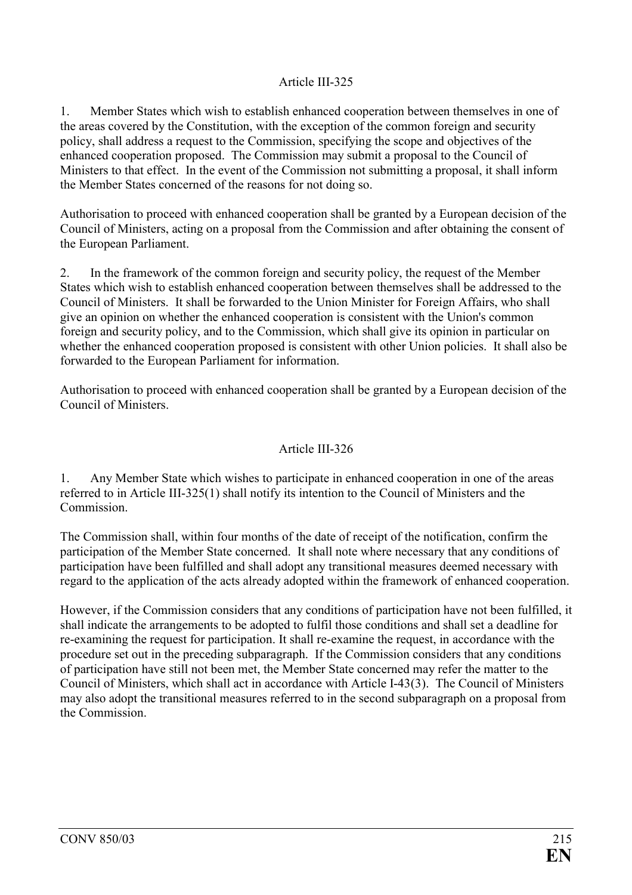### Article III-325

1. Member States which wish to establish enhanced cooperation between themselves in one of the areas covered by the Constitution, with the exception of the common foreign and security policy, shall address a request to the Commission, specifying the scope and objectives of the enhanced cooperation proposed. The Commission may submit a proposal to the Council of Ministers to that effect. In the event of the Commission not submitting a proposal, it shall inform the Member States concerned of the reasons for not doing so.

Authorisation to proceed with enhanced cooperation shall be granted by a European decision of the Council of Ministers, acting on a proposal from the Commission and after obtaining the consent of the European Parliament.

2. In the framework of the common foreign and security policy, the request of the Member States which wish to establish enhanced cooperation between themselves shall be addressed to the Council of Ministers. It shall be forwarded to the Union Minister for Foreign Affairs, who shall give an opinion on whether the enhanced cooperation is consistent with the Union's common foreign and security policy, and to the Commission, which shall give its opinion in particular on whether the enhanced cooperation proposed is consistent with other Union policies. It shall also be forwarded to the European Parliament for information.

Authorisation to proceed with enhanced cooperation shall be granted by a European decision of the Council of Ministers.

### Article III-326

1. Any Member State which wishes to participate in enhanced cooperation in one of the areas referred to in Article III-325(1) shall notify its intention to the Council of Ministers and the Commission.

The Commission shall, within four months of the date of receipt of the notification, confirm the participation of the Member State concerned. It shall note where necessary that any conditions of participation have been fulfilled and shall adopt any transitional measures deemed necessary with regard to the application of the acts already adopted within the framework of enhanced cooperation.

However, if the Commission considers that any conditions of participation have not been fulfilled, it shall indicate the arrangements to be adopted to fulfil those conditions and shall set a deadline for re-examining the request for participation. It shall re-examine the request, in accordance with the procedure set out in the preceding subparagraph. If the Commission considers that any conditions of participation have still not been met, the Member State concerned may refer the matter to the Council of Ministers, which shall act in accordance with Article I-43(3). The Council of Ministers may also adopt the transitional measures referred to in the second subparagraph on a proposal from the Commission.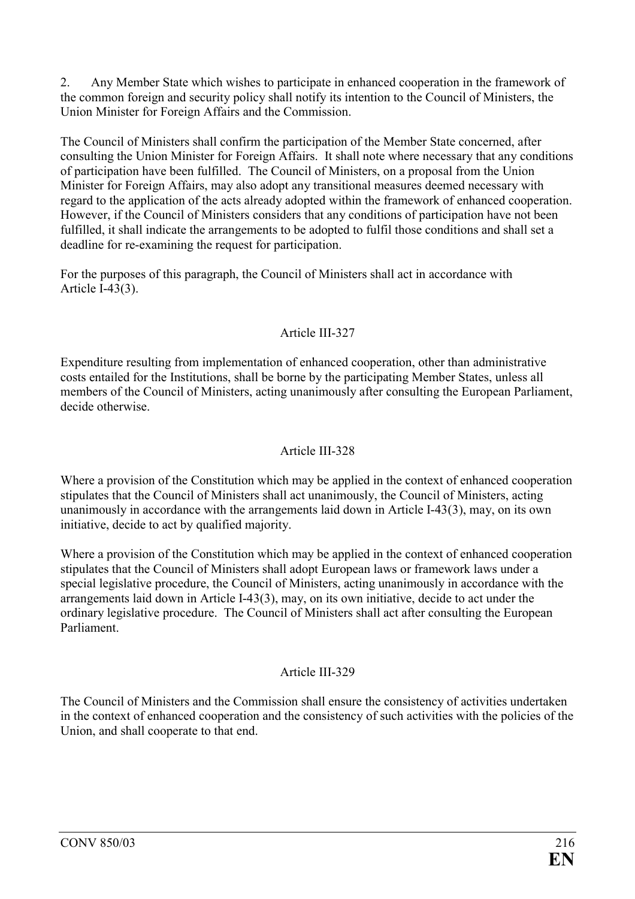2. Any Member State which wishes to participate in enhanced cooperation in the framework of the common foreign and security policy shall notify its intention to the Council of Ministers, the Union Minister for Foreign Affairs and the Commission.

The Council of Ministers shall confirm the participation of the Member State concerned, after consulting the Union Minister for Foreign Affairs. It shall note where necessary that any conditions of participation have been fulfilled. The Council of Ministers, on a proposal from the Union Minister for Foreign Affairs, may also adopt any transitional measures deemed necessary with regard to the application of the acts already adopted within the framework of enhanced cooperation. However, if the Council of Ministers considers that any conditions of participation have not been fulfilled, it shall indicate the arrangements to be adopted to fulfil those conditions and shall set a deadline for re-examining the request for participation.

For the purposes of this paragraph, the Council of Ministers shall act in accordance with Article I-43(3).

### Article III-327

Expenditure resulting from implementation of enhanced cooperation, other than administrative costs entailed for the Institutions, shall be borne by the participating Member States, unless all members of the Council of Ministers, acting unanimously after consulting the European Parliament, decide otherwise.

### Article III-328

Where a provision of the Constitution which may be applied in the context of enhanced cooperation stipulates that the Council of Ministers shall act unanimously, the Council of Ministers, acting unanimously in accordance with the arrangements laid down in Article I-43(3), may, on its own initiative, decide to act by qualified majority.

Where a provision of the Constitution which may be applied in the context of enhanced cooperation stipulates that the Council of Ministers shall adopt European laws or framework laws under a special legislative procedure, the Council of Ministers, acting unanimously in accordance with the arrangements laid down in Article I-43(3), may, on its own initiative, decide to act under the ordinary legislative procedure. The Council of Ministers shall act after consulting the European Parliament.

### Article III-329

The Council of Ministers and the Commission shall ensure the consistency of activities undertaken in the context of enhanced cooperation and the consistency of such activities with the policies of the Union, and shall cooperate to that end.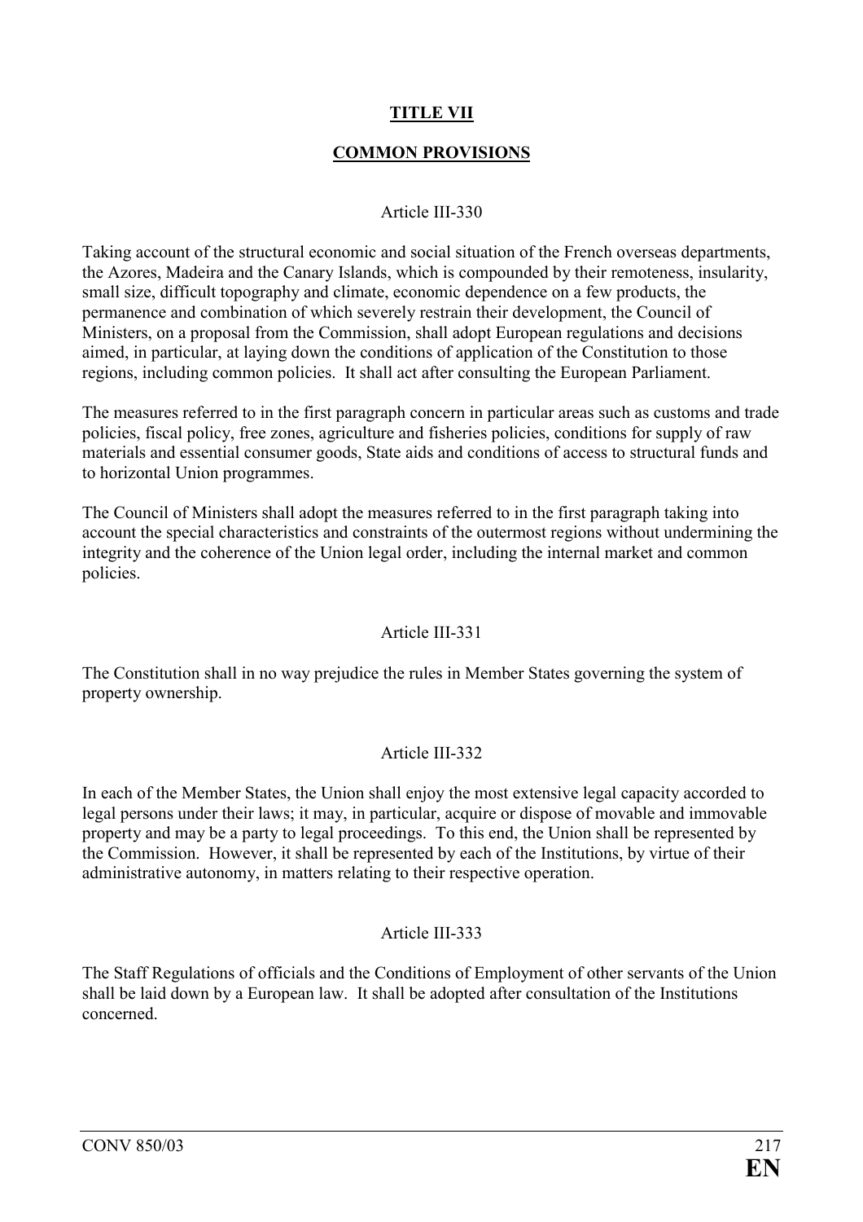## TITLE VII

## COMMON PROVISIONS

### Article III-330

Taking account of the structural economic and social situation of the French overseas departments, the Azores, Madeira and the Canary Islands, which is compounded by their remoteness, insularity, small size, difficult topography and climate, economic dependence on a few products, the permanence and combination of which severely restrain their development, the Council of Ministers, on a proposal from the Commission, shall adopt European regulations and decisions aimed, in particular, at laying down the conditions of application of the Constitution to those regions, including common policies. It shall act after consulting the European Parliament.

The measures referred to in the first paragraph concern in particular areas such as customs and trade policies, fiscal policy, free zones, agriculture and fisheries policies, conditions for supply of raw materials and essential consumer goods, State aids and conditions of access to structural funds and to horizontal Union programmes.

The Council of Ministers shall adopt the measures referred to in the first paragraph taking into account the special characteristics and constraints of the outermost regions without undermining the integrity and the coherence of the Union legal order, including the internal market and common policies.

### Article III-331

The Constitution shall in no way prejudice the rules in Member States governing the system of property ownership.

### Article III-332

In each of the Member States, the Union shall enjoy the most extensive legal capacity accorded to legal persons under their laws; it may, in particular, acquire or dispose of movable and immovable property and may be a party to legal proceedings. To this end, the Union shall be represented by the Commission. However, it shall be represented by each of the Institutions, by virtue of their administrative autonomy, in matters relating to their respective operation.

### Article III-333

The Staff Regulations of officials and the Conditions of Employment of other servants of the Union shall be laid down by a European law. It shall be adopted after consultation of the Institutions concerned.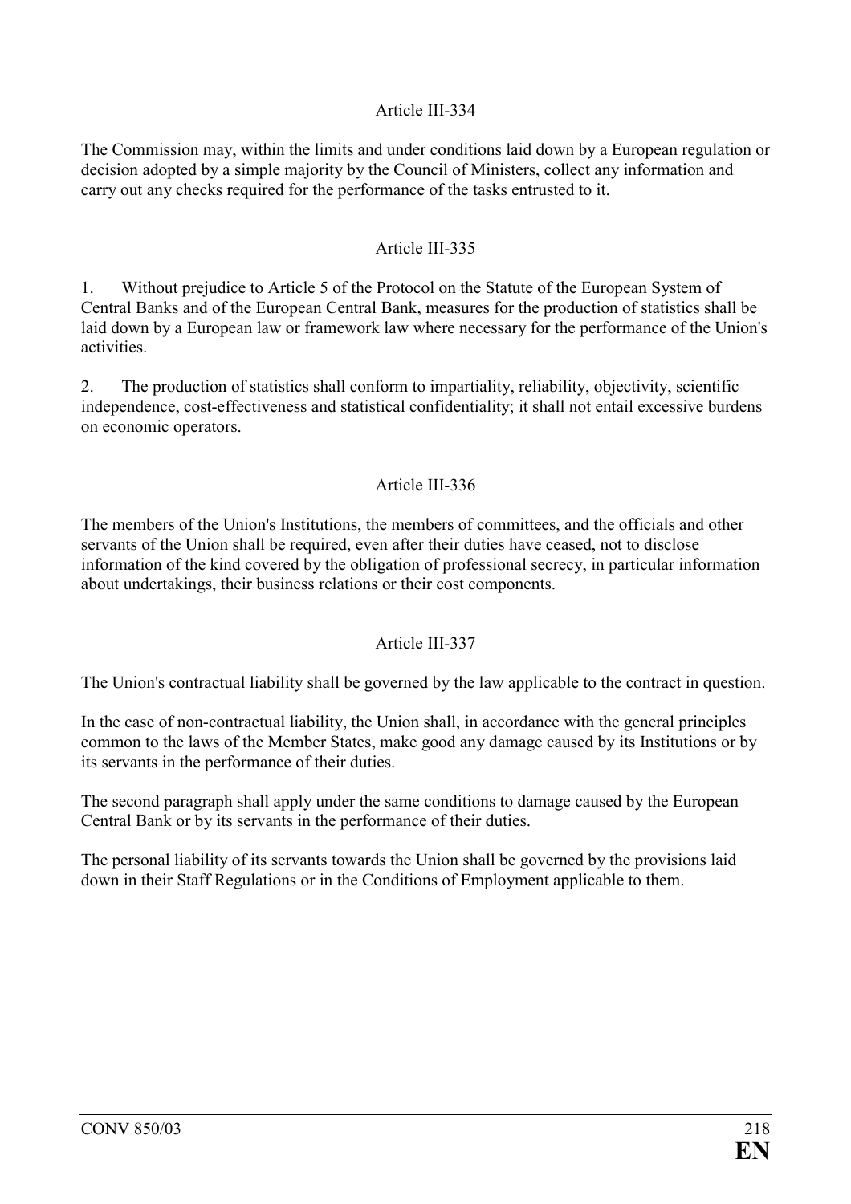Article III-334

The Commission may, within the limits and under conditions laid down by a European regulation or decision adopted by a simple majority by the Council of Ministers, collect any information and carry out any checks required for the performance of the tasks entrusted to it.

Article III-335

1. Without prejudice to Article 5 of the Protocol on the Statute of the European System of Central Banks and of the European Central Bank, measures for the production of statistics shall be laid down by a European law or framework law where necessary for the performance of the Union's activities.

2. The production of statistics shall conform to impartiality, reliability, objectivity, scientific independence, cost-effectiveness and statistical confidentiality; it shall not entail excessive burdens on economic operators.

Article III-336

The members of the Union's Institutions, the members of committees, and the officials and other servants of the Union shall be required, even after their duties have ceased, not to disclose information of the kind covered by the obligation of professional secrecy, in particular information about undertakings, their business relations or their cost components.

Article III-337

The Union's contractual liability shall be governed by the law applicable to the contract in question.

In the case of non-contractual liability, the Union shall, in accordance with the general principles common to the laws of the Member States, make good any damage caused by its Institutions or by its servants in the performance of their duties.

The second paragraph shall apply under the same conditions to damage caused by the European Central Bank or by its servants in the performance of their duties.

The personal liability of its servants towards the Union shall be governed by the provisions laid down in their Staff Regulations or in the Conditions of Employment applicable to them.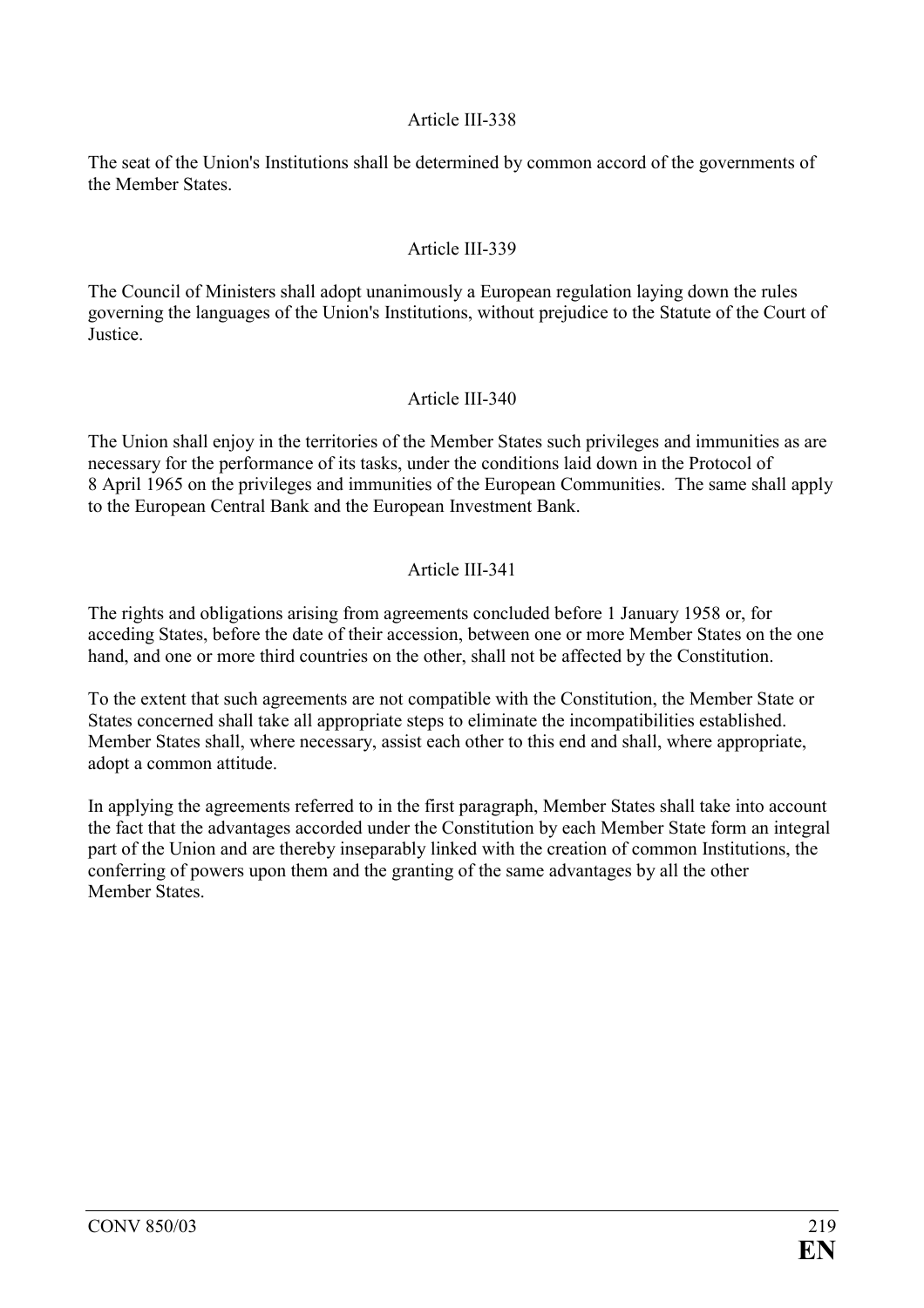### Article III-338

The seat of the Union's Institutions shall be determined by common accord of the governments of the Member States.

### Article III-339

The Council of Ministers shall adopt unanimously a European regulation laying down the rules governing the languages of the Union's Institutions, without prejudice to the Statute of the Court of Justice.

### Article III-340

The Union shall enjoy in the territories of the Member States such privileges and immunities as are necessary for the performance of its tasks, under the conditions laid down in the Protocol of 8 April 1965 on the privileges and immunities of the European Communities. The same shall apply to the European Central Bank and the European Investment Bank.

### Article III-341

The rights and obligations arising from agreements concluded before 1 January 1958 or, for acceding States, before the date of their accession, between one or more Member States on the one hand, and one or more third countries on the other, shall not be affected by the Constitution.

To the extent that such agreements are not compatible with the Constitution, the Member State or States concerned shall take all appropriate steps to eliminate the incompatibilities established. Member States shall, where necessary, assist each other to this end and shall, where appropriate, adopt a common attitude.

In applying the agreements referred to in the first paragraph, Member States shall take into account the fact that the advantages accorded under the Constitution by each Member State form an integral part of the Union and are thereby inseparably linked with the creation of common Institutions, the conferring of powers upon them and the granting of the same advantages by all the other Member States.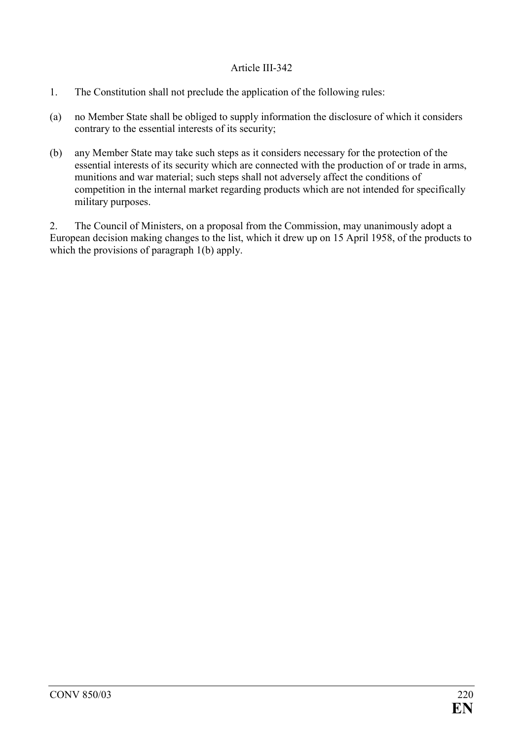Article III-342

1. The Constitution shall not preclude the application of the following rules:

(a) no Member State shall be obliged to supply information the disclosure of which it considers contrary to the essential interests of its security;

(b) any Member State may take such steps as it considers necessary for the protection of the essential interests of its security which are connected with the production of or trade in arms, munitions and war material; such steps shall not adversely affect the conditions of competition in the internal market regarding products which are not intended for specifically military purposes.

2. The Council of Ministers, on a proposal from the Commission, may unanimously adopt a European decision making changes to the list, which it drew up on 15 April 1958, of the products to which the provisions of paragraph 1(b) apply.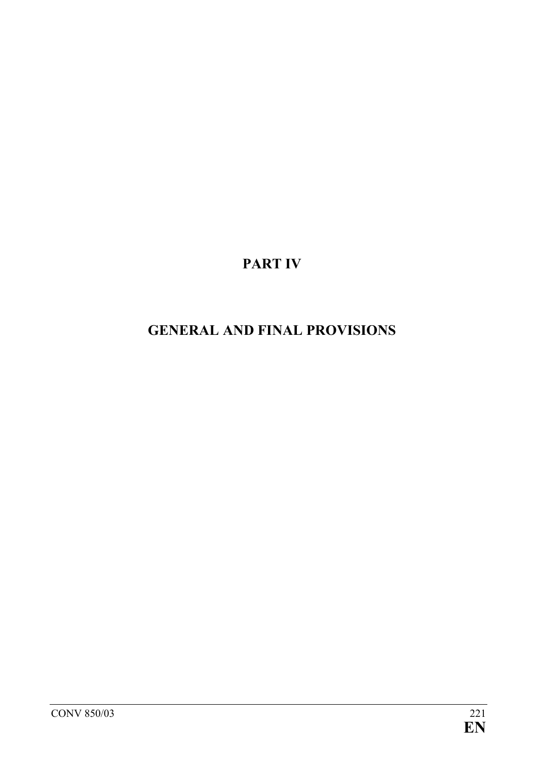# PART IV

# GENERAL AND FINAL PROVISIONS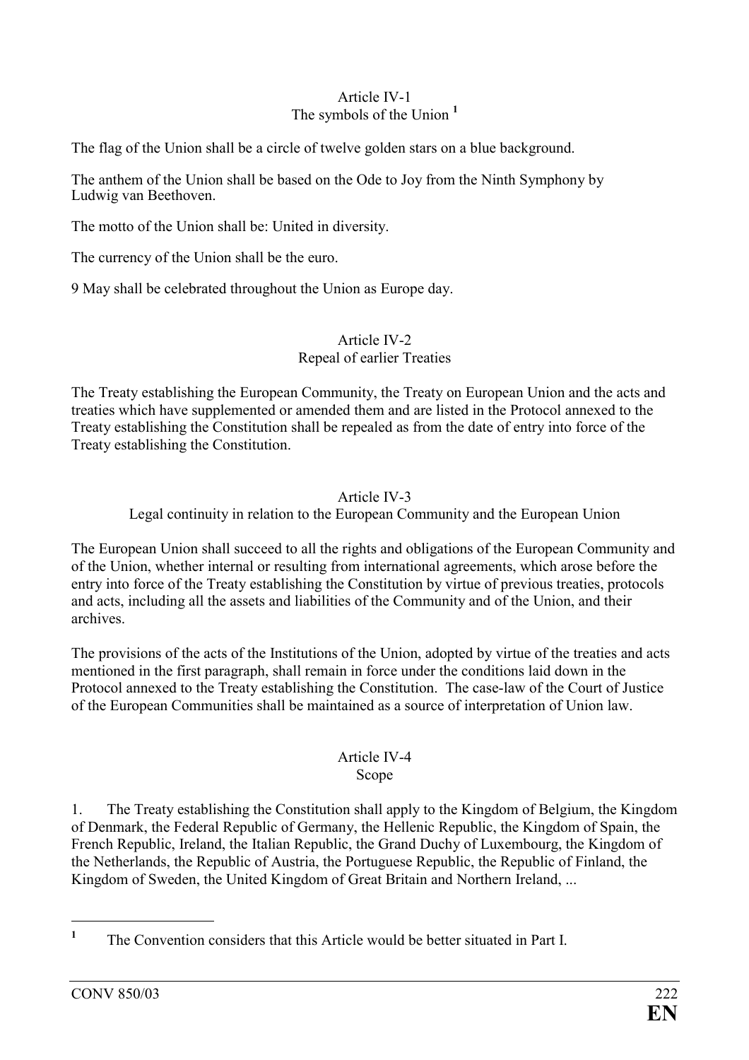## Article IV-1
### The symbols of the Union [1]

The flag of the Union shall be a circle of twelve golden stars on a blue background.

The anthem of the Union shall be based on the Ode to Joy from the Ninth Symphony by Ludwig van Beethoven.

The motto of the Union shall be: United in diversity.

The currency of the Union shall be the euro.

9 May shall be celebrated throughout the Union as Europe day.

## Article IV-2
### Repeal of earlier Treaties

The Treaty establishing the European Community, the Treaty on European Union and the acts and treaties which have supplemented or amended them and are listed in the Protocol annexed to the Treaty establishing the Constitution shall be repealed as from the date of entry into force of the Treaty establishing the Constitution.

## Article IV-3
### Legal continuity in relation to the European Community and the European Union

The European Union shall succeed to all the rights and obligations of the European Community and of the Union, whether internal or resulting from international agreements, which arose before the entry into force of the Treaty establishing the Constitution by virtue of previous treaties, protocols and acts, including all the assets and liabilities of the Community and of the Union, and their archives.

The provisions of the acts of the Institutions of the Union, adopted by virtue of the treaties and acts mentioned in the first paragraph, shall remain in force under the conditions laid down in the Protocol annexed to the Treaty establishing the Constitution. The case-law of the Court of Justice of the European Communities shall be maintained as a source of interpretation of Union law.

## Article IV-4
### Scope

1. The Treaty establishing the Constitution shall apply to the Kingdom of Belgium, the Kingdom of Denmark, the Federal Republic of Germany, the Hellenic Republic, the Kingdom of Spain, the French Republic, Ireland, the Italian Republic, the Grand Duchy of Luxembourg, the Kingdom of the Netherlands, the Republic of Austria, the Portuguese Republic, the Republic of Finland, the Kingdom of Sweden, the United Kingdom of Great Britain and Northern Ireland, ...

---

[1] The Convention considers that this Article would be better situated in Part I.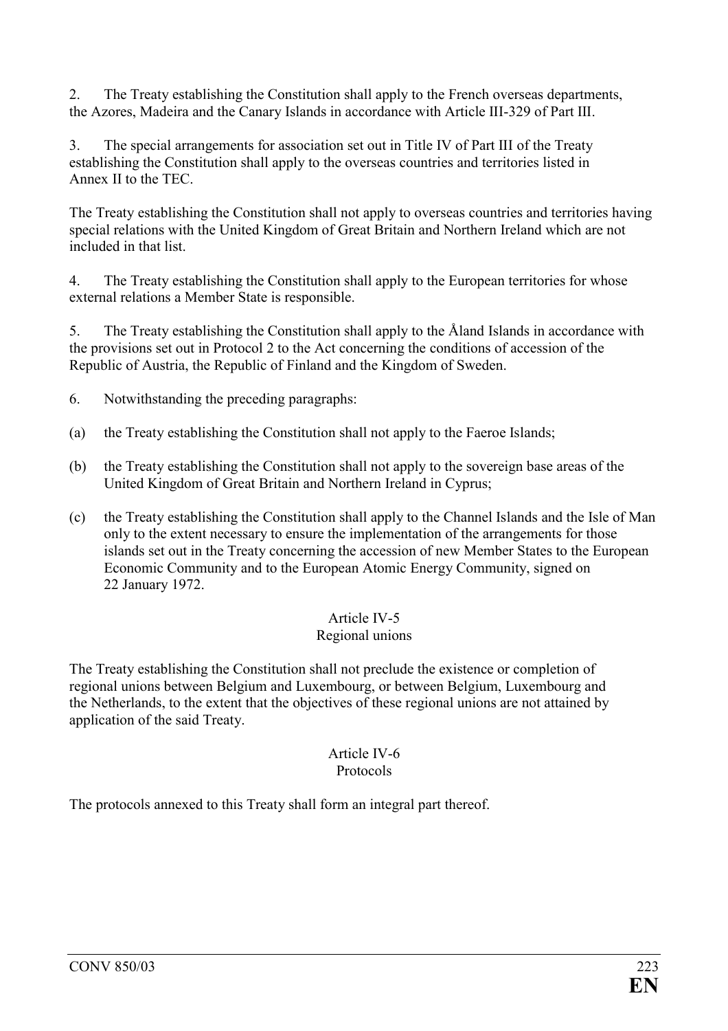2. The Treaty establishing the Constitution shall apply to the French overseas departments, the Azores, Madeira and the Canary Islands in accordance with Article III-329 of Part III.

3. The special arrangements for association set out in Title IV of Part III of the Treaty establishing the Constitution shall apply to the overseas countries and territories listed in Annex II to the TEC.

The Treaty establishing the Constitution shall not apply to overseas countries and territories having special relations with the United Kingdom of Great Britain and Northern Ireland which are not included in that list.

4. The Treaty establishing the Constitution shall apply to the European territories for whose external relations a Member State is responsible.

5. The Treaty establishing the Constitution shall apply to the Åland Islands in accordance with the provisions set out in Protocol 2 to the Act concerning the conditions of accession of the Republic of Austria, the Republic of Finland and the Kingdom of Sweden.

6. Notwithstanding the preceding paragraphs:

(a) the Treaty establishing the Constitution shall not apply to the Faeroe Islands;

(b) the Treaty establishing the Constitution shall not apply to the sovereign base areas of the United Kingdom of Great Britain and Northern Ireland in Cyprus;

(c) the Treaty establishing the Constitution shall apply to the Channel Islands and the Isle of Man only to the extent necessary to ensure the implementation of the arrangements for those islands set out in the Treaty concerning the accession of new Member States to the European Economic Community and to the European Atomic Energy Community, signed on 22 January 1972.

### Article IV-5
### Regional unions

The Treaty establishing the Constitution shall not preclude the existence or completion of regional unions between Belgium and Luxembourg, or between Belgium, Luxembourg and the Netherlands, to the extent that the objectives of these regional unions are not attained by application of the said Treaty.

### Article IV-6
### Protocols

The protocols annexed to this Treaty shall form an integral part thereof.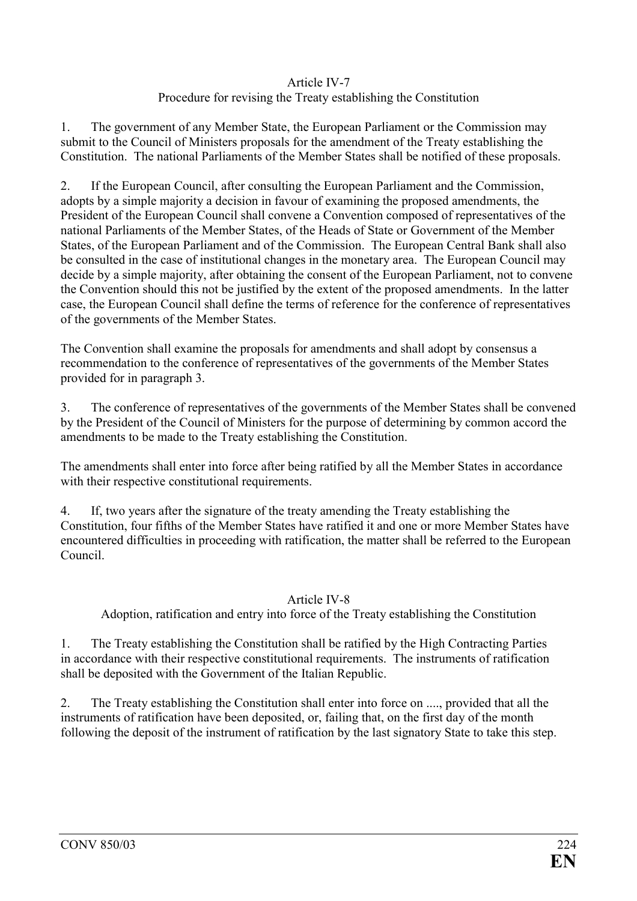## Article IV-7

### Procedure for revising the Treaty establishing the Constitution

1. The government of any Member State, the European Parliament or the Commission may submit to the Council of Ministers proposals for the amendment of the Treaty establishing the Constitution. The national Parliaments of the Member States shall be notified of these proposals.

2. If the European Council, after consulting the European Parliament and the Commission, adopts by a simple majority a decision in favour of examining the proposed amendments, the President of the European Council shall convene a Convention composed of representatives of the national Parliaments of the Member States, of the Heads of State or Government of the Member States, of the European Parliament and of the Commission. The European Central Bank shall also be consulted in the case of institutional changes in the monetary area. The European Council may decide by a simple majority, after obtaining the consent of the European Parliament, not to convene the Convention should this not be justified by the extent of the proposed amendments. In the latter case, the European Council shall define the terms of reference for the conference of representatives of the governments of the Member States.

The Convention shall examine the proposals for amendments and shall adopt by consensus a recommendation to the conference of representatives of the governments of the Member States provided for in paragraph 3.

3. The conference of representatives of the governments of the Member States shall be convened by the President of the Council of Ministers for the purpose of determining by common accord the amendments to be made to the Treaty establishing the Constitution.

The amendments shall enter into force after being ratified by all the Member States in accordance with their respective constitutional requirements.

4. If, two years after the signature of the treaty amending the Treaty establishing the Constitution, four fifths of the Member States have ratified it and one or more Member States have encountered difficulties in proceeding with ratification, the matter shall be referred to the European Council.

## Article IV-8

### Adoption, ratification and entry into force of the Treaty establishing the Constitution

1. The Treaty establishing the Constitution shall be ratified by the High Contracting Parties in accordance with their respective constitutional requirements. The instruments of ratification shall be deposited with the Government of the Italian Republic.

2. The Treaty establishing the Constitution shall enter into force on ...., provided that all the instruments of ratification have been deposited, or, failing that, on the first day of the month following the deposit of the instrument of ratification by the last signatory State to take this step.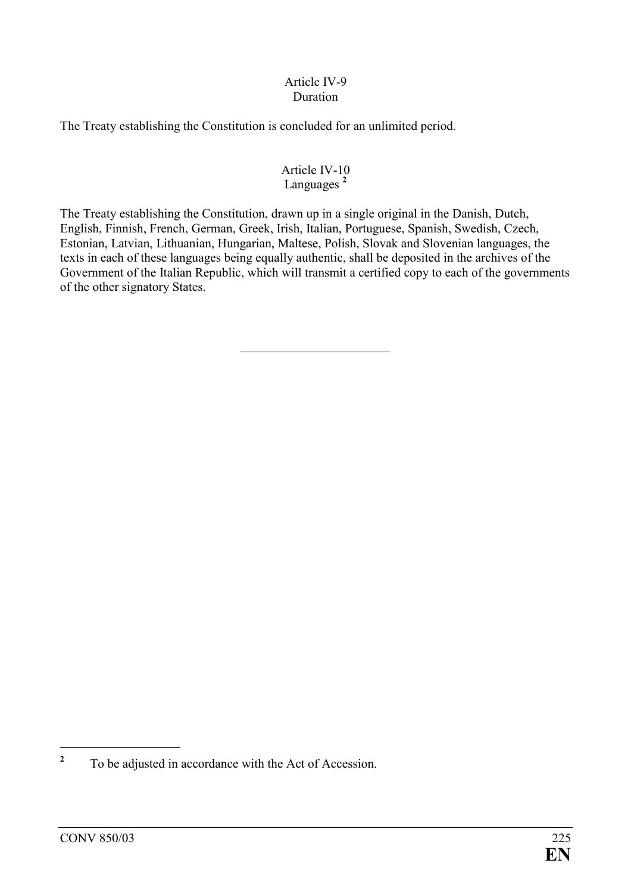## Article IV-9
## Duration

The Treaty establishing the Constitution is concluded for an unlimited period.

## Article IV-10
## Languages [2]

The Treaty establishing the Constitution, drawn up in a single original in the Danish, Dutch, English, Finnish, French, German, Greek, Irish, Italian, Portuguese, Spanish, Swedish, Czech, Estonian, Latvian, Lithuanian, Hungarian, Maltese, Polish, Slovak and Slovenian languages, the texts in each of these languages being equally authentic, shall be deposited in the archives of the Government of the Italian Republic, which will transmit a certified copy to each of the governments of the other signatory States.

---

[2] To be adjusted in accordance with the Act of Accession.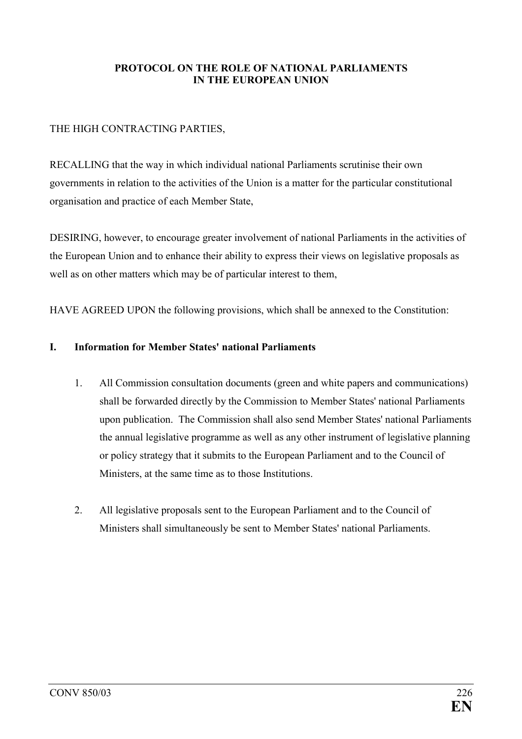# PROTOCOL ON THE ROLE OF NATIONAL PARLIAMENTS IN THE EUROPEAN UNION

THE HIGH CONTRACTING PARTIES,

RECALLING that the way in which individual national Parliaments scrutinise their own governments in relation to the activities of the Union is a matter for the particular constitutional organisation and practice of each Member State,

DESIRING, however, to encourage greater involvement of national Parliaments in the activities of the European Union and to enhance their ability to express their views on legislative proposals as well as on other matters which may be of particular interest to them,

HAVE AGREED UPON the following provisions, which shall be annexed to the Constitution:

## I. Information for Member States' national Parliaments

1. All Commission consultation documents (green and white papers and communications) shall be forwarded directly by the Commission to Member States' national Parliaments upon publication. The Commission shall also send Member States' national Parliaments the annual legislative programme as well as any other instrument of legislative planning or policy strategy that it submits to the European Parliament and to the Council of Ministers, at the same time as to those Institutions.

2. All legislative proposals sent to the European Parliament and to the Council of Ministers shall simultaneously be sent to Member States' national Parliaments.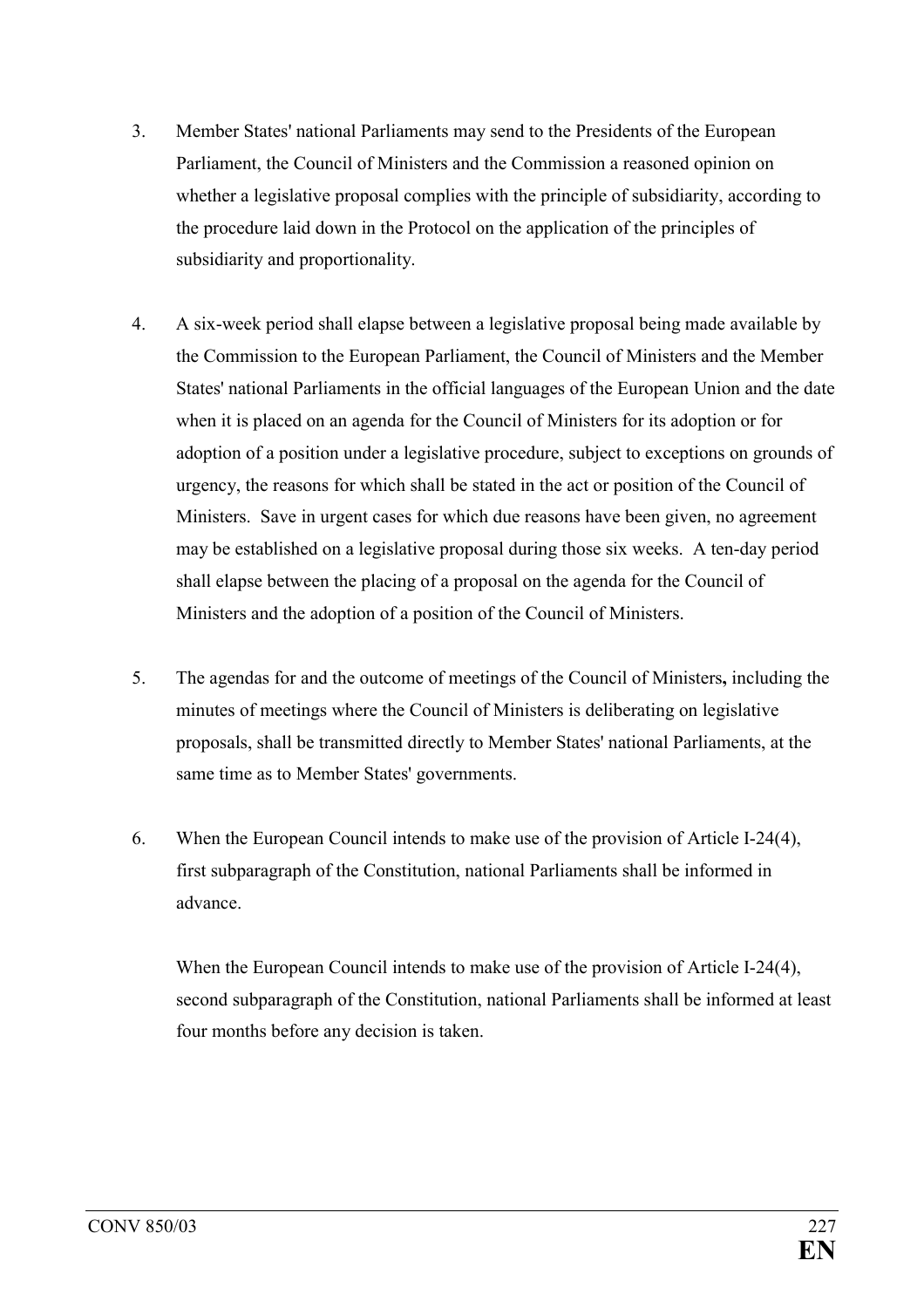3. Member States' national Parliaments may send to the Presidents of the European Parliament, the Council of Ministers and the Commission a reasoned opinion on whether a legislative proposal complies with the principle of subsidiarity, according to the procedure laid down in the Protocol on the application of the principles of subsidiarity and proportionality.

4. A six-week period shall elapse between a legislative proposal being made available by the Commission to the European Parliament, the Council of Ministers and the Member States' national Parliaments in the official languages of the European Union and the date when it is placed on an agenda for the Council of Ministers for its adoption or for adoption of a position under a legislative procedure, subject to exceptions on grounds of urgency, the reasons for which shall be stated in the act or position of the Council of Ministers. Save in urgent cases for which due reasons have been given, no agreement may be established on a legislative proposal during those six weeks. A ten-day period shall elapse between the placing of a proposal on the agenda for the Council of Ministers and the adoption of a position of the Council of Ministers.

5. The agendas for and the outcome of meetings of the Council of Ministers**,** including the minutes of meetings where the Council of Ministers is deliberating on legislative proposals, shall be transmitted directly to Member States' national Parliaments, at the same time as to Member States' governments.

6. When the European Council intends to make use of the provision of Article I-24(4), first subparagraph of the Constitution, national Parliaments shall be informed in advance.

   When the European Council intends to make use of the provision of Article I-24(4), second subparagraph of the Constitution, national Parliaments shall be informed at least four months before any decision is taken.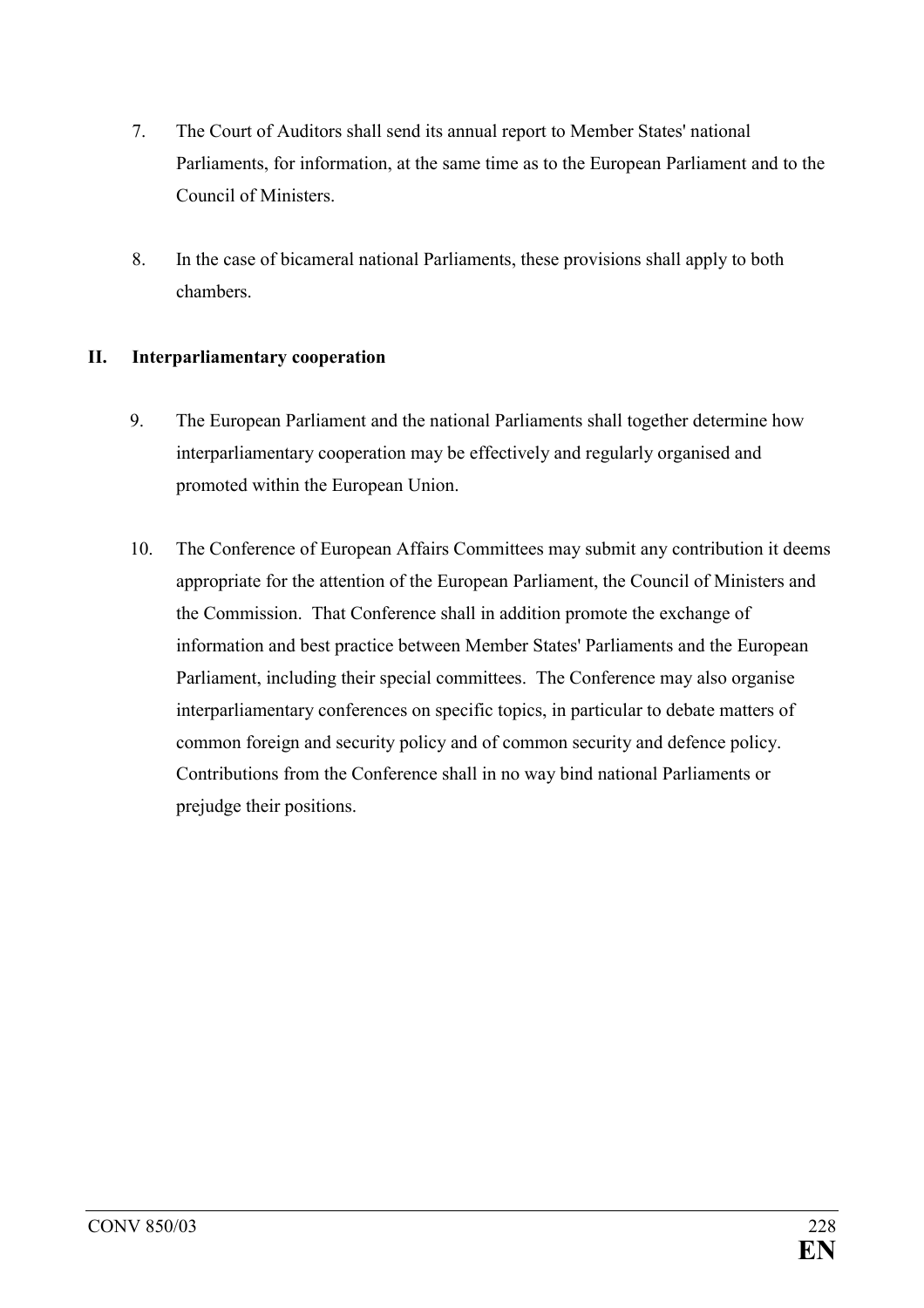7. The Court of Auditors shall send its annual report to Member States' national Parliaments, for information, at the same time as to the European Parliament and to the Council of Ministers.

8. In the case of bicameral national Parliaments, these provisions shall apply to both chambers.

## II. Interparliamentary cooperation

9. The European Parliament and the national Parliaments shall together determine how interparliamentary cooperation may be effectively and regularly organised and promoted within the European Union.

10. The Conference of European Affairs Committees may submit any contribution it deems appropriate for the attention of the European Parliament, the Council of Ministers and the Commission. That Conference shall in addition promote the exchange of information and best practice between Member States' Parliaments and the European Parliament, including their special committees. The Conference may also organise interparliamentary conferences on specific topics, in particular to debate matters of common foreign and security policy and of common security and defence policy. Contributions from the Conference shall in no way bind national Parliaments or prejudge their positions.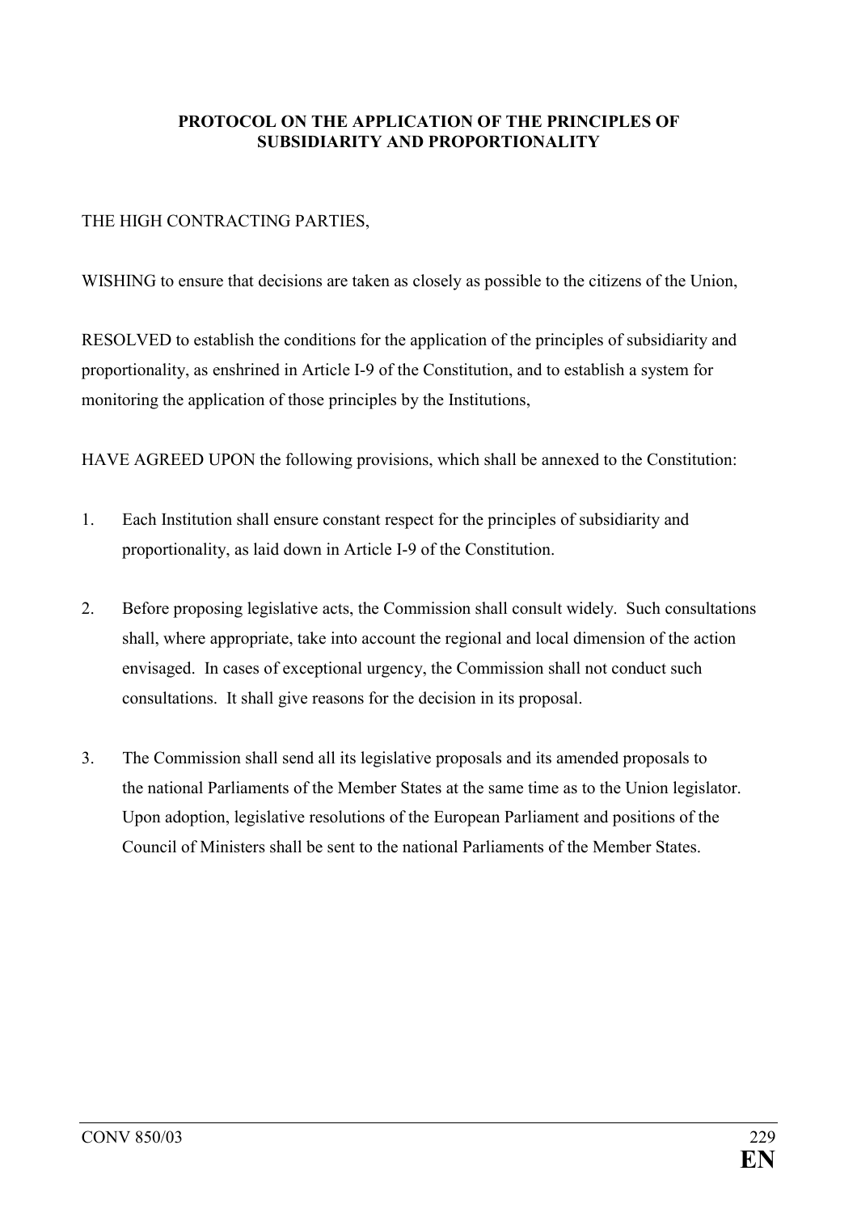# PROTOCOL ON THE APPLICATION OF THE PRINCIPLES OF SUBSIDIARITY AND PROPORTIONALITY

THE HIGH CONTRACTING PARTIES,

WISHING to ensure that decisions are taken as closely as possible to the citizens of the Union,

RESOLVED to establish the conditions for the application of the principles of subsidiarity and proportionality, as enshrined in Article I-9 of the Constitution, and to establish a system for monitoring the application of those principles by the Institutions,

HAVE AGREED UPON the following provisions, which shall be annexed to the Constitution:

1. Each Institution shall ensure constant respect for the principles of subsidiarity and proportionality, as laid down in Article I-9 of the Constitution.

2. Before proposing legislative acts, the Commission shall consult widely. Such consultations shall, where appropriate, take into account the regional and local dimension of the action envisaged. In cases of exceptional urgency, the Commission shall not conduct such consultations. It shall give reasons for the decision in its proposal.

3. The Commission shall send all its legislative proposals and its amended proposals to the national Parliaments of the Member States at the same time as to the Union legislator. Upon adoption, legislative resolutions of the European Parliament and positions of the Council of Ministers shall be sent to the national Parliaments of the Member States.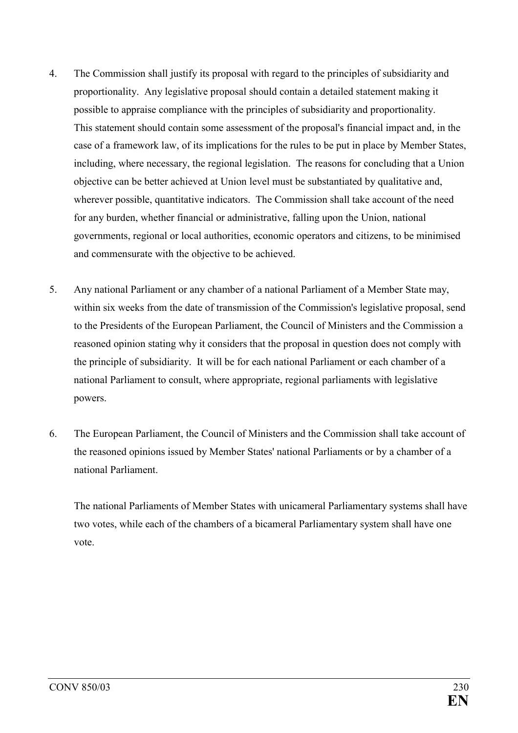4. The Commission shall justify its proposal with regard to the principles of subsidiarity and proportionality. Any legislative proposal should contain a detailed statement making it possible to appraise compliance with the principles of subsidiarity and proportionality. This statement should contain some assessment of the proposal's financial impact and, in the case of a framework law, of its implications for the rules to be put in place by Member States, including, where necessary, the regional legislation. The reasons for concluding that a Union objective can be better achieved at Union level must be substantiated by qualitative and, wherever possible, quantitative indicators. The Commission shall take account of the need for any burden, whether financial or administrative, falling upon the Union, national governments, regional or local authorities, economic operators and citizens, to be minimised and commensurate with the objective to be achieved.

5. Any national Parliament or any chamber of a national Parliament of a Member State may, within six weeks from the date of transmission of the Commission's legislative proposal, send to the Presidents of the European Parliament, the Council of Ministers and the Commission a reasoned opinion stating why it considers that the proposal in question does not comply with the principle of subsidiarity. It will be for each national Parliament or each chamber of a national Parliament to consult, where appropriate, regional parliaments with legislative powers.

6. The European Parliament, the Council of Ministers and the Commission shall take account of the reasoned opinions issued by Member States' national Parliaments or by a chamber of a national Parliament.

   The national Parliaments of Member States with unicameral Parliamentary systems shall have two votes, while each of the chambers of a bicameral Parliamentary system shall have one vote.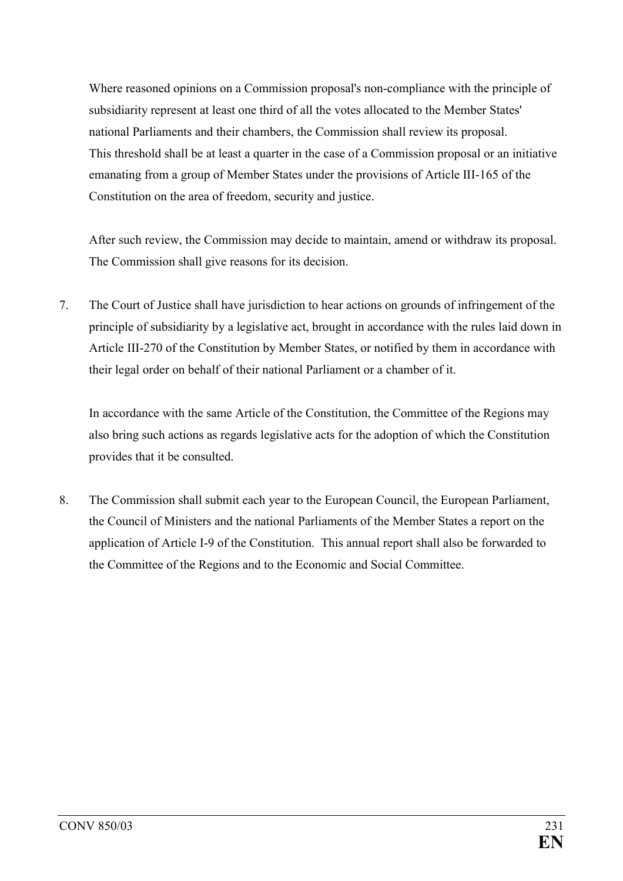Where reasoned opinions on a Commission proposal's non-compliance with the principle of subsidiarity represent at least one third of all the votes allocated to the Member States' national Parliaments and their chambers, the Commission shall review its proposal. This threshold shall be at least a quarter in the case of a Commission proposal or an initiative emanating from a group of Member States under the provisions of Article III-165 of the Constitution on the area of freedom, security and justice.

After such review, the Commission may decide to maintain, amend or withdraw its proposal. The Commission shall give reasons for its decision.

7. The Court of Justice shall have jurisdiction to hear actions on grounds of infringement of the principle of subsidiarity by a legislative act, brought in accordance with the rules laid down in Article III-270 of the Constitution by Member States, or notified by them in accordance with their legal order on behalf of their national Parliament or a chamber of it.

   In accordance with the same Article of the Constitution, the Committee of the Regions may also bring such actions as regards legislative acts for the adoption of which the Constitution provides that it be consulted.

8. The Commission shall submit each year to the European Council, the European Parliament, the Council of Ministers and the national Parliaments of the Member States a report on the application of Article I-9 of the Constitution. This annual report shall also be forwarded to the Committee of the Regions and to the Economic and Social Committee.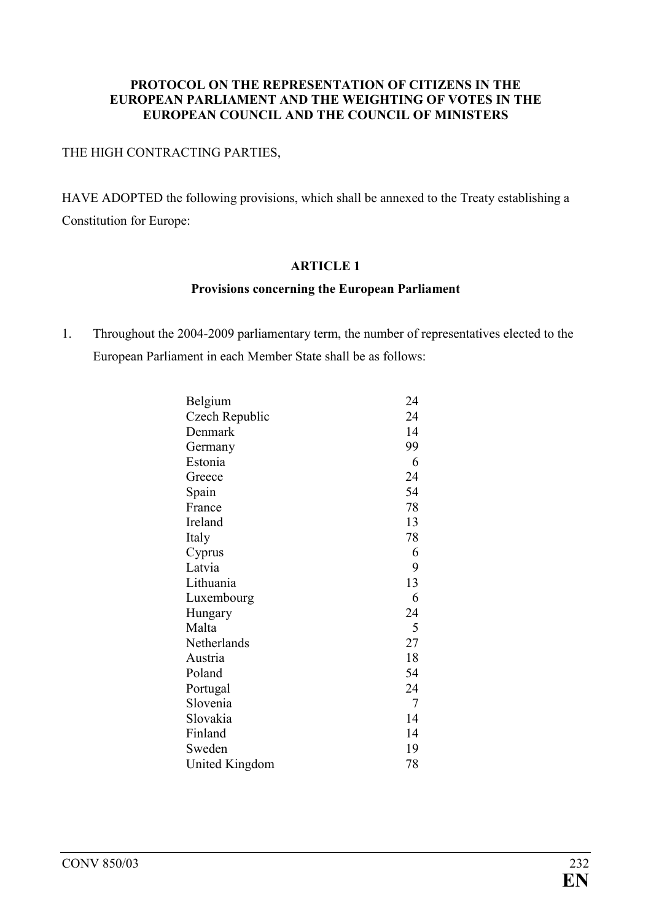**PROTOCOL ON THE REPRESENTATION OF CITIZENS IN THE EUROPEAN PARLIAMENT AND THE WEIGHTING OF VOTES IN THE EUROPEAN COUNCIL AND THE COUNCIL OF MINISTERS**

THE HIGH CONTRACTING PARTIES,

HAVE ADOPTED the following provisions, which shall be annexed to the Treaty establishing a Constitution for Europe:

**ARTICLE 1**

**Provisions concerning the European Parliament**

1. Throughout the 2004-2009 parliamentary term, the number of representatives elected to the European Parliament in each Member State shall be as follows:

| | |
|---|---|
| Belgium | 24 |
| Czech Republic | 24 |
| Denmark | 14 |
| Germany | 99 |
| Estonia | 6 |
| Greece | 24 |
| Spain | 54 |
| France | 78 |
| Ireland | 13 |
| Italy | 78 |
| Cyprus | 6 |
| Latvia | 9 |
| Lithuania | 13 |
| Luxembourg | 6 |
| Hungary | 24 |
| Malta | 5 |
| Netherlands | 27 |
| Austria | 18 |
| Poland | 54 |
| Portugal | 24 |
| Slovenia | 7 |
| Slovakia | 14 |
| Finland | 14 |
| Sweden | 19 |
| United Kingdom | 78 |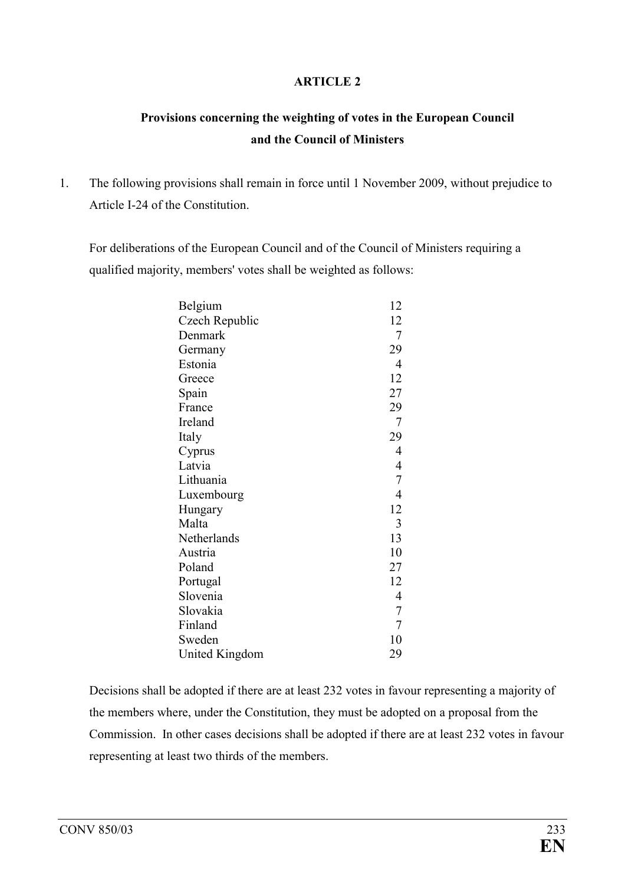**ARTICLE 2**

**Provisions concerning the weighting of votes in the European Council and the Council of Ministers**

1. The following provisions shall remain in force until 1 November 2009, without prejudice to Article I-24 of the Constitution.

   For deliberations of the European Council and of the Council of Ministers requiring a qualified majority, members' votes shall be weighted as follows:

| | |
|---|---|
| Belgium | 12 |
| Czech Republic | 12 |
| Denmark | 7 |
| Germany | 29 |
| Estonia | 4 |
| Greece | 12 |
| Spain | 27 |
| France | 29 |
| Ireland | 7 |
| Italy | 29 |
| Cyprus | 4 |
| Latvia | 4 |
| Lithuania | 7 |
| Luxembourg | 4 |
| Hungary | 12 |
| Malta | 3 |
| Netherlands | 13 |
| Austria | 10 |
| Poland | 27 |
| Portugal | 12 |
| Slovenia | 4 |
| Slovakia | 7 |
| Finland | 7 |
| Sweden | 10 |
| United Kingdom | 29 |

   Decisions shall be adopted if there are at least 232 votes in favour representing a majority of the members where, under the Constitution, they must be adopted on a proposal from the Commission. In other cases decisions shall be adopted if there are at least 232 votes in favour representing at least two thirds of the members.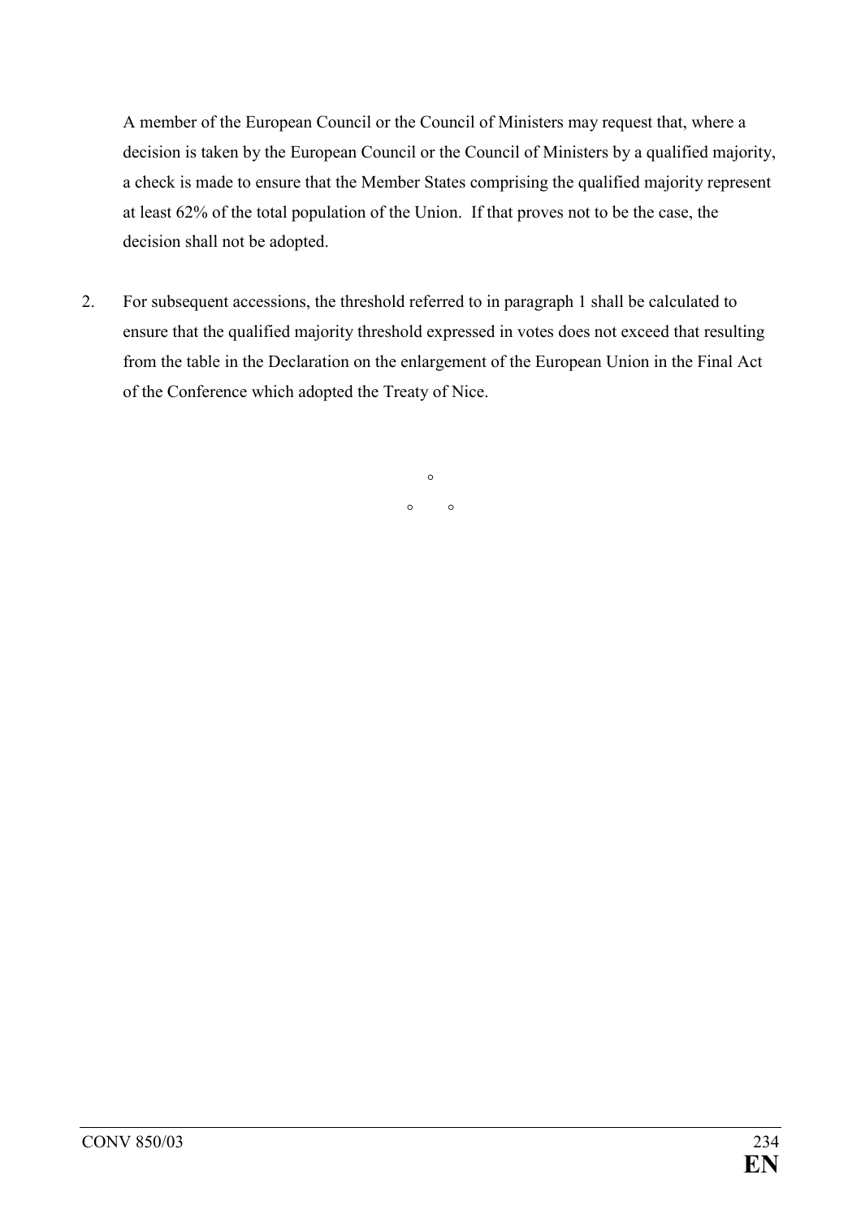A member of the European Council or the Council of Ministers may request that, where a decision is taken by the European Council or the Council of Ministers by a qualified majority, a check is made to ensure that the Member States comprising the qualified majority represent at least 62% of the total population of the Union. If that proves not to be the case, the decision shall not be adopted.

2. For subsequent accessions, the threshold referred to in paragraph 1 shall be calculated to ensure that the qualified majority threshold expressed in votes does not exceed that resulting from the table in the Declaration on the enlargement of the European Union in the Final Act of the Conference which adopted the Treaty of Nice.

°

° °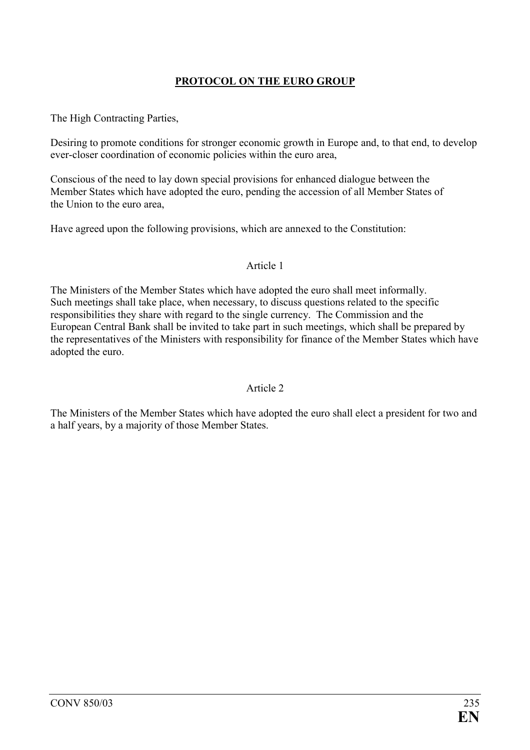# PROTOCOL ON THE EURO GROUP

The High Contracting Parties,

Desiring to promote conditions for stronger economic growth in Europe and, to that end, to develop ever-closer coordination of economic policies within the euro area,

Conscious of the need to lay down special provisions for enhanced dialogue between the Member States which have adopted the euro, pending the accession of all Member States of the Union to the euro area,

Have agreed upon the following provisions, which are annexed to the Constitution:

## Article 1

The Ministers of the Member States which have adopted the euro shall meet informally. Such meetings shall take place, when necessary, to discuss questions related to the specific responsibilities they share with regard to the single currency. The Commission and the European Central Bank shall be invited to take part in such meetings, which shall be prepared by the representatives of the Ministers with responsibility for finance of the Member States which have adopted the euro.

## Article 2

The Ministers of the Member States which have adopted the euro shall elect a president for two and a half years, by a majority of those Member States.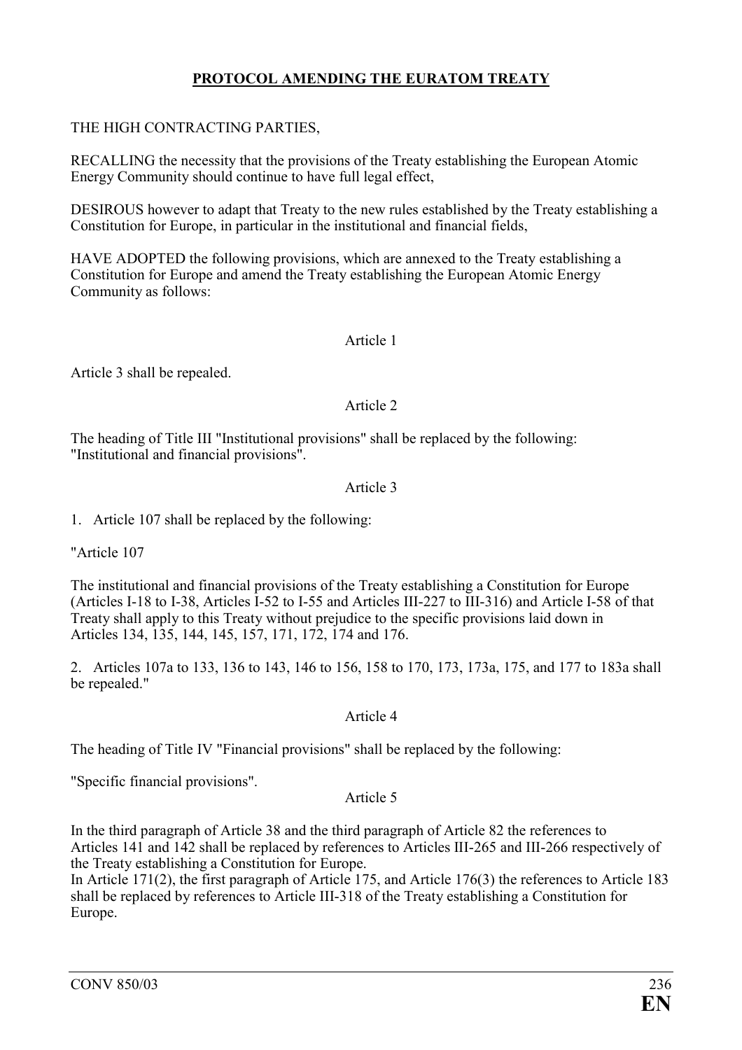# PROTOCOL AMENDING THE EURATOM TREATY

THE HIGH CONTRACTING PARTIES,

RECALLING the necessity that the provisions of the Treaty establishing the European Atomic Energy Community should continue to have full legal effect,

DESIROUS however to adapt that Treaty to the new rules established by the Treaty establishing a Constitution for Europe, in particular in the institutional and financial fields,

HAVE ADOPTED the following provisions, which are annexed to the Treaty establishing a Constitution for Europe and amend the Treaty establishing the European Atomic Energy Community as follows:

Article 1

Article 3 shall be repealed.

Article 2

The heading of Title III "Institutional provisions" shall be replaced by the following: "Institutional and financial provisions".

Article 3

1. Article 107 shall be replaced by the following:

"Article 107

The institutional and financial provisions of the Treaty establishing a Constitution for Europe (Articles I-18 to I-38, Articles I-52 to I-55 and Articles III-227 to III-316) and Article I-58 of that Treaty shall apply to this Treaty without prejudice to the specific provisions laid down in Articles 134, 135, 144, 145, 157, 171, 172, 174 and 176.

2. Articles 107a to 133, 136 to 143, 146 to 156, 158 to 170, 173, 173a, 175, and 177 to 183a shall be repealed."

Article 4

The heading of Title IV "Financial provisions" shall be replaced by the following:

"Specific financial provisions".

Article 5

In the third paragraph of Article 38 and the third paragraph of Article 82 the references to Articles 141 and 142 shall be replaced by references to Articles III-265 and III-266 respectively of the Treaty establishing a Constitution for Europe.
In Article 171(2), the first paragraph of Article 175, and Article 176(3) the references to Article 183 shall be replaced by references to Article III-318 of the Treaty establishing a Constitution for Europe.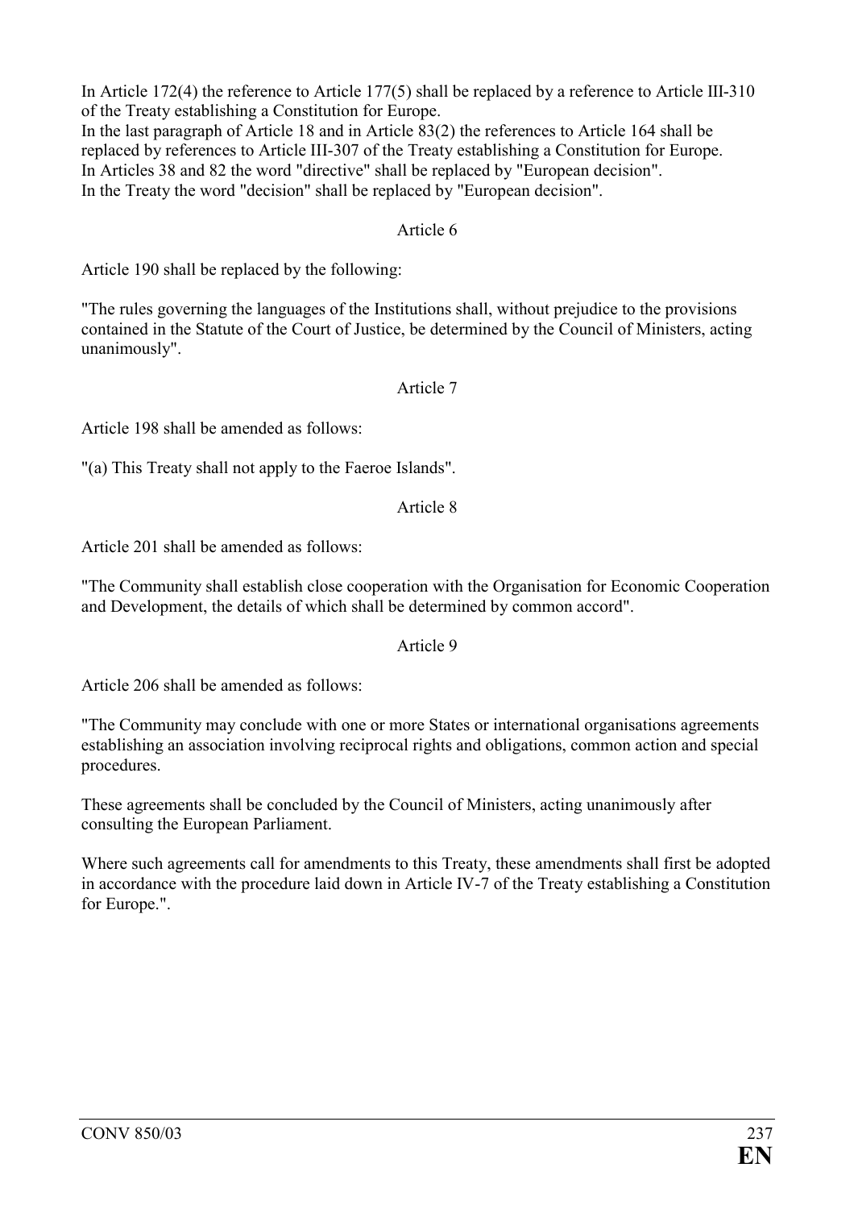In Article 172(4) the reference to Article 177(5) shall be replaced by a reference to Article III-310 of the Treaty establishing a Constitution for Europe.
In the last paragraph of Article 18 and in Article 83(2) the references to Article 164 shall be replaced by references to Article III-307 of the Treaty establishing a Constitution for Europe.
In Articles 38 and 82 the word "directive" shall be replaced by "European decision".
In the Treaty the word "decision" shall be replaced by "European decision".

Article 6

Article 190 shall be replaced by the following:

"The rules governing the languages of the Institutions shall, without prejudice to the provisions contained in the Statute of the Court of Justice, be determined by the Council of Ministers, acting unanimously".

Article 7

Article 198 shall be amended as follows:

"(a) This Treaty shall not apply to the Faeroe Islands".

Article 8

Article 201 shall be amended as follows:

"The Community shall establish close cooperation with the Organisation for Economic Cooperation and Development, the details of which shall be determined by common accord".

Article 9

Article 206 shall be amended as follows:

"The Community may conclude with one or more States or international organisations agreements establishing an association involving reciprocal rights and obligations, common action and special procedures.

These agreements shall be concluded by the Council of Ministers, acting unanimously after consulting the European Parliament.

Where such agreements call for amendments to this Treaty, these amendments shall first be adopted in accordance with the procedure laid down in Article IV-7 of the Treaty establishing a Constitution for Europe.".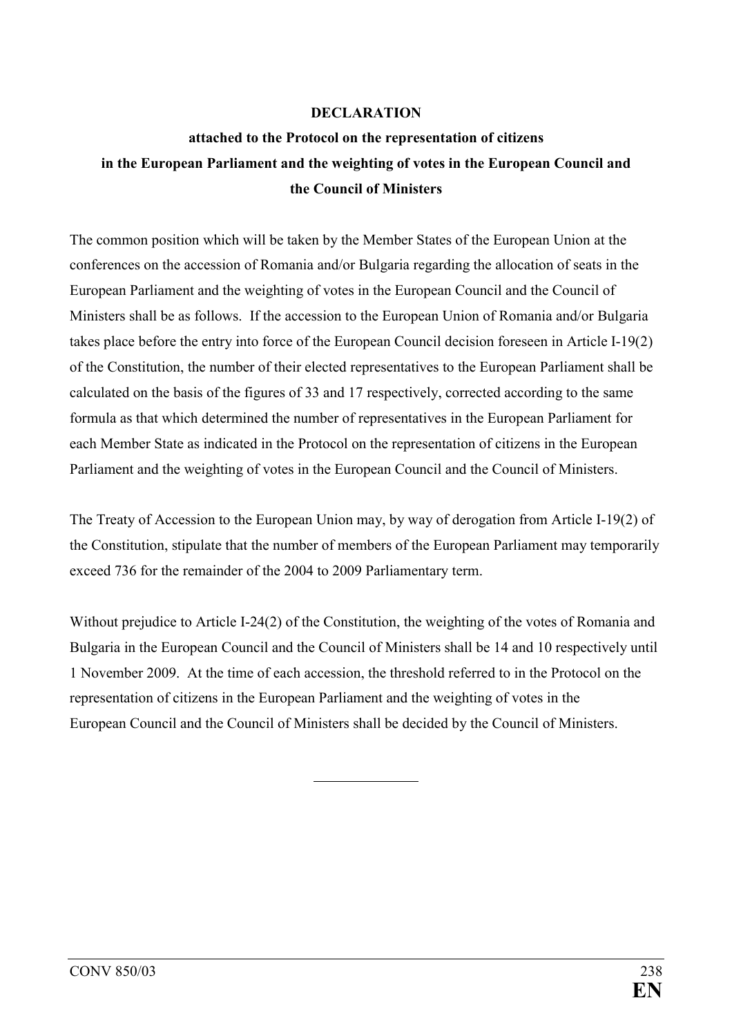**DECLARATION**

**attached to the Protocol on the representation of citizens in the European Parliament and the weighting of votes in the European Council and the Council of Ministers**

The common position which will be taken by the Member States of the European Union at the conferences on the accession of Romania and/or Bulgaria regarding the allocation of seats in the European Parliament and the weighting of votes in the European Council and the Council of Ministers shall be as follows. If the accession to the European Union of Romania and/or Bulgaria takes place before the entry into force of the European Council decision foreseen in Article I-19(2) of the Constitution, the number of their elected representatives to the European Parliament shall be calculated on the basis of the figures of 33 and 17 respectively, corrected according to the same formula as that which determined the number of representatives in the European Parliament for each Member State as indicated in the Protocol on the representation of citizens in the European Parliament and the weighting of votes in the European Council and the Council of Ministers.

The Treaty of Accession to the European Union may, by way of derogation from Article I-19(2) of the Constitution, stipulate that the number of members of the European Parliament may temporarily exceed 736 for the remainder of the 2004 to 2009 Parliamentary term.

Without prejudice to Article I-24(2) of the Constitution, the weighting of the votes of Romania and Bulgaria in the European Council and the Council of Ministers shall be 14 and 10 respectively until 1 November 2009. At the time of each accession, the threshold referred to in the Protocol on the representation of citizens in the European Parliament and the weighting of votes in the European Council and the Council of Ministers shall be decided by the Council of Ministers.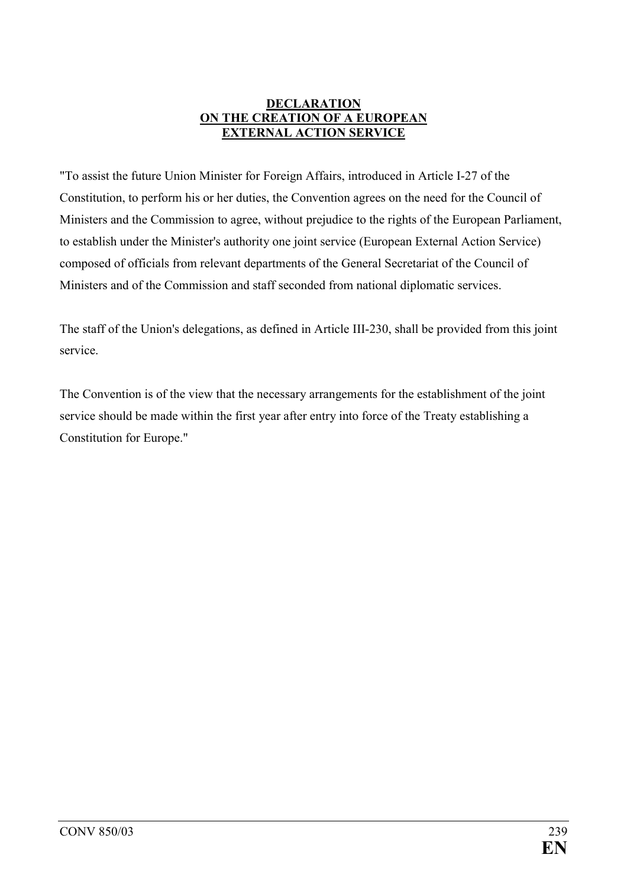**DECLARATION**
**ON THE CREATION OF A EUROPEAN**
**EXTERNAL ACTION SERVICE**

"To assist the future Union Minister for Foreign Affairs, introduced in Article I-27 of the Constitution, to perform his or her duties, the Convention agrees on the need for the Council of Ministers and the Commission to agree, without prejudice to the rights of the European Parliament, to establish under the Minister's authority one joint service (European External Action Service) composed of officials from relevant departments of the General Secretariat of the Council of Ministers and of the Commission and staff seconded from national diplomatic services.

The staff of the Union's delegations, as defined in Article III-230, shall be provided from this joint service.

The Convention is of the view that the necessary arrangements for the establishment of the joint service should be made within the first year after entry into force of the Treaty establishing a Constitution for Europe."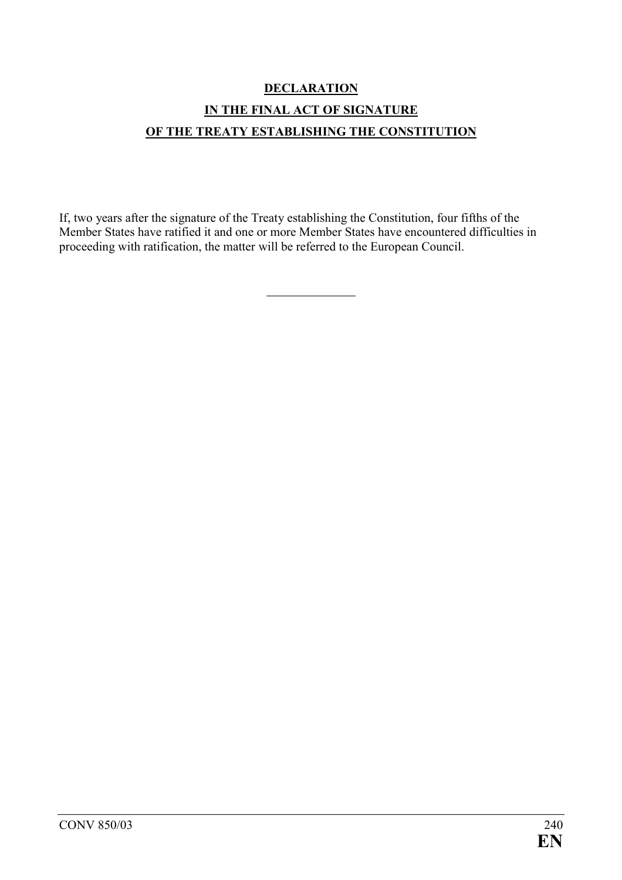# **DECLARATION**

# **IN THE FINAL ACT OF SIGNATURE**

# **OF THE TREATY ESTABLISHING THE CONSTITUTION**

If, two years after the signature of the Treaty establishing the Constitution, four fifths of the Member States have ratified it and one or more Member States have encountered difficulties in proceeding with ratification, the matter will be referred to the European Council.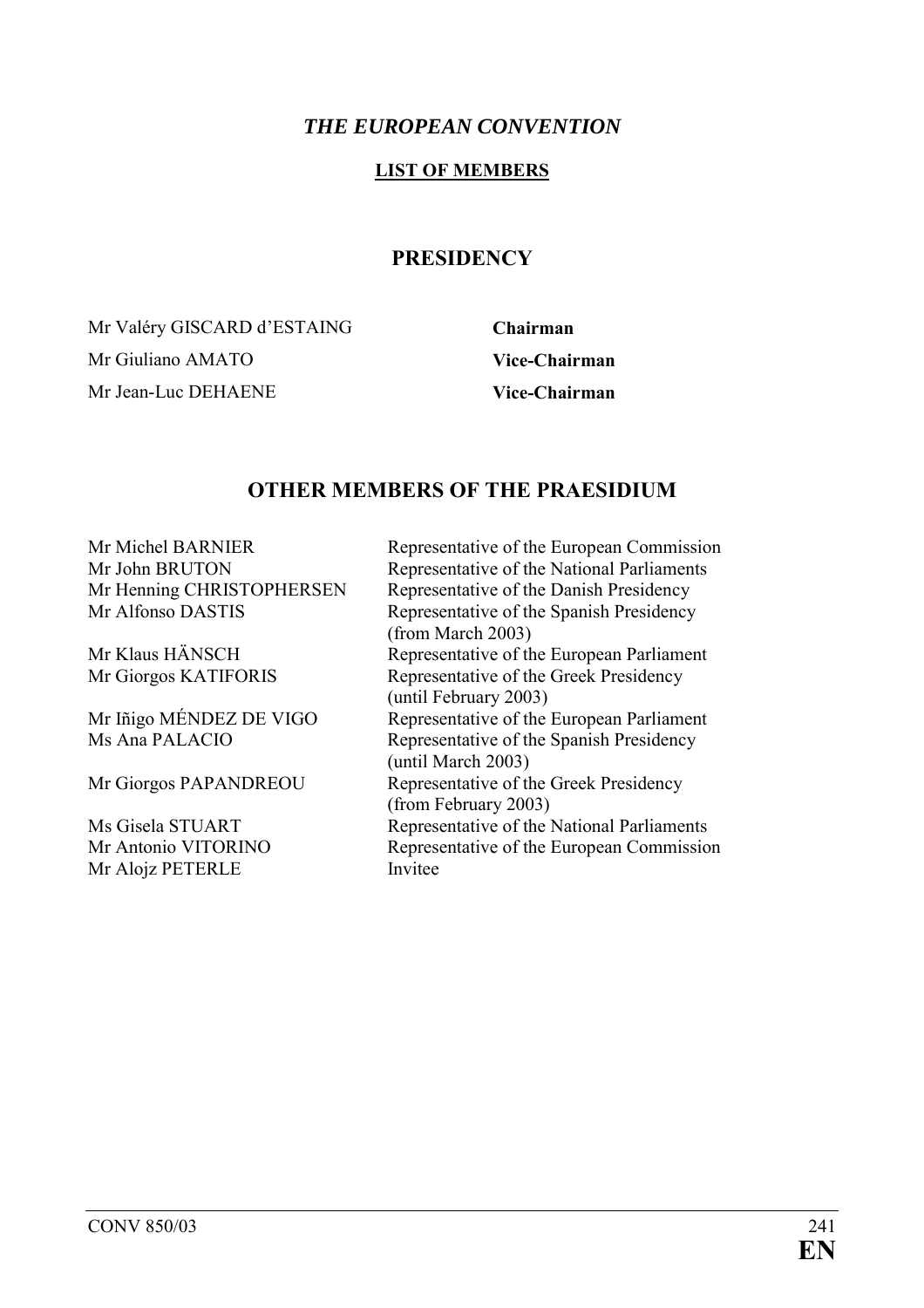## *THE EUROPEAN CONVENTION*

**LIST OF MEMBERS**

### PRESIDENCY

| | |
|---|---|
| Mr Valéry GISCARD d'ESTAING | **Chairman** |
| Mr Giuliano AMATO | **Vice-Chairman** |
| Mr Jean-Luc DEHAENE | **Vice-Chairman** |

### OTHER MEMBERS OF THE PRAESIDIUM

| | |
|---|---|
| Mr Michel BARNIER | Representative of the European Commission |
| Mr John BRUTON | Representative of the National Parliaments |
| Mr Henning CHRISTOPHERSEN | Representative of the Danish Presidency |
| Mr Alfonso DASTIS | Representative of the Spanish Presidency (from March 2003) |
| Mr Klaus HÄNSCH | Representative of the European Parliament |
| Mr Giorgos KATIFORIS | Representative of the Greek Presidency (until February 2003) |
| Mr Iñigo MÉNDEZ DE VIGO | Representative of the European Parliament |
| Ms Ana PALACIO | Representative of the Spanish Presidency (until March 2003) |
| Mr Giorgos PAPANDREOU | Representative of the Greek Presidency (from February 2003) |
| Ms Gisela STUART | Representative of the National Parliaments |
| Mr Antonio VITORINO | Representative of the European Commission |
| Mr Alojz PETERLE | Invitee |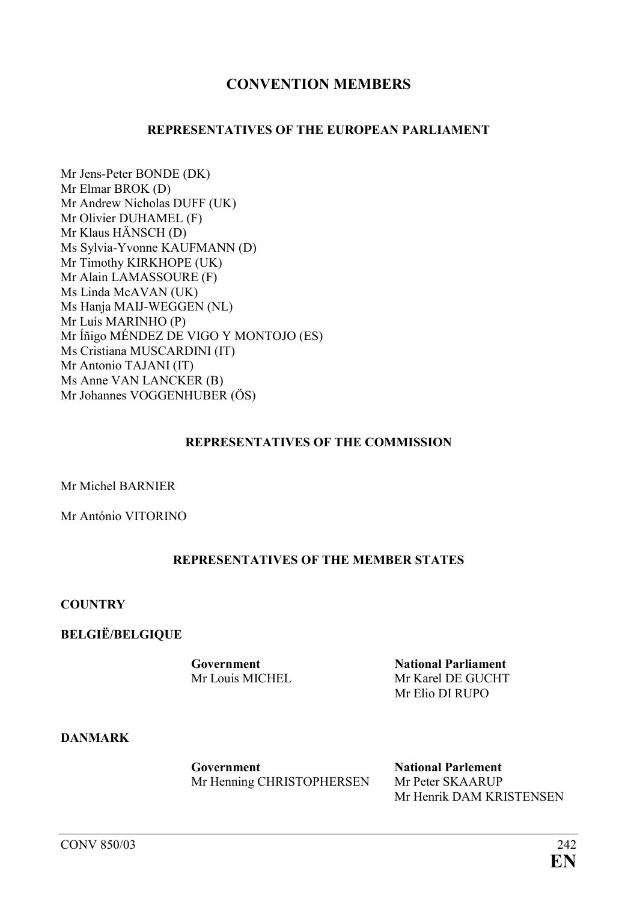# CONVENTION MEMBERS

### REPRESENTATIVES OF THE EUROPEAN PARLIAMENT

Mr Jens-Peter BONDE (DK)
Mr Elmar BROK (D)
Mr Andrew Nicholas DUFF (UK)
Mr Olivier DUHAMEL (F)
Mr Klaus HÄNSCH (D)
Ms Sylvia-Yvonne KAUFMANN (D)
Mr Timothy KIRKHOPE (UK)
Mr Alain LAMASSOURE (F)
Ms Linda McAVAN (UK)
Ms Hanja MAIJ-WEGGEN (NL)
Mr Luís MARINHO (P)
Mr Íñigo MÉNDEZ DE VIGO Y MONTOJO (ES)
Ms Cristiana MUSCARDINI (IT)
Mr Antonio TAJANI (IT)
Ms Anne VAN LANCKER (B)
Mr Johannes VOGGENHUBER (ÖS)

### REPRESENTATIVES OF THE COMMISSION

Mr Michel BARNIER

Mr António VITORINO

### REPRESENTATIVES OF THE MEMBER STATES

**COUNTRY**

**BELGIË/BELGIQUE**

| Government | National Parliament |
|---|---|
| Mr Louis MICHEL | Mr Karel DE GUCHT |
| | Mr Elio DI RUPO |

**DANMARK**

| Government | National Parlement |
|---|---|
| Mr Henning CHRISTOPHERSEN | Mr Peter SKAARUP |
| | Mr Henrik DAM KRISTENSEN |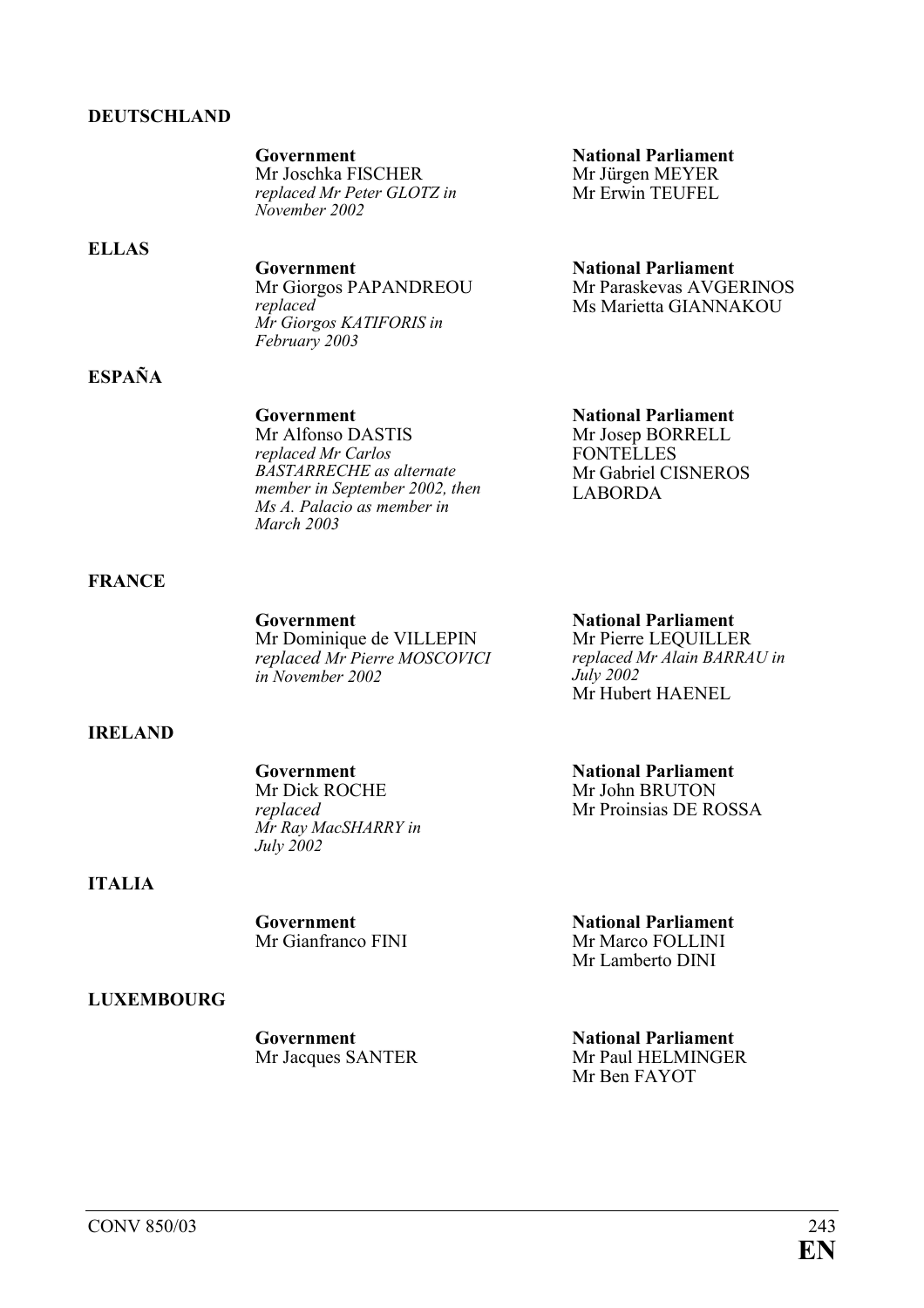**DEUTSCHLAND**

| Government | National Parliament |
|---|---|
| Mr Joschka FISCHER<br>*replaced Mr Peter GLOTZ in November 2002* | Mr Jürgen MEYER<br>Mr Erwin TEUFEL |

**ELLAS**

| Government | National Parliament |
|---|---|
| Mr Giorgos PAPANDREOU<br>*replaced Mr Giorgos KATIFORIS in February 2003* | Mr Paraskevas AVGERINOS<br>Ms Marietta GIANNAKOU |

**ESPAÑA**

| Government | National Parliament |
|---|---|
| Mr Alfonso DASTIS<br>*replaced Mr Carlos BASTARRECHE as alternate member in September 2002, then Ms A. Palacio as member in March 2003* | Mr Josep BORRELL FONTELLES<br>Mr Gabriel CISNEROS LABORDA |

**FRANCE**

| Government | National Parliament |
|---|---|
| Mr Dominique de VILLEPIN<br>*replaced Mr Pierre MOSCOVICI in November 2002* | Mr Pierre LEQUILLER<br>*replaced Mr Alain BARRAU in July 2002*<br>Mr Hubert HAENEL |

**IRELAND**

| Government | National Parliament |
|---|---|
| Mr Dick ROCHE<br>*replaced Mr Ray MacSHARRY in July 2002* | Mr John BRUTON<br>Mr Proinsias DE ROSSA |

**ITALIA**

| Government | National Parliament |
|---|---|
| Mr Gianfranco FINI | Mr Marco FOLLINI<br>Mr Lamberto DINI |

**LUXEMBOURG**

| Government | National Parliament |
|---|---|
| Mr Jacques SANTER | Mr Paul HELMINGER<br>Mr Ben FAYOT |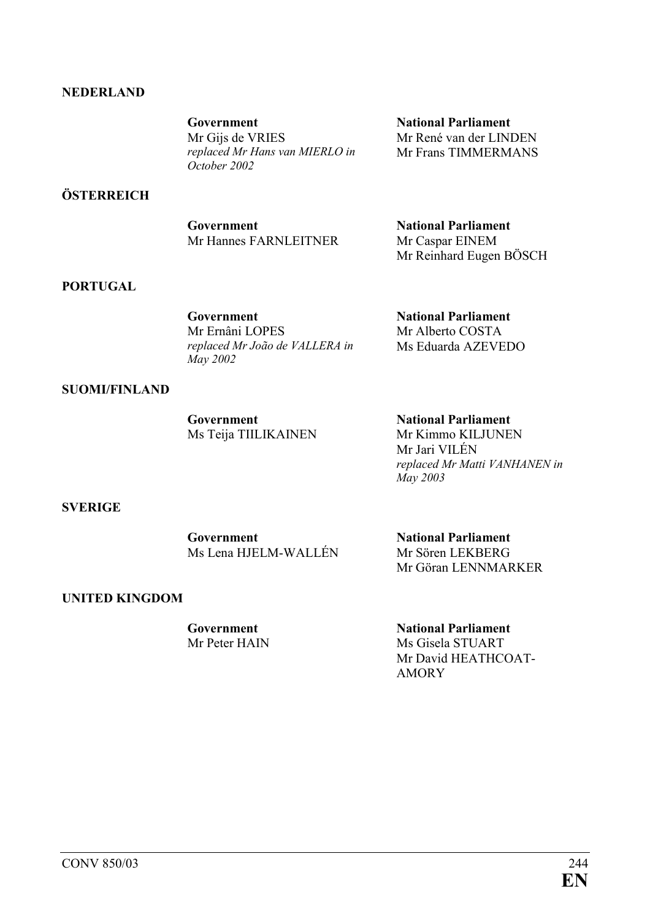**NEDERLAND**

| Government | National Parliament |
|---|---|
| Mr Gijs de VRIES<br>*replaced Mr Hans van MIERLO in October 2002* | Mr René van der LINDEN<br>Mr Frans TIMMERMANS |

**ÖSTERREICH**

| Government | National Parliament |
|---|---|
| Mr Hannes FARNLEITNER | Mr Caspar EINEM<br>Mr Reinhard Eugen BÖSCH |

**PORTUGAL**

| Government | National Parliament |
|---|---|
| Mr Ernâni LOPES<br>*replaced Mr João de VALLERA in May 2002* | Mr Alberto COSTA<br>Ms Eduarda AZEVEDO |

**SUOMI/FINLAND**

| Government | National Parliament |
|---|---|
| Ms Teija TIILIKAINEN | Mr Kimmo KILJUNEN<br>Mr Jari VILÉN<br>*replaced Mr Matti VANHANEN in May 2003* |

**SVERIGE**

| Government | National Parliament |
|---|---|
| Ms Lena HJELM-WALLÉN | Mr Sören LEKBERG<br>Mr Göran LENNMARKER |

**UNITED KINGDOM**

| Government | National Parliament |
|---|---|
| Mr Peter HAIN | Ms Gisela STUART<br>Mr David HEATHCOAT-AMORY |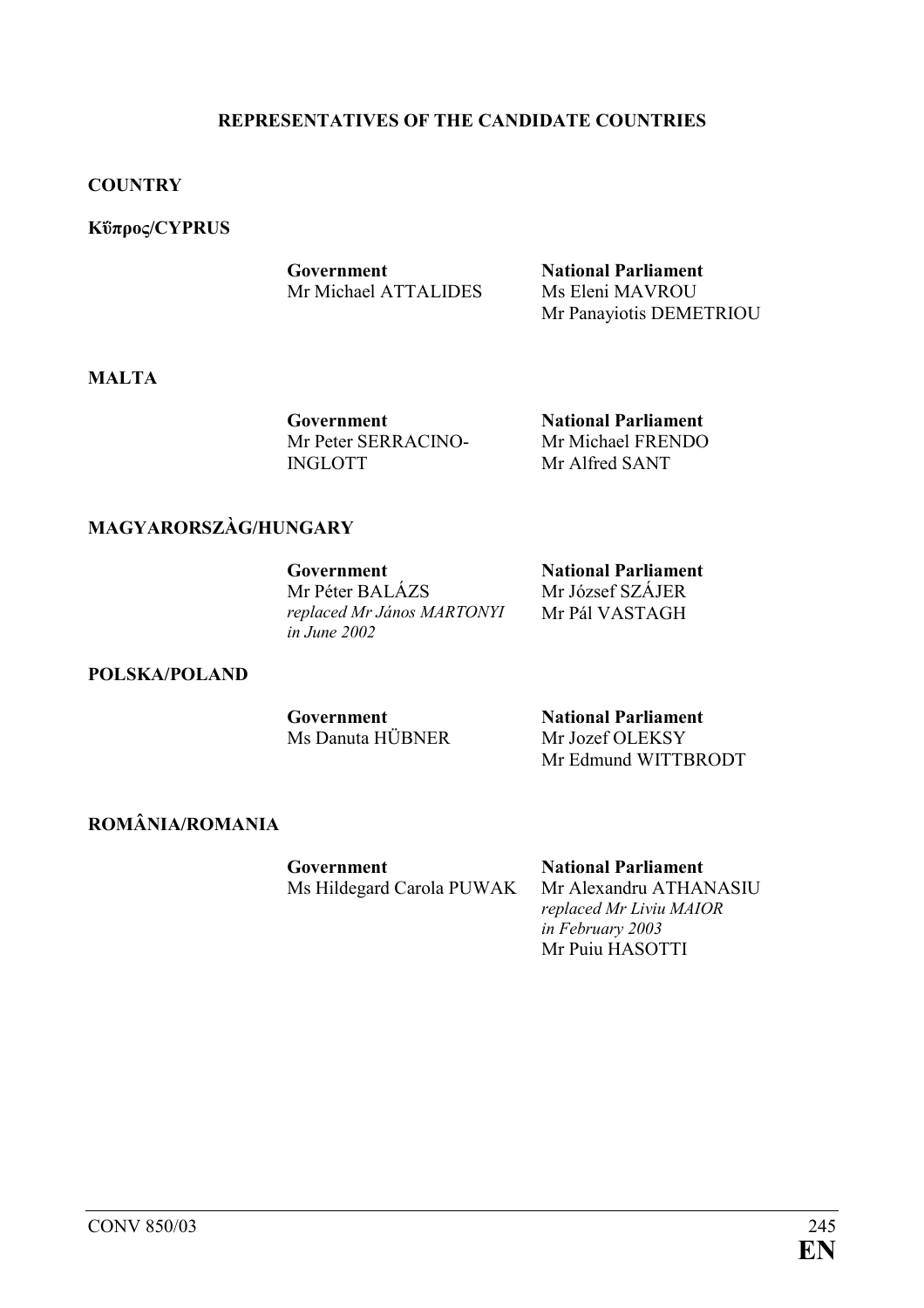## REPRESENTATIVES OF THE CANDIDATE COUNTRIES

**COUNTRY**

**Κΰπρος/CYPRUS**

| **Government** | **National Parliament** |
|---|---|
| Mr Michael ATTALIDES | Ms Eleni MAVROU |
| | Mr Panayiotis DEMETRIOU |

**MALTA**

| **Government** | **National Parliament** |
|---|---|
| Mr Peter SERRACINO-INGLOTT | Mr Michael FRENDO |
| | Mr Alfred SANT |

**MAGYARORSZÀG/HUNGARY**

| **Government** | **National Parliament** |
|---|---|
| Mr Péter BALÁZS *replaced Mr János MARTONYI in June 2002* | Mr József SZÁJER |
| | Mr Pál VASTAGH |

**POLSKA/POLAND**

| **Government** | **National Parliament** |
|---|---|
| Ms Danuta HÜBNER | Mr Jozef OLEKSY |
| | Mr Edmund WITTBRODT |

**ROMÂNIA/ROMANIA**

| **Government** | **National Parliament** |
|---|---|
| Ms Hildegard Carola PUWAK | Mr Alexandru ATHANASIU *replaced Mr Liviu MAIOR in February 2003* |
| | Mr Puiu HASOTTI |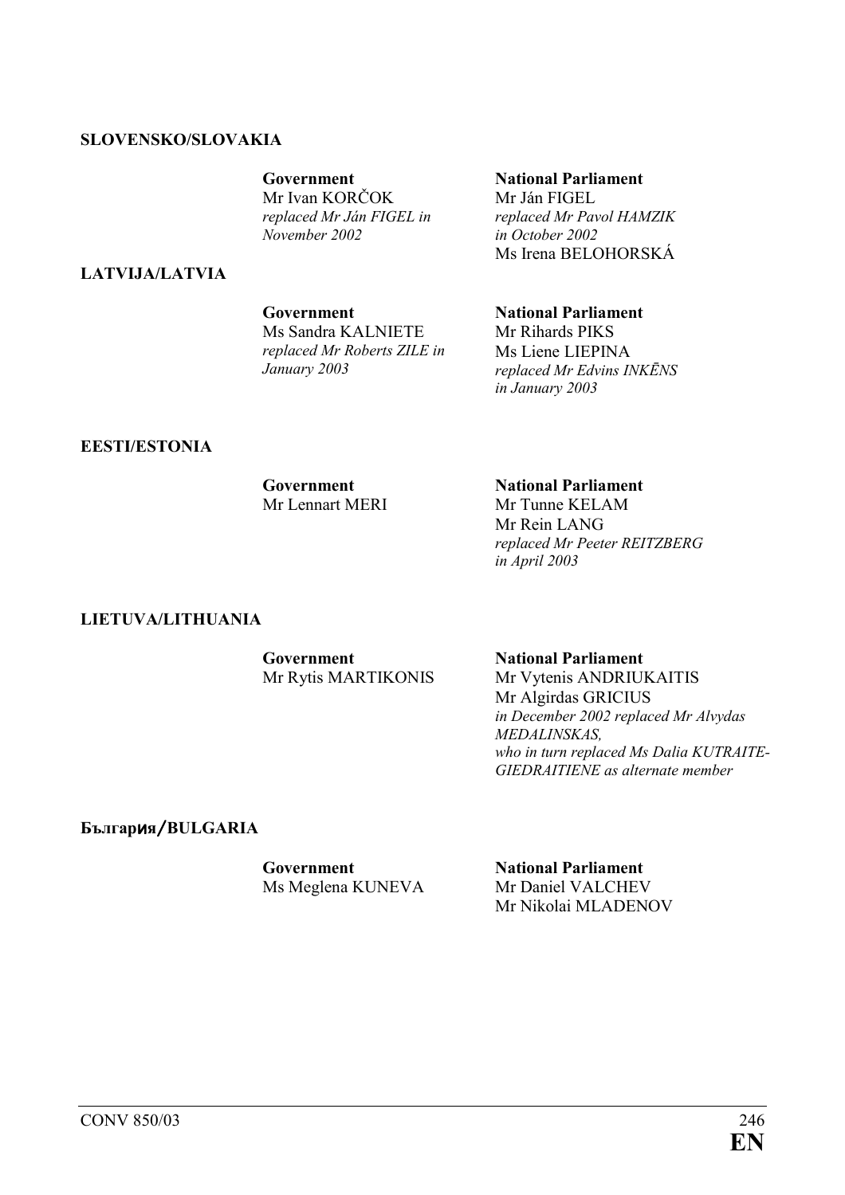**SLOVENSKO/SLOVAKIA**

**Government**
Mr Ivan KORČOK
*replaced Mr Ján FIGEL in November 2002*

**National Parliament**
Mr Ján FIGEL
*replaced Mr Pavol HAMZIK in October 2002*
Ms Irena BELOHORSKÁ

**LATVIJA/LATVIA**

**Government**
Ms Sandra KALNIETE
*replaced Mr Roberts ZILE in January 2003*

**National Parliament**
Mr Rihards PIKS
Ms Liene LIEPINA
*replaced Mr Edvins INKĒNS in January 2003*

**EESTI/ESTONIA**

**Government**
Mr Lennart MERI

**National Parliament**
Mr Tunne KELAM
Mr Rein LANG
*replaced Mr Peeter REITZBERG in April 2003*

**LIETUVA/LITHUANIA**

**Government**
Mr Rytis MARTIKONIS

**National Parliament**
Mr Vytenis ANDRIUKAITIS
Mr Algirdas GRICIUS
*in December 2002 replaced Mr Alvydas MEDALINSKAS, who in turn replaced Ms Dalia KUTRAITE-GIEDRAITIENE as alternate member*

**България/BULGARIA**

**Government**
Ms Meglena KUNEVA

**National Parliament**
Mr Daniel VALCHEV
Mr Nikolai MLADENOV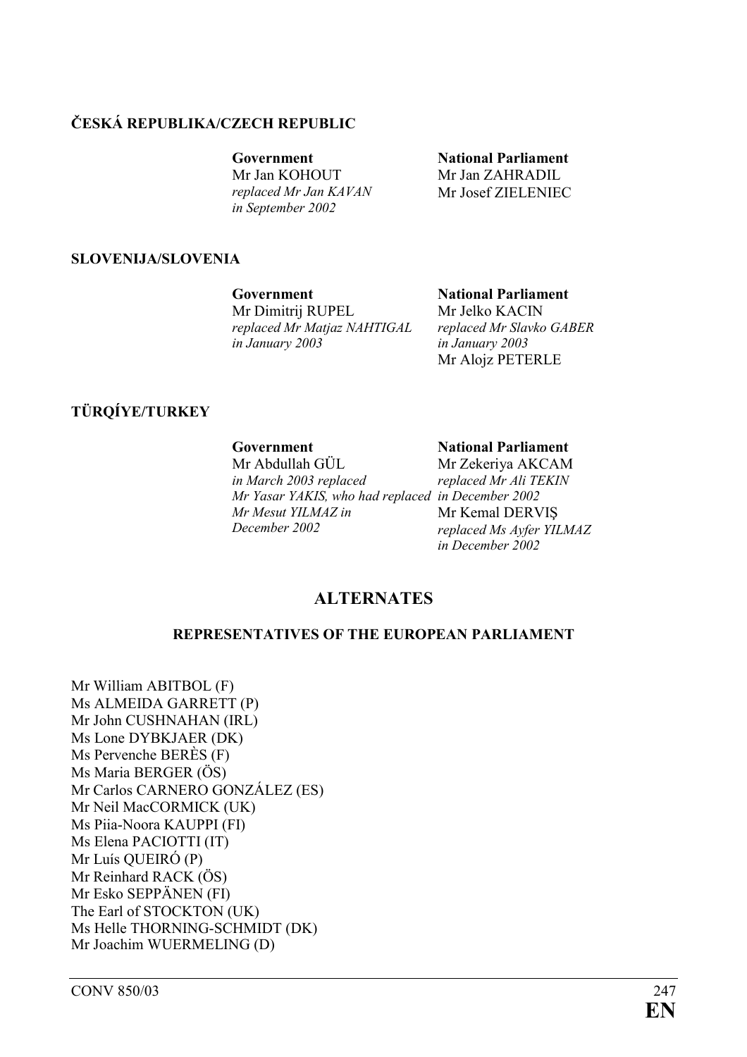**ČESKÁ REPUBLIKA/CZECH REPUBLIC**

**Government**
Mr Jan KOHOUT
*replaced Mr Jan KAVAN in September 2002*

**National Parliament**
Mr Jan ZAHRADIL
Mr Josef ZIELENIEC

**SLOVENIJA/SLOVENIA**

**Government**
Mr Dimitrij RUPEL
*replaced Mr Matjaz NAHTIGAL in January 2003*

**National Parliament**
Mr Jelko KACIN
*replaced Mr Slavko GABER in January 2003*
Mr Alojz PETERLE

**TÜRQÍYE/TURKEY**

**Government**
Mr Abdullah GÜL
*in March 2003 replaced Mr Yasar YAKIS, who had replaced Mr Mesut YILMAZ in December 2002*

**National Parliament**
Mr Zekeriya AKCAM
*replaced Mr Ali TEKIN in December 2002*
Mr Kemal DERVIŞ
*replaced Ms Ayfer YILMAZ in December 2002*

## ALTERNATES

### REPRESENTATIVES OF THE EUROPEAN PARLIAMENT

Mr William ABITBOL (F)
Ms ALMEIDA GARRETT (P)
Mr John CUSHNAHAN (IRL)
Ms Lone DYBKJAER (DK)
Ms Pervenche BERÈS (F)
Ms Maria BERGER (ÖS)
Mr Carlos CARNERO GONZÁLEZ (ES)
Mr Neil MacCORMICK (UK)
Ms Piia-Noora KAUPPI (FI)
Ms Elena PACIOTTI (IT)
Mr Luís QUEIRÓ (P)
Mr Reinhard RACK (ÖS)
Mr Esko SEPPÄNEN (FI)
The Earl of STOCKTON (UK)
Ms Helle THORNING-SCHMIDT (DK)
Mr Joachim WUERMELING (D)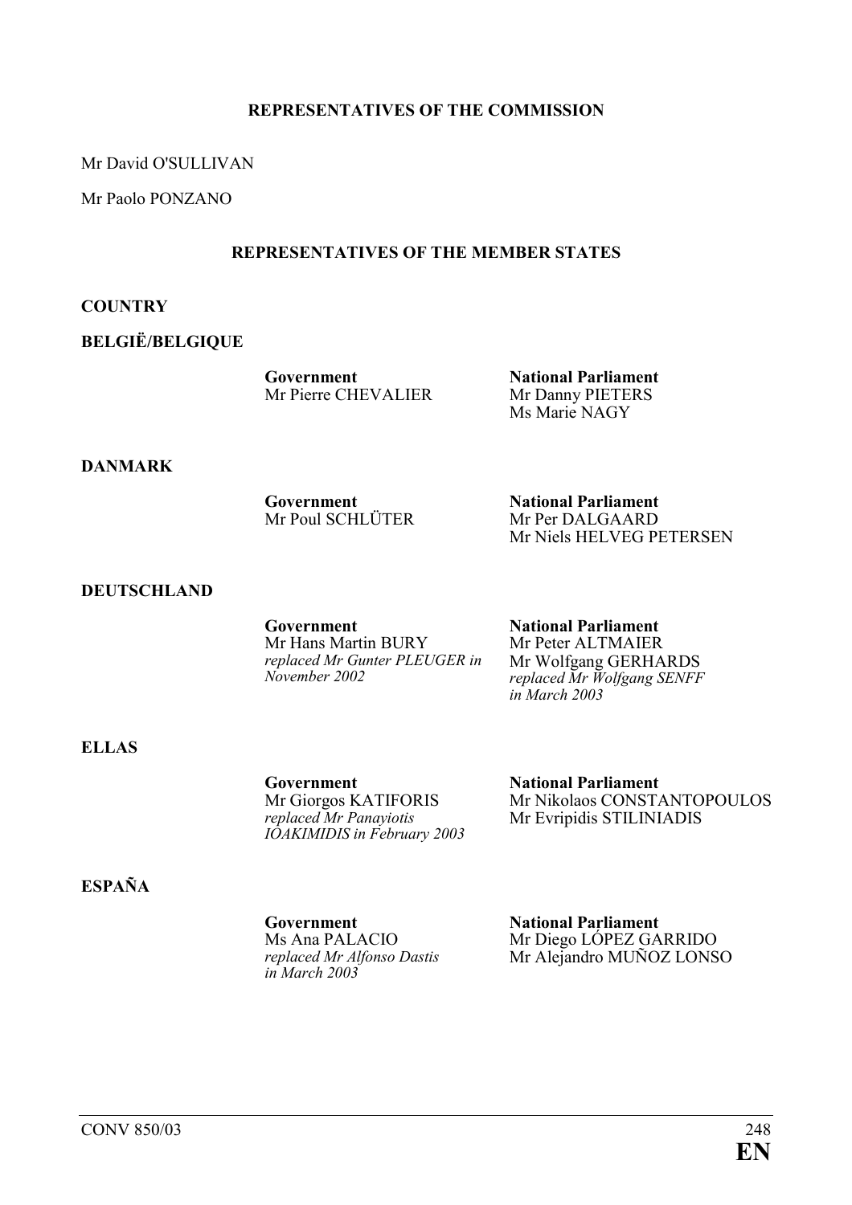**REPRESENTATIVES OF THE COMMISSION**

Mr David O'SULLIVAN

Mr Paolo PONZANO

**REPRESENTATIVES OF THE MEMBER STATES**

**COUNTRY**

**BELGIË/BELGIQUE**

**Government**
Mr Pierre CHEVALIER

**National Parliament**
Mr Danny PIETERS
Ms Marie NAGY

**DANMARK**

**Government**
Mr Poul SCHLÜTER

**National Parliament**
Mr Per DALGAARD
Mr Niels HELVEG PETERSEN

**DEUTSCHLAND**

**Government**
Mr Hans Martin BURY
*replaced Mr Gunter PLEUGER in November 2002*

**National Parliament**
Mr Peter ALTMAIER
Mr Wolfgang GERHARDS
*replaced Mr Wolfgang SENFF in March 2003*

**ELLAS**

**Government**
Mr Giorgos KATIFORIS
*replaced Mr Panayiotis IOAKIMIDIS in February 2003*

**National Parliament**
Mr Nikolaos CONSTANTOPOULOS
Mr Evripidis STILINIADIS

**ESPAÑA**

**Government**
Ms Ana PALACIO
*replaced Mr Alfonso Dastis in March 2003*

**National Parliament**
Mr Diego LÓPEZ GARRIDO
Mr Alejandro MUÑOZ LONSO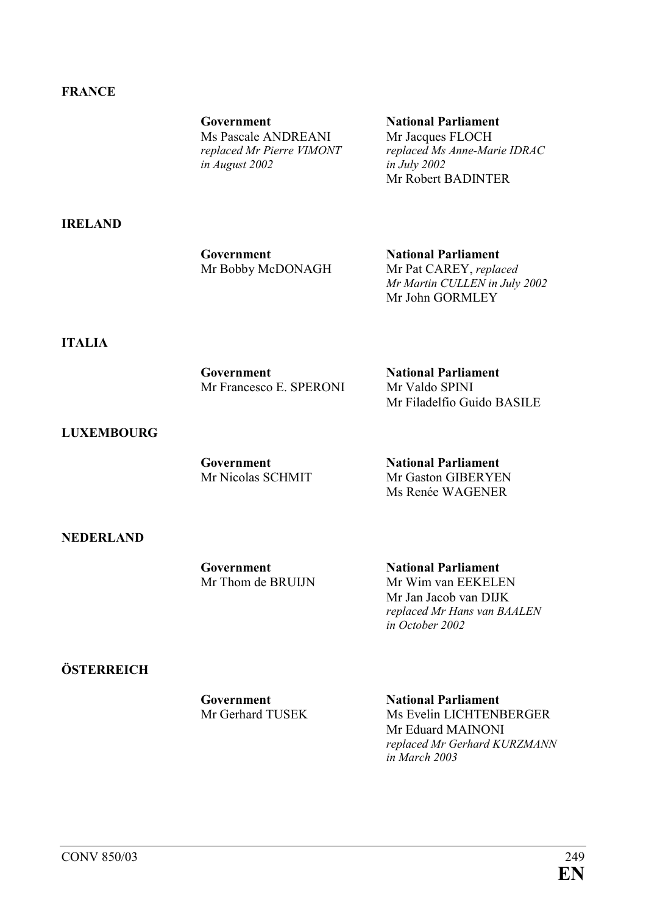**FRANCE**

| Government | National Parliament |
|---|---|
| Ms Pascale ANDREANI *replaced Mr Pierre VIMONT in August 2002* | Mr Jacques FLOCH *replaced Ms Anne-Marie IDRAC in July 2002* |
| | Mr Robert BADINTER |

**IRELAND**

| Government | National Parliament |
|---|---|
| Mr Bobby McDONAGH | Mr Pat CAREY, *replaced Mr Martin CULLEN in July 2002* |
| | Mr John GORMLEY |

**ITALIA**

| Government | National Parliament |
|---|---|
| Mr Francesco E. SPERONI | Mr Valdo SPINI |
| | Mr Filadelfio Guido BASILE |

**LUXEMBOURG**

| Government | National Parliament |
|---|---|
| Mr Nicolas SCHMIT | Mr Gaston GIBERYEN |
| | Ms Renée WAGENER |

**NEDERLAND**

| Government | National Parliament |
|---|---|
| Mr Thom de BRUIJN | Mr Wim van EEKELEN |
| | Mr Jan Jacob van DIJK *replaced Mr Hans van BAALEN in October 2002* |

**ÖSTERREICH**

| Government | National Parliament |
|---|---|
| Mr Gerhard TUSEK | Ms Evelin LICHTENBERGER |
| | Mr Eduard MAINONI *replaced Mr Gerhard KURZMANN in March 2003* |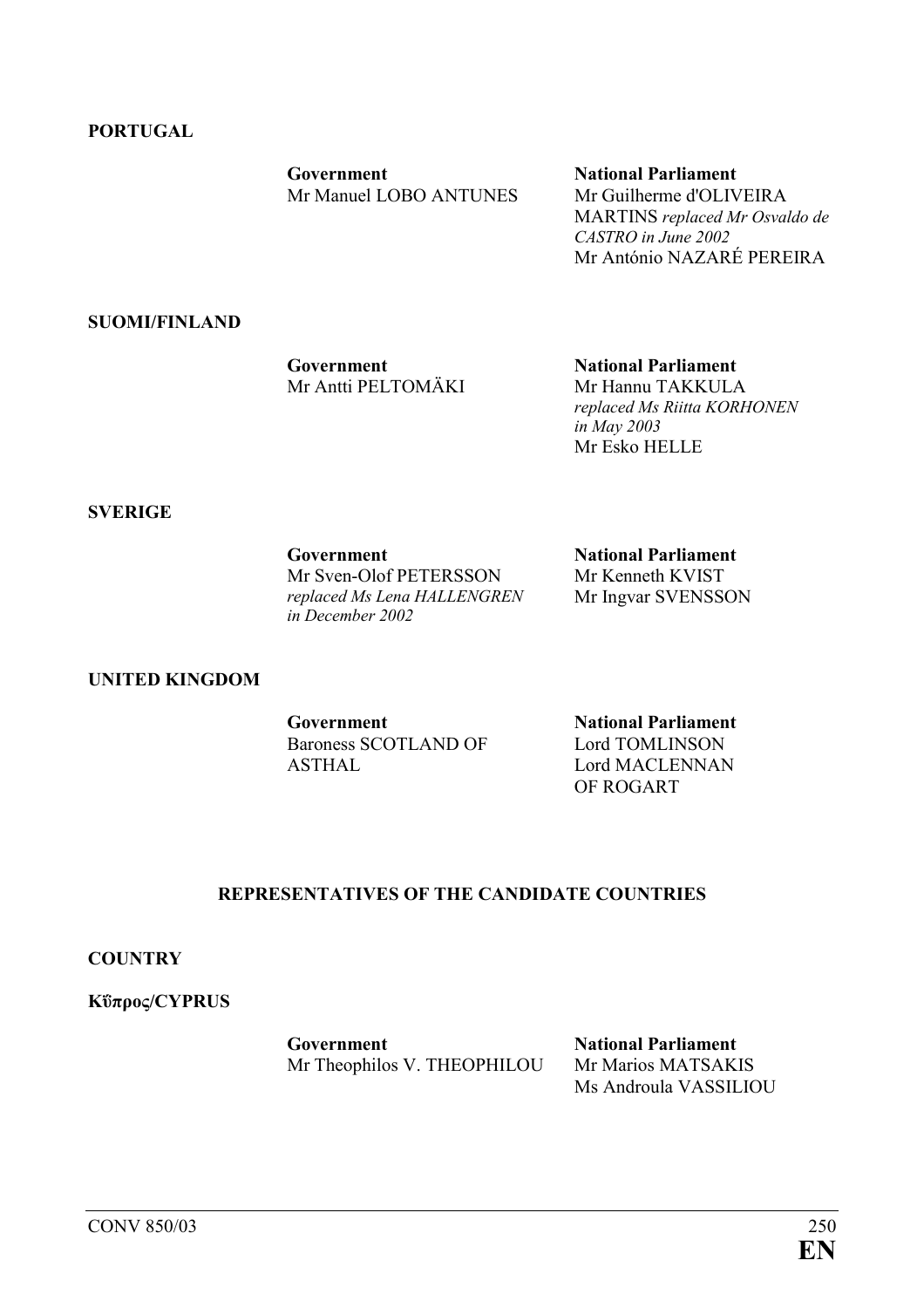**PORTUGAL**

| Government | National Parliament |
|---|---|
| Mr Manuel LOBO ANTUNES | Mr Guilherme d'OLIVEIRA MARTINS *replaced Mr Osvaldo de CASTRO in June 2002* |
| | Mr António NAZARÉ PEREIRA |

**SUOMI/FINLAND**

| Government | National Parliament |
|---|---|
| Mr Antti PELTOMÄKI | Mr Hannu TAKKULA *replaced Ms Riitta KORHONEN in May 2003* |
| | Mr Esko HELLE |

**SVERIGE**

| Government | National Parliament |
|---|---|
| Mr Sven-Olof PETERSSON *replaced Ms Lena HALLENGREN in December 2002* | Mr Kenneth KVIST |
| | Mr Ingvar SVENSSON |

**UNITED KINGDOM**

| Government | National Parliament |
|---|---|
| Baroness SCOTLAND OF ASTHAL | Lord TOMLINSON |
| | Lord MACLENNAN OF ROGART |

## REPRESENTATIVES OF THE CANDIDATE COUNTRIES

**COUNTRY**

**Κΰπρος/CYPRUS**

| Government | National Parliament |
|---|---|
| Mr Theophilos V. THEOPHILOU | Mr Marios MATSAKIS |
| | Ms Androula VASSILIOU |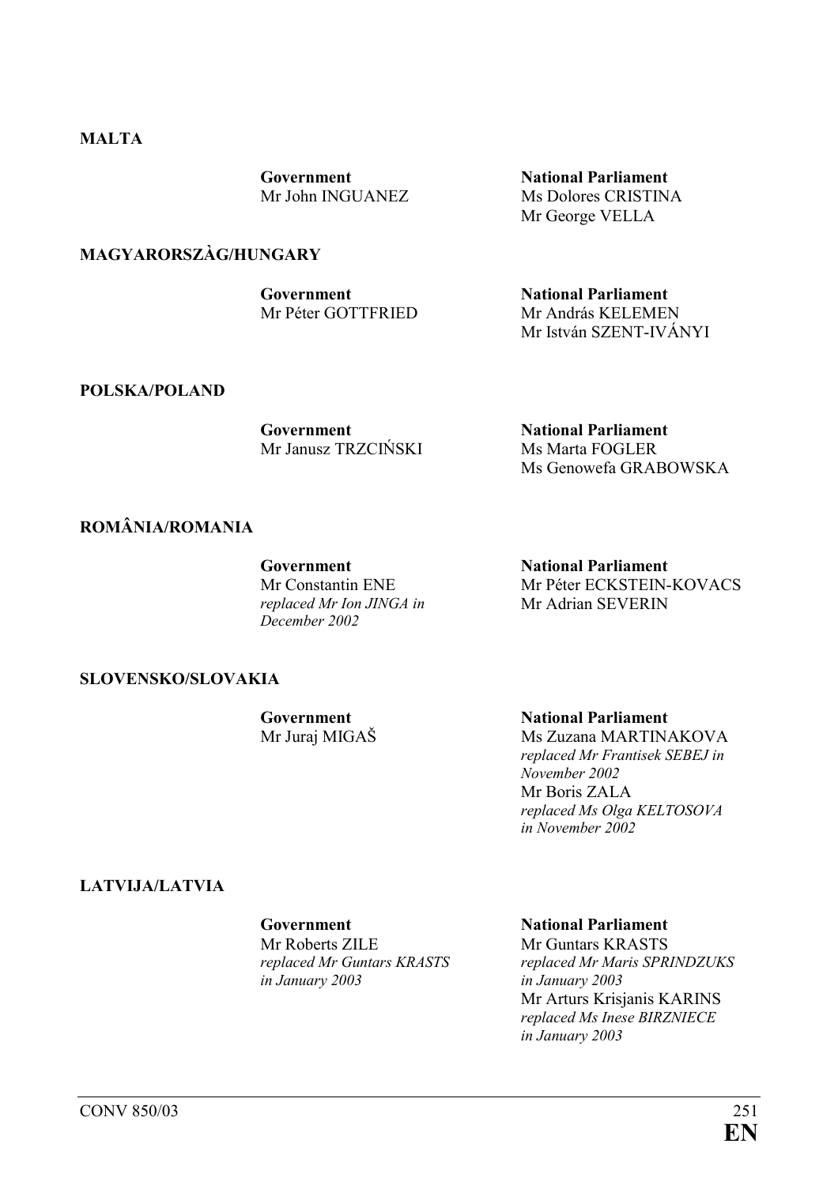**MALTA**

| Government | National Parliament |
|---|---|
| Mr John INGUANEZ | Ms Dolores CRISTINA<br>Mr George VELLA |

**MAGYARORSZÀG/HUNGARY**

| Government | National Parliament |
|---|---|
| Mr Péter GOTTFRIED | Mr András KELEMEN<br>Mr István SZENT-IVÁNYI |

**POLSKA/POLAND**

| Government | National Parliament |
|---|---|
| Mr Janusz TRZCIŃSKI | Ms Marta FOGLER<br>Ms Genowefa GRABOWSKA |

**ROMÂNIA/ROMANIA**

| Government | National Parliament |
|---|---|
| Mr Constantin ENE<br>*replaced Mr Ion JINGA in December 2002* | Mr Péter ECKSTEIN-KOVACS<br>Mr Adrian SEVERIN |

**SLOVENSKO/SLOVAKIA**

| Government | National Parliament |
|---|---|
| Mr Juraj MIGAŠ | Ms Zuzana MARTINAKOVA<br>*replaced Mr Frantisek SEBEJ in November 2002*<br>Mr Boris ZALA<br>*replaced Ms Olga KELTOSOVA in November 2002* |

**LATVIJA/LATVIA**

| Government | National Parliament |
|---|---|
| Mr Roberts ZILE<br>*replaced Mr Guntars KRASTS in January 2003* | Mr Guntars KRASTS<br>*replaced Mr Maris SPRINDZUKS in January 2003*<br>Mr Arturs Krisjanis KARINS<br>*replaced Ms Inese BIRZNIECE in January 2003* |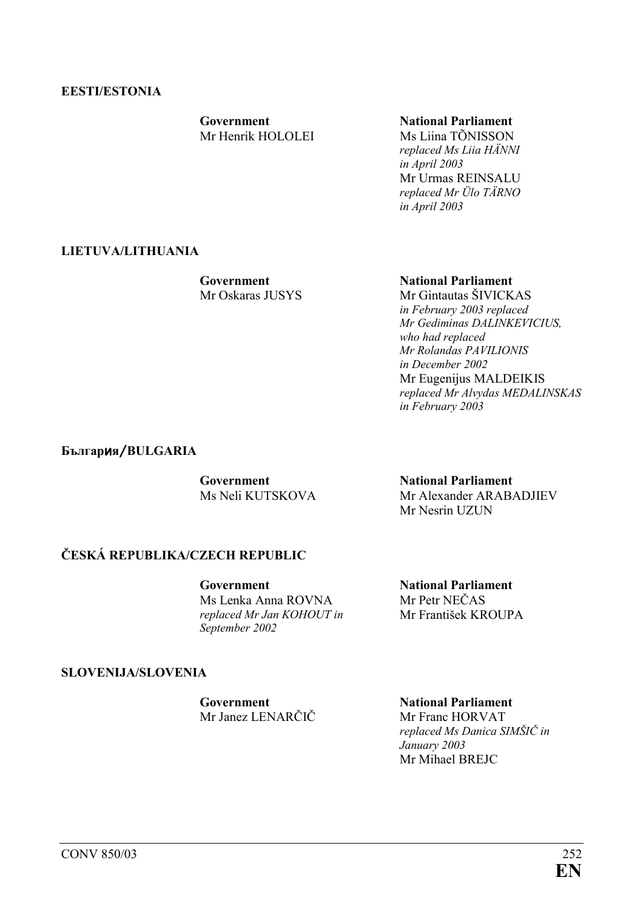**EESTI/ESTONIA**

| Government | National Parliament |
|---|---|
| Mr Henrik HOLOLEI | Ms Liina TÕNISSON<br>*replaced Ms Liia HÄNNI in April 2003*<br>Mr Urmas REINSALU<br>*replaced Mr Ülo TÄRNO in April 2003* |

**LIETUVA/LITHUANIA**

| Government | National Parliament |
|---|---|
| Mr Oskaras JUSYS | Mr Gintautas ŠIVICKAS<br>*in February 2003 replaced Mr Gediminas DALINKEVICIUS, who had replaced Mr Rolandas PAVILIONIS in December 2002*<br>Mr Eugenijus MALDEIKIS<br>*replaced Mr Alvydas MEDALINSKAS in February 2003* |

**България/BULGARIA**

| Government | National Parliament |
|---|---|
| Ms Neli KUTSKOVA | Mr Alexander ARABADJIEV<br>Mr Nesrin UZUN |

**ČESKÁ REPUBLIKA/CZECH REPUBLIC**

| Government | National Parliament |
|---|---|
| Ms Lenka Anna ROVNA<br>*replaced Mr Jan KOHOUT in September 2002* | Mr Petr NEČAS<br>Mr František KROUPA |

**SLOVENIJA/SLOVENIA**

| Government | National Parliament |
|---|---|
| Mr Janez LENARČIČ | Mr Franc HORVAT<br>*replaced Ms Danica SIMŠIČ in January 2003*<br>Mr Mihael BREJC |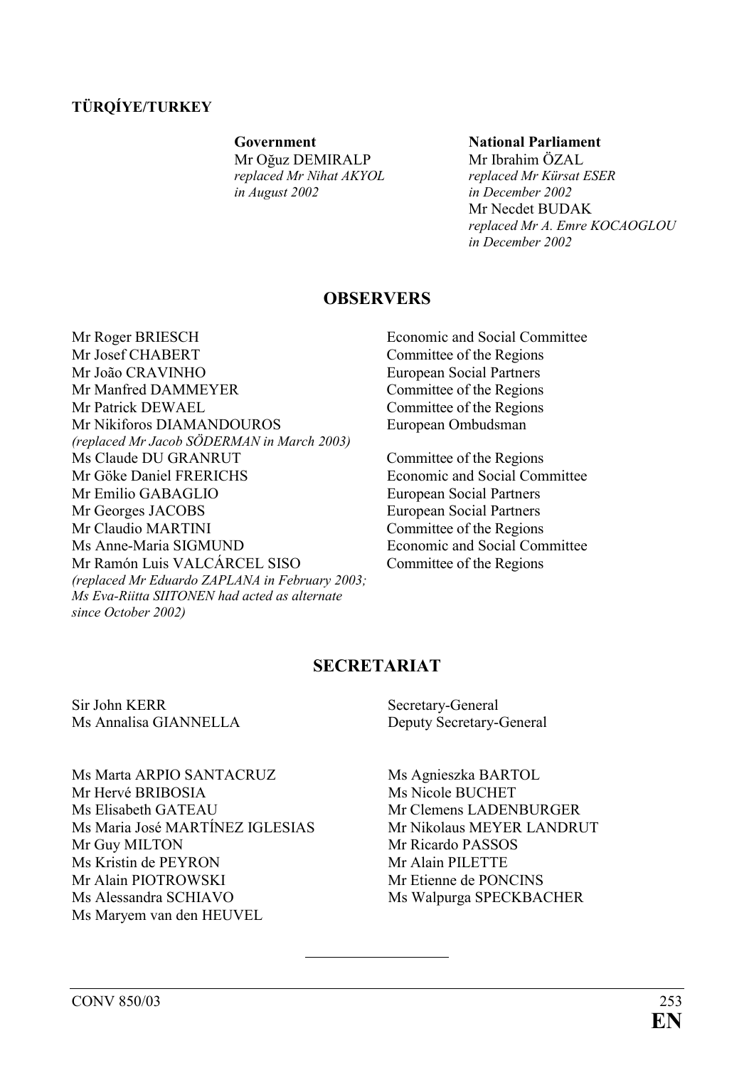**TÜRQÍYE/TURKEY**

**Government**
Mr Oğuz DEMIRALP
*replaced Mr Nihat AKYOL in August 2002*

**National Parliament**
Mr Ibrahim ÖZAL
*replaced Mr Kürsat ESER in December 2002*
Mr Necdet BUDAK
*replaced Mr A. Emre KOCAOGLOU in December 2002*

## OBSERVERS

| | |
|---|---|
| Mr Roger BRIESCH | Economic and Social Committee |
| Mr Josef CHABERT | Committee of the Regions |
| Mr João CRAVINHO | European Social Partners |
| Mr Manfred DAMMEYER | Committee of the Regions |
| Mr Patrick DEWAEL | Committee of the Regions |
| Mr Nikiforos DIAMANDOUROS *(replaced Mr Jacob SÖDERMAN in March 2003)* | European Ombudsman |
| Ms Claude DU GRANRUT | Committee of the Regions |
| Mr Göke Daniel FRERICHS | Economic and Social Committee |
| Mr Emilio GABAGLIO | European Social Partners |
| Mr Georges JACOBS | European Social Partners |
| Mr Claudio MARTINI | Committee of the Regions |
| Ms Anne-Maria SIGMUND | Economic and Social Committee |
| Mr Ramón Luis VALCÁRCEL SISO *(replaced Mr Eduardo ZAPLANA in February 2003; Ms Eva-Riitta SIITONEN had acted as alternate since October 2002)* | Committee of the Regions |

## SECRETARIAT

| | |
|---|---|
| Sir John KERR | Secretary-General |
| Ms Annalisa GIANNELLA | Deputy Secretary-General |

Ms Marta ARPIO SANTACRUZ
Mr Hervé BRIBOSIA
Ms Elisabeth GATEAU
Ms Maria José MARTÍNEZ IGLESIAS
Mr Guy MILTON
Ms Kristin de PEYRON
Mr Alain PIOTROWSKI
Ms Alessandra SCHIAVO
Ms Maryem van den HEUVEL
Ms Agnieszka BARTOL
Ms Nicole BUCHET
Mr Clemens LADENBURGER
Mr Nikolaus MEYER LANDRUT
Mr Ricardo PASSOS
Mr Alain PILETTE
Mr Etienne de PONCINS
Ms Walpurga SPECKBACHER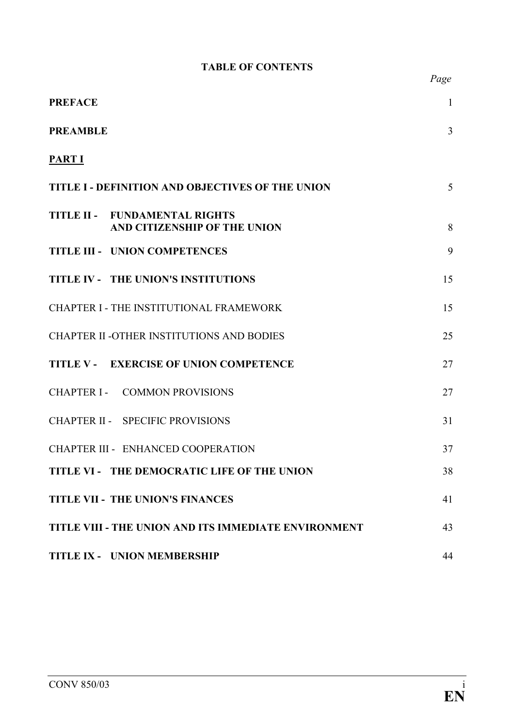# TABLE OF CONTENTS

| | Page |
|---|---|
| **PREFACE** | 1 |
| **PREAMBLE** | 3 |
| **PART I** | |
| **TITLE I - DEFINITION AND OBJECTIVES OF THE UNION** | 5 |
| **TITLE II - FUNDAMENTAL RIGHTS AND CITIZENSHIP OF THE UNION** | 8 |
| **TITLE III - UNION COMPETENCES** | 9 |
| **TITLE IV - THE UNION'S INSTITUTIONS** | 15 |
| CHAPTER I - THE INSTITUTIONAL FRAMEWORK | 15 |
| CHAPTER II -OTHER INSTITUTIONS AND BODIES | 25 |
| **TITLE V - EXERCISE OF UNION COMPETENCE** | 27 |
| CHAPTER I - COMMON PROVISIONS | 27 |
| CHAPTER II - SPECIFIC PROVISIONS | 31 |
| CHAPTER III - ENHANCED COOPERATION | 37 |
| **TITLE VI - THE DEMOCRATIC LIFE OF THE UNION** | 38 |
| **TITLE VII - THE UNION'S FINANCES** | 41 |
| **TITLE VIII - THE UNION AND ITS IMMEDIATE ENVIRONMENT** | 43 |
| **TITLE IX - UNION MEMBERSHIP** | 44 |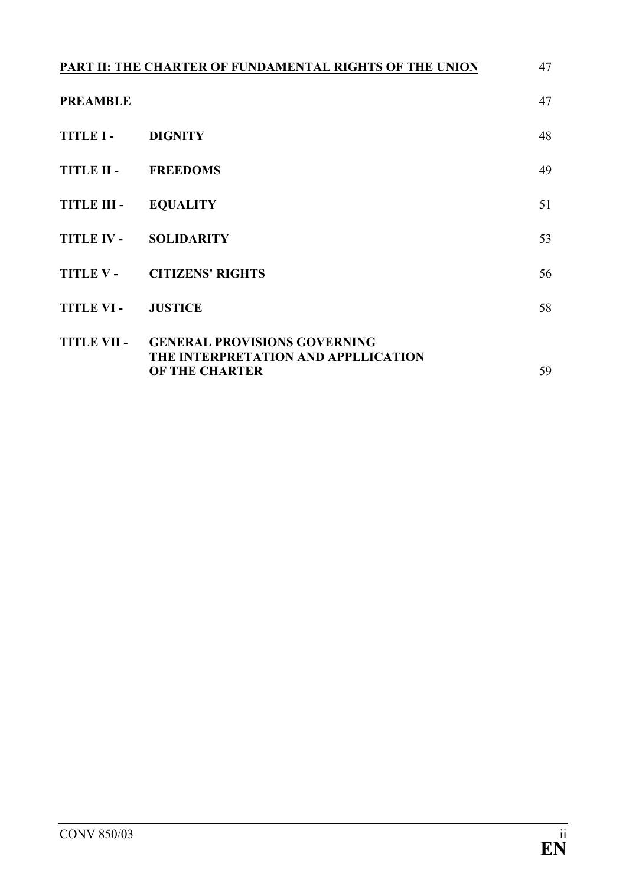| | | |
|---|---|---|
| **PART II: THE CHARTER OF FUNDAMENTAL RIGHTS OF THE UNION** | | 47 |
| **PREAMBLE** | | 47 |
| **TITLE I -** | **DIGNITY** | 48 |
| **TITLE II -** | **FREEDOMS** | 49 |
| **TITLE III -** | **EQUALITY** | 51 |
| **TITLE IV -** | **SOLIDARITY** | 53 |
| **TITLE V -** | **CITIZENS' RIGHTS** | 56 |
| **TITLE VI -** | **JUSTICE** | 58 |
| **TITLE VII -** | **GENERAL PROVISIONS GOVERNING THE INTERPRETATION AND APPLLICATION OF THE CHARTER** | 59 |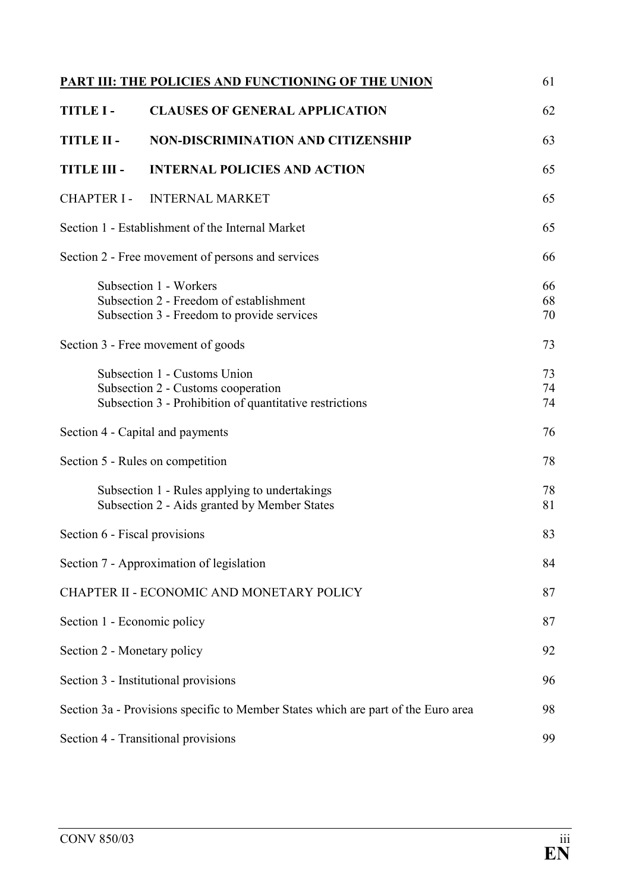**PART III: THE POLICIES AND FUNCTIONING OF THE UNION** 61

**TITLE I - CLAUSES OF GENERAL APPLICATION** 62

**TITLE II - NON-DISCRIMINATION AND CITIZENSHIP** 63

**TITLE III - INTERNAL POLICIES AND ACTION** 65

CHAPTER I - INTERNAL MARKET 65

Section 1 - Establishment of the Internal Market 65

Section 2 - Free movement of persons and services 66

- Subsection 1 - Workers 66
- Subsection 2 - Freedom of establishment 68
- Subsection 3 - Freedom to provide services 70

Section 3 - Free movement of goods 73

- Subsection 1 - Customs Union 73
- Subsection 2 - Customs cooperation 74
- Subsection 3 - Prohibition of quantitative restrictions 74

Section 4 - Capital and payments 76

Section 5 - Rules on competition 78

- Subsection 1 - Rules applying to undertakings 78
- Subsection 2 - Aids granted by Member States 81

Section 6 - Fiscal provisions 83

Section 7 - Approximation of legislation 84

CHAPTER II - ECONOMIC AND MONETARY POLICY 87

Section 1 - Economic policy 87

Section 2 - Monetary policy 92

Section 3 - Institutional provisions 96

Section 3a - Provisions specific to Member States which are part of the Euro area 98

Section 4 - Transitional provisions 99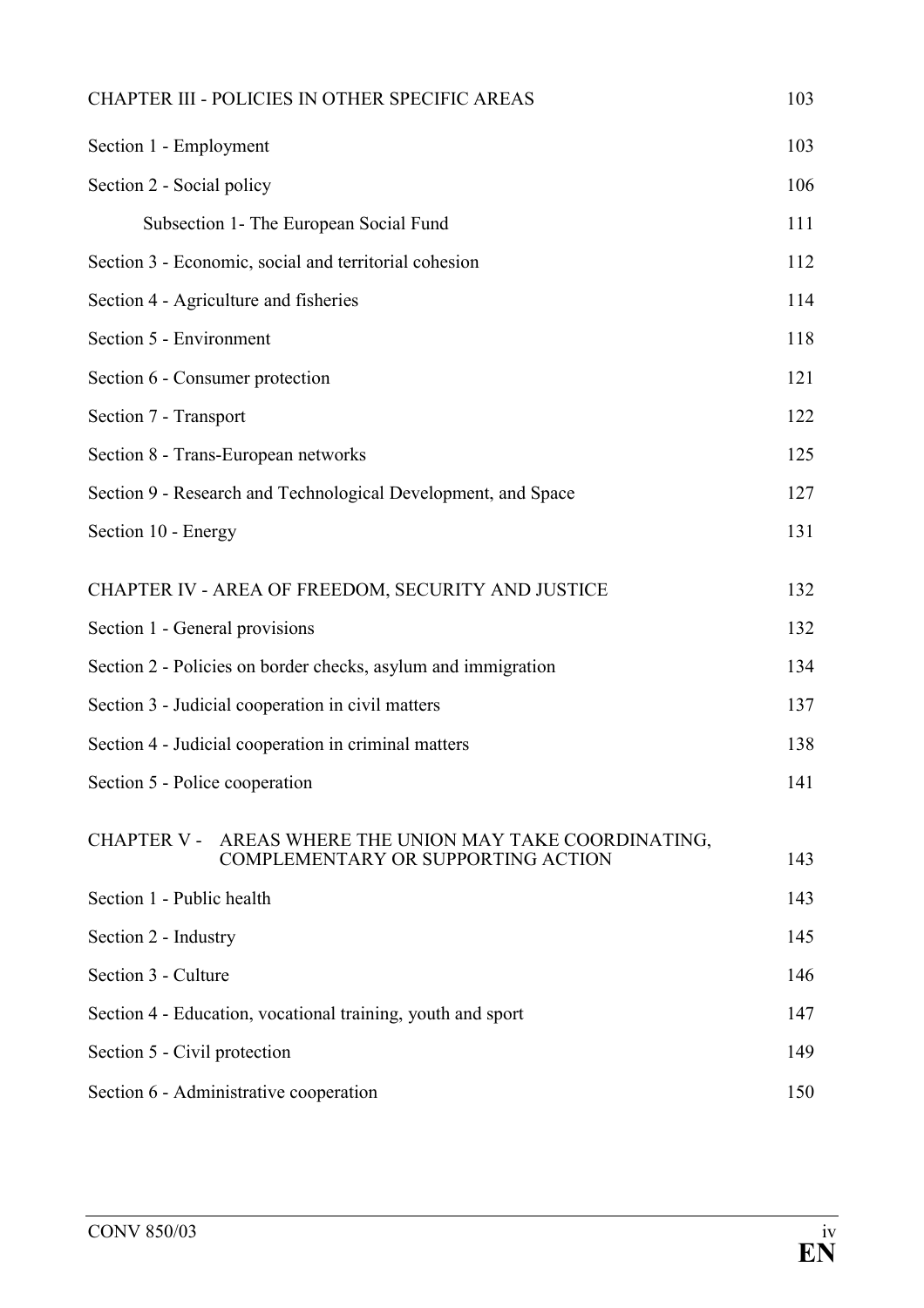| | |
|---|---|
| CHAPTER III - POLICIES IN OTHER SPECIFIC AREAS | 103 |
| Section 1 - Employment | 103 |
| Section 2 - Social policy | 106 |
| Subsection 1- The European Social Fund | 111 |
| Section 3 - Economic, social and territorial cohesion | 112 |
| Section 4 - Agriculture and fisheries | 114 |
| Section 5 - Environment | 118 |
| Section 6 - Consumer protection | 121 |
| Section 7 - Transport | 122 |
| Section 8 - Trans-European networks | 125 |
| Section 9 - Research and Technological Development, and Space | 127 |
| Section 10 - Energy | 131 |
| CHAPTER IV - AREA OF FREEDOM, SECURITY AND JUSTICE | 132 |
| Section 1 - General provisions | 132 |
| Section 2 - Policies on border checks, asylum and immigration | 134 |
| Section 3 - Judicial cooperation in civil matters | 137 |
| Section 4 - Judicial cooperation in criminal matters | 138 |
| Section 5 - Police cooperation | 141 |
| CHAPTER V - AREAS WHERE THE UNION MAY TAKE COORDINATING, COMPLEMENTARY OR SUPPORTING ACTION | 143 |
| Section 1 - Public health | 143 |
| Section 2 - Industry | 145 |
| Section 3 - Culture | 146 |
| Section 4 - Education, vocational training, youth and sport | 147 |
| Section 5 - Civil protection | 149 |
| Section 6 - Administrative cooperation | 150 |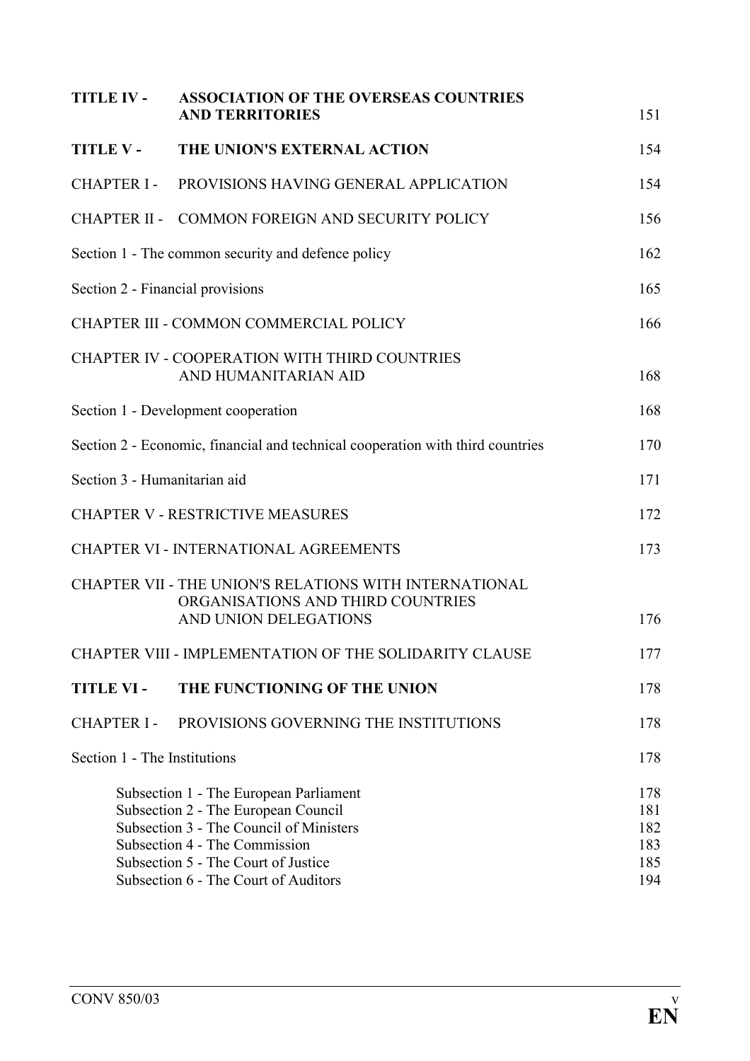| | | |
|---|---|---|
| **TITLE IV -** | **ASSOCIATION OF THE OVERSEAS COUNTRIES AND TERRITORIES** | 151 |
| **TITLE V -** | **THE UNION'S EXTERNAL ACTION** | 154 |
| CHAPTER I - | PROVISIONS HAVING GENERAL APPLICATION | 154 |
| CHAPTER II - | COMMON FOREIGN AND SECURITY POLICY | 156 |
| Section 1 - The common security and defence policy | | 162 |
| Section 2 - Financial provisions | | 165 |
| CHAPTER III - COMMON COMMERCIAL POLICY | | 166 |
| CHAPTER IV - COOPERATION WITH THIRD COUNTRIES AND HUMANITARIAN AID | | 168 |
| Section 1 - Development cooperation | | 168 |
| Section 2 - Economic, financial and technical cooperation with third countries | | 170 |
| Section 3 - Humanitarian aid | | 171 |
| CHAPTER V - RESTRICTIVE MEASURES | | 172 |
| CHAPTER VI - INTERNATIONAL AGREEMENTS | | 173 |
| CHAPTER VII - THE UNION'S RELATIONS WITH INTERNATIONAL ORGANISATIONS AND THIRD COUNTRIES AND UNION DELEGATIONS | | 176 |
| CHAPTER VIII - IMPLEMENTATION OF THE SOLIDARITY CLAUSE | | 177 |
| **TITLE VI -** | **THE FUNCTIONING OF THE UNION** | 178 |
| CHAPTER I - | PROVISIONS GOVERNING THE INSTITUTIONS | 178 |
| Section 1 - The Institutions | | 178 |
| | Subsection 1 - The European Parliament | 178 |
| | Subsection 2 - The European Council | 181 |
| | Subsection 3 - The Council of Ministers | 182 |
| | Subsection 4 - The Commission | 183 |
| | Subsection 5 - The Court of Justice | 185 |
| | Subsection 6 - The Court of Auditors | 194 |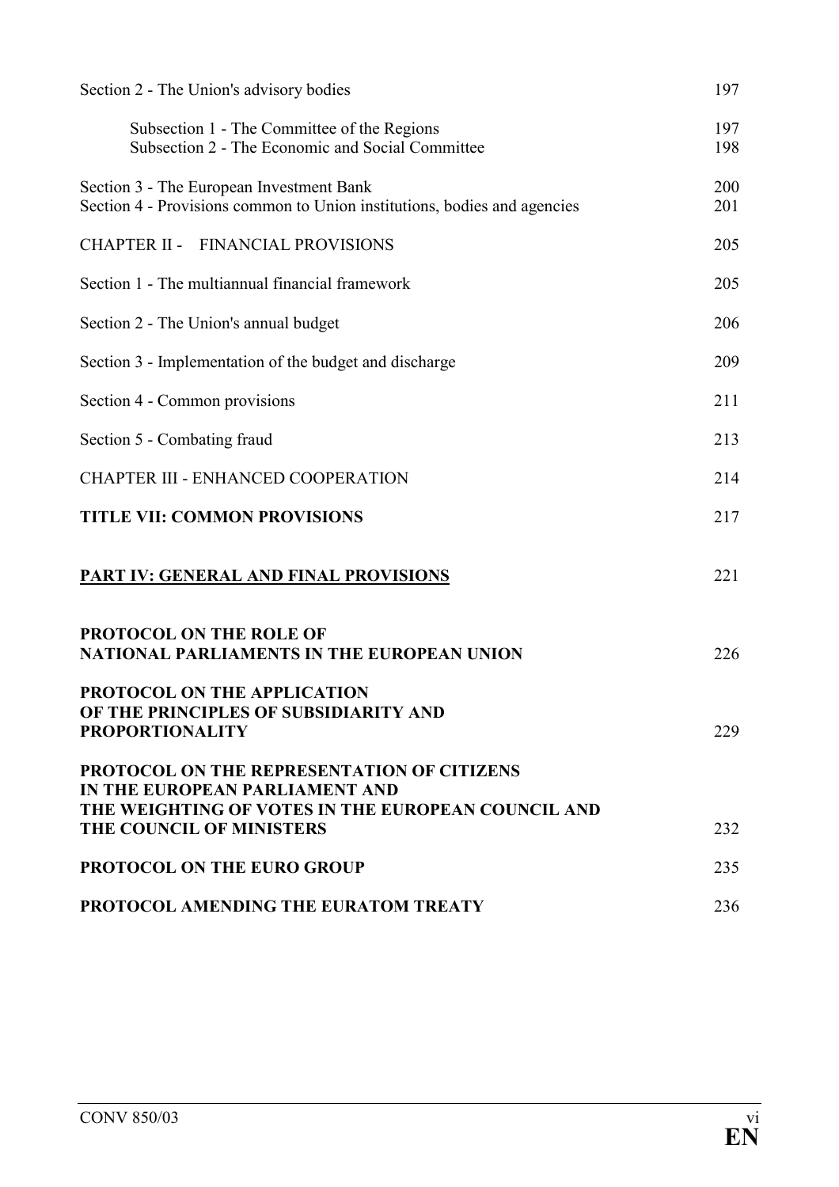Section 2 - The Union's advisory bodies 197

Subsection 1 - The Committee of the Regions 197
Subsection 2 - The Economic and Social Committee 198

Section 3 - The European Investment Bank 200
Section 4 - Provisions common to Union institutions, bodies and agencies 201

CHAPTER II - FINANCIAL PROVISIONS 205

Section 1 - The multiannual financial framework 205

Section 2 - The Union's annual budget 206

Section 3 - Implementation of the budget and discharge 209

Section 4 - Common provisions 211

Section 5 - Combating fraud 213

CHAPTER III - ENHANCED COOPERATION 214

**TITLE VII: COMMON PROVISIONS** 217

**PART IV: GENERAL AND FINAL PROVISIONS** 221

**PROTOCOL ON THE ROLE OF NATIONAL PARLIAMENTS IN THE EUROPEAN UNION** 226

**PROTOCOL ON THE APPLICATION OF THE PRINCIPLES OF SUBSIDIARITY AND PROPORTIONALITY** 229

**PROTOCOL ON THE REPRESENTATION OF CITIZENS IN THE EUROPEAN PARLIAMENT AND THE WEIGHTING OF VOTES IN THE EUROPEAN COUNCIL AND THE COUNCIL OF MINISTERS** 232

**PROTOCOL ON THE EURO GROUP** 235

**PROTOCOL AMENDING THE EURATOM TREATY** 236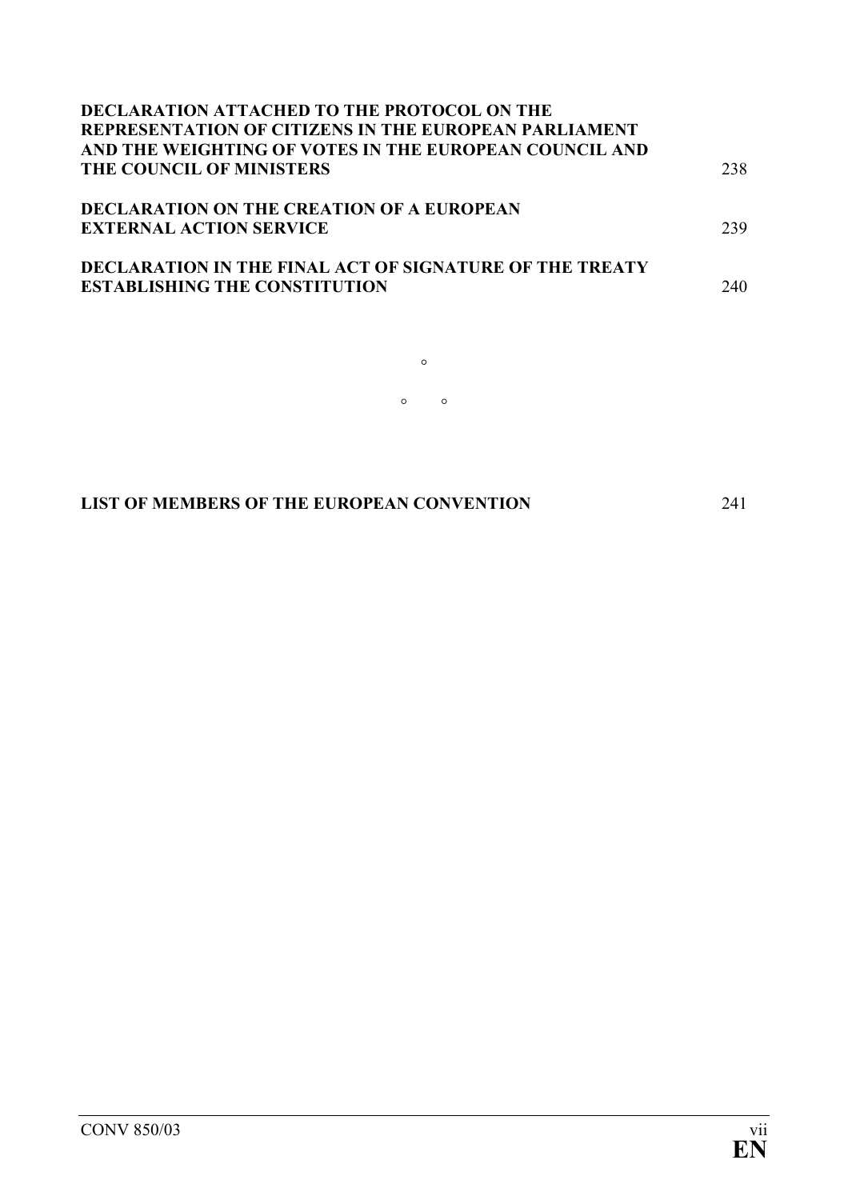**DECLARATION ATTACHED TO THE PROTOCOL ON THE REPRESENTATION OF CITIZENS IN THE EUROPEAN PARLIAMENT AND THE WEIGHTING OF VOTES IN THE EUROPEAN COUNCIL AND THE COUNCIL OF MINISTERS** 238

**DECLARATION ON THE CREATION OF A EUROPEAN EXTERNAL ACTION SERVICE** 239

**DECLARATION IN THE FINAL ACT OF SIGNATURE OF THE TREATY ESTABLISHING THE CONSTITUTION** 240

°

° °

**LIST OF MEMBERS OF THE EUROPEAN CONVENTION** 241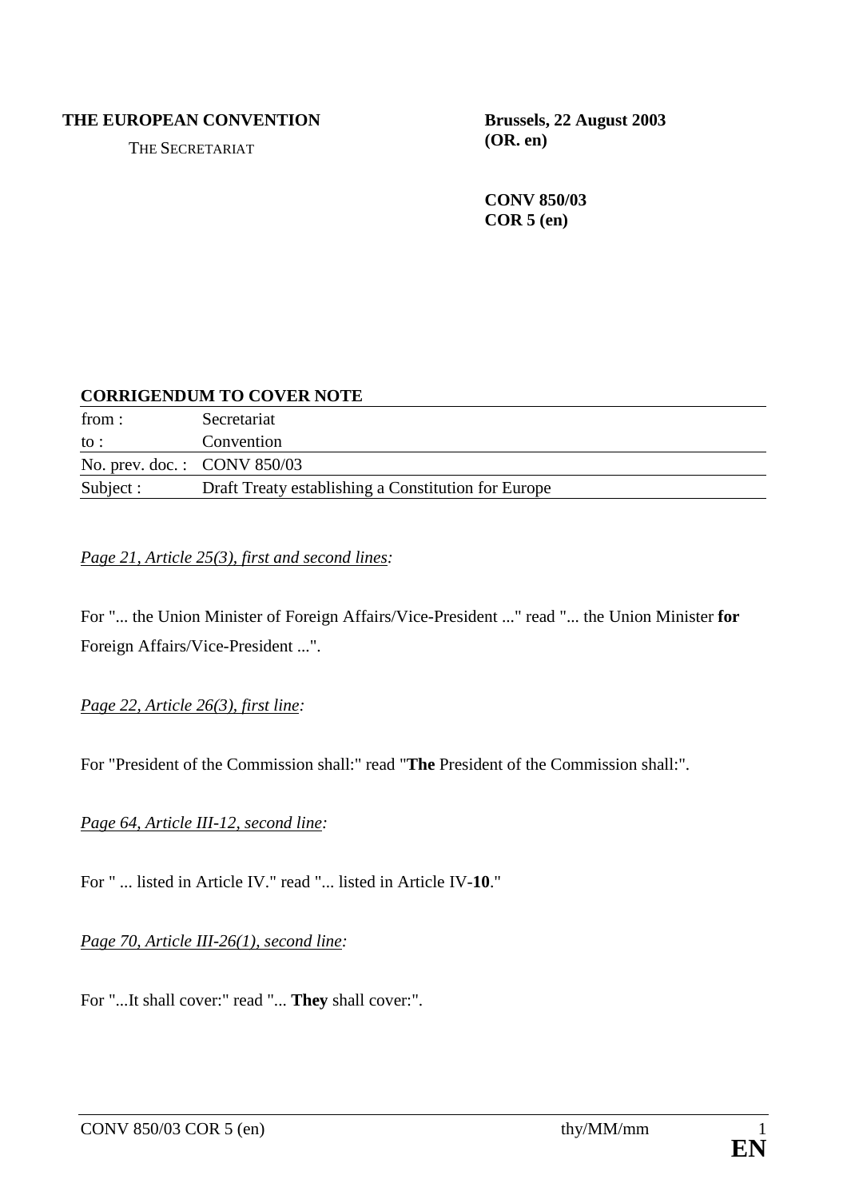**THE EUROPEAN CONVENTION**

THE SECRETARIAT

**Brussels, 22 August 2003**
**(OR. en)**

**CONV 850/03**
**COR 5 (en)**

**CORRIGENDUM TO COVER NOTE**

| | |
|---|---|
| from : | Secretariat |
| to : | Convention |
| No. prev. doc. : | CONV 850/03 |
| Subject : | Draft Treaty establishing a Constitution for Europe |

*Page 21, Article 25(3), first and second lines:*

For "... the Union Minister of Foreign Affairs/Vice-President ..." read "... the Union Minister **for** Foreign Affairs/Vice-President ...".

*Page 22, Article 26(3), first line:*

For "President of the Commission shall:" read "**The** President of the Commission shall:".

*Page 64, Article III-12, second line:*

For " ... listed in Article IV." read "... listed in Article IV-**10**."

*Page 70, Article III-26(1), second line:*

For "...It shall cover:" read "... **They** shall cover:".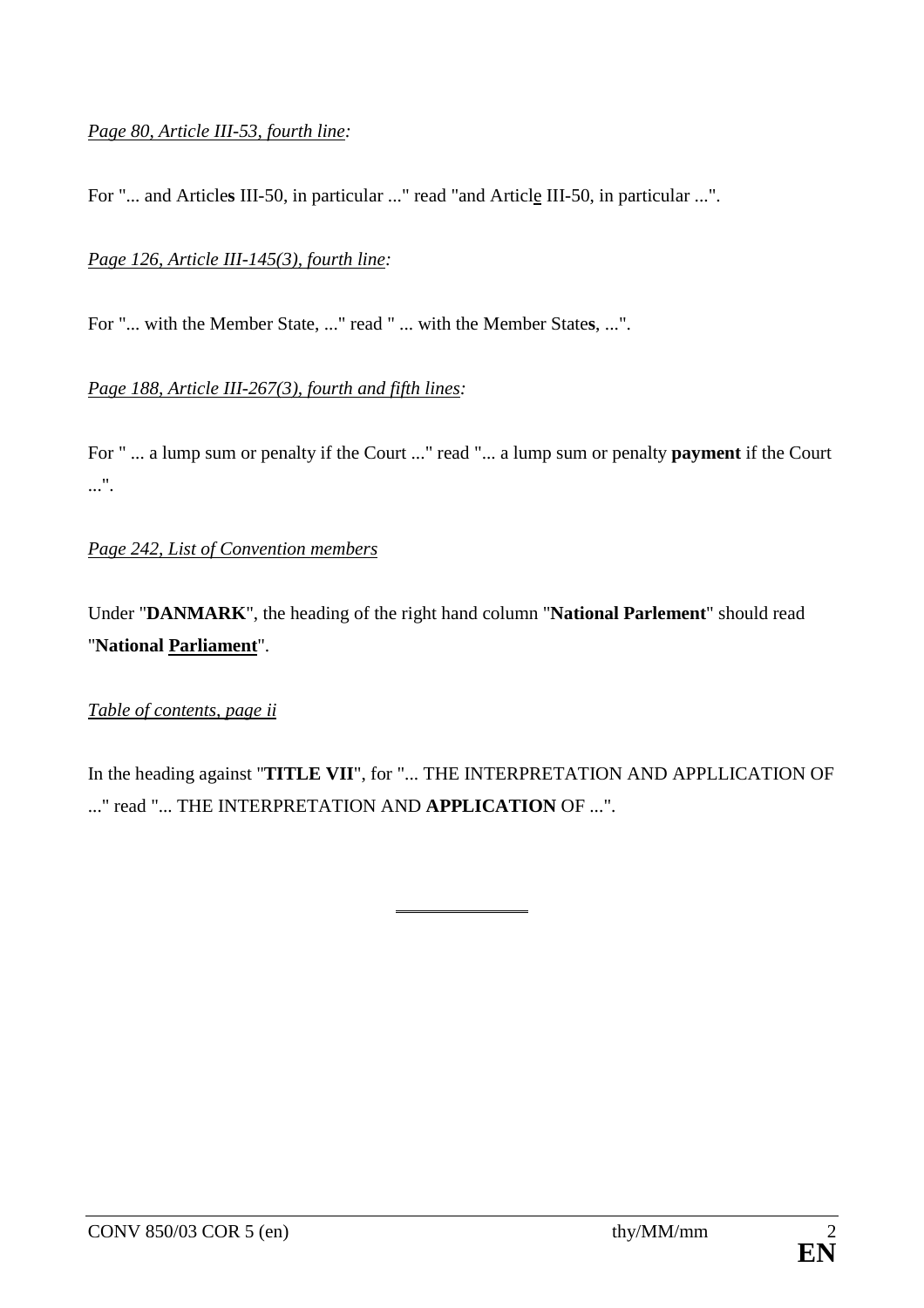*Page 80, Article III-53, fourth line:*

For "... and Article**s** III-50, in particular ..." read "and Article III-50, in particular ...".

*Page 126, Article III-145(3), fourth line:*

For "... with the Member State, ..." read " ... with the Member State**s**, ...".

*Page 188, Article III-267(3), fourth and fifth lines:*

For " ... a lump sum or penalty if the Court ..." read "... a lump sum or penalty **payment** if the Court ...".

*Page 242, List of Convention members*

Under "**DANMARK**", the heading of the right hand column "**National Parlement**" should read "**National Parliament**".

*Table of contents, page ii*

In the heading against "**TITLE VII**", for "... THE INTERPRETATION AND APPLLICATION OF ..." read "... THE INTERPRETATION AND **APPLICATION** OF ...".